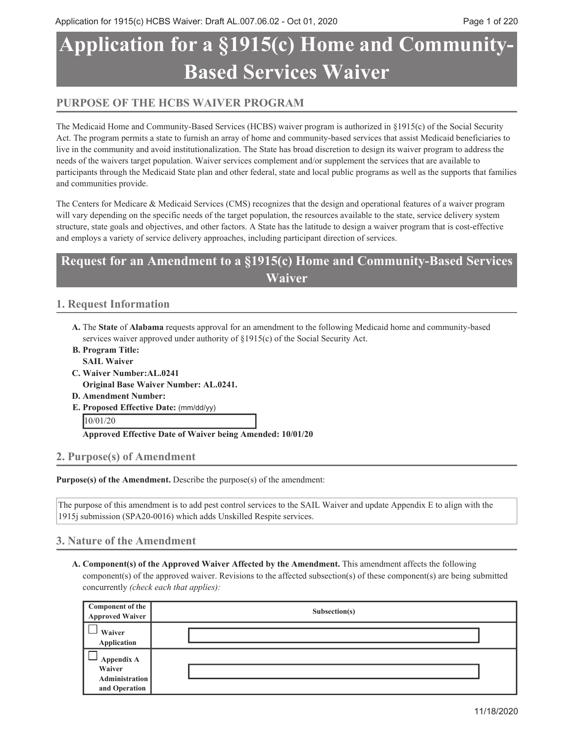# Application for a §1915(c) Home and Community-Based Services Waiver

## PURPOSE OF THE HCBS WAIVER PROGRAM

The Medicaid Home and Community-Based Services (HCBS) waiver program is authorized in §1915(c) of the Social Security Act. The program permits a state to furnish an array of home and community-based services that assist Medicaid beneficiaries to live in the community and avoid institutionalization. The State has broad discretion to design its waiver program to address the needs of the waivers target population. Waiver services complement and/or supplement the services that are available to participants through the Medicaid State plan and other federal, state and local public programs as well as the supports that families and communities provide.

The Centers for Medicare & Medicaid Services (CMS) recognizes that the design and operational features of a waiver program will vary depending on the specific needs of the target population, the resources available to the state, service delivery system structure, state goals and objectives, and other factors. A State has the latitude to design a waiver program that is cost-effective and employs a variety of service delivery approaches, including participant direction of services.

# Request for an Amendment to a §1915(c) Home and Community-Based Services Waiver

## 1. Request Information

**A.** The **State** of **Alabama** requests approval for an amendment to the following Medicaid home and community-based services waiver approved under authority of §1915(c) of the Social Security Act.

**B. Program Title:**
**SAIL Waiver**

**C. Waiver Number:AL.0241**
**Original Base Waiver Number: AL.0241.**

**D. Amendment Number:**

**E. Proposed Effective Date:** (mm/dd/yy)

10/01/20

**Approved Effective Date of Waiver being Amended: 10/01/20**

## 2. Purpose(s) of Amendment

**Purpose(s) of the Amendment.** Describe the purpose(s) of the amendment:

The purpose of this amendment is to add pest control services to the SAIL Waiver and update Appendix E to align with the 1915j submission (SPA20-0016) which adds Unskilled Respite services.

## 3. Nature of the Amendment

**A. Component(s) of the Approved Waiver Affected by the Amendment.** This amendment affects the following component(s) of the approved waiver. Revisions to the affected subsection(s) of these component(s) are being submitted concurrently *(check each that applies):*

| Component of the Approved Waiver | Subsection(s) |
|---|---|
| ☐ Waiver Application | |
| ☐ Appendix A Waiver Administration and Operation | |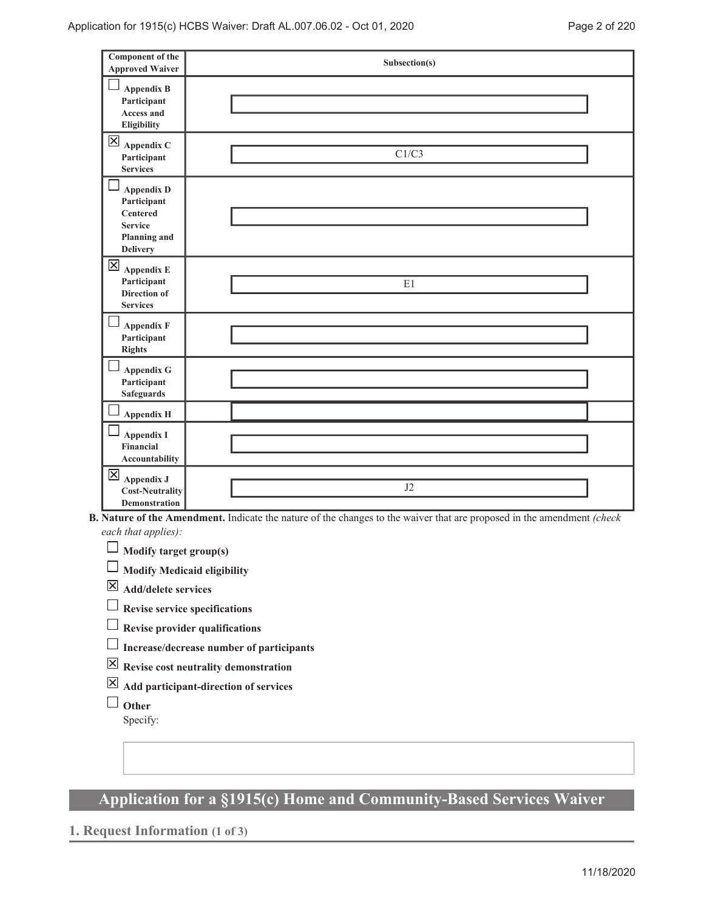| Component of the Approved Waiver | Subsection(s) |
| --- | --- |
| ☐ **Appendix B Participant Access and Eligibility** | |
| ☒ **Appendix C Participant Services** | C1/C3 |
| ☐ **Appendix D Participant Centered Service Planning and Delivery** | |
| ☒ **Appendix E Participant Direction of Services** | E1 |
| ☐ **Appendix F Participant Rights** | |
| ☐ **Appendix G Participant Safeguards** | |
| ☐ **Appendix H** | |
| ☐ **Appendix I Financial Accountability** | |
| ☒ **Appendix J Cost-Neutrality Demonstration** | J2 |

**B. Nature of the Amendment.** Indicate the nature of the changes to the waiver that are proposed in the amendment *(check each that applies):*

- ☐ **Modify target group(s)**
- ☐ **Modify Medicaid eligibility**
- ☒ **Add/delete services**
- ☐ **Revise service specifications**
- ☐ **Revise provider qualifications**
- ☐ **Increase/decrease number of participants**
- ☒ **Revise cost neutrality demonstration**
- ☒ **Add participant-direction of services**
- ☐ **Other**

  Specify:

# Application for a §1915(c) Home and Community-Based Services Waiver

## 1. Request Information (1 of 3)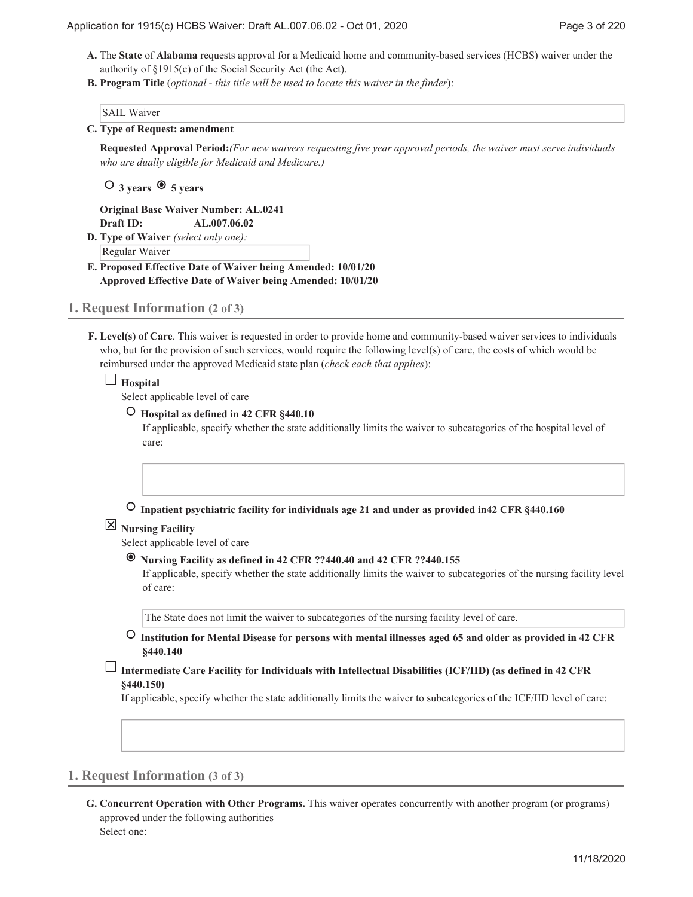**A.** The **State** of **Alabama** requests approval for a Medicaid home and community-based services (HCBS) waiver under the authority of §1915(c) of the Social Security Act (the Act).

**B. Program Title** (*optional - this title will be used to locate this waiver in the finder*):

SAIL Waiver

**C. Type of Request: amendment**

**Requested Approval Period:***(For new waivers requesting five year approval periods, the waiver must serve individuals who are dually eligible for Medicaid and Medicare.)*

○ **3 years** ◉ **5 years**

**Original Base Waiver Number: AL.0241**
**Draft ID: AL.007.06.02**

**D. Type of Waiver** *(select only one):*

Regular Waiver

**E. Proposed Effective Date of Waiver being Amended: 10/01/20**
**Approved Effective Date of Waiver being Amended: 10/01/20**

## 1. Request Information (2 of 3)

**F. Level(s) of Care**. This waiver is requested in order to provide home and community-based waiver services to individuals who, but for the provision of such services, would require the following level(s) of care, the costs of which would be reimbursed under the approved Medicaid state plan (*check each that applies*):

☐ **Hospital**

Select applicable level of care

○ **Hospital as defined in 42 CFR §440.10**

If applicable, specify whether the state additionally limits the waiver to subcategories of the hospital level of care:

○ **Inpatient psychiatric facility for individuals age 21 and under as provided in42 CFR §440.160**

☒ **Nursing Facility**

Select applicable level of care

◉ **Nursing Facility as defined in 42 CFR ??440.40 and 42 CFR ??440.155**

If applicable, specify whether the state additionally limits the waiver to subcategories of the nursing facility level of care:

The State does not limit the waiver to subcategories of the nursing facility level of care.

○ **Institution for Mental Disease for persons with mental illnesses aged 65 and older as provided in 42 CFR §440.140**

☐ **Intermediate Care Facility for Individuals with Intellectual Disabilities (ICF/IID) (as defined in 42 CFR §440.150)**

If applicable, specify whether the state additionally limits the waiver to subcategories of the ICF/IID level of care:

## 1. Request Information (3 of 3)

**G. Concurrent Operation with Other Programs.** This waiver operates concurrently with another program (or programs) approved under the following authorities

Select one: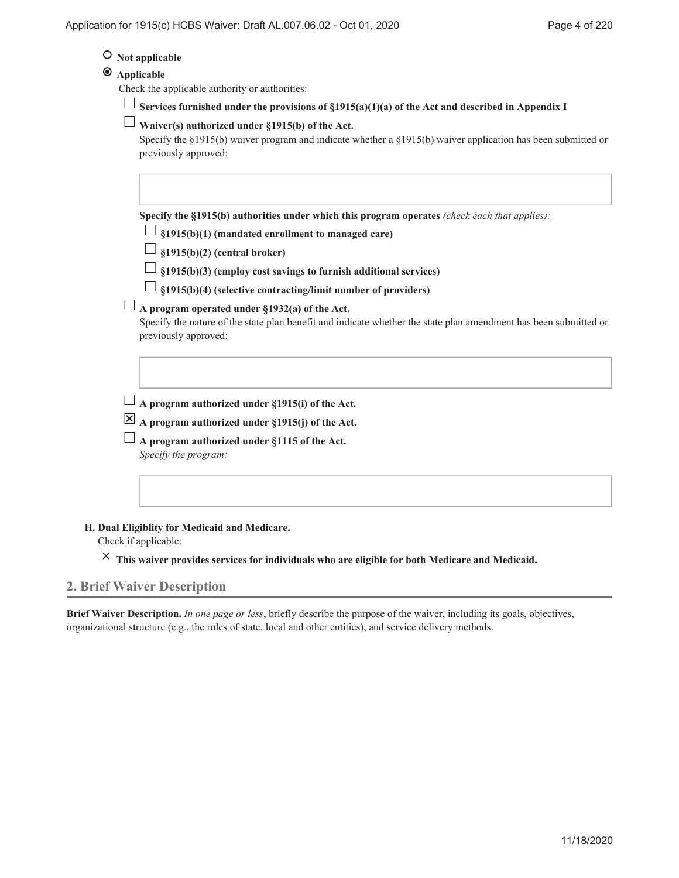○ **Not applicable**

◉ **Applicable**

Check the applicable authority or authorities:

☐ **Services furnished under the provisions of §1915(a)(1)(a) of the Act and described in Appendix I**

☐ **Waiver(s) authorized under §1915(b) of the Act.**

Specify the §1915(b) waiver program and indicate whether a §1915(b) waiver application has been submitted or previously approved:

**Specify the §1915(b) authorities under which this program operates** *(check each that applies):*

☐ **§1915(b)(1) (mandated enrollment to managed care)**

☐ **§1915(b)(2) (central broker)**

☐ **§1915(b)(3) (employ cost savings to furnish additional services)**

☐ **§1915(b)(4) (selective contracting/limit number of providers)**

☐ **A program operated under §1932(a) of the Act.**

Specify the nature of the state plan benefit and indicate whether the state plan amendment has been submitted or previously approved:

☐ **A program authorized under §1915(i) of the Act.**

☒ **A program authorized under §1915(j) of the Act.**

☐ **A program authorized under §1115 of the Act.**

*Specify the program:*

**H. Dual Eligiblity for Medicaid and Medicare.**

Check if applicable:

☒ **This waiver provides services for individuals who are eligible for both Medicare and Medicaid.**

## 2. Brief Waiver Description

**Brief Waiver Description.** *In one page or less*, briefly describe the purpose of the waiver, including its goals, objectives, organizational structure (e.g., the roles of state, local and other entities), and service delivery methods.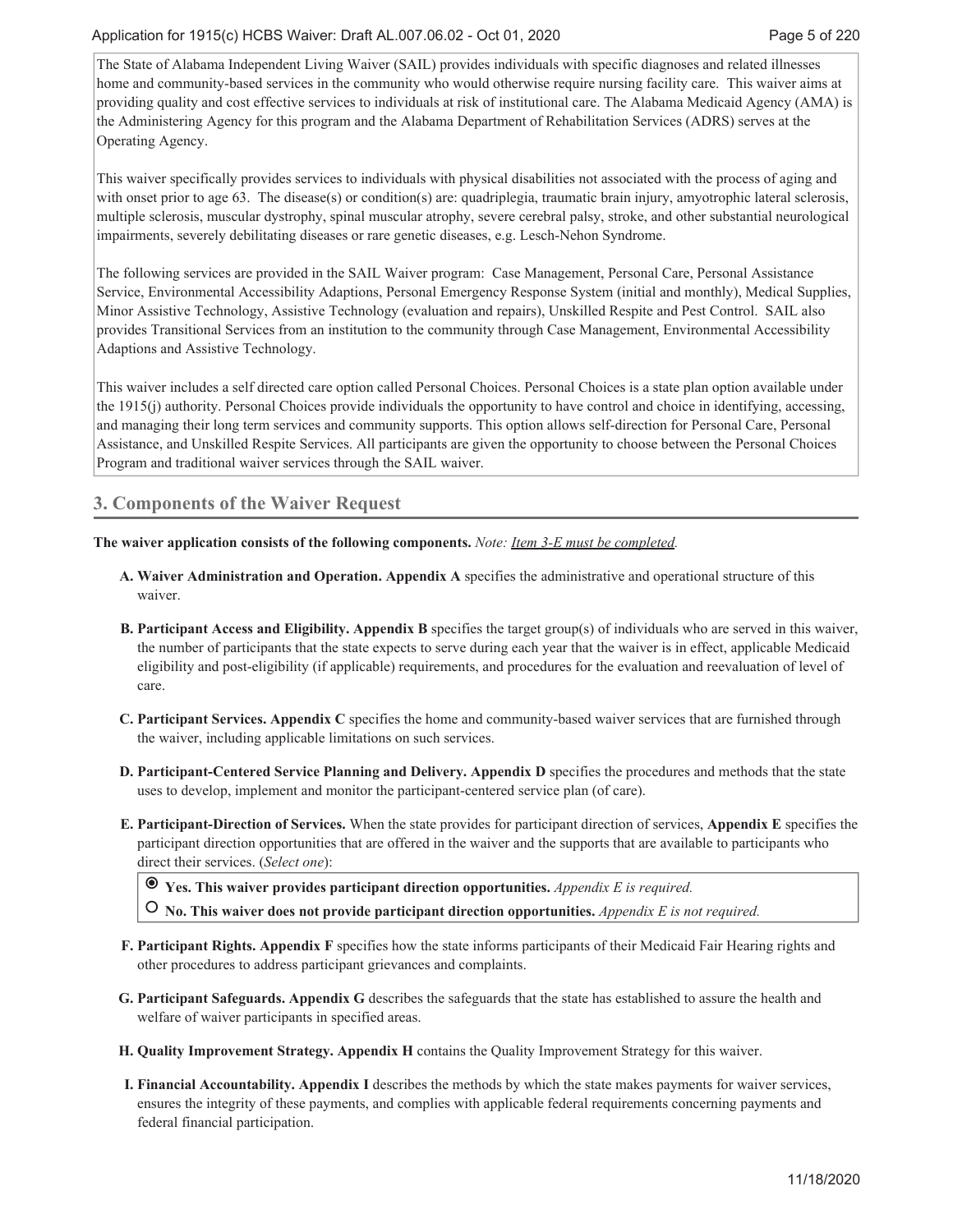The State of Alabama Independent Living Waiver (SAIL) provides individuals with specific diagnoses and related illnesses home and community-based services in the community who would otherwise require nursing facility care. This waiver aims at providing quality and cost effective services to individuals at risk of institutional care. The Alabama Medicaid Agency (AMA) is the Administering Agency for this program and the Alabama Department of Rehabilitation Services (ADRS) serves at the Operating Agency.

This waiver specifically provides services to individuals with physical disabilities not associated with the process of aging and with onset prior to age 63. The disease(s) or condition(s) are: quadriplegia, traumatic brain injury, amyotrophic lateral sclerosis, multiple sclerosis, muscular dystrophy, spinal muscular atrophy, severe cerebral palsy, stroke, and other substantial neurological impairments, severely debilitating diseases or rare genetic diseases, e.g. Lesch-Nehon Syndrome.

The following services are provided in the SAIL Waiver program: Case Management, Personal Care, Personal Assistance Service, Environmental Accessibility Adaptions, Personal Emergency Response System (initial and monthly), Medical Supplies, Minor Assistive Technology, Assistive Technology (evaluation and repairs), Unskilled Respite and Pest Control. SAIL also provides Transitional Services from an institution to the community through Case Management, Environmental Accessibility Adaptions and Assistive Technology.

This waiver includes a self directed care option called Personal Choices. Personal Choices is a state plan option available under the 1915(j) authority. Personal Choices provide individuals the opportunity to have control and choice in identifying, accessing, and managing their long term services and community supports. This option allows self-direction for Personal Care, Personal Assistance, and Unskilled Respite Services. All participants are given the opportunity to choose between the Personal Choices Program and traditional waiver services through the SAIL waiver.

## 3. Components of the Waiver Request

**The waiver application consists of the following components.** *Note: Item 3-E must be completed.*

**A. Waiver Administration and Operation. Appendix A** specifies the administrative and operational structure of this waiver.

**B. Participant Access and Eligibility. Appendix B** specifies the target group(s) of individuals who are served in this waiver, the number of participants that the state expects to serve during each year that the waiver is in effect, applicable Medicaid eligibility and post-eligibility (if applicable) requirements, and procedures for the evaluation and reevaluation of level of care.

**C. Participant Services. Appendix C** specifies the home and community-based waiver services that are furnished through the waiver, including applicable limitations on such services.

**D. Participant-Centered Service Planning and Delivery. Appendix D** specifies the procedures and methods that the state uses to develop, implement and monitor the participant-centered service plan (of care).

**E. Participant-Direction of Services.** When the state provides for participant direction of services, **Appendix E** specifies the participant direction opportunities that are offered in the waiver and the supports that are available to participants who direct their services. (*Select one*):

- ◉ **Yes. This waiver provides participant direction opportunities.** *Appendix E is required.*
- ○ **No. This waiver does not provide participant direction opportunities.** *Appendix E is not required.*

**F. Participant Rights. Appendix F** specifies how the state informs participants of their Medicaid Fair Hearing rights and other procedures to address participant grievances and complaints.

**G. Participant Safeguards. Appendix G** describes the safeguards that the state has established to assure the health and welfare of waiver participants in specified areas.

**H. Quality Improvement Strategy. Appendix H** contains the Quality Improvement Strategy for this waiver.

**I. Financial Accountability. Appendix I** describes the methods by which the state makes payments for waiver services, ensures the integrity of these payments, and complies with applicable federal requirements concerning payments and federal financial participation.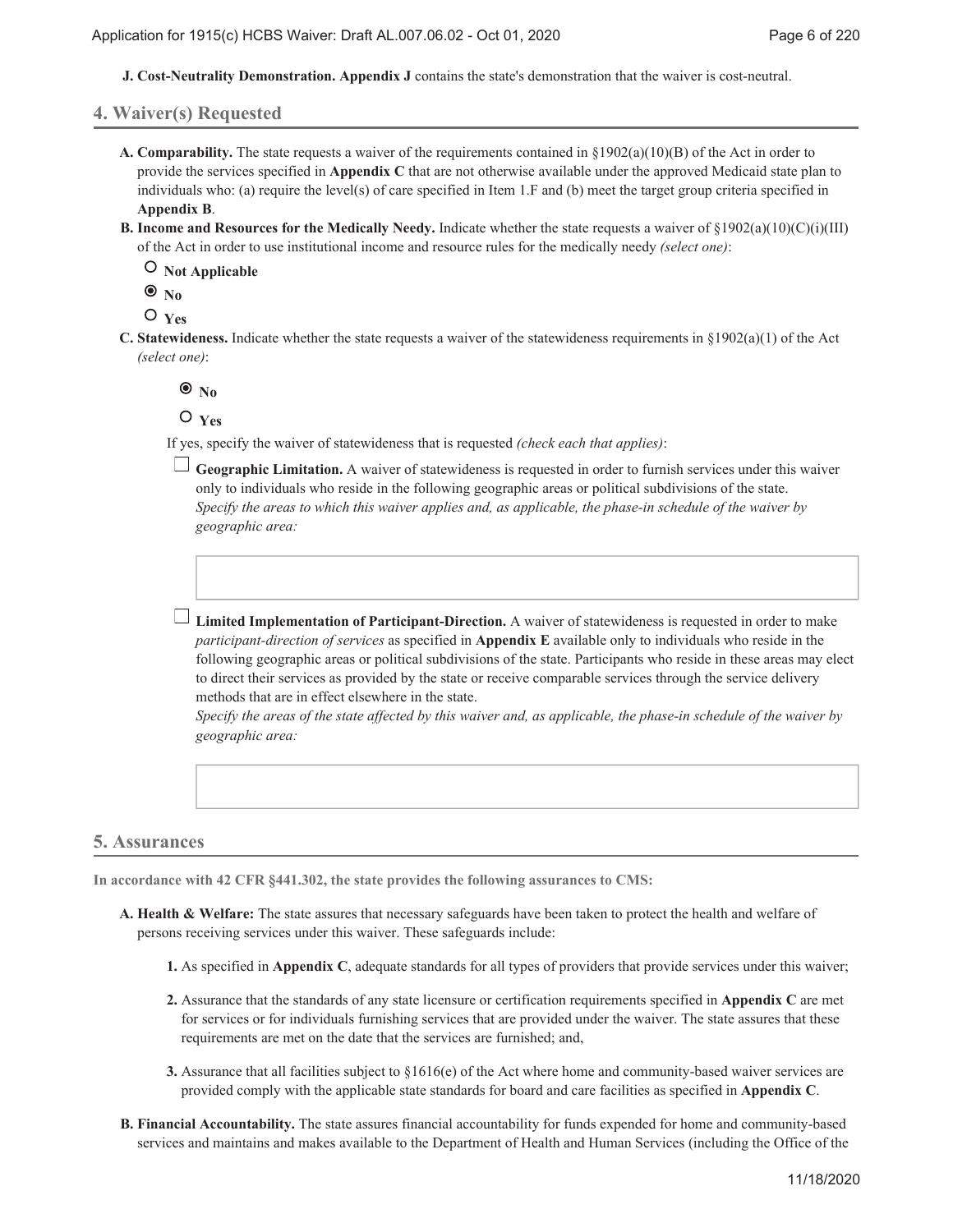**J. Cost-Neutrality Demonstration. Appendix J** contains the state's demonstration that the waiver is cost-neutral.

## 4. Waiver(s) Requested

**A. Comparability.** The state requests a waiver of the requirements contained in §1902(a)(10)(B) of the Act in order to provide the services specified in **Appendix C** that are not otherwise available under the approved Medicaid state plan to individuals who: (a) require the level(s) of care specified in Item 1.F and (b) meet the target group criteria specified in **Appendix B**.

**B. Income and Resources for the Medically Needy.** Indicate whether the state requests a waiver of §1902(a)(10)(C)(i)(III) of the Act in order to use institutional income and resource rules for the medically needy *(select one)*:

- ○ **Not Applicable**
- ◉ **No**
- ○ **Yes**

**C. Statewideness.** Indicate whether the state requests a waiver of the statewideness requirements in §1902(a)(1) of the Act *(select one)*:

- ◉ **No**
- ○ **Yes**

If yes, specify the waiver of statewideness that is requested *(check each that applies)*:

☐ **Geographic Limitation.** A waiver of statewideness is requested in order to furnish services under this waiver only to individuals who reside in the following geographic areas or political subdivisions of the state.
*Specify the areas to which this waiver applies and, as applicable, the phase-in schedule of the waiver by geographic area:*

☐ **Limited Implementation of Participant-Direction.** A waiver of statewideness is requested in order to make *participant-direction of services* as specified in **Appendix E** available only to individuals who reside in the following geographic areas or political subdivisions of the state. Participants who reside in these areas may elect to direct their services as provided by the state or receive comparable services through the service delivery methods that are in effect elsewhere in the state.
*Specify the areas of the state affected by this waiver and, as applicable, the phase-in schedule of the waiver by geographic area:*

## 5. Assurances

**In accordance with 42 CFR §441.302, the state provides the following assurances to CMS:**

**A. Health & Welfare:** The state assures that necessary safeguards have been taken to protect the health and welfare of persons receiving services under this waiver. These safeguards include:

1. As specified in **Appendix C**, adequate standards for all types of providers that provide services under this waiver;
2. Assurance that the standards of any state licensure or certification requirements specified in **Appendix C** are met for services or for individuals furnishing services that are provided under the waiver. The state assures that these requirements are met on the date that the services are furnished; and,
3. Assurance that all facilities subject to §1616(e) of the Act where home and community-based waiver services are provided comply with the applicable state standards for board and care facilities as specified in **Appendix C**.

**B. Financial Accountability.** The state assures financial accountability for funds expended for home and community-based services and maintains and makes available to the Department of Health and Human Services (including the Office of the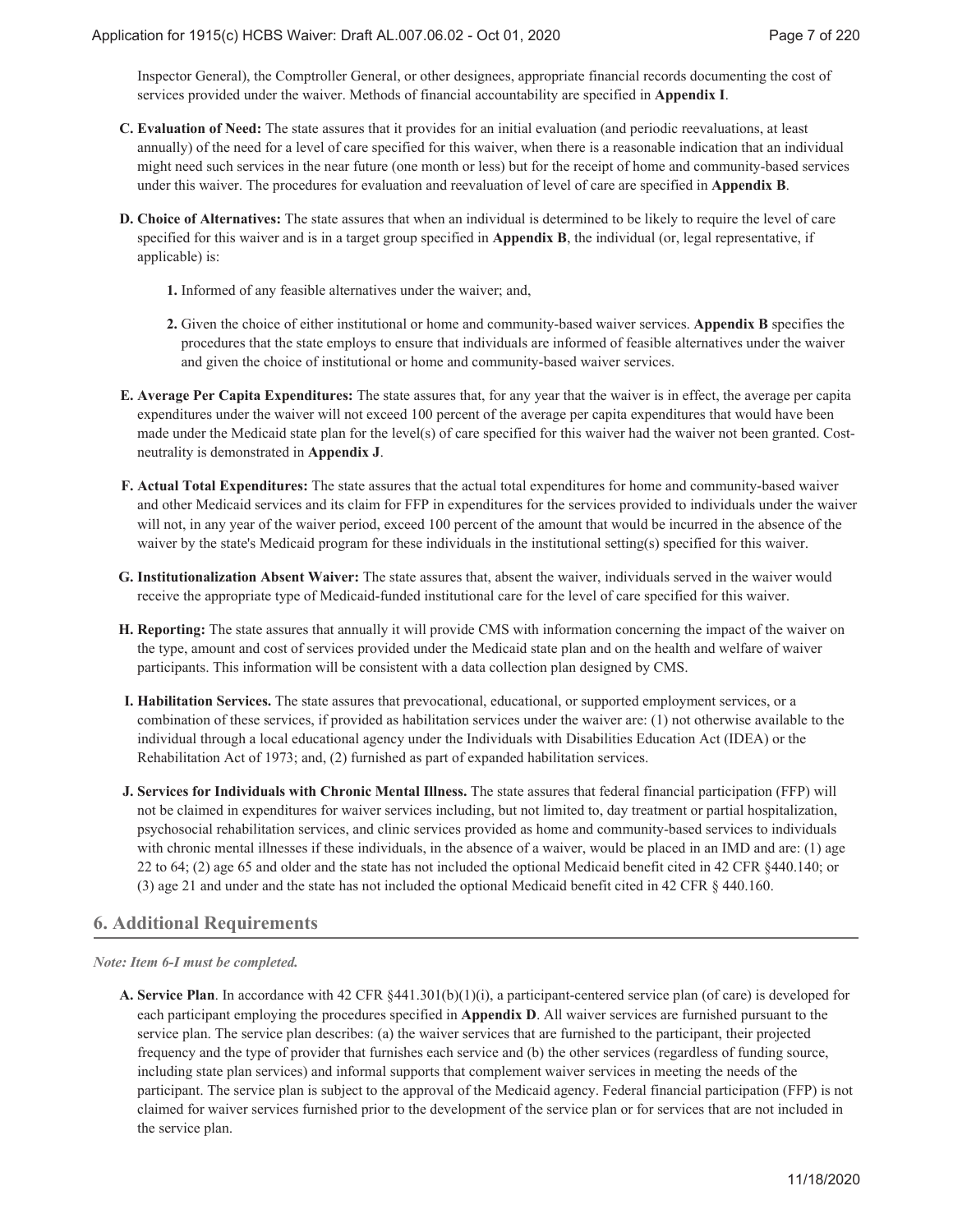Inspector General), the Comptroller General, or other designees, appropriate financial records documenting the cost of services provided under the waiver. Methods of financial accountability are specified in **Appendix I**.

**C. Evaluation of Need:** The state assures that it provides for an initial evaluation (and periodic reevaluations, at least annually) of the need for a level of care specified for this waiver, when there is a reasonable indication that an individual might need such services in the near future (one month or less) but for the receipt of home and community-based services under this waiver. The procedures for evaluation and reevaluation of level of care are specified in **Appendix B**.

**D. Choice of Alternatives:** The state assures that when an individual is determined to be likely to require the level of care specified for this waiver and is in a target group specified in **Appendix B**, the individual (or, legal representative, if applicable) is:

**1.** Informed of any feasible alternatives under the waiver; and,

**2.** Given the choice of either institutional or home and community-based waiver services. **Appendix B** specifies the procedures that the state employs to ensure that individuals are informed of feasible alternatives under the waiver and given the choice of institutional or home and community-based waiver services.

**E. Average Per Capita Expenditures:** The state assures that, for any year that the waiver is in effect, the average per capita expenditures under the waiver will not exceed 100 percent of the average per capita expenditures that would have been made under the Medicaid state plan for the level(s) of care specified for this waiver had the waiver not been granted. Cost-neutrality is demonstrated in **Appendix J**.

**F. Actual Total Expenditures:** The state assures that the actual total expenditures for home and community-based waiver and other Medicaid services and its claim for FFP in expenditures for the services provided to individuals under the waiver will not, in any year of the waiver period, exceed 100 percent of the amount that would be incurred in the absence of the waiver by the state's Medicaid program for these individuals in the institutional setting(s) specified for this waiver.

**G. Institutionalization Absent Waiver:** The state assures that, absent the waiver, individuals served in the waiver would receive the appropriate type of Medicaid-funded institutional care for the level of care specified for this waiver.

**H. Reporting:** The state assures that annually it will provide CMS with information concerning the impact of the waiver on the type, amount and cost of services provided under the Medicaid state plan and on the health and welfare of waiver participants. This information will be consistent with a data collection plan designed by CMS.

**I. Habilitation Services.** The state assures that prevocational, educational, or supported employment services, or a combination of these services, if provided as habilitation services under the waiver are: (1) not otherwise available to the individual through a local educational agency under the Individuals with Disabilities Education Act (IDEA) or the Rehabilitation Act of 1973; and, (2) furnished as part of expanded habilitation services.

**J. Services for Individuals with Chronic Mental Illness.** The state assures that federal financial participation (FFP) will not be claimed in expenditures for waiver services including, but not limited to, day treatment or partial hospitalization, psychosocial rehabilitation services, and clinic services provided as home and community-based services to individuals with chronic mental illnesses if these individuals, in the absence of a waiver, would be placed in an IMD and are: (1) age 22 to 64; (2) age 65 and older and the state has not included the optional Medicaid benefit cited in 42 CFR §440.140; or (3) age 21 and under and the state has not included the optional Medicaid benefit cited in 42 CFR § 440.160.

## 6. Additional Requirements

***Note: Item 6-I must be completed.***

**A. Service Plan**. In accordance with 42 CFR §441.301(b)(1)(i), a participant-centered service plan (of care) is developed for each participant employing the procedures specified in **Appendix D**. All waiver services are furnished pursuant to the service plan. The service plan describes: (a) the waiver services that are furnished to the participant, their projected frequency and the type of provider that furnishes each service and (b) the other services (regardless of funding source, including state plan services) and informal supports that complement waiver services in meeting the needs of the participant. The service plan is subject to the approval of the Medicaid agency. Federal financial participation (FFP) is not claimed for waiver services furnished prior to the development of the service plan or for services that are not included in the service plan.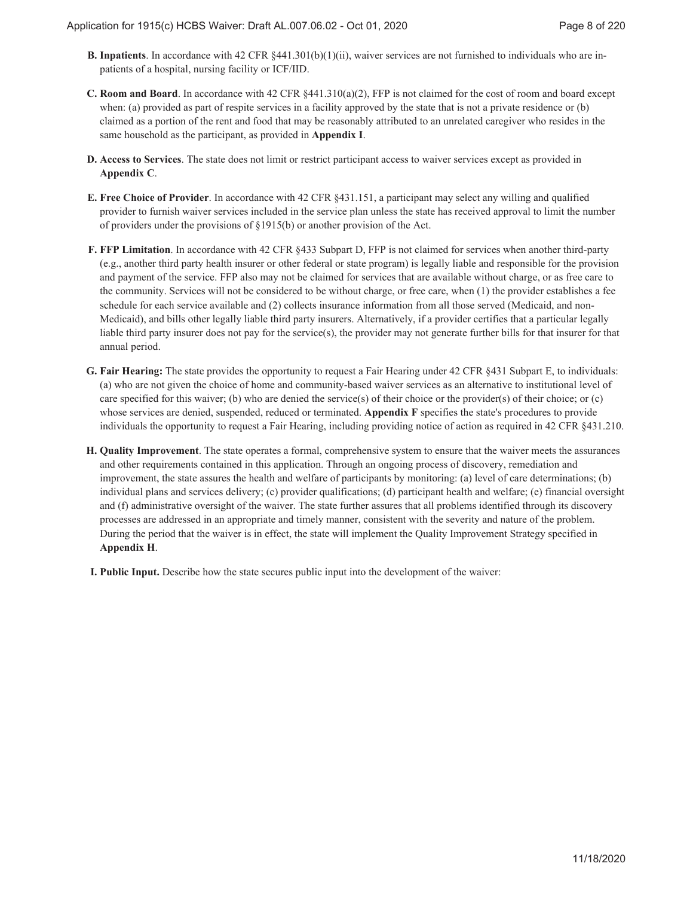**B. Inpatients**. In accordance with 42 CFR §441.301(b)(1)(ii), waiver services are not furnished to individuals who are in-patients of a hospital, nursing facility or ICF/IID.

**C. Room and Board**. In accordance with 42 CFR §441.310(a)(2), FFP is not claimed for the cost of room and board except when: (a) provided as part of respite services in a facility approved by the state that is not a private residence or (b) claimed as a portion of the rent and food that may be reasonably attributed to an unrelated caregiver who resides in the same household as the participant, as provided in **Appendix I**.

**D. Access to Services**. The state does not limit or restrict participant access to waiver services except as provided in **Appendix C**.

**E. Free Choice of Provider**. In accordance with 42 CFR §431.151, a participant may select any willing and qualified provider to furnish waiver services included in the service plan unless the state has received approval to limit the number of providers under the provisions of §1915(b) or another provision of the Act.

**F. FFP Limitation**. In accordance with 42 CFR §433 Subpart D, FFP is not claimed for services when another third-party (e.g., another third party health insurer or other federal or state program) is legally liable and responsible for the provision and payment of the service. FFP also may not be claimed for services that are available without charge, or as free care to the community. Services will not be considered to be without charge, or free care, when (1) the provider establishes a fee schedule for each service available and (2) collects insurance information from all those served (Medicaid, and non-Medicaid), and bills other legally liable third party insurers. Alternatively, if a provider certifies that a particular legally liable third party insurer does not pay for the service(s), the provider may not generate further bills for that insurer for that annual period.

**G. Fair Hearing:** The state provides the opportunity to request a Fair Hearing under 42 CFR §431 Subpart E, to individuals: (a) who are not given the choice of home and community-based waiver services as an alternative to institutional level of care specified for this waiver; (b) who are denied the service(s) of their choice or the provider(s) of their choice; or (c) whose services are denied, suspended, reduced or terminated. **Appendix F** specifies the state's procedures to provide individuals the opportunity to request a Fair Hearing, including providing notice of action as required in 42 CFR §431.210.

**H. Quality Improvement**. The state operates a formal, comprehensive system to ensure that the waiver meets the assurances and other requirements contained in this application. Through an ongoing process of discovery, remediation and improvement, the state assures the health and welfare of participants by monitoring: (a) level of care determinations; (b) individual plans and services delivery; (c) provider qualifications; (d) participant health and welfare; (e) financial oversight and (f) administrative oversight of the waiver. The state further assures that all problems identified through its discovery processes are addressed in an appropriate and timely manner, consistent with the severity and nature of the problem. During the period that the waiver is in effect, the state will implement the Quality Improvement Strategy specified in **Appendix H**.

**I. Public Input.** Describe how the state secures public input into the development of the waiver: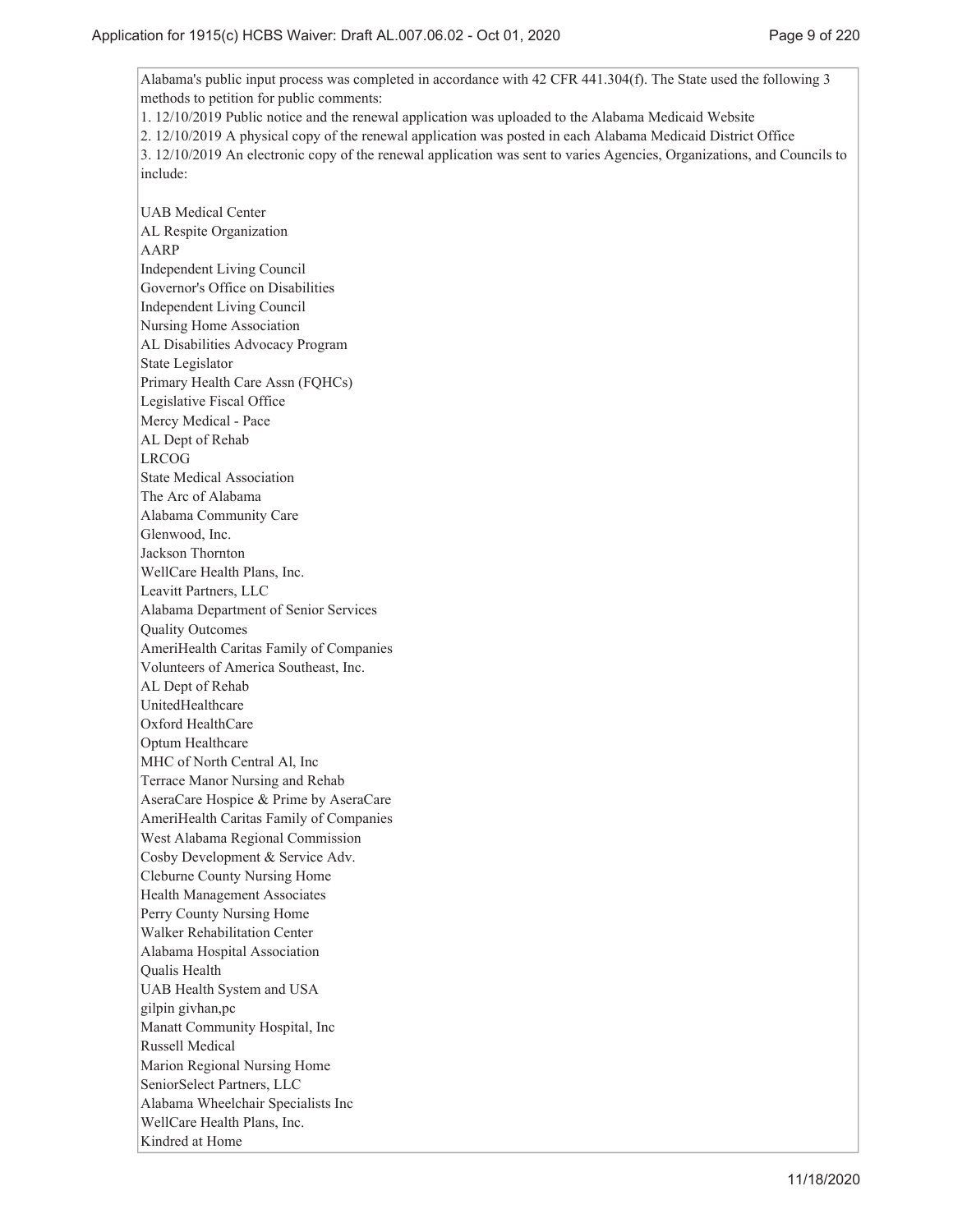Alabama's public input process was completed in accordance with 42 CFR 441.304(f). The State used the following 3 methods to petition for public comments:

1. 12/10/2019 Public notice and the renewal application was uploaded to the Alabama Medicaid Website
2. 12/10/2019 A physical copy of the renewal application was posted in each Alabama Medicaid District Office
3. 12/10/2019 An electronic copy of the renewal application was sent to varies Agencies, Organizations, and Councils to include:

UAB Medical Center
AL Respite Organization
AARP
Independent Living Council
Governor's Office on Disabilities
Independent Living Council
Nursing Home Association
AL Disabilities Advocacy Program
State Legislator
Primary Health Care Assn (FQHCs)
Legislative Fiscal Office
Mercy Medical - Pace
AL Dept of Rehab
LRCOG
State Medical Association
The Arc of Alabama
Alabama Community Care
Glenwood, Inc.
Jackson Thornton
WellCare Health Plans, Inc.
Leavitt Partners, LLC
Alabama Department of Senior Services
Quality Outcomes
AmeriHealth Caritas Family of Companies
Volunteers of America Southeast, Inc.
AL Dept of Rehab
UnitedHealthcare
Oxford HealthCare
Optum Healthcare
MHC of North Central Al, Inc
Terrace Manor Nursing and Rehab
AseraCare Hospice & Prime by AseraCare
AmeriHealth Caritas Family of Companies
West Alabama Regional Commission
Cosby Development & Service Adv.
Cleburne County Nursing Home
Health Management Associates
Perry County Nursing Home
Walker Rehabilitation Center
Alabama Hospital Association
Qualis Health
UAB Health System and USA
gilpin givhan,pc
Manatt Community Hospital, Inc
Russell Medical
Marion Regional Nursing Home
SeniorSelect Partners, LLC
Alabama Wheelchair Specialists Inc
WellCare Health Plans, Inc.
Kindred at Home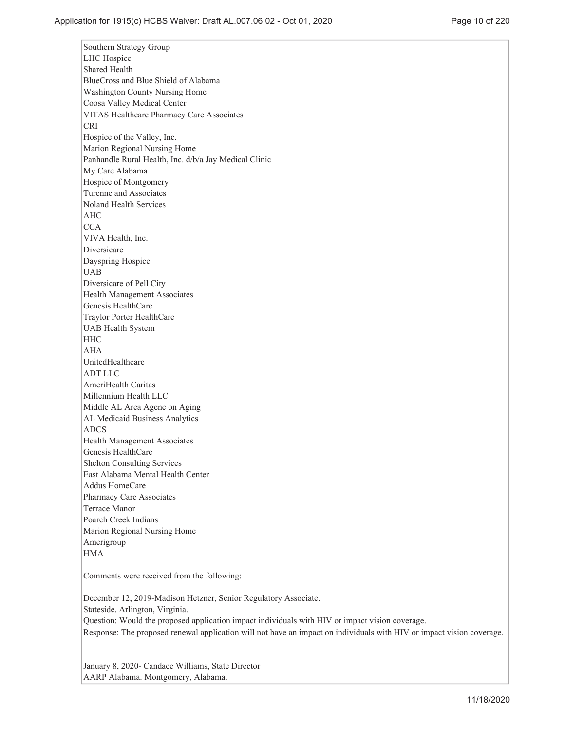Southern Strategy Group
LHC Hospice
Shared Health
BlueCross and Blue Shield of Alabama
Washington County Nursing Home
Coosa Valley Medical Center
VITAS Healthcare Pharmacy Care Associates
CRI
Hospice of the Valley, Inc.
Marion Regional Nursing Home
Panhandle Rural Health, Inc. d/b/a Jay Medical Clinic
My Care Alabama
Hospice of Montgomery
Turenne and Associates
Noland Health Services
AHC
CCA
VIVA Health, Inc.
Diversicare
Dayspring Hospice
UAB
Diversicare of Pell City
Health Management Associates
Genesis HealthCare
Traylor Porter HealthCare
UAB Health System
HHC
AHA
UnitedHealthcare
ADT LLC
AmeriHealth Caritas
Millennium Health LLC
Middle AL Area Agenc on Aging
AL Medicaid Business Analytics
ADCS
Health Management Associates
Genesis HealthCare
Shelton Consulting Services
East Alabama Mental Health Center
Addus HomeCare
Pharmacy Care Associates
Terrace Manor
Poarch Creek Indians
Marion Regional Nursing Home
Amerigroup
HMA

Comments were received from the following:

December 12, 2019-Madison Hetzner, Senior Regulatory Associate.
Stateside. Arlington, Virginia.
Question: Would the proposed application impact individuals with HIV or impact vision coverage.
Response: The proposed renewal application will not have an impact on individuals with HIV or impact vision coverage.

January 8, 2020- Candace Williams, State Director
AARP Alabama. Montgomery, Alabama.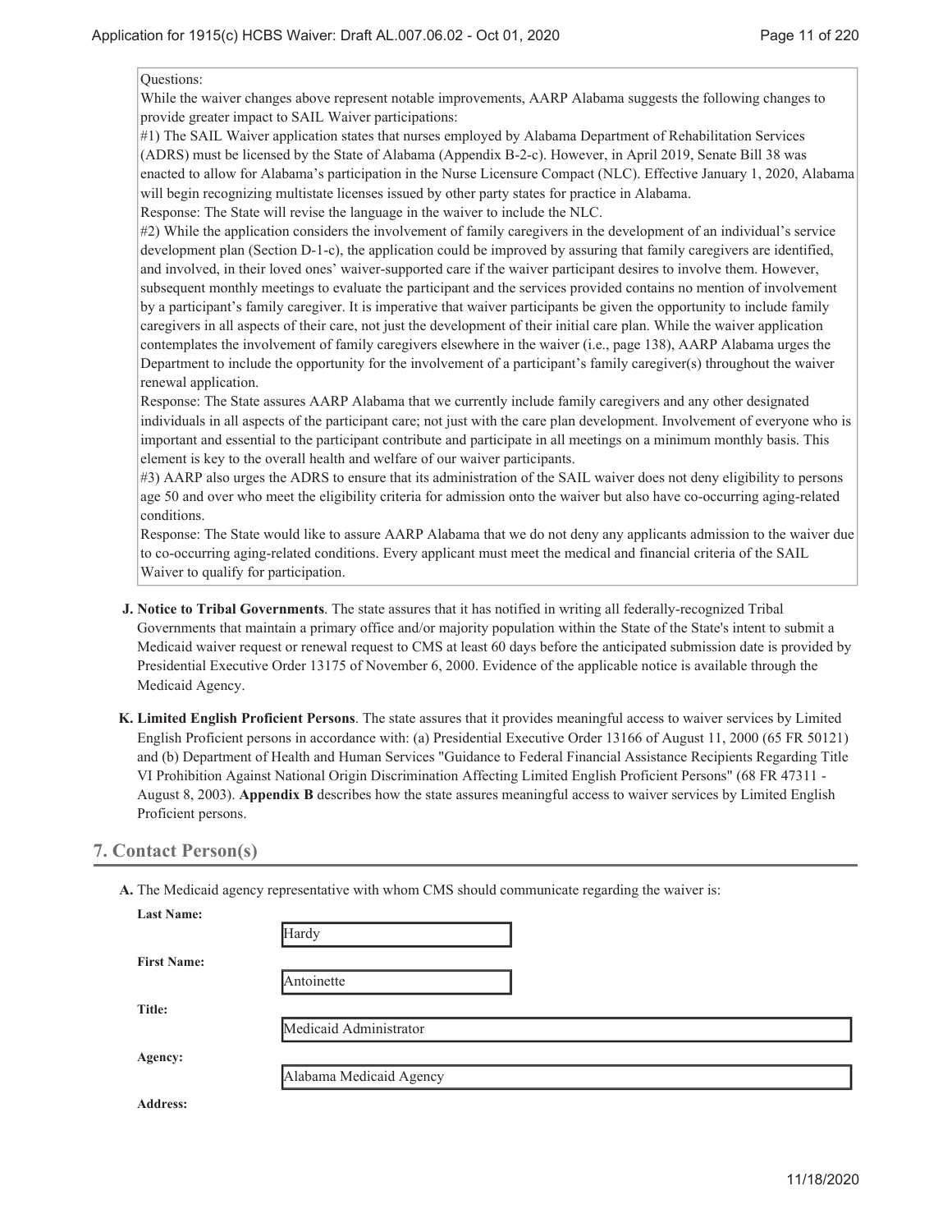Questions:
While the waiver changes above represent notable improvements, AARP Alabama suggests the following changes to provide greater impact to SAIL Waiver participations:
#1) The SAIL Waiver application states that nurses employed by Alabama Department of Rehabilitation Services (ADRS) must be licensed by the State of Alabama (Appendix B-2-c). However, in April 2019, Senate Bill 38 was enacted to allow for Alabama's participation in the Nurse Licensure Compact (NLC). Effective January 1, 2020, Alabama will begin recognizing multistate licenses issued by other party states for practice in Alabama.
Response: The State will revise the language in the waiver to include the NLC.
#2) While the application considers the involvement of family caregivers in the development of an individual's service development plan (Section D-1-c), the application could be improved by assuring that family caregivers are identified, and involved, in their loved ones' waiver-supported care if the waiver participant desires to involve them. However, subsequent monthly meetings to evaluate the participant and the services provided contains no mention of involvement by a participant's family caregiver. It is imperative that waiver participants be given the opportunity to include family caregivers in all aspects of their care, not just the development of their initial care plan. While the waiver application contemplates the involvement of family caregivers elsewhere in the waiver (i.e., page 138), AARP Alabama urges the Department to include the opportunity for the involvement of a participant's family caregiver(s) throughout the waiver renewal application.
Response: The State assures AARP Alabama that we currently include family caregivers and any other designated individuals in all aspects of the participant care; not just with the care plan development. Involvement of everyone who is important and essential to the participant contribute and participate in all meetings on a minimum monthly basis. This element is key to the overall health and welfare of our waiver participants.
#3) AARP also urges the ADRS to ensure that its administration of the SAIL waiver does not deny eligibility to persons age 50 and over who meet the eligibility criteria for admission onto the waiver but also have co-occurring aging-related conditions.
Response: The State would like to assure AARP Alabama that we do not deny any applicants admission to the waiver due to co-occurring aging-related conditions. Every applicant must meet the medical and financial criteria of the SAIL Waiver to qualify for participation.

**J. Notice to Tribal Governments**. The state assures that it has notified in writing all federally-recognized Tribal Governments that maintain a primary office and/or majority population within the State of the State's intent to submit a Medicaid waiver request or renewal request to CMS at least 60 days before the anticipated submission date is provided by Presidential Executive Order 13175 of November 6, 2000. Evidence of the applicable notice is available through the Medicaid Agency.

**K. Limited English Proficient Persons**. The state assures that it provides meaningful access to waiver services by Limited English Proficient persons in accordance with: (a) Presidential Executive Order 13166 of August 11, 2000 (65 FR 50121) and (b) Department of Health and Human Services "Guidance to Federal Financial Assistance Recipients Regarding Title VI Prohibition Against National Origin Discrimination Affecting Limited English Proficient Persons" (68 FR 47311 - August 8, 2003). **Appendix B** describes how the state assures meaningful access to waiver services by Limited English Proficient persons.

## 7. Contact Person(s)

**A.** The Medicaid agency representative with whom CMS should communicate regarding the waiver is:

**Last Name:** Hardy

**First Name:** Antoinette

**Title:** Medicaid Administrator

**Agency:** Alabama Medicaid Agency

**Address:**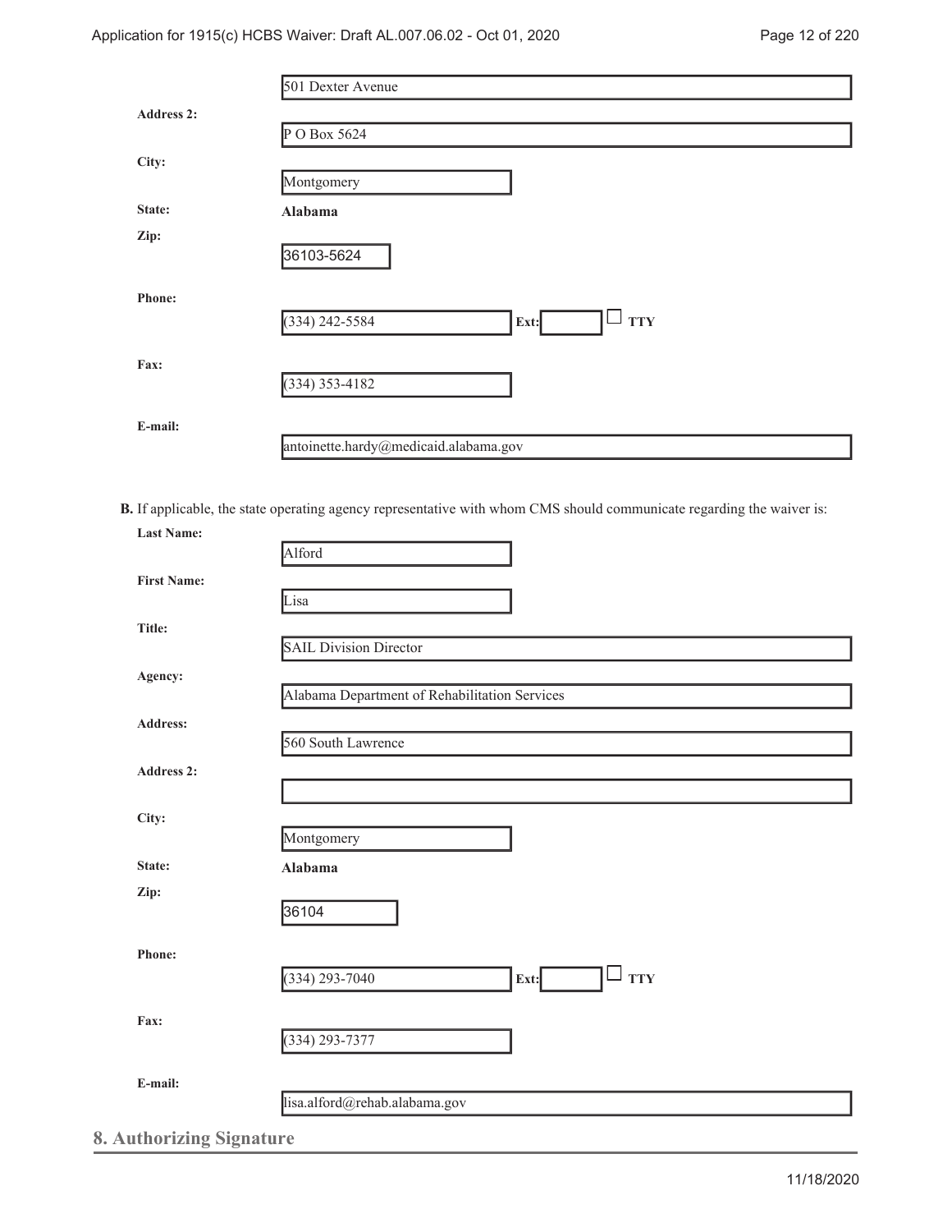501 Dexter Avenue

**Address 2:**

P O Box 5624

**City:**

Montgomery

**State:**

**Alabama**

**Zip:**

36103-5624

**Phone:**

(334) 242-5584 **Ext:** ☐ **TTY**

**Fax:**

(334) 353-4182

**E-mail:**

antoinette.hardy@medicaid.alabama.gov

**B.** If applicable, the state operating agency representative with whom CMS should communicate regarding the waiver is:

**Last Name:**

Alford

**First Name:**

Lisa

**Title:**

SAIL Division Director

**Agency:**

Alabama Department of Rehabilitation Services

**Address:**

560 South Lawrence

**Address 2:**

**City:**

Montgomery

**State:**

**Alabama**

**Zip:**

36104

**Phone:**

(334) 293-7040 **Ext:** ☐ **TTY**

**Fax:**

(334) 293-7377

**E-mail:**

lisa.alford@rehab.alabama.gov

## 8. Authorizing Signature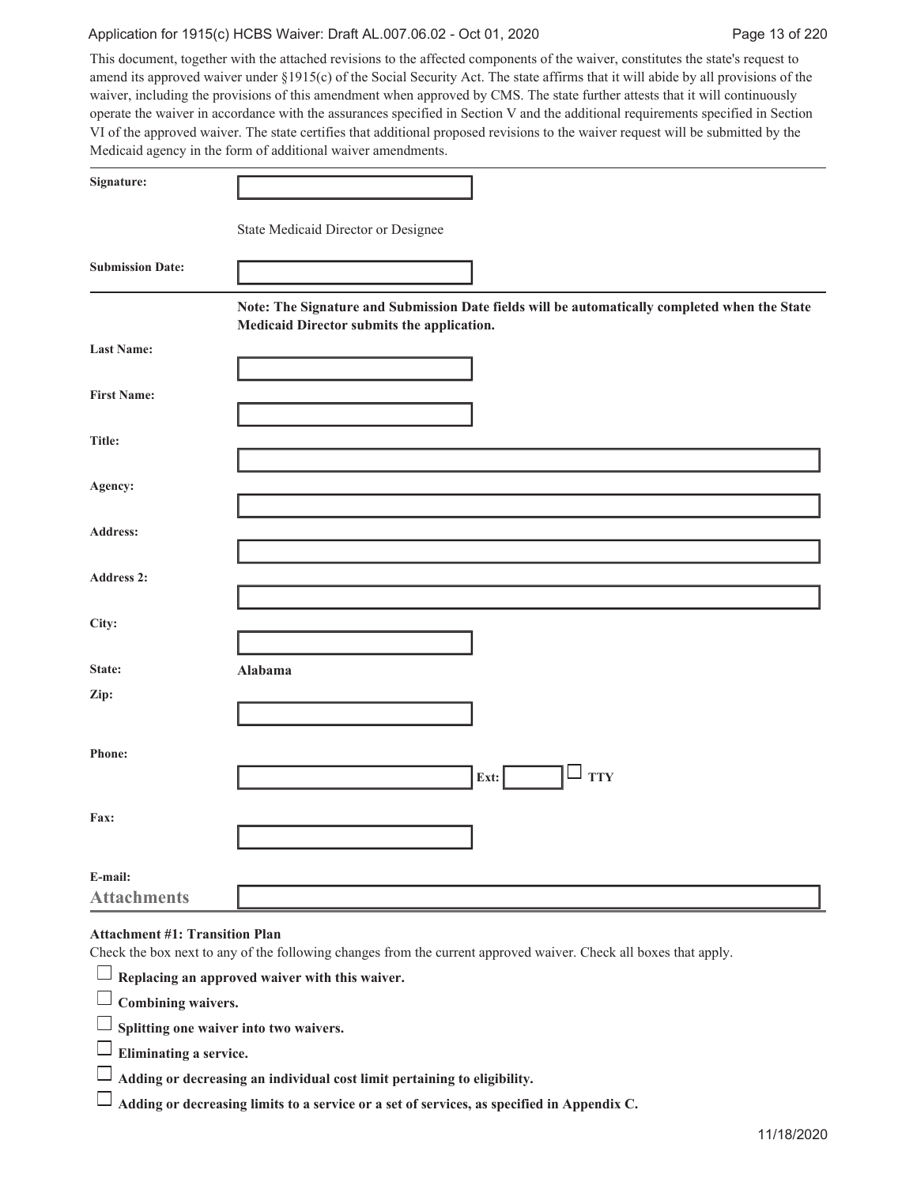This document, together with the attached revisions to the affected components of the waiver, constitutes the state's request to amend its approved waiver under §1915(c) of the Social Security Act. The state affirms that it will abide by all provisions of the waiver, including the provisions of this amendment when approved by CMS. The state further attests that it will continuously operate the waiver in accordance with the assurances specified in Section V and the additional requirements specified in Section VI of the approved waiver. The state certifies that additional proposed revisions to the waiver request will be submitted by the Medicaid agency in the form of additional waiver amendments.

**Signature:**

State Medicaid Director or Designee

**Submission Date:**

**Note: The Signature and Submission Date fields will be automatically completed when the State Medicaid Director submits the application.**

**Last Name:**

**First Name:**

**Title:**

**Agency:**

**Address:**

**Address 2:**

**City:**

**State:** **Alabama**

**Zip:**

**Phone:** **Ext:** ☐ **TTY**

**Fax:**

**E-mail:**

## Attachments

**Attachment #1: Transition Plan**

Check the box next to any of the following changes from the current approved waiver. Check all boxes that apply.

☐ **Replacing an approved waiver with this waiver.**

☐ **Combining waivers.**

☐ **Splitting one waiver into two waivers.**

☐ **Eliminating a service.**

☐ **Adding or decreasing an individual cost limit pertaining to eligibility.**

☐ **Adding or decreasing limits to a service or a set of services, as specified in Appendix C.**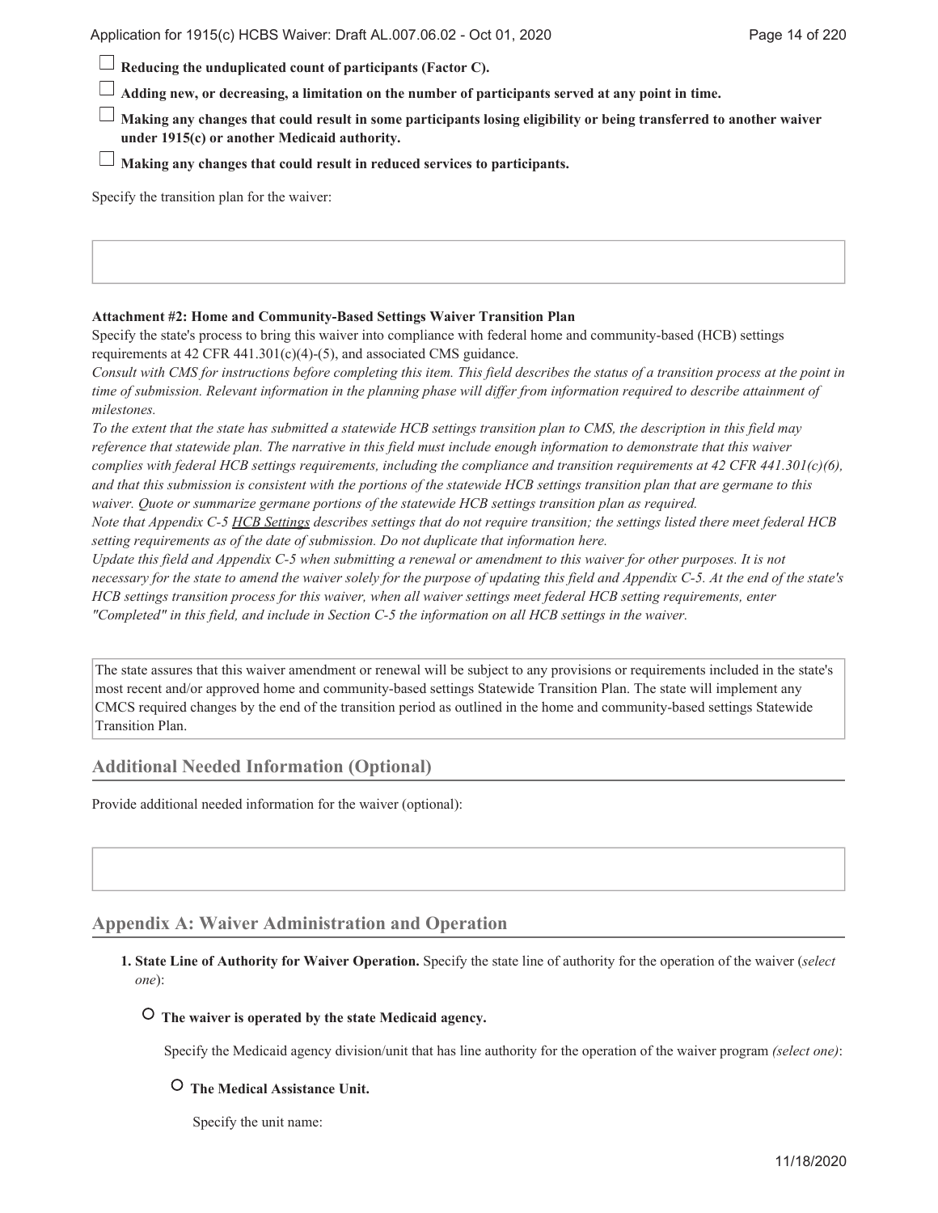- ☐ **Reducing the unduplicated count of participants (Factor C).**
- ☐ **Adding new, or decreasing, a limitation on the number of participants served at any point in time.**
- ☐ **Making any changes that could result in some participants losing eligibility or being transferred to another waiver under 1915(c) or another Medicaid authority.**
- ☐ **Making any changes that could result in reduced services to participants.**

Specify the transition plan for the waiver:

**Attachment #2: Home and Community-Based Settings Waiver Transition Plan**

Specify the state's process to bring this waiver into compliance with federal home and community-based (HCB) settings requirements at 42 CFR 441.301(c)(4)-(5), and associated CMS guidance.

*Consult with CMS for instructions before completing this item. This field describes the status of a transition process at the point in time of submission. Relevant information in the planning phase will differ from information required to describe attainment of milestones.*

*To the extent that the state has submitted a statewide HCB settings transition plan to CMS, the description in this field may reference that statewide plan. The narrative in this field must include enough information to demonstrate that this waiver complies with federal HCB settings requirements, including the compliance and transition requirements at 42 CFR 441.301(c)(6), and that this submission is consistent with the portions of the statewide HCB settings transition plan that are germane to this waiver. Quote or summarize germane portions of the statewide HCB settings transition plan as required.*

*Note that Appendix C-5 HCB Settings describes settings that do not require transition; the settings listed there meet federal HCB setting requirements as of the date of submission. Do not duplicate that information here.*

*Update this field and Appendix C-5 when submitting a renewal or amendment to this waiver for other purposes. It is not necessary for the state to amend the waiver solely for the purpose of updating this field and Appendix C-5. At the end of the state's HCB settings transition process for this waiver, when all waiver settings meet federal HCB setting requirements, enter "Completed" in this field, and include in Section C-5 the information on all HCB settings in the waiver.*

The state assures that this waiver amendment or renewal will be subject to any provisions or requirements included in the state's most recent and/or approved home and community-based settings Statewide Transition Plan. The state will implement any CMCS required changes by the end of the transition period as outlined in the home and community-based settings Statewide Transition Plan.

## Additional Needed Information (Optional)

Provide additional needed information for the waiver (optional):

## Appendix A: Waiver Administration and Operation

**1. State Line of Authority for Waiver Operation.** Specify the state line of authority for the operation of the waiver (*select one*):

○ **The waiver is operated by the state Medicaid agency.**

Specify the Medicaid agency division/unit that has line authority for the operation of the waiver program *(select one)*:

○ **The Medical Assistance Unit.**

Specify the unit name: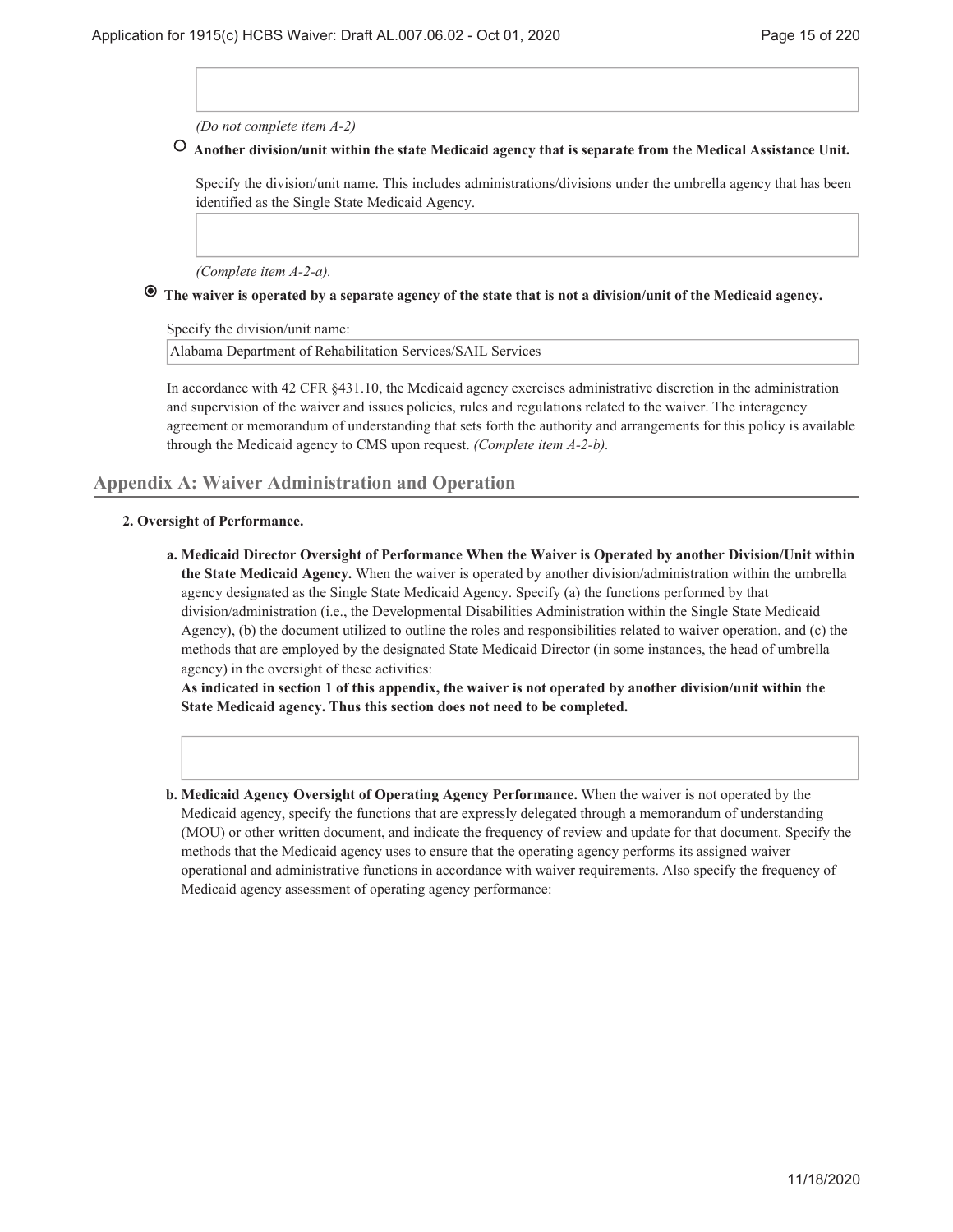*(Do not complete item A-2)*

○ **Another division/unit within the state Medicaid agency that is separate from the Medical Assistance Unit.**

Specify the division/unit name. This includes administrations/divisions under the umbrella agency that has been identified as the Single State Medicaid Agency.

*(Complete item A-2-a).*

◉ **The waiver is operated by a separate agency of the state that is not a division/unit of the Medicaid agency.**

Specify the division/unit name:

Alabama Department of Rehabilitation Services/SAIL Services

In accordance with 42 CFR §431.10, the Medicaid agency exercises administrative discretion in the administration and supervision of the waiver and issues policies, rules and regulations related to the waiver. The interagency agreement or memorandum of understanding that sets forth the authority and arrangements for this policy is available through the Medicaid agency to CMS upon request. *(Complete item A-2-b).*

## Appendix A: Waiver Administration and Operation

**2. Oversight of Performance.**

**a. Medicaid Director Oversight of Performance When the Waiver is Operated by another Division/Unit within the State Medicaid Agency.** When the waiver is operated by another division/administration within the umbrella agency designated as the Single State Medicaid Agency. Specify (a) the functions performed by that division/administration (i.e., the Developmental Disabilities Administration within the Single State Medicaid Agency), (b) the document utilized to outline the roles and responsibilities related to waiver operation, and (c) the methods that are employed by the designated State Medicaid Director (in some instances, the head of umbrella agency) in the oversight of these activities:
**As indicated in section 1 of this appendix, the waiver is not operated by another division/unit within the State Medicaid agency. Thus this section does not need to be completed.**

**b. Medicaid Agency Oversight of Operating Agency Performance.** When the waiver is not operated by the Medicaid agency, specify the functions that are expressly delegated through a memorandum of understanding (MOU) or other written document, and indicate the frequency of review and update for that document. Specify the methods that the Medicaid agency uses to ensure that the operating agency performs its assigned waiver operational and administrative functions in accordance with waiver requirements. Also specify the frequency of Medicaid agency assessment of operating agency performance: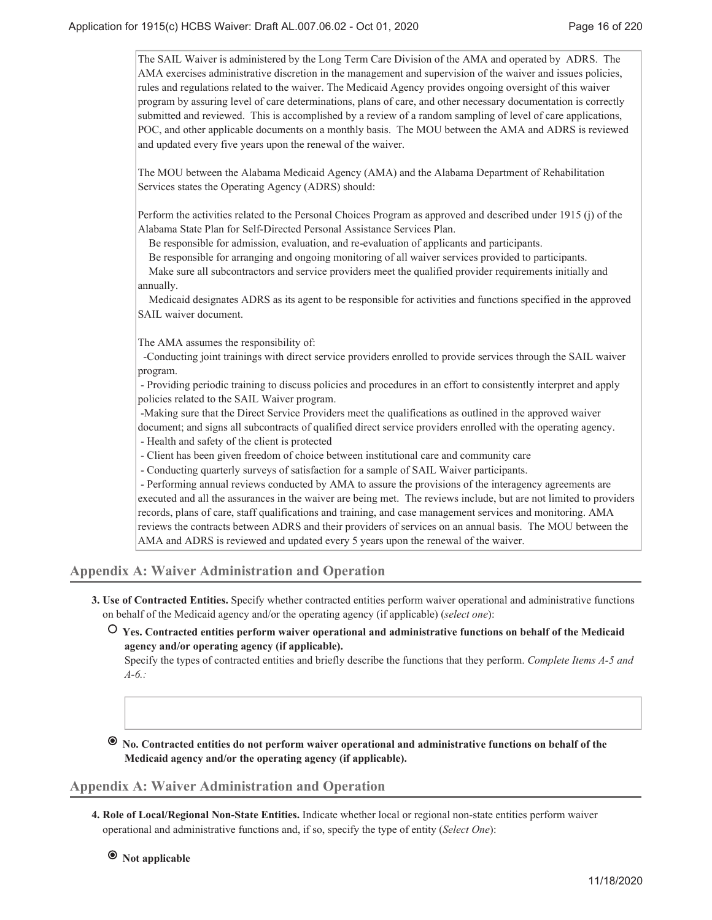The SAIL Waiver is administered by the Long Term Care Division of the AMA and operated by ADRS. The AMA exercises administrative discretion in the management and supervision of the waiver and issues policies, rules and regulations related to the waiver. The Medicaid Agency provides ongoing oversight of this waiver program by assuring level of care determinations, plans of care, and other necessary documentation is correctly submitted and reviewed. This is accomplished by a review of a random sampling of level of care applications, POC, and other applicable documents on a monthly basis. The MOU between the AMA and ADRS is reviewed and updated every five years upon the renewal of the waiver.

The MOU between the Alabama Medicaid Agency (AMA) and the Alabama Department of Rehabilitation Services states the Operating Agency (ADRS) should:

Perform the activities related to the Personal Choices Program as approved and described under 1915 (j) of the Alabama State Plan for Self-Directed Personal Assistance Services Plan.
Be responsible for admission, evaluation, and re-evaluation of applicants and participants.
Be responsible for arranging and ongoing monitoring of all waiver services provided to participants.
Make sure all subcontractors and service providers meet the qualified provider requirements initially and annually.
Medicaid designates ADRS as its agent to be responsible for activities and functions specified in the approved SAIL waiver document.

The AMA assumes the responsibility of:
-Conducting joint trainings with direct service providers enrolled to provide services through the SAIL waiver program.
- Providing periodic training to discuss policies and procedures in an effort to consistently interpret and apply policies related to the SAIL Waiver program.
-Making sure that the Direct Service Providers meet the qualifications as outlined in the approved waiver document; and signs all subcontracts of qualified direct service providers enrolled with the operating agency.
- Health and safety of the client is protected
- Client has been given freedom of choice between institutional care and community care
- Conducting quarterly surveys of satisfaction for a sample of SAIL Waiver participants.
- Performing annual reviews conducted by AMA to assure the provisions of the interagency agreements are executed and all the assurances in the waiver are being met. The reviews include, but are not limited to providers records, plans of care, staff qualifications and training, and case management services and monitoring. AMA reviews the contracts between ADRS and their providers of services on an annual basis. The MOU between the AMA and ADRS is reviewed and updated every 5 years upon the renewal of the waiver.

## Appendix A: Waiver Administration and Operation

**3. Use of Contracted Entities.** Specify whether contracted entities perform waiver operational and administrative functions on behalf of the Medicaid agency and/or the operating agency (if applicable) (*select one*):

○ **Yes. Contracted entities perform waiver operational and administrative functions on behalf of the Medicaid agency and/or operating agency (if applicable).**
Specify the types of contracted entities and briefly describe the functions that they perform. *Complete Items A-5 and A-6.:*

◉ **No. Contracted entities do not perform waiver operational and administrative functions on behalf of the Medicaid agency and/or the operating agency (if applicable).**

## Appendix A: Waiver Administration and Operation

**4. Role of Local/Regional Non-State Entities.** Indicate whether local or regional non-state entities perform waiver operational and administrative functions and, if so, specify the type of entity (*Select One*):

◉ **Not applicable**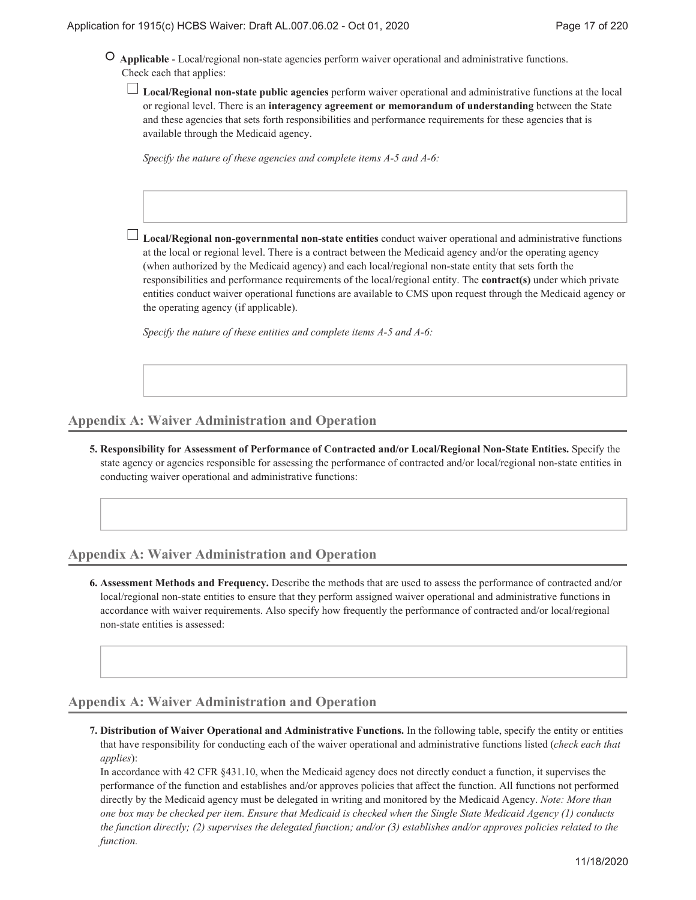○ **Applicable** - Local/regional non-state agencies perform waiver operational and administrative functions. Check each that applies:

☐ **Local/Regional non-state public agencies** perform waiver operational and administrative functions at the local or regional level. There is an **interagency agreement or memorandum of understanding** between the State and these agencies that sets forth responsibilities and performance requirements for these agencies that is available through the Medicaid agency.

*Specify the nature of these agencies and complete items A-5 and A-6:*

☐ **Local/Regional non-governmental non-state entities** conduct waiver operational and administrative functions at the local or regional level. There is a contract between the Medicaid agency and/or the operating agency (when authorized by the Medicaid agency) and each local/regional non-state entity that sets forth the responsibilities and performance requirements of the local/regional entity. The **contract(s)** under which private entities conduct waiver operational functions are available to CMS upon request through the Medicaid agency or the operating agency (if applicable).

*Specify the nature of these entities and complete items A-5 and A-6:*

## Appendix A: Waiver Administration and Operation

**5. Responsibility for Assessment of Performance of Contracted and/or Local/Regional Non-State Entities.** Specify the state agency or agencies responsible for assessing the performance of contracted and/or local/regional non-state entities in conducting waiver operational and administrative functions:

## Appendix A: Waiver Administration and Operation

**6. Assessment Methods and Frequency.** Describe the methods that are used to assess the performance of contracted and/or local/regional non-state entities to ensure that they perform assigned waiver operational and administrative functions in accordance with waiver requirements. Also specify how frequently the performance of contracted and/or local/regional non-state entities is assessed:

## Appendix A: Waiver Administration and Operation

**7. Distribution of Waiver Operational and Administrative Functions.** In the following table, specify the entity or entities that have responsibility for conducting each of the waiver operational and administrative functions listed (*check each that applies*):

In accordance with 42 CFR §431.10, when the Medicaid agency does not directly conduct a function, it supervises the performance of the function and establishes and/or approves policies that affect the function. All functions not performed directly by the Medicaid agency must be delegated in writing and monitored by the Medicaid Agency. *Note: More than one box may be checked per item. Ensure that Medicaid is checked when the Single State Medicaid Agency (1) conducts the function directly; (2) supervises the delegated function; and/or (3) establishes and/or approves policies related to the function.*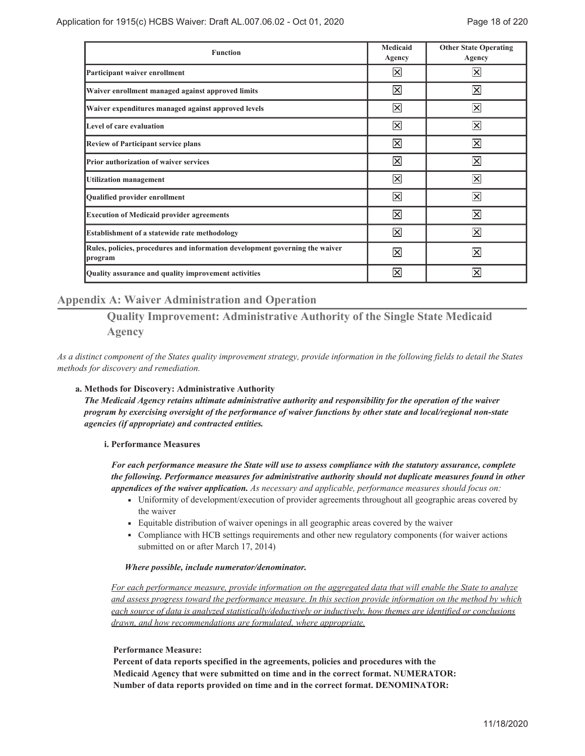| Function | Medicaid Agency | Other State Operating Agency |
|---|---|---|
| **Participant waiver enrollment** | ☒ | ☒ |
| **Waiver enrollment managed against approved limits** | ☒ | ☒ |
| **Waiver expenditures managed against approved levels** | ☒ | ☒ |
| **Level of care evaluation** | ☒ | ☒ |
| **Review of Participant service plans** | ☒ | ☒ |
| **Prior authorization of waiver services** | ☒ | ☒ |
| **Utilization management** | ☒ | ☒ |
| **Qualified provider enrollment** | ☒ | ☒ |
| **Execution of Medicaid provider agreements** | ☒ | ☒ |
| **Establishment of a statewide rate methodology** | ☒ | ☒ |
| **Rules, policies, procedures and information development governing the waiver program** | ☒ | ☒ |
| **Quality assurance and quality improvement activities** | ☒ | ☒ |

## Appendix A: Waiver Administration and Operation

### Quality Improvement: Administrative Authority of the Single State Medicaid Agency

*As a distinct component of the States quality improvement strategy, provide information in the following fields to detail the States methods for discovery and remediation.*

**a. Methods for Discovery: Administrative Authority**

***The Medicaid Agency retains ultimate administrative authority and responsibility for the operation of the waiver program by exercising oversight of the performance of waiver functions by other state and local/regional non-state agencies (if appropriate) and contracted entities.***

**i. Performance Measures**

***For each performance measure the State will use to assess compliance with the statutory assurance, complete the following. Performance measures for administrative authority should not duplicate measures found in other appendices of the waiver application.*** *As necessary and applicable, performance measures should focus on:*

- Uniformity of development/execution of provider agreements throughout all geographic areas covered by the waiver
- Equitable distribution of waiver openings in all geographic areas covered by the waiver
- Compliance with HCB settings requirements and other new regulatory components (for waiver actions submitted on or after March 17, 2014)

***Where possible, include numerator/denominator.***

*For each performance measure, provide information on the aggregated data that will enable the State to analyze and assess progress toward the performance measure. In this section provide information on the method by which each source of data is analyzed statistically/deductively or inductively, how themes are identified or conclusions drawn, and how recommendations are formulated, where appropriate.*

**Performance Measure:**

**Percent of data reports specified in the agreements, policies and procedures with the Medicaid Agency that were submitted on time and in the correct format. NUMERATOR: Number of data reports provided on time and in the correct format. DENOMINATOR:**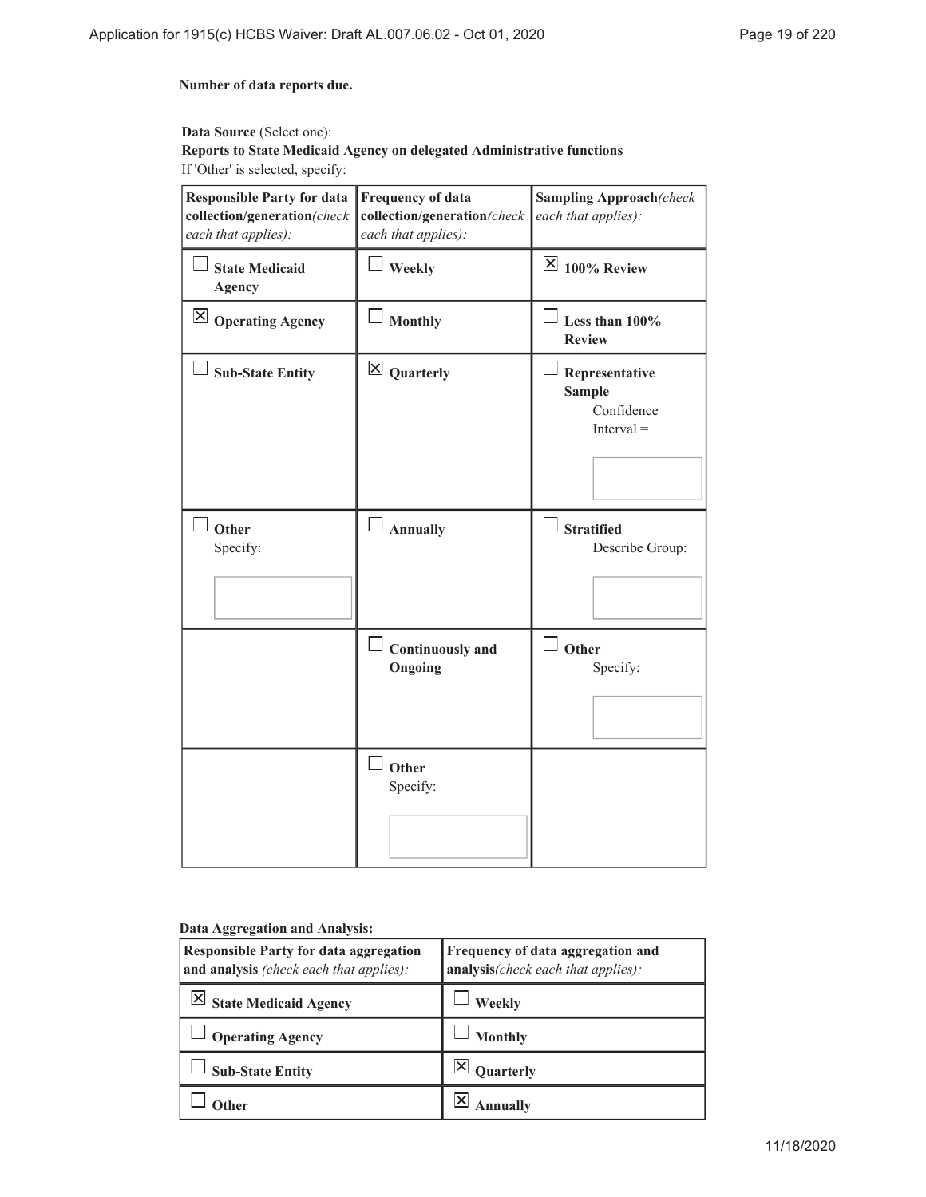**Number of data reports due.**

**Data Source** (Select one):
**Reports to State Medicaid Agency on delegated Administrative functions**
If 'Other' is selected, specify:

| **Responsible Party for data collection/generation** *(check each that applies):* | **Frequency of data collection/generation** *(check each that applies):* | **Sampling Approach** *(check each that applies):* |
|---|---|---|
| ☐ **State Medicaid Agency** | ☐ **Weekly** | ☒ **100% Review** |
| ☒ **Operating Agency** | ☐ **Monthly** | ☐ **Less than 100% Review** |
| ☐ **Sub-State Entity** | ☒ **Quarterly** | ☐ **Representative Sample** Confidence Interval = |
| ☐ **Other** Specify: | ☐ **Annually** | ☐ **Stratified** Describe Group: |
| | ☐ **Continuously and Ongoing** | ☐ **Other** Specify: |
| | ☐ **Other** Specify: | |

**Data Aggregation and Analysis:**

| **Responsible Party for data aggregation and analysis** *(check each that applies):* | **Frequency of data aggregation and analysis** *(check each that applies):* |
|---|---|
| ☒ **State Medicaid Agency** | ☐ **Weekly** |
| ☐ **Operating Agency** | ☐ **Monthly** |
| ☐ **Sub-State Entity** | ☒ **Quarterly** |
| ☐ **Other** | ☒ **Annually** |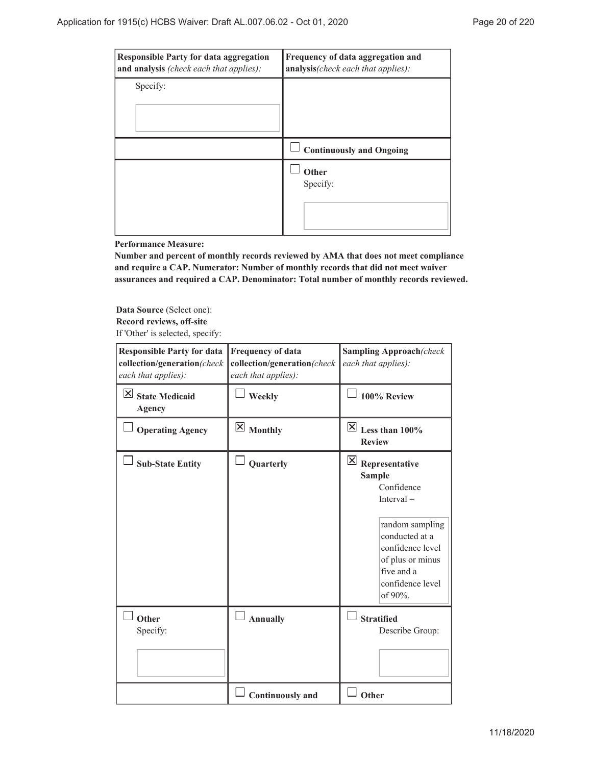| Responsible Party for data aggregation and analysis *(check each that applies):* | Frequency of data aggregation and analysis*(check each that applies):* |
|---|---|
| Specify: | |
| | ☐ **Continuously and Ongoing** |
| | ☐ **Other** Specify: |

**Performance Measure:**
**Number and percent of monthly records reviewed by AMA that does not meet compliance and require a CAP. Numerator: Number of monthly records that did not meet waiver assurances and required a CAP. Denominator: Total number of monthly records reviewed.**

**Data Source** (Select one):
**Record reviews, off-site**
If 'Other' is selected, specify:

| Responsible Party for data collection/generation*(check each that applies):* | Frequency of data collection/generation*(check each that applies):* | Sampling Approach*(check each that applies):* |
|---|---|---|
| ☒ **State Medicaid Agency** | ☐ **Weekly** | ☐ **100% Review** |
| ☐ **Operating Agency** | ☒ **Monthly** | ☒ **Less than 100% Review** |
| ☐ **Sub-State Entity** | ☐ **Quarterly** | ☒ **Representative Sample** Confidence Interval = random sampling conducted at a confidence level of plus or minus five and a confidence level of 90%. |
| ☐ **Other** Specify: | ☐ **Annually** | ☐ **Stratified** Describe Group: |
| | ☐ **Continuously and** | ☐ **Other** |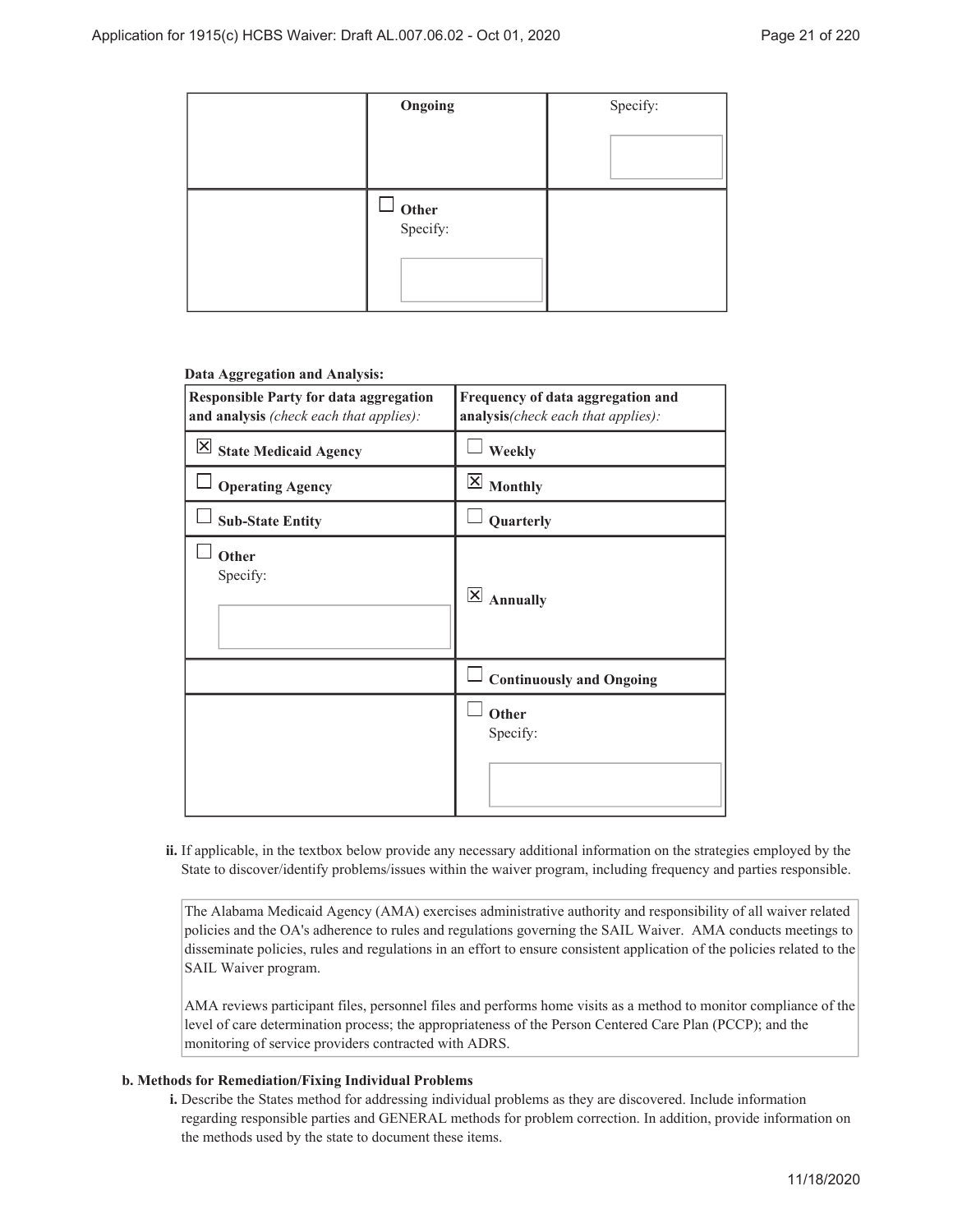|  | Ongoing | Specify: |
| --- | --- | --- |
|  | ☐ Other<br>Specify: |  |

**Data Aggregation and Analysis:**

| **Responsible Party for data aggregation and analysis** *(check each that applies):* | **Frequency of data aggregation and analysis***(check each that applies):* |
| --- | --- |
| ☒ **State Medicaid Agency** | ☐ **Weekly** |
| ☐ **Operating Agency** | ☒ **Monthly** |
| ☐ **Sub-State Entity** | ☐ **Quarterly** |
| ☐ **Other**<br>Specify: | ☒ **Annually** |
|  | ☐ **Continuously and Ongoing** |
|  | ☐ **Other**<br>Specify: |

**ii.** If applicable, in the textbox below provide any necessary additional information on the strategies employed by the State to discover/identify problems/issues within the waiver program, including frequency and parties responsible.

The Alabama Medicaid Agency (AMA) exercises administrative authority and responsibility of all waiver related policies and the OA's adherence to rules and regulations governing the SAIL Waiver. AMA conducts meetings to disseminate policies, rules and regulations in an effort to ensure consistent application of the policies related to the SAIL Waiver program.

AMA reviews participant files, personnel files and performs home visits as a method to monitor compliance of the level of care determination process; the appropriateness of the Person Centered Care Plan (PCCP); and the monitoring of service providers contracted with ADRS.

**b. Methods for Remediation/Fixing Individual Problems**

**i.** Describe the States method for addressing individual problems as they are discovered. Include information regarding responsible parties and GENERAL methods for problem correction. In addition, provide information on the methods used by the state to document these items.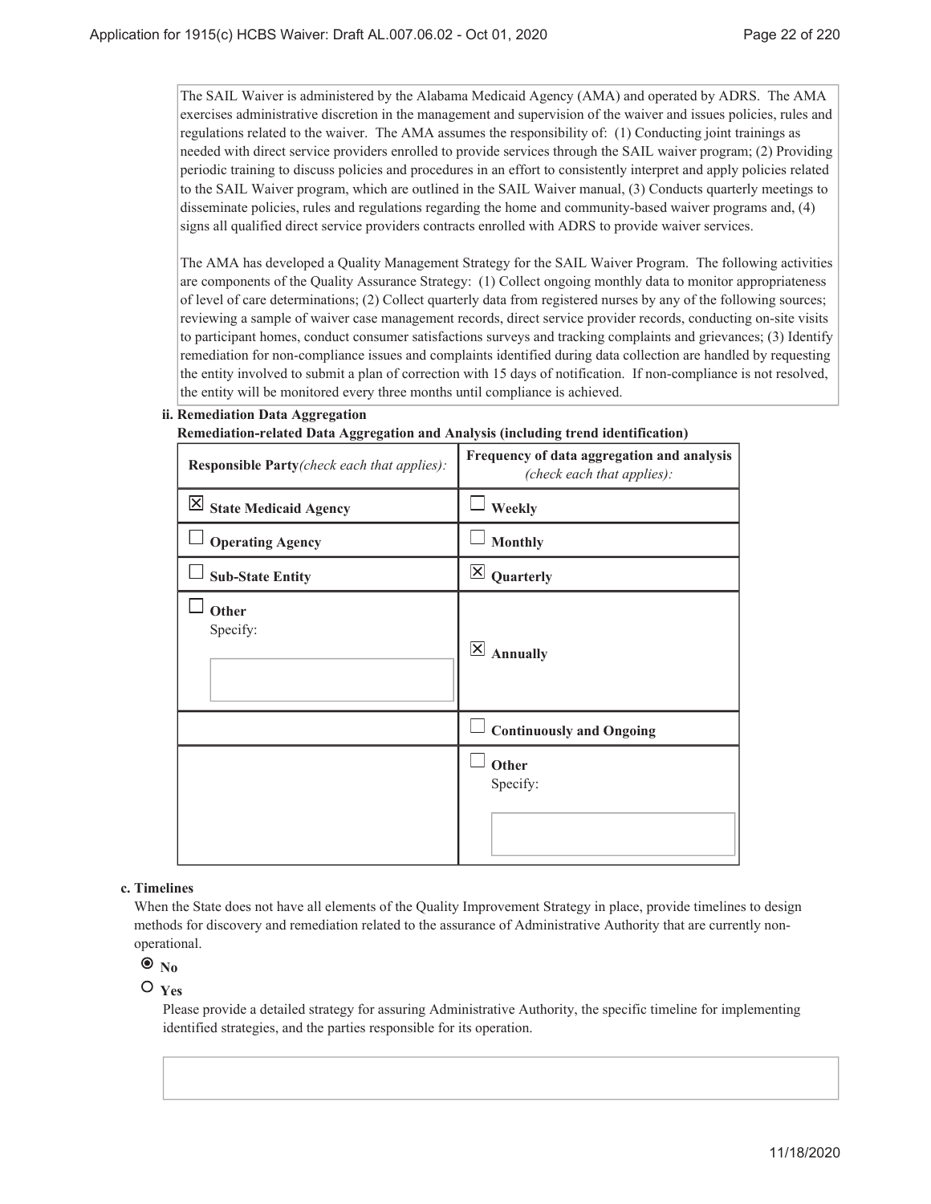The SAIL Waiver is administered by the Alabama Medicaid Agency (AMA) and operated by ADRS. The AMA exercises administrative discretion in the management and supervision of the waiver and issues policies, rules and regulations related to the waiver. The AMA assumes the responsibility of: (1) Conducting joint trainings as needed with direct service providers enrolled to provide services through the SAIL waiver program; (2) Providing periodic training to discuss policies and procedures in an effort to consistently interpret and apply policies related to the SAIL Waiver program, which are outlined in the SAIL Waiver manual, (3) Conducts quarterly meetings to disseminate policies, rules and regulations regarding the home and community-based waiver programs and, (4) signs all qualified direct service providers contracts enrolled with ADRS to provide waiver services.

The AMA has developed a Quality Management Strategy for the SAIL Waiver Program. The following activities are components of the Quality Assurance Strategy: (1) Collect ongoing monthly data to monitor appropriateness of level of care determinations; (2) Collect quarterly data from registered nurses by any of the following sources; reviewing a sample of waiver case management records, direct service provider records, conducting on-site visits to participant homes, conduct consumer satisfactions surveys and tracking complaints and grievances; (3) Identify remediation for non-compliance issues and complaints identified during data collection are handled by requesting the entity involved to submit a plan of correction with 15 days of notification. If non-compliance is not resolved, the entity will be monitored every three months until compliance is achieved.

**ii. Remediation Data Aggregation**

**Remediation-related Data Aggregation and Analysis (including trend identification)**

| **Responsible Party** *(check each that applies):* | **Frequency of data aggregation and analysis** *(check each that applies):* |
|---|---|
| ☒ **State Medicaid Agency** | ☐ **Weekly** |
| ☐ **Operating Agency** | ☐ **Monthly** |
| ☐ **Sub-State Entity** | ☒ **Quarterly** |
| ☐ **Other** Specify: | ☒ **Annually** |
| | ☐ **Continuously and Ongoing** |
| | ☐ **Other** Specify: |

**c. Timelines**

When the State does not have all elements of the Quality Improvement Strategy in place, provide timelines to design methods for discovery and remediation related to the assurance of Administrative Authority that are currently non-operational.

◉ **No**

○ **Yes**

Please provide a detailed strategy for assuring Administrative Authority, the specific timeline for implementing identified strategies, and the parties responsible for its operation.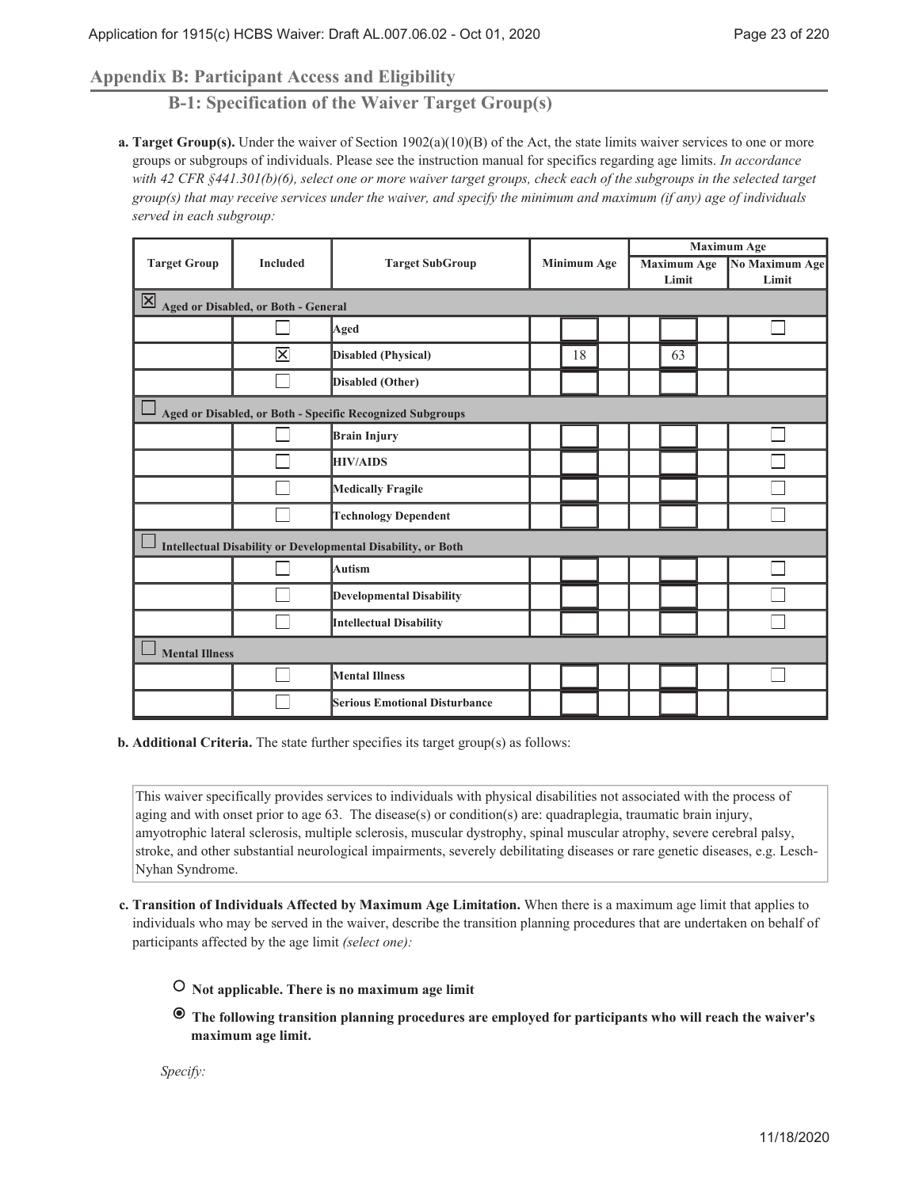## Appendix B: Participant Access and Eligibility

### B-1: Specification of the Waiver Target Group(s)

**a. Target Group(s).** Under the waiver of Section 1902(a)(10)(B) of the Act, the state limits waiver services to one or more groups or subgroups of individuals. Please see the instruction manual for specifics regarding age limits. *In accordance with 42 CFR §441.301(b)(6), select one or more waiver target groups, check each of the subgroups in the selected target group(s) that may receive services under the waiver, and specify the minimum and maximum (if any) age of individuals served in each subgroup:*

| Target Group | Included | Target SubGroup | Minimum Age | Maximum Age | |
|---|---|---|---|---|---|
| | | | | Maximum Age Limit | No Maximum Age Limit |
| ☒ Aged or Disabled, or Both - General | | | | | |
| | ☐ | Aged | | | ☐ |
| | ☒ | Disabled (Physical) | 18 | 63 | |
| | ☐ | Disabled (Other) | | | |
| ☐ Aged or Disabled, or Both - Specific Recognized Subgroups | | | | | |
| | ☐ | Brain Injury | | | ☐ |
| | ☐ | HIV/AIDS | | | ☐ |
| | ☐ | Medically Fragile | | | ☐ |
| | ☐ | Technology Dependent | | | ☐ |
| ☐ Intellectual Disability or Developmental Disability, or Both | | | | | |
| | ☐ | Autism | | | ☐ |
| | ☐ | Developmental Disability | | | ☐ |
| | ☐ | Intellectual Disability | | | ☐ |
| ☐ Mental Illness | | | | | |
| | ☐ | Mental Illness | | | ☐ |
| | ☐ | Serious Emotional Disturbance | | | |

**b. Additional Criteria.** The state further specifies its target group(s) as follows:

This waiver specifically provides services to individuals with physical disabilities not associated with the process of aging and with onset prior to age 63. The disease(s) or condition(s) are: quadraplegia, traumatic brain injury, amyotrophic lateral sclerosis, multiple sclerosis, muscular dystrophy, spinal muscular atrophy, severe cerebral palsy, stroke, and other substantial neurological impairments, severely debilitating diseases or rare genetic diseases, e.g. Lesch-Nyhan Syndrome.

**c. Transition of Individuals Affected by Maximum Age Limitation.** When there is a maximum age limit that applies to individuals who may be served in the waiver, describe the transition planning procedures that are undertaken on behalf of participants affected by the age limit *(select one):*

○ **Not applicable. There is no maximum age limit**

◉ **The following transition planning procedures are employed for participants who will reach the waiver's maximum age limit.**

*Specify:*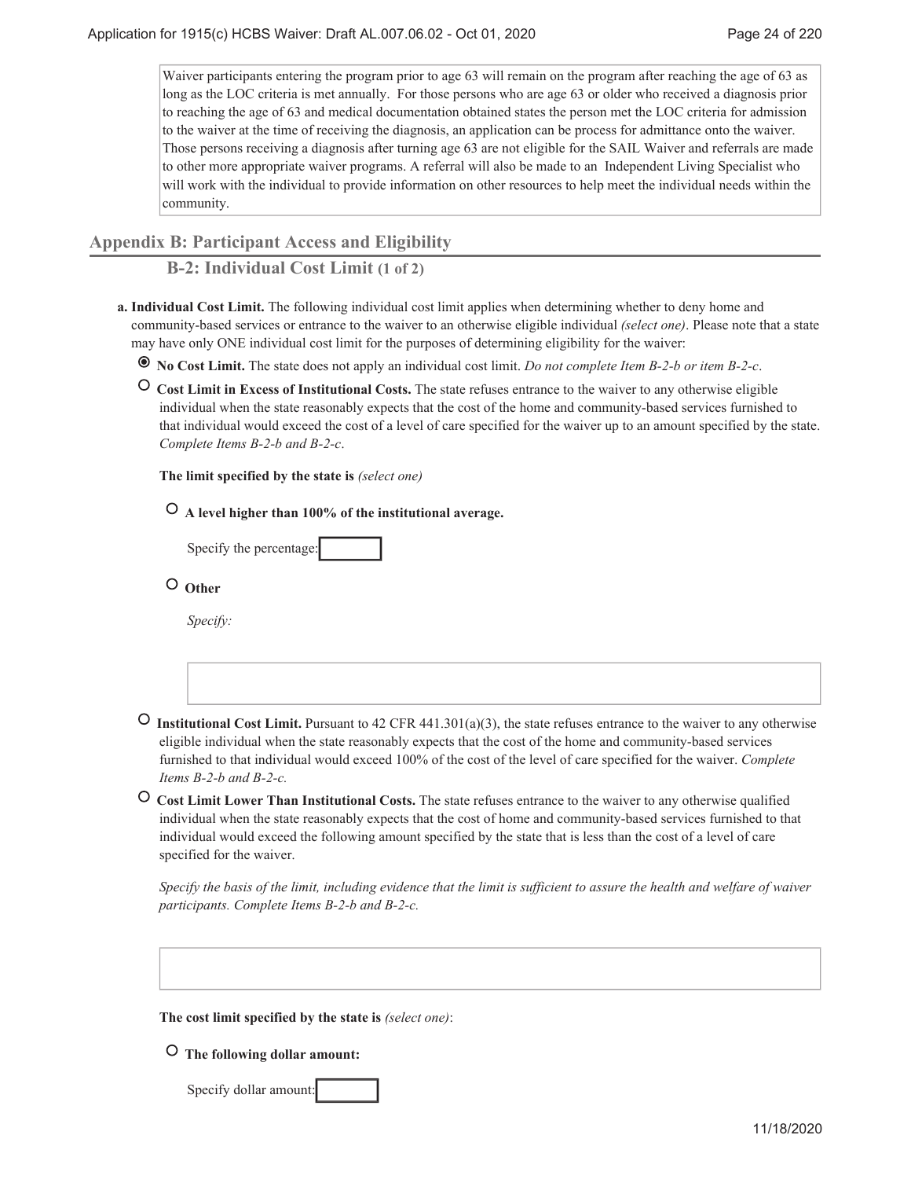Waiver participants entering the program prior to age 63 will remain on the program after reaching the age of 63 as long as the LOC criteria is met annually. For those persons who are age 63 or older who received a diagnosis prior to reaching the age of 63 and medical documentation obtained states the person met the LOC criteria for admission to the waiver at the time of receiving the diagnosis, an application can be process for admittance onto the waiver. Those persons receiving a diagnosis after turning age 63 are not eligible for the SAIL Waiver and referrals are made to other more appropriate waiver programs. A referral will also be made to an Independent Living Specialist who will work with the individual to provide information on other resources to help meet the individual needs within the community.

## Appendix B: Participant Access and Eligibility

### B-2: Individual Cost Limit (1 of 2)

**a. Individual Cost Limit.** The following individual cost limit applies when determining whether to deny home and community-based services or entrance to the waiver to an otherwise eligible individual *(select one)*. Please note that a state may have only ONE individual cost limit for the purposes of determining eligibility for the waiver:

- ◉ **No Cost Limit.** The state does not apply an individual cost limit. *Do not complete Item B-2-b or item B-2-c*.
- ○ **Cost Limit in Excess of Institutional Costs.** The state refuses entrance to the waiver to any otherwise eligible individual when the state reasonably expects that the cost of the home and community-based services furnished to that individual would exceed the cost of a level of care specified for the waiver up to an amount specified by the state. *Complete Items B-2-b and B-2-c*.

  **The limit specified by the state is** *(select one)*

  - ○ **A level higher than 100% of the institutional average.**

    Specify the percentage:

  - ○ **Other**

    *Specify:*

- ○ **Institutional Cost Limit.** Pursuant to 42 CFR 441.301(a)(3), the state refuses entrance to the waiver to any otherwise eligible individual when the state reasonably expects that the cost of the home and community-based services furnished to that individual would exceed 100% of the cost of the level of care specified for the waiver. *Complete Items B-2-b and B-2-c.*
- ○ **Cost Limit Lower Than Institutional Costs.** The state refuses entrance to the waiver to any otherwise qualified individual when the state reasonably expects that the cost of home and community-based services furnished to that individual would exceed the following amount specified by the state that is less than the cost of a level of care specified for the waiver.

  *Specify the basis of the limit, including evidence that the limit is sufficient to assure the health and welfare of waiver participants. Complete Items B-2-b and B-2-c.*

  **The cost limit specified by the state is** *(select one)*:

  - ○ **The following dollar amount:**

    Specify dollar amount: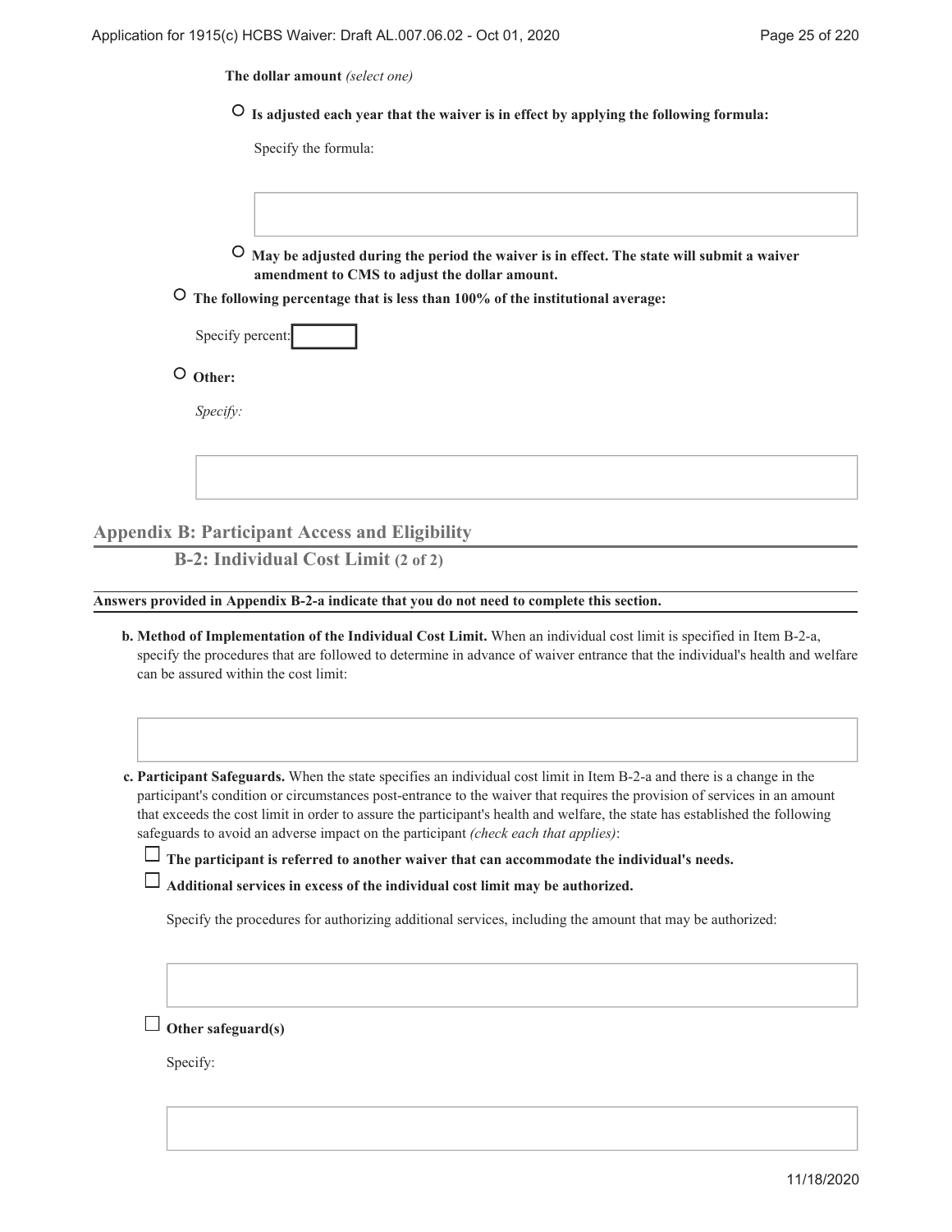**The dollar amount** *(select one)*

○ **Is adjusted each year that the waiver is in effect by applying the following formula:**

Specify the formula:

○ **May be adjusted during the period the waiver is in effect. The state will submit a waiver amendment to CMS to adjust the dollar amount.**

○ **The following percentage that is less than 100% of the institutional average:**

Specify percent:

○ **Other:**

*Specify:*

## Appendix B: Participant Access and Eligibility

### B-2: Individual Cost Limit (2 of 2)

**Answers provided in Appendix B-2-a indicate that you do not need to complete this section.**

**b. Method of Implementation of the Individual Cost Limit.** When an individual cost limit is specified in Item B-2-a, specify the procedures that are followed to determine in advance of waiver entrance that the individual's health and welfare can be assured within the cost limit:

**c. Participant Safeguards.** When the state specifies an individual cost limit in Item B-2-a and there is a change in the participant's condition or circumstances post-entrance to the waiver that requires the provision of services in an amount that exceeds the cost limit in order to assure the participant's health and welfare, the state has established the following safeguards to avoid an adverse impact on the participant *(check each that applies)*:

☐ **The participant is referred to another waiver that can accommodate the individual's needs.**

☐ **Additional services in excess of the individual cost limit may be authorized.**

Specify the procedures for authorizing additional services, including the amount that may be authorized:

☐ **Other safeguard(s)**

Specify: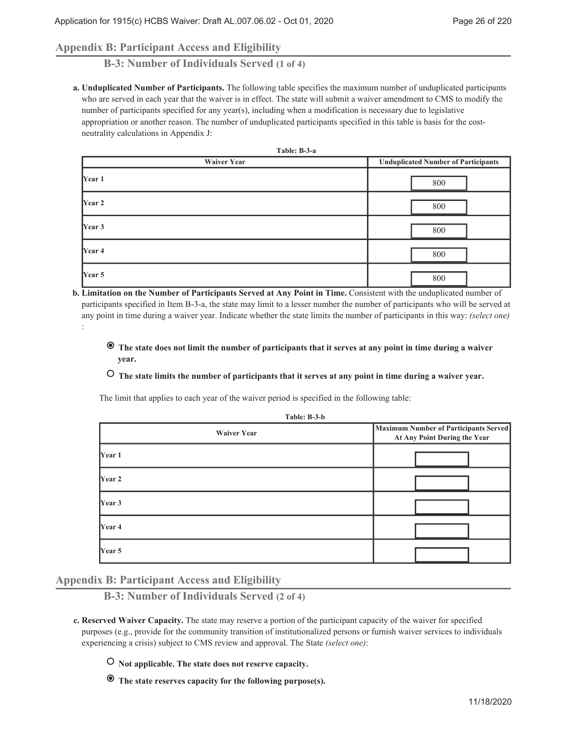## Appendix B: Participant Access and Eligibility

### B-3: Number of Individuals Served (1 of 4)

**a. Unduplicated Number of Participants.** The following table specifies the maximum number of unduplicated participants who are served in each year that the waiver is in effect. The state will submit a waiver amendment to CMS to modify the number of participants specified for any year(s), including when a modification is necessary due to legislative appropriation or another reason. The number of unduplicated participants specified in this table is basis for the cost-neutrality calculations in Appendix J:

**Table: B-3-a**

| Waiver Year | Unduplicated Number of Participants |
|---|---|
| Year 1 | 800 |
| Year 2 | 800 |
| Year 3 | 800 |
| Year 4 | 800 |
| Year 5 | 800 |

**b. Limitation on the Number of Participants Served at Any Point in Time.** Consistent with the unduplicated number of participants specified in Item B-3-a, the state may limit to a lesser number the number of participants who will be served at any point in time during a waiver year. Indicate whether the state limits the number of participants in this way: *(select one)* :

- ◉ **The state does not limit the number of participants that it serves at any point in time during a waiver year.**
- ○ **The state limits the number of participants that it serves at any point in time during a waiver year.**

The limit that applies to each year of the waiver period is specified in the following table:

**Table: B-3-b**

| Waiver Year | Maximum Number of Participants Served At Any Point During the Year |
|---|---|
| Year 1 | |
| Year 2 | |
| Year 3 | |
| Year 4 | |
| Year 5 | |

## Appendix B: Participant Access and Eligibility

### B-3: Number of Individuals Served (2 of 4)

**c. Reserved Waiver Capacity.** The state may reserve a portion of the participant capacity of the waiver for specified purposes (e.g., provide for the community transition of institutionalized persons or furnish waiver services to individuals experiencing a crisis) subject to CMS review and approval. The State *(select one)*:

- ○ **Not applicable. The state does not reserve capacity.**
- ◉ **The state reserves capacity for the following purpose(s).**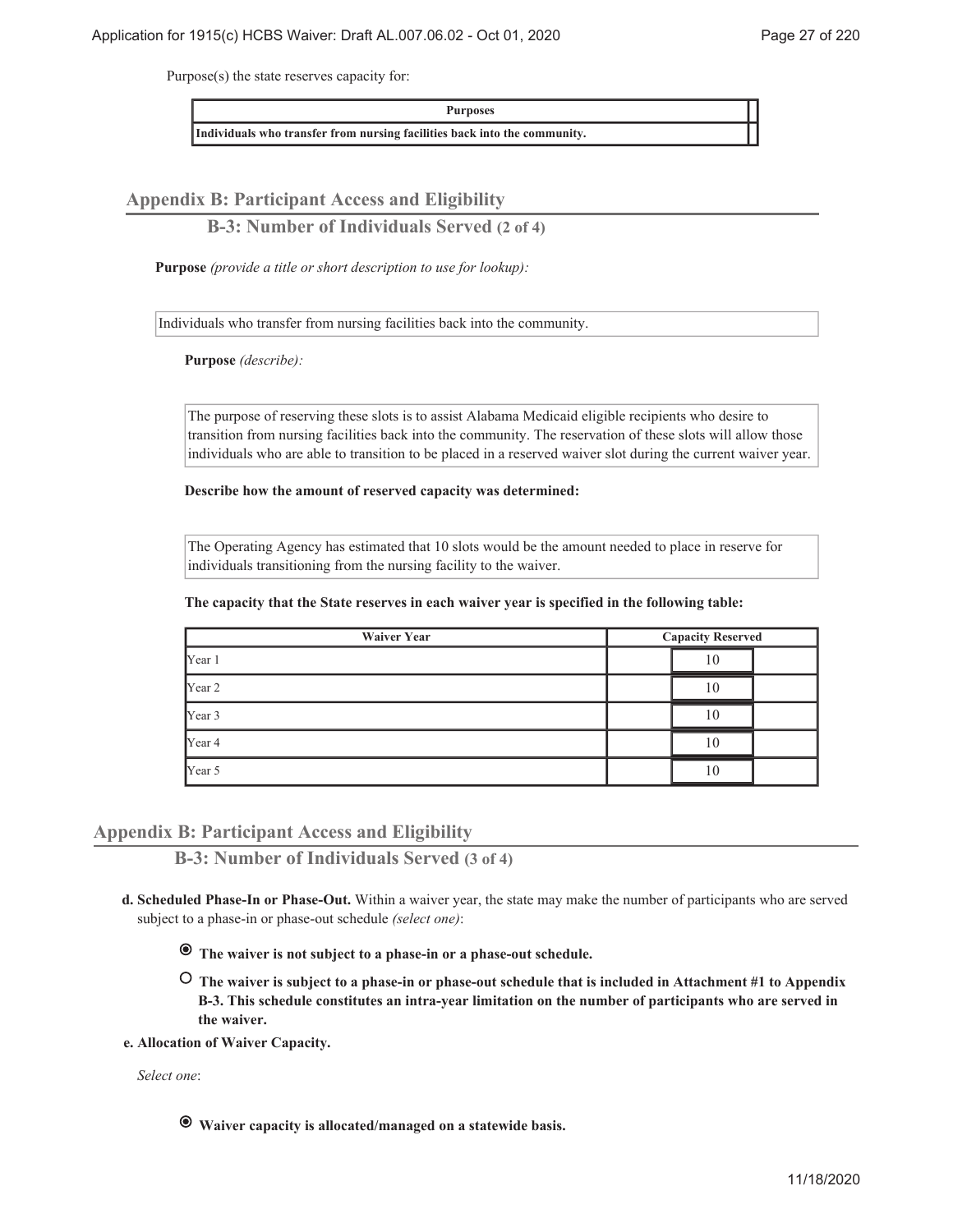Purpose(s) the state reserves capacity for:

| Purposes |
|---|
| **Individuals who transfer from nursing facilities back into the community.** |

## Appendix B: Participant Access and Eligibility

### B-3: Number of Individuals Served (2 of 4)

**Purpose** *(provide a title or short description to use for lookup):*

Individuals who transfer from nursing facilities back into the community.

**Purpose** *(describe):*

The purpose of reserving these slots is to assist Alabama Medicaid eligible recipients who desire to transition from nursing facilities back into the community. The reservation of these slots will allow those individuals who are able to transition to be placed in a reserved waiver slot during the current waiver year.

**Describe how the amount of reserved capacity was determined:**

The Operating Agency has estimated that 10 slots would be the amount needed to place in reserve for individuals transitioning from the nursing facility to the waiver.

**The capacity that the State reserves in each waiver year is specified in the following table:**

| Waiver Year | Capacity Reserved |
|---|---|
| Year 1 | 10 |
| Year 2 | 10 |
| Year 3 | 10 |
| Year 4 | 10 |
| Year 5 | 10 |

## Appendix B: Participant Access and Eligibility

### B-3: Number of Individuals Served (3 of 4)

**d. Scheduled Phase-In or Phase-Out.** Within a waiver year, the state may make the number of participants who are served subject to a phase-in or phase-out schedule *(select one)*:

- ◉ **The waiver is not subject to a phase-in or a phase-out schedule.**
- ○ **The waiver is subject to a phase-in or phase-out schedule that is included in Attachment #1 to Appendix B-3. This schedule constitutes an intra-year limitation on the number of participants who are served in the waiver.**

**e. Allocation of Waiver Capacity.**

*Select one*:

- ◉ **Waiver capacity is allocated/managed on a statewide basis.**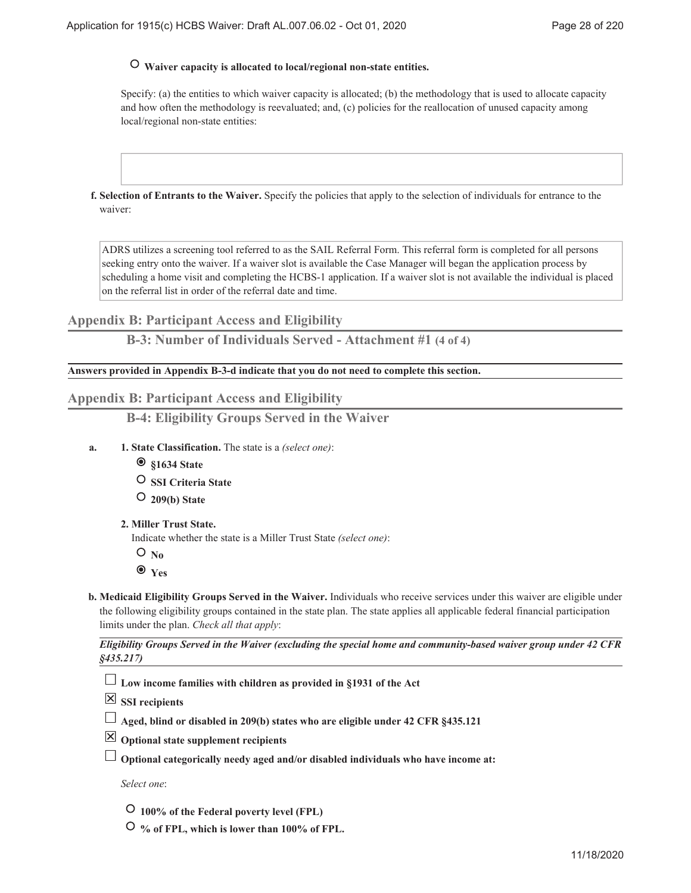○ **Waiver capacity is allocated to local/regional non-state entities.**

Specify: (a) the entities to which waiver capacity is allocated; (b) the methodology that is used to allocate capacity and how often the methodology is reevaluated; and, (c) policies for the reallocation of unused capacity among local/regional non-state entities:

**f. Selection of Entrants to the Waiver.** Specify the policies that apply to the selection of individuals for entrance to the waiver:

ADRS utilizes a screening tool referred to as the SAIL Referral Form. This referral form is completed for all persons seeking entry onto the waiver. If a waiver slot is available the Case Manager will began the application process by scheduling a home visit and completing the HCBS-1 application. If a waiver slot is not available the individual is placed on the referral list in order of the referral date and time.

## Appendix B: Participant Access and Eligibility

### B-3: Number of Individuals Served - Attachment #1 (4 of 4)

**Answers provided in Appendix B-3-d indicate that you do not need to complete this section.**

## Appendix B: Participant Access and Eligibility

### B-4: Eligibility Groups Served in the Waiver

**a. 1. State Classification.** The state is a *(select one)*:

◉ **§1634 State**

○ **SSI Criteria State**

○ **209(b) State**

**2. Miller Trust State.**

Indicate whether the state is a Miller Trust State *(select one)*:

○ **No**

◉ **Yes**

**b. Medicaid Eligibility Groups Served in the Waiver.** Individuals who receive services under this waiver are eligible under the following eligibility groups contained in the state plan. The state applies all applicable federal financial participation limits under the plan. *Check all that apply*:

***Eligibility Groups Served in the Waiver (excluding the special home and community-based waiver group under 42 CFR §435.217)***

☐ **Low income families with children as provided in §1931 of the Act**

☒ **SSI recipients**

☐ **Aged, blind or disabled in 209(b) states who are eligible under 42 CFR §435.121**

☒ **Optional state supplement recipients**

☐ **Optional categorically needy aged and/or disabled individuals who have income at:**

*Select one*:

○ **100% of the Federal poverty level (FPL)**

○ **% of FPL, which is lower than 100% of FPL.**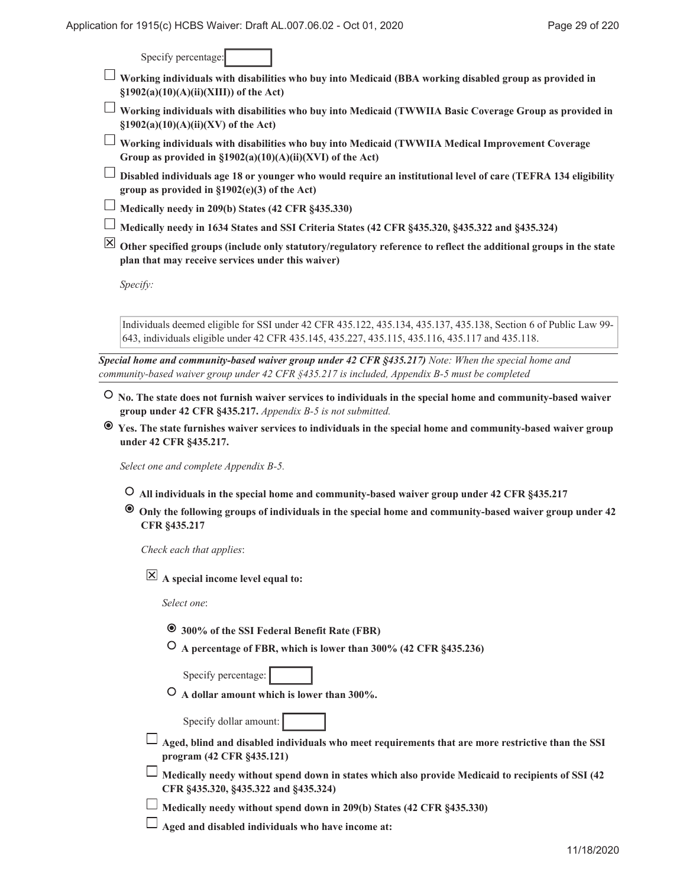Specify percentage: 

☐ **Working individuals with disabilities who buy into Medicaid (BBA working disabled group as provided in §1902(a)(10)(A)(ii)(XIII)) of the Act)**

☐ **Working individuals with disabilities who buy into Medicaid (TWWIIA Basic Coverage Group as provided in §1902(a)(10)(A)(ii)(XV) of the Act)**

☐ **Working individuals with disabilities who buy into Medicaid (TWWIIA Medical Improvement Coverage Group as provided in §1902(a)(10)(A)(ii)(XVI) of the Act)**

☐ **Disabled individuals age 18 or younger who would require an institutional level of care (TEFRA 134 eligibility group as provided in §1902(e)(3) of the Act)**

☐ **Medically needy in 209(b) States (42 CFR §435.330)**

☐ **Medically needy in 1634 States and SSI Criteria States (42 CFR §435.320, §435.322 and §435.324)**

☒ **Other specified groups (include only statutory/regulatory reference to reflect the additional groups in the state plan that may receive services under this waiver)**

*Specify:*

Individuals deemed eligible for SSI under 42 CFR 435.122, 435.134, 435.137, 435.138, Section 6 of Public Law 99-643, individuals eligible under 42 CFR 435.145, 435.227, 435.115, 435.116, 435.117 and 435.118.

***Special home and community-based waiver group under 42 CFR §435.217)*** *Note: When the special home and community-based waiver group under 42 CFR §435.217 is included, Appendix B-5 must be completed*

○ **No. The state does not furnish waiver services to individuals in the special home and community-based waiver group under 42 CFR §435.217.** *Appendix B-5 is not submitted.*

◉ **Yes. The state furnishes waiver services to individuals in the special home and community-based waiver group under 42 CFR §435.217.**

*Select one and complete Appendix B-5.*

○ **All individuals in the special home and community-based waiver group under 42 CFR §435.217**

◉ **Only the following groups of individuals in the special home and community-based waiver group under 42 CFR §435.217**

*Check each that applies*:

☒ **A special income level equal to:**

*Select one*:

◉ **300% of the SSI Federal Benefit Rate (FBR)**

○ **A percentage of FBR, which is lower than 300% (42 CFR §435.236)**

Specify percentage: 

○ **A dollar amount which is lower than 300%.**

Specify dollar amount: 

☐ **Aged, blind and disabled individuals who meet requirements that are more restrictive than the SSI program (42 CFR §435.121)**

☐ **Medically needy without spend down in states which also provide Medicaid to recipients of SSI (42 CFR §435.320, §435.322 and §435.324)**

☐ **Medically needy without spend down in 209(b) States (42 CFR §435.330)**

☐ **Aged and disabled individuals who have income at:**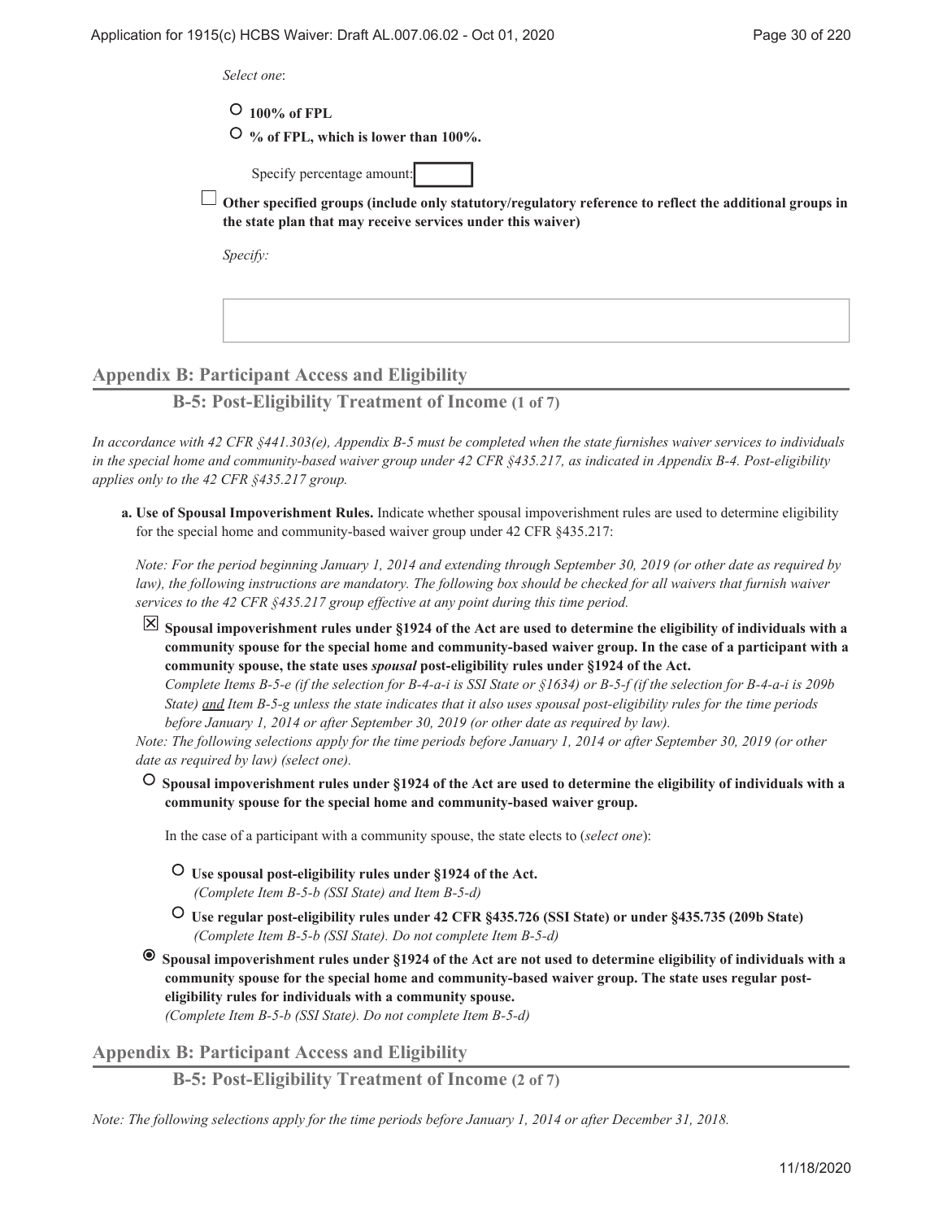*Select one*:

- ○ **100% of FPL**
- ○ **% of FPL, which is lower than 100%.**

  Specify percentage amount:

☐ **Other specified groups (include only statutory/regulatory reference to reflect the additional groups in the state plan that may receive services under this waiver)**

*Specify:*

## Appendix B: Participant Access and Eligibility

### B-5: Post-Eligibility Treatment of Income (1 of 7)

*In accordance with 42 CFR §441.303(e), Appendix B-5 must be completed when the state furnishes waiver services to individuals in the special home and community-based waiver group under 42 CFR §435.217, as indicated in Appendix B-4. Post-eligibility applies only to the 42 CFR §435.217 group.*

**a. Use of Spousal Impoverishment Rules.** Indicate whether spousal impoverishment rules are used to determine eligibility for the special home and community-based waiver group under 42 CFR §435.217:

*Note: For the period beginning January 1, 2014 and extending through September 30, 2019 (or other date as required by law), the following instructions are mandatory. The following box should be checked for all waivers that furnish waiver services to the 42 CFR §435.217 group effective at any point during this time period.*

☒ **Spousal impoverishment rules under §1924 of the Act are used to determine the eligibility of individuals with a community spouse for the special home and community-based waiver group. In the case of a participant with a community spouse, the state uses *spousal* post-eligibility rules under §1924 of the Act.**
*Complete Items B-5-e (if the selection for B-4-a-i is SSI State or §1634) or B-5-f (if the selection for B-4-a-i is 209b State) and Item B-5-g unless the state indicates that it also uses spousal post-eligibility rules for the time periods before January 1, 2014 or after September 30, 2019 (or other date as required by law).*

*Note: The following selections apply for the time periods before January 1, 2014 or after September 30, 2019 (or other date as required by law) (select one).*

○ **Spousal impoverishment rules under §1924 of the Act are used to determine the eligibility of individuals with a community spouse for the special home and community-based waiver group.**

In the case of a participant with a community spouse, the state elects to (*select one*):

- ○ **Use spousal post-eligibility rules under §1924 of the Act.**
  *(Complete Item B-5-b (SSI State) and Item B-5-d)*
- ○ **Use regular post-eligibility rules under 42 CFR §435.726 (SSI State) or under §435.735 (209b State)**
  *(Complete Item B-5-b (SSI State). Do not complete Item B-5-d)*

◉ **Spousal impoverishment rules under §1924 of the Act are not used to determine eligibility of individuals with a community spouse for the special home and community-based waiver group. The state uses regular post-eligibility rules for individuals with a community spouse.**
*(Complete Item B-5-b (SSI State). Do not complete Item B-5-d)*

## Appendix B: Participant Access and Eligibility

### B-5: Post-Eligibility Treatment of Income (2 of 7)

*Note: The following selections apply for the time periods before January 1, 2014 or after December 31, 2018.*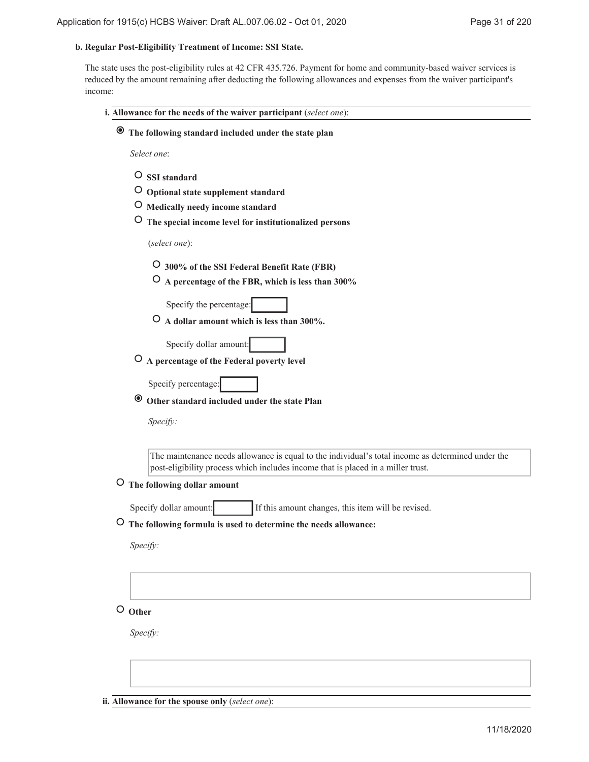**b. Regular Post-Eligibility Treatment of Income: SSI State.**

The state uses the post-eligibility rules at 42 CFR 435.726. Payment for home and community-based waiver services is reduced by the amount remaining after deducting the following allowances and expenses from the waiver participant's income:

**i. Allowance for the needs of the waiver participant** (*select one*):

◉ **The following standard included under the state plan**

*Select one*:

○ **SSI standard**

○ **Optional state supplement standard**

○ **Medically needy income standard**

○ **The special income level for institutionalized persons**

(*select one*):

○ **300% of the SSI Federal Benefit Rate (FBR)**

○ **A percentage of the FBR, which is less than 300%**

Specify the percentage:

○ **A dollar amount which is less than 300%.**

Specify dollar amount:

○ **A percentage of the Federal poverty level**

Specify percentage:

◉ **Other standard included under the state Plan**

*Specify:*

The maintenance needs allowance is equal to the individual's total income as determined under the post-eligibility process which includes income that is placed in a miller trust.

○ **The following dollar amount**

Specify dollar amount: If this amount changes, this item will be revised.

○ **The following formula is used to determine the needs allowance:**

*Specify:*

○ **Other**

*Specify:*

**ii. Allowance for the spouse only** (*select one*):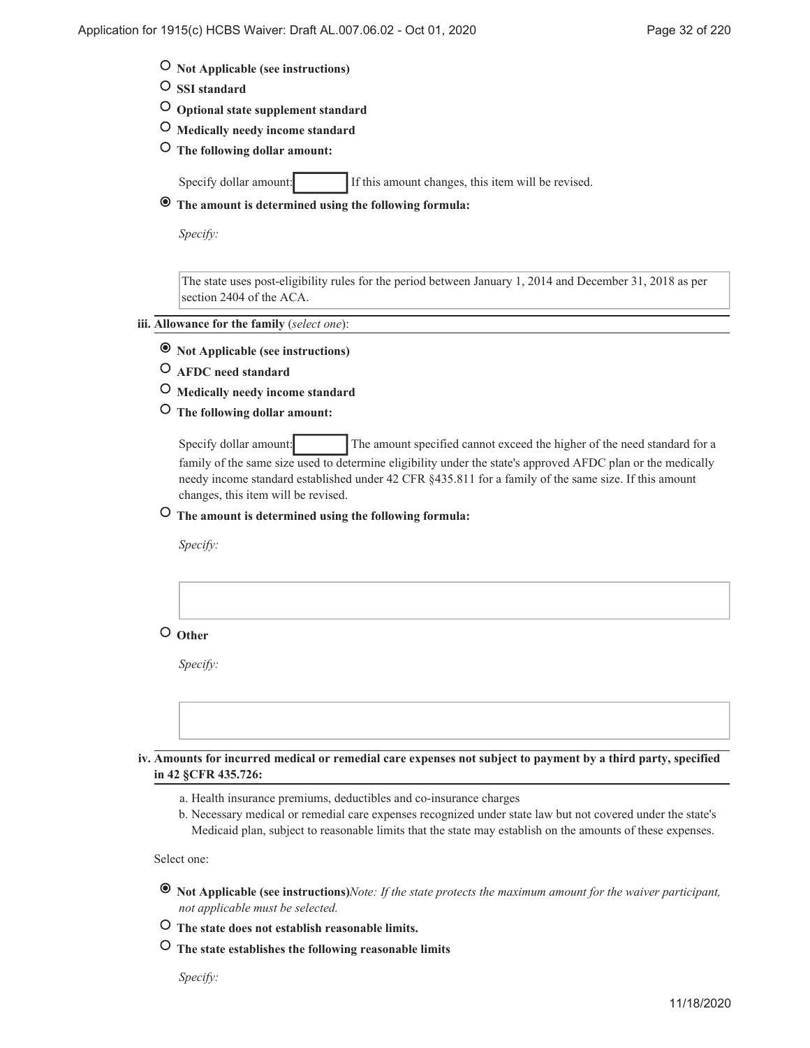- ○ **Not Applicable (see instructions)**
- ○ **SSI standard**
- ○ **Optional state supplement standard**
- ○ **Medically needy income standard**
- ○ **The following dollar amount:**

  Specify dollar amount: [ ] If this amount changes, this item will be revised.

- ◉ **The amount is determined using the following formula:**

  *Specify:*

  The state uses post-eligibility rules for the period between January 1, 2014 and December 31, 2018 as per section 2404 of the ACA.

**iii. Allowance for the family** (*select one*):

- ◉ **Not Applicable (see instructions)**
- ○ **AFDC need standard**
- ○ **Medically needy income standard**
- ○ **The following dollar amount:**

  Specify dollar amount: [ ] The amount specified cannot exceed the higher of the need standard for a family of the same size used to determine eligibility under the state's approved AFDC plan or the medically needy income standard established under 42 CFR §435.811 for a family of the same size. If this amount changes, this item will be revised.

- ○ **The amount is determined using the following formula:**

  *Specify:*

- ○ **Other**

  *Specify:*

**iv. Amounts for incurred medical or remedial care expenses not subject to payment by a third party, specified in 42 §CFR 435.726:**

a. Health insurance premiums, deductibles and co-insurance charges
b. Necessary medical or remedial care expenses recognized under state law but not covered under the state's Medicaid plan, subject to reasonable limits that the state may establish on the amounts of these expenses.

Select one:

- ◉ **Not Applicable (see instructions)***Note: If the state protects the maximum amount for the waiver participant, not applicable must be selected.*
- ○ **The state does not establish reasonable limits.**
- ○ **The state establishes the following reasonable limits**

  *Specify:*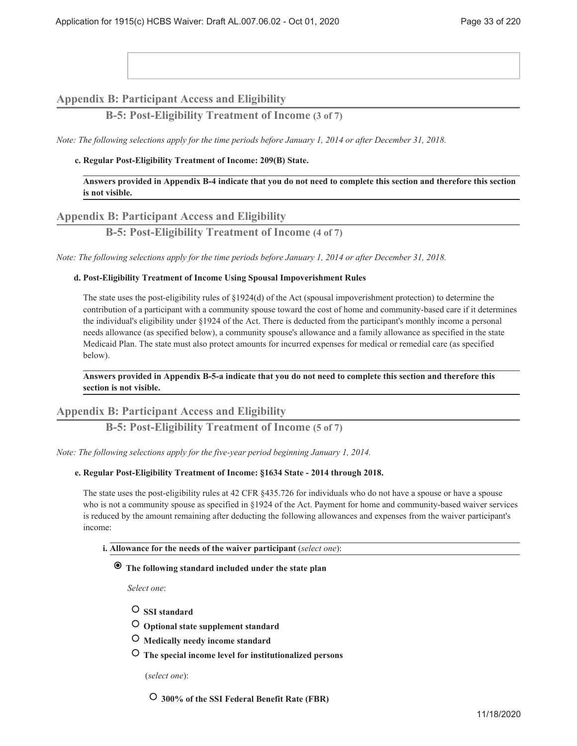## Appendix B: Participant Access and Eligibility

### B-5: Post-Eligibility Treatment of Income (3 of 7)

*Note: The following selections apply for the time periods before January 1, 2014 or after December 31, 2018.*

**c. Regular Post-Eligibility Treatment of Income: 209(B) State.**

**Answers provided in Appendix B-4 indicate that you do not need to complete this section and therefore this section is not visible.**

## Appendix B: Participant Access and Eligibility

### B-5: Post-Eligibility Treatment of Income (4 of 7)

*Note: The following selections apply for the time periods before January 1, 2014 or after December 31, 2018.*

**d. Post-Eligibility Treatment of Income Using Spousal Impoverishment Rules**

The state uses the post-eligibility rules of §1924(d) of the Act (spousal impoverishment protection) to determine the contribution of a participant with a community spouse toward the cost of home and community-based care if it determines the individual's eligibility under §1924 of the Act. There is deducted from the participant's monthly income a personal needs allowance (as specified below), a community spouse's allowance and a family allowance as specified in the state Medicaid Plan. The state must also protect amounts for incurred expenses for medical or remedial care (as specified below).

**Answers provided in Appendix B-5-a indicate that you do not need to complete this section and therefore this section is not visible.**

## Appendix B: Participant Access and Eligibility

### B-5: Post-Eligibility Treatment of Income (5 of 7)

*Note: The following selections apply for the five-year period beginning January 1, 2014.*

**e. Regular Post-Eligibility Treatment of Income: §1634 State - 2014 through 2018.**

The state uses the post-eligibility rules at 42 CFR §435.726 for individuals who do not have a spouse or have a spouse who is not a community spouse as specified in §1924 of the Act. Payment for home and community-based waiver services is reduced by the amount remaining after deducting the following allowances and expenses from the waiver participant's income:

**i. Allowance for the needs of the waiver participant** (*select one*):

- [x] **The following standard included under the state plan**

  *Select one*:

  - [ ] **SSI standard**
  - [ ] **Optional state supplement standard**
  - [ ] **Medically needy income standard**
  - [ ] **The special income level for institutionalized persons**

    (*select one*):

    - [ ] **300% of the SSI Federal Benefit Rate (FBR)**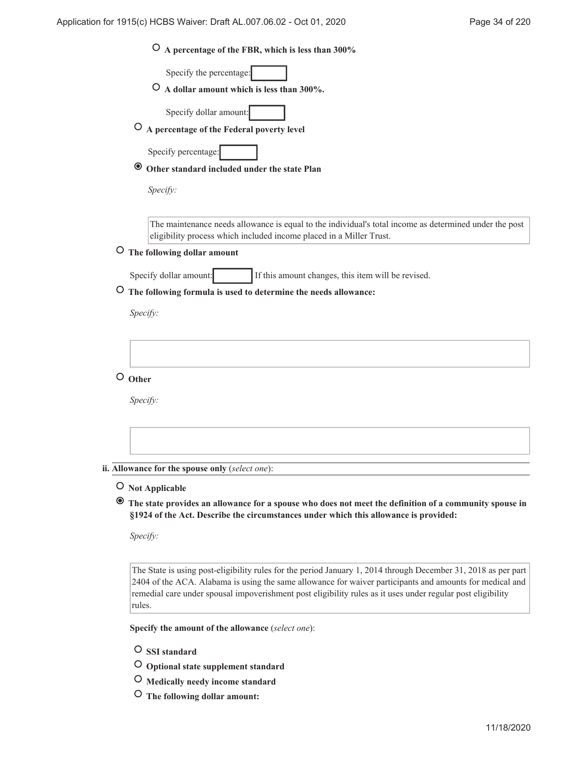○ **A percentage of the FBR, which is less than 300%**

Specify the percentage:

○ **A dollar amount which is less than 300%.**

Specify dollar amount:

○ **A percentage of the Federal poverty level**

Specify percentage:

◉ **Other standard included under the state Plan**

*Specify:*

The maintenance needs allowance is equal to the individual's total income as determined under the post eligibility process which included income placed in a Miller Trust.

○ **The following dollar amount**

Specify dollar amount: If this amount changes, this item will be revised.

○ **The following formula is used to determine the needs allowance:**

*Specify:*

○ **Other**

*Specify:*

**ii. Allowance for the spouse only** (*select one*):

○ **Not Applicable**

◉ **The state provides an allowance for a spouse who does not meet the definition of a community spouse in §1924 of the Act. Describe the circumstances under which this allowance is provided:**

*Specify:*

The State is using post-eligibility rules for the period January 1, 2014 through December 31, 2018 as per part 2404 of the ACA. Alabama is using the same allowance for waiver participants and amounts for medical and remedial care under spousal impoverishment post eligibility rules as it uses under regular post eligibility rules.

**Specify the amount of the allowance** (*select one*):

○ **SSI standard**

○ **Optional state supplement standard**

○ **Medically needy income standard**

○ **The following dollar amount:**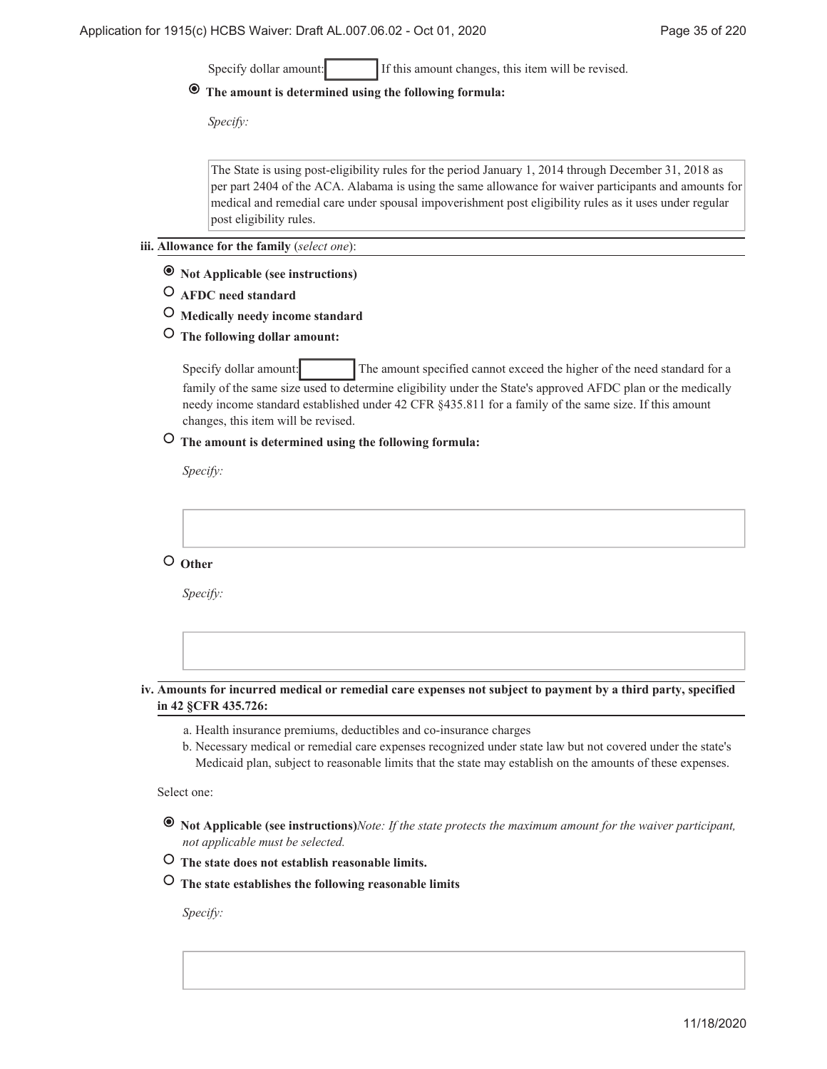Specify dollar amount: [ ] If this amount changes, this item will be revised.

◉ **The amount is determined using the following formula:**

*Specify:*

> The State is using post-eligibility rules for the period January 1, 2014 through December 31, 2018 as per part 2404 of the ACA. Alabama is using the same allowance for waiver participants and amounts for medical and remedial care under spousal impoverishment post eligibility rules as it uses under regular post eligibility rules.

**iii. Allowance for the family** (*select one*):

◉ **Not Applicable (see instructions)**

○ **AFDC need standard**

○ **Medically needy income standard**

○ **The following dollar amount:**

Specify dollar amount: [ ] The amount specified cannot exceed the higher of the need standard for a family of the same size used to determine eligibility under the State's approved AFDC plan or the medically needy income standard established under 42 CFR §435.811 for a family of the same size. If this amount changes, this item will be revised.

○ **The amount is determined using the following formula:**

*Specify:*

○ **Other**

*Specify:*

**iv. Amounts for incurred medical or remedial care expenses not subject to payment by a third party, specified in 42 §CFR 435.726:**

a. Health insurance premiums, deductibles and co-insurance charges
b. Necessary medical or remedial care expenses recognized under state law but not covered under the state's Medicaid plan, subject to reasonable limits that the state may establish on the amounts of these expenses.

Select one:

◉ **Not Applicable (see instructions)** *Note: If the state protects the maximum amount for the waiver participant, not applicable must be selected.*

○ **The state does not establish reasonable limits.**

○ **The state establishes the following reasonable limits**

*Specify:*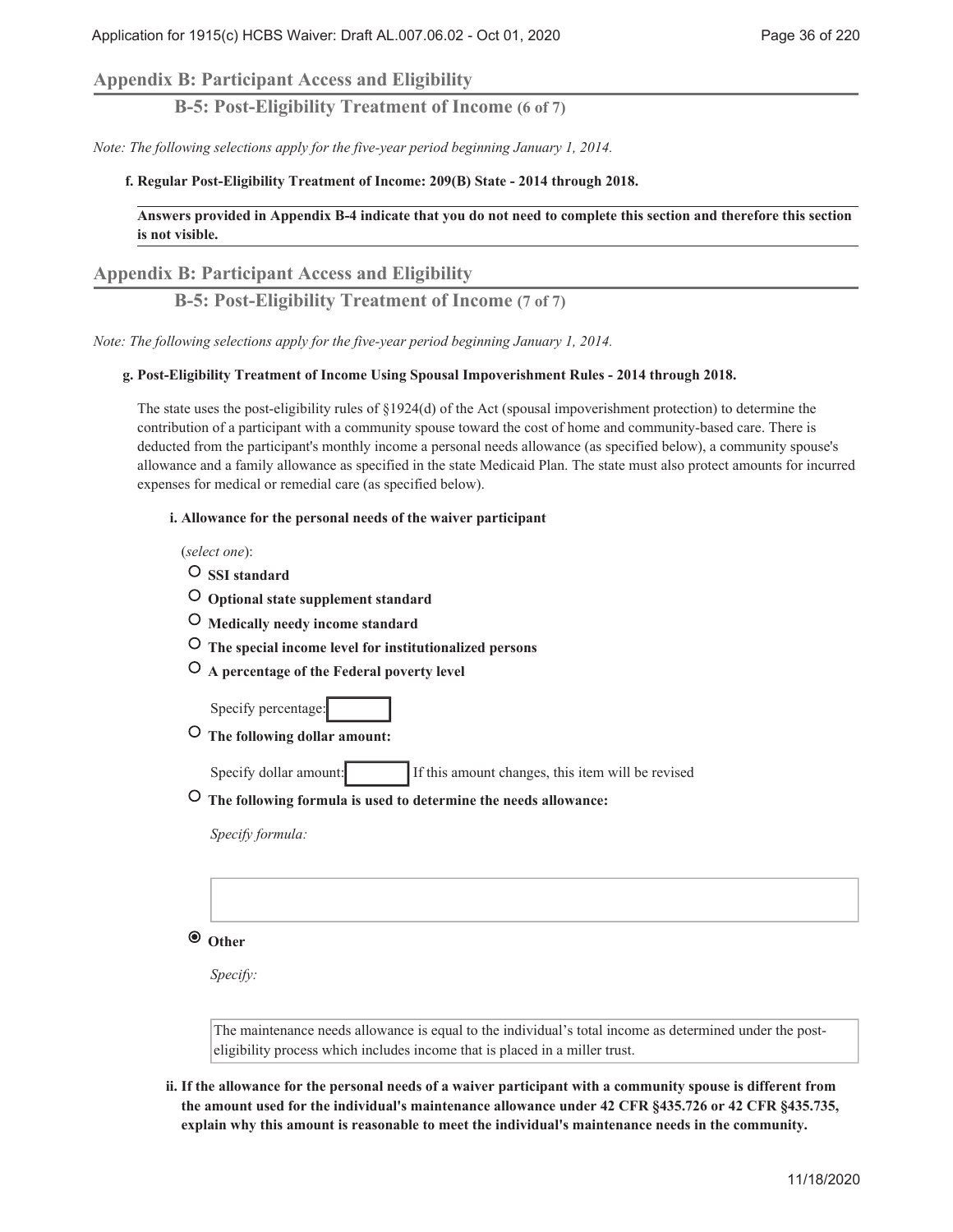## Appendix B: Participant Access and Eligibility

### B-5: Post-Eligibility Treatment of Income (6 of 7)

*Note: The following selections apply for the five-year period beginning January 1, 2014.*

**f. Regular Post-Eligibility Treatment of Income: 209(B) State - 2014 through 2018.**

**Answers provided in Appendix B-4 indicate that you do not need to complete this section and therefore this section is not visible.**

## Appendix B: Participant Access and Eligibility

### B-5: Post-Eligibility Treatment of Income (7 of 7)

*Note: The following selections apply for the five-year period beginning January 1, 2014.*

**g. Post-Eligibility Treatment of Income Using Spousal Impoverishment Rules - 2014 through 2018.**

The state uses the post-eligibility rules of §1924(d) of the Act (spousal impoverishment protection) to determine the contribution of a participant with a community spouse toward the cost of home and community-based care. There is deducted from the participant's monthly income a personal needs allowance (as specified below), a community spouse's allowance and a family allowance as specified in the state Medicaid Plan. The state must also protect amounts for incurred expenses for medical or remedial care (as specified below).

**i. Allowance for the personal needs of the waiver participant**

(*select one*):

- ○ **SSI standard**
- ○ **Optional state supplement standard**
- ○ **Medically needy income standard**
- ○ **The special income level for institutionalized persons**
- ○ **A percentage of the Federal poverty level**

  Specify percentage:

- ○ **The following dollar amount:**

  Specify dollar amount: If this amount changes, this item will be revised

- ○ **The following formula is used to determine the needs allowance:**

  *Specify formula:*

- ◉ **Other**

  *Specify:*

  The maintenance needs allowance is equal to the individual's total income as determined under the post-eligibility process which includes income that is placed in a miller trust.

**ii. If the allowance for the personal needs of a waiver participant with a community spouse is different from the amount used for the individual's maintenance allowance under 42 CFR §435.726 or 42 CFR §435.735, explain why this amount is reasonable to meet the individual's maintenance needs in the community.**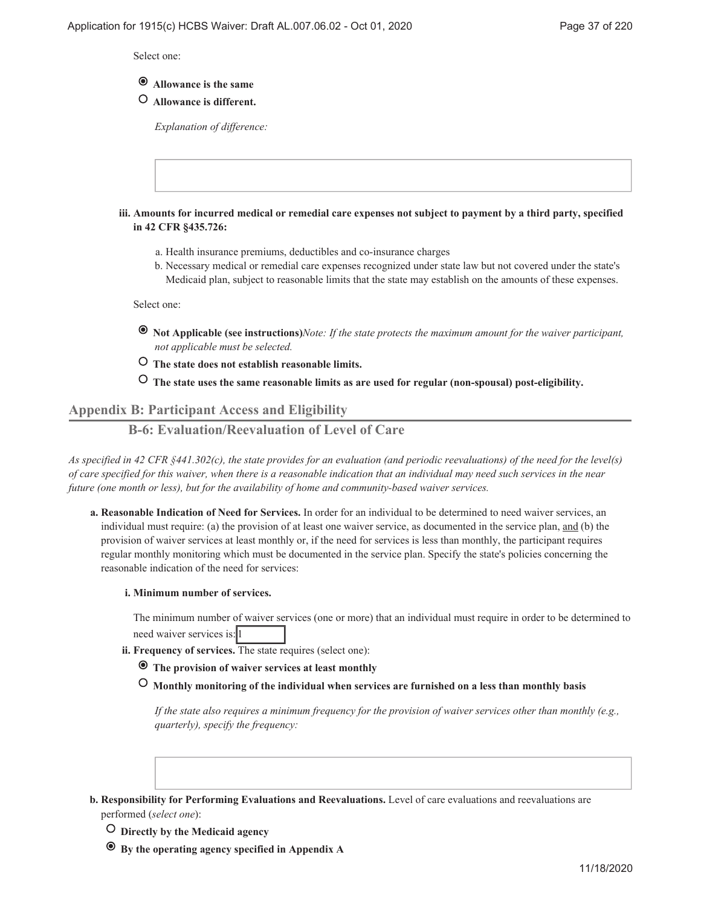Select one:

- ◉ **Allowance is the same**
- ○ **Allowance is different.**

  *Explanation of difference:*

**iii. Amounts for incurred medical or remedial care expenses not subject to payment by a third party, specified in 42 CFR §435.726:**

a. Health insurance premiums, deductibles and co-insurance charges
b. Necessary medical or remedial care expenses recognized under state law but not covered under the state's Medicaid plan, subject to reasonable limits that the state may establish on the amounts of these expenses.

Select one:

- ◉ **Not Applicable (see instructions)***Note: If the state protects the maximum amount for the waiver participant, not applicable must be selected.*
- ○ **The state does not establish reasonable limits.**
- ○ **The state uses the same reasonable limits as are used for regular (non-spousal) post-eligibility.**

## Appendix B: Participant Access and Eligibility

### B-6: Evaluation/Reevaluation of Level of Care

*As specified in 42 CFR §441.302(c), the state provides for an evaluation (and periodic reevaluations) of the need for the level(s) of care specified for this waiver, when there is a reasonable indication that an individual may need such services in the near future (one month or less), but for the availability of home and community-based waiver services.*

**a. Reasonable Indication of Need for Services.** In order for an individual to be determined to need waiver services, an individual must require: (a) the provision of at least one waiver service, as documented in the service plan, and (b) the provision of waiver services at least monthly or, if the need for services is less than monthly, the participant requires regular monthly monitoring which must be documented in the service plan. Specify the state's policies concerning the reasonable indication of the need for services:

**i. Minimum number of services.**

The minimum number of waiver services (one or more) that an individual must require in order to be determined to need waiver services is: 1

**ii. Frequency of services.** The state requires (select one):

- ◉ **The provision of waiver services at least monthly**
- ○ **Monthly monitoring of the individual when services are furnished on a less than monthly basis**

  *If the state also requires a minimum frequency for the provision of waiver services other than monthly (e.g., quarterly), specify the frequency:*

**b. Responsibility for Performing Evaluations and Reevaluations.** Level of care evaluations and reevaluations are performed (*select one*):

- ○ **Directly by the Medicaid agency**
- ◉ **By the operating agency specified in Appendix A**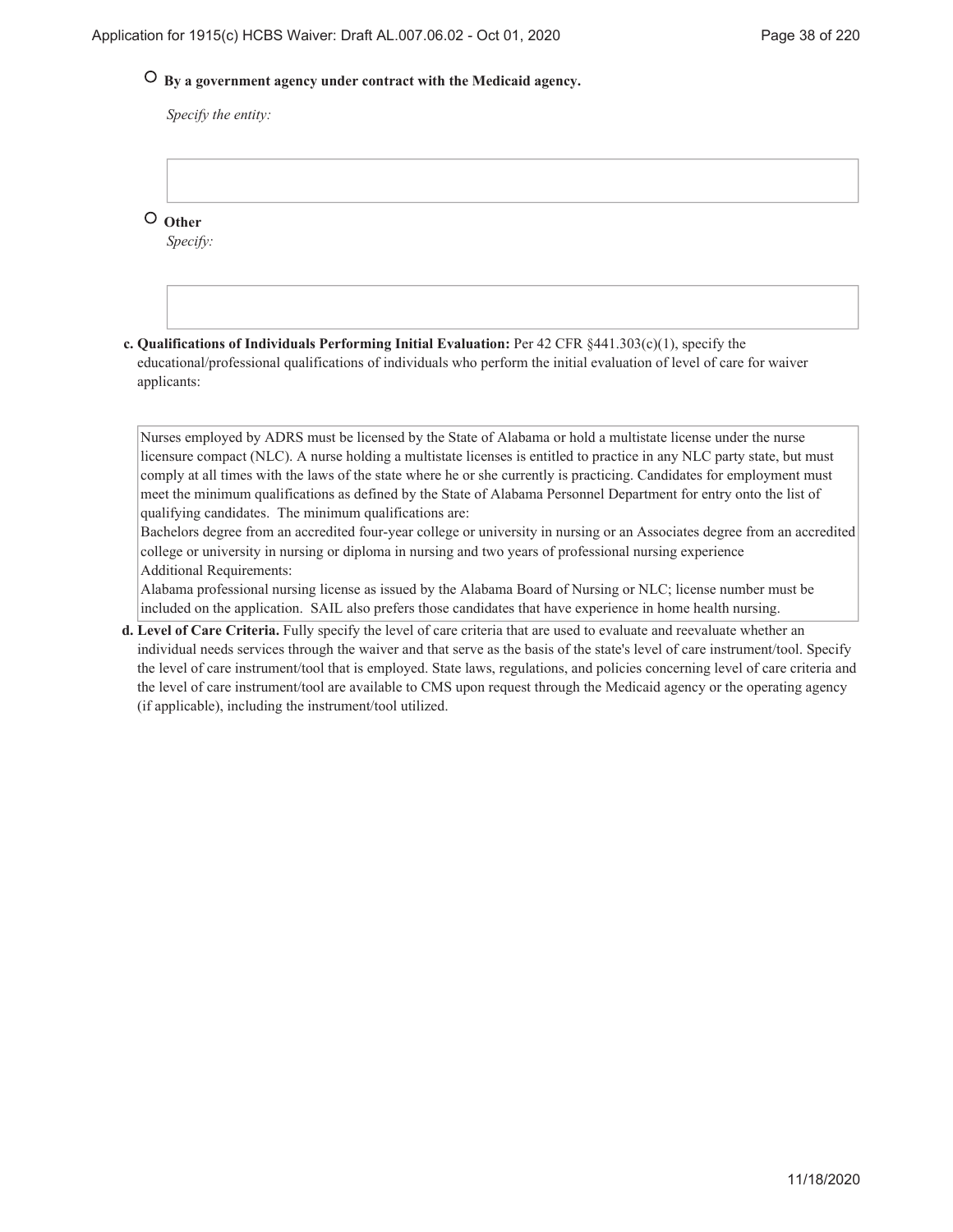○ **By a government agency under contract with the Medicaid agency.**

*Specify the entity:*

○ **Other**

*Specify:*

**c. Qualifications of Individuals Performing Initial Evaluation:** Per 42 CFR §441.303(c)(1), specify the educational/professional qualifications of individuals who perform the initial evaluation of level of care for waiver applicants:

Nurses employed by ADRS must be licensed by the State of Alabama or hold a multistate license under the nurse licensure compact (NLC). A nurse holding a multistate licenses is entitled to practice in any NLC party state, but must comply at all times with the laws of the state where he or she currently is practicing. Candidates for employment must meet the minimum qualifications as defined by the State of Alabama Personnel Department for entry onto the list of qualifying candidates. The minimum qualifications are:
Bachelors degree from an accredited four-year college or university in nursing or an Associates degree from an accredited college or university in nursing or diploma in nursing and two years of professional nursing experience
Additional Requirements:
Alabama professional nursing license as issued by the Alabama Board of Nursing or NLC; license number must be included on the application. SAIL also prefers those candidates that have experience in home health nursing.

**d. Level of Care Criteria.** Fully specify the level of care criteria that are used to evaluate and reevaluate whether an individual needs services through the waiver and that serve as the basis of the state's level of care instrument/tool. Specify the level of care instrument/tool that is employed. State laws, regulations, and policies concerning level of care criteria and the level of care instrument/tool are available to CMS upon request through the Medicaid agency or the operating agency (if applicable), including the instrument/tool utilized.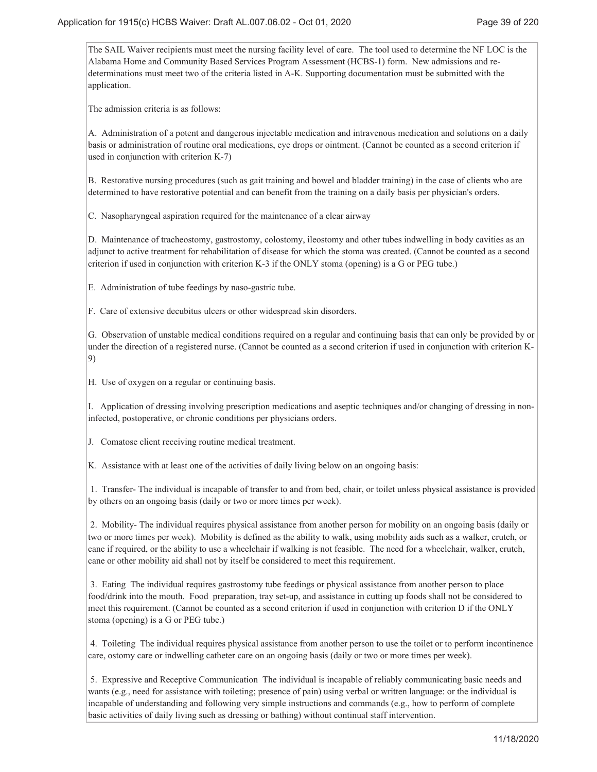The SAIL Waiver recipients must meet the nursing facility level of care. The tool used to determine the NF LOC is the Alabama Home and Community Based Services Program Assessment (HCBS-1) form. New admissions and re-determinations must meet two of the criteria listed in A-K. Supporting documentation must be submitted with the application.

The admission criteria is as follows:

A. Administration of a potent and dangerous injectable medication and intravenous medication and solutions on a daily basis or administration of routine oral medications, eye drops or ointment. (Cannot be counted as a second criterion if used in conjunction with criterion K-7)

B. Restorative nursing procedures (such as gait training and bowel and bladder training) in the case of clients who are determined to have restorative potential and can benefit from the training on a daily basis per physician's orders.

C. Nasopharyngeal aspiration required for the maintenance of a clear airway

D. Maintenance of tracheostomy, gastrostomy, colostomy, ileostomy and other tubes indwelling in body cavities as an adjunct to active treatment for rehabilitation of disease for which the stoma was created. (Cannot be counted as a second criterion if used in conjunction with criterion K-3 if the ONLY stoma (opening) is a G or PEG tube.)

E. Administration of tube feedings by naso-gastric tube.

F. Care of extensive decubitus ulcers or other widespread skin disorders.

G. Observation of unstable medical conditions required on a regular and continuing basis that can only be provided by or under the direction of a registered nurse. (Cannot be counted as a second criterion if used in conjunction with criterion K-9)

H. Use of oxygen on a regular or continuing basis.

I. Application of dressing involving prescription medications and aseptic techniques and/or changing of dressing in non-infected, postoperative, or chronic conditions per physicians orders.

J. Comatose client receiving routine medical treatment.

K. Assistance with at least one of the activities of daily living below on an ongoing basis:

1. Transfer- The individual is incapable of transfer to and from bed, chair, or toilet unless physical assistance is provided by others on an ongoing basis (daily or two or more times per week).

2. Mobility- The individual requires physical assistance from another person for mobility on an ongoing basis (daily or two or more times per week). Mobility is defined as the ability to walk, using mobility aids such as a walker, crutch, or cane if required, or the ability to use a wheelchair if walking is not feasible. The need for a wheelchair, walker, crutch, cane or other mobility aid shall not by itself be considered to meet this requirement.

3. Eating The individual requires gastrostomy tube feedings or physical assistance from another person to place food/drink into the mouth. Food preparation, tray set-up, and assistance in cutting up foods shall not be considered to meet this requirement. (Cannot be counted as a second criterion if used in conjunction with criterion D if the ONLY stoma (opening) is a G or PEG tube.)

4. Toileting The individual requires physical assistance from another person to use the toilet or to perform incontinence care, ostomy care or indwelling catheter care on an ongoing basis (daily or two or more times per week).

5. Expressive and Receptive Communication The individual is incapable of reliably communicating basic needs and wants (e.g., need for assistance with toileting; presence of pain) using verbal or written language: or the individual is incapable of understanding and following very simple instructions and commands (e.g., how to perform of complete basic activities of daily living such as dressing or bathing) without continual staff intervention.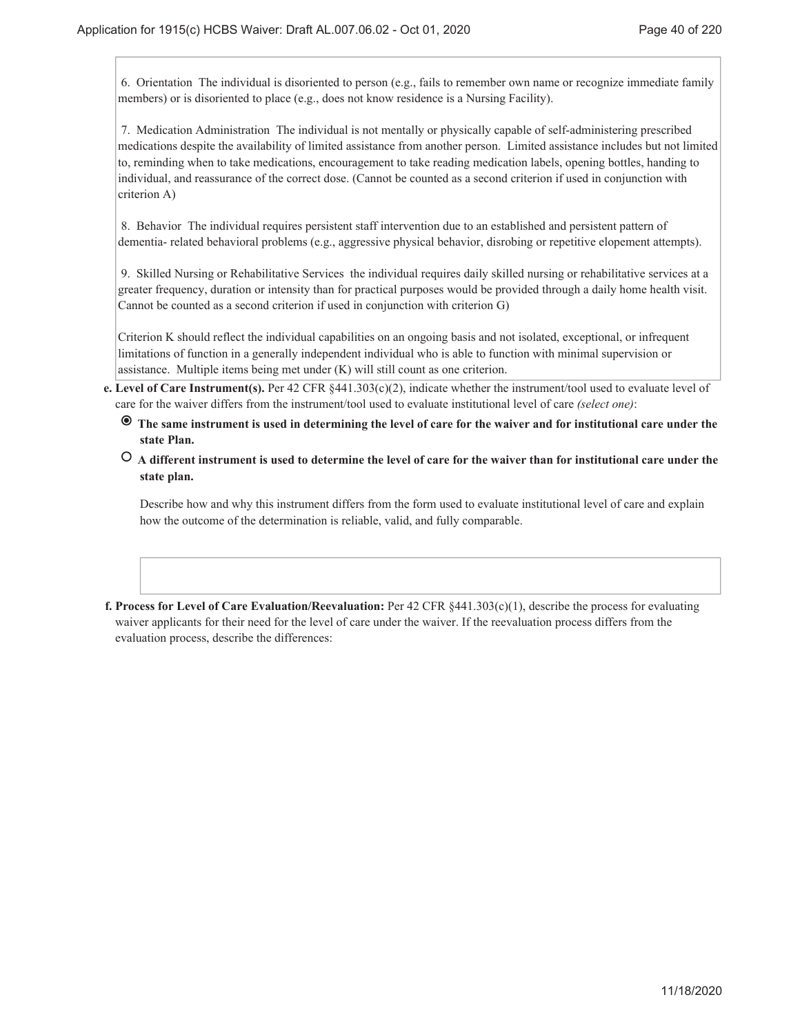6. Orientation The individual is disoriented to person (e.g., fails to remember own name or recognize immediate family members) or is disoriented to place (e.g., does not know residence is a Nursing Facility).

7. Medication Administration The individual is not mentally or physically capable of self-administering prescribed medications despite the availability of limited assistance from another person. Limited assistance includes but not limited to, reminding when to take medications, encouragement to take reading medication labels, opening bottles, handing to individual, and reassurance of the correct dose. (Cannot be counted as a second criterion if used in conjunction with criterion A)

8. Behavior The individual requires persistent staff intervention due to an established and persistent pattern of dementia- related behavioral problems (e.g., aggressive physical behavior, disrobing or repetitive elopement attempts).

9. Skilled Nursing or Rehabilitative Services the individual requires daily skilled nursing or rehabilitative services at a greater frequency, duration or intensity than for practical purposes would be provided through a daily home health visit. Cannot be counted as a second criterion if used in conjunction with criterion G)

Criterion K should reflect the individual capabilities on an ongoing basis and not isolated, exceptional, or infrequent limitations of function in a generally independent individual who is able to function with minimal supervision or assistance. Multiple items being met under (K) will still count as one criterion.

**e. Level of Care Instrument(s).** Per 42 CFR §441.303(c)(2), indicate whether the instrument/tool used to evaluate level of care for the waiver differs from the instrument/tool used to evaluate institutional level of care *(select one)*:

- ◉ **The same instrument is used in determining the level of care for the waiver and for institutional care under the state Plan.**
- ○ **A different instrument is used to determine the level of care for the waiver than for institutional care under the state plan.**

  Describe how and why this instrument differs from the form used to evaluate institutional level of care and explain how the outcome of the determination is reliable, valid, and fully comparable.

**f. Process for Level of Care Evaluation/Reevaluation:** Per 42 CFR §441.303(c)(1), describe the process for evaluating waiver applicants for their need for the level of care under the waiver. If the reevaluation process differs from the evaluation process, describe the differences: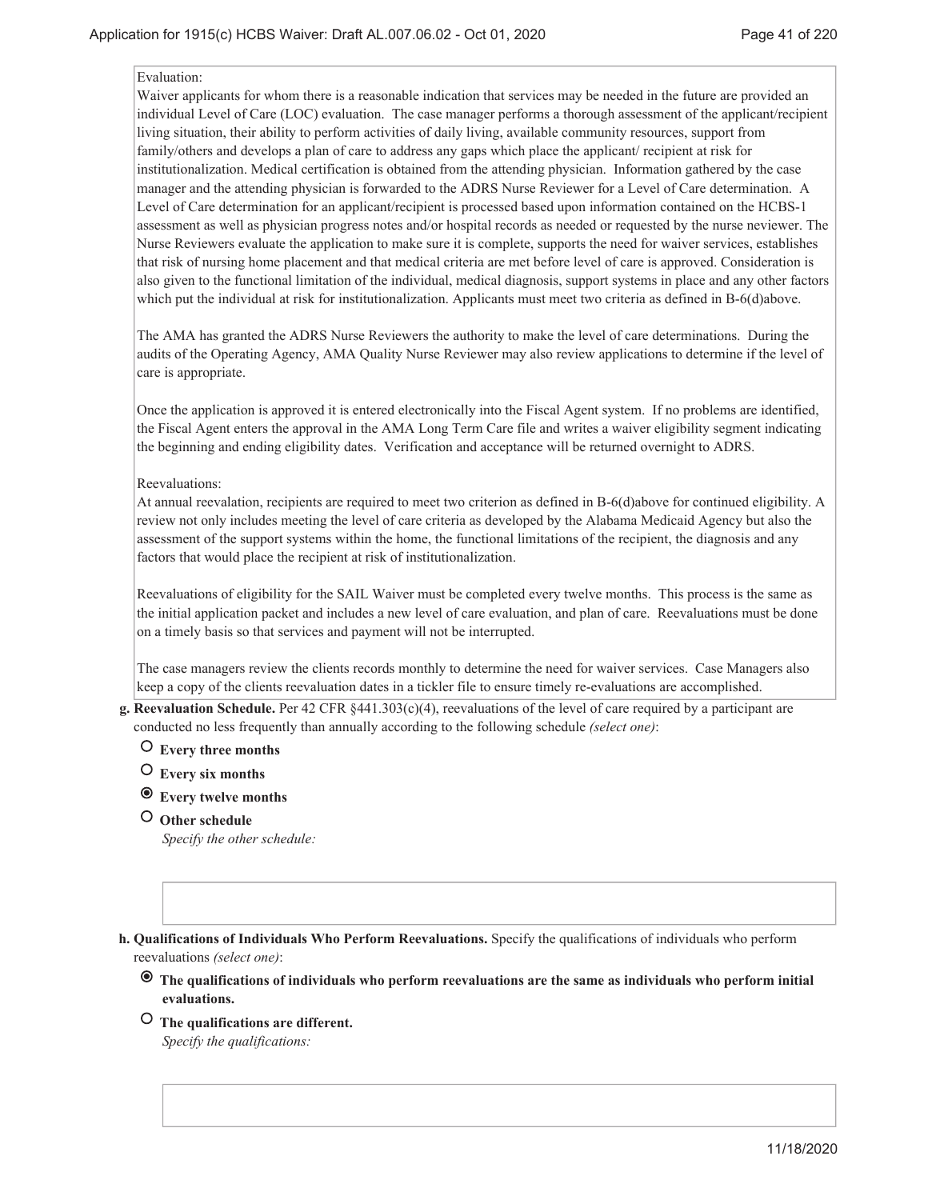Evaluation:
Waiver applicants for whom there is a reasonable indication that services may be needed in the future are provided an individual Level of Care (LOC) evaluation. The case manager performs a thorough assessment of the applicant/recipient living situation, their ability to perform activities of daily living, available community resources, support from family/others and develops a plan of care to address any gaps which place the applicant/ recipient at risk for institutionalization. Medical certification is obtained from the attending physician. Information gathered by the case manager and the attending physician is forwarded to the ADRS Nurse Reviewer for a Level of Care determination. A Level of Care determination for an applicant/recipient is processed based upon information contained on the HCBS-1 assessment as well as physician progress notes and/or hospital records as needed or requested by the nurse neviewer. The Nurse Reviewers evaluate the application to make sure it is complete, supports the need for waiver services, establishes that risk of nursing home placement and that medical criteria are met before level of care is approved. Consideration is also given to the functional limitation of the individual, medical diagnosis, support systems in place and any other factors which put the individual at risk for institutionalization. Applicants must meet two criteria as defined in B-6(d)above.

The AMA has granted the ADRS Nurse Reviewers the authority to make the level of care determinations. During the audits of the Operating Agency, AMA Quality Nurse Reviewer may also review applications to determine if the level of care is appropriate.

Once the application is approved it is entered electronically into the Fiscal Agent system. If no problems are identified, the Fiscal Agent enters the approval in the AMA Long Term Care file and writes a waiver eligibility segment indicating the beginning and ending eligibility dates. Verification and acceptance will be returned overnight to ADRS.

Reevaluations:
At annual reevalation, recipients are required to meet two criterion as defined in B-6(d)above for continued eligibility. A review not only includes meeting the level of care criteria as developed by the Alabama Medicaid Agency but also the assessment of the support systems within the home, the functional limitations of the recipient, the diagnosis and any factors that would place the recipient at risk of institutionalization.

Reevaluations of eligibility for the SAIL Waiver must be completed every twelve months. This process is the same as the initial application packet and includes a new level of care evaluation, and plan of care. Reevaluations must be done on a timely basis so that services and payment will not be interrupted.

The case managers review the clients records monthly to determine the need for waiver services. Case Managers also keep a copy of the clients reevaluation dates in a tickler file to ensure timely re-evaluations are accomplished.

**g. Reevaluation Schedule.** Per 42 CFR §441.303(c)(4), reevaluations of the level of care required by a participant are conducted no less frequently than annually according to the following schedule *(select one)*:

- ○ **Every three months**
- ○ **Every six months**
- ◉ **Every twelve months**
- ○ **Other schedule**
  *Specify the other schedule:*

**h. Qualifications of Individuals Who Perform Reevaluations.** Specify the qualifications of individuals who perform reevaluations *(select one)*:

- ◉ **The qualifications of individuals who perform reevaluations are the same as individuals who perform initial evaluations.**
- ○ **The qualifications are different.**
  *Specify the qualifications:*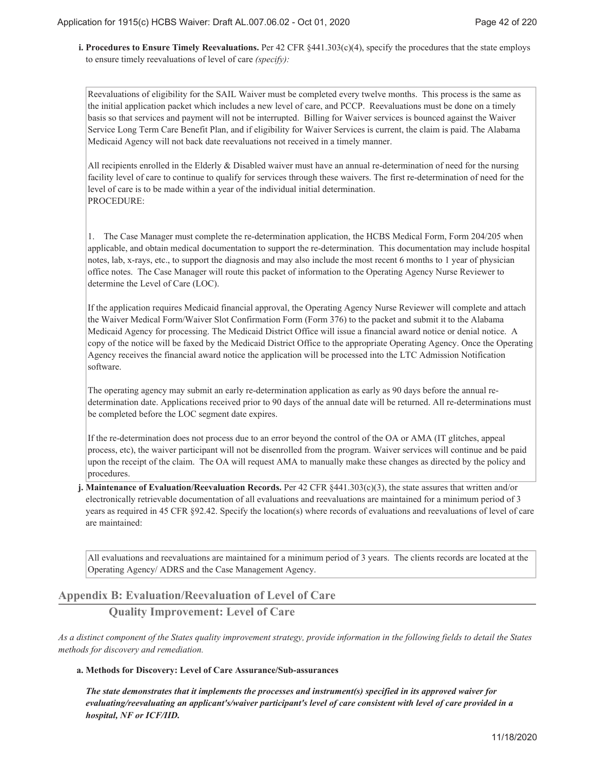**i. Procedures to Ensure Timely Reevaluations.** Per 42 CFR §441.303(c)(4), specify the procedures that the state employs to ensure timely reevaluations of level of care *(specify):*

Reevaluations of eligibility for the SAIL Waiver must be completed every twelve months. This process is the same as the initial application packet which includes a new level of care, and PCCP. Reevaluations must be done on a timely basis so that services and payment will not be interrupted. Billing for Waiver services is bounced against the Waiver Service Long Term Care Benefit Plan, and if eligibility for Waiver Services is current, the claim is paid. The Alabama Medicaid Agency will not back date reevaluations not received in a timely manner.

All recipients enrolled in the Elderly & Disabled waiver must have an annual re-determination of need for the nursing facility level of care to continue to qualify for services through these waivers. The first re-determination of need for the level of care is to be made within a year of the individual initial determination.
PROCEDURE:

1. The Case Manager must complete the re-determination application, the HCBS Medical Form, Form 204/205 when applicable, and obtain medical documentation to support the re-determination. This documentation may include hospital notes, lab, x-rays, etc., to support the diagnosis and may also include the most recent 6 months to 1 year of physician office notes. The Case Manager will route this packet of information to the Operating Agency Nurse Reviewer to determine the Level of Care (LOC).

If the application requires Medicaid financial approval, the Operating Agency Nurse Reviewer will complete and attach the Waiver Medical Form/Waiver Slot Confirmation Form (Form 376) to the packet and submit it to the Alabama Medicaid Agency for processing. The Medicaid District Office will issue a financial award notice or denial notice. A copy of the notice will be faxed by the Medicaid District Office to the appropriate Operating Agency. Once the Operating Agency receives the financial award notice the application will be processed into the LTC Admission Notification software.

The operating agency may submit an early re-determination application as early as 90 days before the annual re-determination date. Applications received prior to 90 days of the annual date will be returned. All re-determinations must be completed before the LOC segment date expires.

If the re-determination does not process due to an error beyond the control of the OA or AMA (IT glitches, appeal process, etc), the waiver participant will not be disenrolled from the program. Waiver services will continue and be paid upon the receipt of the claim. The OA will request AMA to manually make these changes as directed by the policy and procedures.

**j. Maintenance of Evaluation/Reevaluation Records.** Per 42 CFR §441.303(c)(3), the state assures that written and/or electronically retrievable documentation of all evaluations and reevaluations are maintained for a minimum period of 3 years as required in 45 CFR §92.42. Specify the location(s) where records of evaluations and reevaluations of level of care are maintained:

All evaluations and reevaluations are maintained for a minimum period of 3 years. The clients records are located at the Operating Agency/ ADRS and the Case Management Agency.

## Appendix B: Evaluation/Reevaluation of Level of Care

### Quality Improvement: Level of Care

*As a distinct component of the States quality improvement strategy, provide information in the following fields to detail the States methods for discovery and remediation.*

**a. Methods for Discovery: Level of Care Assurance/Sub-assurances**

***The state demonstrates that it implements the processes and instrument(s) specified in its approved waiver for evaluating/reevaluating an applicant's/waiver participant's level of care consistent with level of care provided in a hospital, NF or ICF/IID.***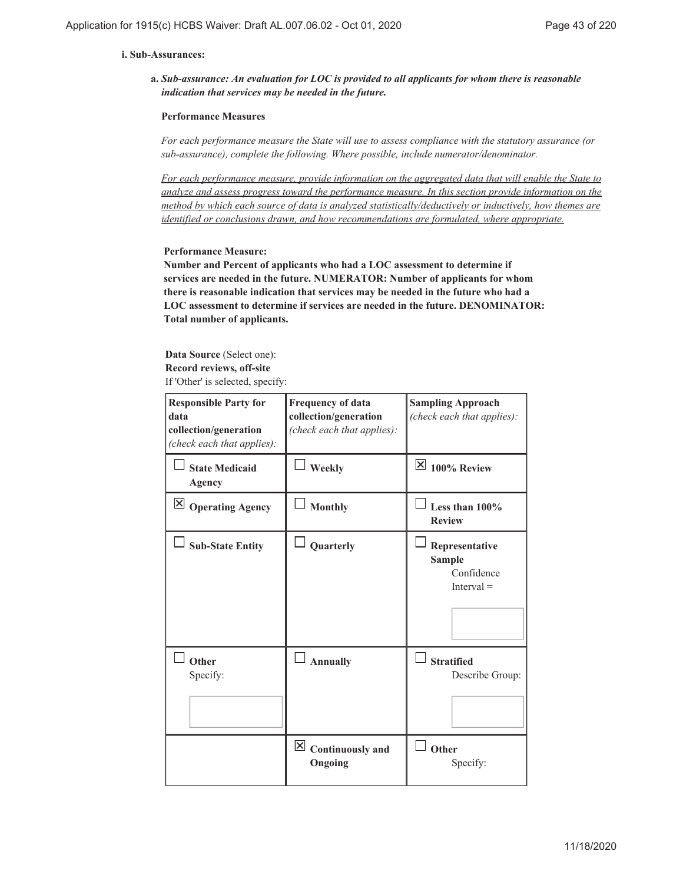**i. Sub-Assurances:**

**a.** ***Sub-assurance: An evaluation for LOC is provided to all applicants for whom there is reasonable indication that services may be needed in the future.***

**Performance Measures**

*For each performance measure the State will use to assess compliance with the statutory assurance (or sub-assurance), complete the following. Where possible, include numerator/denominator.*

*For each performance measure, provide information on the aggregated data that will enable the State to analyze and assess progress toward the performance measure. In this section provide information on the method by which each source of data is analyzed statistically/deductively or inductively, how themes are identified or conclusions drawn, and how recommendations are formulated, where appropriate.*

**Performance Measure:**
**Number and Percent of applicants who had a LOC assessment to determine if services are needed in the future. NUMERATOR: Number of applicants for whom there is reasonable indication that services may be needed in the future who had a LOC assessment to determine if services are needed in the future. DENOMINATOR: Total number of applicants.**

**Data Source** (Select one):
**Record reviews, off-site**
If 'Other' is selected, specify:

| **Responsible Party for data collection/generation** *(check each that applies):* | **Frequency of data collection/generation** *(check each that applies):* | **Sampling Approach** *(check each that applies):* |
|---|---|---|
| ☐ **State Medicaid Agency** | ☐ **Weekly** | ☒ **100% Review** |
| ☒ **Operating Agency** | ☐ **Monthly** | ☐ **Less than 100% Review** |
| ☐ **Sub-State Entity** | ☐ **Quarterly** | ☐ **Representative Sample** Confidence Interval = |
| ☐ **Other** Specify: | ☐ **Annually** | ☐ **Stratified** Describe Group: |
| | ☒ **Continuously and Ongoing** | ☐ **Other** Specify: |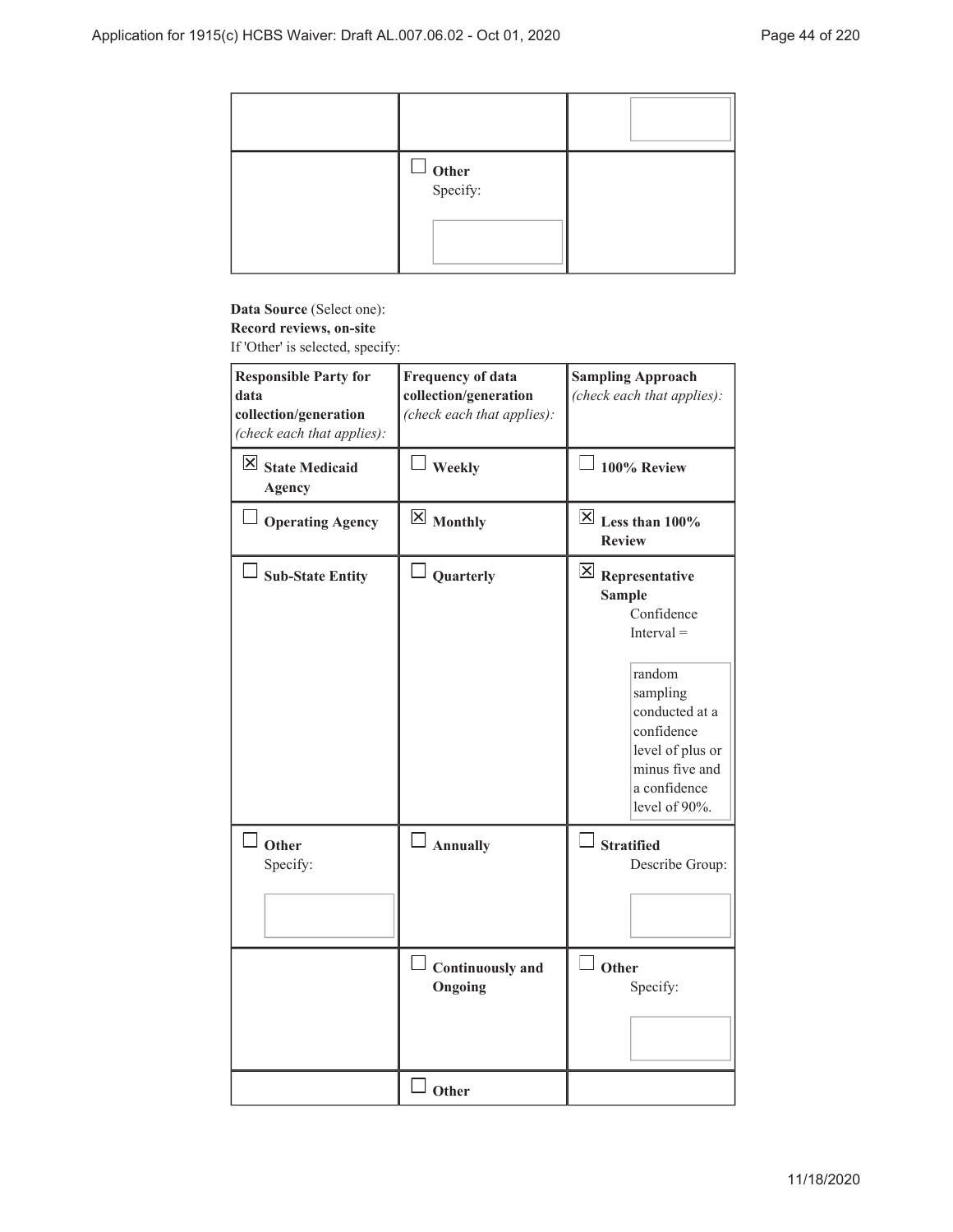| | | |
|---|---|---|
| | | |
| | ☐ **Other** Specify: | |

**Data Source** (Select one):
**Record reviews, on-site**
If 'Other' is selected, specify:

| **Responsible Party for data collection/generation** *(check each that applies):* | **Frequency of data collection/generation** *(check each that applies):* | **Sampling Approach** *(check each that applies):* |
|---|---|---|
| ☒ **State Medicaid Agency** | ☐ **Weekly** | ☐ **100% Review** |
| ☐ **Operating Agency** | ☒ **Monthly** | ☒ **Less than 100% Review** |
| ☐ **Sub-State Entity** | ☐ **Quarterly** | ☒ **Representative Sample** Confidence Interval = random sampling conducted at a confidence level of plus or minus five and a confidence level of 90%. |
| ☐ **Other** Specify: | ☐ **Annually** | ☐ **Stratified** Describe Group: |
| | ☐ **Continuously and Ongoing** | ☐ **Other** Specify: |
| | ☐ **Other** | |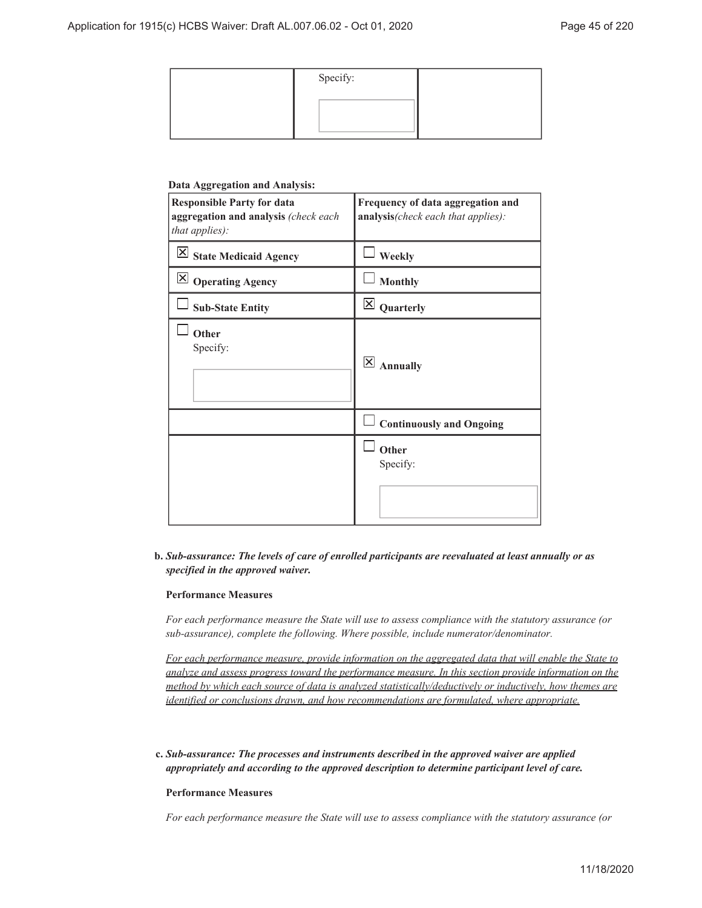| | Specify: | |
|---|---|---|
| | | |

**Data Aggregation and Analysis:**

| **Responsible Party for data aggregation and analysis** *(check each that applies):* | **Frequency of data aggregation and analysis***(check each that applies):* |
|---|---|
| ☒ **State Medicaid Agency** | ☐ **Weekly** |
| ☒ **Operating Agency** | ☐ **Monthly** |
| ☐ **Sub-State Entity** | ☒ **Quarterly** |
| ☐ **Other** Specify: | ☒ **Annually** |
| | ☐ **Continuously and Ongoing** |
| | ☐ **Other** Specify: |

**b.** ***Sub-assurance: The levels of care of enrolled participants are reevaluated at least annually or as specified in the approved waiver.***

**Performance Measures**

*For each performance measure the State will use to assess compliance with the statutory assurance (or sub-assurance), complete the following. Where possible, include numerator/denominator.*

*For each performance measure, provide information on the aggregated data that will enable the State to analyze and assess progress toward the performance measure. In this section provide information on the method by which each source of data is analyzed statistically/deductively or inductively, how themes are identified or conclusions drawn, and how recommendations are formulated, where appropriate.*

**c.** ***Sub-assurance: The processes and instruments described in the approved waiver are applied appropriately and according to the approved description to determine participant level of care.***

**Performance Measures**

*For each performance measure the State will use to assess compliance with the statutory assurance (or*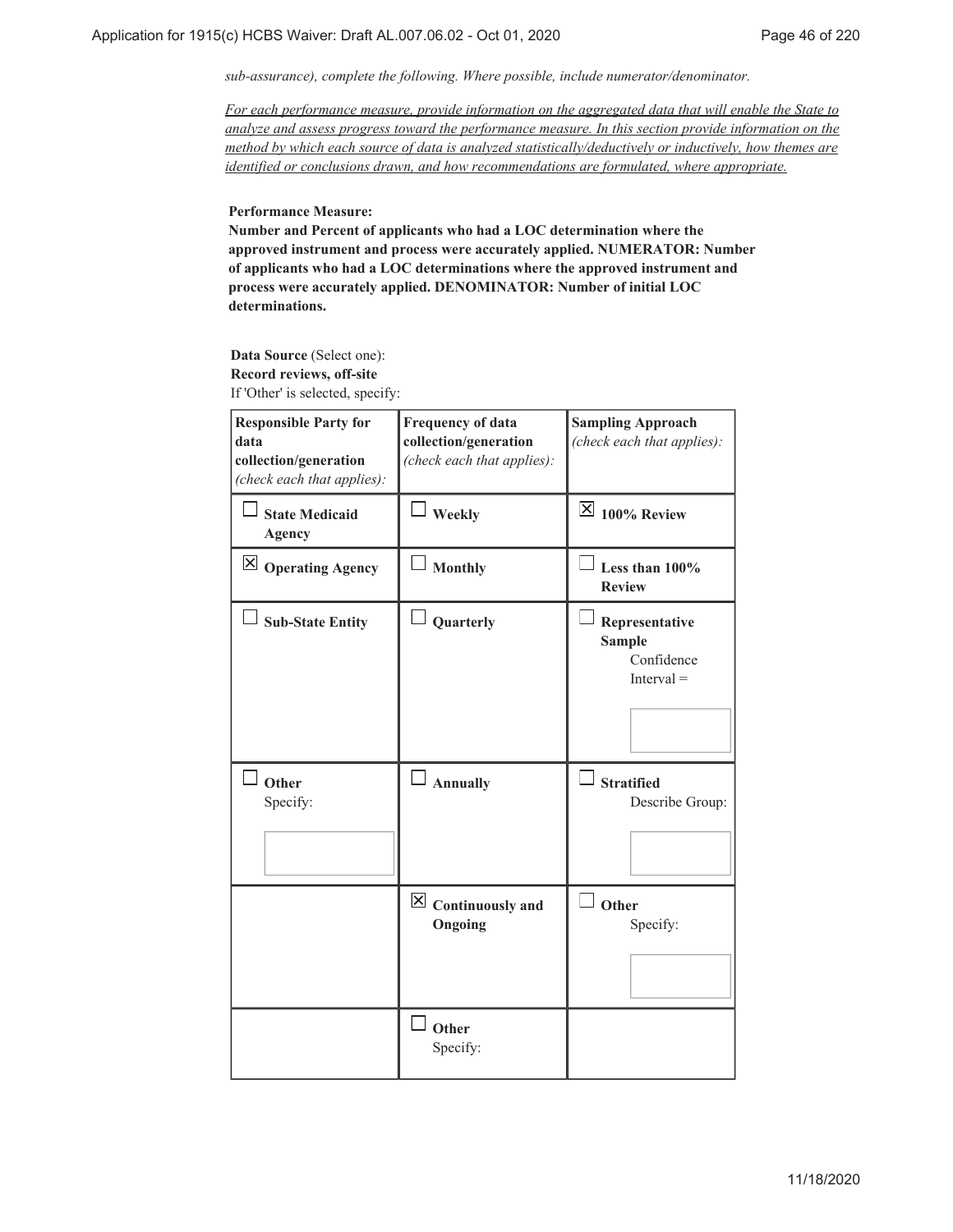*sub-assurance), complete the following. Where possible, include numerator/denominator.*

*For each performance measure, provide information on the aggregated data that will enable the State to analyze and assess progress toward the performance measure. In this section provide information on the method by which each source of data is analyzed statistically/deductively or inductively, how themes are identified or conclusions drawn, and how recommendations are formulated, where appropriate.*

**Performance Measure:**
**Number and Percent of applicants who had a LOC determination where the approved instrument and process were accurately applied. NUMERATOR: Number of applicants who had a LOC determinations where the approved instrument and process were accurately applied. DENOMINATOR: Number of initial LOC determinations.**

**Data Source** (Select one):
**Record reviews, off-site**
If 'Other' is selected, specify:

| **Responsible Party for data collection/generation** *(check each that applies):* | **Frequency of data collection/generation** *(check each that applies):* | **Sampling Approach** *(check each that applies):* |
|---|---|---|
| ☐ **State Medicaid Agency** | ☐ **Weekly** | ☒ **100% Review** |
| ☒ **Operating Agency** | ☐ **Monthly** | ☐ **Less than 100% Review** |
| ☐ **Sub-State Entity** | ☐ **Quarterly** | ☐ **Representative Sample** Confidence Interval = |
| ☐ **Other** Specify: | ☐ **Annually** | ☐ **Stratified** Describe Group: |
| | ☒ **Continuously and Ongoing** | ☐ **Other** Specify: |
| | ☐ **Other** Specify: | |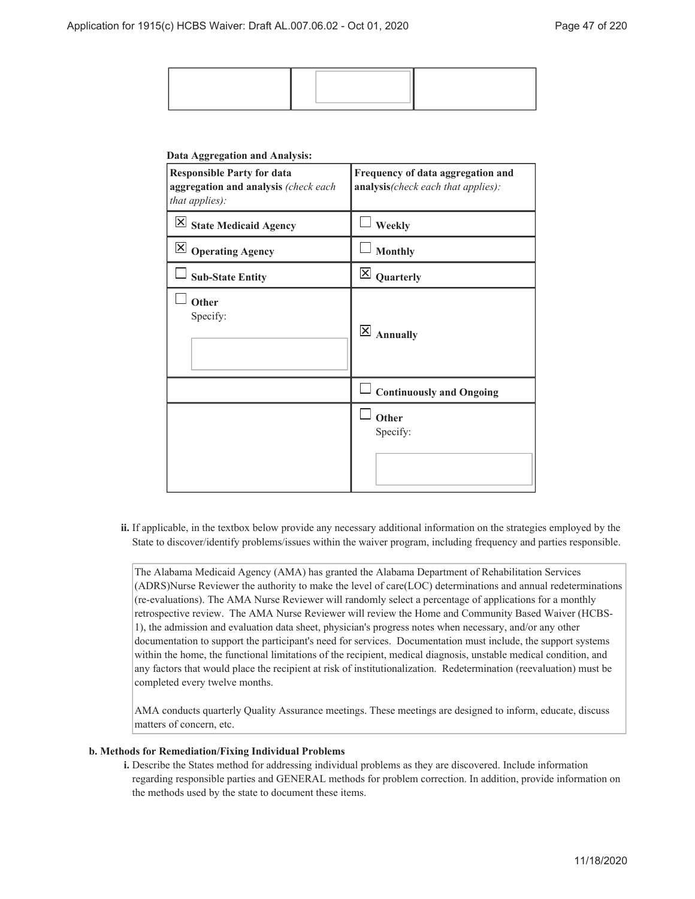| | | |
|---|---|---|
| | | |

**Data Aggregation and Analysis:**

| Responsible Party for data aggregation and analysis *(check each that applies):* | Frequency of data aggregation and analysis*(check each that applies):* |
|---|---|
| ☒ **State Medicaid Agency** | ☐ **Weekly** |
| ☒ **Operating Agency** | ☐ **Monthly** |
| ☐ **Sub-State Entity** | ☒ **Quarterly** |
| ☐ **Other** Specify: | ☒ **Annually** |
| | ☐ **Continuously and Ongoing** |
| | ☐ **Other** Specify: |

**ii.** If applicable, in the textbox below provide any necessary additional information on the strategies employed by the State to discover/identify problems/issues within the waiver program, including frequency and parties responsible.

The Alabama Medicaid Agency (AMA) has granted the Alabama Department of Rehabilitation Services (ADRS)Nurse Reviewer the authority to make the level of care(LOC) determinations and annual redeterminations (re-evaluations). The AMA Nurse Reviewer will randomly select a percentage of applications for a monthly retrospective review. The AMA Nurse Reviewer will review the Home and Community Based Waiver (HCBS-1), the admission and evaluation data sheet, physician's progress notes when necessary, and/or any other documentation to support the participant's need for services. Documentation must include, the support systems within the home, the functional limitations of the recipient, medical diagnosis, unstable medical condition, and any factors that would place the recipient at risk of institutionalization. Redetermination (reevaluation) must be completed every twelve months.

AMA conducts quarterly Quality Assurance meetings. These meetings are designed to inform, educate, discuss matters of concern, etc.

**b. Methods for Remediation/Fixing Individual Problems**

**i.** Describe the States method for addressing individual problems as they are discovered. Include information regarding responsible parties and GENERAL methods for problem correction. In addition, provide information on the methods used by the state to document these items.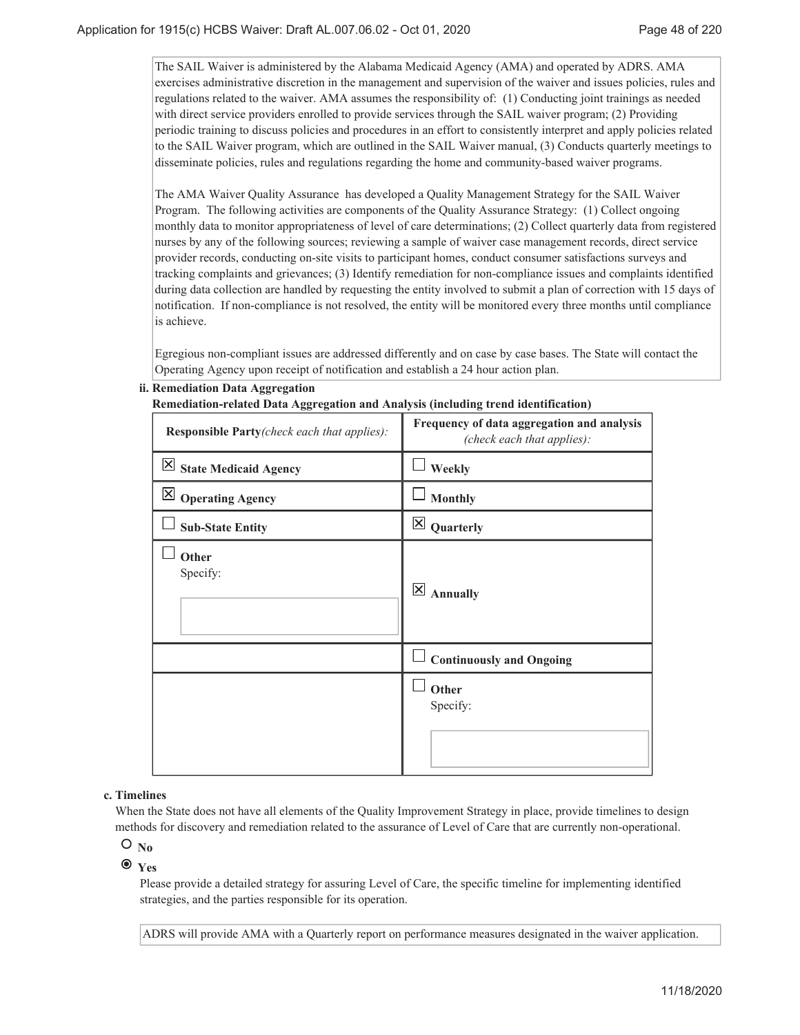The SAIL Waiver is administered by the Alabama Medicaid Agency (AMA) and operated by ADRS. AMA exercises administrative discretion in the management and supervision of the waiver and issues policies, rules and regulations related to the waiver. AMA assumes the responsibility of: (1) Conducting joint trainings as needed with direct service providers enrolled to provide services through the SAIL waiver program; (2) Providing periodic training to discuss policies and procedures in an effort to consistently interpret and apply policies related to the SAIL Waiver program, which are outlined in the SAIL Waiver manual, (3) Conducts quarterly meetings to disseminate policies, rules and regulations regarding the home and community-based waiver programs.

The AMA Waiver Quality Assurance has developed a Quality Management Strategy for the SAIL Waiver Program. The following activities are components of the Quality Assurance Strategy: (1) Collect ongoing monthly data to monitor appropriateness of level of care determinations; (2) Collect quarterly data from registered nurses by any of the following sources; reviewing a sample of waiver case management records, direct service provider records, conducting on-site visits to participant homes, conduct consumer satisfactions surveys and tracking complaints and grievances; (3) Identify remediation for non-compliance issues and complaints identified during data collection are handled by requesting the entity involved to submit a plan of correction with 15 days of notification. If non-compliance is not resolved, the entity will be monitored every three months until compliance is achieve.

Egregious non-compliant issues are addressed differently and on case by case bases. The State will contact the Operating Agency upon receipt of notification and establish a 24 hour action plan.

**ii. Remediation Data Aggregation**

**Remediation-related Data Aggregation and Analysis (including trend identification)**

| **Responsible Party** *(check each that applies):* | **Frequency of data aggregation and analysis** *(check each that applies):* |
|---|---|
| ☒ **State Medicaid Agency** | ☐ **Weekly** |
| ☒ **Operating Agency** | ☐ **Monthly** |
| ☐ **Sub-State Entity** | ☒ **Quarterly** |
| ☐ **Other** Specify: | ☒ **Annually** |
| | ☐ **Continuously and Ongoing** |
| | ☐ **Other** Specify: |

**c. Timelines**

When the State does not have all elements of the Quality Improvement Strategy in place, provide timelines to design methods for discovery and remediation related to the assurance of Level of Care that are currently non-operational.

○ **No**

◉ **Yes**

Please provide a detailed strategy for assuring Level of Care, the specific timeline for implementing identified strategies, and the parties responsible for its operation.

ADRS will provide AMA with a Quarterly report on performance measures designated in the waiver application.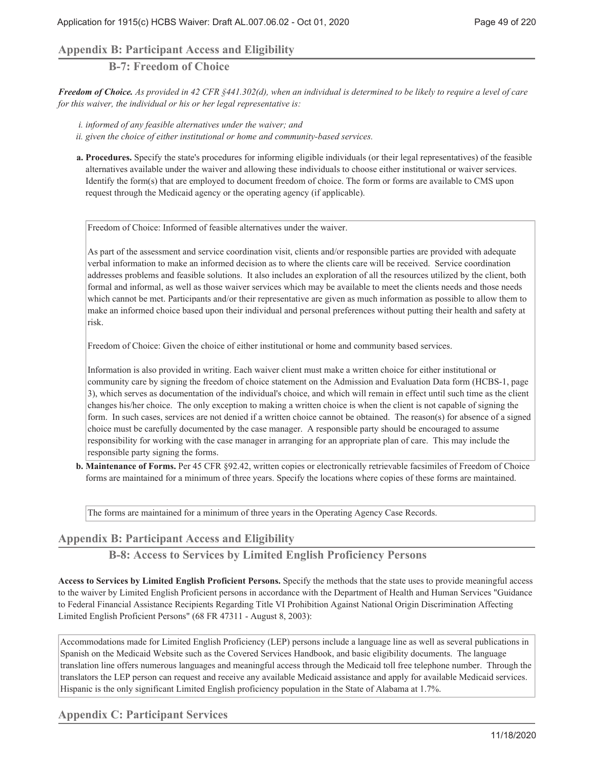## Appendix B: Participant Access and Eligibility

### B-7: Freedom of Choice

***Freedom of Choice.*** *As provided in 42 CFR §441.302(d), when an individual is determined to be likely to require a level of care for this waiver, the individual or his or her legal representative is:*

*i. informed of any feasible alternatives under the waiver; and*
*ii. given the choice of either institutional or home and community-based services.*

**a. Procedures.** Specify the state's procedures for informing eligible individuals (or their legal representatives) of the feasible alternatives available under the waiver and allowing these individuals to choose either institutional or waiver services. Identify the form(s) that are employed to document freedom of choice. The form or forms are available to CMS upon request through the Medicaid agency or the operating agency (if applicable).

Freedom of Choice: Informed of feasible alternatives under the waiver.

As part of the assessment and service coordination visit, clients and/or responsible parties are provided with adequate verbal information to make an informed decision as to where the clients care will be received. Service coordination addresses problems and feasible solutions. It also includes an exploration of all the resources utilized by the client, both formal and informal, as well as those waiver services which may be available to meet the clients needs and those needs which cannot be met. Participants and/or their representative are given as much information as possible to allow them to make an informed choice based upon their individual and personal preferences without putting their health and safety at risk.

Freedom of Choice: Given the choice of either institutional or home and community based services.

Information is also provided in writing. Each waiver client must make a written choice for either institutional or community care by signing the freedom of choice statement on the Admission and Evaluation Data form (HCBS-1, page 3), which serves as documentation of the individual's choice, and which will remain in effect until such time as the client changes his/her choice. The only exception to making a written choice is when the client is not capable of signing the form. In such cases, services are not denied if a written choice cannot be obtained. The reason(s) for absence of a signed choice must be carefully documented by the case manager. A responsible party should be encouraged to assume responsibility for working with the case manager in arranging for an appropriate plan of care. This may include the responsible party signing the forms.

**b. Maintenance of Forms.** Per 45 CFR §92.42, written copies or electronically retrievable facsimiles of Freedom of Choice forms are maintained for a minimum of three years. Specify the locations where copies of these forms are maintained.

The forms are maintained for a minimum of three years in the Operating Agency Case Records.

## Appendix B: Participant Access and Eligibility

### B-8: Access to Services by Limited English Proficiency Persons

**Access to Services by Limited English Proficient Persons.** Specify the methods that the state uses to provide meaningful access to the waiver by Limited English Proficient persons in accordance with the Department of Health and Human Services "Guidance to Federal Financial Assistance Recipients Regarding Title VI Prohibition Against National Origin Discrimination Affecting Limited English Proficient Persons" (68 FR 47311 - August 8, 2003):

Accommodations made for Limited English Proficiency (LEP) persons include a language line as well as several publications in Spanish on the Medicaid Website such as the Covered Services Handbook, and basic eligibility documents. The language translation line offers numerous languages and meaningful access through the Medicaid toll free telephone number. Through the translators the LEP person can request and receive any available Medicaid assistance and apply for available Medicaid services. Hispanic is the only significant Limited English proficiency population in the State of Alabama at 1.7%.

## Appendix C: Participant Services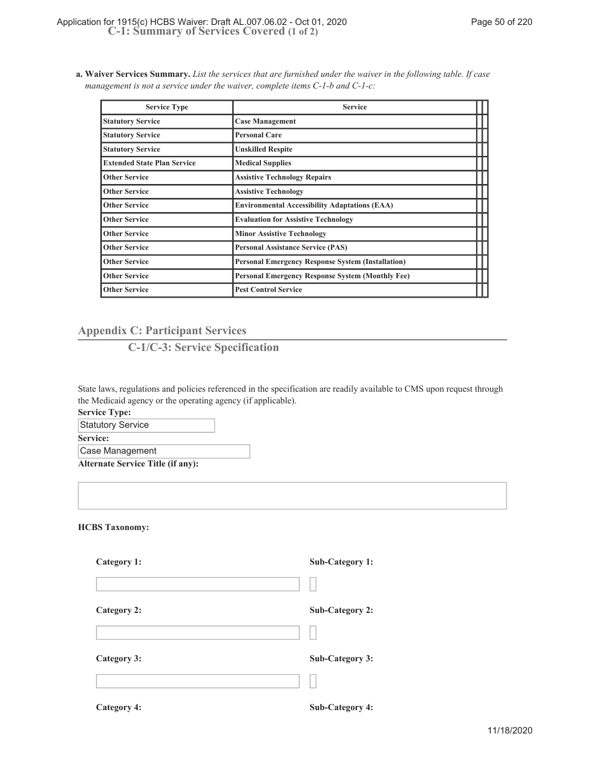## C-1: Summary of Services Covered (1 of 2)

**a. Waiver Services Summary.** *List the services that are furnished under the waiver in the following table. If case management is not a service under the waiver, complete items C-1-b and C-1-c:*

| Service Type | Service |
|---|---|
| Statutory Service | Case Management |
| Statutory Service | Personal Care |
| Statutory Service | Unskilled Respite |
| Extended State Plan Service | Medical Supplies |
| Other Service | Assistive Technology Repairs |
| Other Service | Assistive Technology |
| Other Service | Environmental Accessibility Adaptations (EAA) |
| Other Service | Evaluation for Assistive Technology |
| Other Service | Minor Assistive Technology |
| Other Service | Personal Assistance Service (PAS) |
| Other Service | Personal Emergency Response System (Installation) |
| Other Service | Personal Emergency Response System (Monthly Fee) |
| Other Service | Pest Control Service |

## Appendix C: Participant Services

### C-1/C-3: Service Specification

State laws, regulations and policies referenced in the specification are readily available to CMS upon request through the Medicaid agency or the operating agency (if applicable).

**Service Type:**

Statutory Service

**Service:**

Case Management

**Alternate Service Title (if any):**

**HCBS Taxonomy:**

**Category 1:** | **Sub-Category 1:**

**Category 2:** | **Sub-Category 2:**

**Category 3:** | **Sub-Category 3:**

**Category 4:** | **Sub-Category 4:**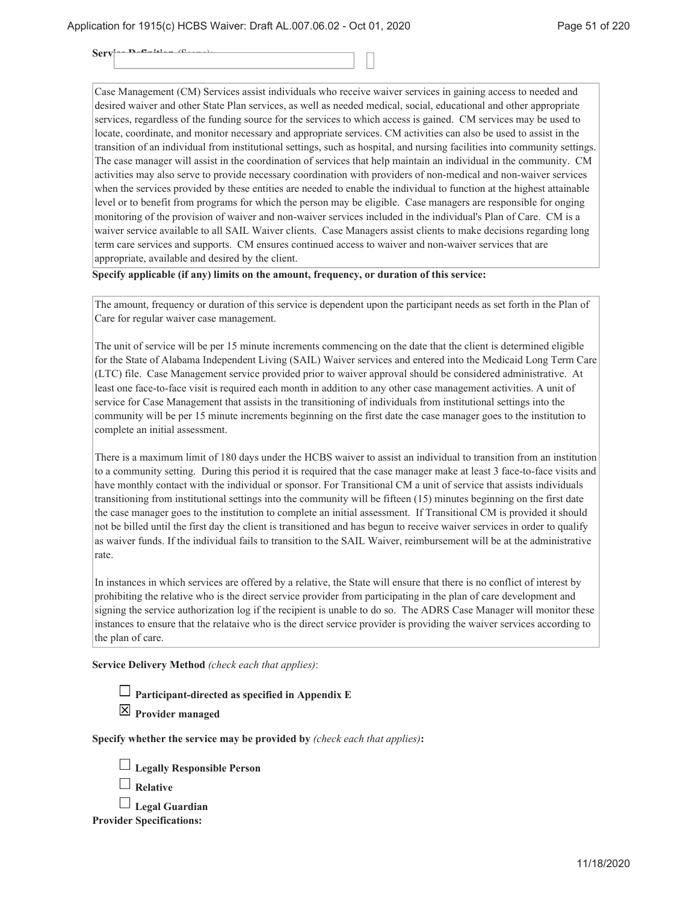**Service Definition** (Scope):

Case Management (CM) Services assist individuals who receive waiver services in gaining access to needed and desired waiver and other State Plan services, as well as needed medical, social, educational and other appropriate services, regardless of the funding source for the services to which access is gained. CM services may be used to locate, coordinate, and monitor necessary and appropriate services. CM activities can also be used to assist in the transition of an individual from institutional settings, such as hospital, and nursing facilities into community settings. The case manager will assist in the coordination of services that help maintain an individual in the community. CM activities may also serve to provide necessary coordination with providers of non-medical and non-waiver services when the services provided by these entities are needed to enable the individual to function at the highest attainable level or to benefit from programs for which the person may be eligible. Case managers are responsible for onging monitoring of the provision of waiver and non-waiver services included in the individual's Plan of Care. CM is a waiver service available to all SAIL Waiver clients. Case Managers assist clients to make decisions regarding long term care services and supports. CM ensures continued access to waiver and non-waiver services that are appropriate, available and desired by the client.

**Specify applicable (if any) limits on the amount, frequency, or duration of this service:**

The amount, frequency or duration of this service is dependent upon the participant needs as set forth in the Plan of Care for regular waiver case management.

The unit of service will be per 15 minute increments commencing on the date that the client is determined eligible for the State of Alabama Independent Living (SAIL) Waiver services and entered into the Medicaid Long Term Care (LTC) file. Case Management service provided prior to waiver approval should be considered administrative. At least one face-to-face visit is required each month in addition to any other case management activities. A unit of service for Case Management that assists in the transitioning of individuals from institutional settings into the community will be per 15 minute increments beginning on the first date the case manager goes to the institution to complete an initial assessment.

There is a maximum limit of 180 days under the HCBS waiver to assist an individual to transition from an institution to a community setting. During this period it is required that the case manager make at least 3 face-to-face visits and have monthly contact with the individual or sponsor. For Transitional CM a unit of service that assists individuals transitioning from institutional settings into the community will be fifteen (15) minutes beginning on the first date the case manager goes to the institution to complete an initial assessment. If Transitional CM is provided it should not be billed until the first day the client is transitioned and has begun to receive waiver services in order to qualify as waiver funds. If the individual fails to transition to the SAIL Waiver, reimbursement will be at the administrative rate.

In instances in which services are offered by a relative, the State will ensure that there is no conflict of interest by prohibiting the relative who is the direct service provider from participating in the plan of care development and signing the service authorization log if the recipient is unable to do so. The ADRS Case Manager will monitor these instances to ensure that the relataive who is the direct service provider is providing the waiver services according to the plan of care.

**Service Delivery Method** *(check each that applies)*:

☐ **Participant-directed as specified in Appendix E**

☒ **Provider managed**

**Specify whether the service may be provided by** *(check each that applies)***:**

☐ **Legally Responsible Person**

☐ **Relative**

☐ **Legal Guardian**

**Provider Specifications:**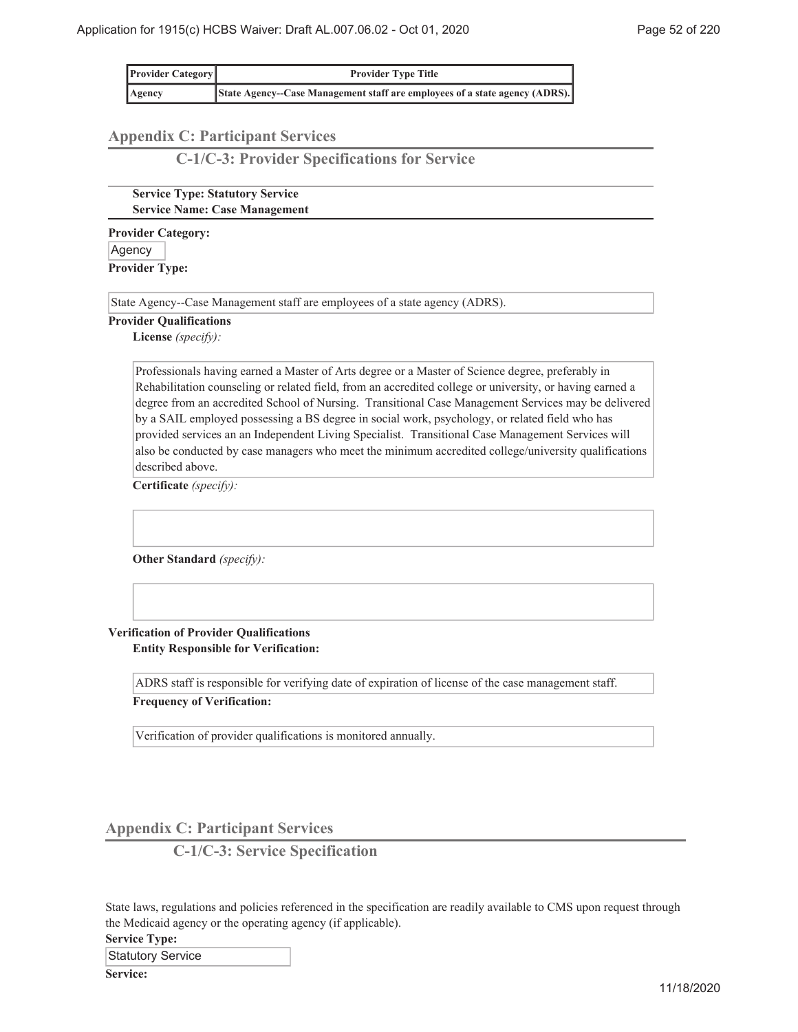| Provider Category | Provider Type Title |
| --- | --- |
| Agency | State Agency--Case Management staff are employees of a state agency (ADRS). |

## Appendix C: Participant Services

### C-1/C-3: Provider Specifications for Service

**Service Type: Statutory Service**
**Service Name: Case Management**

**Provider Category:**

Agency

**Provider Type:**

State Agency--Case Management staff are employees of a state agency (ADRS).

**Provider Qualifications**

**License** *(specify):*

Professionals having earned a Master of Arts degree or a Master of Science degree, preferably in Rehabilitation counseling or related field, from an accredited college or university, or having earned a degree from an accredited School of Nursing. Transitional Case Management Services may be delivered by a SAIL employed possessing a BS degree in social work, psychology, or related field who has provided services an an Independent Living Specialist. Transitional Case Management Services will also be conducted by case managers who meet the minimum accredited college/university qualifications described above.

**Certificate** *(specify):*

**Other Standard** *(specify):*

**Verification of Provider Qualifications**

**Entity Responsible for Verification:**

ADRS staff is responsible for verifying date of expiration of license of the case management staff.

**Frequency of Verification:**

Verification of provider qualifications is monitored annually.

## Appendix C: Participant Services

### C-1/C-3: Service Specification

State laws, regulations and policies referenced in the specification are readily available to CMS upon request through the Medicaid agency or the operating agency (if applicable).

**Service Type:**

Statutory Service

**Service:**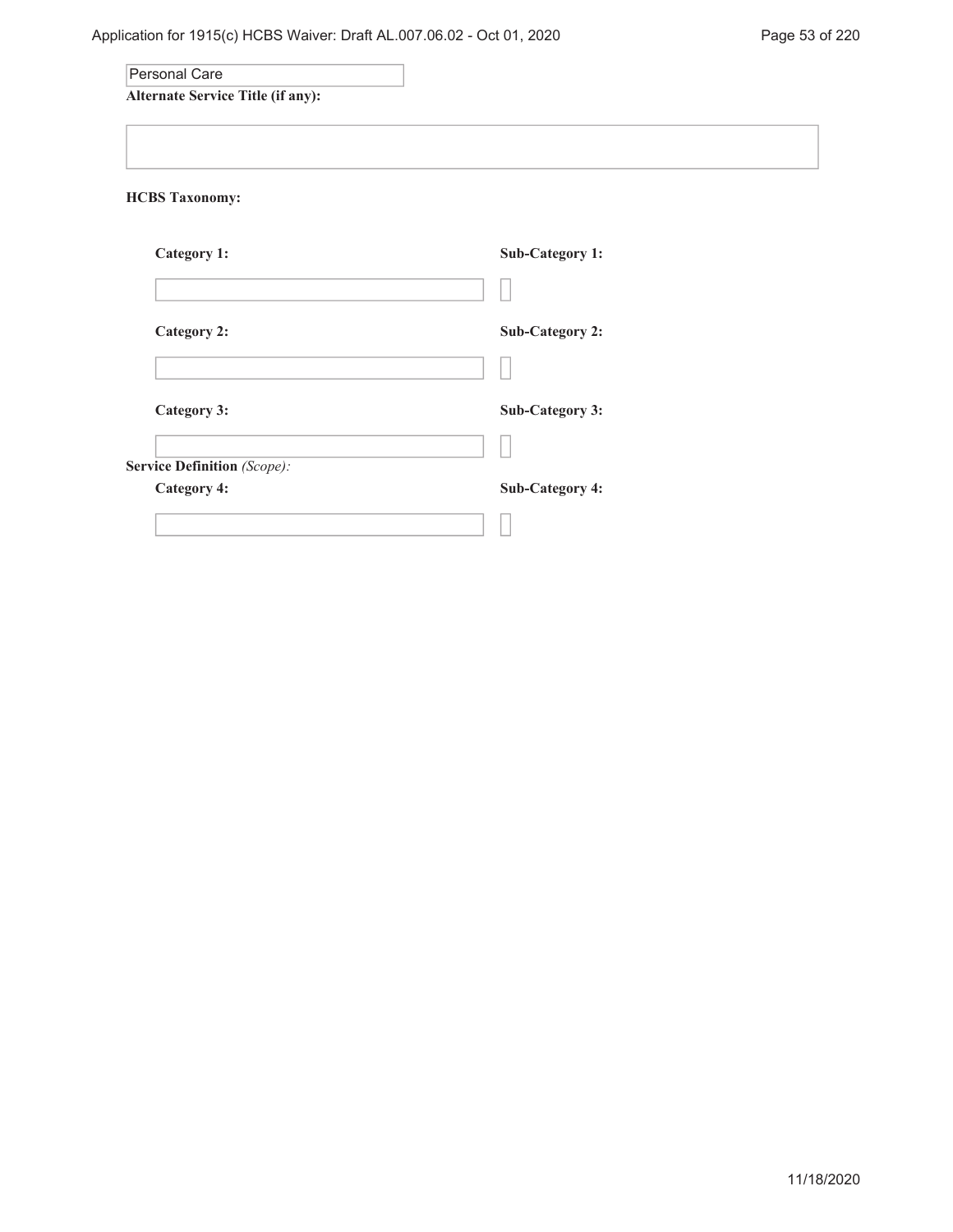Personal Care

**Alternate Service Title (if any):**

**HCBS Taxonomy:**

| Category 1: | Sub-Category 1: |
| --- | --- |
| | |
| **Category 2:** | **Sub-Category 2:** |
| | |
| **Category 3:** | **Sub-Category 3:** |
| | |
| **Category 4:** | **Sub-Category 4:** |
| | |

**Service Definition** *(Scope):*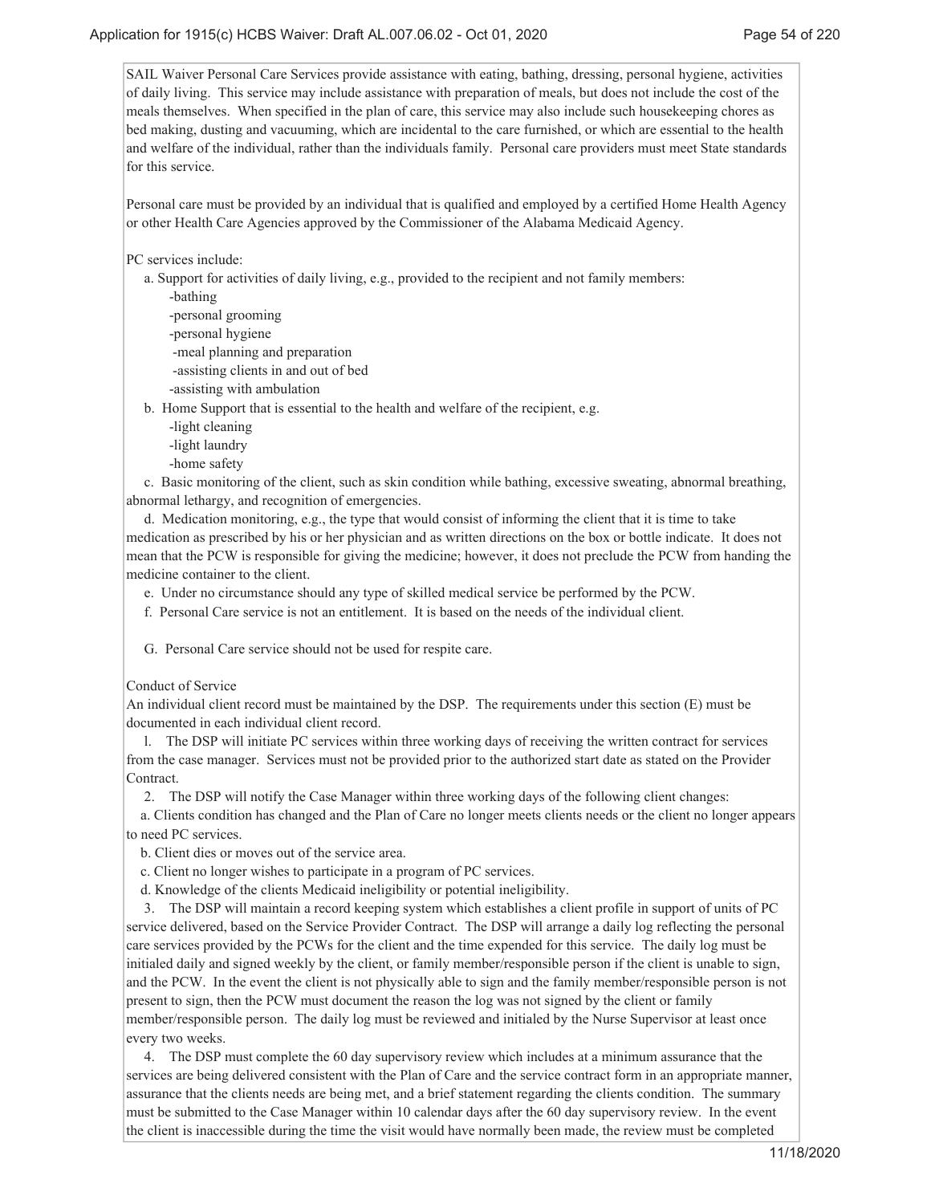SAIL Waiver Personal Care Services provide assistance with eating, bathing, dressing, personal hygiene, activities of daily living. This service may include assistance with preparation of meals, but does not include the cost of the meals themselves. When specified in the plan of care, this service may also include such housekeeping chores as bed making, dusting and vacuuming, which are incidental to the care furnished, or which are essential to the health and welfare of the individual, rather than the individuals family. Personal care providers must meet State standards for this service.

Personal care must be provided by an individual that is qualified and employed by a certified Home Health Agency or other Health Care Agencies approved by the Commissioner of the Alabama Medicaid Agency.

PC services include:

a. Support for activities of daily living, e.g., provided to the recipient and not family members:
   - -bathing
   - -personal grooming
   - -personal hygiene
   - -meal planning and preparation
   - -assisting clients in and out of bed
   - -assisting with ambulation

b. Home Support that is essential to the health and welfare of the recipient, e.g.
   - -light cleaning
   - -light laundry
   - -home safety

c. Basic monitoring of the client, such as skin condition while bathing, excessive sweating, abnormal breathing, abnormal lethargy, and recognition of emergencies.

d. Medication monitoring, e.g., the type that would consist of informing the client that it is time to take medication as prescribed by his or her physician and as written directions on the box or bottle indicate. It does not mean that the PCW is responsible for giving the medicine; however, it does not preclude the PCW from handing the medicine container to the client.

e. Under no circumstance should any type of skilled medical service be performed by the PCW.

f. Personal Care service is not an entitlement. It is based on the needs of the individual client.

G. Personal Care service should not be used for respite care.

Conduct of Service
An individual client record must be maintained by the DSP. The requirements under this section (E) must be documented in each individual client record.

l. The DSP will initiate PC services within three working days of receiving the written contract for services from the case manager. Services must not be provided prior to the authorized start date as stated on the Provider Contract.

2. The DSP will notify the Case Manager within three working days of the following client changes:

a. Clients condition has changed and the Plan of Care no longer meets clients needs or the client no longer appears to need PC services.

b. Client dies or moves out of the service area.

c. Client no longer wishes to participate in a program of PC services.

d. Knowledge of the clients Medicaid ineligibility or potential ineligibility.

3. The DSP will maintain a record keeping system which establishes a client profile in support of units of PC service delivered, based on the Service Provider Contract. The DSP will arrange a daily log reflecting the personal care services provided by the PCWs for the client and the time expended for this service. The daily log must be initialed daily and signed weekly by the client, or family member/responsible person if the client is unable to sign, and the PCW. In the event the client is not physically able to sign and the family member/responsible person is not present to sign, then the PCW must document the reason the log was not signed by the client or family member/responsible person. The daily log must be reviewed and initialed by the Nurse Supervisor at least once every two weeks.

4. The DSP must complete the 60 day supervisory review which includes at a minimum assurance that the services are being delivered consistent with the Plan of Care and the service contract form in an appropriate manner, assurance that the clients needs are being met, and a brief statement regarding the clients condition. The summary must be submitted to the Case Manager within 10 calendar days after the 60 day supervisory review. In the event the client is inaccessible during the time the visit would have normally been made, the review must be completed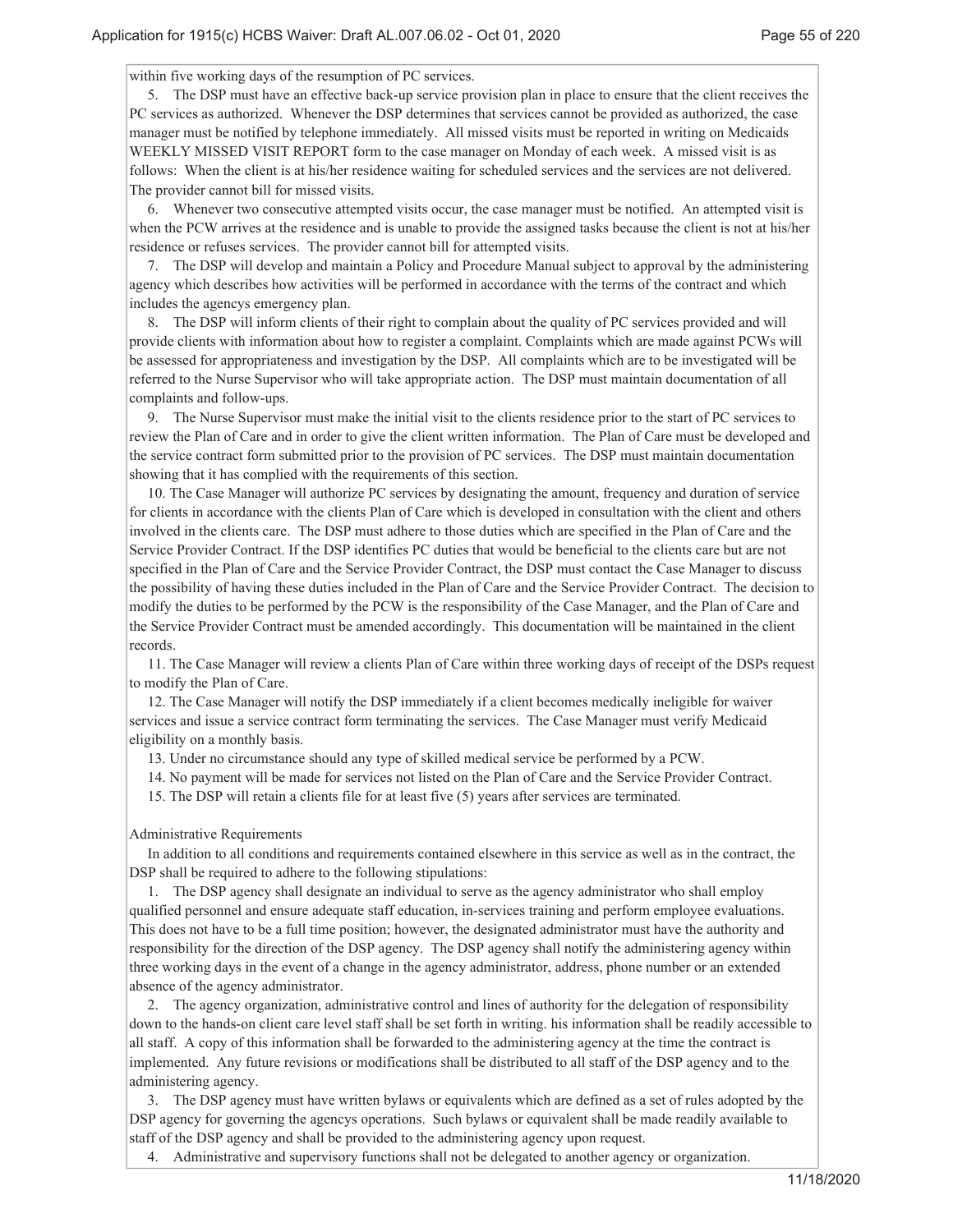within five working days of the resumption of PC services.

5. The DSP must have an effective back-up service provision plan in place to ensure that the client receives the PC services as authorized. Whenever the DSP determines that services cannot be provided as authorized, the case manager must be notified by telephone immediately. All missed visits must be reported in writing on Medicaids WEEKLY MISSED VISIT REPORT form to the case manager on Monday of each week. A missed visit is as follows: When the client is at his/her residence waiting for scheduled services and the services are not delivered. The provider cannot bill for missed visits.

6. Whenever two consecutive attempted visits occur, the case manager must be notified. An attempted visit is when the PCW arrives at the residence and is unable to provide the assigned tasks because the client is not at his/her residence or refuses services. The provider cannot bill for attempted visits.

7. The DSP will develop and maintain a Policy and Procedure Manual subject to approval by the administering agency which describes how activities will be performed in accordance with the terms of the contract and which includes the agencys emergency plan.

8. The DSP will inform clients of their right to complain about the quality of PC services provided and will provide clients with information about how to register a complaint. Complaints which are made against PCWs will be assessed for appropriateness and investigation by the DSP. All complaints which are to be investigated will be referred to the Nurse Supervisor who will take appropriate action. The DSP must maintain documentation of all complaints and follow-ups.

9. The Nurse Supervisor must make the initial visit to the clients residence prior to the start of PC services to review the Plan of Care and in order to give the client written information. The Plan of Care must be developed and the service contract form submitted prior to the provision of PC services. The DSP must maintain documentation showing that it has complied with the requirements of this section.

10. The Case Manager will authorize PC services by designating the amount, frequency and duration of service for clients in accordance with the clients Plan of Care which is developed in consultation with the client and others involved in the clients care. The DSP must adhere to those duties which are specified in the Plan of Care and the Service Provider Contract. If the DSP identifies PC duties that would be beneficial to the clients care but are not specified in the Plan of Care and the Service Provider Contract, the DSP must contact the Case Manager to discuss the possibility of having these duties included in the Plan of Care and the Service Provider Contract. The decision to modify the duties to be performed by the PCW is the responsibility of the Case Manager, and the Plan of Care and the Service Provider Contract must be amended accordingly. This documentation will be maintained in the client records.

11. The Case Manager will review a clients Plan of Care within three working days of receipt of the DSPs request to modify the Plan of Care.

12. The Case Manager will notify the DSP immediately if a client becomes medically ineligible for waiver services and issue a service contract form terminating the services. The Case Manager must verify Medicaid eligibility on a monthly basis.

13. Under no circumstance should any type of skilled medical service be performed by a PCW.

14. No payment will be made for services not listed on the Plan of Care and the Service Provider Contract.

15. The DSP will retain a clients file for at least five (5) years after services are terminated.

Administrative Requirements

In addition to all conditions and requirements contained elsewhere in this service as well as in the contract, the DSP shall be required to adhere to the following stipulations:

1. The DSP agency shall designate an individual to serve as the agency administrator who shall employ qualified personnel and ensure adequate staff education, in-services training and perform employee evaluations. This does not have to be a full time position; however, the designated administrator must have the authority and responsibility for the direction of the DSP agency. The DSP agency shall notify the administering agency within three working days in the event of a change in the agency administrator, address, phone number or an extended absence of the agency administrator.

2. The agency organization, administrative control and lines of authority for the delegation of responsibility down to the hands-on client care level staff shall be set forth in writing. his information shall be readily accessible to all staff. A copy of this information shall be forwarded to the administering agency at the time the contract is implemented. Any future revisions or modifications shall be distributed to all staff of the DSP agency and to the administering agency.

3. The DSP agency must have written bylaws or equivalents which are defined as a set of rules adopted by the DSP agency for governing the agencys operations. Such bylaws or equivalent shall be made readily available to staff of the DSP agency and shall be provided to the administering agency upon request.

4. Administrative and supervisory functions shall not be delegated to another agency or organization.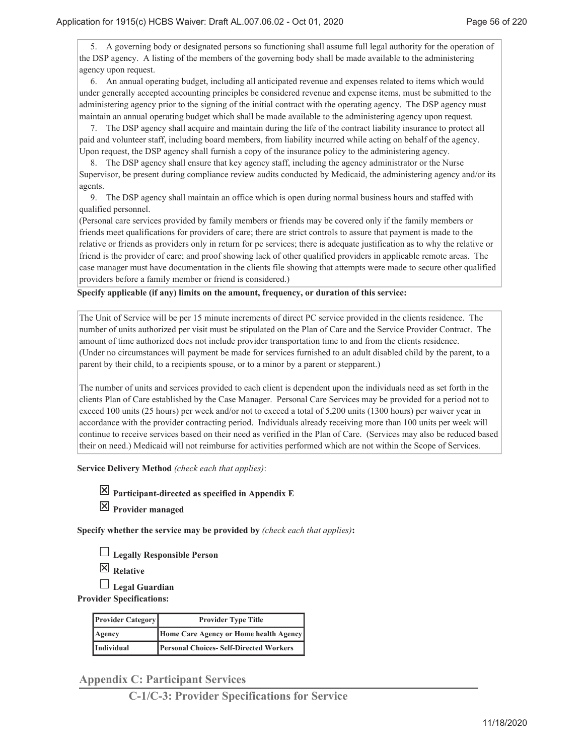5. A governing body or designated persons so functioning shall assume full legal authority for the operation of the DSP agency. A listing of the members of the governing body shall be made available to the administering agency upon request.

6. An annual operating budget, including all anticipated revenue and expenses related to items which would under generally accepted accounting principles be considered revenue and expense items, must be submitted to the administering agency prior to the signing of the initial contract with the operating agency. The DSP agency must maintain an annual operating budget which shall be made available to the administering agency upon request.

7. The DSP agency shall acquire and maintain during the life of the contract liability insurance to protect all paid and volunteer staff, including board members, from liability incurred while acting on behalf of the agency. Upon request, the DSP agency shall furnish a copy of the insurance policy to the administering agency.

8. The DSP agency shall ensure that key agency staff, including the agency administrator or the Nurse Supervisor, be present during compliance review audits conducted by Medicaid, the administering agency and/or its agents.

9. The DSP agency shall maintain an office which is open during normal business hours and staffed with qualified personnel.

(Personal care services provided by family members or friends may be covered only if the family members or friends meet qualifications for providers of care; there are strict controls to assure that payment is made to the relative or friends as providers only in return for pc services; there is adequate justification as to why the relative or friend is the provider of care; and proof showing lack of other qualified providers in applicable remote areas. The case manager must have documentation in the clients file showing that attempts were made to secure other qualified providers before a family member or friend is considered.)

**Specify applicable (if any) limits on the amount, frequency, or duration of this service:**

The Unit of Service will be per 15 minute increments of direct PC service provided in the clients residence. The number of units authorized per visit must be stipulated on the Plan of Care and the Service Provider Contract. The amount of time authorized does not include provider transportation time to and from the clients residence.
(Under no circumstances will payment be made for services furnished to an adult disabled child by the parent, to a parent by their child, to a recipients spouse, or to a minor by a parent or stepparent.)

The number of units and services provided to each client is dependent upon the individuals need as set forth in the clients Plan of Care established by the Case Manager. Personal Care Services may be provided for a period not to exceed 100 units (25 hours) per week and/or not to exceed a total of 5,200 units (1300 hours) per waiver year in accordance with the provider contracting period. Individuals already receiving more than 100 units per week will continue to receive services based on their need as verified in the Plan of Care. (Services may also be reduced based their on need.) Medicaid will not reimburse for activities performed which are not within the Scope of Services.

**Service Delivery Method** *(check each that applies)*:

☒ **Participant-directed as specified in Appendix E**

☒ **Provider managed**

**Specify whether the service may be provided by** *(check each that applies)***:**

☐ **Legally Responsible Person**

☒ **Relative**

☐ **Legal Guardian**

**Provider Specifications:**

| Provider Category | Provider Type Title |
| --- | --- |
| Agency | Home Care Agency or Home health Agency |
| Individual | Personal Choices- Self-Directed Workers |

## Appendix C: Participant Services

### C-1/C-3: Provider Specifications for Service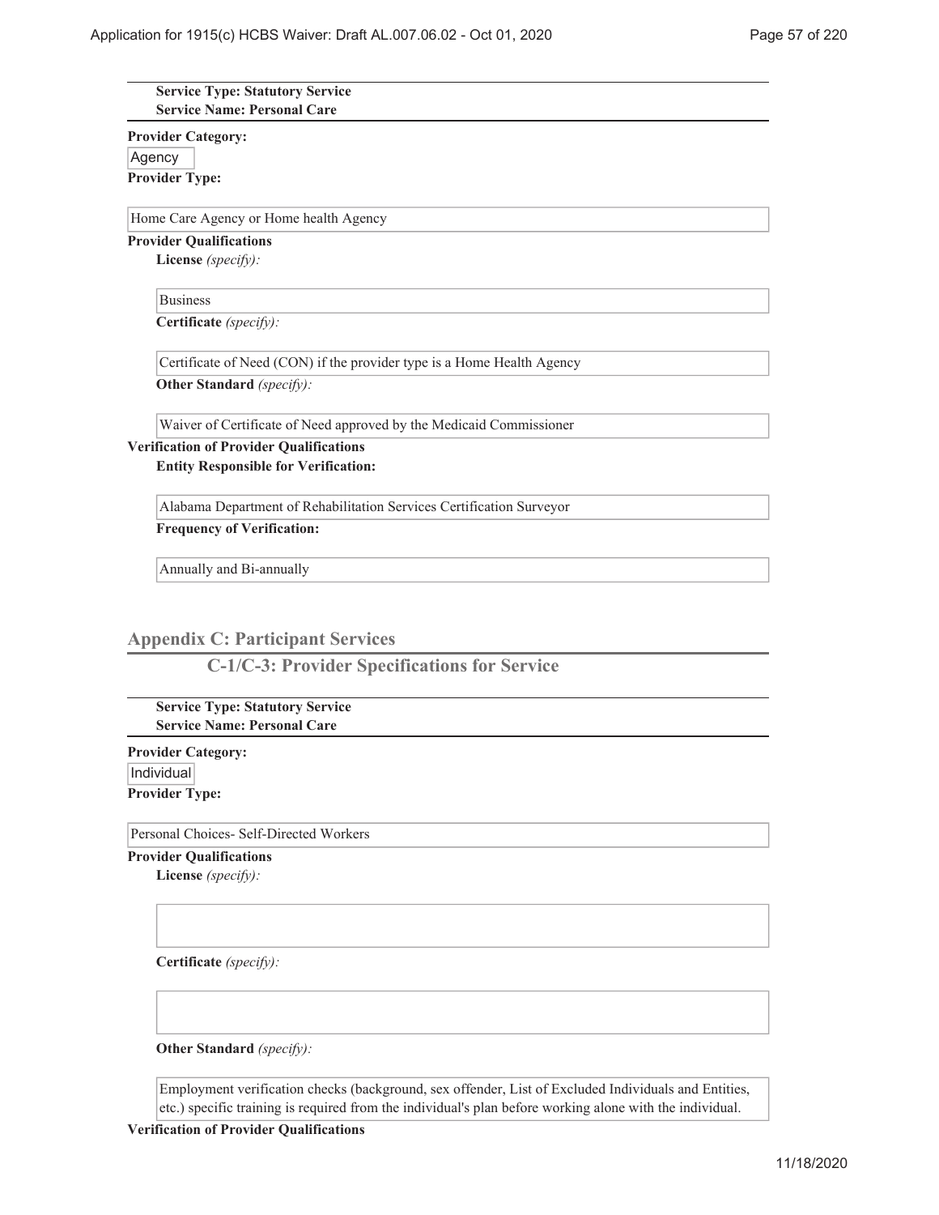**Service Type: Statutory Service**
**Service Name: Personal Care**

**Provider Category:**

Agency

**Provider Type:**

Home Care Agency or Home health Agency

**Provider Qualifications**

**License** *(specify):*

Business

**Certificate** *(specify):*

Certificate of Need (CON) if the provider type is a Home Health Agency

**Other Standard** *(specify):*

Waiver of Certificate of Need approved by the Medicaid Commissioner

**Verification of Provider Qualifications**

**Entity Responsible for Verification:**

Alabama Department of Rehabilitation Services Certification Surveyor

**Frequency of Verification:**

Annually and Bi-annually

## Appendix C: Participant Services

### C-1/C-3: Provider Specifications for Service

**Service Type: Statutory Service**
**Service Name: Personal Care**

**Provider Category:**

Individual

**Provider Type:**

Personal Choices- Self-Directed Workers

**Provider Qualifications**

**License** *(specify):*

**Certificate** *(specify):*

**Other Standard** *(specify):*

Employment verification checks (background, sex offender, List of Excluded Individuals and Entities, etc.) specific training is required from the individual's plan before working alone with the individual.

**Verification of Provider Qualifications**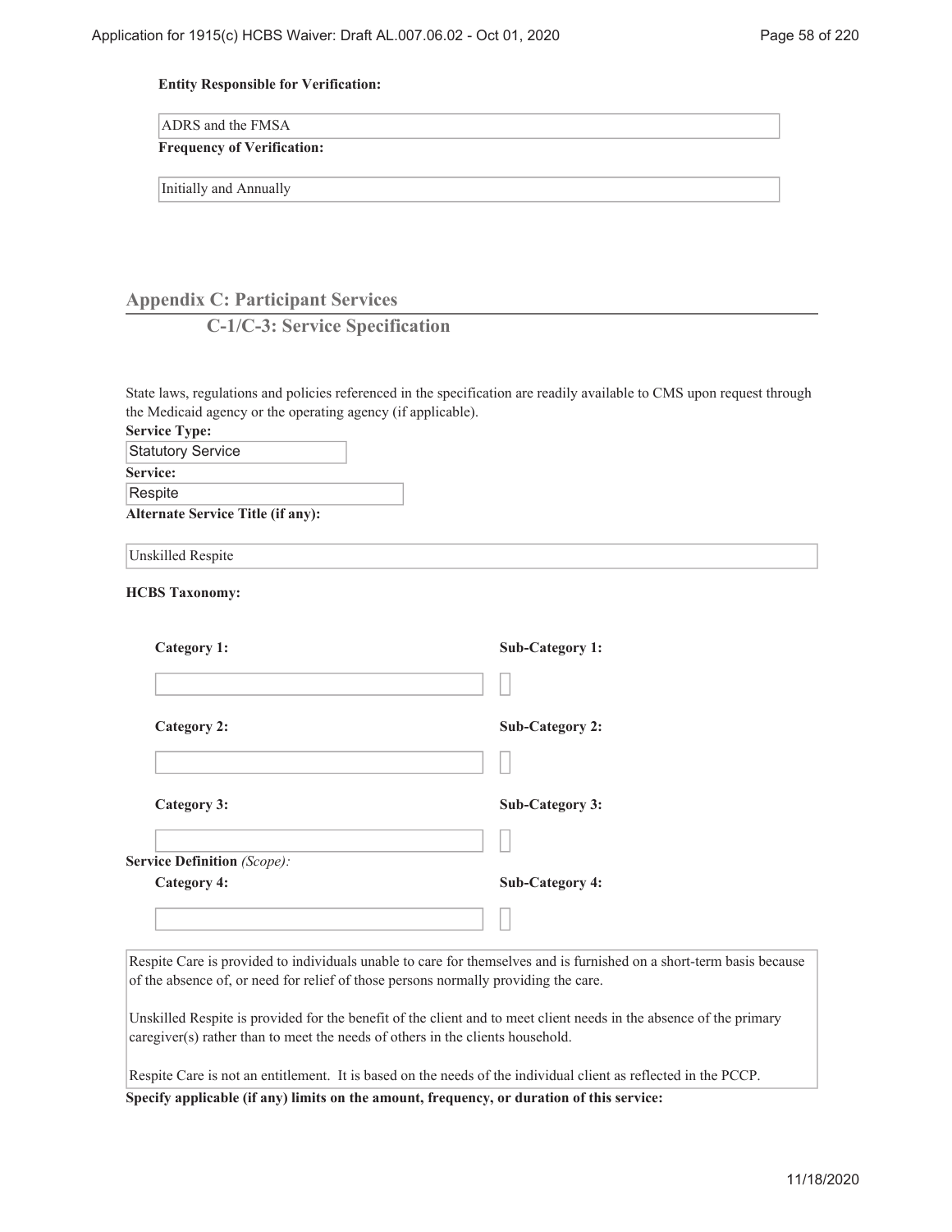**Entity Responsible for Verification:**

ADRS and the FMSA

**Frequency of Verification:**

Initially and Annually

## Appendix C: Participant Services

### C-1/C-3: Service Specification

State laws, regulations and policies referenced in the specification are readily available to CMS upon request through the Medicaid agency or the operating agency (if applicable).

**Service Type:**

Statutory Service

**Service:**

Respite

**Alternate Service Title (if any):**

Unskilled Respite

**HCBS Taxonomy:**

| Category 1: | Sub-Category 1: |
| --- | --- |
| | |
| **Category 2:** | **Sub-Category 2:** |
| | |
| **Category 3:** | **Sub-Category 3:** |
| | |
| **Category 4:** | **Sub-Category 4:** |
| | |

**Service Definition** *(Scope)*:

Respite Care is provided to individuals unable to care for themselves and is furnished on a short-term basis because of the absence of, or need for relief of those persons normally providing the care.

Unskilled Respite is provided for the benefit of the client and to meet client needs in the absence of the primary caregiver(s) rather than to meet the needs of others in the clients household.

Respite Care is not an entitlement. It is based on the needs of the individual client as reflected in the PCCP.

**Specify applicable (if any) limits on the amount, frequency, or duration of this service:**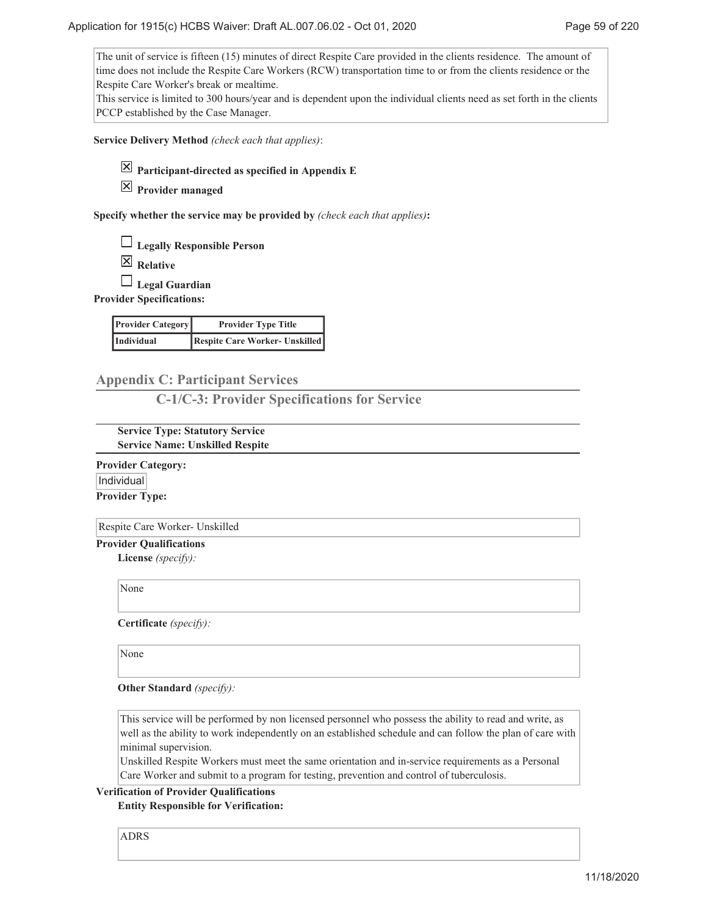The unit of service is fifteen (15) minutes of direct Respite Care provided in the clients residence. The amount of time does not include the Respite Care Workers (RCW) transportation time to or from the clients residence or the Respite Care Worker's break or mealtime.
This service is limited to 300 hours/year and is dependent upon the individual clients need as set forth in the clients PCCP established by the Case Manager.

**Service Delivery Method** *(check each that applies)*:

☒ **Participant-directed as specified in Appendix E**

☒ **Provider managed**

**Specify whether the service may be provided by** *(check each that applies)***:**

☐ **Legally Responsible Person**

☒ **Relative**

☐ **Legal Guardian**

**Provider Specifications:**

| Provider Category | Provider Type Title |
| --- | --- |
| Individual | Respite Care Worker- Unskilled |

## Appendix C: Participant Services

### C-1/C-3: Provider Specifications for Service

**Service Type: Statutory Service**
**Service Name: Unskilled Respite**

**Provider Category:**

Individual

**Provider Type:**

Respite Care Worker- Unskilled

**Provider Qualifications**

**License** *(specify):*

None

**Certificate** *(specify):*

None

**Other Standard** *(specify):*

This service will be performed by non licensed personnel who possess the ability to read and write, as well as the ability to work independently on an established schedule and can follow the plan of care with minimal supervision.
Unskilled Respite Workers must meet the same orientation and in-service requirements as a Personal Care Worker and submit to a program for testing, prevention and control of tuberculosis.

**Verification of Provider Qualifications**

**Entity Responsible for Verification:**

ADRS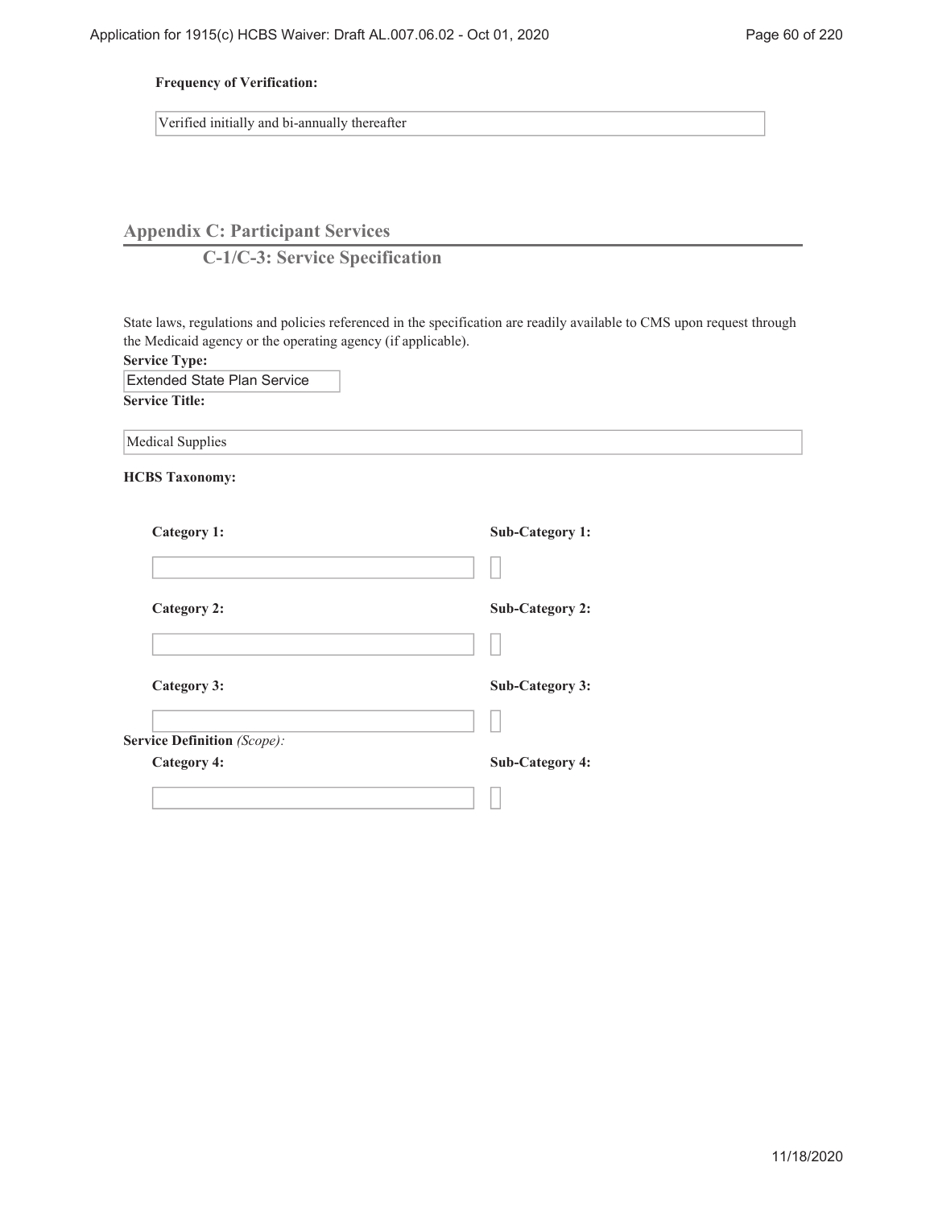**Frequency of Verification:**

Verified initially and bi-annually thereafter

## Appendix C: Participant Services

### C-1/C-3: Service Specification

State laws, regulations and policies referenced in the specification are readily available to CMS upon request through the Medicaid agency or the operating agency (if applicable).

**Service Type:**

Extended State Plan Service

**Service Title:**

Medical Supplies

**HCBS Taxonomy:**

| Category | Sub-Category |
|---|---|
| **Category 1:** | **Sub-Category 1:** |
| **Category 2:** | **Sub-Category 2:** |
| **Category 3:** | **Sub-Category 3:** |
| **Category 4:** | **Sub-Category 4:** |

**Service Definition** *(Scope):*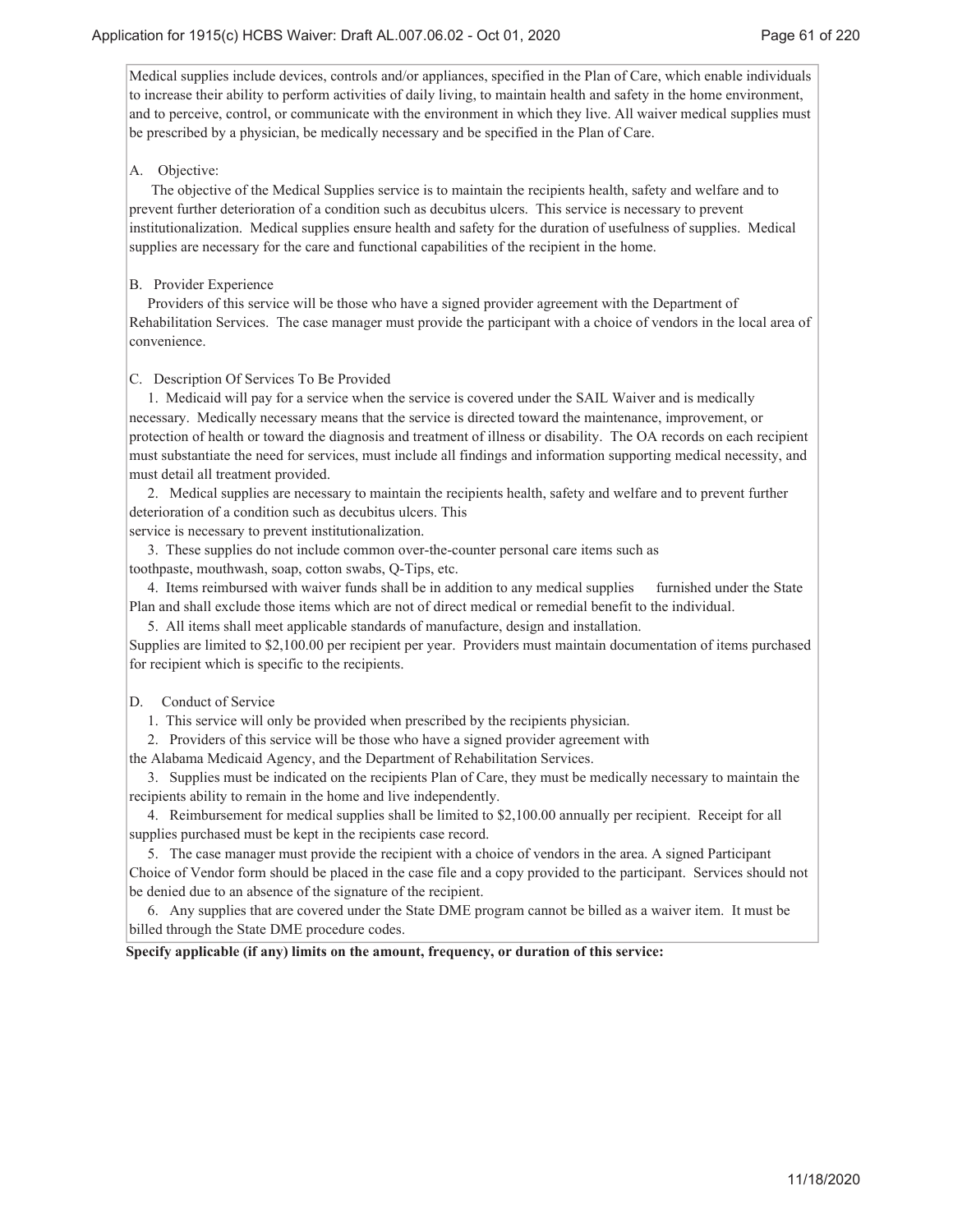Medical supplies include devices, controls and/or appliances, specified in the Plan of Care, which enable individuals to increase their ability to perform activities of daily living, to maintain health and safety in the home environment, and to perceive, control, or communicate with the environment in which they live. All waiver medical supplies must be prescribed by a physician, be medically necessary and be specified in the Plan of Care.

A. Objective:

The objective of the Medical Supplies service is to maintain the recipients health, safety and welfare and to prevent further deterioration of a condition such as decubitus ulcers. This service is necessary to prevent institutionalization. Medical supplies ensure health and safety for the duration of usefulness of supplies. Medical supplies are necessary for the care and functional capabilities of the recipient in the home.

B. Provider Experience

Providers of this service will be those who have a signed provider agreement with the Department of Rehabilitation Services. The case manager must provide the participant with a choice of vendors in the local area of convenience.

C. Description Of Services To Be Provided

1. Medicaid will pay for a service when the service is covered under the SAIL Waiver and is medically necessary. Medically necessary means that the service is directed toward the maintenance, improvement, or protection of health or toward the diagnosis and treatment of illness or disability. The OA records on each recipient must substantiate the need for services, must include all findings and information supporting medical necessity, and must detail all treatment provided.

2. Medical supplies are necessary to maintain the recipients health, safety and welfare and to prevent further deterioration of a condition such as decubitus ulcers. This service is necessary to prevent institutionalization.

3. These supplies do not include common over-the-counter personal care items such as toothpaste, mouthwash, soap, cotton swabs, Q-Tips, etc.

4. Items reimbursed with waiver funds shall be in addition to any medical supplies furnished under the State Plan and shall exclude those items which are not of direct medical or remedial benefit to the individual.

5. All items shall meet applicable standards of manufacture, design and installation.

Supplies are limited to $2,100.00 per recipient per year. Providers must maintain documentation of items purchased for recipient which is specific to the recipients.

D. Conduct of Service

1. This service will only be provided when prescribed by the recipients physician.

2. Providers of this service will be those who have a signed provider agreement with the Alabama Medicaid Agency, and the Department of Rehabilitation Services.

3. Supplies must be indicated on the recipients Plan of Care, they must be medically necessary to maintain the recipients ability to remain in the home and live independently.

4. Reimbursement for medical supplies shall be limited to $2,100.00 annually per recipient. Receipt for all supplies purchased must be kept in the recipients case record.

5. The case manager must provide the recipient with a choice of vendors in the area. A signed Participant Choice of Vendor form should be placed in the case file and a copy provided to the participant. Services should not be denied due to an absence of the signature of the recipient.

6. Any supplies that are covered under the State DME program cannot be billed as a waiver item. It must be billed through the State DME procedure codes.

**Specify applicable (if any) limits on the amount, frequency, or duration of this service:**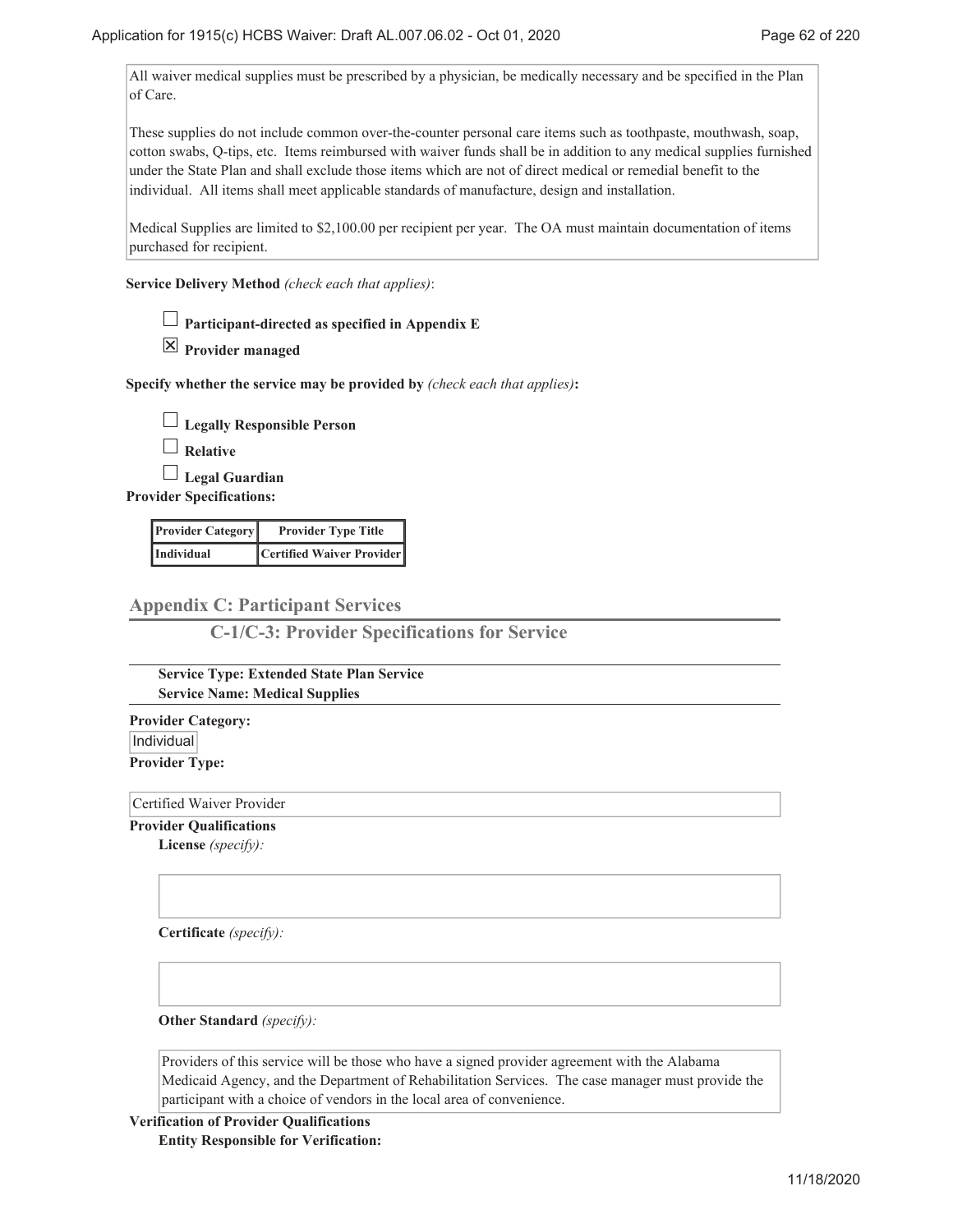All waiver medical supplies must be prescribed by a physician, be medically necessary and be specified in the Plan of Care.

These supplies do not include common over-the-counter personal care items such as toothpaste, mouthwash, soap, cotton swabs, Q-tips, etc. Items reimbursed with waiver funds shall be in addition to any medical supplies furnished under the State Plan and shall exclude those items which are not of direct medical or remedial benefit to the individual. All items shall meet applicable standards of manufacture, design and installation.

Medical Supplies are limited to $2,100.00 per recipient per year. The OA must maintain documentation of items purchased for recipient.

**Service Delivery Method** *(check each that applies)*:

☐ **Participant-directed as specified in Appendix E**

☒ **Provider managed**

**Specify whether the service may be provided by** *(check each that applies)***:**

☐ **Legally Responsible Person**

☐ **Relative**

☐ **Legal Guardian**

**Provider Specifications:**

| Provider Category | Provider Type Title |
|---|---|
| Individual | Certified Waiver Provider |

## Appendix C: Participant Services

### C-1/C-3: Provider Specifications for Service

**Service Type: Extended State Plan Service**
**Service Name: Medical Supplies**

**Provider Category:**

Individual

**Provider Type:**

Certified Waiver Provider

**Provider Qualifications**

**License** *(specify):*

**Certificate** *(specify):*

**Other Standard** *(specify):*

Providers of this service will be those who have a signed provider agreement with the Alabama Medicaid Agency, and the Department of Rehabilitation Services. The case manager must provide the participant with a choice of vendors in the local area of convenience.

**Verification of Provider Qualifications**

**Entity Responsible for Verification:**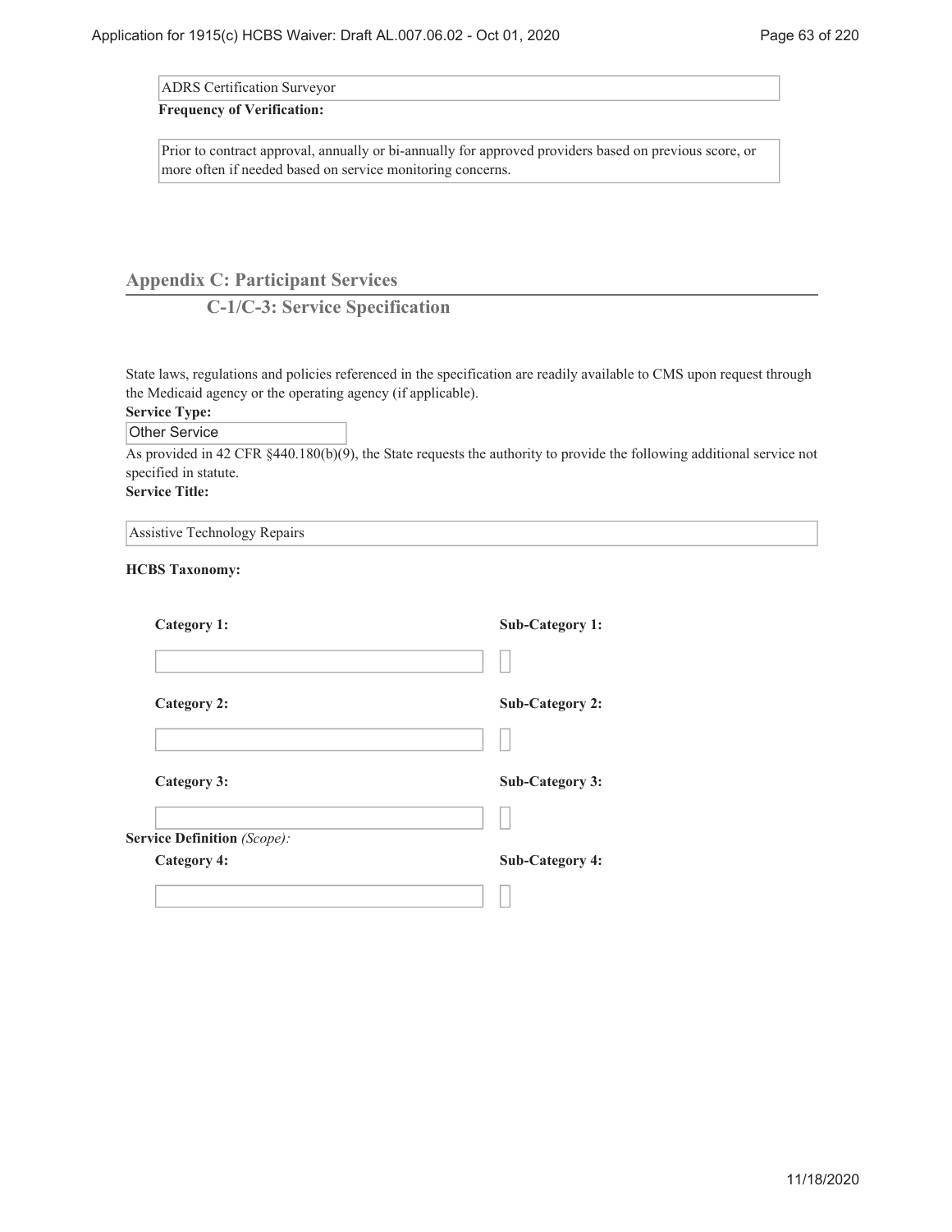ADRS Certification Surveyor

**Frequency of Verification:**

Prior to contract approval, annually or bi-annually for approved providers based on previous score, or more often if needed based on service monitoring concerns.

## Appendix C: Participant Services

### C-1/C-3: Service Specification

State laws, regulations and policies referenced in the specification are readily available to CMS upon request through the Medicaid agency or the operating agency (if applicable).

**Service Type:**

Other Service

As provided in 42 CFR §440.180(b)(9), the State requests the authority to provide the following additional service not specified in statute.

**Service Title:**

Assistive Technology Repairs

**HCBS Taxonomy:**

| Category 1: | Sub-Category 1: |
| --- | --- |
| | |

| Category 2: | Sub-Category 2: |
| --- | --- |
| | |

| Category 3: | Sub-Category 3: |
| --- | --- |
| | |

**Service Definition** *(Scope):*

| Category 4: | Sub-Category 4: |
| --- | --- |
| | |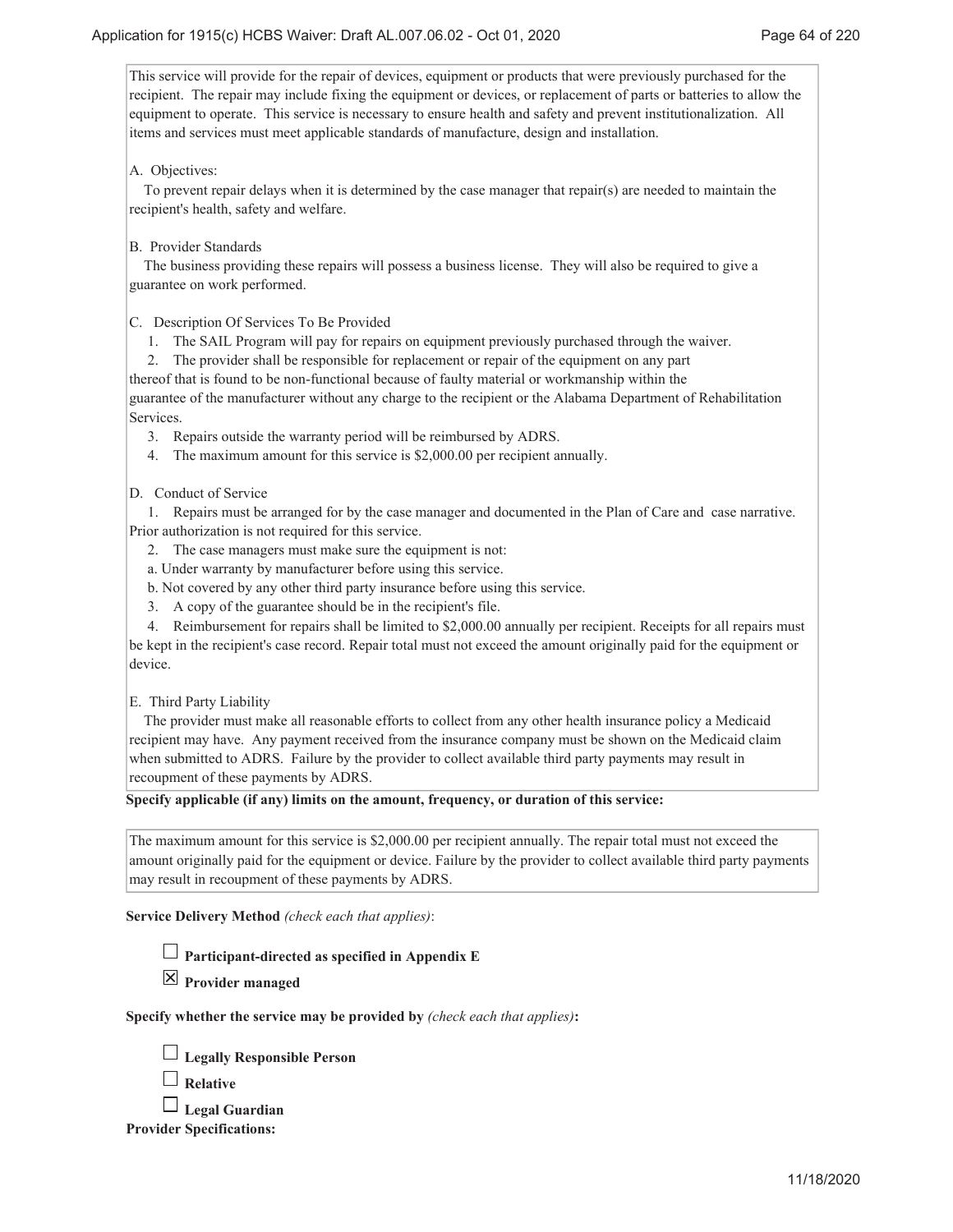This service will provide for the repair of devices, equipment or products that were previously purchased for the recipient. The repair may include fixing the equipment or devices, or replacement of parts or batteries to allow the equipment to operate. This service is necessary to ensure health and safety and prevent institutionalization. All items and services must meet applicable standards of manufacture, design and installation.

A. Objectives:

To prevent repair delays when it is determined by the case manager that repair(s) are needed to maintain the recipient's health, safety and welfare.

B. Provider Standards

The business providing these repairs will possess a business license. They will also be required to give a guarantee on work performed.

C. Description Of Services To Be Provided

1. The SAIL Program will pay for repairs on equipment previously purchased through the waiver.
2. The provider shall be responsible for replacement or repair of the equipment on any part thereof that is found to be non-functional because of faulty material or workmanship within the guarantee of the manufacturer without any charge to the recipient or the Alabama Department of Rehabilitation Services.
3. Repairs outside the warranty period will be reimbursed by ADRS.
4. The maximum amount for this service is $2,000.00 per recipient annually.

D. Conduct of Service

1. Repairs must be arranged for by the case manager and documented in the Plan of Care and case narrative. Prior authorization is not required for this service.
2. The case managers must make sure the equipment is not:
   a. Under warranty by manufacturer before using this service.
   b. Not covered by any other third party insurance before using this service.
3. A copy of the guarantee should be in the recipient's file.
4. Reimbursement for repairs shall be limited to $2,000.00 annually per recipient. Receipts for all repairs must be kept in the recipient's case record. Repair total must not exceed the amount originally paid for the equipment or device.

E. Third Party Liability

The provider must make all reasonable efforts to collect from any other health insurance policy a Medicaid recipient may have. Any payment received from the insurance company must be shown on the Medicaid claim when submitted to ADRS. Failure by the provider to collect available third party payments may result in recoupment of these payments by ADRS.

**Specify applicable (if any) limits on the amount, frequency, or duration of this service:**

The maximum amount for this service is $2,000.00 per recipient annually. The repair total must not exceed the amount originally paid for the equipment or device. Failure by the provider to collect available third party payments may result in recoupment of these payments by ADRS.

**Service Delivery Method** *(check each that applies)*:

☐ **Participant-directed as specified in Appendix E**

☒ **Provider managed**

**Specify whether the service may be provided by** *(check each that applies)***:**

☐ **Legally Responsible Person**

☐ **Relative**

☐ **Legal Guardian**

**Provider Specifications:**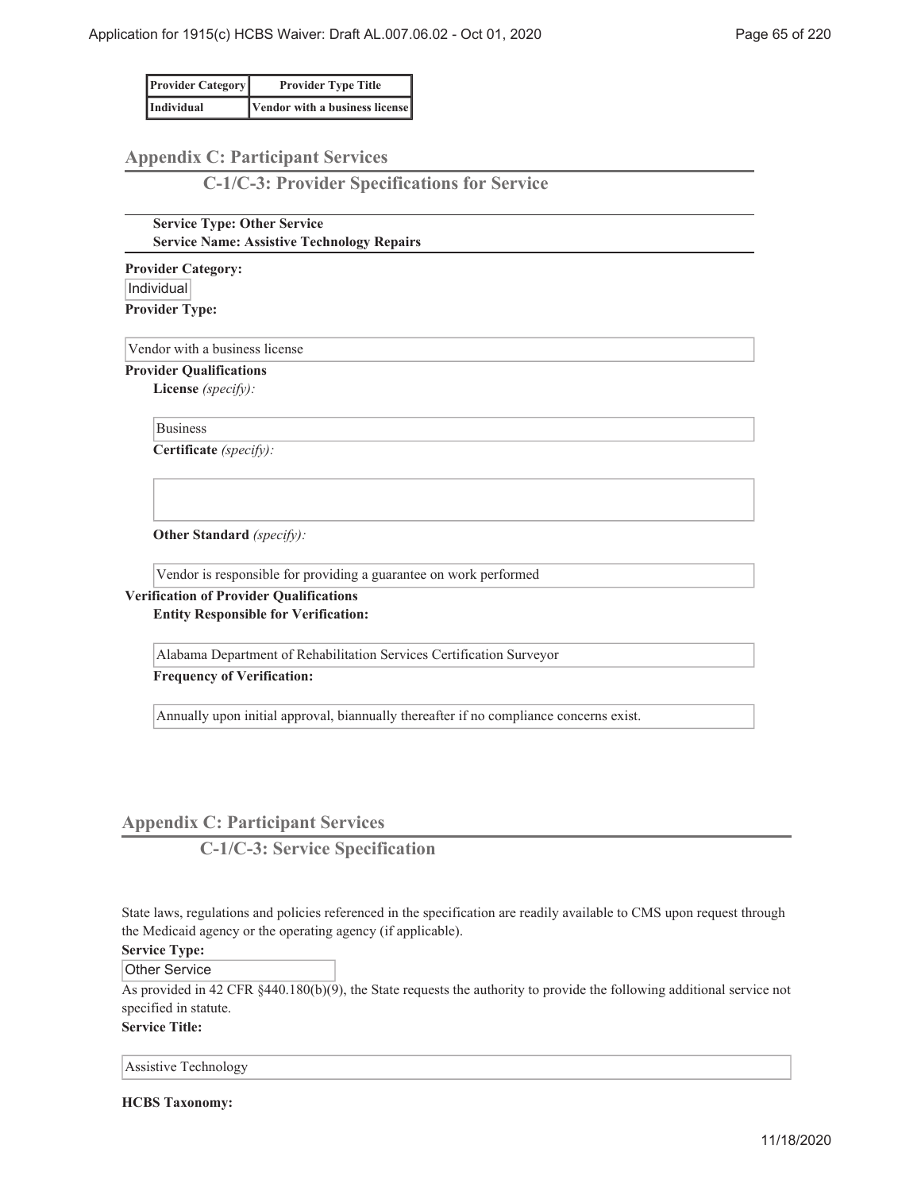| Provider Category | Provider Type Title |
|---|---|
| Individual | Vendor with a business license |

## Appendix C: Participant Services

### C-1/C-3: Provider Specifications for Service

**Service Type: Other Service**
**Service Name: Assistive Technology Repairs**

**Provider Category:**

Individual

**Provider Type:**

Vendor with a business license

**Provider Qualifications**

**License** *(specify):*

Business

**Certificate** *(specify):*

**Other Standard** *(specify):*

Vendor is responsible for providing a guarantee on work performed

**Verification of Provider Qualifications**

**Entity Responsible for Verification:**

Alabama Department of Rehabilitation Services Certification Surveyor

**Frequency of Verification:**

Annually upon initial approval, biannually thereafter if no compliance concerns exist.

## Appendix C: Participant Services

### C-1/C-3: Service Specification

State laws, regulations and policies referenced in the specification are readily available to CMS upon request through the Medicaid agency or the operating agency (if applicable).

**Service Type:**

Other Service

As provided in 42 CFR §440.180(b)(9), the State requests the authority to provide the following additional service not specified in statute.

**Service Title:**

Assistive Technology

**HCBS Taxonomy:**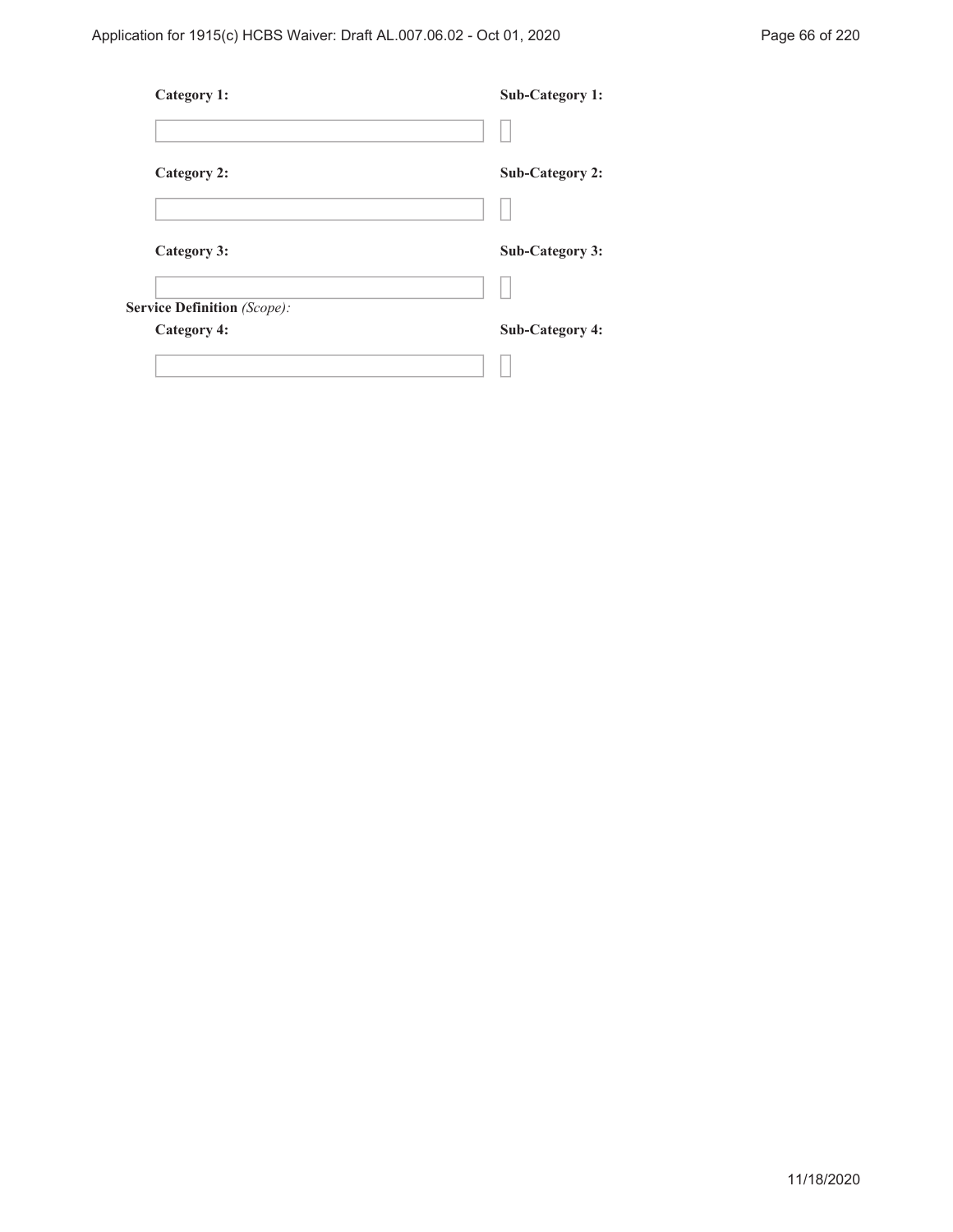**Category 1:**

**Sub-Category 1:**

**Category 2:**

**Sub-Category 2:**

**Category 3:**

**Sub-Category 3:**

**Service Definition** *(Scope)*:

**Category 4:**

**Sub-Category 4:**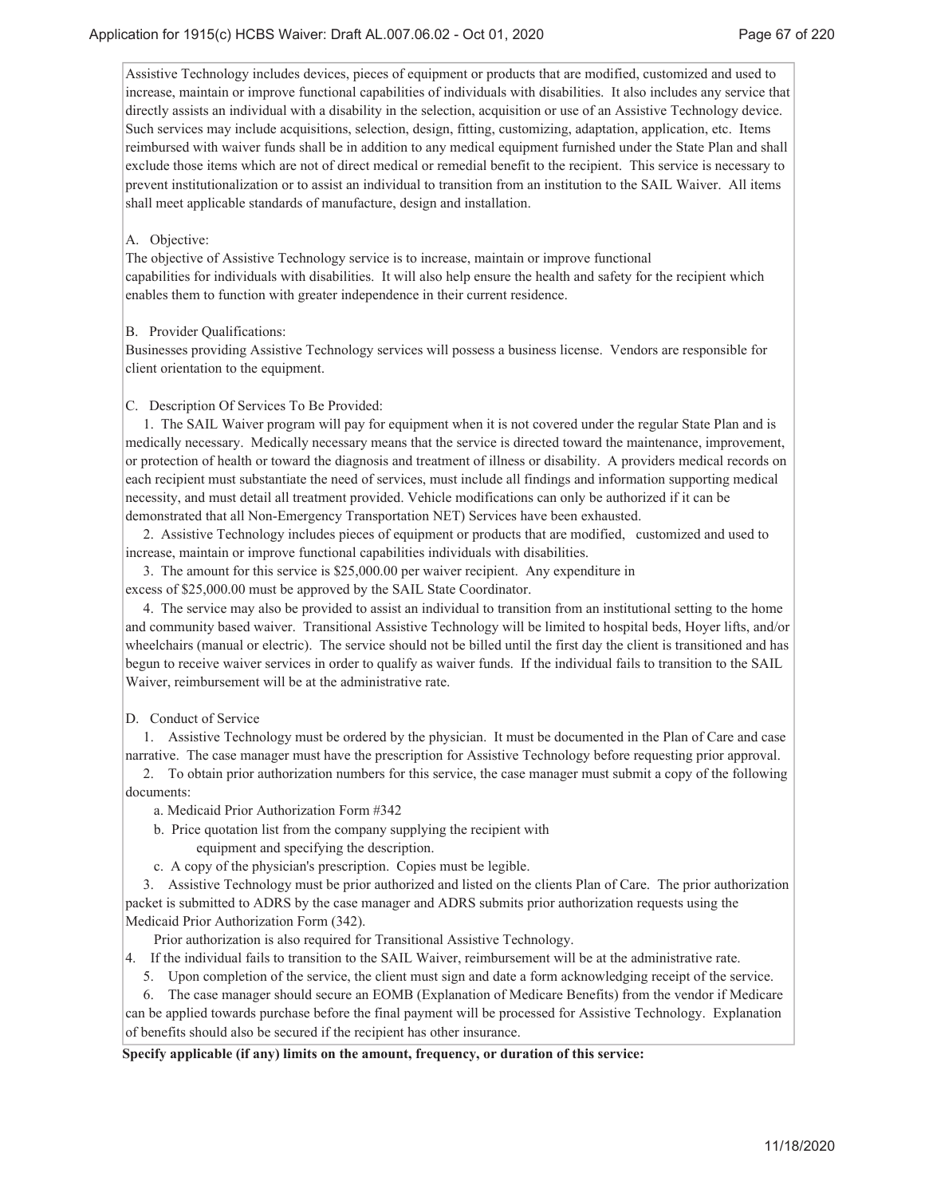Assistive Technology includes devices, pieces of equipment or products that are modified, customized and used to increase, maintain or improve functional capabilities of individuals with disabilities. It also includes any service that directly assists an individual with a disability in the selection, acquisition or use of an Assistive Technology device. Such services may include acquisitions, selection, design, fitting, customizing, adaptation, application, etc. Items reimbursed with waiver funds shall be in addition to any medical equipment furnished under the State Plan and shall exclude those items which are not of direct medical or remedial benefit to the recipient. This service is necessary to prevent institutionalization or to assist an individual to transition from an institution to the SAIL Waiver. All items shall meet applicable standards of manufacture, design and installation.

A. Objective:
The objective of Assistive Technology service is to increase, maintain or improve functional capabilities for individuals with disabilities. It will also help ensure the health and safety for the recipient which enables them to function with greater independence in their current residence.

B. Provider Qualifications:
Businesses providing Assistive Technology services will possess a business license. Vendors are responsible for client orientation to the equipment.

C. Description Of Services To Be Provided:

1. The SAIL Waiver program will pay for equipment when it is not covered under the regular State Plan and is medically necessary. Medically necessary means that the service is directed toward the maintenance, improvement, or protection of health or toward the diagnosis and treatment of illness or disability. A providers medical records on each recipient must substantiate the need of services, must include all findings and information supporting medical necessity, and must detail all treatment provided. Vehicle modifications can only be authorized if it can be demonstrated that all Non-Emergency Transportation NET) Services have been exhausted.
2. Assistive Technology includes pieces of equipment or products that are modified, customized and used to increase, maintain or improve functional capabilities individuals with disabilities.
3. The amount for this service is $25,000.00 per waiver recipient. Any expenditure in excess of $25,000.00 must be approved by the SAIL State Coordinator.
4. The service may also be provided to assist an individual to transition from an institutional setting to the home and community based waiver. Transitional Assistive Technology will be limited to hospital beds, Hoyer lifts, and/or wheelchairs (manual or electric). The service should not be billed until the first day the client is transitioned and has begun to receive waiver services in order to qualify as waiver funds. If the individual fails to transition to the SAIL Waiver, reimbursement will be at the administrative rate.

D. Conduct of Service

1. Assistive Technology must be ordered by the physician. It must be documented in the Plan of Care and case narrative. The case manager must have the prescription for Assistive Technology before requesting prior approval.
2. To obtain prior authorization numbers for this service, the case manager must submit a copy of the following documents:
   a. Medicaid Prior Authorization Form #342
   b. Price quotation list from the company supplying the recipient with equipment and specifying the description.
   c. A copy of the physician's prescription. Copies must be legible.
3. Assistive Technology must be prior authorized and listed on the clients Plan of Care. The prior authorization packet is submitted to ADRS by the case manager and ADRS submits prior authorization requests using the Medicaid Prior Authorization Form (342).
   Prior authorization is also required for Transitional Assistive Technology.
4. If the individual fails to transition to the SAIL Waiver, reimbursement will be at the administrative rate.
5. Upon completion of the service, the client must sign and date a form acknowledging receipt of the service.
6. The case manager should secure an EOMB (Explanation of Medicare Benefits) from the vendor if Medicare can be applied towards purchase before the final payment will be processed for Assistive Technology. Explanation of benefits should also be secured if the recipient has other insurance.

**Specify applicable (if any) limits on the amount, frequency, or duration of this service:**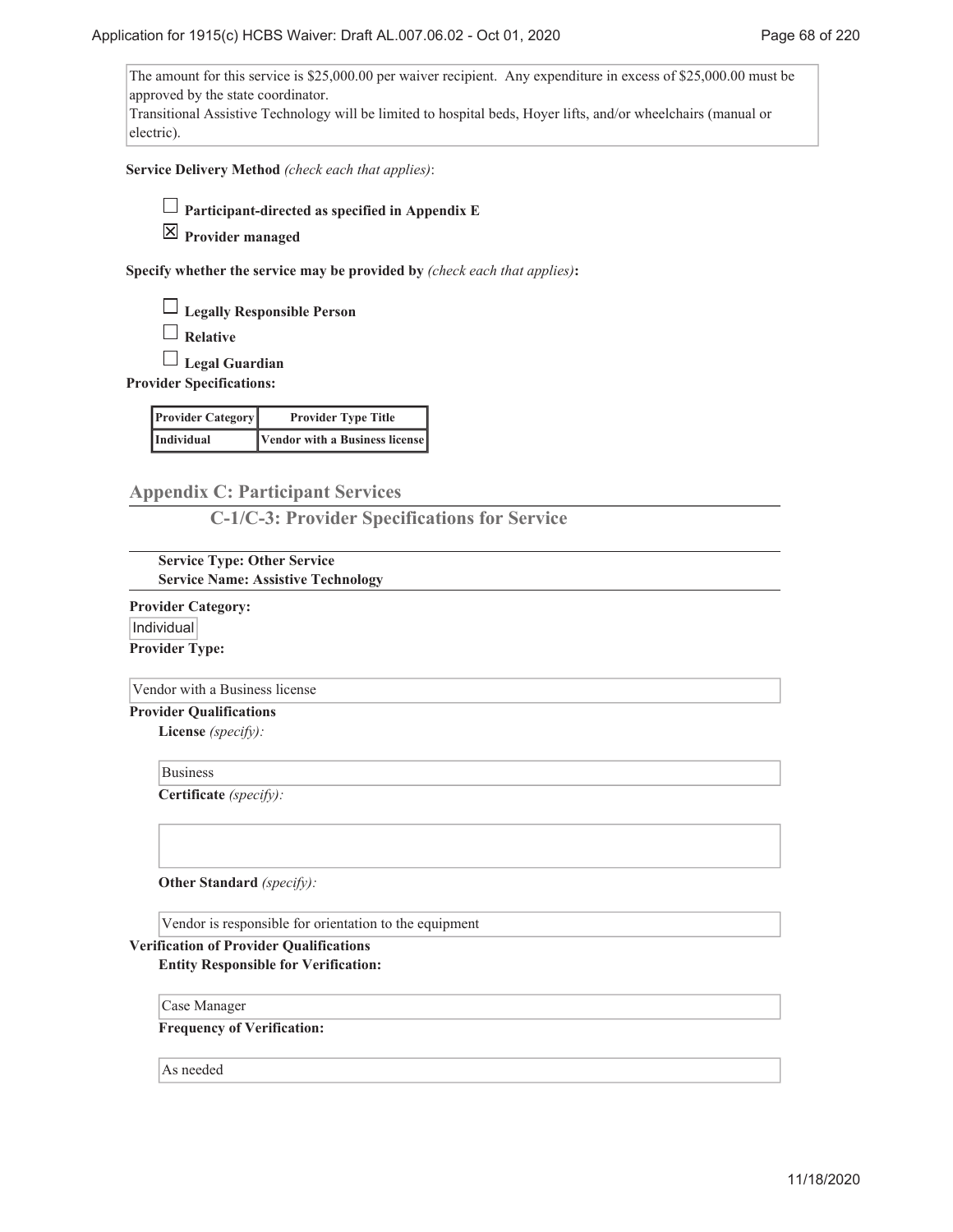The amount for this service is $25,000.00 per waiver recipient. Any expenditure in excess of $25,000.00 must be approved by the state coordinator.
Transitional Assistive Technology will be limited to hospital beds, Hoyer lifts, and/or wheelchairs (manual or electric).

**Service Delivery Method** *(check each that applies)*:

- ☐ **Participant-directed as specified in Appendix E**
- ☒ **Provider managed**

**Specify whether the service may be provided by** *(check each that applies)***:**

- ☐ **Legally Responsible Person**
- ☐ **Relative**
- ☐ **Legal Guardian**

**Provider Specifications:**

| Provider Category | Provider Type Title |
| --- | --- |
| Individual | Vendor with a Business license |

## Appendix C: Participant Services

### C-1/C-3: Provider Specifications for Service

**Service Type: Other Service**
**Service Name: Assistive Technology**

**Provider Category:**

Individual

**Provider Type:**

Vendor with a Business license

**Provider Qualifications**

**License** *(specify):*

Business

**Certificate** *(specify):*

**Other Standard** *(specify):*

Vendor is responsible for orientation to the equipment

**Verification of Provider Qualifications**

**Entity Responsible for Verification:**

Case Manager

**Frequency of Verification:**

As needed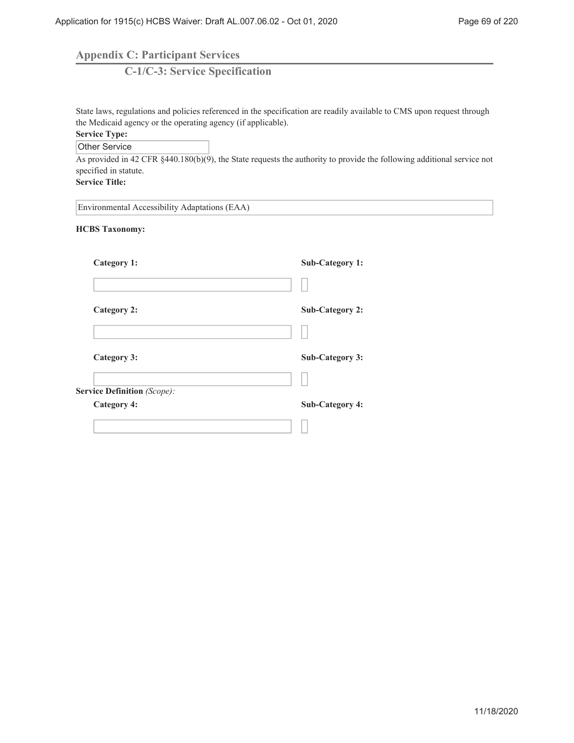## Appendix C: Participant Services

### C-1/C-3: Service Specification

State laws, regulations and policies referenced in the specification are readily available to CMS upon request through the Medicaid agency or the operating agency (if applicable).

**Service Type:**

Other Service

As provided in 42 CFR §440.180(b)(9), the State requests the authority to provide the following additional service not specified in statute.

**Service Title:**

Environmental Accessibility Adaptations (EAA)

**HCBS Taxonomy:**

| Category 1: | Sub-Category 1: |
| --- | --- |
| | |

| Category 2: | Sub-Category 2: |
| --- | --- |
| | |

| Category 3: | Sub-Category 3: |
| --- | --- |
| | |

**Service Definition** *(Scope):*

| Category 4: | Sub-Category 4: |
| --- | --- |
| | |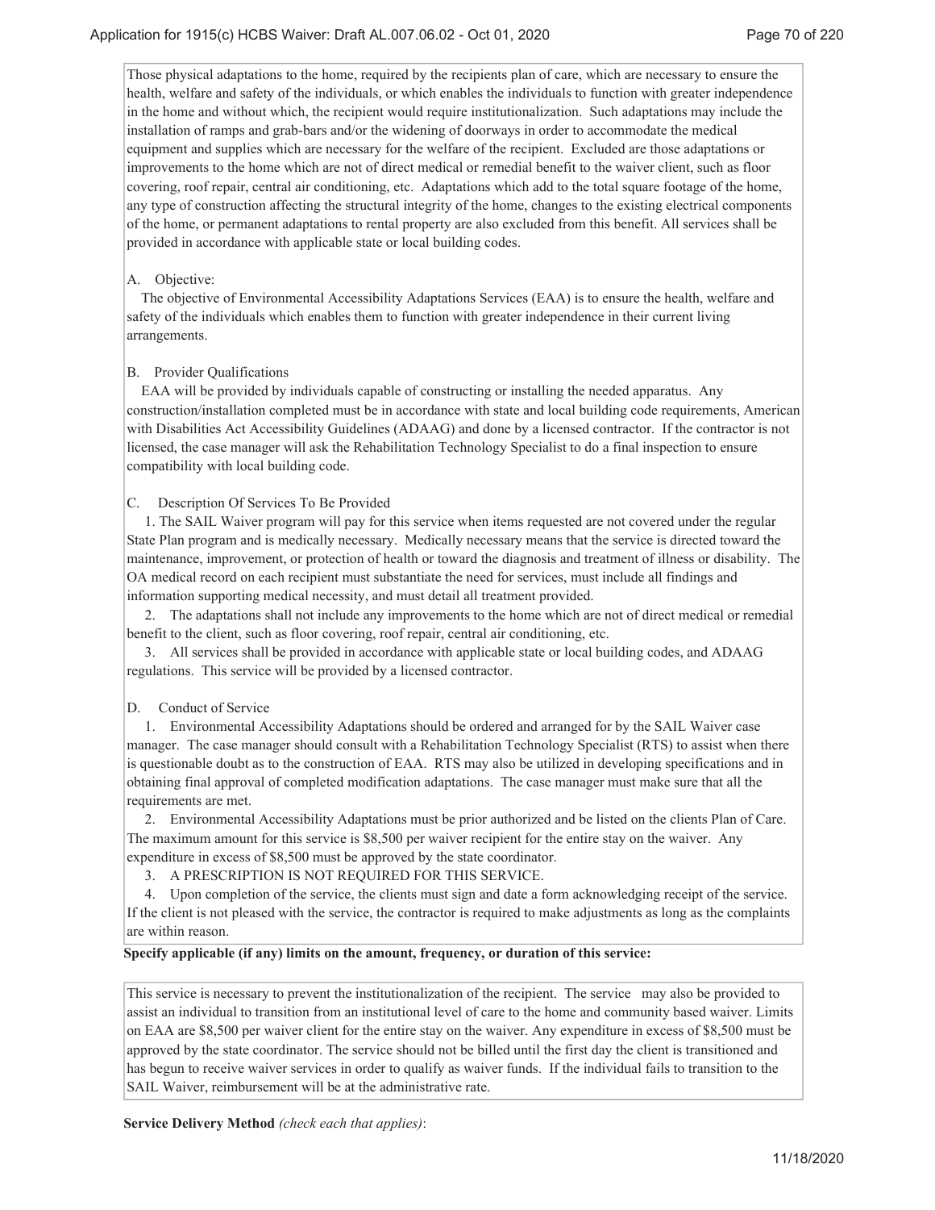Those physical adaptations to the home, required by the recipients plan of care, which are necessary to ensure the health, welfare and safety of the individuals, or which enables the individuals to function with greater independence in the home and without which, the recipient would require institutionalization. Such adaptations may include the installation of ramps and grab-bars and/or the widening of doorways in order to accommodate the medical equipment and supplies which are necessary for the welfare of the recipient. Excluded are those adaptations or improvements to the home which are not of direct medical or remedial benefit to the waiver client, such as floor covering, roof repair, central air conditioning, etc. Adaptations which add to the total square footage of the home, any type of construction affecting the structural integrity of the home, changes to the existing electrical components of the home, or permanent adaptations to rental property are also excluded from this benefit. All services shall be provided in accordance with applicable state or local building codes.

A. Objective:

The objective of Environmental Accessibility Adaptations Services (EAA) is to ensure the health, welfare and safety of the individuals which enables them to function with greater independence in their current living arrangements.

B. Provider Qualifications

EAA will be provided by individuals capable of constructing or installing the needed apparatus. Any construction/installation completed must be in accordance with state and local building code requirements, American with Disabilities Act Accessibility Guidelines (ADAAG) and done by a licensed contractor. If the contractor is not licensed, the case manager will ask the Rehabilitation Technology Specialist to do a final inspection to ensure compatibility with local building code.

C. Description Of Services To Be Provided

1. The SAIL Waiver program will pay for this service when items requested are not covered under the regular State Plan program and is medically necessary. Medically necessary means that the service is directed toward the maintenance, improvement, or protection of health or toward the diagnosis and treatment of illness or disability. The OA medical record on each recipient must substantiate the need for services, must include all findings and information supporting medical necessity, and must detail all treatment provided.

2. The adaptations shall not include any improvements to the home which are not of direct medical or remedial benefit to the client, such as floor covering, roof repair, central air conditioning, etc.

3. All services shall be provided in accordance with applicable state or local building codes, and ADAAG regulations. This service will be provided by a licensed contractor.

D. Conduct of Service

1. Environmental Accessibility Adaptations should be ordered and arranged for by the SAIL Waiver case manager. The case manager should consult with a Rehabilitation Technology Specialist (RTS) to assist when there is questionable doubt as to the construction of EAA. RTS may also be utilized in developing specifications and in obtaining final approval of completed modification adaptations. The case manager must make sure that all the requirements are met.

2. Environmental Accessibility Adaptations must be prior authorized and be listed on the clients Plan of Care. The maximum amount for this service is $8,500 per waiver recipient for the entire stay on the waiver. Any expenditure in excess of $8,500 must be approved by the state coordinator.

3. A PRESCRIPTION IS NOT REQUIRED FOR THIS SERVICE.

4. Upon completion of the service, the clients must sign and date a form acknowledging receipt of the service. If the client is not pleased with the service, the contractor is required to make adjustments as long as the complaints are within reason.

**Specify applicable (if any) limits on the amount, frequency, or duration of this service:**

This service is necessary to prevent the institutionalization of the recipient. The service may also be provided to assist an individual to transition from an institutional level of care to the home and community based waiver. Limits on EAA are $8,500 per waiver client for the entire stay on the waiver. Any expenditure in excess of $8,500 must be approved by the state coordinator. The service should not be billed until the first day the client is transitioned and has begun to receive waiver services in order to qualify as waiver funds. If the individual fails to transition to the SAIL Waiver, reimbursement will be at the administrative rate.

**Service Delivery Method** *(check each that applies)*: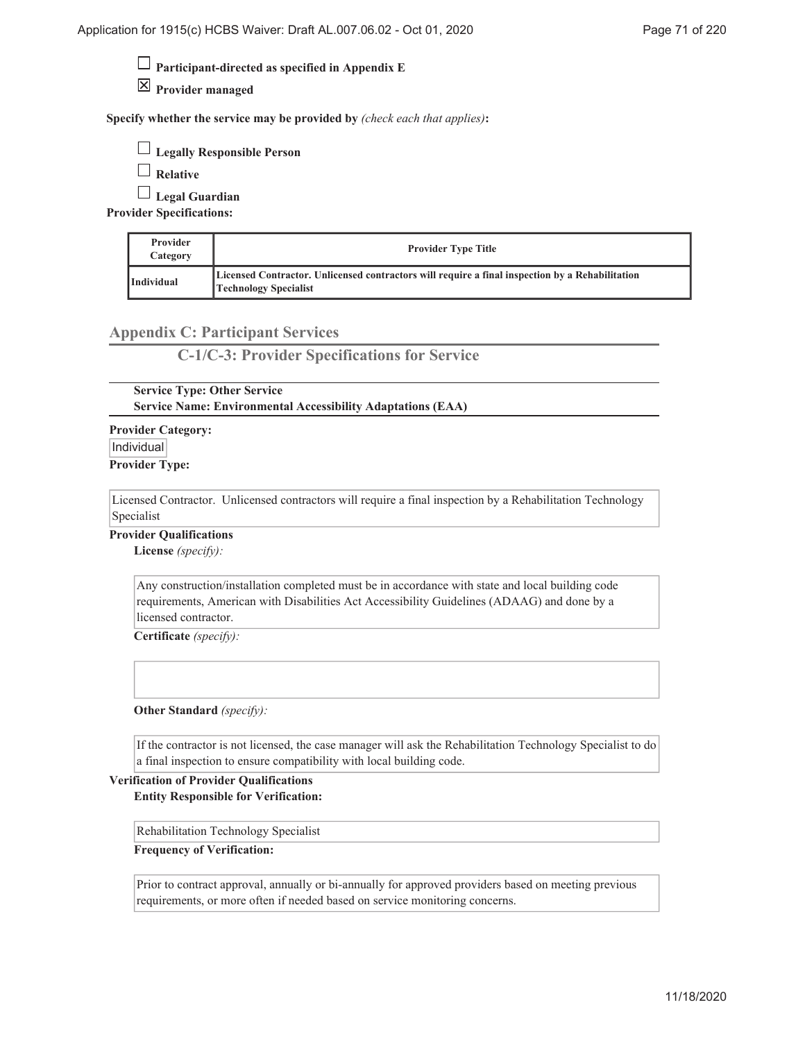☐ **Participant-directed as specified in Appendix E**

☒ **Provider managed**

**Specify whether the service may be provided by** *(check each that applies)***:**

☐ **Legally Responsible Person**

☐ **Relative**

☐ **Legal Guardian**

**Provider Specifications:**

| Provider Category | Provider Type Title |
| --- | --- |
| Individual | Licensed Contractor. Unlicensed contractors will require a final inspection by a Rehabilitation Technology Specialist |

## Appendix C: Participant Services

### C-1/C-3: Provider Specifications for Service

**Service Type: Other Service**
**Service Name: Environmental Accessibility Adaptations (EAA)**

**Provider Category:**

Individual

**Provider Type:**

Licensed Contractor. Unlicensed contractors will require a final inspection by a Rehabilitation Technology Specialist

**Provider Qualifications**

**License** *(specify):*

Any construction/installation completed must be in accordance with state and local building code requirements, American with Disabilities Act Accessibility Guidelines (ADAAG) and done by a licensed contractor.

**Certificate** *(specify):*

**Other Standard** *(specify):*

If the contractor is not licensed, the case manager will ask the Rehabilitation Technology Specialist to do a final inspection to ensure compatibility with local building code.

**Verification of Provider Qualifications**

**Entity Responsible for Verification:**

Rehabilitation Technology Specialist

**Frequency of Verification:**

Prior to contract approval, annually or bi-annually for approved providers based on meeting previous requirements, or more often if needed based on service monitoring concerns.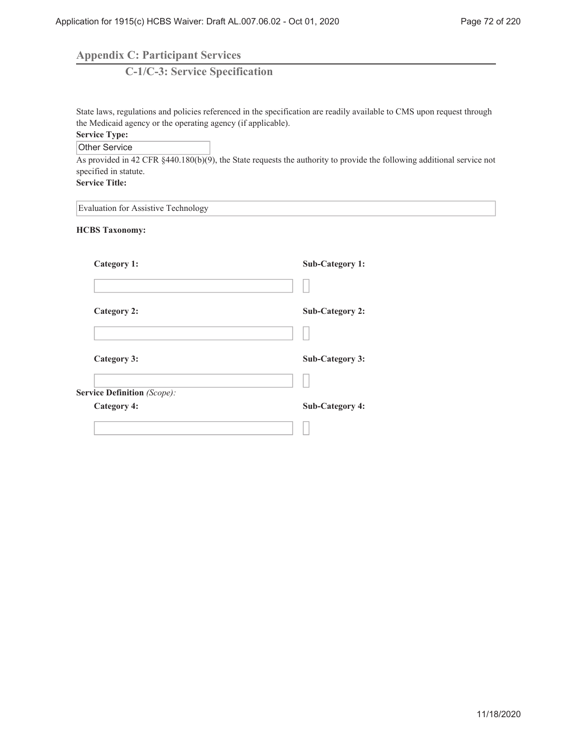## Appendix C: Participant Services

### C-1/C-3: Service Specification

State laws, regulations and policies referenced in the specification are readily available to CMS upon request through the Medicaid agency or the operating agency (if applicable).

**Service Type:**

Other Service

As provided in 42 CFR §440.180(b)(9), the State requests the authority to provide the following additional service not specified in statute.

**Service Title:**

Evaluation for Assistive Technology

**HCBS Taxonomy:**

| Category 1: | Sub-Category 1: |
| --- | --- |
| | |

| Category 2: | Sub-Category 2: |
| --- | --- |
| | |

| Category 3: | Sub-Category 3: |
| --- | --- |
| | |

**Service Definition** *(Scope):*

| Category 4: | Sub-Category 4: |
| --- | --- |
| | |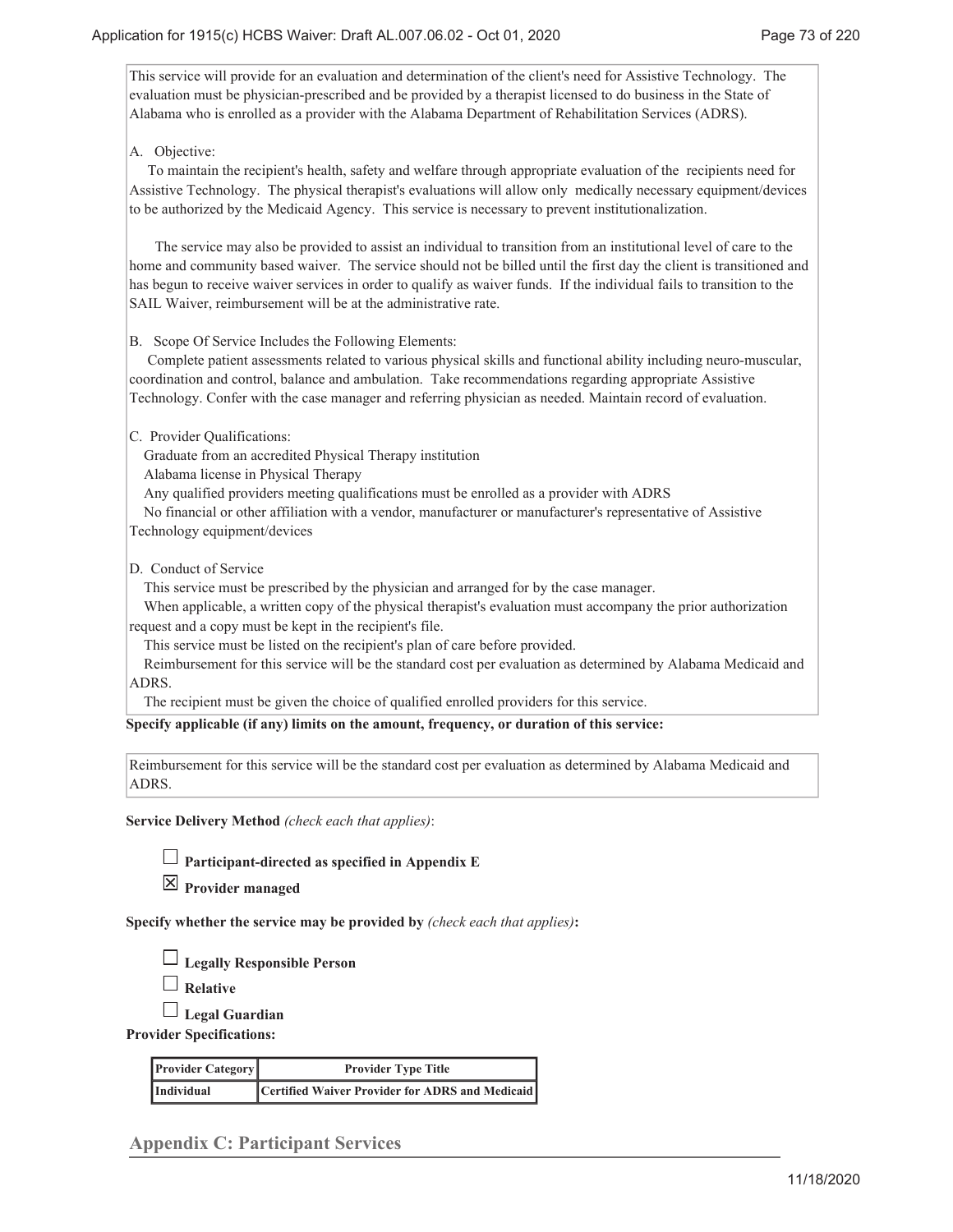This service will provide for an evaluation and determination of the client's need for Assistive Technology. The evaluation must be physician-prescribed and be provided by a therapist licensed to do business in the State of Alabama who is enrolled as a provider with the Alabama Department of Rehabilitation Services (ADRS).

A. Objective:

To maintain the recipient's health, safety and welfare through appropriate evaluation of the recipients need for Assistive Technology. The physical therapist's evaluations will allow only medically necessary equipment/devices to be authorized by the Medicaid Agency. This service is necessary to prevent institutionalization.

The service may also be provided to assist an individual to transition from an institutional level of care to the home and community based waiver. The service should not be billed until the first day the client is transitioned and has begun to receive waiver services in order to qualify as waiver funds. If the individual fails to transition to the SAIL Waiver, reimbursement will be at the administrative rate.

B. Scope Of Service Includes the Following Elements:

Complete patient assessments related to various physical skills and functional ability including neuro-muscular, coordination and control, balance and ambulation. Take recommendations regarding appropriate Assistive Technology. Confer with the case manager and referring physician as needed. Maintain record of evaluation.

C. Provider Qualifications:

Graduate from an accredited Physical Therapy institution
Alabama license in Physical Therapy
Any qualified providers meeting qualifications must be enrolled as a provider with ADRS
No financial or other affiliation with a vendor, manufacturer or manufacturer's representative of Assistive Technology equipment/devices

D. Conduct of Service

This service must be prescribed by the physician and arranged for by the case manager.
When applicable, a written copy of the physical therapist's evaluation must accompany the prior authorization request and a copy must be kept in the recipient's file.
This service must be listed on the recipient's plan of care before provided.
Reimbursement for this service will be the standard cost per evaluation as determined by Alabama Medicaid and ADRS.
The recipient must be given the choice of qualified enrolled providers for this service.

**Specify applicable (if any) limits on the amount, frequency, or duration of this service:**

Reimbursement for this service will be the standard cost per evaluation as determined by Alabama Medicaid and ADRS.

**Service Delivery Method** *(check each that applies)*:

☐ **Participant-directed as specified in Appendix E**

☒ **Provider managed**

**Specify whether the service may be provided by** *(check each that applies)***:**

☐ **Legally Responsible Person**

☐ **Relative**

☐ **Legal Guardian**

**Provider Specifications:**

| Provider Category | Provider Type Title |
|---|---|
| Individual | Certified Waiver Provider for ADRS and Medicaid |

## Appendix C: Participant Services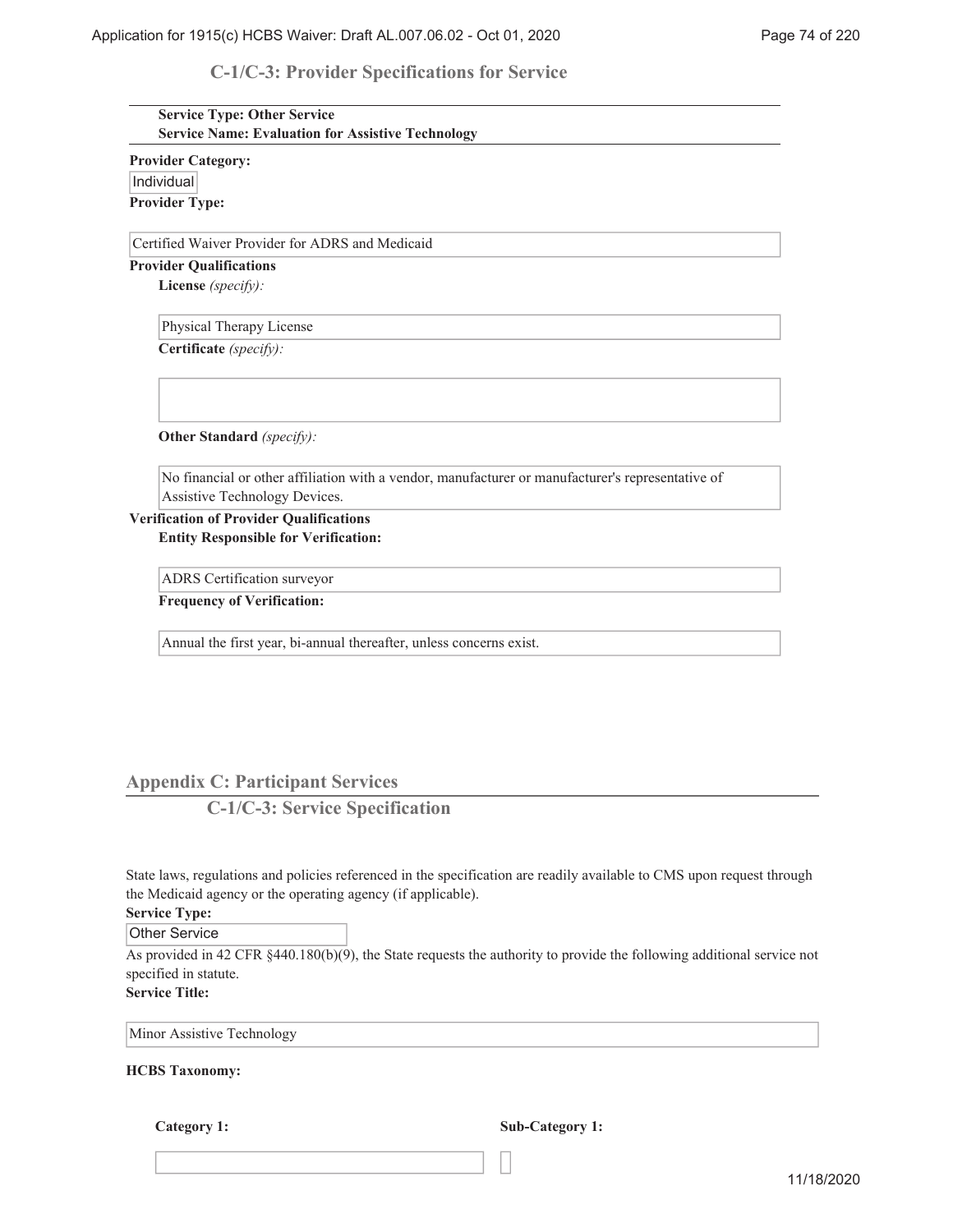### C-1/C-3: Provider Specifications for Service

**Service Type: Other Service**
**Service Name: Evaluation for Assistive Technology**

**Provider Category:**

Individual

**Provider Type:**

Certified Waiver Provider for ADRS and Medicaid

**Provider Qualifications**

**License** *(specify):*

Physical Therapy License

**Certificate** *(specify):*

**Other Standard** *(specify):*

No financial or other affiliation with a vendor, manufacturer or manufacturer's representative of Assistive Technology Devices.

**Verification of Provider Qualifications**

**Entity Responsible for Verification:**

ADRS Certification surveyor

**Frequency of Verification:**

Annual the first year, bi-annual thereafter, unless concerns exist.

## Appendix C: Participant Services

### C-1/C-3: Service Specification

State laws, regulations and policies referenced in the specification are readily available to CMS upon request through the Medicaid agency or the operating agency (if applicable).

**Service Type:**

Other Service

As provided in 42 CFR §440.180(b)(9), the State requests the authority to provide the following additional service not specified in statute.

**Service Title:**

Minor Assistive Technology

**HCBS Taxonomy:**

**Category 1:**

**Sub-Category 1:**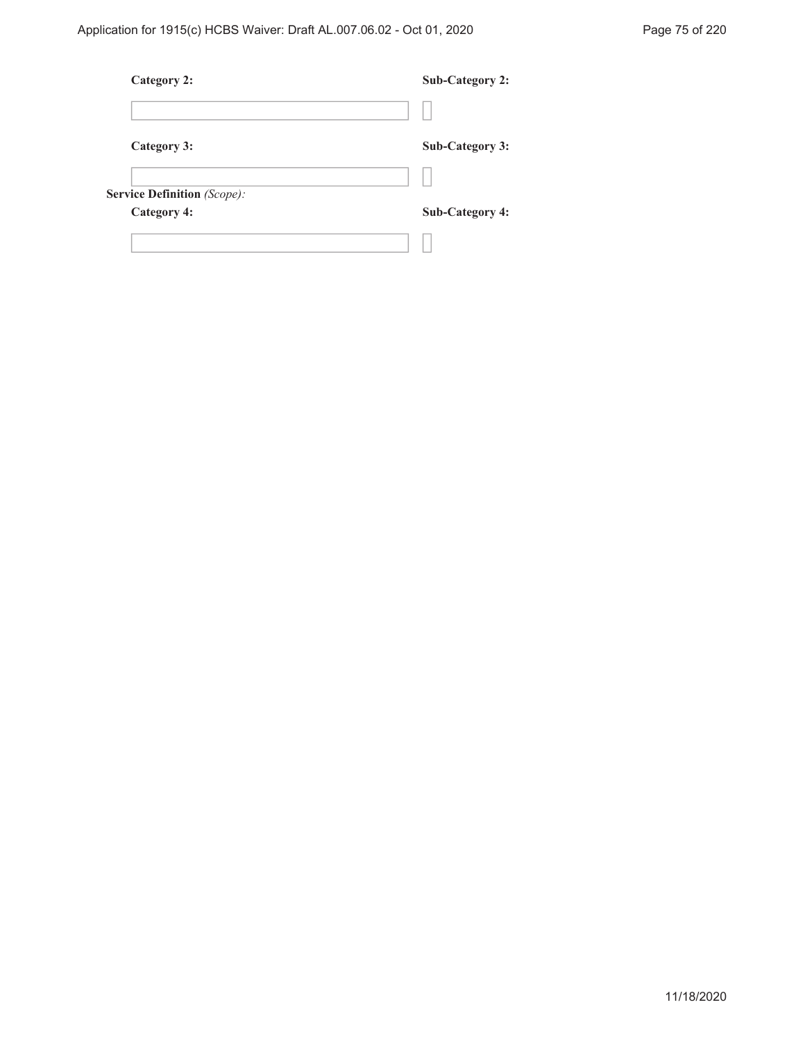**Category 2:** | **Sub-Category 2:**

**Category 3:** | **Sub-Category 3:**

**Service Definition** *(Scope):*

**Category 4:** | **Sub-Category 4:**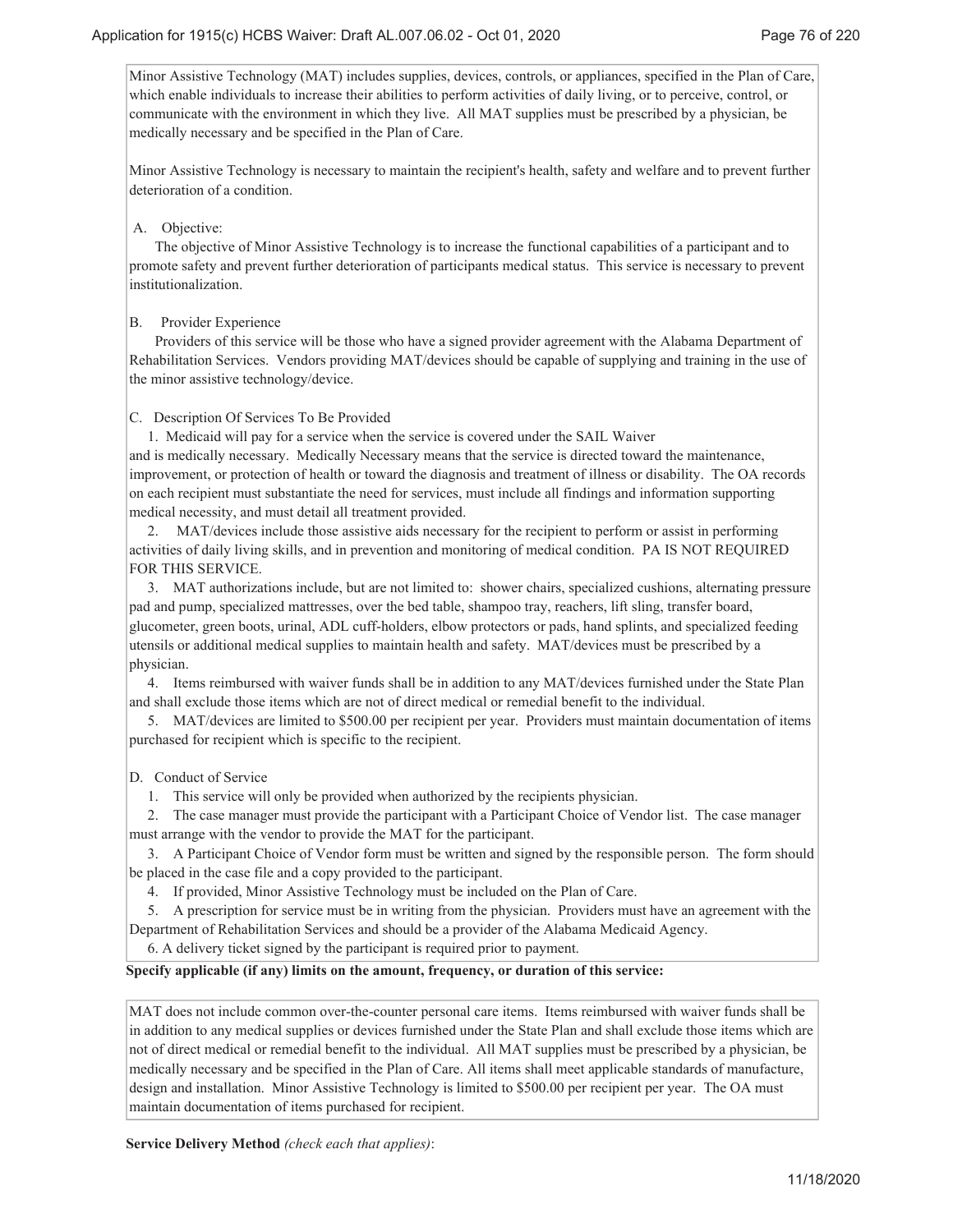Minor Assistive Technology (MAT) includes supplies, devices, controls, or appliances, specified in the Plan of Care, which enable individuals to increase their abilities to perform activities of daily living, or to perceive, control, or communicate with the environment in which they live. All MAT supplies must be prescribed by a physician, be medically necessary and be specified in the Plan of Care.

Minor Assistive Technology is necessary to maintain the recipient's health, safety and welfare and to prevent further deterioration of a condition.

A. Objective:

The objective of Minor Assistive Technology is to increase the functional capabilities of a participant and to promote safety and prevent further deterioration of participants medical status. This service is necessary to prevent institutionalization.

B. Provider Experience

Providers of this service will be those who have a signed provider agreement with the Alabama Department of Rehabilitation Services. Vendors providing MAT/devices should be capable of supplying and training in the use of the minor assistive technology/device.

C. Description Of Services To Be Provided

1. Medicaid will pay for a service when the service is covered under the SAIL Waiver and is medically necessary. Medically Necessary means that the service is directed toward the maintenance, improvement, or protection of health or toward the diagnosis and treatment of illness or disability. The OA records on each recipient must substantiate the need for services, must include all findings and information supporting medical necessity, and must detail all treatment provided.

2. MAT/devices include those assistive aids necessary for the recipient to perform or assist in performing activities of daily living skills, and in prevention and monitoring of medical condition. PA IS NOT REQUIRED FOR THIS SERVICE.

3. MAT authorizations include, but are not limited to: shower chairs, specialized cushions, alternating pressure pad and pump, specialized mattresses, over the bed table, shampoo tray, reachers, lift sling, transfer board, glucometer, green boots, urinal, ADL cuff-holders, elbow protectors or pads, hand splints, and specialized feeding utensils or additional medical supplies to maintain health and safety. MAT/devices must be prescribed by a physician.

4. Items reimbursed with waiver funds shall be in addition to any MAT/devices furnished under the State Plan and shall exclude those items which are not of direct medical or remedial benefit to the individual.

5. MAT/devices are limited to $500.00 per recipient per year. Providers must maintain documentation of items purchased for recipient which is specific to the recipient.

D. Conduct of Service

1. This service will only be provided when authorized by the recipients physician.

2. The case manager must provide the participant with a Participant Choice of Vendor list. The case manager must arrange with the vendor to provide the MAT for the participant.

3. A Participant Choice of Vendor form must be written and signed by the responsible person. The form should be placed in the case file and a copy provided to the participant.

4. If provided, Minor Assistive Technology must be included on the Plan of Care.

5. A prescription for service must be in writing from the physician. Providers must have an agreement with the Department of Rehabilitation Services and should be a provider of the Alabama Medicaid Agency.

6. A delivery ticket signed by the participant is required prior to payment.

**Specify applicable (if any) limits on the amount, frequency, or duration of this service:**

MAT does not include common over-the-counter personal care items. Items reimbursed with waiver funds shall be in addition to any medical supplies or devices furnished under the State Plan and shall exclude those items which are not of direct medical or remedial benefit to the individual. All MAT supplies must be prescribed by a physician, be medically necessary and be specified in the Plan of Care. All items shall meet applicable standards of manufacture, design and installation. Minor Assistive Technology is limited to $500.00 per recipient per year. The OA must maintain documentation of items purchased for recipient.

**Service Delivery Method** *(check each that applies)*: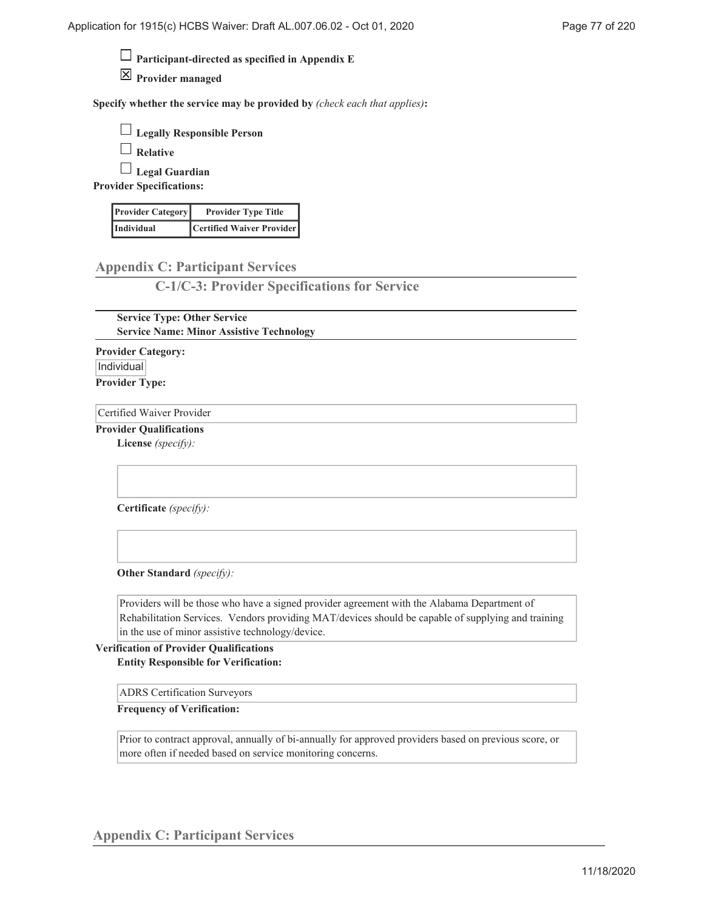☐ **Participant-directed as specified in Appendix E**

☒ **Provider managed**

**Specify whether the service may be provided by** *(check each that applies)***:**

☐ **Legally Responsible Person**

☐ **Relative**

☐ **Legal Guardian**

**Provider Specifications:**

| Provider Category | Provider Type Title |
|---|---|
| Individual | Certified Waiver Provider |

## Appendix C: Participant Services

### C-1/C-3: Provider Specifications for Service

**Service Type: Other Service**
**Service Name: Minor Assistive Technology**

**Provider Category:**

Individual

**Provider Type:**

Certified Waiver Provider

**Provider Qualifications**

**License** *(specify):*

**Certificate** *(specify):*

**Other Standard** *(specify):*

Providers will be those who have a signed provider agreement with the Alabama Department of Rehabilitation Services. Vendors providing MAT/devices should be capable of supplying and training in the use of minor assistive technology/device.

**Verification of Provider Qualifications**

**Entity Responsible for Verification:**

ADRS Certification Surveyors

**Frequency of Verification:**

Prior to contract approval, annually of bi-annually for approved providers based on previous score, or more often if needed based on service monitoring concerns.

## Appendix C: Participant Services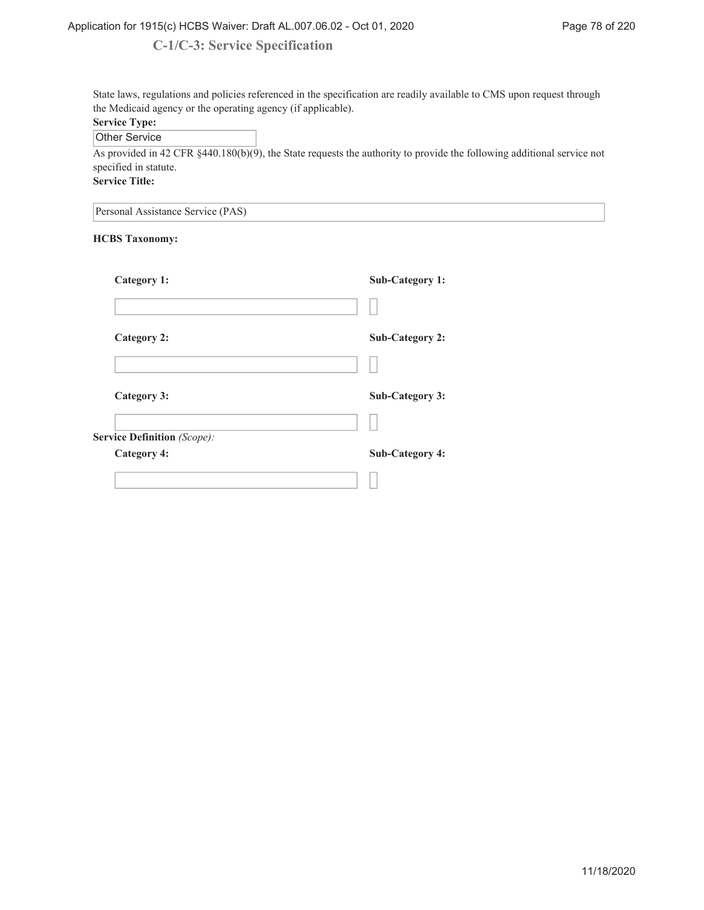## C-1/C-3: Service Specification

State laws, regulations and policies referenced in the specification are readily available to CMS upon request through the Medicaid agency or the operating agency (if applicable).

**Service Type:**

Other Service

As provided in 42 CFR §440.180(b)(9), the State requests the authority to provide the following additional service not specified in statute.

**Service Title:**

Personal Assistance Service (PAS)

**HCBS Taxonomy:**

| Category 1: | Sub-Category 1: |
| --- | --- |
| | |
| **Category 2:** | **Sub-Category 2:** |
| | |
| **Category 3:** | **Sub-Category 3:** |
| | |
| **Category 4:** | **Sub-Category 4:** |
| | |

**Service Definition** *(Scope):*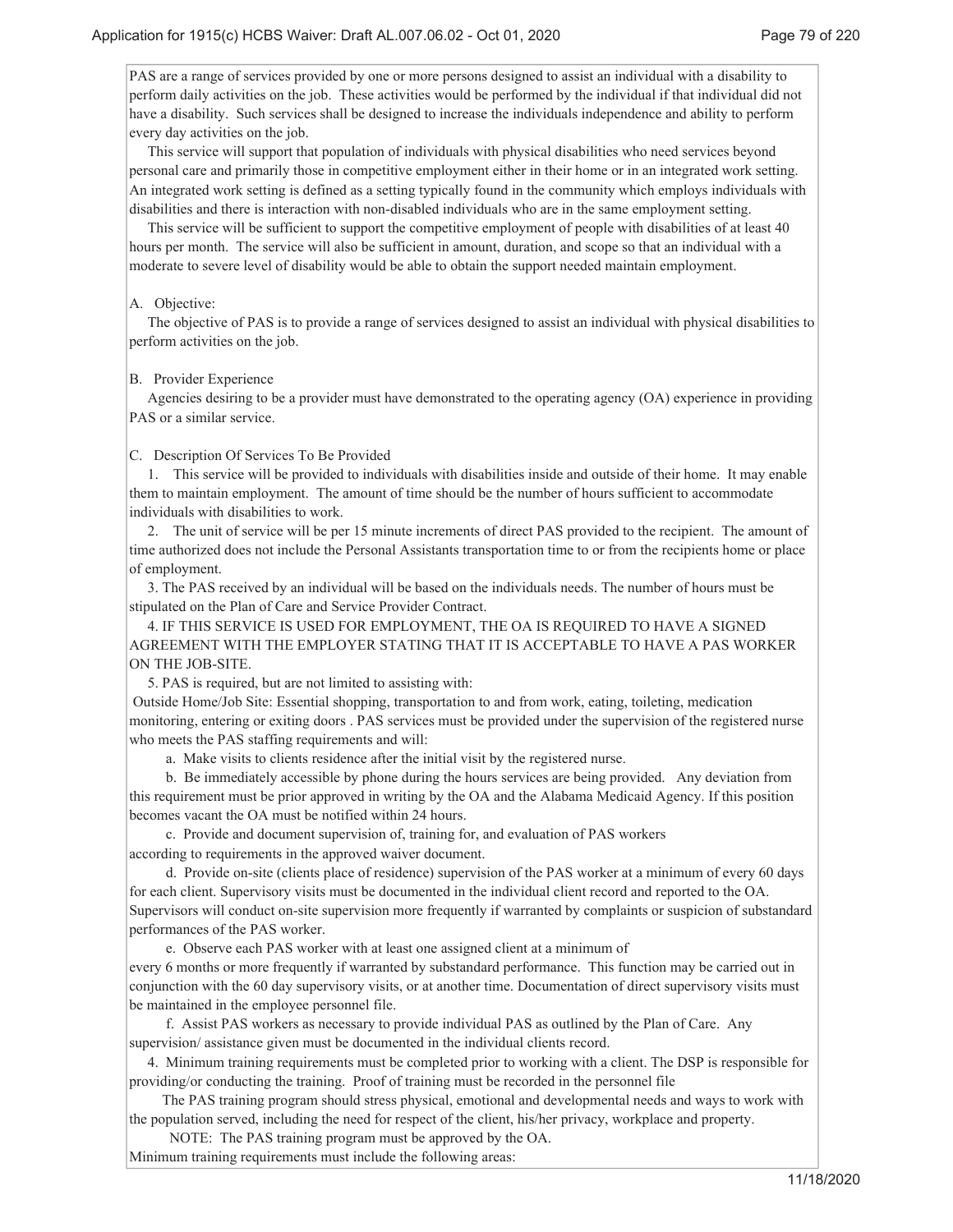PAS are a range of services provided by one or more persons designed to assist an individual with a disability to perform daily activities on the job. These activities would be performed by the individual if that individual did not have a disability. Such services shall be designed to increase the individuals independence and ability to perform every day activities on the job.

This service will support that population of individuals with physical disabilities who need services beyond personal care and primarily those in competitive employment either in their home or in an integrated work setting. An integrated work setting is defined as a setting typically found in the community which employs individuals with disabilities and there is interaction with non-disabled individuals who are in the same employment setting.

This service will be sufficient to support the competitive employment of people with disabilities of at least 40 hours per month. The service will also be sufficient in amount, duration, and scope so that an individual with a moderate to severe level of disability would be able to obtain the support needed maintain employment.

A. Objective:

The objective of PAS is to provide a range of services designed to assist an individual with physical disabilities to perform activities on the job.

B. Provider Experience

Agencies desiring to be a provider must have demonstrated to the operating agency (OA) experience in providing PAS or a similar service.

C. Description Of Services To Be Provided

1. This service will be provided to individuals with disabilities inside and outside of their home. It may enable them to maintain employment. The amount of time should be the number of hours sufficient to accommodate individuals with disabilities to work.

2. The unit of service will be per 15 minute increments of direct PAS provided to the recipient. The amount of time authorized does not include the Personal Assistants transportation time to or from the recipients home or place of employment.

3. The PAS received by an individual will be based on the individuals needs. The number of hours must be stipulated on the Plan of Care and Service Provider Contract.

4. IF THIS SERVICE IS USED FOR EMPLOYMENT, THE OA IS REQUIRED TO HAVE A SIGNED AGREEMENT WITH THE EMPLOYER STATING THAT IT IS ACCEPTABLE TO HAVE A PAS WORKER ON THE JOB-SITE.

5. PAS is required, but are not limited to assisting with:

Outside Home/Job Site: Essential shopping, transportation to and from work, eating, toileting, medication monitoring, entering or exiting doors . PAS services must be provided under the supervision of the registered nurse who meets the PAS staffing requirements and will:

a. Make visits to clients residence after the initial visit by the registered nurse.

b. Be immediately accessible by phone during the hours services are being provided. Any deviation from this requirement must be prior approved in writing by the OA and the Alabama Medicaid Agency. If this position becomes vacant the OA must be notified within 24 hours.

c. Provide and document supervision of, training for, and evaluation of PAS workers according to requirements in the approved waiver document.

d. Provide on-site (clients place of residence) supervision of the PAS worker at a minimum of every 60 days for each client. Supervisory visits must be documented in the individual client record and reported to the OA. Supervisors will conduct on-site supervision more frequently if warranted by complaints or suspicion of substandard performances of the PAS worker.

e. Observe each PAS worker with at least one assigned client at a minimum of every 6 months or more frequently if warranted by substandard performance. This function may be carried out in conjunction with the 60 day supervisory visits, or at another time. Documentation of direct supervisory visits must be maintained in the employee personnel file.

f. Assist PAS workers as necessary to provide individual PAS as outlined by the Plan of Care. Any supervision/ assistance given must be documented in the individual clients record.

4. Minimum training requirements must be completed prior to working with a client. The DSP is responsible for providing/or conducting the training. Proof of training must be recorded in the personnel file

The PAS training program should stress physical, emotional and developmental needs and ways to work with the population served, including the need for respect of the client, his/her privacy, workplace and property.

NOTE: The PAS training program must be approved by the OA.

Minimum training requirements must include the following areas: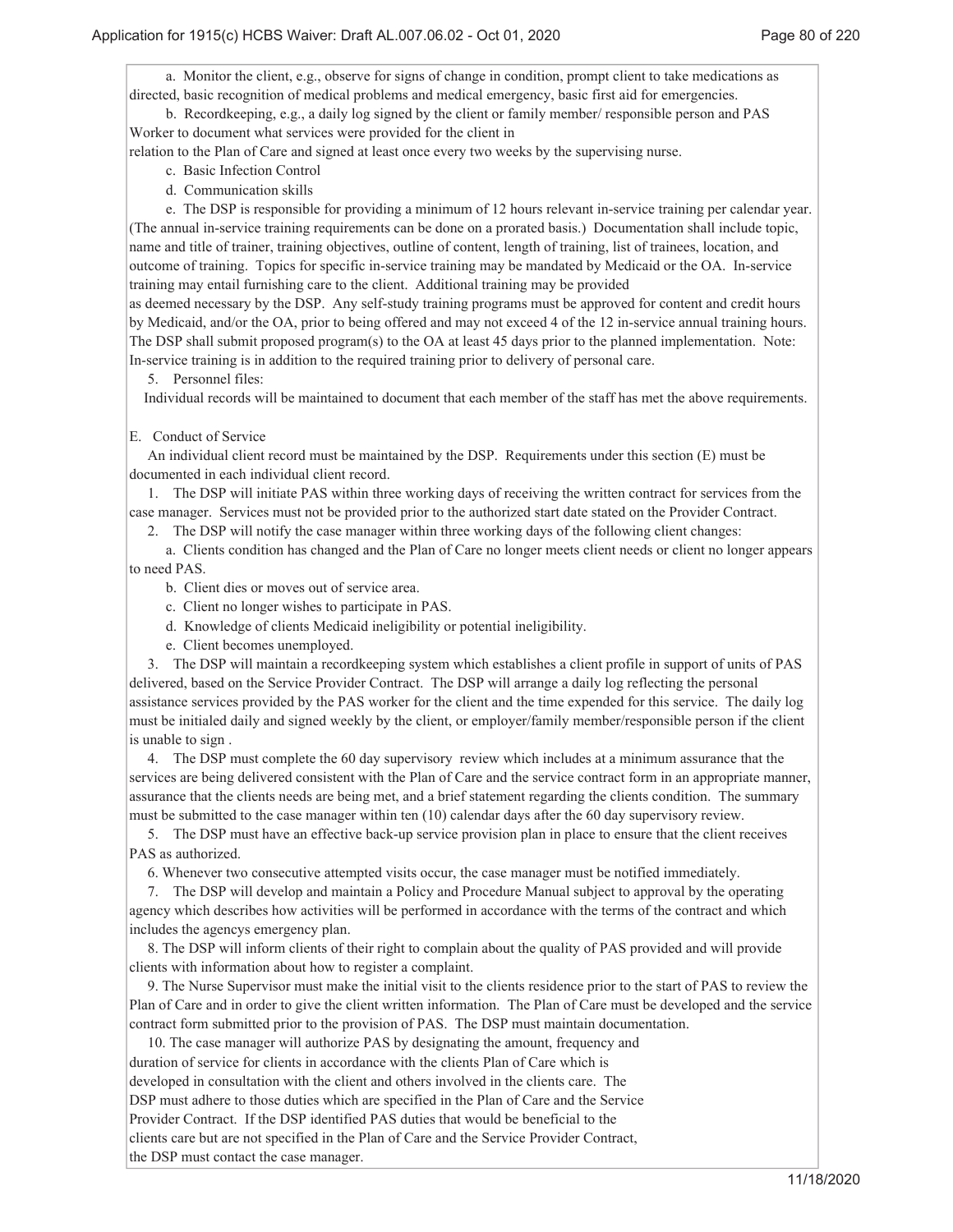a. Monitor the client, e.g., observe for signs of change in condition, prompt client to take medications as directed, basic recognition of medical problems and medical emergency, basic first aid for emergencies.

b. Recordkeeping, e.g., a daily log signed by the client or family member/ responsible person and PAS Worker to document what services were provided for the client in relation to the Plan of Care and signed at least once every two weeks by the supervising nurse.

c. Basic Infection Control

d. Communication skills

e. The DSP is responsible for providing a minimum of 12 hours relevant in-service training per calendar year. (The annual in-service training requirements can be done on a prorated basis.) Documentation shall include topic, name and title of trainer, training objectives, outline of content, length of training, list of trainees, location, and outcome of training. Topics for specific in-service training may be mandated by Medicaid or the OA. In-service training may entail furnishing care to the client. Additional training may be provided as deemed necessary by the DSP. Any self-study training programs must be approved for content and credit hours by Medicaid, and/or the OA, prior to being offered and may not exceed 4 of the 12 in-service annual training hours. The DSP shall submit proposed program(s) to the OA at least 45 days prior to the planned implementation. Note: In-service training is in addition to the required training prior to delivery of personal care.

5. Personnel files:

Individual records will be maintained to document that each member of the staff has met the above requirements.

E. Conduct of Service

An individual client record must be maintained by the DSP. Requirements under this section (E) must be documented in each individual client record.

1. The DSP will initiate PAS within three working days of receiving the written contract for services from the case manager. Services must not be provided prior to the authorized start date stated on the Provider Contract.

2. The DSP will notify the case manager within three working days of the following client changes:

a. Clients condition has changed and the Plan of Care no longer meets client needs or client no longer appears to need PAS.

b. Client dies or moves out of service area.

c. Client no longer wishes to participate in PAS.

d. Knowledge of clients Medicaid ineligibility or potential ineligibility.

e. Client becomes unemployed.

3. The DSP will maintain a recordkeeping system which establishes a client profile in support of units of PAS delivered, based on the Service Provider Contract. The DSP will arrange a daily log reflecting the personal assistance services provided by the PAS worker for the client and the time expended for this service. The daily log must be initialed daily and signed weekly by the client, or employer/family member/responsible person if the client is unable to sign .

4. The DSP must complete the 60 day supervisory review which includes at a minimum assurance that the services are being delivered consistent with the Plan of Care and the service contract form in an appropriate manner, assurance that the clients needs are being met, and a brief statement regarding the clients condition. The summary must be submitted to the case manager within ten (10) calendar days after the 60 day supervisory review.

5. The DSP must have an effective back-up service provision plan in place to ensure that the client receives PAS as authorized.

6. Whenever two consecutive attempted visits occur, the case manager must be notified immediately.

7. The DSP will develop and maintain a Policy and Procedure Manual subject to approval by the operating agency which describes how activities will be performed in accordance with the terms of the contract and which includes the agencys emergency plan.

8. The DSP will inform clients of their right to complain about the quality of PAS provided and will provide clients with information about how to register a complaint.

9. The Nurse Supervisor must make the initial visit to the clients residence prior to the start of PAS to review the Plan of Care and in order to give the client written information. The Plan of Care must be developed and the service contract form submitted prior to the provision of PAS. The DSP must maintain documentation.

10. The case manager will authorize PAS by designating the amount, frequency and duration of service for clients in accordance with the clients Plan of Care which is developed in consultation with the client and others involved in the clients care. The DSP must adhere to those duties which are specified in the Plan of Care and the Service Provider Contract. If the DSP identified PAS duties that would be beneficial to the clients care but are not specified in the Plan of Care and the Service Provider Contract, the DSP must contact the case manager.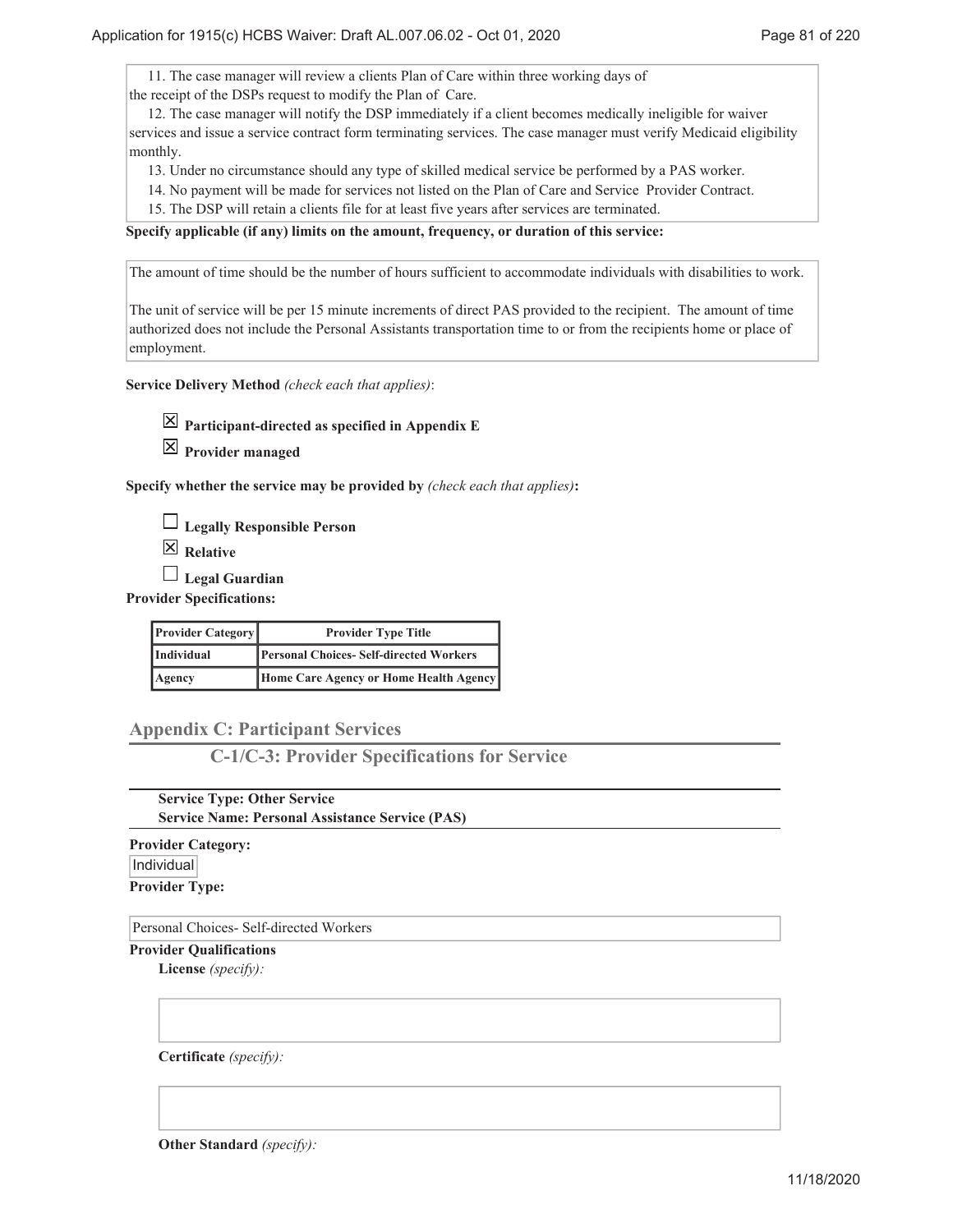11. The case manager will review a clients Plan of Care within three working days of the receipt of the DSPs request to modify the Plan of Care.

12. The case manager will notify the DSP immediately if a client becomes medically ineligible for waiver services and issue a service contract form terminating services. The case manager must verify Medicaid eligibility monthly.

13. Under no circumstance should any type of skilled medical service be performed by a PAS worker.

14. No payment will be made for services not listed on the Plan of Care and Service Provider Contract.

15. The DSP will retain a clients file for at least five years after services are terminated.

**Specify applicable (if any) limits on the amount, frequency, or duration of this service:**

The amount of time should be the number of hours sufficient to accommodate individuals with disabilities to work.

The unit of service will be per 15 minute increments of direct PAS provided to the recipient. The amount of time authorized does not include the Personal Assistants transportation time to or from the recipients home or place of employment.

**Service Delivery Method** *(check each that applies)*:

☒ **Participant-directed as specified in Appendix E**

☒ **Provider managed**

**Specify whether the service may be provided by** *(check each that applies)***:**

☐ **Legally Responsible Person**

☒ **Relative**

☐ **Legal Guardian**

**Provider Specifications:**

| Provider Category | Provider Type Title |
|---|---|
| Individual | Personal Choices- Self-directed Workers |
| Agency | Home Care Agency or Home Health Agency |

## Appendix C: Participant Services

### C-1/C-3: Provider Specifications for Service

**Service Type: Other Service**
**Service Name: Personal Assistance Service (PAS)**

**Provider Category:**

Individual

**Provider Type:**

Personal Choices- Self-directed Workers

**Provider Qualifications**

**License** *(specify):*

**Certificate** *(specify):*

**Other Standard** *(specify):*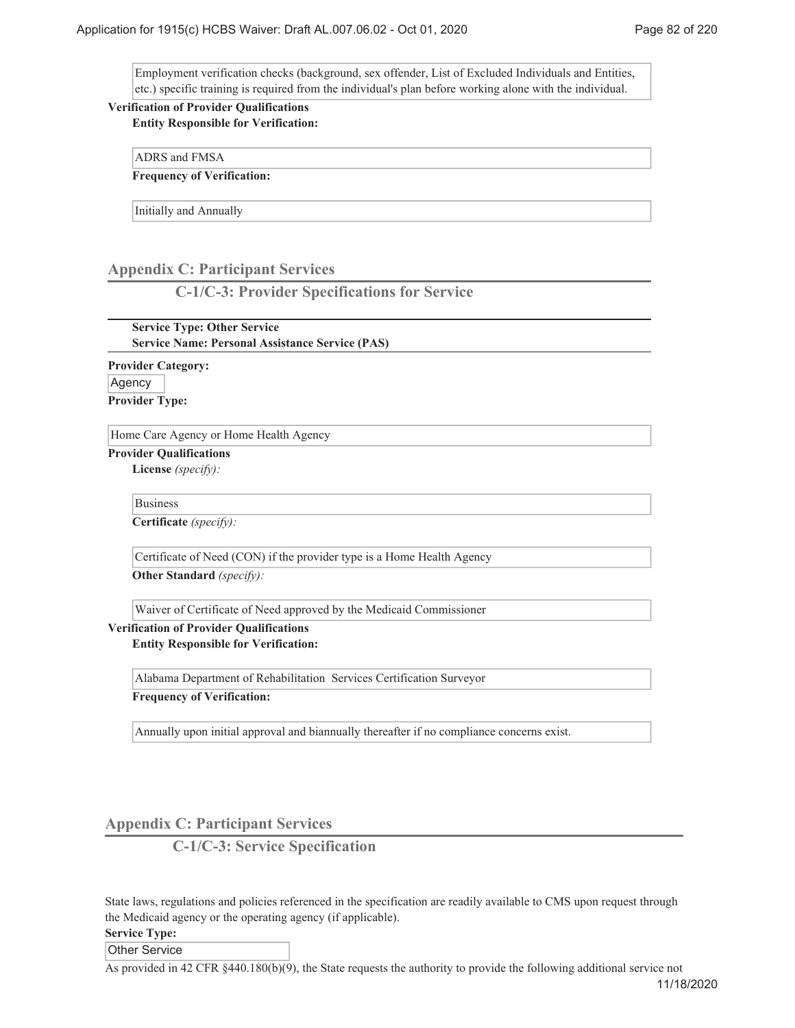Employment verification checks (background, sex offender, List of Excluded Individuals and Entities, etc.) specific training is required from the individual's plan before working alone with the individual.

**Verification of Provider Qualifications**

**Entity Responsible for Verification:**

ADRS and FMSA

**Frequency of Verification:**

Initially and Annually

## Appendix C: Participant Services

### C-1/C-3: Provider Specifications for Service

**Service Type: Other Service**
**Service Name: Personal Assistance Service (PAS)**

**Provider Category:**

Agency

**Provider Type:**

Home Care Agency or Home Health Agency

**Provider Qualifications**

**License** *(specify):*

Business

**Certificate** *(specify):*

Certificate of Need (CON) if the provider type is a Home Health Agency

**Other Standard** *(specify):*

Waiver of Certificate of Need approved by the Medicaid Commissioner

**Verification of Provider Qualifications**

**Entity Responsible for Verification:**

Alabama Department of Rehabilitation Services Certification Surveyor

**Frequency of Verification:**

Annually upon initial approval and biannually thereafter if no compliance concerns exist.

## Appendix C: Participant Services

### C-1/C-3: Service Specification

State laws, regulations and policies referenced in the specification are readily available to CMS upon request through the Medicaid agency or the operating agency (if applicable).

**Service Type:**

Other Service

As provided in 42 CFR §440.180(b)(9), the State requests the authority to provide the following additional service not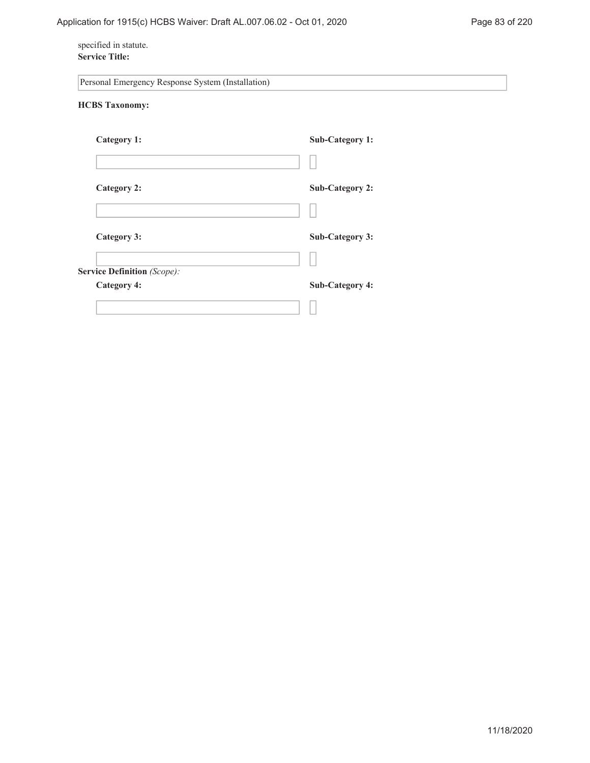specified in statute.

**Service Title:**

Personal Emergency Response System (Installation)

**HCBS Taxonomy:**

| Category 1: | Sub-Category 1: |
| --- | --- |
| | |
| **Category 2:** | **Sub-Category 2:** |
| | |
| **Category 3:** | **Sub-Category 3:** |
| | |

**Service Definition** *(Scope):*

| Category 4: | Sub-Category 4: |
| --- | --- |
| | |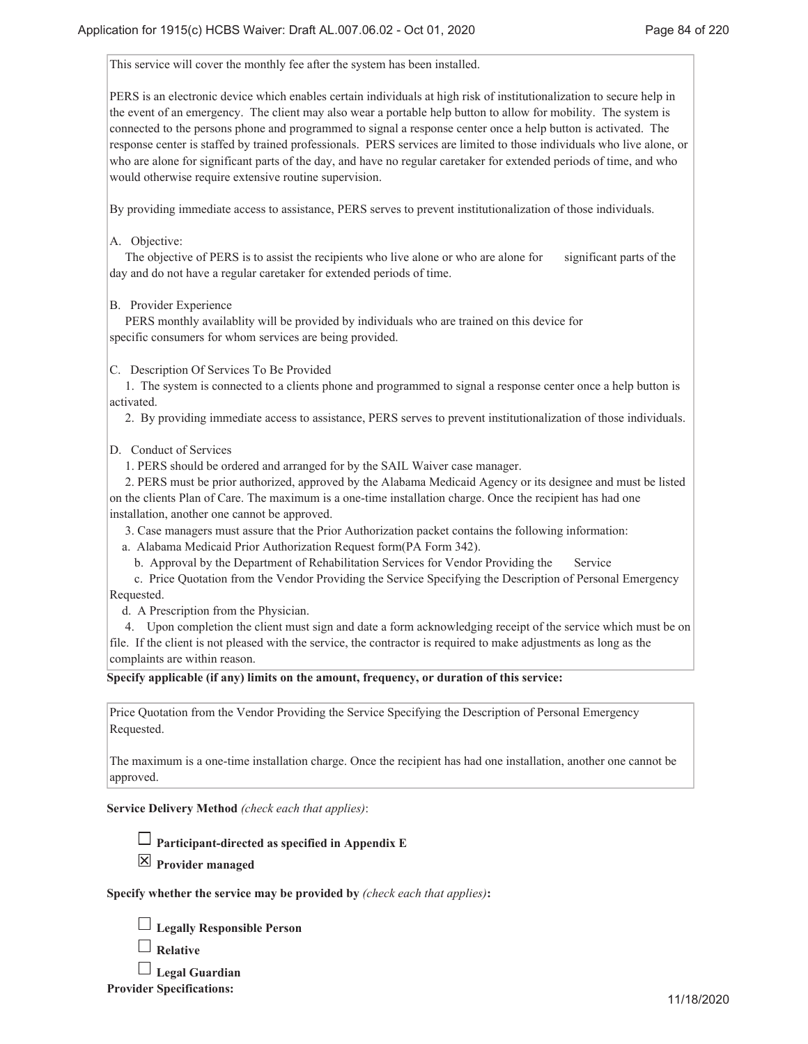This service will cover the monthly fee after the system has been installed.

PERS is an electronic device which enables certain individuals at high risk of institutionalization to secure help in the event of an emergency. The client may also wear a portable help button to allow for mobility. The system is connected to the persons phone and programmed to signal a response center once a help button is activated. The response center is staffed by trained professionals. PERS services are limited to those individuals who live alone, or who are alone for significant parts of the day, and have no regular caretaker for extended periods of time, and who would otherwise require extensive routine supervision.

By providing immediate access to assistance, PERS serves to prevent institutionalization of those individuals.

A. Objective:
The objective of PERS is to assist the recipients who live alone or who are alone for significant parts of the day and do not have a regular caretaker for extended periods of time.

B. Provider Experience
PERS monthly availablity will be provided by individuals who are trained on this device for specific consumers for whom services are being provided.

C. Description Of Services To Be Provided
1. The system is connected to a clients phone and programmed to signal a response center once a help button is activated.
2. By providing immediate access to assistance, PERS serves to prevent institutionalization of those individuals.

D. Conduct of Services
1. PERS should be ordered and arranged for by the SAIL Waiver case manager.
2. PERS must be prior authorized, approved by the Alabama Medicaid Agency or its designee and must be listed on the clients Plan of Care. The maximum is a one-time installation charge. Once the recipient has had one installation, another one cannot be approved.
3. Case managers must assure that the Prior Authorization packet contains the following information:
a. Alabama Medicaid Prior Authorization Request form(PA Form 342).
b. Approval by the Department of Rehabilitation Services for Vendor Providing the Service
c. Price Quotation from the Vendor Providing the Service Specifying the Description of Personal Emergency Requested.
d. A Prescription from the Physician.
4. Upon completion the client must sign and date a form acknowledging receipt of the service which must be on file. If the client is not pleased with the service, the contractor is required to make adjustments as long as the complaints are within reason.

**Specify applicable (if any) limits on the amount, frequency, or duration of this service:**

Price Quotation from the Vendor Providing the Service Specifying the Description of Personal Emergency Requested.

The maximum is a one-time installation charge. Once the recipient has had one installation, another one cannot be approved.

**Service Delivery Method** *(check each that applies)*:

- ☐ **Participant-directed as specified in Appendix E**
- ☒ **Provider managed**

**Specify whether the service may be provided by** *(check each that applies)***:**

- ☐ **Legally Responsible Person**
- ☐ **Relative**
- ☐ **Legal Guardian**

**Provider Specifications:**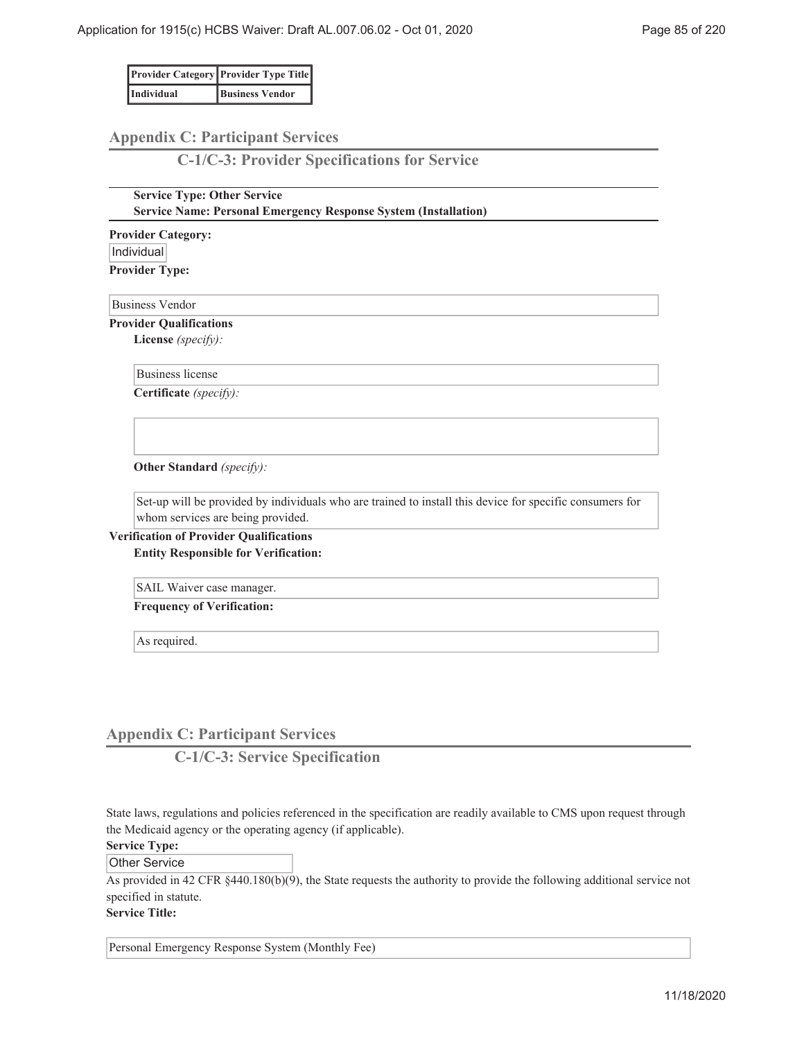| Provider Category | Provider Type Title |
|---|---|
| Individual | Business Vendor |

## Appendix C: Participant Services

### C-1/C-3: Provider Specifications for Service

**Service Type: Other Service**
**Service Name: Personal Emergency Response System (Installation)**

**Provider Category:**

Individual

**Provider Type:**

Business Vendor

**Provider Qualifications**

**License** *(specify):*

Business license

**Certificate** *(specify):*

**Other Standard** *(specify):*

Set-up will be provided by individuals who are trained to install this device for specific consumers for whom services are being provided.

**Verification of Provider Qualifications**

**Entity Responsible for Verification:**

SAIL Waiver case manager.

**Frequency of Verification:**

As required.

## Appendix C: Participant Services

### C-1/C-3: Service Specification

State laws, regulations and policies referenced in the specification are readily available to CMS upon request through the Medicaid agency or the operating agency (if applicable).

**Service Type:**

Other Service

As provided in 42 CFR §440.180(b)(9), the State requests the authority to provide the following additional service not specified in statute.

**Service Title:**

Personal Emergency Response System (Monthly Fee)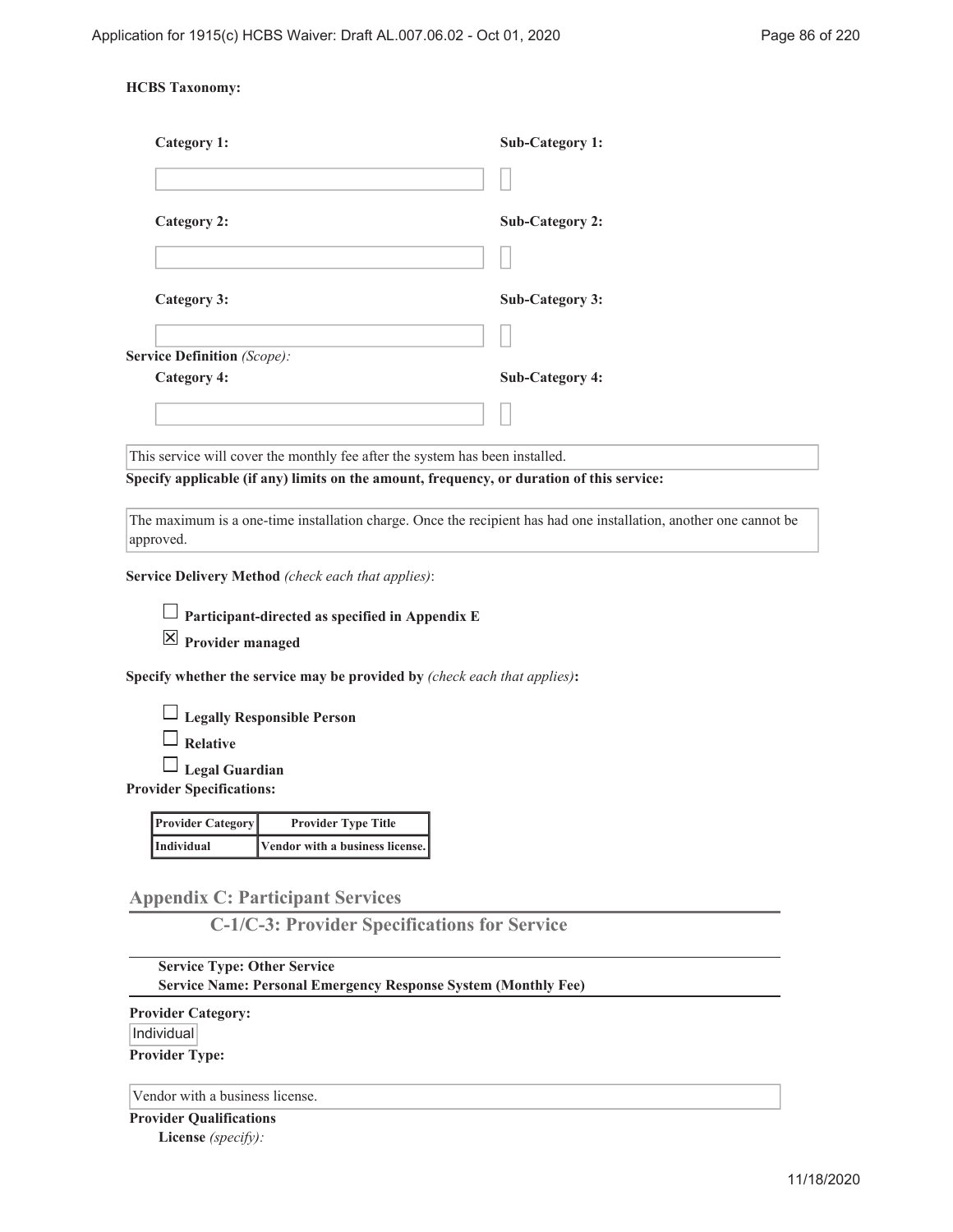**HCBS Taxonomy:**

| Category 1: | Sub-Category 1: |
|---|---|
| | |
| **Category 2:** | **Sub-Category 2:** |
| | |
| **Category 3:** | **Sub-Category 3:** |
| | |
| **Category 4:** | **Sub-Category 4:** |
| | |

**Service Definition** *(Scope):*

This service will cover the monthly fee after the system has been installed.

**Specify applicable (if any) limits on the amount, frequency, or duration of this service:**

The maximum is a one-time installation charge. Once the recipient has had one installation, another one cannot be approved.

**Service Delivery Method** *(check each that applies)*:

☐ **Participant-directed as specified in Appendix E**

☒ **Provider managed**

**Specify whether the service may be provided by** *(check each that applies)***:**

☐ **Legally Responsible Person**

☐ **Relative**

☐ **Legal Guardian**

**Provider Specifications:**

| Provider Category | Provider Type Title |
|---|---|
| Individual | Vendor with a business license. |

## Appendix C: Participant Services

### C-1/C-3: Provider Specifications for Service

**Service Type: Other Service**
**Service Name: Personal Emergency Response System (Monthly Fee)**

**Provider Category:**

Individual

**Provider Type:**

Vendor with a business license.

**Provider Qualifications**

**License** *(specify):*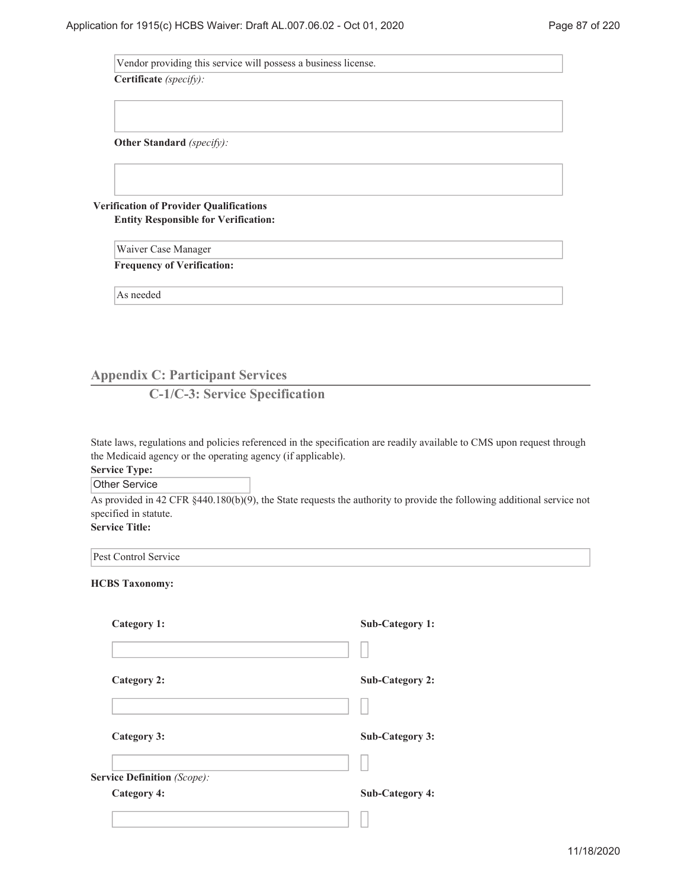Vendor providing this service will possess a business license.

**Certificate** *(specify):*

**Other Standard** *(specify):*

**Verification of Provider Qualifications**

**Entity Responsible for Verification:**

Waiver Case Manager

**Frequency of Verification:**

As needed

## Appendix C: Participant Services

### C-1/C-3: Service Specification

State laws, regulations and policies referenced in the specification are readily available to CMS upon request through the Medicaid agency or the operating agency (if applicable).

**Service Type:**

Other Service

As provided in 42 CFR §440.180(b)(9), the State requests the authority to provide the following additional service not specified in statute.

**Service Title:**

Pest Control Service

**HCBS Taxonomy:**

| Category 1: | Sub-Category 1: |
| --- | --- |
| | |
| **Category 2:** | **Sub-Category 2:** |
| | |
| **Category 3:** | **Sub-Category 3:** |
| | |
| **Category 4:** | **Sub-Category 4:** |
| | |

**Service Definition** *(Scope):*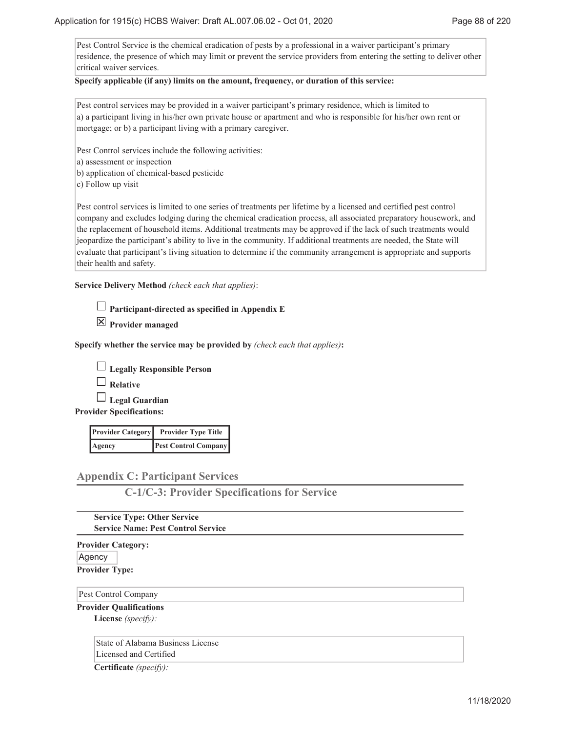Pest Control Service is the chemical eradication of pests by a professional in a waiver participant's primary residence, the presence of which may limit or prevent the service providers from entering the setting to deliver other critical waiver services.

**Specify applicable (if any) limits on the amount, frequency, or duration of this service:**

Pest control services may be provided in a waiver participant's primary residence, which is limited to
a) a participant living in his/her own private house or apartment and who is responsible for his/her own rent or mortgage; or b) a participant living with a primary caregiver.

Pest Control services include the following activities:
a) assessment or inspection
b) application of chemical-based pesticide
c) Follow up visit

Pest control services is limited to one series of treatments per lifetime by a licensed and certified pest control company and excludes lodging during the chemical eradication process, all associated preparatory housework, and the replacement of household items. Additional treatments may be approved if the lack of such treatments would jeopardize the participant's ability to live in the community. If additional treatments are needed, the State will evaluate that participant's living situation to determine if the community arrangement is appropriate and supports their health and safety.

**Service Delivery Method** *(check each that applies)*:

☐ **Participant-directed as specified in Appendix E**

☒ **Provider managed**

**Specify whether the service may be provided by** *(check each that applies)***:**

☐ **Legally Responsible Person**

☐ **Relative**

☐ **Legal Guardian**

**Provider Specifications:**

| Provider Category | Provider Type Title |
|---|---|
| Agency | Pest Control Company |

## Appendix C: Participant Services

### C-1/C-3: Provider Specifications for Service

**Service Type: Other Service**
**Service Name: Pest Control Service**

**Provider Category:**

Agency

**Provider Type:**

Pest Control Company

**Provider Qualifications**

**License** *(specify):*

State of Alabama Business License
Licensed and Certified

**Certificate** *(specify):*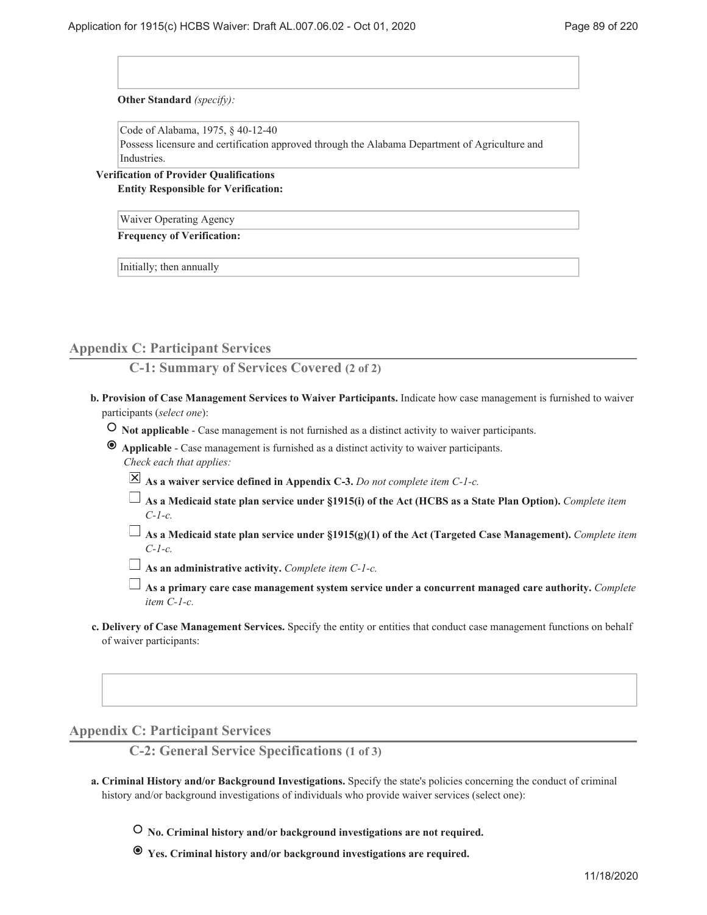**Other Standard** *(specify):*

Code of Alabama, 1975, § 40-12-40
Possess licensure and certification approved through the Alabama Department of Agriculture and Industries.

**Verification of Provider Qualifications**

**Entity Responsible for Verification:**

Waiver Operating Agency

**Frequency of Verification:**

Initially; then annually

## Appendix C: Participant Services

### C-1: Summary of Services Covered (2 of 2)

**b. Provision of Case Management Services to Waiver Participants.** Indicate how case management is furnished to waiver participants (*select one*):

- ○ **Not applicable** - Case management is not furnished as a distinct activity to waiver participants.
- ◉ **Applicable** - Case management is furnished as a distinct activity to waiver participants.
  *Check each that applies:*
  - ☒ **As a waiver service defined in Appendix C-3.** *Do not complete item C-1-c.*
  - ☐ **As a Medicaid state plan service under §1915(i) of the Act (HCBS as a State Plan Option).** *Complete item C-1-c.*
  - ☐ **As a Medicaid state plan service under §1915(g)(1) of the Act (Targeted Case Management).** *Complete item C-1-c.*
  - ☐ **As an administrative activity.** *Complete item C-1-c.*
  - ☐ **As a primary care case management system service under a concurrent managed care authority.** *Complete item C-1-c.*

**c. Delivery of Case Management Services.** Specify the entity or entities that conduct case management functions on behalf of waiver participants:

## Appendix C: Participant Services

### C-2: General Service Specifications (1 of 3)

**a. Criminal History and/or Background Investigations.** Specify the state's policies concerning the conduct of criminal history and/or background investigations of individuals who provide waiver services (select one):

- ○ **No. Criminal history and/or background investigations are not required.**
- ◉ **Yes. Criminal history and/or background investigations are required.**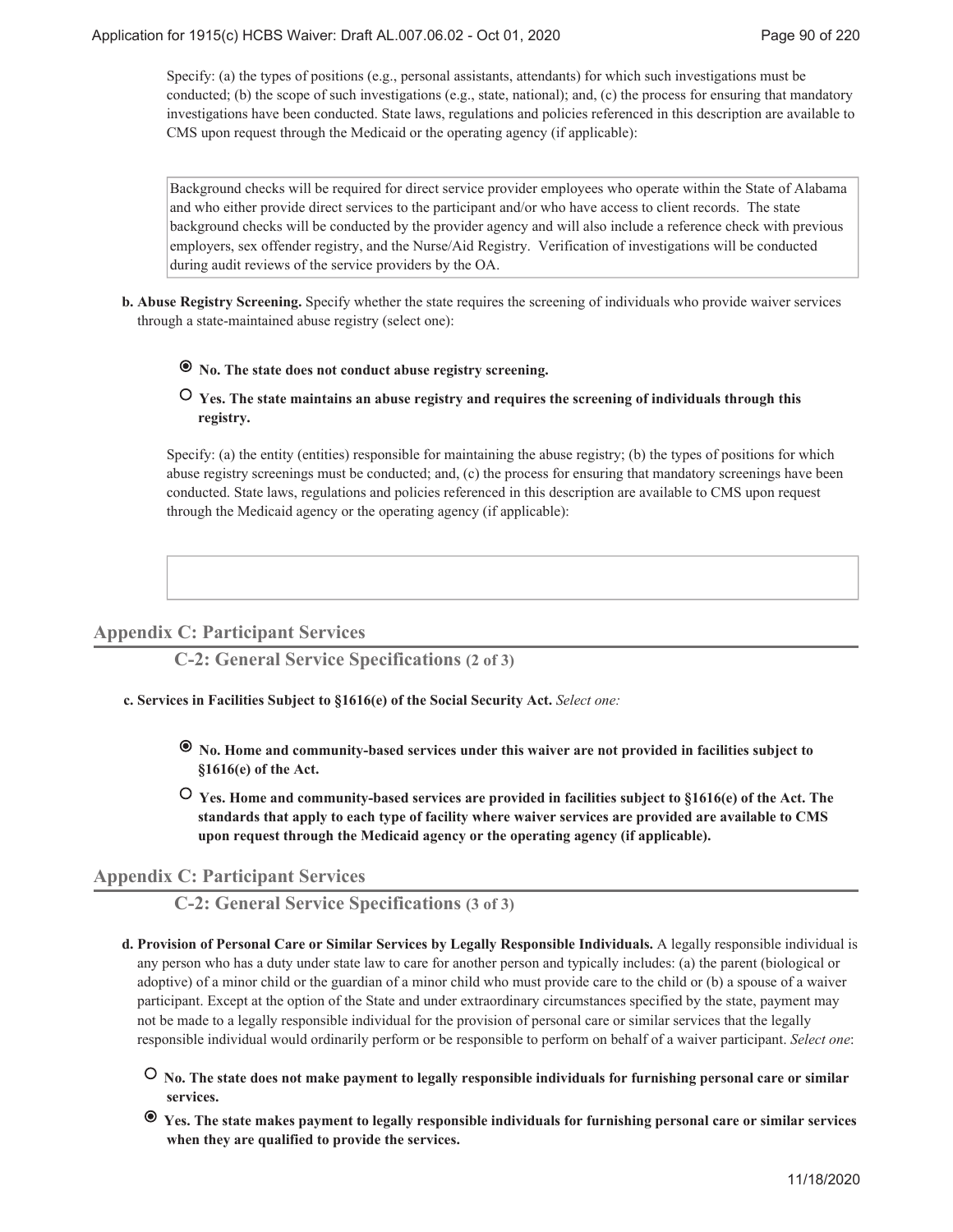Specify: (a) the types of positions (e.g., personal assistants, attendants) for which such investigations must be conducted; (b) the scope of such investigations (e.g., state, national); and, (c) the process for ensuring that mandatory investigations have been conducted. State laws, regulations and policies referenced in this description are available to CMS upon request through the Medicaid or the operating agency (if applicable):

> Background checks will be required for direct service provider employees who operate within the State of Alabama and who either provide direct services to the participant and/or who have access to client records. The state background checks will be conducted by the provider agency and will also include a reference check with previous employers, sex offender registry, and the Nurse/Aid Registry. Verification of investigations will be conducted during audit reviews of the service providers by the OA.

**b. Abuse Registry Screening.** Specify whether the state requires the screening of individuals who provide waiver services through a state-maintained abuse registry (select one):

- ◉ **No. The state does not conduct abuse registry screening.**
- ○ **Yes. The state maintains an abuse registry and requires the screening of individuals through this registry.**

Specify: (a) the entity (entities) responsible for maintaining the abuse registry; (b) the types of positions for which abuse registry screenings must be conducted; and, (c) the process for ensuring that mandatory screenings have been conducted. State laws, regulations and policies referenced in this description are available to CMS upon request through the Medicaid agency or the operating agency (if applicable):

## Appendix C: Participant Services

### C-2: General Service Specifications (2 of 3)

**c. Services in Facilities Subject to §1616(e) of the Social Security Act.** *Select one:*

- ◉ **No. Home and community-based services under this waiver are not provided in facilities subject to §1616(e) of the Act.**
- ○ **Yes. Home and community-based services are provided in facilities subject to §1616(e) of the Act. The standards that apply to each type of facility where waiver services are provided are available to CMS upon request through the Medicaid agency or the operating agency (if applicable).**

## Appendix C: Participant Services

### C-2: General Service Specifications (3 of 3)

**d. Provision of Personal Care or Similar Services by Legally Responsible Individuals.** A legally responsible individual is any person who has a duty under state law to care for another person and typically includes: (a) the parent (biological or adoptive) of a minor child or the guardian of a minor child who must provide care to the child or (b) a spouse of a waiver participant. Except at the option of the State and under extraordinary circumstances specified by the state, payment may not be made to a legally responsible individual for the provision of personal care or similar services that the legally responsible individual would ordinarily perform or be responsible to perform on behalf of a waiver participant. *Select one*:

- ○ **No. The state does not make payment to legally responsible individuals for furnishing personal care or similar services.**
- ◉ **Yes. The state makes payment to legally responsible individuals for furnishing personal care or similar services when they are qualified to provide the services.**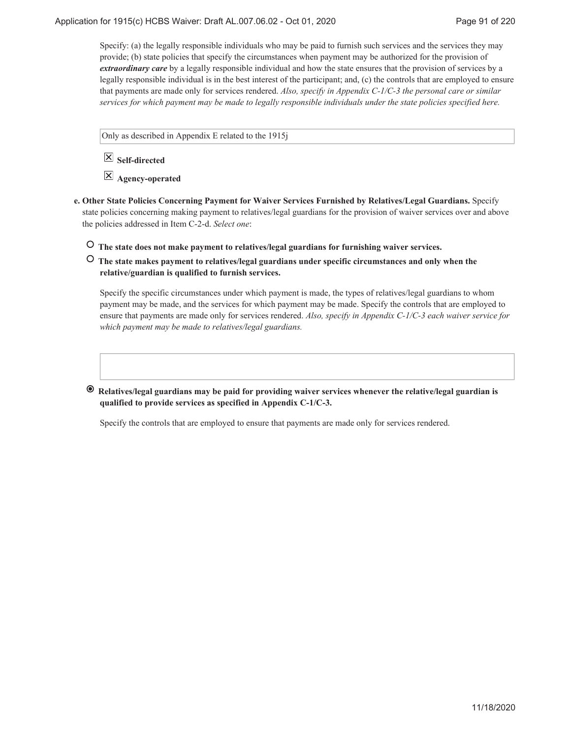Specify: (a) the legally responsible individuals who may be paid to furnish such services and the services they may provide; (b) state policies that specify the circumstances when payment may be authorized for the provision of ***extraordinary care*** by a legally responsible individual and how the state ensures that the provision of services by a legally responsible individual is in the best interest of the participant; and, (c) the controls that are employed to ensure that payments are made only for services rendered. *Also, specify in Appendix C-1/C-3 the personal care or similar services for which payment may be made to legally responsible individuals under the state policies specified here.*

Only as described in Appendix E related to the 1915j

☒ **Self-directed**

☒ **Agency-operated**

**e. Other State Policies Concerning Payment for Waiver Services Furnished by Relatives/Legal Guardians.** Specify state policies concerning making payment to relatives/legal guardians for the provision of waiver services over and above the policies addressed in Item C-2-d. *Select one*:

○ **The state does not make payment to relatives/legal guardians for furnishing waiver services.**

○ **The state makes payment to relatives/legal guardians under specific circumstances and only when the relative/guardian is qualified to furnish services.**

Specify the specific circumstances under which payment is made, the types of relatives/legal guardians to whom payment may be made, and the services for which payment may be made. Specify the controls that are employed to ensure that payments are made only for services rendered. *Also, specify in Appendix C-1/C-3 each waiver service for which payment may be made to relatives/legal guardians.*

◉ **Relatives/legal guardians may be paid for providing waiver services whenever the relative/legal guardian is qualified to provide services as specified in Appendix C-1/C-3.**

Specify the controls that are employed to ensure that payments are made only for services rendered.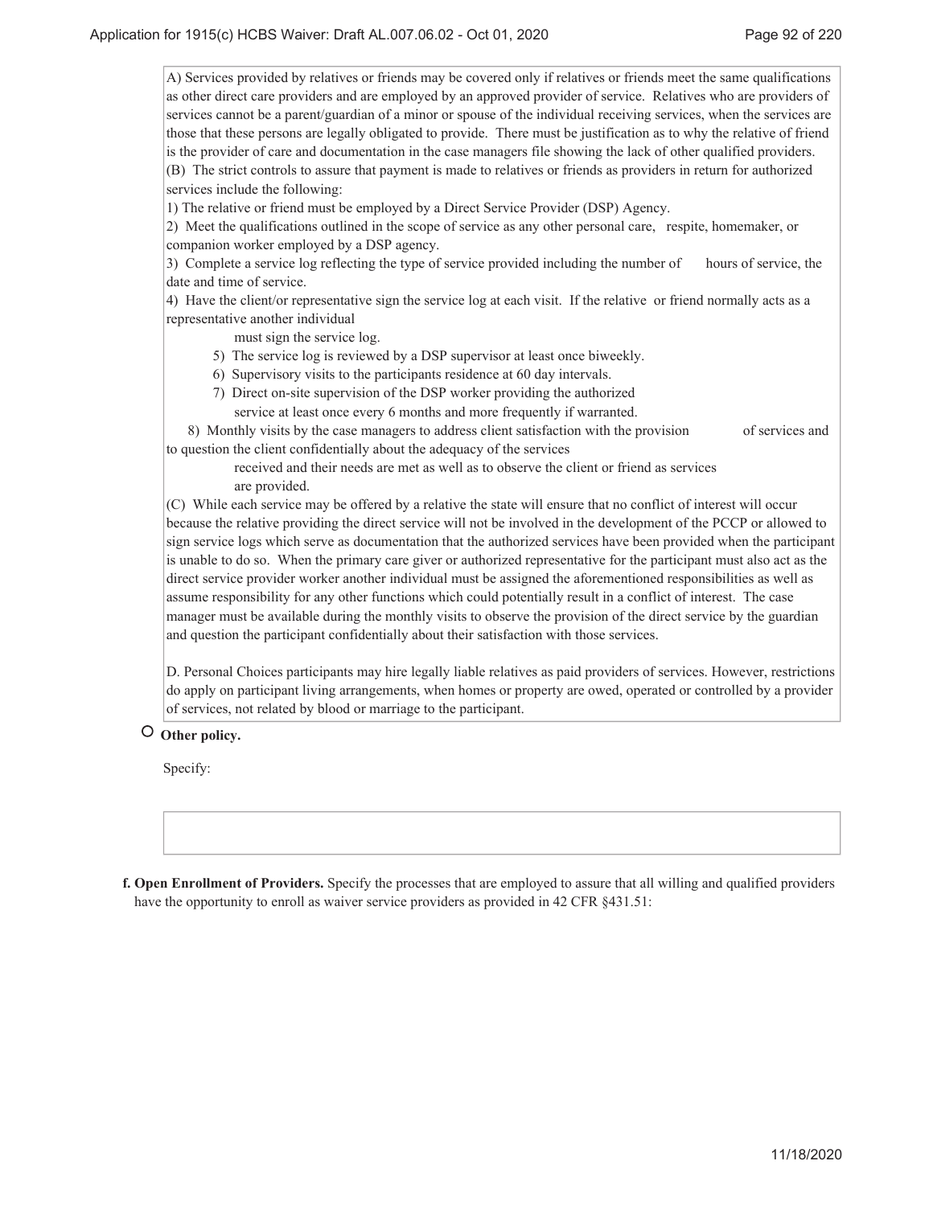A) Services provided by relatives or friends may be covered only if relatives or friends meet the same qualifications as other direct care providers and are employed by an approved provider of service. Relatives who are providers of services cannot be a parent/guardian of a minor or spouse of the individual receiving services, when the services are those that these persons are legally obligated to provide. There must be justification as to why the relative of friend is the provider of care and documentation in the case managers file showing the lack of other qualified providers.

(B) The strict controls to assure that payment is made to relatives or friends as providers in return for authorized services include the following:

1) The relative or friend must be employed by a Direct Service Provider (DSP) Agency.

2) Meet the qualifications outlined in the scope of service as any other personal care, respite, homemaker, or companion worker employed by a DSP agency.

3) Complete a service log reflecting the type of service provided including the number of hours of service, the date and time of service.

4) Have the client/or representative sign the service log at each visit. If the relative or friend normally acts as a representative another individual must sign the service log.

5) The service log is reviewed by a DSP supervisor at least once biweekly.

6) Supervisory visits to the participants residence at 60 day intervals.

7) Direct on-site supervision of the DSP worker providing the authorized service at least once every 6 months and more frequently if warranted.

8) Monthly visits by the case managers to address client satisfaction with the provision of services and to question the client confidentially about the adequacy of the services received and their needs are met as well as to observe the client or friend as services are provided.

(C) While each service may be offered by a relative the state will ensure that no conflict of interest will occur because the relative providing the direct service will not be involved in the development of the PCCP or allowed to sign service logs which serve as documentation that the authorized services have been provided when the participant is unable to do so. When the primary care giver or authorized representative for the participant must also act as the direct service provider worker another individual must be assigned the aforementioned responsibilities as well as assume responsibility for any other functions which could potentially result in a conflict of interest. The case manager must be available during the monthly visits to observe the provision of the direct service by the guardian and question the participant confidentially about their satisfaction with those services.

D. Personal Choices participants may hire legally liable relatives as paid providers of services. However, restrictions do apply on participant living arrangements, when homes or property are owed, operated or controlled by a provider of services, not related by blood or marriage to the participant.

○ **Other policy.**

Specify:

**f. Open Enrollment of Providers.** Specify the processes that are employed to assure that all willing and qualified providers have the opportunity to enroll as waiver service providers as provided in 42 CFR §431.51: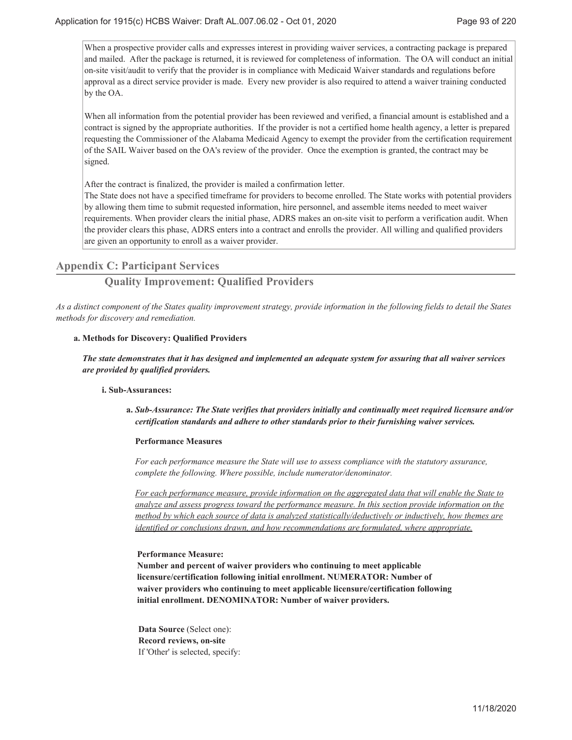When a prospective provider calls and expresses interest in providing waiver services, a contracting package is prepared and mailed. After the package is returned, it is reviewed for completeness of information. The OA will conduct an initial on-site visit/audit to verify that the provider is in compliance with Medicaid Waiver standards and regulations before approval as a direct service provider is made. Every new provider is also required to attend a waiver training conducted by the OA.

When all information from the potential provider has been reviewed and verified, a financial amount is established and a contract is signed by the appropriate authorities. If the provider is not a certified home health agency, a letter is prepared requesting the Commissioner of the Alabama Medicaid Agency to exempt the provider from the certification requirement of the SAIL Waiver based on the OA's review of the provider. Once the exemption is granted, the contract may be signed.

After the contract is finalized, the provider is mailed a confirmation letter.
The State does not have a specified timeframe for providers to become enrolled. The State works with potential providers by allowing them time to submit requested information, hire personnel, and assemble items needed to meet waiver requirements. When provider clears the initial phase, ADRS makes an on-site visit to perform a verification audit. When the provider clears this phase, ADRS enters into a contract and enrolls the provider. All willing and qualified providers are given an opportunity to enroll as a waiver provider.

## Appendix C: Participant Services

### Quality Improvement: Qualified Providers

*As a distinct component of the States quality improvement strategy, provide information in the following fields to detail the States methods for discovery and remediation.*

**a. Methods for Discovery: Qualified Providers**

***The state demonstrates that it has designed and implemented an adequate system for assuring that all waiver services are provided by qualified providers.***

**i. Sub-Assurances:**

**a.** ***Sub-Assurance: The State verifies that providers initially and continually meet required licensure and/or certification standards and adhere to other standards prior to their furnishing waiver services.***

**Performance Measures**

*For each performance measure the State will use to assess compliance with the statutory assurance, complete the following. Where possible, include numerator/denominator.*

*For each performance measure, provide information on the aggregated data that will enable the State to analyze and assess progress toward the performance measure. In this section provide information on the method by which each source of data is analyzed statistically/deductively or inductively, how themes are identified or conclusions drawn, and how recommendations are formulated, where appropriate.*

**Performance Measure:**
**Number and percent of waiver providers who continuing to meet applicable licensure/certification following initial enrollment. NUMERATOR: Number of waiver providers who continuing to meet applicable licensure/certification following initial enrollment. DENOMINATOR: Number of waiver providers.**

**Data Source** (Select one):
**Record reviews, on-site**
If 'Other' is selected, specify: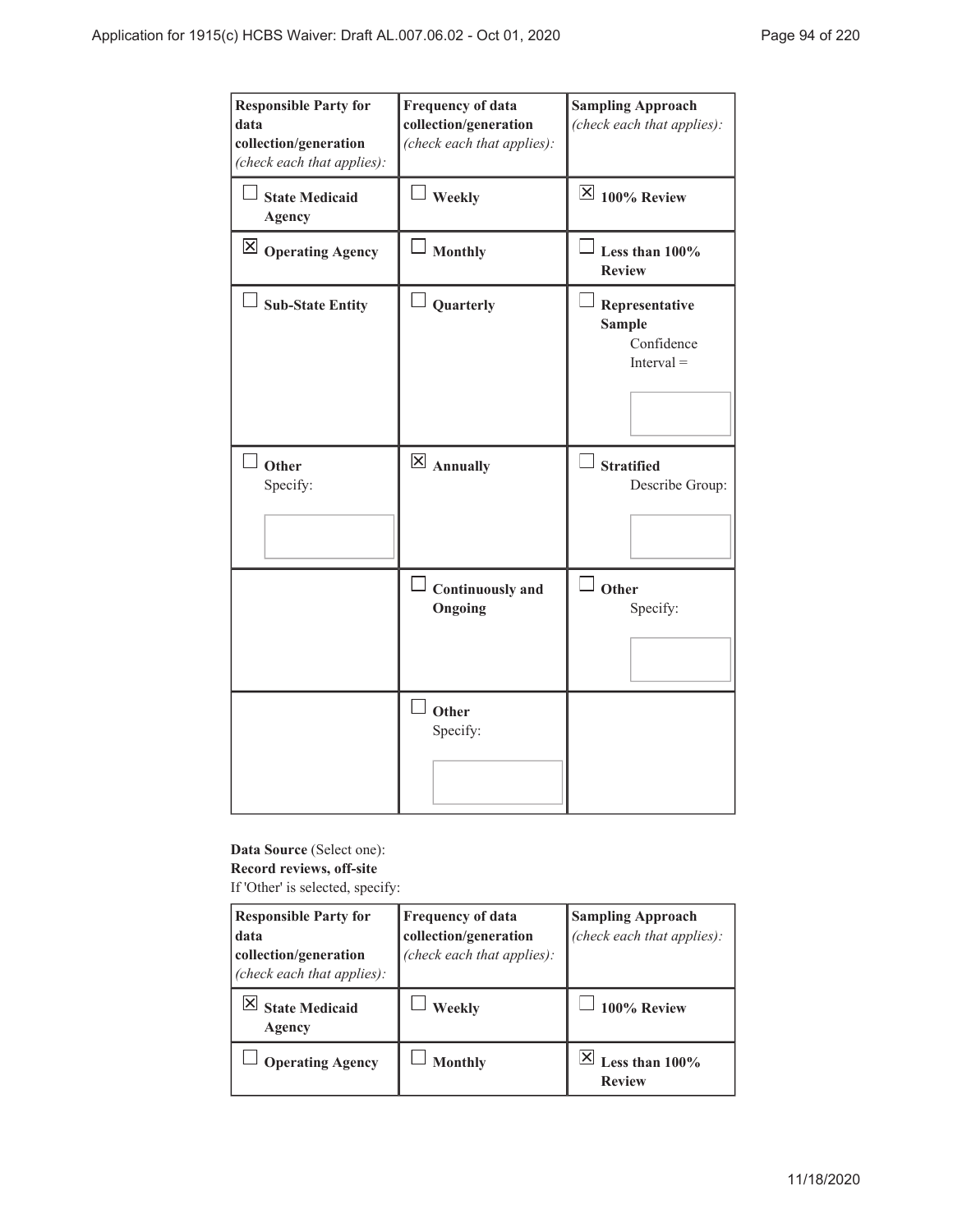| Responsible Party for data collection/generation *(check each that applies):* | Frequency of data collection/generation *(check each that applies):* | Sampling Approach *(check each that applies):* |
|---|---|---|
| ☐ **State Medicaid Agency** | ☐ **Weekly** | ☒ **100% Review** |
| ☒ **Operating Agency** | ☐ **Monthly** | ☐ **Less than 100% Review** |
| ☐ **Sub-State Entity** | ☐ **Quarterly** | ☐ **Representative Sample** Confidence Interval = |
| ☐ **Other** Specify: | ☒ **Annually** | ☐ **Stratified** Describe Group: |
| | ☐ **Continuously and Ongoing** | ☐ **Other** Specify: |
| | ☐ **Other** Specify: | |

**Data Source** (Select one):
**Record reviews, off-site**
If 'Other' is selected, specify:

| Responsible Party for data collection/generation *(check each that applies):* | Frequency of data collection/generation *(check each that applies):* | Sampling Approach *(check each that applies):* |
|---|---|---|
| ☒ **State Medicaid Agency** | ☐ **Weekly** | ☐ **100% Review** |
| ☐ **Operating Agency** | ☐ **Monthly** | ☒ **Less than 100% Review** |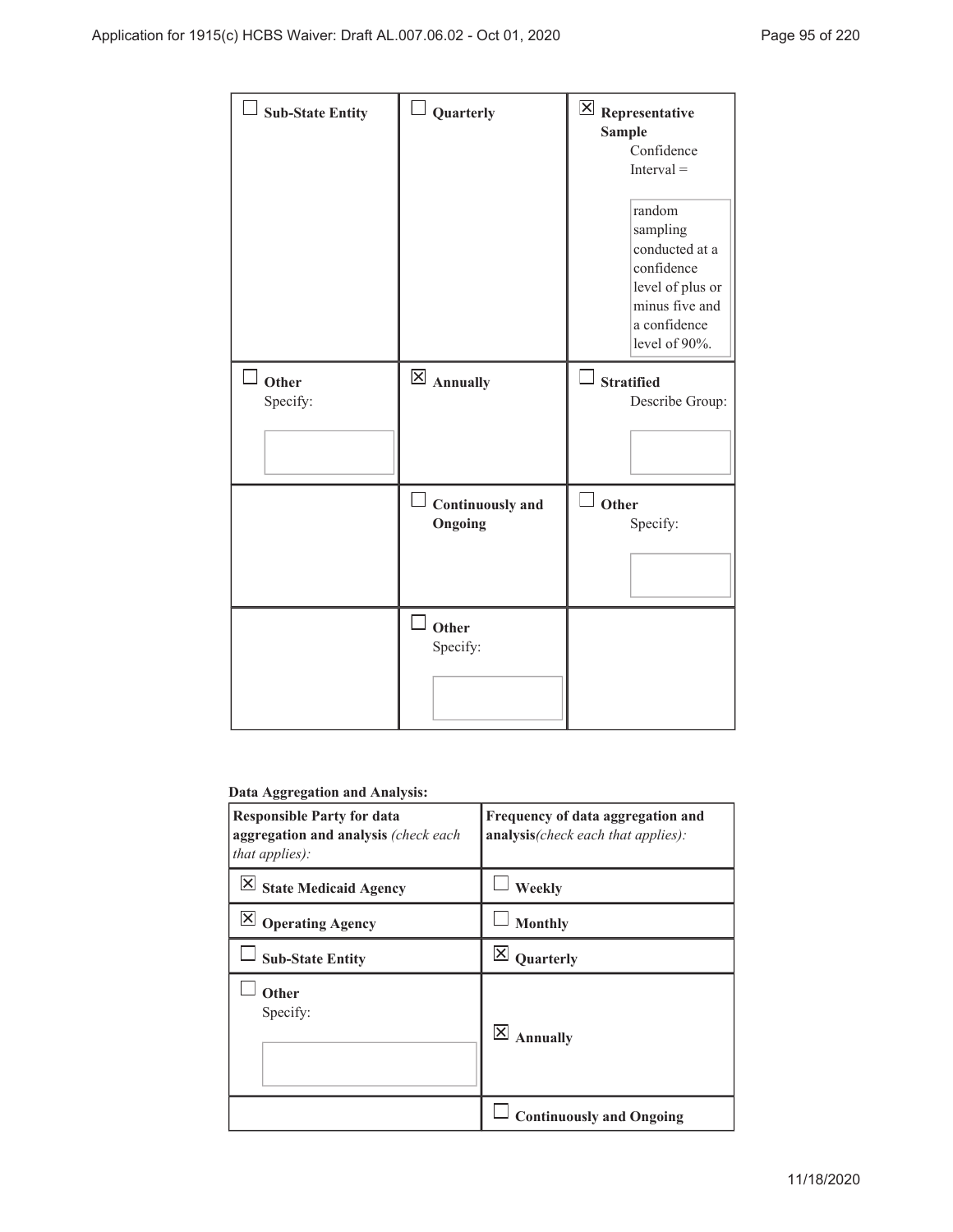| | | |
|---|---|---|
| ☐ **Sub-State Entity** | ☐ **Quarterly** | ☒ **Representative Sample** Confidence Interval = random sampling conducted at a confidence level of plus or minus five and a confidence level of 90%. |
| ☐ **Other** Specify: | ☒ **Annually** | ☐ **Stratified** Describe Group: |
| | ☐ **Continuously and Ongoing** | ☐ **Other** Specify: |
| | ☐ **Other** Specify: | |

**Data Aggregation and Analysis:**

| **Responsible Party for data aggregation and analysis** *(check each that applies):* | **Frequency of data aggregation and analysis***(check each that applies):* |
|---|---|
| ☒ **State Medicaid Agency** | ☐ **Weekly** |
| ☒ **Operating Agency** | ☐ **Monthly** |
| ☐ **Sub-State Entity** | ☒ **Quarterly** |
| ☐ **Other** Specify: | ☒ **Annually** |
| | ☐ **Continuously and Ongoing** |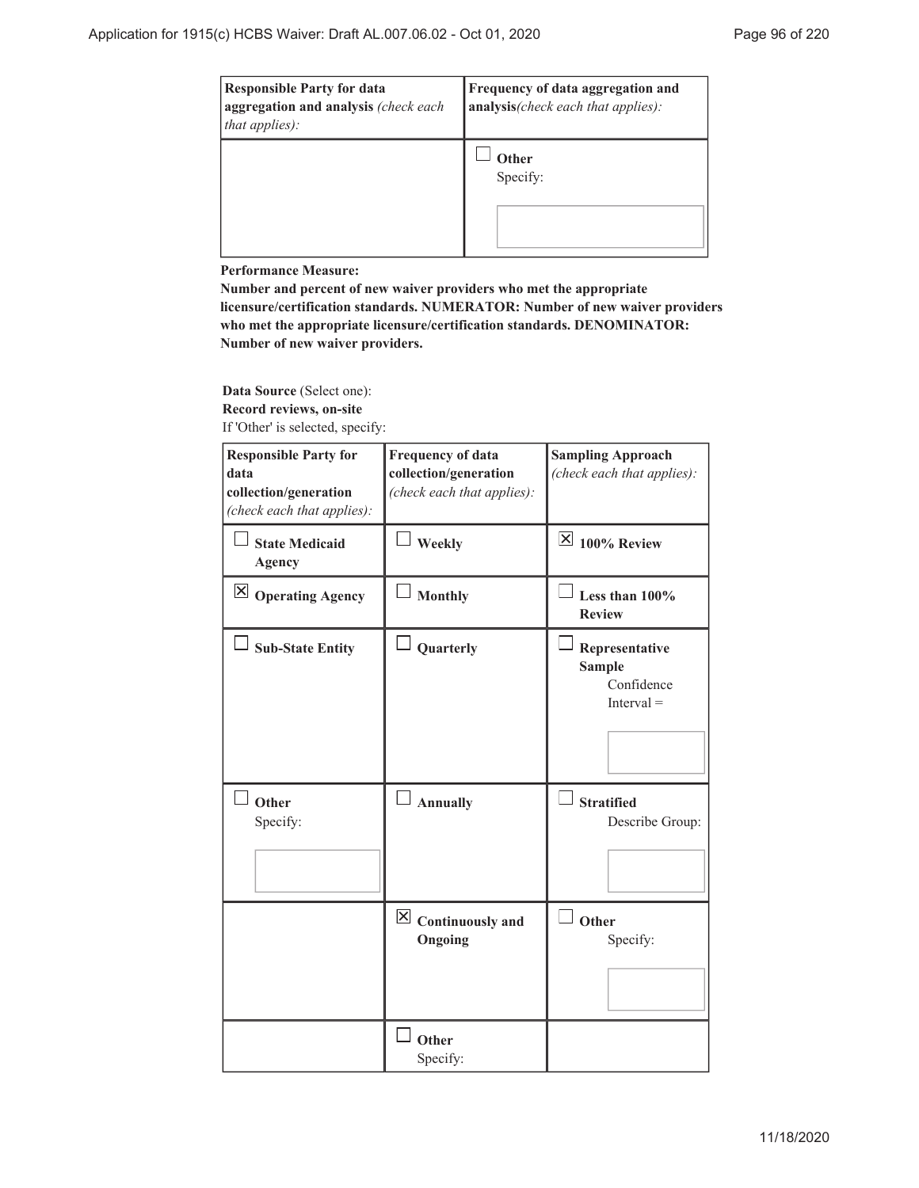| Responsible Party for data aggregation and analysis *(check each that applies):* | Frequency of data aggregation and analysis *(check each that applies):* |
|---|---|
| | ☐ **Other** Specify: |

**Performance Measure:**
**Number and percent of new waiver providers who met the appropriate licensure/certification standards. NUMERATOR: Number of new waiver providers who met the appropriate licensure/certification standards. DENOMINATOR: Number of new waiver providers.**

**Data Source** (Select one):
**Record reviews, on-site**
If 'Other' is selected, specify:

| Responsible Party for data collection/generation *(check each that applies):* | Frequency of data collection/generation *(check each that applies):* | Sampling Approach *(check each that applies):* |
|---|---|---|
| ☐ **State Medicaid Agency** | ☐ **Weekly** | ☒ **100% Review** |
| ☒ **Operating Agency** | ☐ **Monthly** | ☐ **Less than 100% Review** |
| ☐ **Sub-State Entity** | ☐ **Quarterly** | ☐ **Representative Sample** Confidence Interval = |
| ☐ **Other** Specify: | ☐ **Annually** | ☐ **Stratified** Describe Group: |
| | ☒ **Continuously and Ongoing** | ☐ **Other** Specify: |
| | ☐ **Other** Specify: | |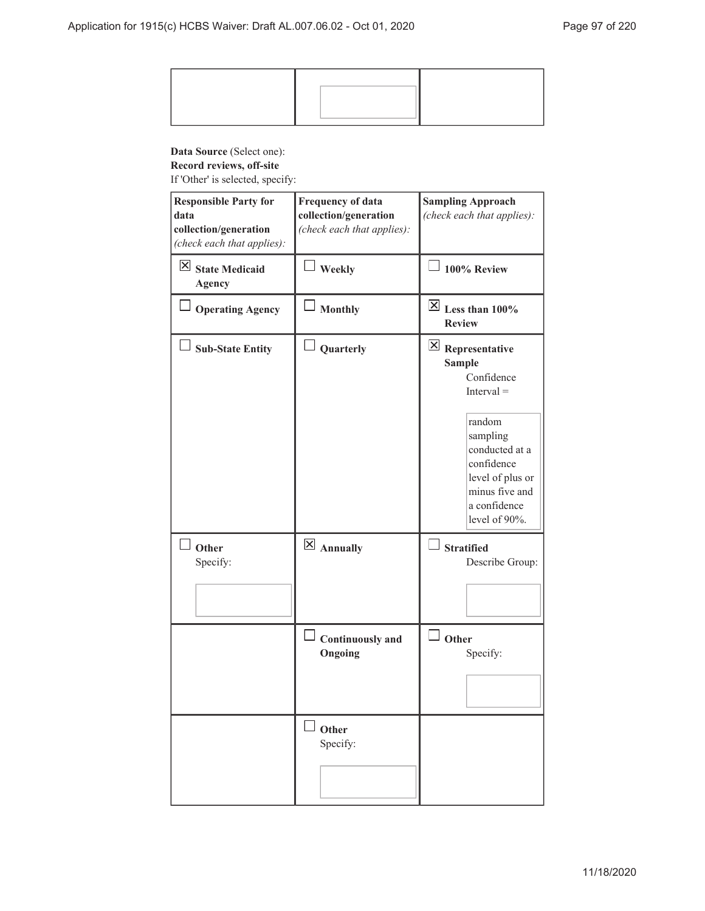| | | |
|---|---|---|
| | | |

**Data Source** (Select one):
**Record reviews, off-site**
If 'Other' is selected, specify:

| **Responsible Party for data collection/generation** *(check each that applies):* | **Frequency of data collection/generation** *(check each that applies):* | **Sampling Approach** *(check each that applies):* |
|---|---|---|
| ☒ **State Medicaid Agency** | ☐ **Weekly** | ☐ **100% Review** |
| ☐ **Operating Agency** | ☐ **Monthly** | ☒ **Less than 100% Review** |
| ☐ **Sub-State Entity** | ☐ **Quarterly** | ☒ **Representative Sample** Confidence Interval = random sampling conducted at a confidence level of plus or minus five and a confidence level of 90%. |
| ☐ **Other** Specify: | ☒ **Annually** | ☐ **Stratified** Describe Group: |
| | ☐ **Continuously and Ongoing** | ☐ **Other** Specify: |
| | ☐ **Other** Specify: | |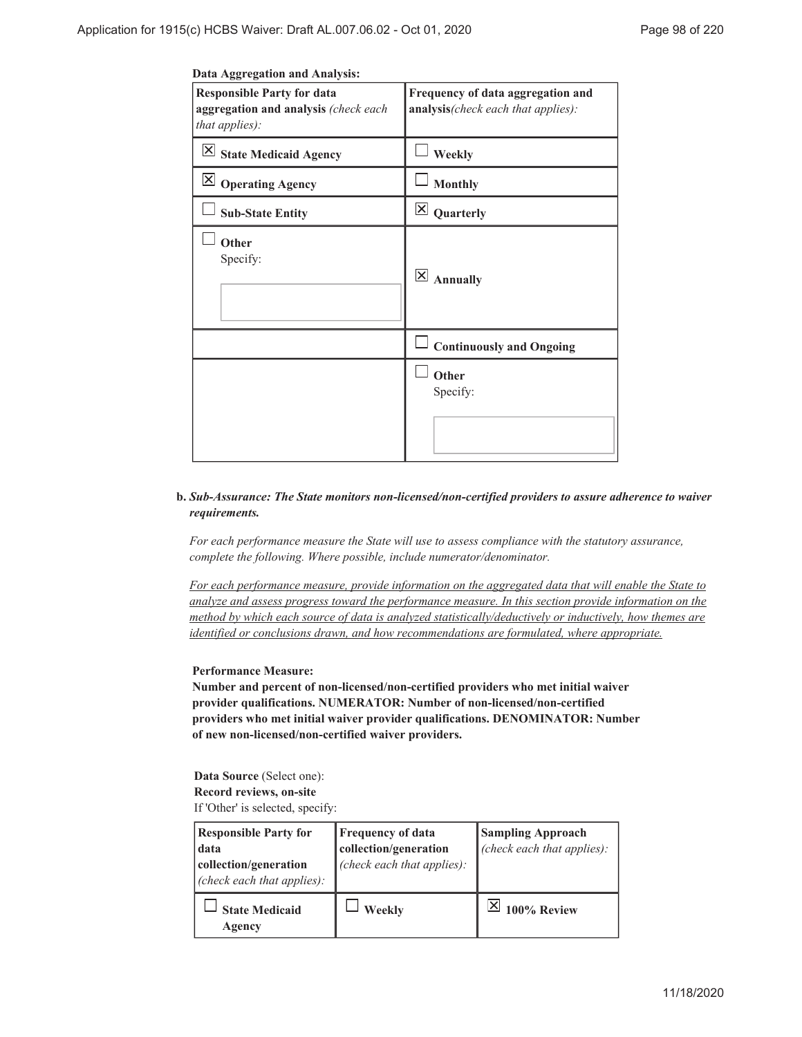**Data Aggregation and Analysis:**

| **Responsible Party for data aggregation and analysis** *(check each that applies):* | **Frequency of data aggregation and analysis***(check each that applies):* |
| --- | --- |
| ☒ **State Medicaid Agency** | ☐ **Weekly** |
| ☒ **Operating Agency** | ☐ **Monthly** |
| ☐ **Sub-State Entity** | ☒ **Quarterly** |
| ☐ **Other** Specify: | ☒ **Annually** |
| | ☐ **Continuously and Ongoing** |
| | ☐ **Other** Specify: |

**b.** ***Sub-Assurance: The State monitors non-licensed/non-certified providers to assure adherence to waiver requirements.***

*For each performance measure the State will use to assess compliance with the statutory assurance, complete the following. Where possible, include numerator/denominator.*

*For each performance measure, provide information on the aggregated data that will enable the State to analyze and assess progress toward the performance measure. In this section provide information on the method by which each source of data is analyzed statistically/deductively or inductively, how themes are identified or conclusions drawn, and how recommendations are formulated, where appropriate.*

**Performance Measure:**
**Number and percent of non-licensed/non-certified providers who met initial waiver provider qualifications. NUMERATOR: Number of non-licensed/non-certified providers who met initial waiver provider qualifications. DENOMINATOR: Number of new non-licensed/non-certified waiver providers.**

**Data Source** (Select one):
**Record reviews, on-site**
If 'Other' is selected, specify:

| **Responsible Party for data collection/generation** *(check each that applies):* | **Frequency of data collection/generation** *(check each that applies):* | **Sampling Approach** *(check each that applies):* |
| --- | --- | --- |
| ☐ **State Medicaid Agency** | ☐ **Weekly** | ☒ **100% Review** |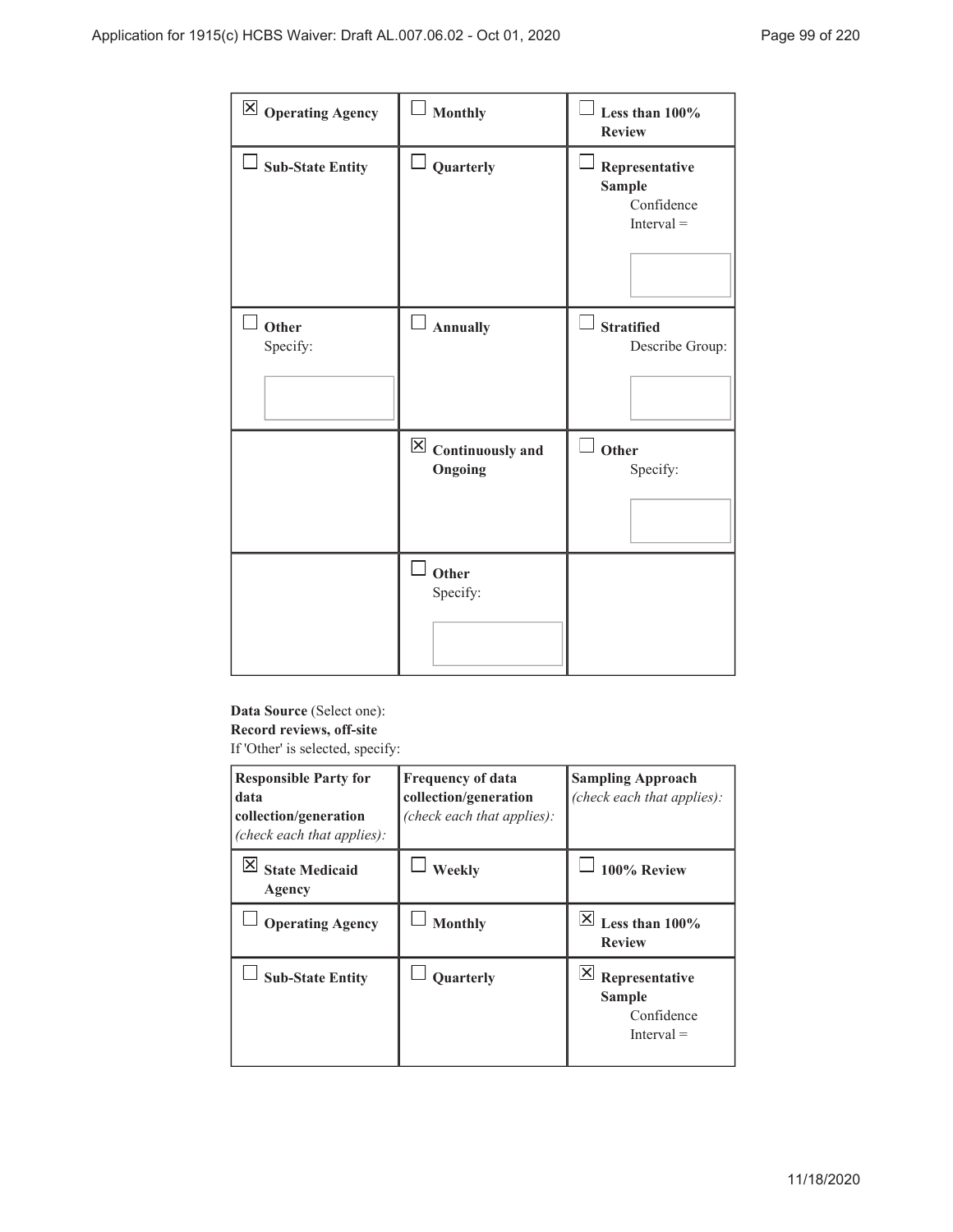| | | |
|---|---|---|
| ☒ **Operating Agency** | ☐ **Monthly** | ☐ **Less than 100% Review** |
| ☐ **Sub-State Entity** | ☐ **Quarterly** | ☐ **Representative Sample** Confidence Interval = |
| ☐ **Other** Specify: | ☐ **Annually** | ☐ **Stratified** Describe Group: |
| | ☒ **Continuously and Ongoing** | ☐ **Other** Specify: |
| | ☐ **Other** Specify: | |

**Data Source** (Select one):
**Record reviews, off-site**
If 'Other' is selected, specify:

| **Responsible Party for data collection/generation** *(check each that applies):* | **Frequency of data collection/generation** *(check each that applies):* | **Sampling Approach** *(check each that applies):* |
|---|---|---|
| ☒ **State Medicaid Agency** | ☐ **Weekly** | ☐ **100% Review** |
| ☐ **Operating Agency** | ☐ **Monthly** | ☒ **Less than 100% Review** |
| ☐ **Sub-State Entity** | ☐ **Quarterly** | ☒ **Representative Sample** Confidence Interval = |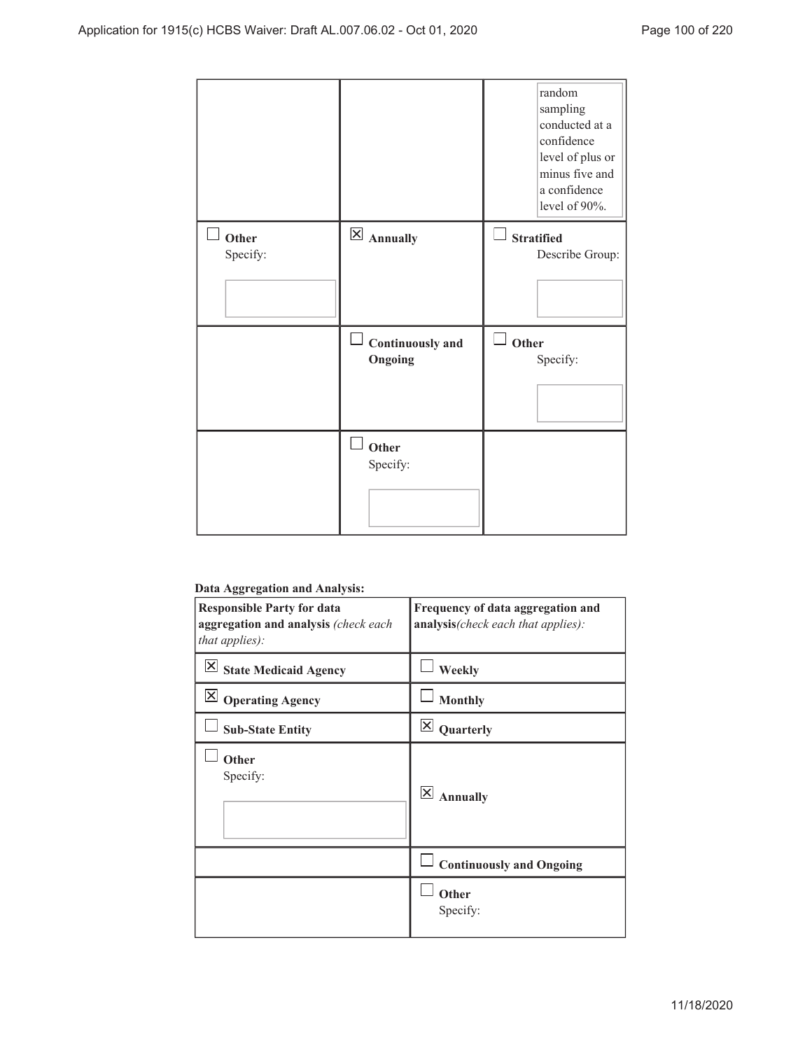| | | |
|---|---|---|
| | | random sampling conducted at a confidence level of plus or minus five and a confidence level of 90%. |
| ☐ **Other** Specify: | ☒ **Annually** | ☐ **Stratified** Describe Group: |
| | ☐ **Continuously and Ongoing** | ☐ **Other** Specify: |
| | ☐ **Other** Specify: | |

**Data Aggregation and Analysis:**

| **Responsible Party for data aggregation and analysis** *(check each that applies):* | **Frequency of data aggregation and analysis***(check each that applies):* |
|---|---|
| ☒ **State Medicaid Agency** | ☐ **Weekly** |
| ☒ **Operating Agency** | ☐ **Monthly** |
| ☐ **Sub-State Entity** | ☒ **Quarterly** |
| ☐ **Other** Specify: | ☒ **Annually** |
| | ☐ **Continuously and Ongoing** |
| | ☐ **Other** Specify: |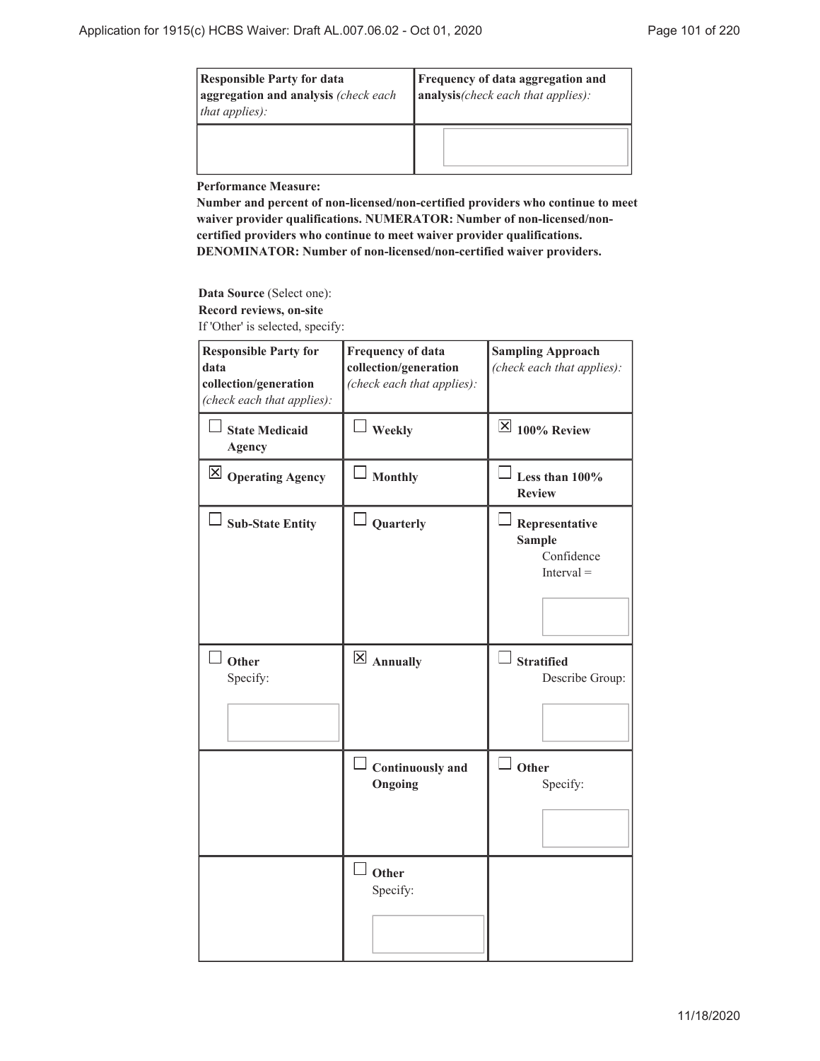| **Responsible Party for data aggregation and analysis** *(check each that applies):* | **Frequency of data aggregation and analysis***(check each that applies):* |
|---|---|
| | |

**Performance Measure:**

**Number and percent of non-licensed/non-certified providers who continue to meet waiver provider qualifications. NUMERATOR: Number of non-licensed/non-certified providers who continue to meet waiver provider qualifications. DENOMINATOR: Number of non-licensed/non-certified waiver providers.**

**Data Source** (Select one):
**Record reviews, on-site**
If 'Other' is selected, specify:

| **Responsible Party for data collection/generation** *(check each that applies):* | **Frequency of data collection/generation** *(check each that applies):* | **Sampling Approach** *(check each that applies):* |
|---|---|---|
| ☐ **State Medicaid Agency** | ☐ **Weekly** | ☒ **100% Review** |
| ☒ **Operating Agency** | ☐ **Monthly** | ☐ **Less than 100% Review** |
| ☐ **Sub-State Entity** | ☐ **Quarterly** | ☐ **Representative Sample** Confidence Interval = |
| ☐ **Other** Specify: | ☒ **Annually** | ☐ **Stratified** Describe Group: |
| | ☐ **Continuously and Ongoing** | ☐ **Other** Specify: |
| | ☐ **Other** Specify: | |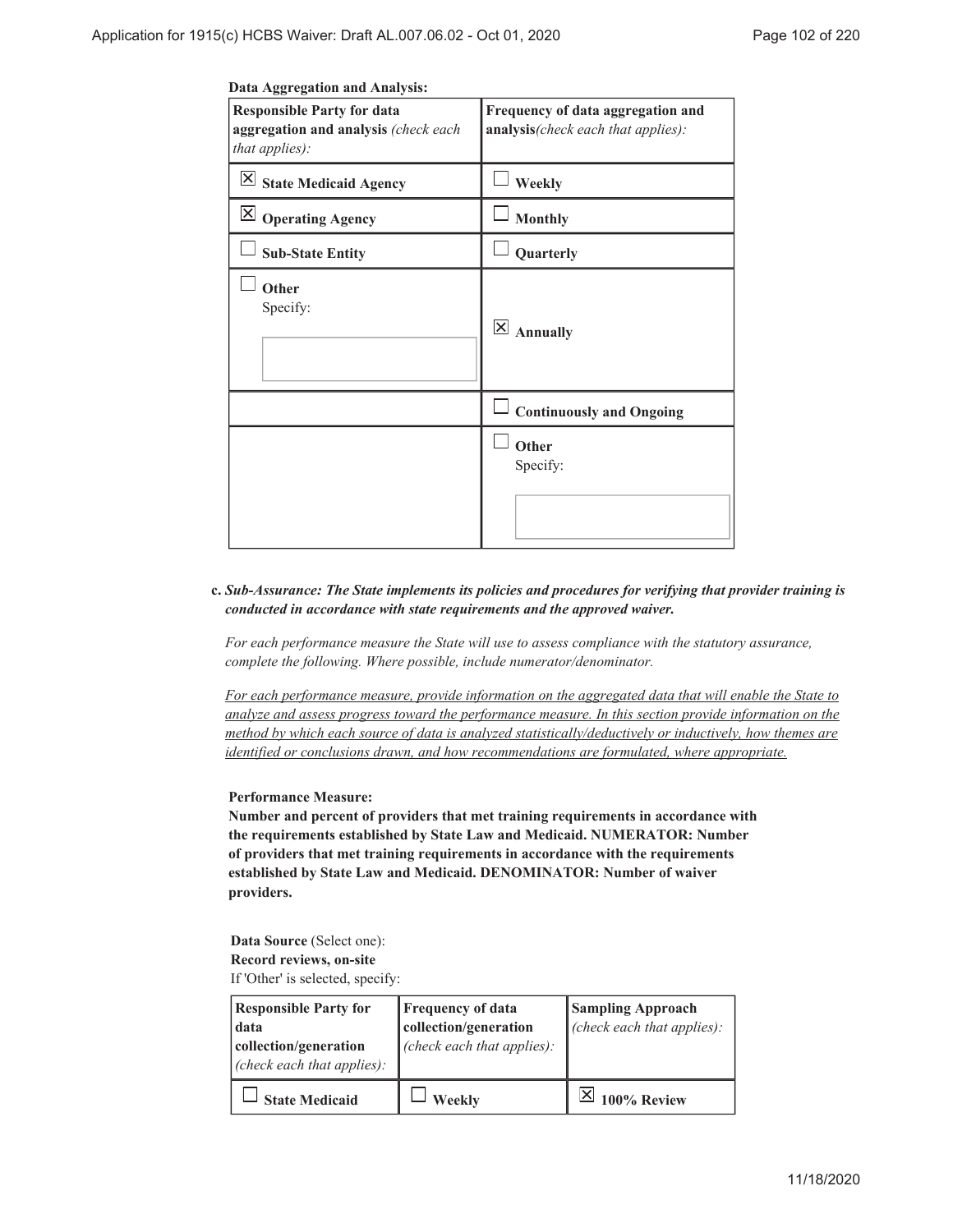**Data Aggregation and Analysis:**

| Responsible Party for data aggregation and analysis *(check each that applies):* | Frequency of data aggregation and analysis*(check each that applies):* |
|---|---|
| ☒ **State Medicaid Agency** | ☐ **Weekly** |
| ☒ **Operating Agency** | ☐ **Monthly** |
| ☐ **Sub-State Entity** | ☐ **Quarterly** |
| ☐ **Other** Specify: | ☒ **Annually** |
| | ☐ **Continuously and Ongoing** |
| | ☐ **Other** Specify: |

**c.** ***Sub-Assurance: The State implements its policies and procedures for verifying that provider training is conducted in accordance with state requirements and the approved waiver.***

*For each performance measure the State will use to assess compliance with the statutory assurance, complete the following. Where possible, include numerator/denominator.*

*For each performance measure, provide information on the aggregated data that will enable the State to analyze and assess progress toward the performance measure. In this section provide information on the method by which each source of data is analyzed statistically/deductively or inductively, how themes are identified or conclusions drawn, and how recommendations are formulated, where appropriate.*

**Performance Measure:**

**Number and percent of providers that met training requirements in accordance with the requirements established by State Law and Medicaid. NUMERATOR: Number of providers that met training requirements in accordance with the requirements established by State Law and Medicaid. DENOMINATOR: Number of waiver providers.**

**Data Source** (Select one):
**Record reviews, on-site**
If 'Other' is selected, specify:

| Responsible Party for data collection/generation *(check each that applies):* | Frequency of data collection/generation *(check each that applies):* | Sampling Approach *(check each that applies):* |
|---|---|---|
| ☐ **State Medicaid** | ☐ **Weekly** | ☒ **100% Review** |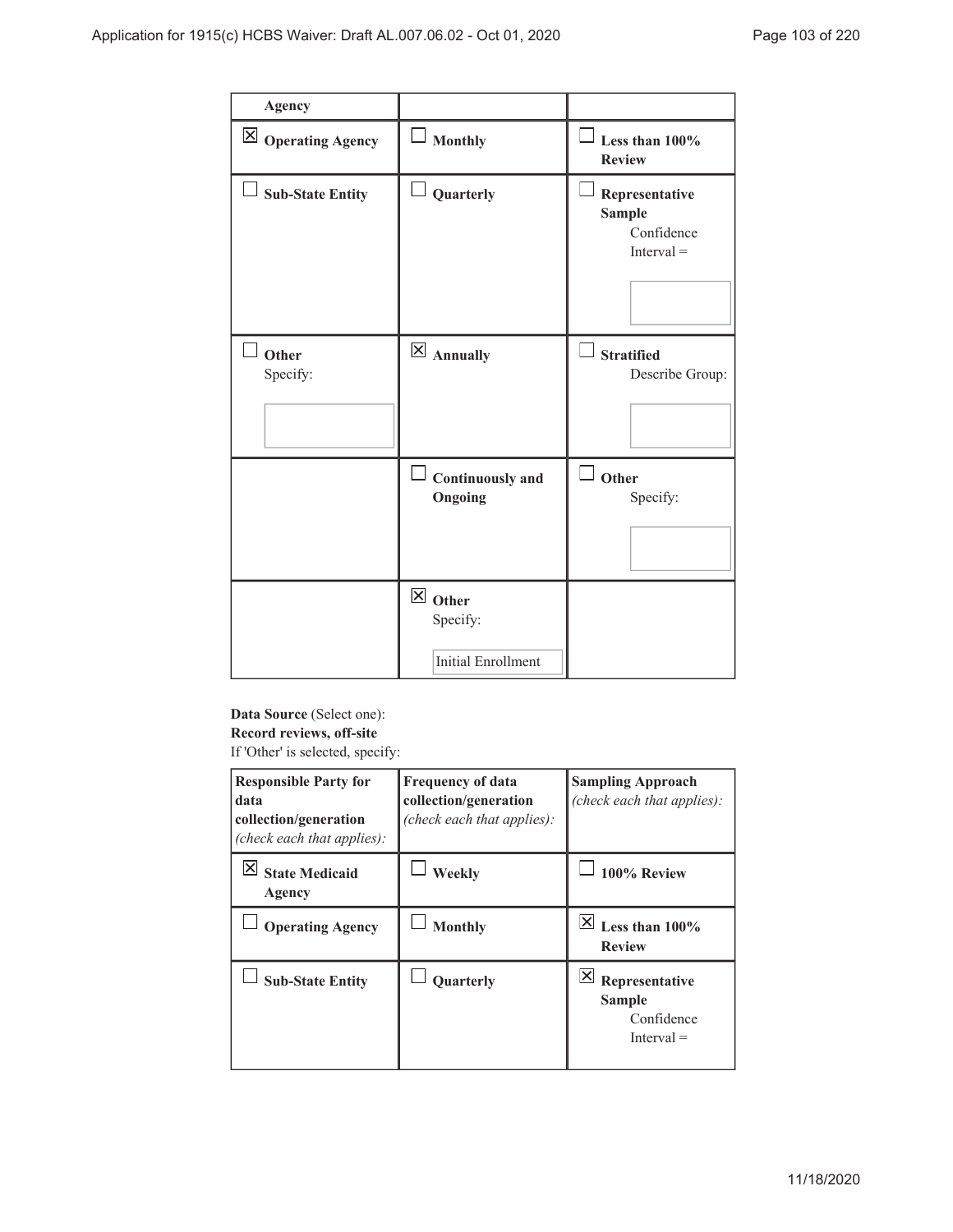| Agency | | |
|---|---|---|
| ☒ **Operating Agency** | ☐ **Monthly** | ☐ **Less than 100% Review** |
| ☐ **Sub-State Entity** | ☐ **Quarterly** | ☐ **Representative Sample** Confidence Interval = |
| ☐ **Other** Specify: | ☒ **Annually** | ☐ **Stratified** Describe Group: |
| | ☐ **Continuously and Ongoing** | ☐ **Other** Specify: |
| | ☒ **Other** Specify: Initial Enrollment | |

**Data Source** (Select one):
**Record reviews, off-site**
If 'Other' is selected, specify:

| **Responsible Party for data collection/generation** *(check each that applies):* | **Frequency of data collection/generation** *(check each that applies):* | **Sampling Approach** *(check each that applies):* |
|---|---|---|
| ☒ **State Medicaid Agency** | ☐ **Weekly** | ☐ **100% Review** |
| ☐ **Operating Agency** | ☐ **Monthly** | ☒ **Less than 100% Review** |
| ☐ **Sub-State Entity** | ☐ **Quarterly** | ☒ **Representative Sample** Confidence Interval = |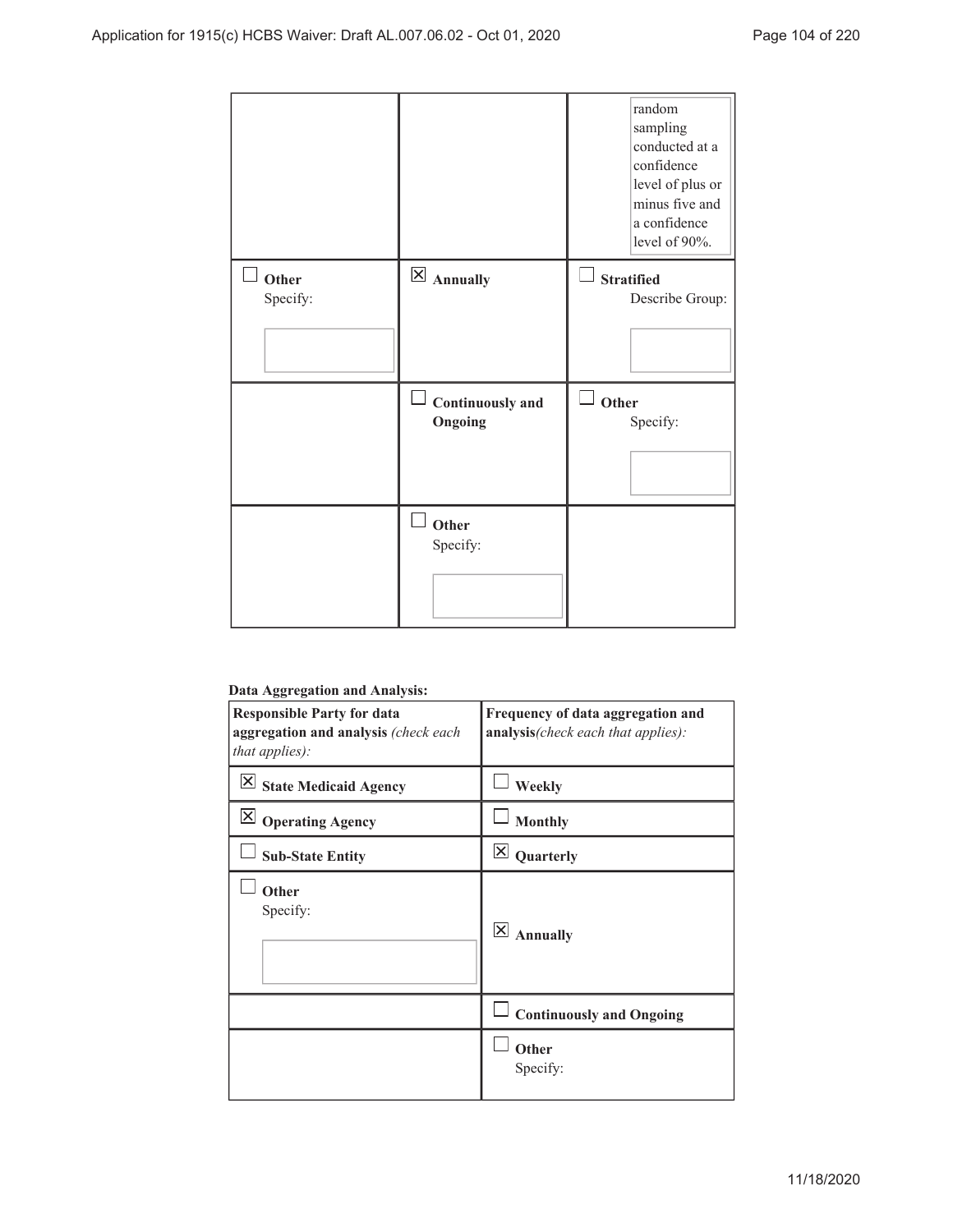| | | random sampling conducted at a confidence level of plus or minus five and a confidence level of 90%. |
|---|---|---|
| ☐ **Other** Specify: | ☒ **Annually** | ☐ **Stratified** Describe Group: |
| | ☐ **Continuously and Ongoing** | ☐ **Other** Specify: |
| | ☐ **Other** Specify: | |

**Data Aggregation and Analysis:**

| **Responsible Party for data aggregation and analysis** *(check each that applies):* | **Frequency of data aggregation and analysis***(check each that applies):* |
|---|---|
| ☒ **State Medicaid Agency** | ☐ **Weekly** |
| ☒ **Operating Agency** | ☐ **Monthly** |
| ☐ **Sub-State Entity** | ☒ **Quarterly** |
| ☐ **Other** Specify: | ☒ **Annually** |
| | ☐ **Continuously and Ongoing** |
| | ☐ **Other** Specify: |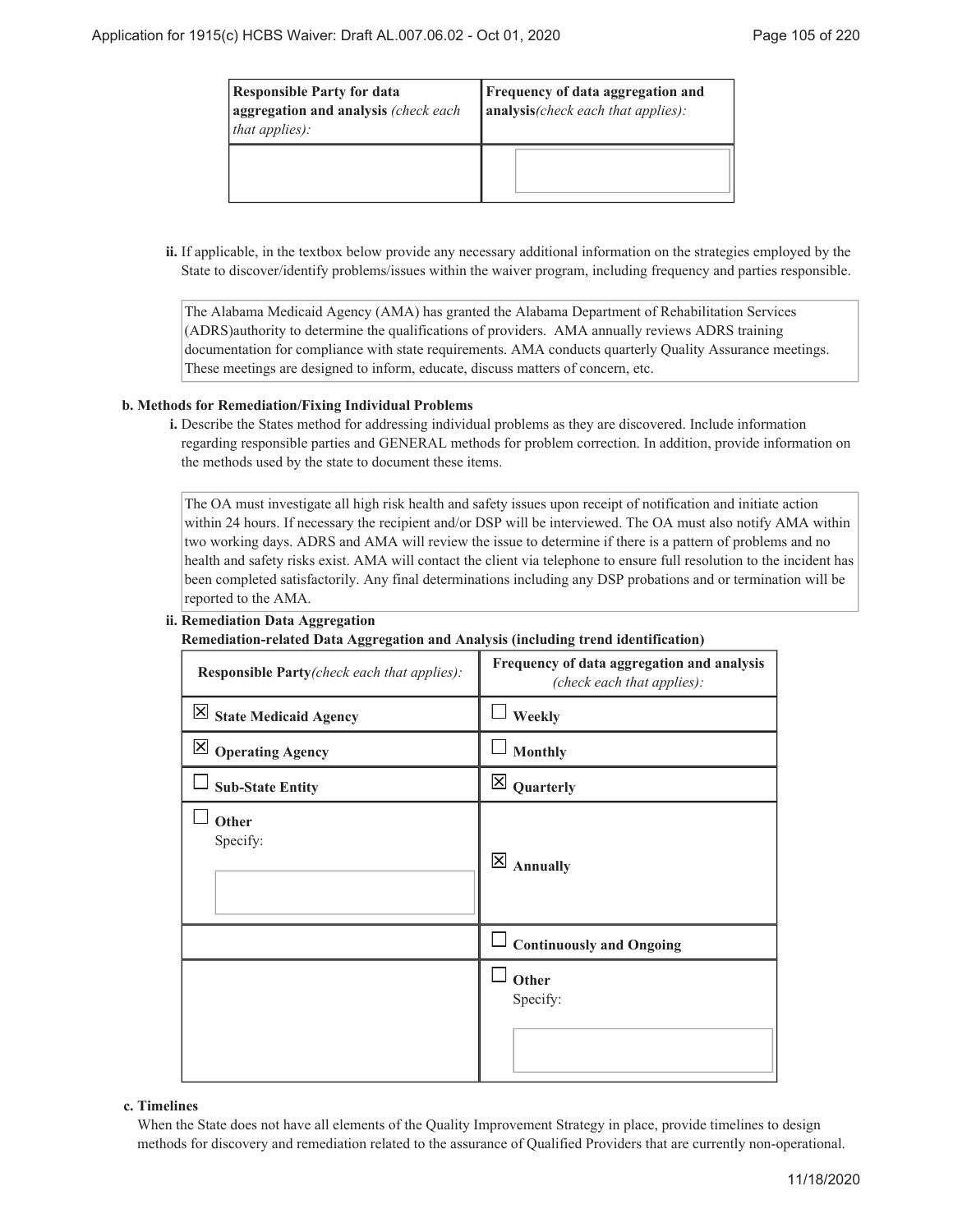| Responsible Party for data aggregation and analysis *(check each that applies):* | Frequency of data aggregation and analysis*(check each that applies):* |
|---|---|
| | |

**ii.** If applicable, in the textbox below provide any necessary additional information on the strategies employed by the State to discover/identify problems/issues within the waiver program, including frequency and parties responsible.

The Alabama Medicaid Agency (AMA) has granted the Alabama Department of Rehabilitation Services (ADRS)authority to determine the qualifications of providers. AMA annually reviews ADRS training documentation for compliance with state requirements. AMA conducts quarterly Quality Assurance meetings. These meetings are designed to inform, educate, discuss matters of concern, etc.

**b. Methods for Remediation/Fixing Individual Problems**

**i.** Describe the States method for addressing individual problems as they are discovered. Include information regarding responsible parties and GENERAL methods for problem correction. In addition, provide information on the methods used by the state to document these items.

The OA must investigate all high risk health and safety issues upon receipt of notification and initiate action within 24 hours. If necessary the recipient and/or DSP will be interviewed. The OA must also notify AMA within two working days. ADRS and AMA will review the issue to determine if there is a pattern of problems and no health and safety risks exist. AMA will contact the client via telephone to ensure full resolution to the incident has been completed satisfactorily. Any final determinations including any DSP probations and or termination will be reported to the AMA.

**ii. Remediation Data Aggregation**

**Remediation-related Data Aggregation and Analysis (including trend identification)**

| Responsible Party*(check each that applies):* | Frequency of data aggregation and analysis *(check each that applies):* |
|---|---|
| ☒ **State Medicaid Agency** | ☐ **Weekly** |
| ☒ **Operating Agency** | ☐ **Monthly** |
| ☐ **Sub-State Entity** | ☒ **Quarterly** |
| ☐ **Other** Specify: | ☒ **Annually** |
| | ☐ **Continuously and Ongoing** |
| | ☐ **Other** Specify: |

**c. Timelines**

When the State does not have all elements of the Quality Improvement Strategy in place, provide timelines to design methods for discovery and remediation related to the assurance of Qualified Providers that are currently non-operational.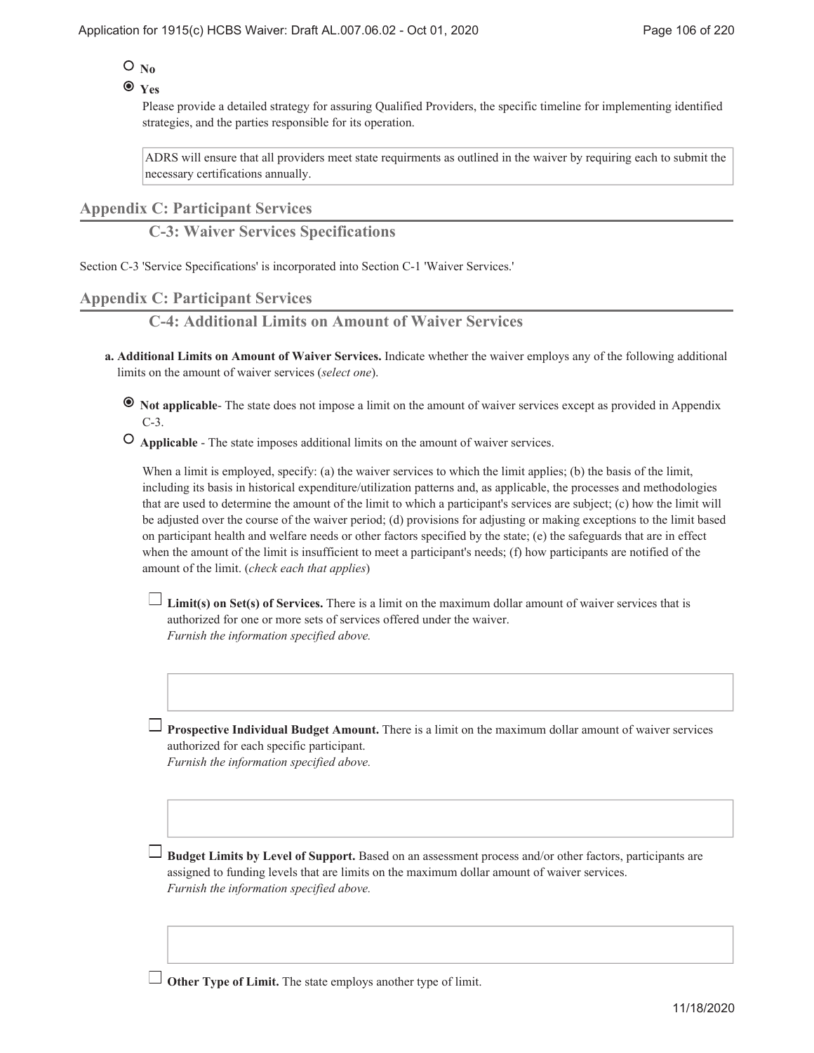○ **No**

◉ **Yes**

Please provide a detailed strategy for assuring Qualified Providers, the specific timeline for implementing identified strategies, and the parties responsible for its operation.

ADRS will ensure that all providers meet state requirments as outlined in the waiver by requiring each to submit the necessary certifications annually.

## Appendix C: Participant Services

### C-3: Waiver Services Specifications

Section C-3 'Service Specifications' is incorporated into Section C-1 'Waiver Services.'

## Appendix C: Participant Services

### C-4: Additional Limits on Amount of Waiver Services

**a. Additional Limits on Amount of Waiver Services.** Indicate whether the waiver employs any of the following additional limits on the amount of waiver services (*select one*).

◉ **Not applicable**- The state does not impose a limit on the amount of waiver services except as provided in Appendix C-3.

○ **Applicable** - The state imposes additional limits on the amount of waiver services.

When a limit is employed, specify: (a) the waiver services to which the limit applies; (b) the basis of the limit, including its basis in historical expenditure/utilization patterns and, as applicable, the processes and methodologies that are used to determine the amount of the limit to which a participant's services are subject; (c) how the limit will be adjusted over the course of the waiver period; (d) provisions for adjusting or making exceptions to the limit based on participant health and welfare needs or other factors specified by the state; (e) the safeguards that are in effect when the amount of the limit is insufficient to meet a participant's needs; (f) how participants are notified of the amount of the limit. (*check each that applies*)

☐ **Limit(s) on Set(s) of Services.** There is a limit on the maximum dollar amount of waiver services that is authorized for one or more sets of services offered under the waiver.
*Furnish the information specified above.*

☐ **Prospective Individual Budget Amount.** There is a limit on the maximum dollar amount of waiver services authorized for each specific participant.
*Furnish the information specified above.*

☐ **Budget Limits by Level of Support.** Based on an assessment process and/or other factors, participants are assigned to funding levels that are limits on the maximum dollar amount of waiver services.
*Furnish the information specified above.*

☐ **Other Type of Limit.** The state employs another type of limit.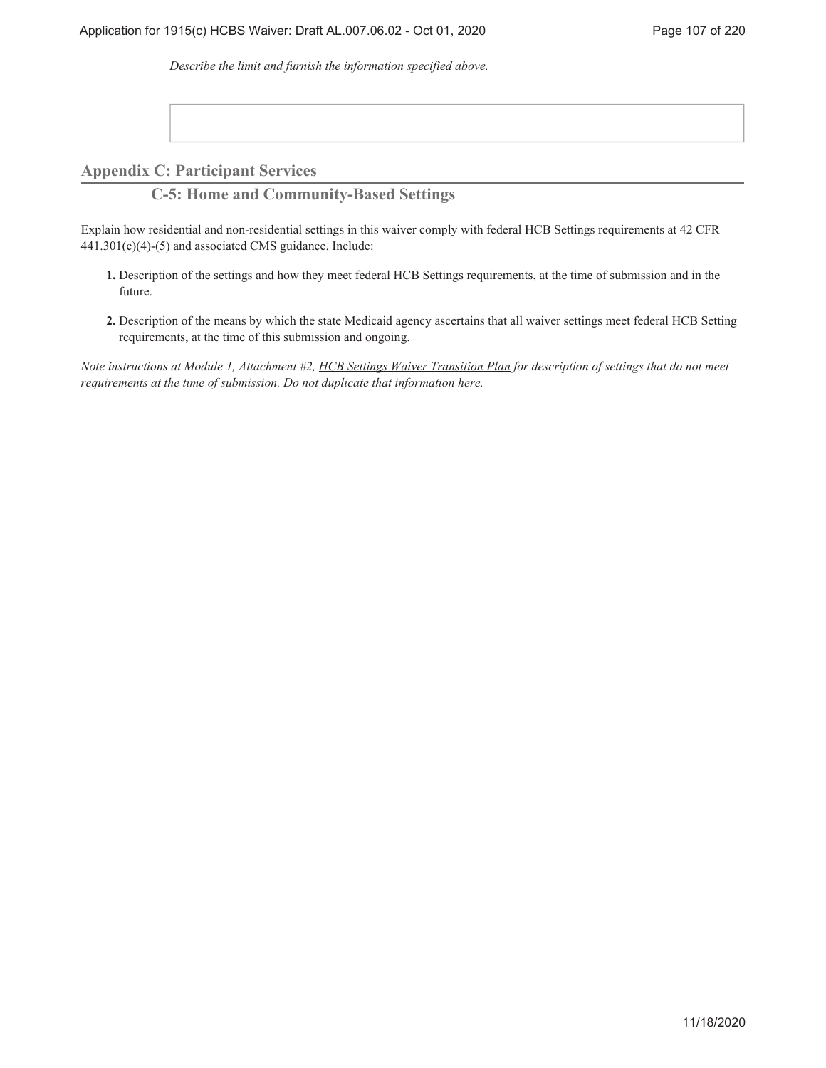*Describe the limit and furnish the information specified above.*

## Appendix C: Participant Services

### C-5: Home and Community-Based Settings

Explain how residential and non-residential settings in this waiver comply with federal HCB Settings requirements at 42 CFR 441.301(c)(4)-(5) and associated CMS guidance. Include:

1. Description of the settings and how they meet federal HCB Settings requirements, at the time of submission and in the future.
2. Description of the means by which the state Medicaid agency ascertains that all waiver settings meet federal HCB Setting requirements, at the time of this submission and ongoing.

*Note instructions at Module 1, Attachment #2, HCB Settings Waiver Transition Plan for description of settings that do not meet requirements at the time of submission. Do not duplicate that information here.*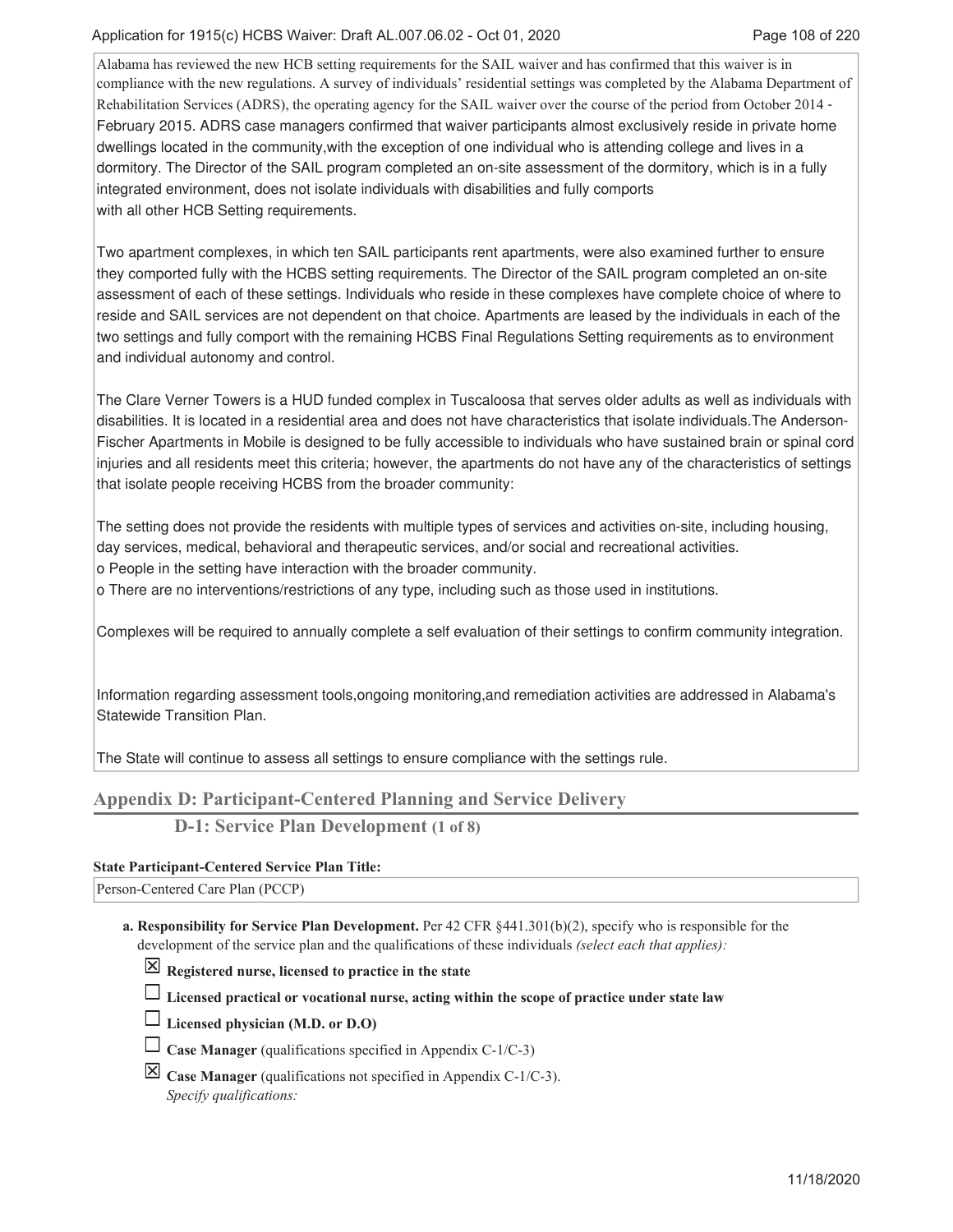Alabama has reviewed the new HCB setting requirements for the SAIL waiver and has confirmed that this waiver is in compliance with the new regulations. A survey of individuals' residential settings was completed by the Alabama Department of Rehabilitation Services (ADRS), the operating agency for the SAIL waiver over the course of the period from October 2014 - February 2015. ADRS case managers confirmed that waiver participants almost exclusively reside in private home dwellings located in the community,with the exception of one individual who is attending college and lives in a dormitory. The Director of the SAIL program completed an on-site assessment of the dormitory, which is in a fully integrated environment, does not isolate individuals with disabilities and fully comports with all other HCB Setting requirements.

Two apartment complexes, in which ten SAIL participants rent apartments, were also examined further to ensure they comported fully with the HCBS setting requirements. The Director of the SAIL program completed an on-site assessment of each of these settings. Individuals who reside in these complexes have complete choice of where to reside and SAIL services are not dependent on that choice. Apartments are leased by the individuals in each of the two settings and fully comport with the remaining HCBS Final Regulations Setting requirements as to environment and individual autonomy and control.

The Clare Verner Towers is a HUD funded complex in Tuscaloosa that serves older adults as well as individuals with disabilities. It is located in a residential area and does not have characteristics that isolate individuals.The Anderson-Fischer Apartments in Mobile is designed to be fully accessible to individuals who have sustained brain or spinal cord injuries and all residents meet this criteria; however, the apartments do not have any of the characteristics of settings that isolate people receiving HCBS from the broader community:

The setting does not provide the residents with multiple types of services and activities on-site, including housing, day services, medical, behavioral and therapeutic services, and/or social and recreational activities.
o People in the setting have interaction with the broader community.
o There are no interventions/restrictions of any type, including such as those used in institutions.

Complexes will be required to annually complete a self evaluation of their settings to confirm community integration.

Information regarding assessment tools,ongoing monitoring,and remediation activities are addressed in Alabama's Statewide Transition Plan.

The State will continue to assess all settings to ensure compliance with the settings rule.

## Appendix D: Participant-Centered Planning and Service Delivery

### D-1: Service Plan Development (1 of 8)

**State Participant-Centered Service Plan Title:**

Person-Centered Care Plan (PCCP)

**a. Responsibility for Service Plan Development.** Per 42 CFR §441.301(b)(2), specify who is responsible for the development of the service plan and the qualifications of these individuals *(select each that applies):*

- ☒ **Registered nurse, licensed to practice in the state**
- ☐ **Licensed practical or vocational nurse, acting within the scope of practice under state law**
- ☐ **Licensed physician (M.D. or D.O)**
- ☐ **Case Manager** (qualifications specified in Appendix C-1/C-3)
- ☒ **Case Manager** (qualifications not specified in Appendix C-1/C-3).
  *Specify qualifications:*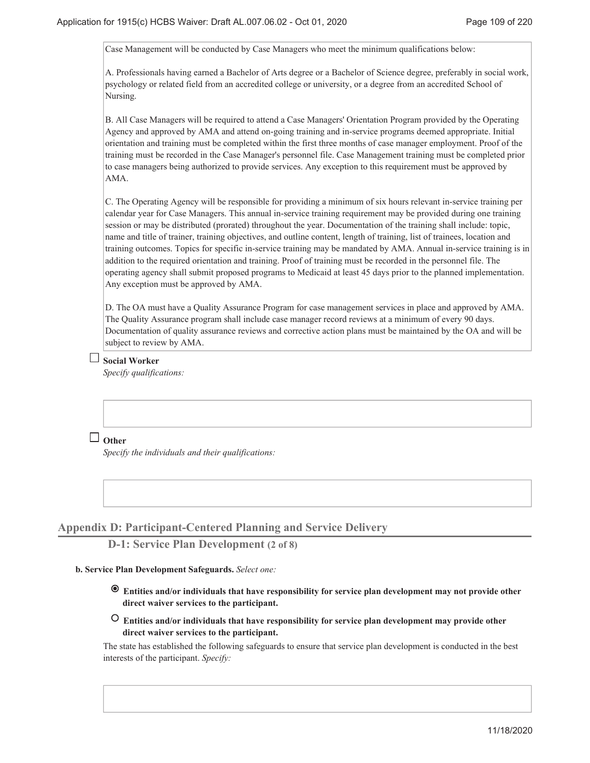Case Management will be conducted by Case Managers who meet the minimum qualifications below:

A. Professionals having earned a Bachelor of Arts degree or a Bachelor of Science degree, preferably in social work, psychology or related field from an accredited college or university, or a degree from an accredited School of Nursing.

B. All Case Managers will be required to attend a Case Managers' Orientation Program provided by the Operating Agency and approved by AMA and attend on-going training and in-service programs deemed appropriate. Initial orientation and training must be completed within the first three months of case manager employment. Proof of the training must be recorded in the Case Manager's personnel file. Case Management training must be completed prior to case managers being authorized to provide services. Any exception to this requirement must be approved by AMA.

C. The Operating Agency will be responsible for providing a minimum of six hours relevant in-service training per calendar year for Case Managers. This annual in-service training requirement may be provided during one training session or may be distributed (prorated) throughout the year. Documentation of the training shall include: topic, name and title of trainer, training objectives, and outline content, length of training, list of trainees, location and training outcomes. Topics for specific in-service training may be mandated by AMA. Annual in-service training is in addition to the required orientation and training. Proof of training must be recorded in the personnel file. The operating agency shall submit proposed programs to Medicaid at least 45 days prior to the planned implementation. Any exception must be approved by AMA.

D. The OA must have a Quality Assurance Program for case management services in place and approved by AMA. The Quality Assurance program shall include case manager record reviews at a minimum of every 90 days. Documentation of quality assurance reviews and corrective action plans must be maintained by the OA and will be subject to review by AMA.

☐ **Social Worker**
*Specify qualifications:*

☐ **Other**
*Specify the individuals and their qualifications:*

## Appendix D: Participant-Centered Planning and Service Delivery

### D-1: Service Plan Development (2 of 8)

**b. Service Plan Development Safeguards.** *Select one:*

◉ **Entities and/or individuals that have responsibility for service plan development may not provide other direct waiver services to the participant.**

○ **Entities and/or individuals that have responsibility for service plan development may provide other direct waiver services to the participant.**

The state has established the following safeguards to ensure that service plan development is conducted in the best interests of the participant. *Specify:*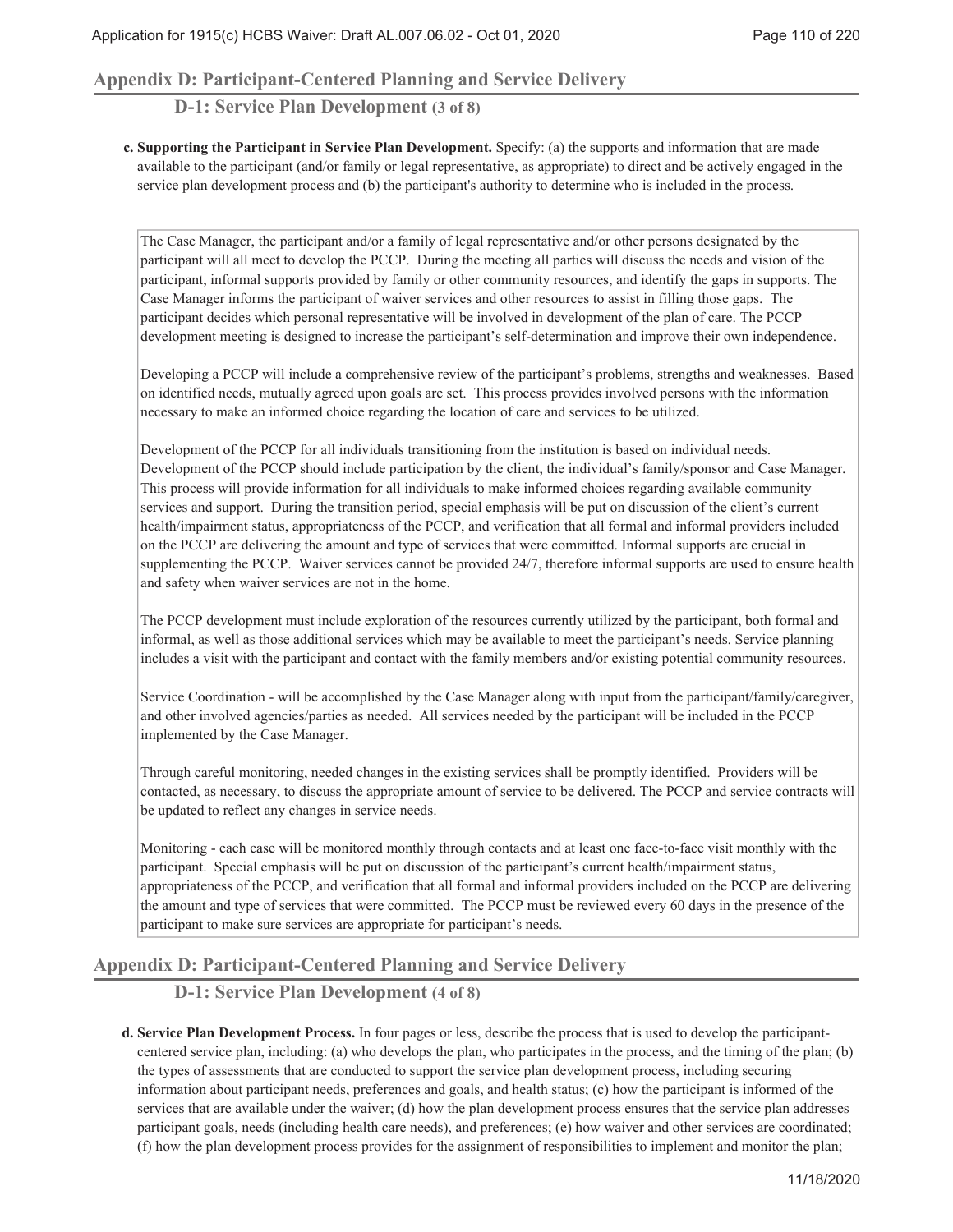## Appendix D: Participant-Centered Planning and Service Delivery

### D-1: Service Plan Development (3 of 8)

**c. Supporting the Participant in Service Plan Development.** Specify: (a) the supports and information that are made available to the participant (and/or family or legal representative, as appropriate) to direct and be actively engaged in the service plan development process and (b) the participant's authority to determine who is included in the process.

The Case Manager, the participant and/or a family of legal representative and/or other persons designated by the participant will all meet to develop the PCCP. During the meeting all parties will discuss the needs and vision of the participant, informal supports provided by family or other community resources, and identify the gaps in supports. The Case Manager informs the participant of waiver services and other resources to assist in filling those gaps. The participant decides which personal representative will be involved in development of the plan of care. The PCCP development meeting is designed to increase the participant's self-determination and improve their own independence.

Developing a PCCP will include a comprehensive review of the participant's problems, strengths and weaknesses. Based on identified needs, mutually agreed upon goals are set. This process provides involved persons with the information necessary to make an informed choice regarding the location of care and services to be utilized.

Development of the PCCP for all individuals transitioning from the institution is based on individual needs. Development of the PCCP should include participation by the client, the individual's family/sponsor and Case Manager. This process will provide information for all individuals to make informed choices regarding available community services and support. During the transition period, special emphasis will be put on discussion of the client's current health/impairment status, appropriateness of the PCCP, and verification that all formal and informal providers included on the PCCP are delivering the amount and type of services that were committed. Informal supports are crucial in supplementing the PCCP. Waiver services cannot be provided 24/7, therefore informal supports are used to ensure health and safety when waiver services are not in the home.

The PCCP development must include exploration of the resources currently utilized by the participant, both formal and informal, as well as those additional services which may be available to meet the participant's needs. Service planning includes a visit with the participant and contact with the family members and/or existing potential community resources.

Service Coordination - will be accomplished by the Case Manager along with input from the participant/family/caregiver, and other involved agencies/parties as needed. All services needed by the participant will be included in the PCCP implemented by the Case Manager.

Through careful monitoring, needed changes in the existing services shall be promptly identified. Providers will be contacted, as necessary, to discuss the appropriate amount of service to be delivered. The PCCP and service contracts will be updated to reflect any changes in service needs.

Monitoring - each case will be monitored monthly through contacts and at least one face-to-face visit monthly with the participant. Special emphasis will be put on discussion of the participant's current health/impairment status, appropriateness of the PCCP, and verification that all formal and informal providers included on the PCCP are delivering the amount and type of services that were committed. The PCCP must be reviewed every 60 days in the presence of the participant to make sure services are appropriate for participant's needs.

## Appendix D: Participant-Centered Planning and Service Delivery

### D-1: Service Plan Development (4 of 8)

**d. Service Plan Development Process.** In four pages or less, describe the process that is used to develop the participant-centered service plan, including: (a) who develops the plan, who participates in the process, and the timing of the plan; (b) the types of assessments that are conducted to support the service plan development process, including securing information about participant needs, preferences and goals, and health status; (c) how the participant is informed of the services that are available under the waiver; (d) how the plan development process ensures that the service plan addresses participant goals, needs (including health care needs), and preferences; (e) how waiver and other services are coordinated; (f) how the plan development process provides for the assignment of responsibilities to implement and monitor the plan;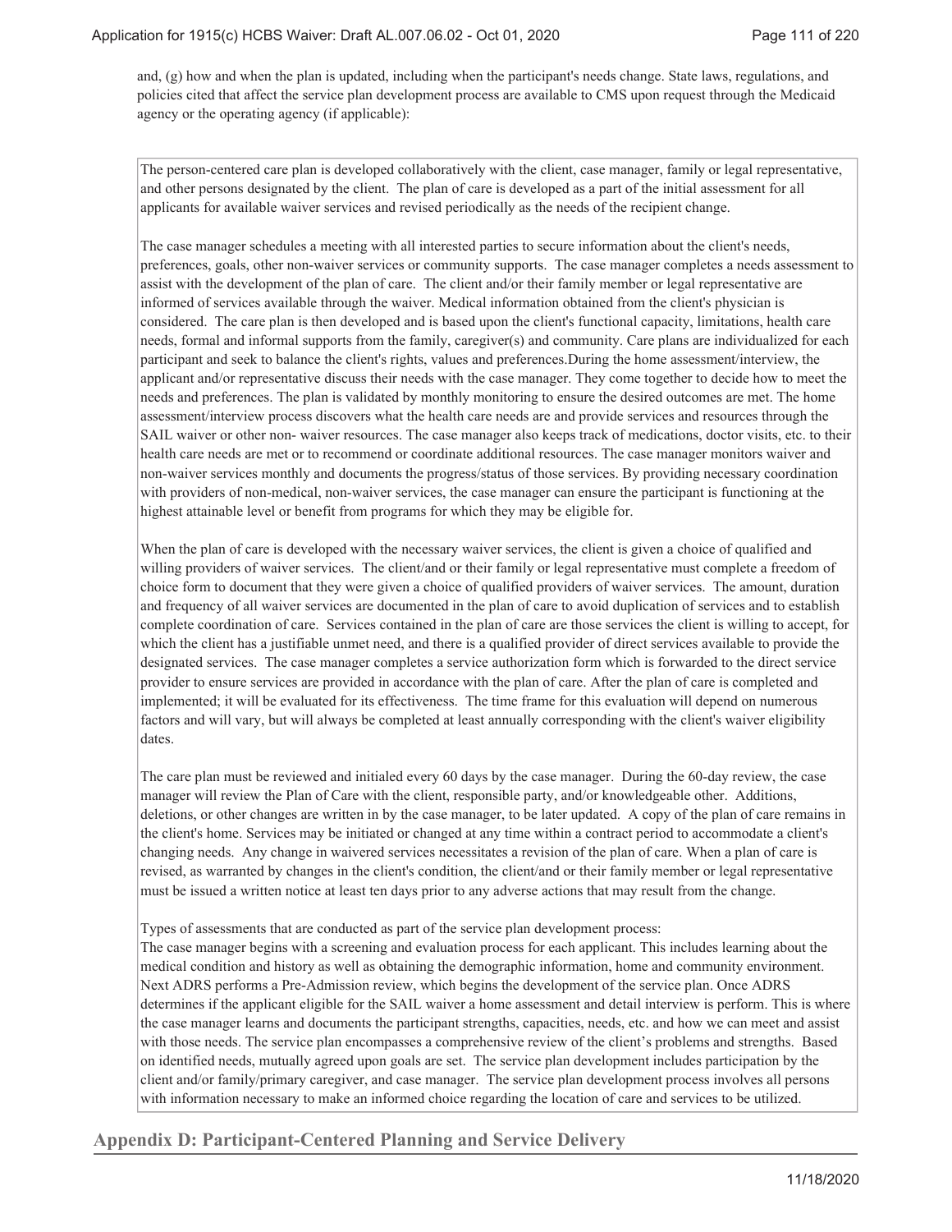and, (g) how and when the plan is updated, including when the participant's needs change. State laws, regulations, and policies cited that affect the service plan development process are available to CMS upon request through the Medicaid agency or the operating agency (if applicable):

The person-centered care plan is developed collaboratively with the client, case manager, family or legal representative, and other persons designated by the client. The plan of care is developed as a part of the initial assessment for all applicants for available waiver services and revised periodically as the needs of the recipient change.

The case manager schedules a meeting with all interested parties to secure information about the client's needs, preferences, goals, other non-waiver services or community supports. The case manager completes a needs assessment to assist with the development of the plan of care. The client and/or their family member or legal representative are informed of services available through the waiver. Medical information obtained from the client's physician is considered. The care plan is then developed and is based upon the client's functional capacity, limitations, health care needs, formal and informal supports from the family, caregiver(s) and community. Care plans are individualized for each participant and seek to balance the client's rights, values and preferences.During the home assessment/interview, the applicant and/or representative discuss their needs with the case manager. They come together to decide how to meet the needs and preferences. The plan is validated by monthly monitoring to ensure the desired outcomes are met. The home assessment/interview process discovers what the health care needs are and provide services and resources through the SAIL waiver or other non- waiver resources. The case manager also keeps track of medications, doctor visits, etc. to their health care needs are met or to recommend or coordinate additional resources. The case manager monitors waiver and non-waiver services monthly and documents the progress/status of those services. By providing necessary coordination with providers of non-medical, non-waiver services, the case manager can ensure the participant is functioning at the highest attainable level or benefit from programs for which they may be eligible for.

When the plan of care is developed with the necessary waiver services, the client is given a choice of qualified and willing providers of waiver services. The client/and or their family or legal representative must complete a freedom of choice form to document that they were given a choice of qualified providers of waiver services. The amount, duration and frequency of all waiver services are documented in the plan of care to avoid duplication of services and to establish complete coordination of care. Services contained in the plan of care are those services the client is willing to accept, for which the client has a justifiable unmet need, and there is a qualified provider of direct services available to provide the designated services. The case manager completes a service authorization form which is forwarded to the direct service provider to ensure services are provided in accordance with the plan of care. After the plan of care is completed and implemented; it will be evaluated for its effectiveness. The time frame for this evaluation will depend on numerous factors and will vary, but will always be completed at least annually corresponding with the client's waiver eligibility dates.

The care plan must be reviewed and initialed every 60 days by the case manager. During the 60-day review, the case manager will review the Plan of Care with the client, responsible party, and/or knowledgeable other. Additions, deletions, or other changes are written in by the case manager, to be later updated. A copy of the plan of care remains in the client's home. Services may be initiated or changed at any time within a contract period to accommodate a client's changing needs. Any change in waivered services necessitates a revision of the plan of care. When a plan of care is revised, as warranted by changes in the client's condition, the client/and or their family member or legal representative must be issued a written notice at least ten days prior to any adverse actions that may result from the change.

Types of assessments that are conducted as part of the service plan development process:
The case manager begins with a screening and evaluation process for each applicant. This includes learning about the medical condition and history as well as obtaining the demographic information, home and community environment. Next ADRS performs a Pre-Admission review, which begins the development of the service plan. Once ADRS determines if the applicant eligible for the SAIL waiver a home assessment and detail interview is perform. This is where the case manager learns and documents the participant strengths, capacities, needs, etc. and how we can meet and assist with those needs. The service plan encompasses a comprehensive review of the client's problems and strengths. Based on identified needs, mutually agreed upon goals are set. The service plan development includes participation by the client and/or family/primary caregiver, and case manager. The service plan development process involves all persons with information necessary to make an informed choice regarding the location of care and services to be utilized.

## Appendix D: Participant-Centered Planning and Service Delivery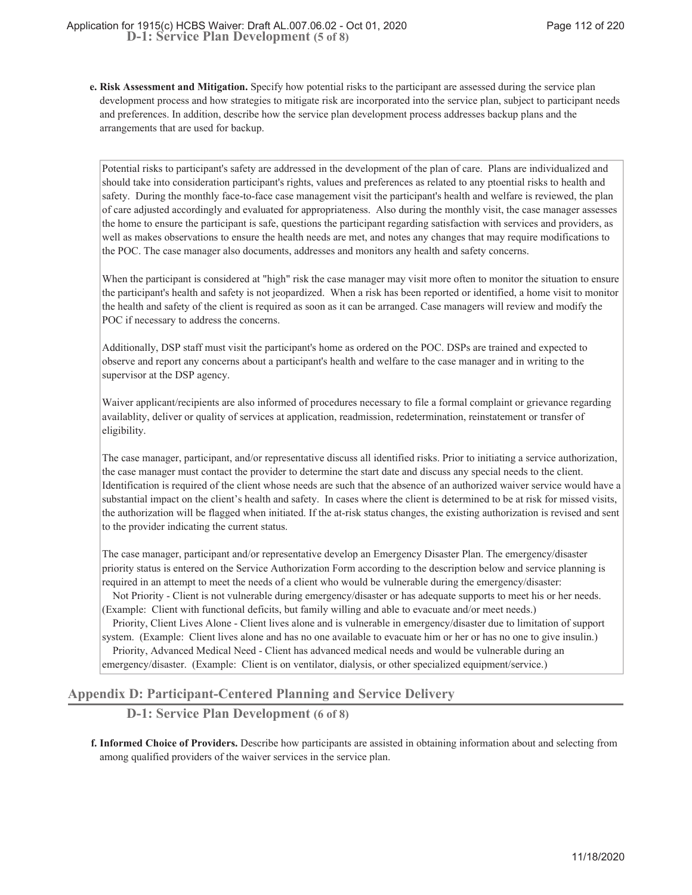**D-1: Service Plan Development (5 of 8)**

**e. Risk Assessment and Mitigation.** Specify how potential risks to the participant are assessed during the service plan development process and how strategies to mitigate risk are incorporated into the service plan, subject to participant needs and preferences. In addition, describe how the service plan development process addresses backup plans and the arrangements that are used for backup.

Potential risks to participant's safety are addressed in the development of the plan of care. Plans are individualized and should take into consideration participant's rights, values and preferences as related to any ptoential risks to health and safety. During the monthly face-to-face case management visit the participant's health and welfare is reviewed, the plan of care adjusted accordingly and evaluated for appropriateness. Also during the monthly visit, the case manager assesses the home to ensure the participant is safe, questions the participant regarding satisfaction with services and providers, as well as makes observations to ensure the health needs are met, and notes any changes that may require modifications to the POC. The case manager also documents, addresses and monitors any health and safety concerns.

When the participant is considered at "high" risk the case manager may visit more often to monitor the situation to ensure the participant's health and safety is not jeopardized. When a risk has been reported or identified, a home visit to monitor the health and safety of the client is required as soon as it can be arranged. Case managers will review and modify the POC if necessary to address the concerns.

Additionally, DSP staff must visit the participant's home as ordered on the POC. DSPs are trained and expected to observe and report any concerns about a participant's health and welfare to the case manager and in writing to the supervisor at the DSP agency.

Waiver applicant/recipients are also informed of procedures necessary to file a formal complaint or grievance regarding availablity, deliver or quality of services at application, readmission, redetermination, reinstatement or transfer of eligibility.

The case manager, participant, and/or representative discuss all identified risks. Prior to initiating a service authorization, the case manager must contact the provider to determine the start date and discuss any special needs to the client. Identification is required of the client whose needs are such that the absence of an authorized waiver service would have a substantial impact on the client's health and safety. In cases where the client is determined to be at risk for missed visits, the authorization will be flagged when initiated. If the at-risk status changes, the existing authorization is revised and sent to the provider indicating the current status.

The case manager, participant and/or representative develop an Emergency Disaster Plan. The emergency/disaster priority status is entered on the Service Authorization Form according to the description below and service planning is required in an attempt to meet the needs of a client who would be vulnerable during the emergency/disaster:

Not Priority - Client is not vulnerable during emergency/disaster or has adequate supports to meet his or her needs. (Example: Client with functional deficits, but family willing and able to evacuate and/or meet needs.)

Priority, Client Lives Alone - Client lives alone and is vulnerable in emergency/disaster due to limitation of support system. (Example: Client lives alone and has no one available to evacuate him or her or has no one to give insulin.)

Priority, Advanced Medical Need - Client has advanced medical needs and would be vulnerable during an emergency/disaster. (Example: Client is on ventilator, dialysis, or other specialized equipment/service.)

## Appendix D: Participant-Centered Planning and Service Delivery

### D-1: Service Plan Development (6 of 8)

**f. Informed Choice of Providers.** Describe how participants are assisted in obtaining information about and selecting from among qualified providers of the waiver services in the service plan.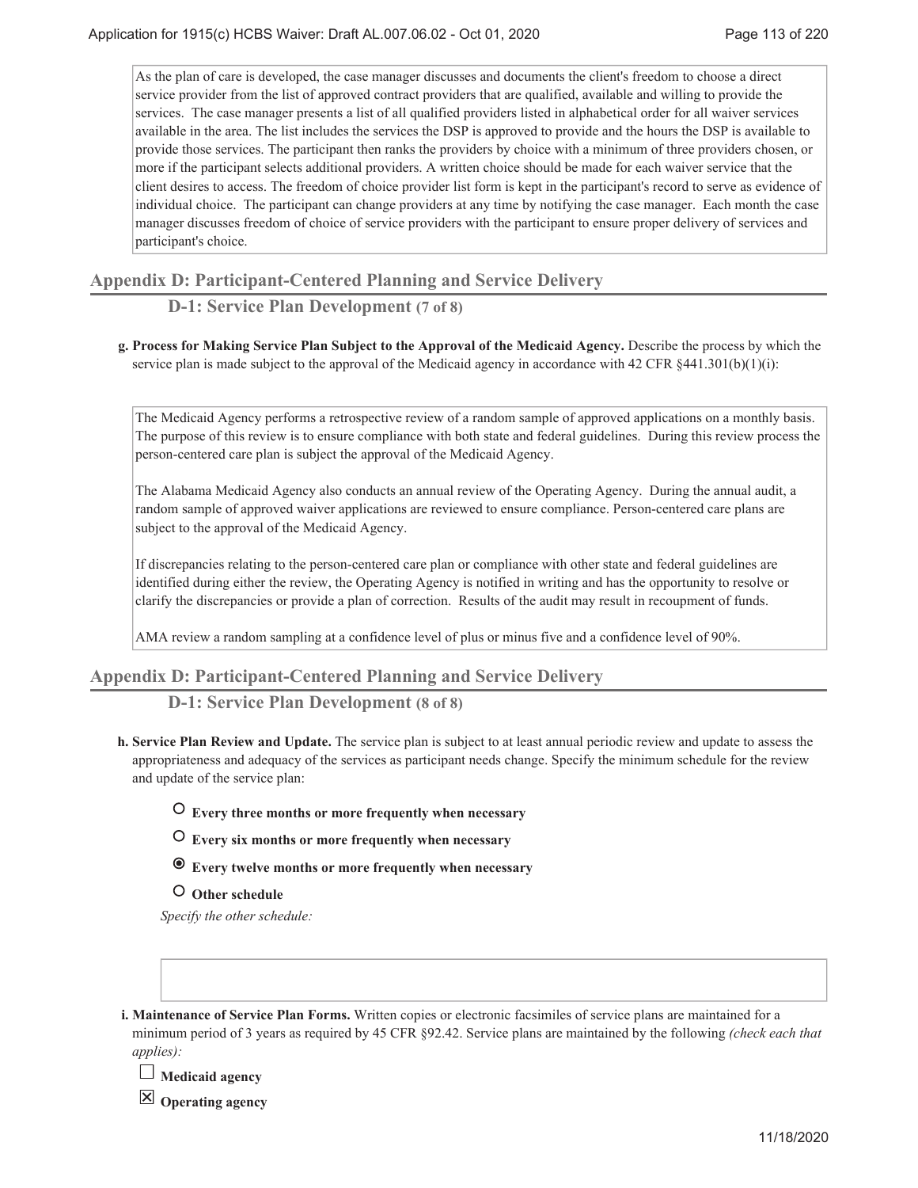As the plan of care is developed, the case manager discusses and documents the client's freedom to choose a direct service provider from the list of approved contract providers that are qualified, available and willing to provide the services. The case manager presents a list of all qualified providers listed in alphabetical order for all waiver services available in the area. The list includes the services the DSP is approved to provide and the hours the DSP is available to provide those services. The participant then ranks the providers by choice with a minimum of three providers chosen, or more if the participant selects additional providers. A written choice should be made for each waiver service that the client desires to access. The freedom of choice provider list form is kept in the participant's record to serve as evidence of individual choice. The participant can change providers at any time by notifying the case manager. Each month the case manager discusses freedom of choice of service providers with the participant to ensure proper delivery of services and participant's choice.

## Appendix D: Participant-Centered Planning and Service Delivery

### D-1: Service Plan Development (7 of 8)

**g. Process for Making Service Plan Subject to the Approval of the Medicaid Agency.** Describe the process by which the service plan is made subject to the approval of the Medicaid agency in accordance with 42 CFR §441.301(b)(1)(i):

The Medicaid Agency performs a retrospective review of a random sample of approved applications on a monthly basis. The purpose of this review is to ensure compliance with both state and federal guidelines. During this review process the person-centered care plan is subject the approval of the Medicaid Agency.

The Alabama Medicaid Agency also conducts an annual review of the Operating Agency. During the annual audit, a random sample of approved waiver applications are reviewed to ensure compliance. Person-centered care plans are subject to the approval of the Medicaid Agency.

If discrepancies relating to the person-centered care plan or compliance with other state and federal guidelines are identified during either the review, the Operating Agency is notified in writing and has the opportunity to resolve or clarify the discrepancies or provide a plan of correction. Results of the audit may result in recoupment of funds.

AMA review a random sampling at a confidence level of plus or minus five and a confidence level of 90%.

## Appendix D: Participant-Centered Planning and Service Delivery

### D-1: Service Plan Development (8 of 8)

**h. Service Plan Review and Update.** The service plan is subject to at least annual periodic review and update to assess the appropriateness and adequacy of the services as participant needs change. Specify the minimum schedule for the review and update of the service plan:

- ○ **Every three months or more frequently when necessary**
- ○ **Every six months or more frequently when necessary**
- ◉ **Every twelve months or more frequently when necessary**
- ○ **Other schedule**

*Specify the other schedule:*

**i. Maintenance of Service Plan Forms.** Written copies or electronic facsimiles of service plans are maintained for a minimum period of 3 years as required by 45 CFR §92.42. Service plans are maintained by the following *(check each that applies):*

- ☐ **Medicaid agency**
- ☒ **Operating agency**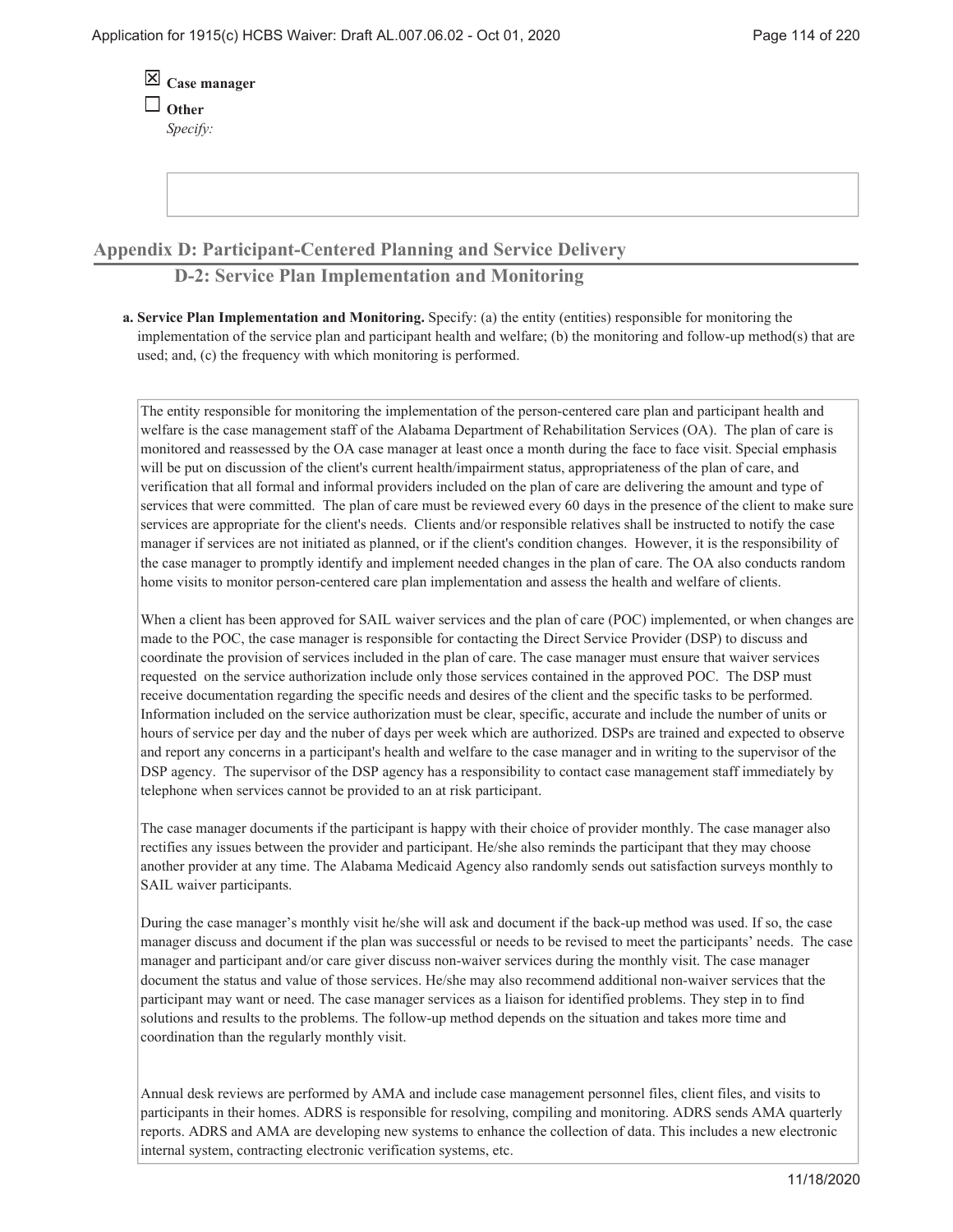☒ **Case manager**

☐ **Other**

*Specify:*

## Appendix D: Participant-Centered Planning and Service Delivery

### D-2: Service Plan Implementation and Monitoring

**a. Service Plan Implementation and Monitoring.** Specify: (a) the entity (entities) responsible for monitoring the implementation of the service plan and participant health and welfare; (b) the monitoring and follow-up method(s) that are used; and, (c) the frequency with which monitoring is performed.

The entity responsible for monitoring the implementation of the person-centered care plan and participant health and welfare is the case management staff of the Alabama Department of Rehabilitation Services (OA). The plan of care is monitored and reassessed by the OA case manager at least once a month during the face to face visit. Special emphasis will be put on discussion of the client's current health/impairment status, appropriateness of the plan of care, and verification that all formal and informal providers included on the plan of care are delivering the amount and type of services that were committed. The plan of care must be reviewed every 60 days in the presence of the client to make sure services are appropriate for the client's needs. Clients and/or responsible relatives shall be instructed to notify the case manager if services are not initiated as planned, or if the client's condition changes. However, it is the responsibility of the case manager to promptly identify and implement needed changes in the plan of care. The OA also conducts random home visits to monitor person-centered care plan implementation and assess the health and welfare of clients.

When a client has been approved for SAIL waiver services and the plan of care (POC) implemented, or when changes are made to the POC, the case manager is responsible for contacting the Direct Service Provider (DSP) to discuss and coordinate the provision of services included in the plan of care. The case manager must ensure that waiver services requested on the service authorization include only those services contained in the approved POC. The DSP must receive documentation regarding the specific needs and desires of the client and the specific tasks to be performed. Information included on the service authorization must be clear, specific, accurate and include the number of units or hours of service per day and the nuber of days per week which are authorized. DSPs are trained and expected to observe and report any concerns in a participant's health and welfare to the case manager and in writing to the supervisor of the DSP agency. The supervisor of the DSP agency has a responsibility to contact case management staff immediately by telephone when services cannot be provided to an at risk participant.

The case manager documents if the participant is happy with their choice of provider monthly. The case manager also rectifies any issues between the provider and participant. He/she also reminds the participant that they may choose another provider at any time. The Alabama Medicaid Agency also randomly sends out satisfaction surveys monthly to SAIL waiver participants.

During the case manager's monthly visit he/she will ask and document if the back-up method was used. If so, the case manager discuss and document if the plan was successful or needs to be revised to meet the participants' needs. The case manager and participant and/or care giver discuss non-waiver services during the monthly visit. The case manager document the status and value of those services. He/she may also recommend additional non-waiver services that the participant may want or need. The case manager services as a liaison for identified problems. They step in to find solutions and results to the problems. The follow-up method depends on the situation and takes more time and coordination than the regularly monthly visit.

Annual desk reviews are performed by AMA and include case management personnel files, client files, and visits to participants in their homes. ADRS is responsible for resolving, compiling and monitoring. ADRS sends AMA quarterly reports. ADRS and AMA are developing new systems to enhance the collection of data. This includes a new electronic internal system, contracting electronic verification systems, etc.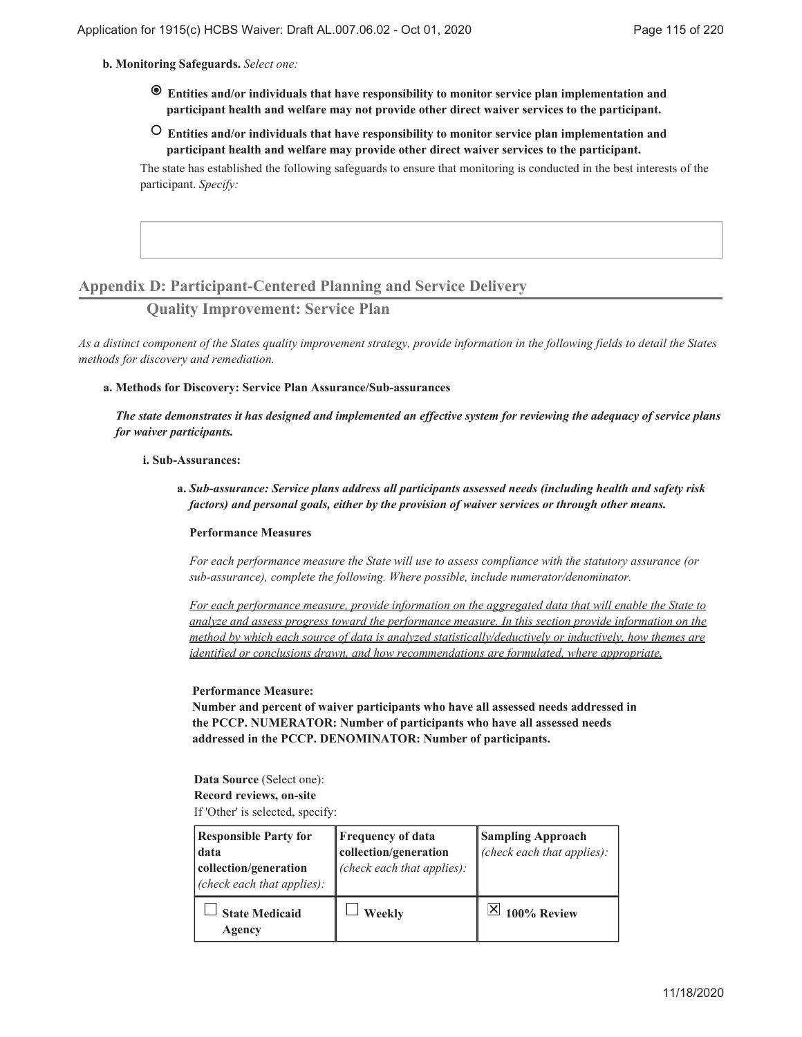**b. Monitoring Safeguards.** *Select one:*

- ◉ **Entities and/or individuals that have responsibility to monitor service plan implementation and participant health and welfare may not provide other direct waiver services to the participant.**
- ○ **Entities and/or individuals that have responsibility to monitor service plan implementation and participant health and welfare may provide other direct waiver services to the participant.**

The state has established the following safeguards to ensure that monitoring is conducted in the best interests of the participant. *Specify:*

## Appendix D: Participant-Centered Planning and Service Delivery

### Quality Improvement: Service Plan

*As a distinct component of the States quality improvement strategy, provide information in the following fields to detail the States methods for discovery and remediation.*

**a. Methods for Discovery: Service Plan Assurance/Sub-assurances**

***The state demonstrates it has designed and implemented an effective system for reviewing the adequacy of service plans for waiver participants.***

**i. Sub-Assurances:**

**a.** ***Sub-assurance: Service plans address all participants assessed needs (including health and safety risk factors) and personal goals, either by the provision of waiver services or through other means.***

**Performance Measures**

*For each performance measure the State will use to assess compliance with the statutory assurance (or sub-assurance), complete the following. Where possible, include numerator/denominator.*

*For each performance measure, provide information on the aggregated data that will enable the State to analyze and assess progress toward the performance measure. In this section provide information on the method by which each source of data is analyzed statistically/deductively or inductively, how themes are identified or conclusions drawn, and how recommendations are formulated, where appropriate.*

**Performance Measure:**
**Number and percent of waiver participants who have all assessed needs addressed in the PCCP. NUMERATOR: Number of participants who have all assessed needs addressed in the PCCP. DENOMINATOR: Number of participants.**

**Data Source** (Select one):
**Record reviews, on-site**
If 'Other' is selected, specify:

| **Responsible Party for data collection/generation** *(check each that applies):* | **Frequency of data collection/generation** *(check each that applies):* | **Sampling Approach** *(check each that applies):* |
|---|---|---|
| ☐ **State Medicaid Agency** | ☐ **Weekly** | ☒ **100% Review** |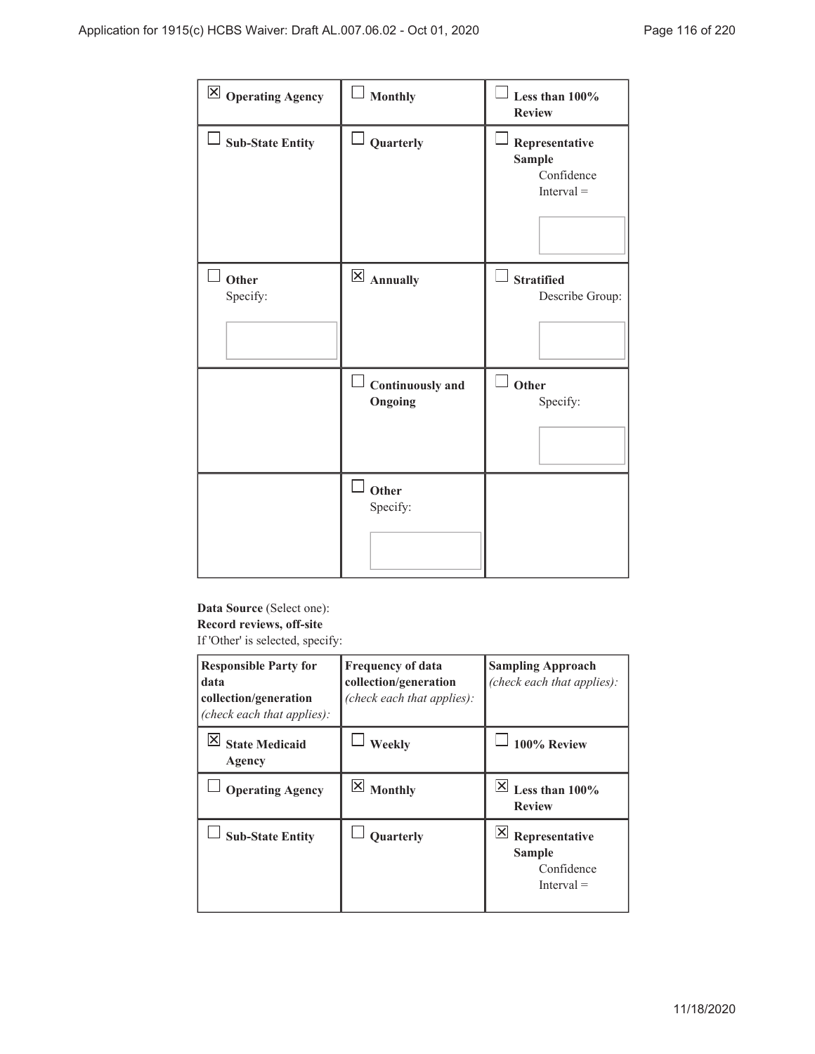| | | |
|---|---|---|
| ☒ **Operating Agency** | ☐ **Monthly** | ☐ **Less than 100% Review** |
| ☐ **Sub-State Entity** | ☐ **Quarterly** | ☐ **Representative Sample** Confidence Interval = |
| ☐ **Other** Specify: | ☒ **Annually** | ☐ **Stratified** Describe Group: |
| | ☐ **Continuously and Ongoing** | ☐ **Other** Specify: |
| | ☐ **Other** Specify: | |

**Data Source** (Select one):
**Record reviews, off-site**
If 'Other' is selected, specify:

| **Responsible Party for data collection/generation** *(check each that applies):* | **Frequency of data collection/generation** *(check each that applies):* | **Sampling Approach** *(check each that applies):* |
|---|---|---|
| ☒ **State Medicaid Agency** | ☐ **Weekly** | ☐ **100% Review** |
| ☐ **Operating Agency** | ☒ **Monthly** | ☒ **Less than 100% Review** |
| ☐ **Sub-State Entity** | ☐ **Quarterly** | ☒ **Representative Sample** Confidence Interval = |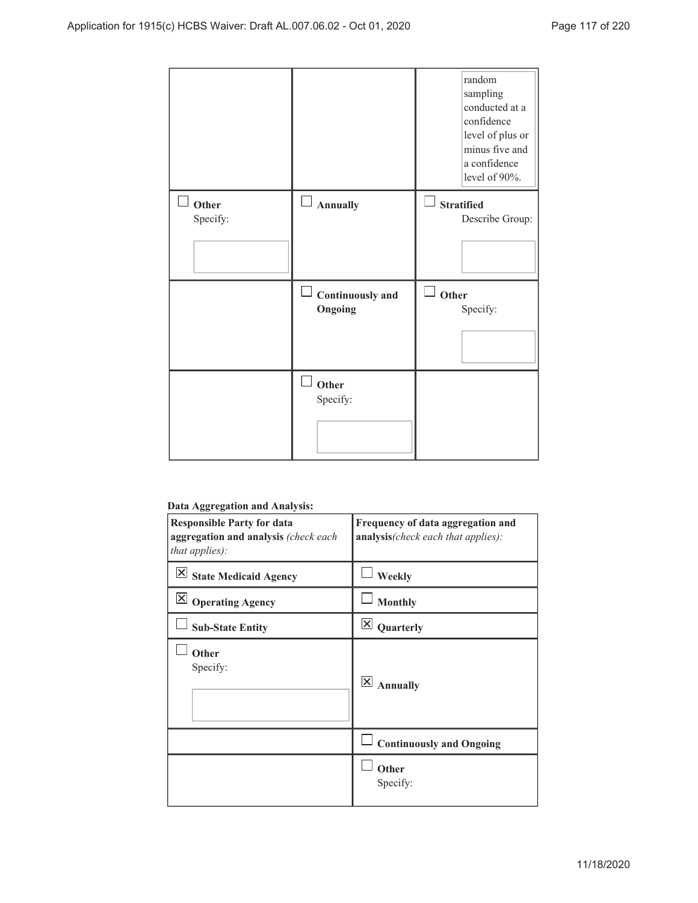| | | |
|---|---|---|
| | | random sampling conducted at a confidence level of plus or minus five and a confidence level of 90%. |
| ☐ **Other** Specify: | ☐ **Annually** | ☐ **Stratified** Describe Group: |
| | ☐ **Continuously and Ongoing** | ☐ **Other** Specify: |
| | ☐ **Other** Specify: | |

**Data Aggregation and Analysis:**

| **Responsible Party for data aggregation and analysis** *(check each that applies):* | **Frequency of data aggregation and analysis***(check each that applies):* |
|---|---|
| ☒ **State Medicaid Agency** | ☐ **Weekly** |
| ☒ **Operating Agency** | ☐ **Monthly** |
| ☐ **Sub-State Entity** | ☒ **Quarterly** |
| ☐ **Other** Specify: | ☒ **Annually** |
| | ☐ **Continuously and Ongoing** |
| | ☐ **Other** Specify: |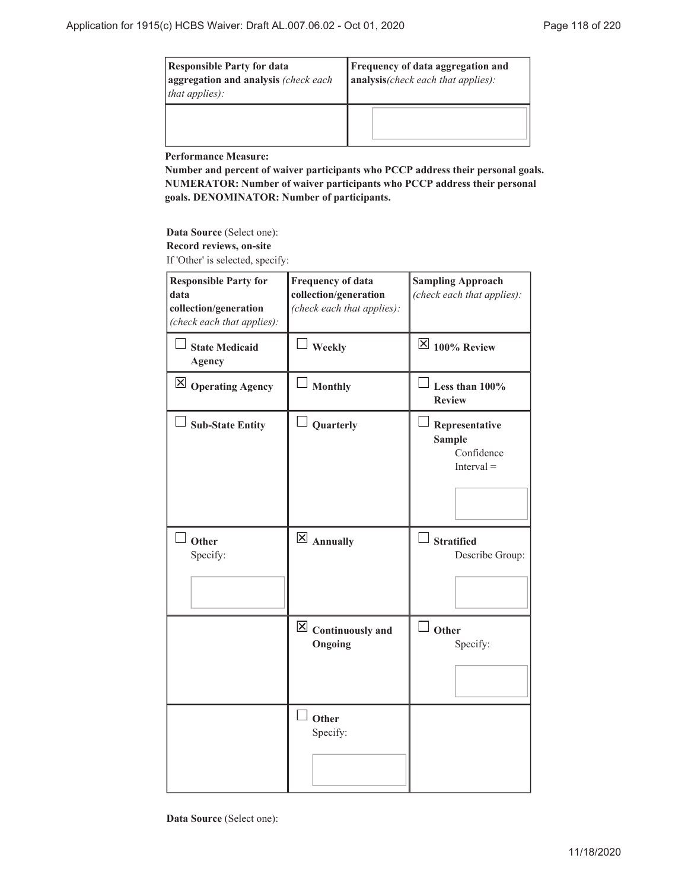| **Responsible Party for data aggregation and analysis** *(check each that applies):* | **Frequency of data aggregation and analysis***(check each that applies):* |
|---|---|
| | |

**Performance Measure:**

**Number and percent of waiver participants who PCCP address their personal goals. NUMERATOR: Number of waiver participants who PCCP address their personal goals. DENOMINATOR: Number of participants.**

**Data Source** (Select one):
**Record reviews, on-site**
If 'Other' is selected, specify:

| **Responsible Party for data collection/generation** *(check each that applies):* | **Frequency of data collection/generation** *(check each that applies):* | **Sampling Approach** *(check each that applies):* |
|---|---|---|
| ☐ **State Medicaid Agency** | ☐ **Weekly** | ☒ **100% Review** |
| ☒ **Operating Agency** | ☐ **Monthly** | ☐ **Less than 100% Review** |
| ☐ **Sub-State Entity** | ☐ **Quarterly** | ☐ **Representative Sample** Confidence Interval = |
| ☐ **Other** Specify: | ☒ **Annually** | ☐ **Stratified** Describe Group: |
| | ☒ **Continuously and Ongoing** | ☐ **Other** Specify: |
| | ☐ **Other** Specify: | |

**Data Source** (Select one):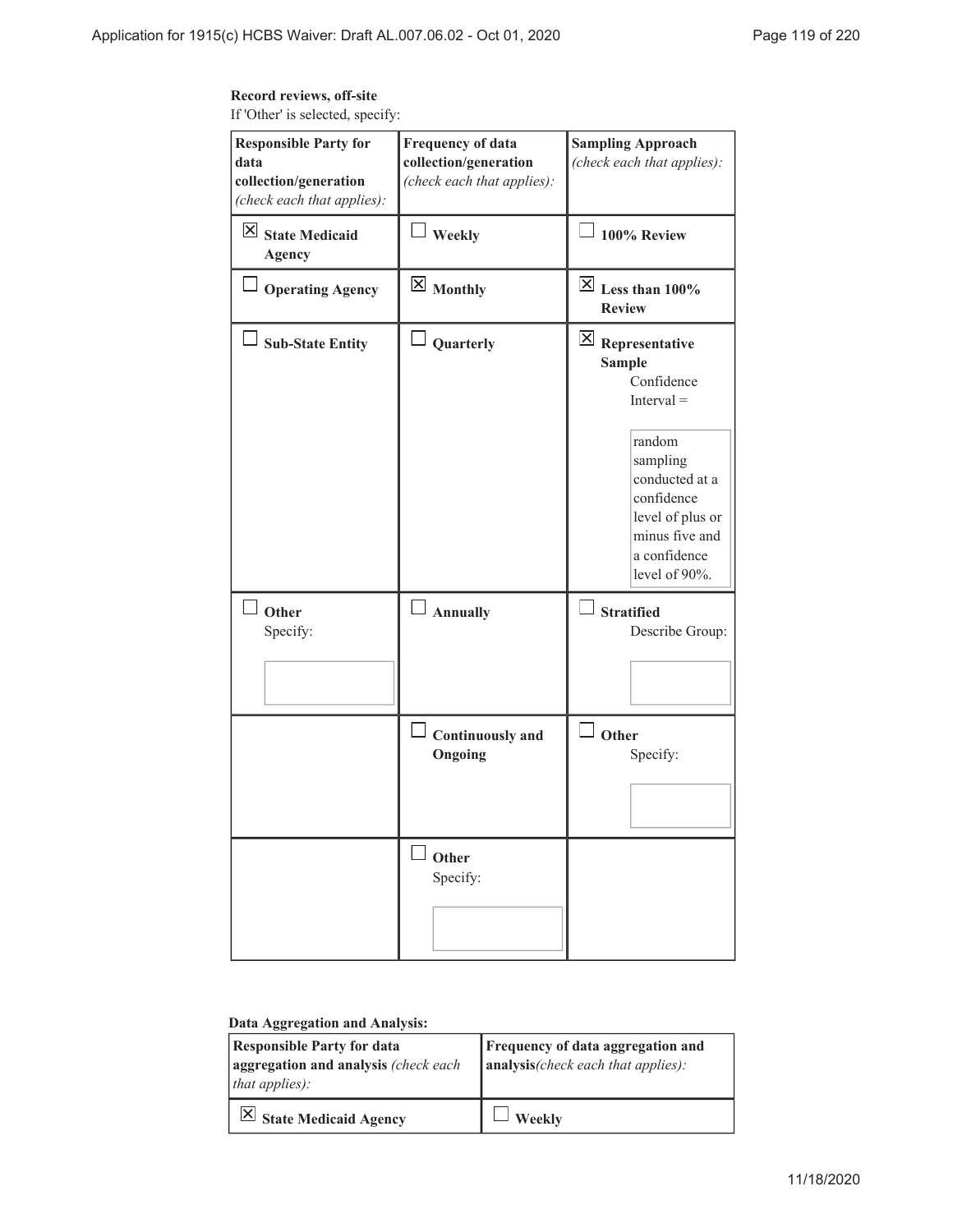**Record reviews, off-site**

If 'Other' is selected, specify:

| Responsible Party for data collection/generation *(check each that applies):* | Frequency of data collection/generation *(check each that applies):* | Sampling Approach *(check each that applies):* |
|---|---|---|
| ☒ **State Medicaid Agency** | ☐ **Weekly** | ☐ **100% Review** |
| ☐ **Operating Agency** | ☒ **Monthly** | ☒ **Less than 100% Review** |
| ☐ **Sub-State Entity** | ☐ **Quarterly** | ☒ **Representative Sample** Confidence Interval = random sampling conducted at a confidence level of plus or minus five and a confidence level of 90%. |
| ☐ **Other** Specify: | ☐ **Annually** | ☐ **Stratified** Describe Group: |
| | ☐ **Continuously and Ongoing** | ☐ **Other** Specify: |
| | ☐ **Other** Specify: | |

**Data Aggregation and Analysis:**

| Responsible Party for data aggregation and analysis *(check each that applies):* | Frequency of data aggregation and analysis*(check each that applies):* |
|---|---|
| ☒ **State Medicaid Agency** | ☐ **Weekly** |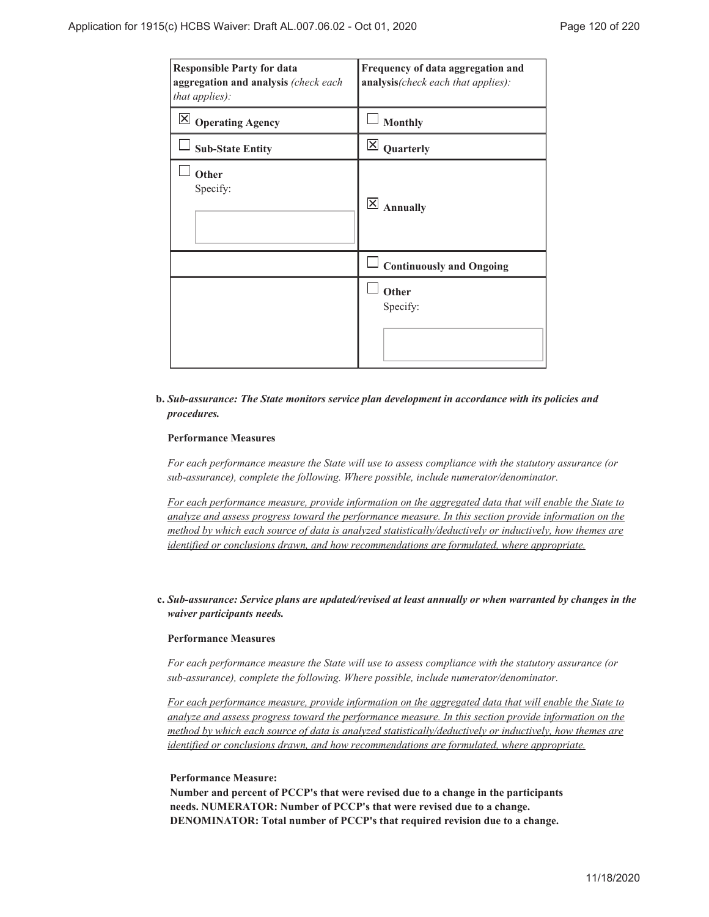| **Responsible Party for data aggregation and analysis** *(check each that apply):* | **Frequency of data aggregation and analysis***(check each that applies):* |
|---|---|
| ☒ **Operating Agency** | ☐ **Monthly** |
| ☐ **Sub-State Entity** | ☒ **Quarterly** |
| ☐ **Other** Specify: | ☒ **Annually** |
| | ☐ **Continuously and Ongoing** |
| | ☐ **Other** Specify: |

**b.** ***Sub-assurance: The State monitors service plan development in accordance with its policies and procedures.***

**Performance Measures**

*For each performance measure the State will use to assess compliance with the statutory assurance (or sub-assurance), complete the following. Where possible, include numerator/denominator.*

*For each performance measure, provide information on the aggregated data that will enable the State to analyze and assess progress toward the performance measure. In this section provide information on the method by which each source of data is analyzed statistically/deductively or inductively, how themes are identified or conclusions drawn, and how recommendations are formulated, where appropriate.*

**c.** ***Sub-assurance: Service plans are updated/revised at least annually or when warranted by changes in the waiver participants needs.***

**Performance Measures**

*For each performance measure the State will use to assess compliance with the statutory assurance (or sub-assurance), complete the following. Where possible, include numerator/denominator.*

*For each performance measure, provide information on the aggregated data that will enable the State to analyze and assess progress toward the performance measure. In this section provide information on the method by which each source of data is analyzed statistically/deductively or inductively, how themes are identified or conclusions drawn, and how recommendations are formulated, where appropriate.*

**Performance Measure:**
**Number and percent of PCCP's that were revised due to a change in the participants needs. NUMERATOR: Number of PCCP's that were revised due to a change. DENOMINATOR: Total number of PCCP's that required revision due to a change.**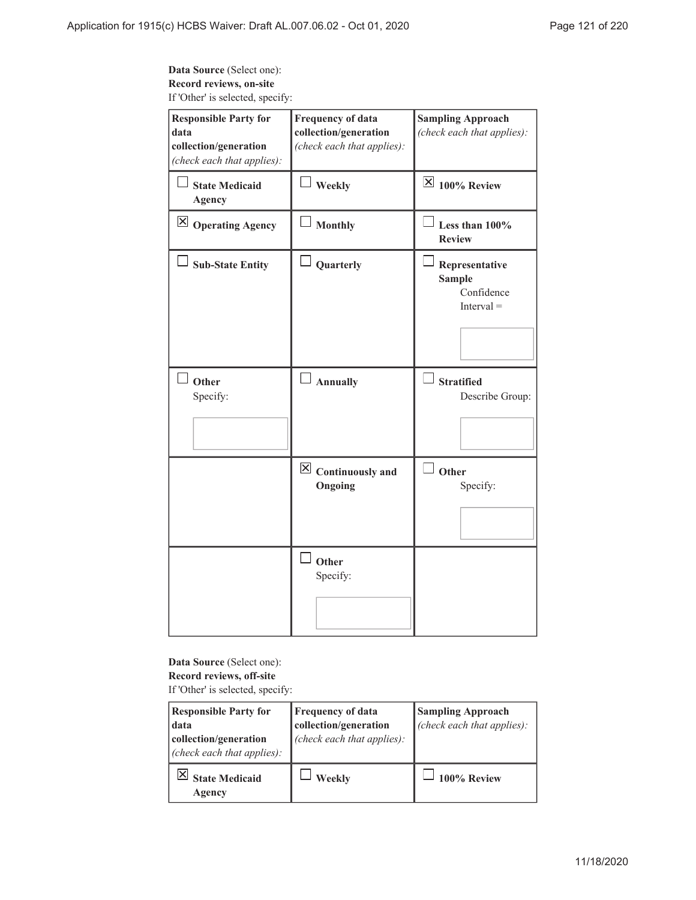**Data Source** (Select one):
**Record reviews, on-site**
If 'Other' is selected, specify:

| **Responsible Party for data collection/generation** *(check each that applies):* | **Frequency of data collection/generation** *(check each that applies):* | **Sampling Approach** *(check each that applies):* |
|---|---|---|
| ☐ **State Medicaid Agency** | ☐ **Weekly** | ☒ **100% Review** |
| ☒ **Operating Agency** | ☐ **Monthly** | ☐ **Less than 100% Review** |
| ☐ **Sub-State Entity** | ☐ **Quarterly** | ☐ **Representative Sample** Confidence Interval = |
| ☐ **Other** Specify: | ☐ **Annually** | ☐ **Stratified** Describe Group: |
| | ☒ **Continuously and Ongoing** | ☐ **Other** Specify: |
| | ☐ **Other** Specify: | |

**Data Source** (Select one):
**Record reviews, off-site**
If 'Other' is selected, specify:

| **Responsible Party for data collection/generation** *(check each that applies):* | **Frequency of data collection/generation** *(check each that applies):* | **Sampling Approach** *(check each that applies):* |
|---|---|---|
| ☒ **State Medicaid Agency** | ☐ **Weekly** | ☐ **100% Review** |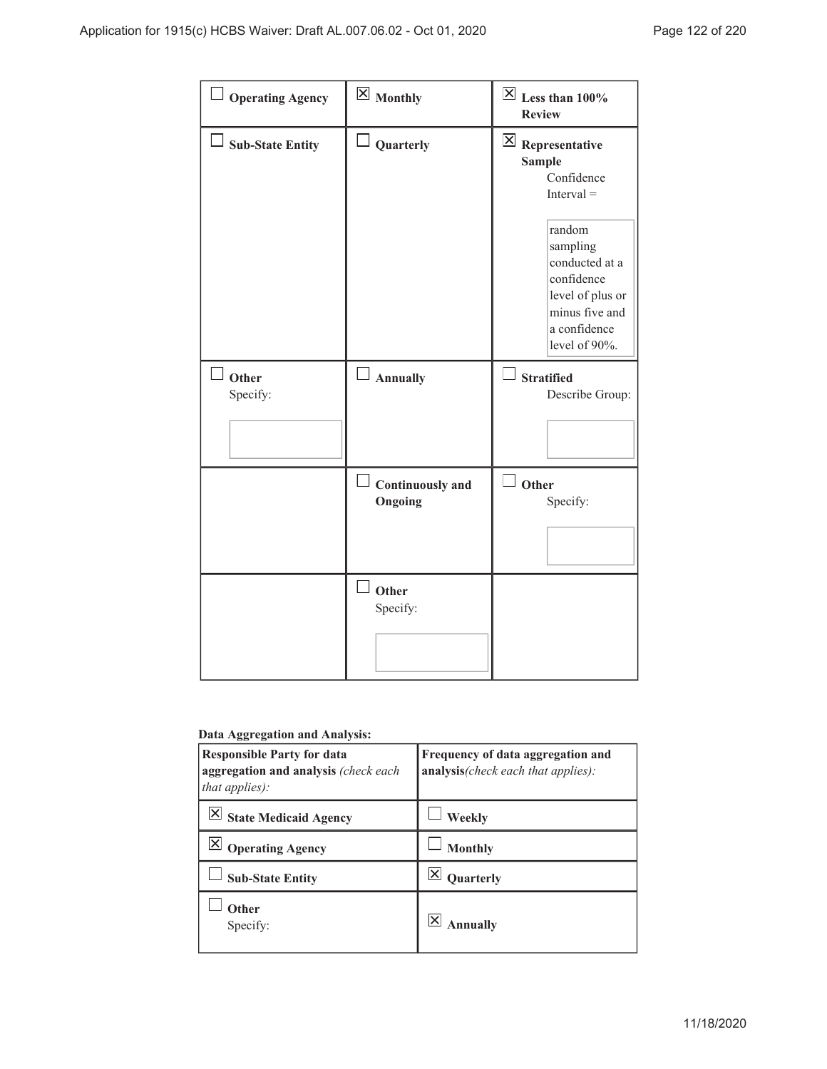| | | |
|---|---|---|
| ☐ **Operating Agency** | ☒ **Monthly** | ☒ **Less than 100% Review** |
| ☐ **Sub-State Entity** | ☐ **Quarterly** | ☒ **Representative Sample** Confidence Interval = random sampling conducted at a confidence level of plus or minus five and a confidence level of 90%. |
| ☐ **Other** Specify: | ☐ **Annually** | ☐ **Stratified** Describe Group: |
| | ☐ **Continuously and Ongoing** | ☐ **Other** Specify: |
| | ☐ **Other** Specify: | |

**Data Aggregation and Analysis:**

| **Responsible Party for data aggregation and analysis** *(check each that applies):* | **Frequency of data aggregation and analysis***(check each that applies):* |
|---|---|
| ☒ **State Medicaid Agency** | ☐ **Weekly** |
| ☒ **Operating Agency** | ☐ **Monthly** |
| ☐ **Sub-State Entity** | ☒ **Quarterly** |
| ☐ **Other** Specify: | ☒ **Annually** |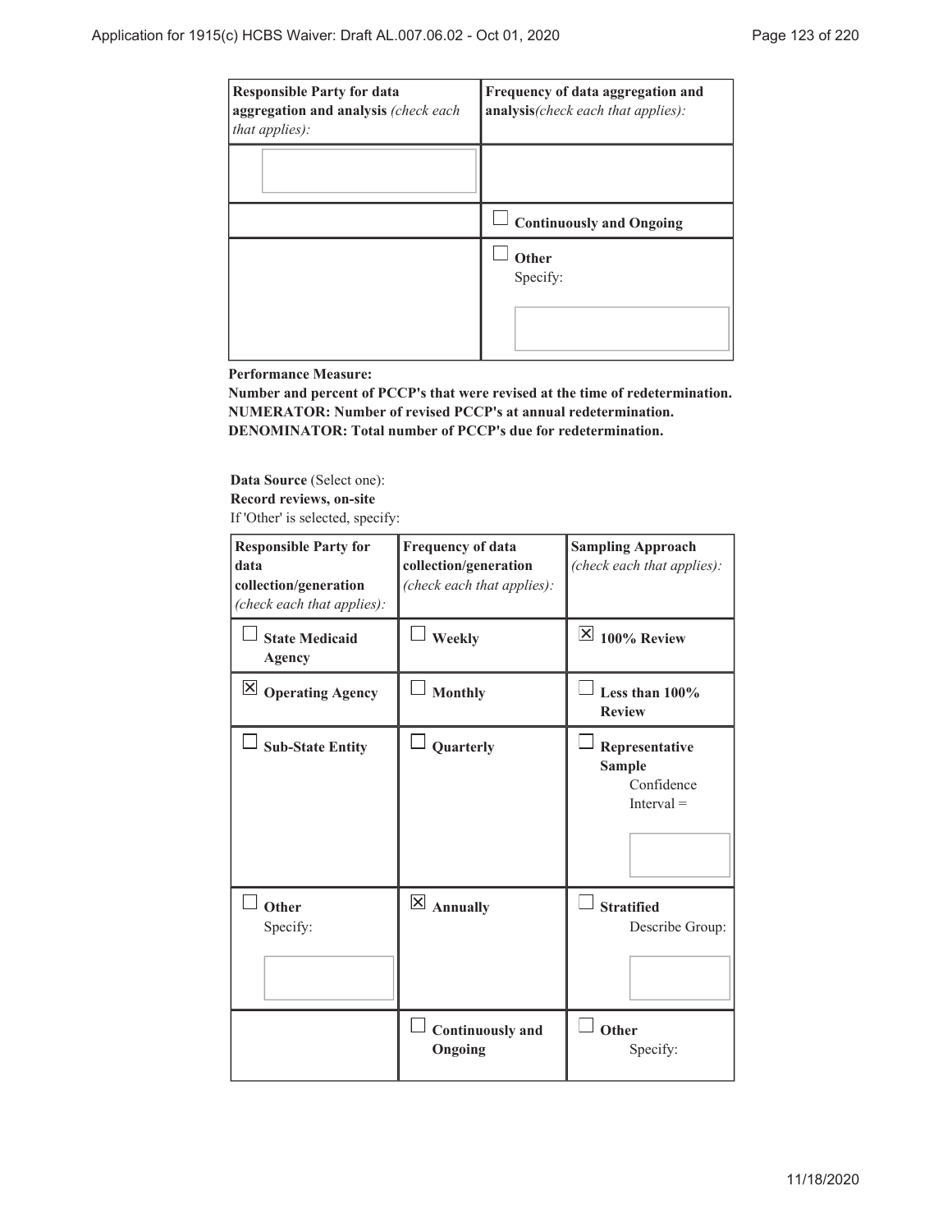| Responsible Party for data aggregation and analysis *(check each that applies)*: | Frequency of data aggregation and analysis*(check each that applies)*: |
|---|---|
| | |
| | ☐ Continuously and Ongoing |
| | ☐ Other<br>Specify: |

**Performance Measure:**
**Number and percent of PCCP's that were revised at the time of redetermination. NUMERATOR: Number of revised PCCP's at annual redetermination. DENOMINATOR: Total number of PCCP's due for redetermination.**

**Data Source** (Select one):
**Record reviews, on-site**
If 'Other' is selected, specify:

| Responsible Party for data collection/generation *(check each that applies)*: | Frequency of data collection/generation *(check each that applies)*: | Sampling Approach *(check each that applies)*: |
|---|---|---|
| ☐ State Medicaid Agency | ☐ Weekly | ☒ 100% Review |
| ☒ Operating Agency | ☐ Monthly | ☐ Less than 100% Review |
| ☐ Sub-State Entity | ☐ Quarterly | ☐ Representative Sample<br>Confidence Interval = |
| ☐ Other<br>Specify: | ☒ Annually | ☐ Stratified<br>Describe Group: |
| | ☐ Continuously and Ongoing | ☐ Other<br>Specify: |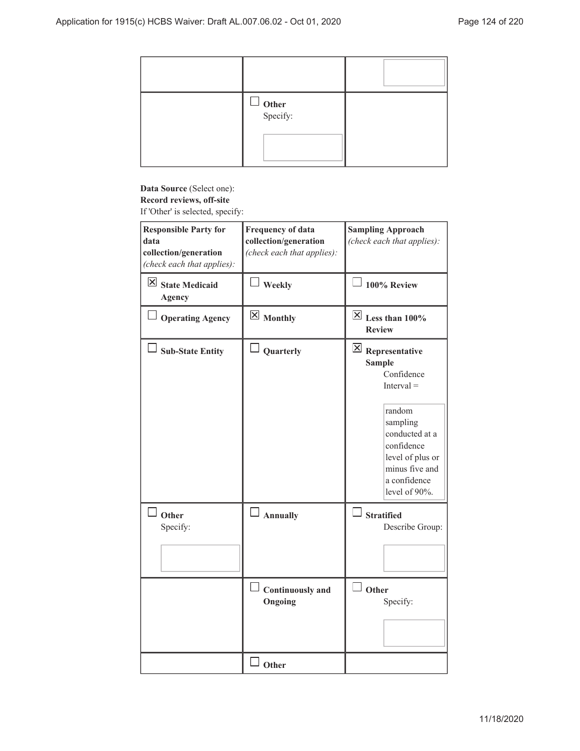| | | |
|---|---|---|
| | | |
| | ☐ **Other** Specify: | |

**Data Source** (Select one):
**Record reviews, off-site**
If 'Other' is selected, specify:

| **Responsible Party for data collection/generation** *(check each that applies):* | **Frequency of data collection/generation** *(check each that applies):* | **Sampling Approach** *(check each that applies):* |
|---|---|---|
| ☒ **State Medicaid Agency** | ☐ **Weekly** | ☐ **100% Review** |
| ☐ **Operating Agency** | ☒ **Monthly** | ☒ **Less than 100% Review** |
| ☐ **Sub-State Entity** | ☐ **Quarterly** | ☒ **Representative Sample** Confidence Interval = random sampling conducted at a confidence level of plus or minus five and a confidence level of 90%. |
| ☐ **Other** Specify: | ☐ **Annually** | ☐ **Stratified** Describe Group: |
| | ☐ **Continuously and Ongoing** | ☐ **Other** Specify: |
| | ☐ **Other** | |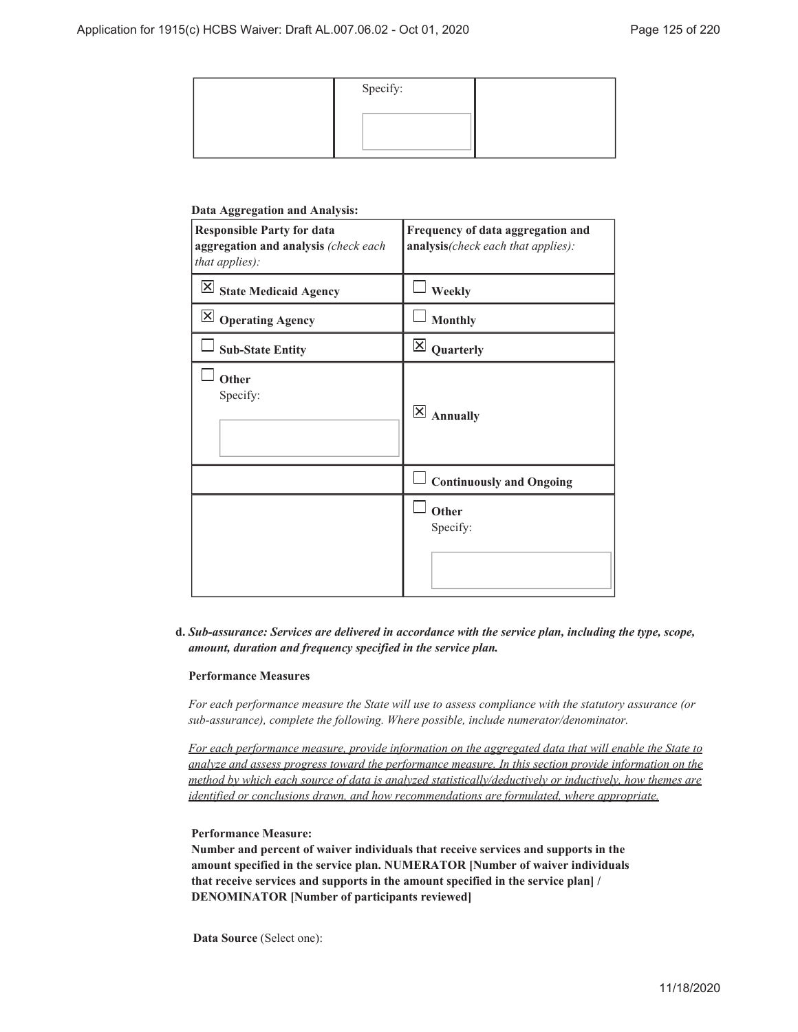| | Specify: | |
|---|---|---|
| | | |

**Data Aggregation and Analysis:**

| Responsible Party for data aggregation and analysis *(check each that applies):* | Frequency of data aggregation and analysis*(check each that applies):* |
|---|---|
| ☒ **State Medicaid Agency** | ☐ **Weekly** |
| ☒ **Operating Agency** | ☐ **Monthly** |
| ☐ **Sub-State Entity** | ☒ **Quarterly** |
| ☐ **Other** Specify: | ☒ **Annually** |
| | ☐ **Continuously and Ongoing** |
| | ☐ **Other** Specify: |

**d.** ***Sub-assurance: Services are delivered in accordance with the service plan, including the type, scope, amount, duration and frequency specified in the service plan.***

**Performance Measures**

*For each performance measure the State will use to assess compliance with the statutory assurance (or sub-assurance), complete the following. Where possible, include numerator/denominator.*

*For each performance measure, provide information on the aggregated data that will enable the State to analyze and assess progress toward the performance measure. In this section provide information on the method by which each source of data is analyzed statistically/deductively or inductively, how themes are identified or conclusions drawn, and how recommendations are formulated, where appropriate.*

**Performance Measure:**
**Number and percent of waiver individuals that receive services and supports in the amount specified in the service plan. NUMERATOR [Number of waiver individuals that receive services and supports in the amount specified in the service plan] / DENOMINATOR [Number of participants reviewed]**

**Data Source** (Select one):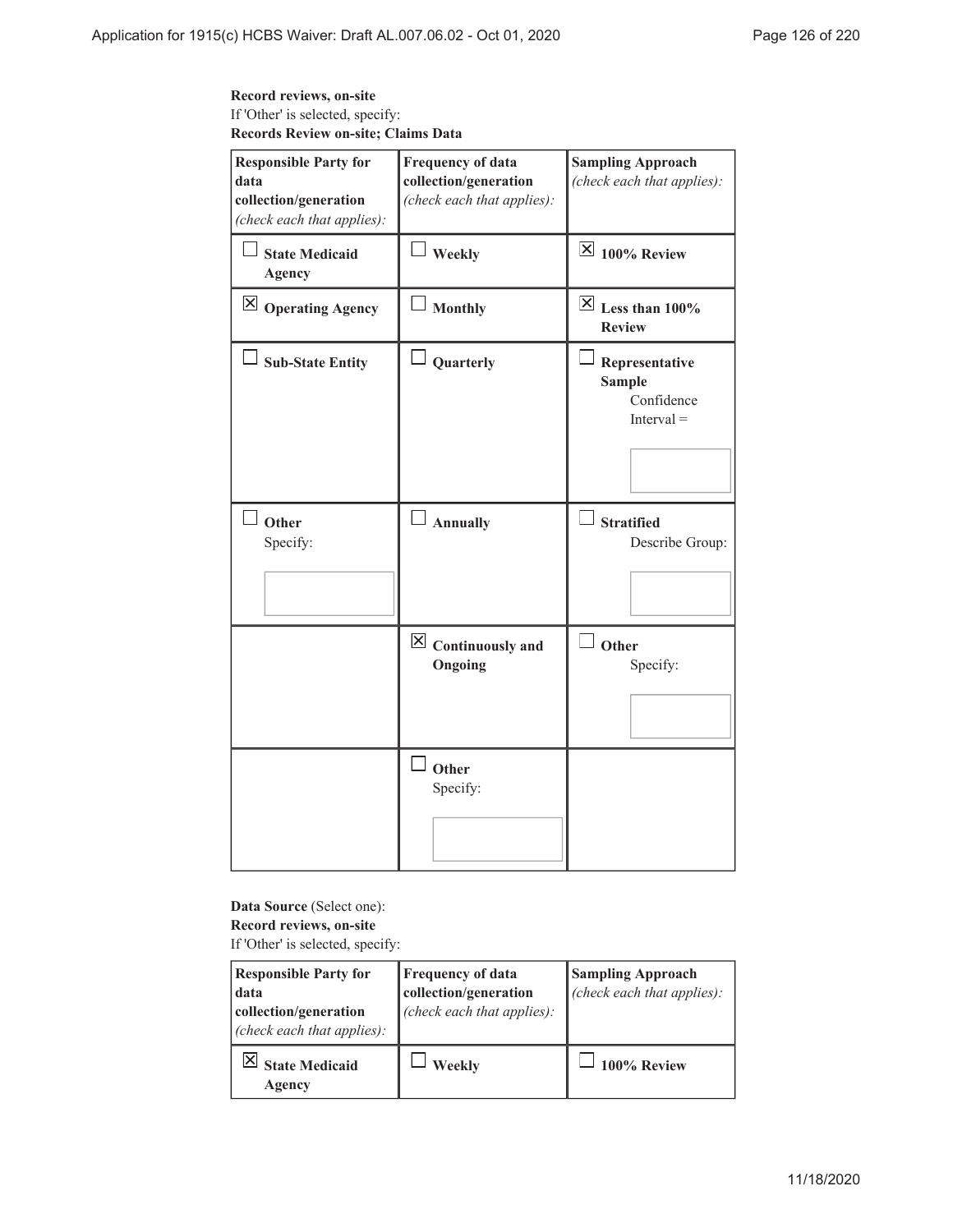**Record reviews, on-site**
If 'Other' is selected, specify:
**Records Review on-site; Claims Data**

| **Responsible Party for data collection/generation** *(check each that applies):* | **Frequency of data collection/generation** *(check each that applies):* | **Sampling Approach** *(check each that applies):* |
|---|---|---|
| ☐ **State Medicaid Agency** | ☐ **Weekly** | ☒ **100% Review** |
| ☒ **Operating Agency** | ☐ **Monthly** | ☒ **Less than 100% Review** |
| ☐ **Sub-State Entity** | ☐ **Quarterly** | ☐ **Representative Sample** Confidence Interval = |
| ☐ **Other** Specify: | ☐ **Annually** | ☐ **Stratified** Describe Group: |
| | ☒ **Continuously and Ongoing** | ☐ **Other** Specify: |
| | ☐ **Other** Specify: | |

**Data Source** (Select one):
**Record reviews, on-site**
If 'Other' is selected, specify:

| **Responsible Party for data collection/generation** *(check each that applies):* | **Frequency of data collection/generation** *(check each that applies):* | **Sampling Approach** *(check each that applies):* |
|---|---|---|
| ☒ **State Medicaid Agency** | ☐ **Weekly** | ☐ **100% Review** |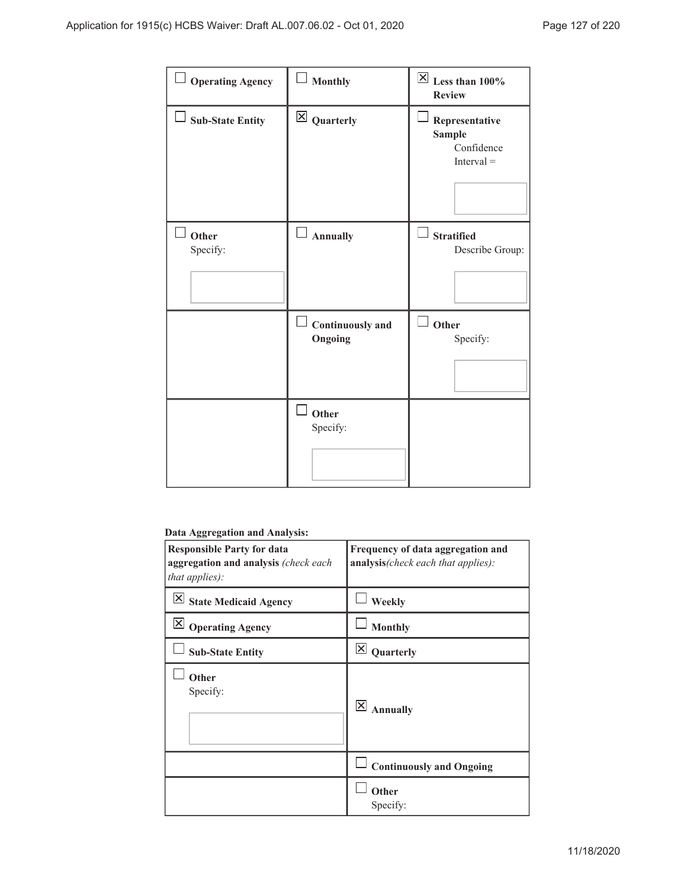| | | |
|---|---|---|
| ☐ **Operating Agency** | ☐ **Monthly** | ☒ **Less than 100% Review** |
| ☐ **Sub-State Entity** | ☒ **Quarterly** | ☐ **Representative Sample** Confidence Interval = |
| ☐ **Other** Specify: | ☐ **Annually** | ☐ **Stratified** Describe Group: |
| | ☐ **Continuously and Ongoing** | ☐ **Other** Specify: |
| | ☐ **Other** Specify: | |

**Data Aggregation and Analysis:**

| **Responsible Party for data aggregation and analysis** *(check each that applies):* | **Frequency of data aggregation and analysis***(check each that applies):* |
|---|---|
| ☒ **State Medicaid Agency** | ☐ **Weekly** |
| ☒ **Operating Agency** | ☐ **Monthly** |
| ☐ **Sub-State Entity** | ☒ **Quarterly** |
| ☐ **Other** Specify: | ☒ **Annually** |
| | ☐ **Continuously and Ongoing** |
| | ☐ **Other** Specify: |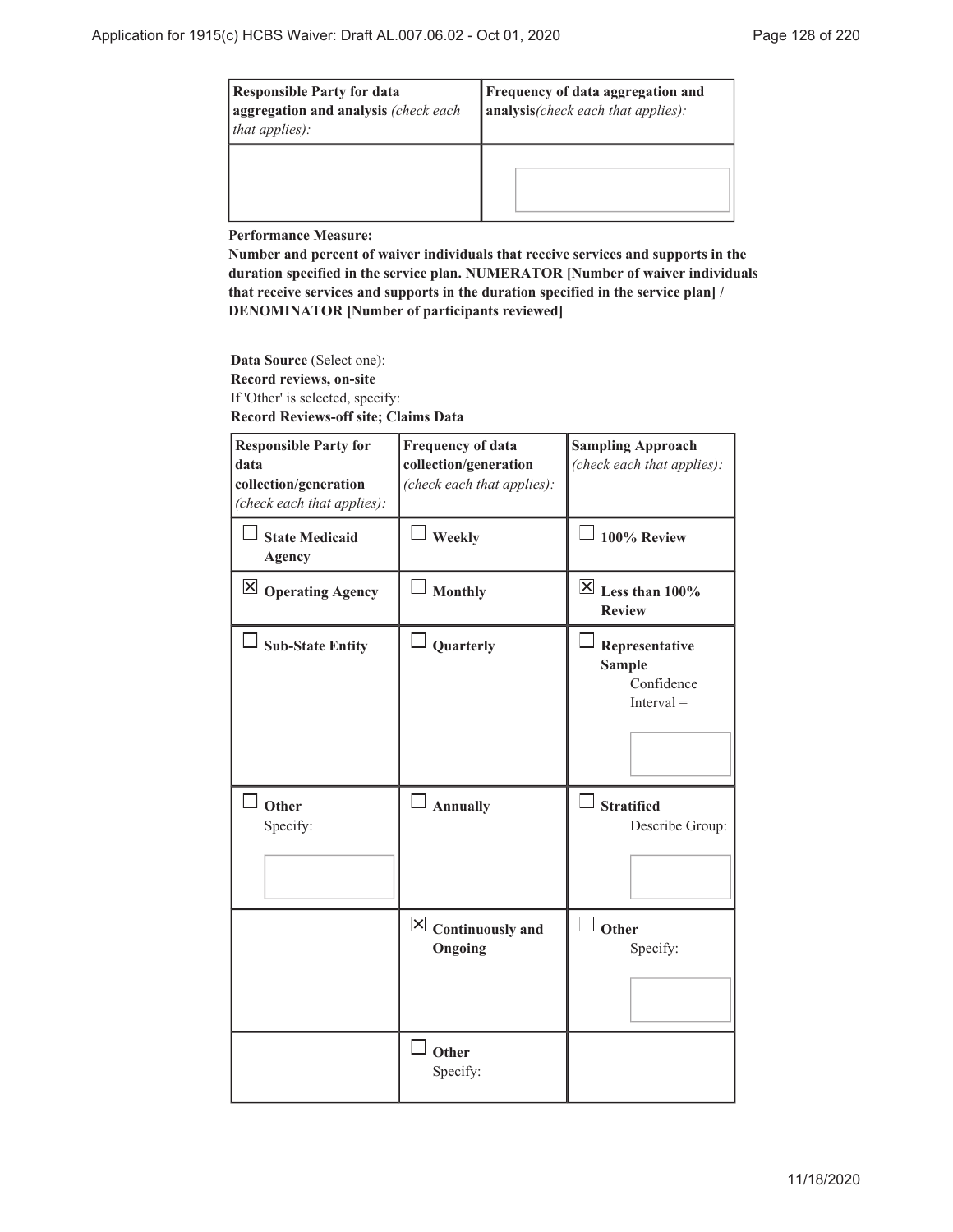| Responsible Party for data aggregation and analysis *(check each that applies):* | Frequency of data aggregation and analysis*(check each that applies):* |
|---|---|
| | |

**Performance Measure:**

**Number and percent of waiver individuals that receive services and supports in the duration specified in the service plan. NUMERATOR [Number of waiver individuals that receive services and supports in the duration specified in the service plan] / DENOMINATOR [Number of participants reviewed]**

**Data Source** (Select one):
**Record reviews, on-site**
If 'Other' is selected, specify:
**Record Reviews-off site; Claims Data**

| Responsible Party for data collection/generation *(check each that applies):* | Frequency of data collection/generation *(check each that applies):* | Sampling Approach *(check each that applies):* |
|---|---|---|
| ☐ **State Medicaid Agency** | ☐ **Weekly** | ☐ **100% Review** |
| ☒ **Operating Agency** | ☐ **Monthly** | ☒ **Less than 100% Review** |
| ☐ **Sub-State Entity** | ☐ **Quarterly** | ☐ **Representative Sample** Confidence Interval = |
| ☐ **Other** Specify: | ☐ **Annually** | ☐ **Stratified** Describe Group: |
| | ☒ **Continuously and Ongoing** | ☐ **Other** Specify: |
| | ☐ **Other** Specify: | |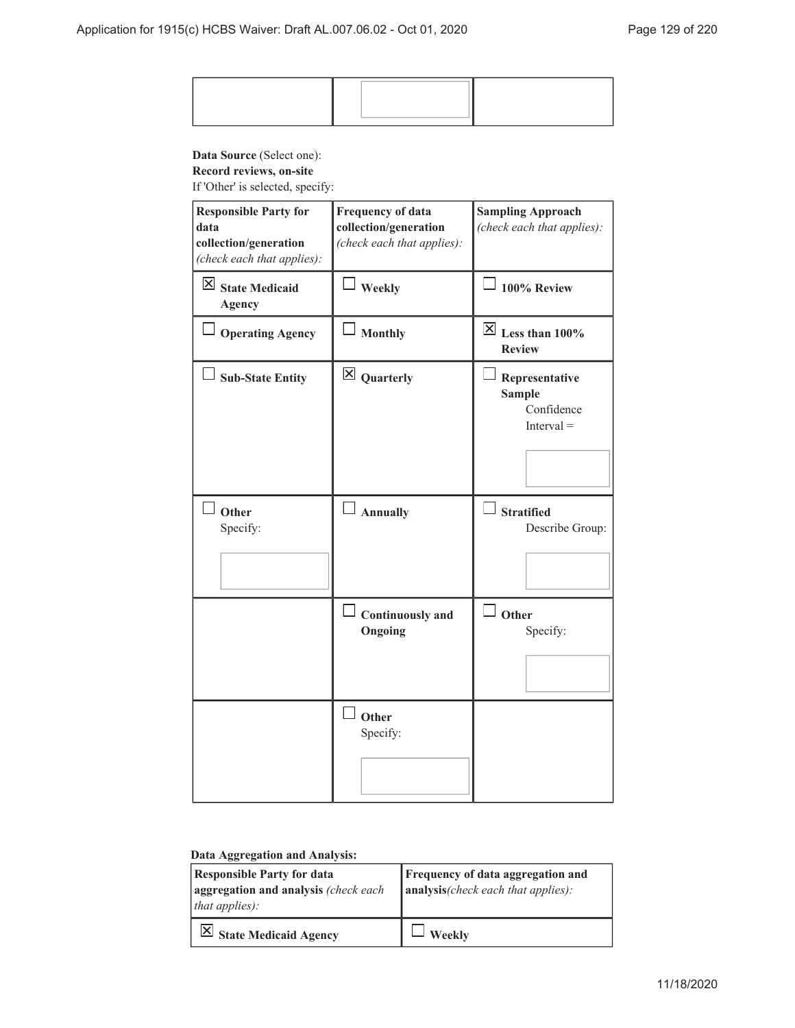| | | |
|---|---|---|
| | | |

**Data Source** (Select one):
**Record reviews, on-site**
If 'Other' is selected, specify:

| **Responsible Party for data collection/generation** *(check each that applies):* | **Frequency of data collection/generation** *(check each that applies):* | **Sampling Approach** *(check each that applies):* |
|---|---|---|
| ☒ **State Medicaid Agency** | ☐ **Weekly** | ☐ **100% Review** |
| ☐ **Operating Agency** | ☐ **Monthly** | ☒ **Less than 100% Review** |
| ☐ **Sub-State Entity** | ☒ **Quarterly** | ☐ **Representative Sample** Confidence Interval = |
| ☐ **Other** Specify: | ☐ **Annually** | ☐ **Stratified** Describe Group: |
| | ☐ **Continuously and Ongoing** | ☐ **Other** Specify: |
| | ☐ **Other** Specify: | |

**Data Aggregation and Analysis:**

| **Responsible Party for data aggregation and analysis** *(check each that applies):* | **Frequency of data aggregation and analysis***(check each that applies):* |
|---|---|
| ☒ **State Medicaid Agency** | ☐ **Weekly** |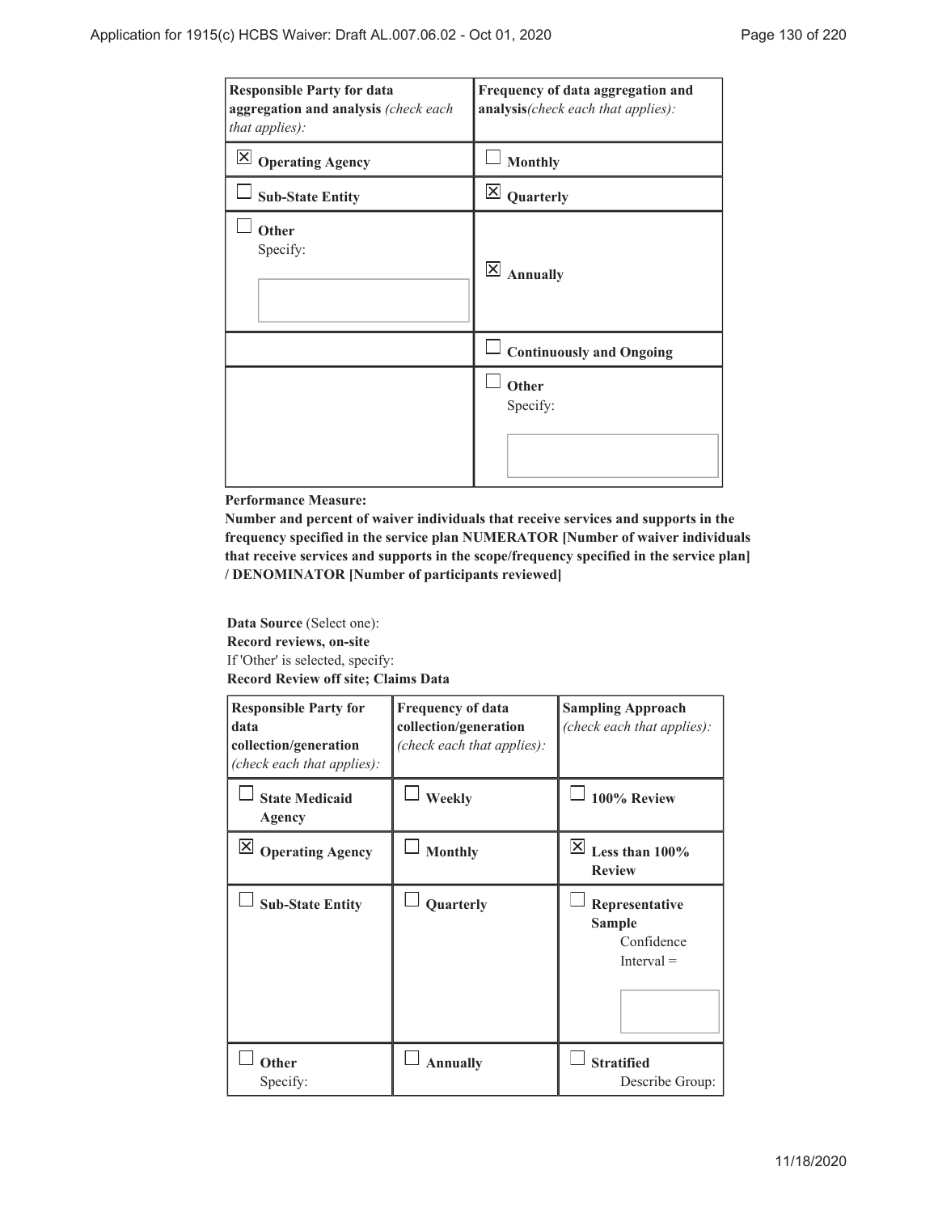| Responsible Party for data aggregation and analysis *(check each that applies):* | Frequency of data aggregation and analysis*(check each that applies):* |
|---|---|
| ☒ **Operating Agency** | ☐ **Monthly** |
| ☐ **Sub-State Entity** | ☒ **Quarterly** |
| ☐ **Other** Specify: | ☒ **Annually** |
| | ☐ **Continuously and Ongoing** |
| | ☐ **Other** Specify: |

**Performance Measure:**

**Number and percent of waiver individuals that receive services and supports in the frequency specified in the service plan NUMERATOR [Number of waiver individuals that receive services and supports in the scope/frequency specified in the service plan] / DENOMINATOR [Number of participants reviewed]**

**Data Source** (Select one):
**Record reviews, on-site**
If 'Other' is selected, specify:
**Record Review off site; Claims Data**

| Responsible Party for data collection/generation *(check each that applies):* | Frequency of data collection/generation *(check each that applies):* | Sampling Approach *(check each that applies):* |
|---|---|---|
| ☐ **State Medicaid Agency** | ☐ **Weekly** | ☐ **100% Review** |
| ☒ **Operating Agency** | ☐ **Monthly** | ☒ **Less than 100% Review** |
| ☐ **Sub-State Entity** | ☐ **Quarterly** | ☐ **Representative Sample** Confidence Interval = |
| ☐ **Other** Specify: | ☐ **Annually** | ☐ **Stratified** Describe Group: |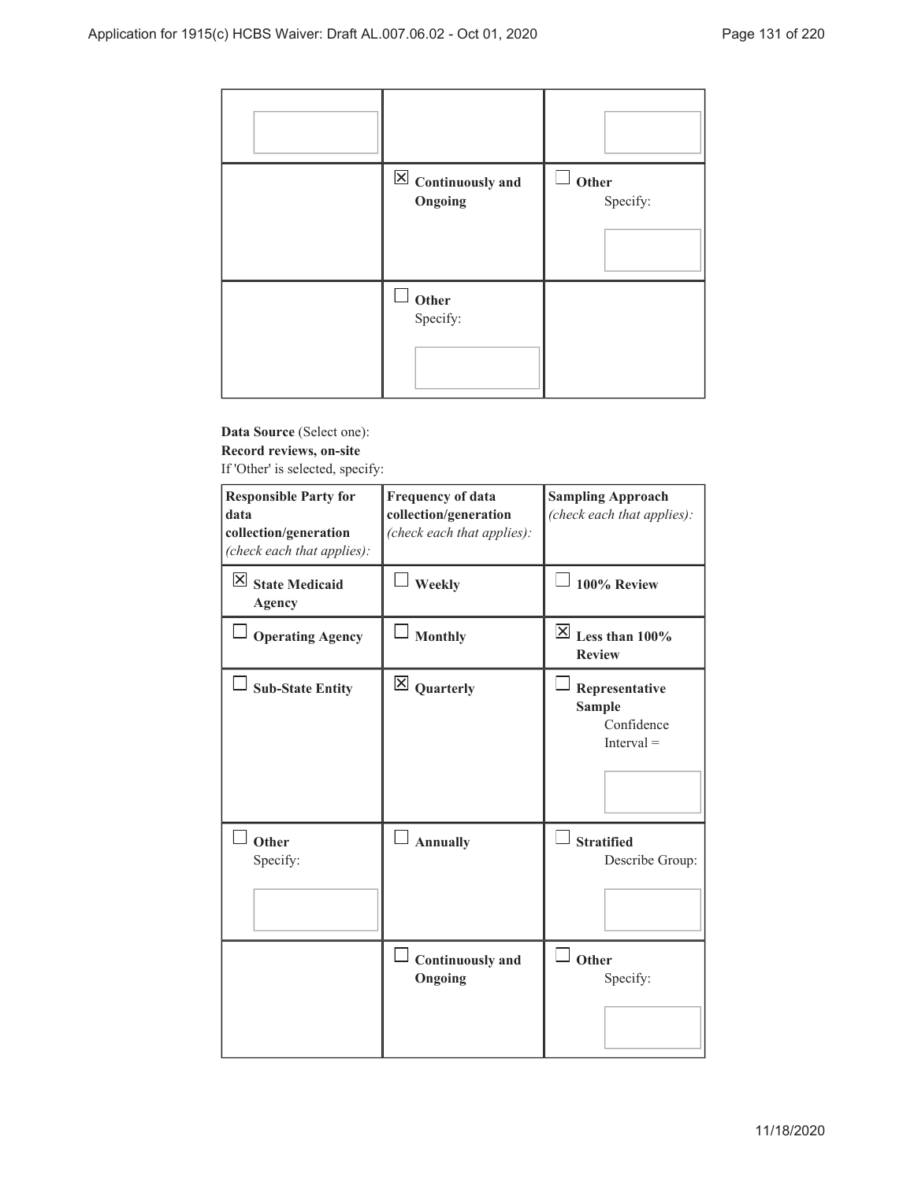| | | |
|---|---|---|
| | | |
| | ☒ **Continuously and Ongoing** | ☐ **Other** Specify: |
| | ☐ **Other** Specify: | |

**Data Source** (Select one):
**Record reviews, on-site**
If 'Other' is selected, specify:

| **Responsible Party for data collection/generation** *(check each that applies):* | **Frequency of data collection/generation** *(check each that applies):* | **Sampling Approach** *(check each that applies):* |
|---|---|---|
| ☒ **State Medicaid Agency** | ☐ **Weekly** | ☐ **100% Review** |
| ☐ **Operating Agency** | ☐ **Monthly** | ☒ **Less than 100% Review** |
| ☐ **Sub-State Entity** | ☒ **Quarterly** | ☐ **Representative Sample** Confidence Interval = |
| ☐ **Other** Specify: | ☐ **Annually** | ☐ **Stratified** Describe Group: |
| | ☐ **Continuously and Ongoing** | ☐ **Other** Specify: |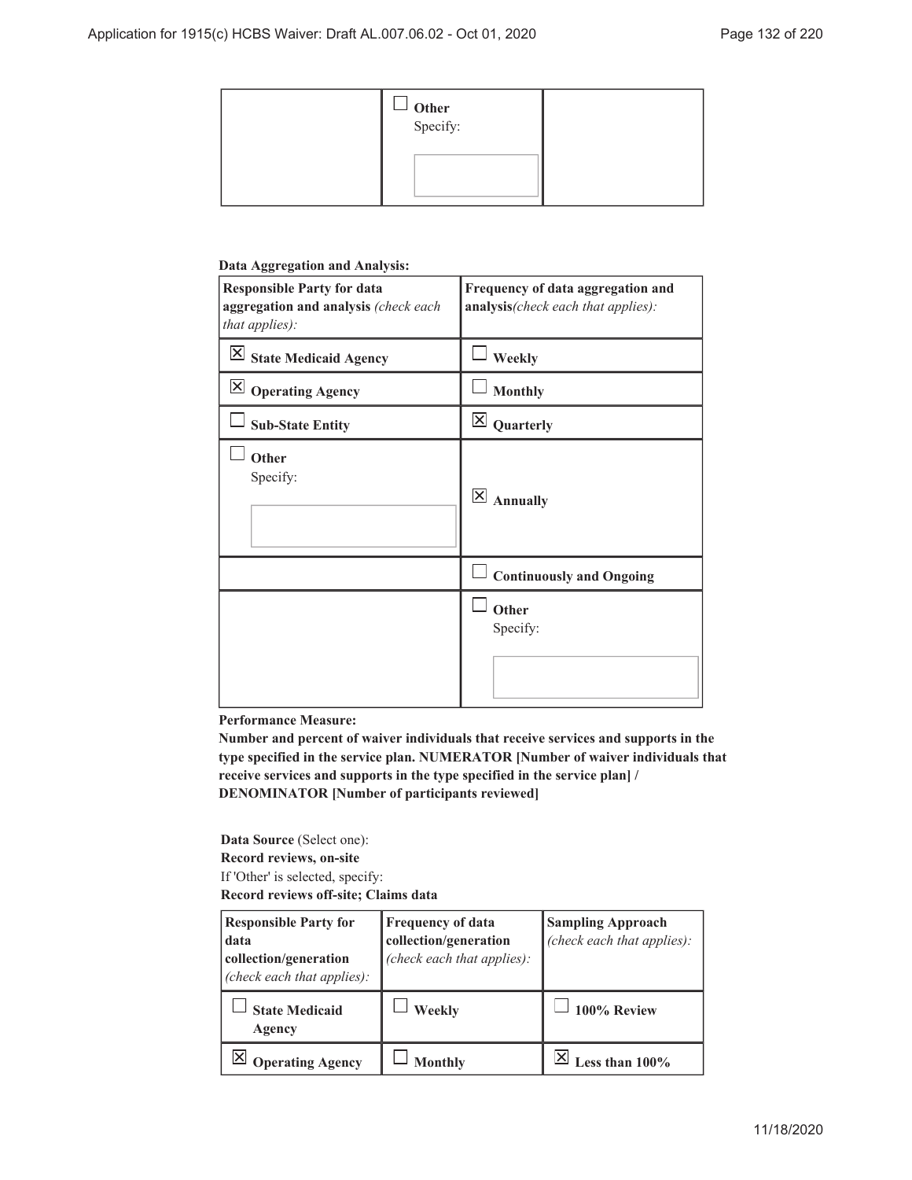| | ☐ **Other** Specify: | |
|---|---|---|

**Data Aggregation and Analysis:**

| **Responsible Party for data aggregation and analysis** *(check each that applies):* | **Frequency of data aggregation and analysis***(check each that applies):* |
|---|---|
| ☒ **State Medicaid Agency** | ☐ **Weekly** |
| ☒ **Operating Agency** | ☐ **Monthly** |
| ☐ **Sub-State Entity** | ☒ **Quarterly** |
| ☐ **Other** Specify: | ☒ **Annually** |
| | ☐ **Continuously and Ongoing** |
| | ☐ **Other** Specify: |

**Performance Measure:**

**Number and percent of waiver individuals that receive services and supports in the type specified in the service plan. NUMERATOR [Number of waiver individuals that receive services and supports in the type specified in the service plan] / DENOMINATOR [Number of participants reviewed]**

**Data Source** (Select one):
**Record reviews, on-site**
If 'Other' is selected, specify:
**Record reviews off-site; Claims data**

| **Responsible Party for data collection/generation** *(check each that applies):* | **Frequency of data collection/generation** *(check each that applies):* | **Sampling Approach** *(check each that applies):* |
|---|---|---|
| ☐ **State Medicaid Agency** | ☐ **Weekly** | ☐ **100% Review** |
| ☒ **Operating Agency** | ☐ **Monthly** | ☒ **Less than 100%** |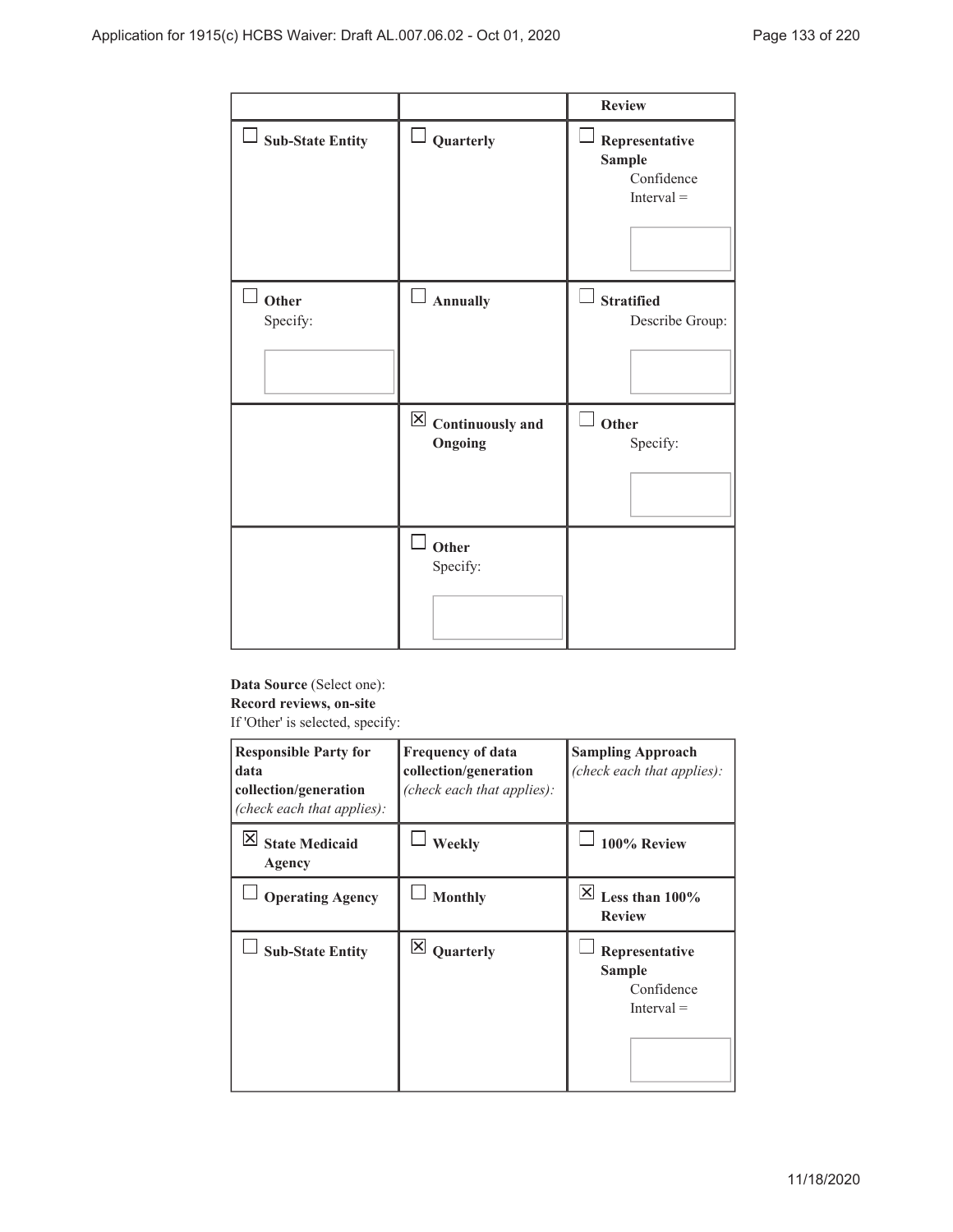| | | Review |
|---|---|---|
| ☐ **Sub-State Entity** | ☐ **Quarterly** | ☐ **Representative Sample** Confidence Interval = |
| ☐ **Other** Specify: | ☐ **Annually** | ☐ **Stratified** Describe Group: |
| | ☒ **Continuously and Ongoing** | ☐ **Other** Specify: |
| | ☐ **Other** Specify: | |

**Data Source** (Select one):
**Record reviews, on-site**
If 'Other' is selected, specify:

| **Responsible Party for data collection/generation** *(check each that applies):* | **Frequency of data collection/generation** *(check each that applies):* | **Sampling Approach** *(check each that applies):* |
|---|---|---|
| ☒ **State Medicaid Agency** | ☐ **Weekly** | ☐ **100% Review** |
| ☐ **Operating Agency** | ☐ **Monthly** | ☒ **Less than 100% Review** |
| ☐ **Sub-State Entity** | ☒ **Quarterly** | ☐ **Representative Sample** Confidence Interval = |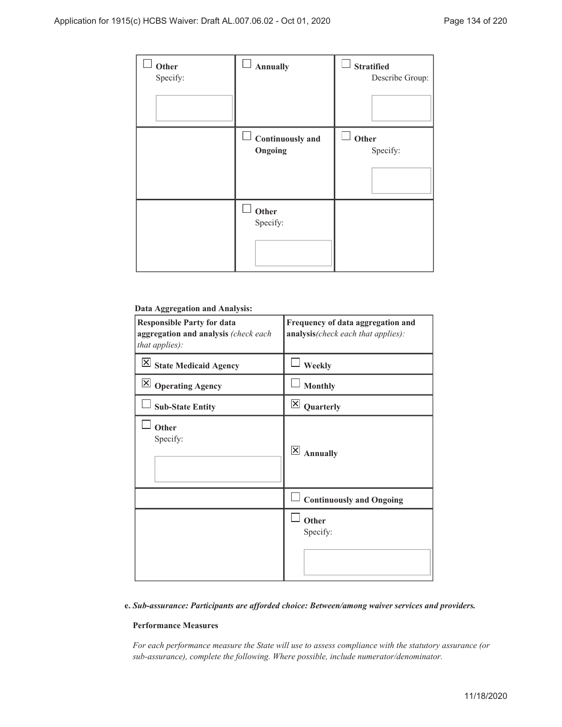| | | |
|---|---|---|
| ☐ **Other** Specify: | ☐ **Annually** | ☐ **Stratified** Describe Group: |
| | ☐ **Continuously and Ongoing** | ☐ **Other** Specify: |
| | ☐ **Other** Specify: | |

**Data Aggregation and Analysis:**

| Responsible Party for data aggregation and analysis *(check each that applies):* | Frequency of data aggregation and analysis*(check each that applies):* |
|---|---|
| ☒ **State Medicaid Agency** | ☐ **Weekly** |
| ☒ **Operating Agency** | ☐ **Monthly** |
| ☐ **Sub-State Entity** | ☒ **Quarterly** |
| ☐ **Other** Specify: | ☒ **Annually** |
| | ☐ **Continuously and Ongoing** |
| | ☐ **Other** Specify: |

**e.** ***Sub-assurance: Participants are afforded choice: Between/among waiver services and providers.***

**Performance Measures**

*For each performance measure the State will use to assess compliance with the statutory assurance (or sub-assurance), complete the following. Where possible, include numerator/denominator.*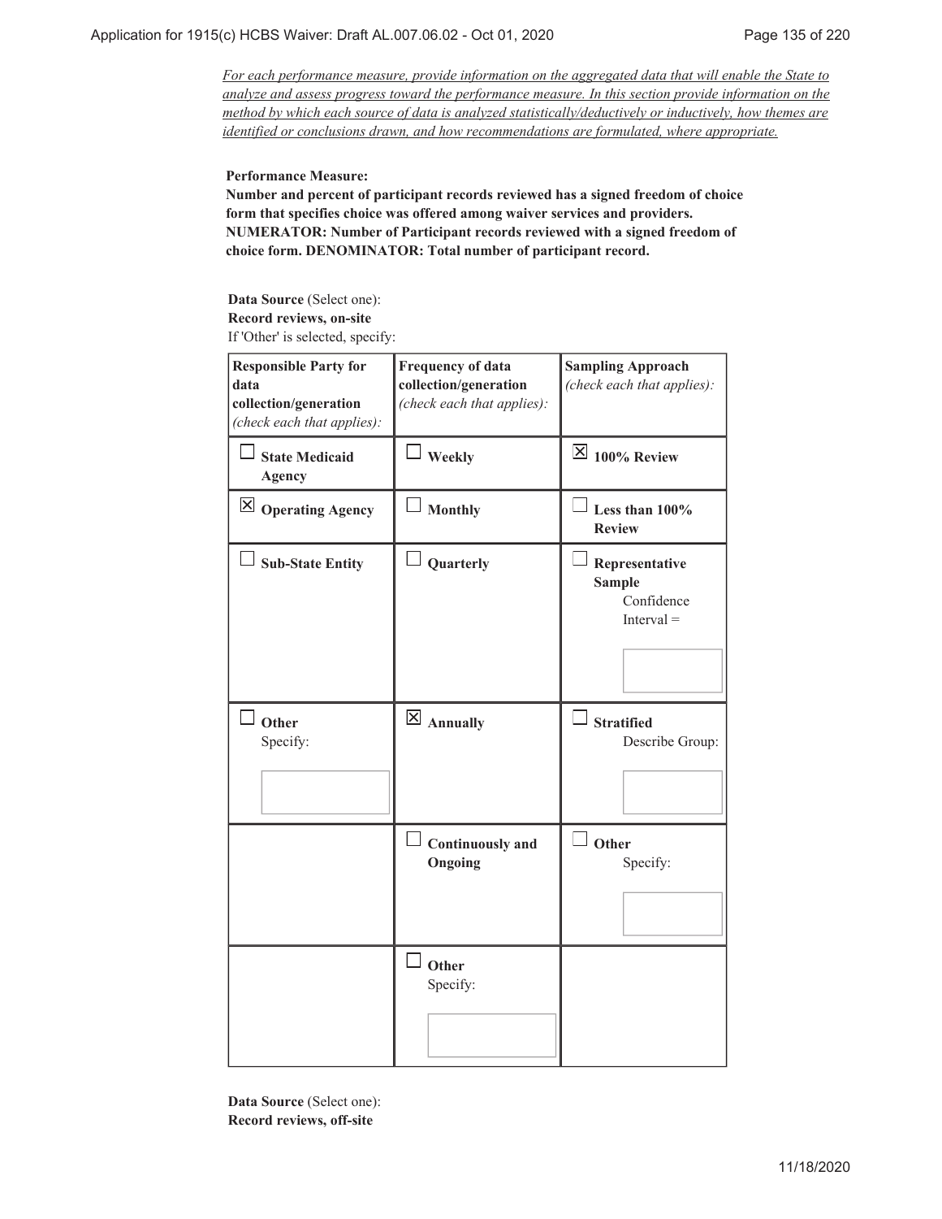*For each performance measure, provide information on the aggregated data that will enable the State to analyze and assess progress toward the performance measure. In this section provide information on the method by which each source of data is analyzed statistically/deductively or inductively, how themes are identified or conclusions drawn, and how recommendations are formulated, where appropriate.*

**Performance Measure:**
**Number and percent of participant records reviewed has a signed freedom of choice form that specifies choice was offered among waiver services and providers. NUMERATOR: Number of Participant records reviewed with a signed freedom of choice form. DENOMINATOR: Total number of participant record.**

**Data Source** (Select one):
**Record reviews, on-site**
If 'Other' is selected, specify:

| **Responsible Party for data collection/generation** *(check each that applies):* | **Frequency of data collection/generation** *(check each that applies):* | **Sampling Approach** *(check each that applies):* |
|---|---|---|
| ☐ **State Medicaid Agency** | ☐ **Weekly** | ☒ **100% Review** |
| ☒ **Operating Agency** | ☐ **Monthly** | ☐ **Less than 100% Review** |
| ☐ **Sub-State Entity** | ☐ **Quarterly** | ☐ **Representative Sample** Confidence Interval = |
| ☐ **Other** Specify: | ☒ **Annually** | ☐ **Stratified** Describe Group: |
| | ☐ **Continuously and Ongoing** | ☐ **Other** Specify: |
| | ☐ **Other** Specify: | |

**Data Source** (Select one):
**Record reviews, off-site**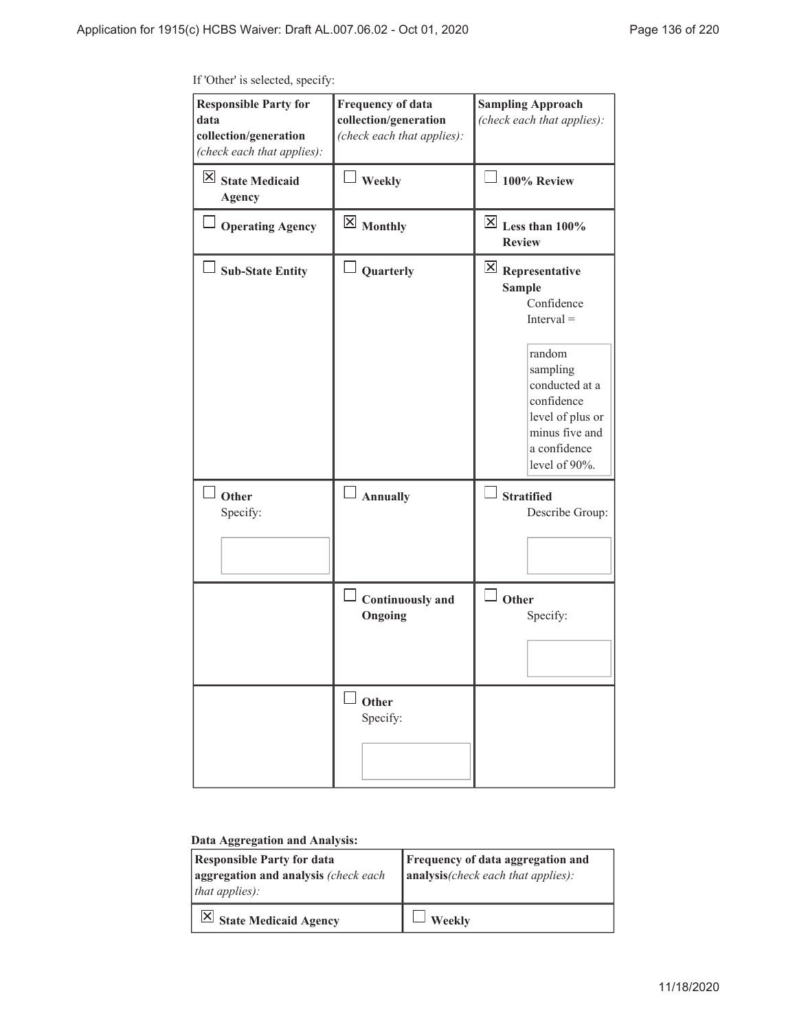If 'Other' is selected, specify:

| **Responsible Party for data collection/generation** *(check each that applies):* | **Frequency of data collection/generation** *(check each that applies):* | **Sampling Approach** *(check each that applies):* |
|---|---|---|
| ☒ **State Medicaid Agency** | ☐ **Weekly** | ☐ **100% Review** |
| ☐ **Operating Agency** | ☒ **Monthly** | ☒ **Less than 100% Review** |
| ☐ **Sub-State Entity** | ☐ **Quarterly** | ☒ **Representative Sample** Confidence Interval = random sampling conducted at a confidence level of plus or minus five and a confidence level of 90%. |
| ☐ **Other** Specify: | ☐ **Annually** | ☐ **Stratified** Describe Group: |
| | ☐ **Continuously and Ongoing** | ☐ **Other** Specify: |
| | ☐ **Other** Specify: | |

**Data Aggregation and Analysis:**

| **Responsible Party for data aggregation and analysis** *(check each that applies):* | **Frequency of data aggregation and analysis***(check each that applies):* |
|---|---|
| ☒ **State Medicaid Agency** | ☐ **Weekly** |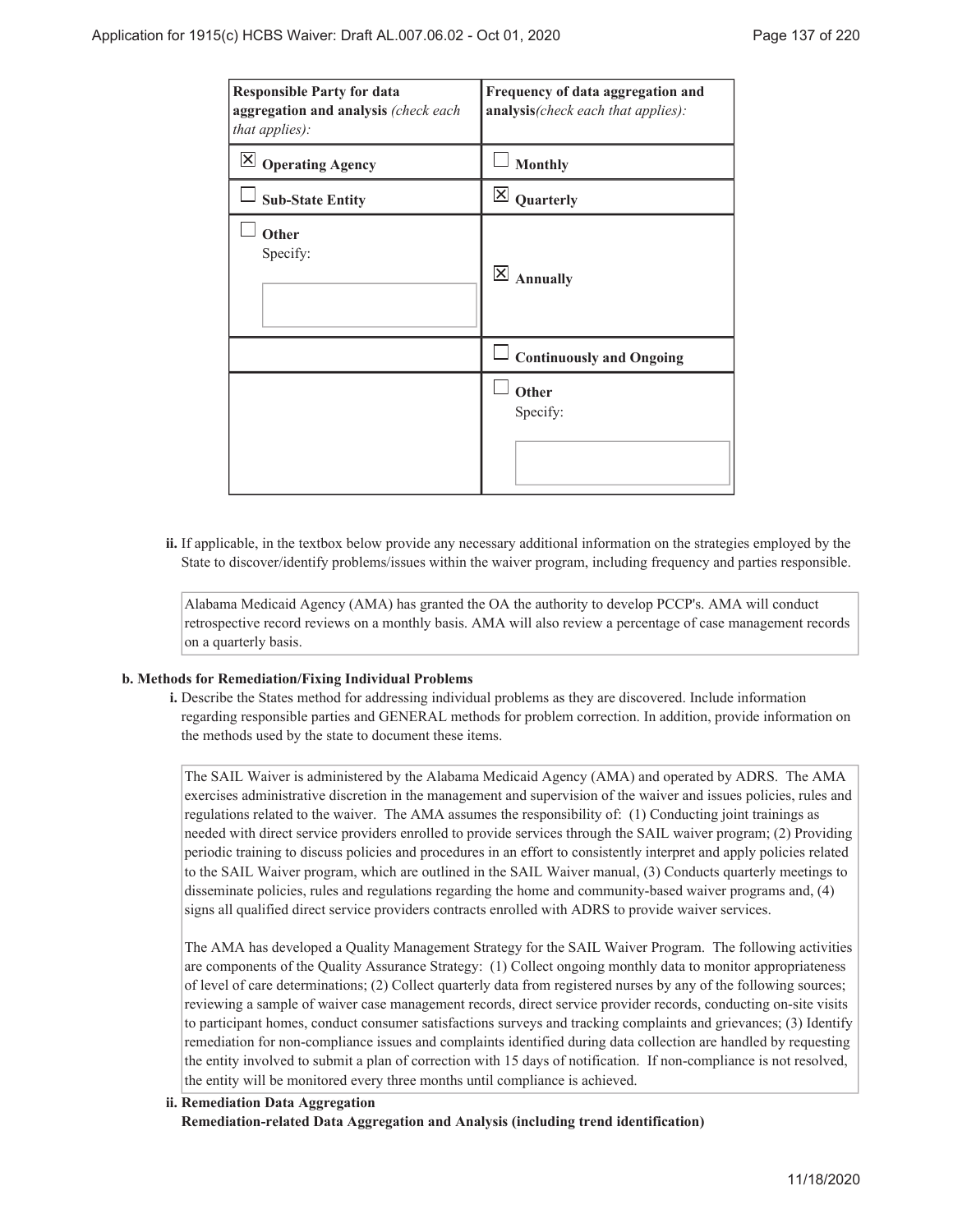| Responsible Party for data aggregation and analysis *(check each that applies)*: | Frequency of data aggregation and analysis*(check each that applies)*: |
|---|---|
| ☒ **Operating Agency** | ☐ **Monthly** |
| ☐ **Sub-State Entity** | ☒ **Quarterly** |
| ☐ **Other** Specify: | ☒ **Annually** |
| | ☐ **Continuously and Ongoing** |
| | ☐ **Other** Specify: |

**ii.** If applicable, in the textbox below provide any necessary additional information on the strategies employed by the State to discover/identify problems/issues within the waiver program, including frequency and parties responsible.

Alabama Medicaid Agency (AMA) has granted the OA the authority to develop PCCP's. AMA will conduct retrospective record reviews on a monthly basis. AMA will also review a percentage of case management records on a quarterly basis.

**b. Methods for Remediation/Fixing Individual Problems**

**i.** Describe the States method for addressing individual problems as they are discovered. Include information regarding responsible parties and GENERAL methods for problem correction. In addition, provide information on the methods used by the state to document these items.

The SAIL Waiver is administered by the Alabama Medicaid Agency (AMA) and operated by ADRS. The AMA exercises administrative discretion in the management and supervision of the waiver and issues policies, rules and regulations related to the waiver. The AMA assumes the responsibility of: (1) Conducting joint trainings as needed with direct service providers enrolled to provide services through the SAIL waiver program; (2) Providing periodic training to discuss policies and procedures in an effort to consistently interpret and apply policies related to the SAIL Waiver program, which are outlined in the SAIL Waiver manual, (3) Conducts quarterly meetings to disseminate policies, rules and regulations regarding the home and community-based waiver programs and, (4) signs all qualified direct service providers contracts enrolled with ADRS to provide waiver services.

The AMA has developed a Quality Management Strategy for the SAIL Waiver Program. The following activities are components of the Quality Assurance Strategy: (1) Collect ongoing monthly data to monitor appropriateness of level of care determinations; (2) Collect quarterly data from registered nurses by any of the following sources; reviewing a sample of waiver case management records, direct service provider records, conducting on-site visits to participant homes, conduct consumer satisfactions surveys and tracking complaints and grievances; (3) Identify remediation for non-compliance issues and complaints identified during data collection are handled by requesting the entity involved to submit a plan of correction with 15 days of notification. If non-compliance is not resolved, the entity will be monitored every three months until compliance is achieved.

**ii. Remediation Data Aggregation**

**Remediation-related Data Aggregation and Analysis (including trend identification)**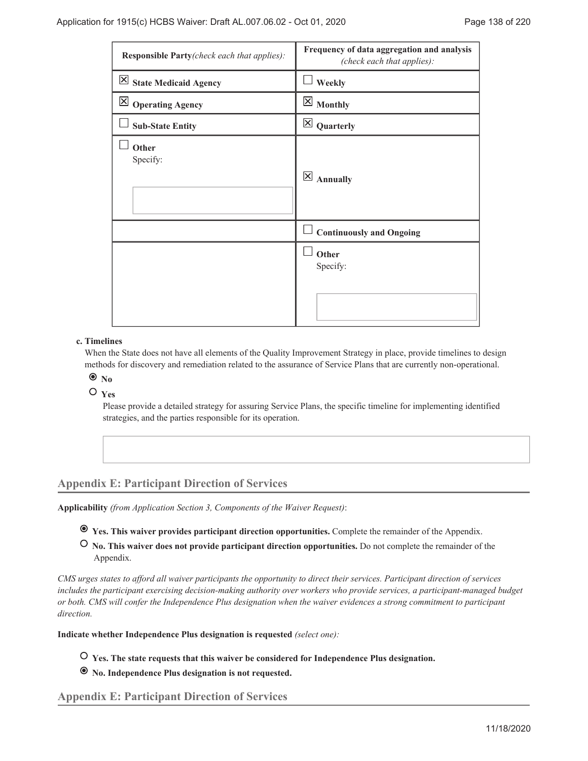| Responsible Party *(check each that applies):* | Frequency of data aggregation and analysis *(check each that applies):* |
|---|---|
| ☒ **State Medicaid Agency** | ☐ **Weekly** |
| ☒ **Operating Agency** | ☒ **Monthly** |
| ☐ **Sub-State Entity** | ☒ **Quarterly** |
| ☐ **Other** Specify: | ☒ **Annually** |
| | ☐ **Continuously and Ongoing** |
| | ☐ **Other** Specify: |

**c. Timelines**

When the State does not have all elements of the Quality Improvement Strategy in place, provide timelines to design methods for discovery and remediation related to the assurance of Service Plans that are currently non-operational.

◉ **No**

○ **Yes**

Please provide a detailed strategy for assuring Service Plans, the specific timeline for implementing identified strategies, and the parties responsible for its operation.

## Appendix E: Participant Direction of Services

**Applicability** *(from Application Section 3, Components of the Waiver Request)*:

◉ **Yes. This waiver provides participant direction opportunities.** Complete the remainder of the Appendix.

○ **No. This waiver does not provide participant direction opportunities.** Do not complete the remainder of the Appendix.

*CMS urges states to afford all waiver participants the opportunity to direct their services. Participant direction of services includes the participant exercising decision-making authority over workers who provide services, a participant-managed budget or both. CMS will confer the Independence Plus designation when the waiver evidences a strong commitment to participant direction.*

**Indicate whether Independence Plus designation is requested** *(select one):*

○ **Yes. The state requests that this waiver be considered for Independence Plus designation.**

◉ **No. Independence Plus designation is not requested.**

## Appendix E: Participant Direction of Services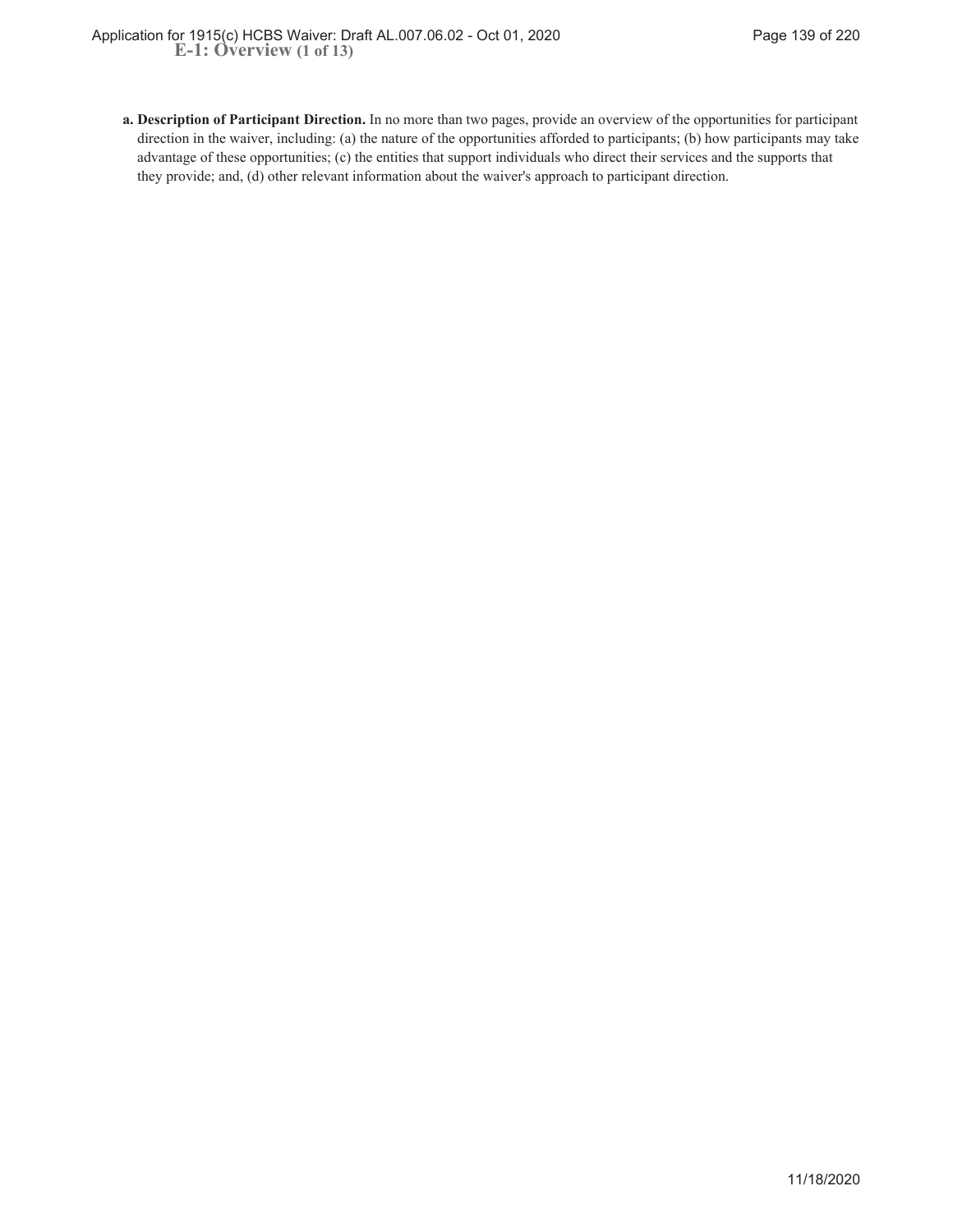## E-1: Overview (1 of 13)

**a. Description of Participant Direction.** In no more than two pages, provide an overview of the opportunities for participant direction in the waiver, including: (a) the nature of the opportunities afforded to participants; (b) how participants may take advantage of these opportunities; (c) the entities that support individuals who direct their services and the supports that they provide; and, (d) other relevant information about the waiver's approach to participant direction.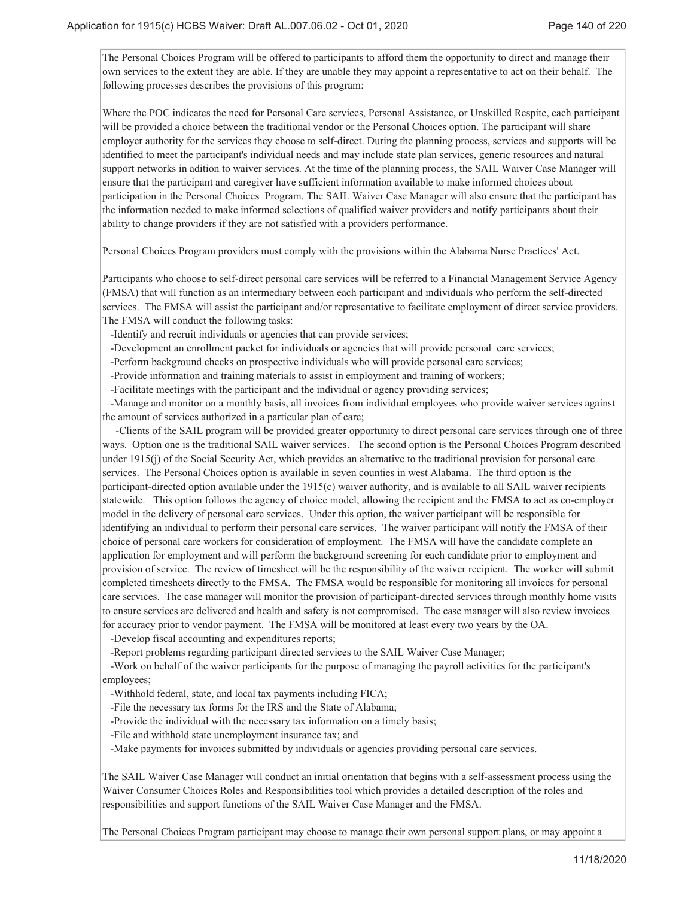The Personal Choices Program will be offered to participants to afford them the opportunity to direct and manage their own services to the extent they are able. If they are unable they may appoint a representative to act on their behalf. The following processes describes the provisions of this program:

Where the POC indicates the need for Personal Care services, Personal Assistance, or Unskilled Respite, each participant will be provided a choice between the traditional vendor or the Personal Choices option. The participant will share employer authority for the services they choose to self-direct. During the planning process, services and supports will be identified to meet the participant's individual needs and may include state plan services, generic resources and natural support networks in adition to waiver services. At the time of the planning process, the SAIL Waiver Case Manager will ensure that the participant and caregiver have sufficient information available to make informed choices about participation in the Personal Choices Program. The SAIL Waiver Case Manager will also ensure that the participant has the information needed to make informed selections of qualified waiver providers and notify participants about their ability to change providers if they are not satisfied with a providers performance.

Personal Choices Program providers must comply with the provisions within the Alabama Nurse Practices' Act.

Participants who choose to self-direct personal care services will be referred to a Financial Management Service Agency (FMSA) that will function as an intermediary between each participant and individuals who perform the self-directed services. The FMSA will assist the participant and/or representative to facilitate employment of direct service providers. The FMSA will conduct the following tasks:

-Identify and recruit individuals or agencies that can provide services;

-Development an enrollment packet for individuals or agencies that will provide personal care services;

-Perform background checks on prospective individuals who will provide personal care services;

-Provide information and training materials to assist in employment and training of workers;

-Facilitate meetings with the participant and the individual or agency providing services;

-Manage and monitor on a monthly basis, all invoices from individual employees who provide waiver services against the amount of services authorized in a particular plan of care;

-Clients of the SAIL program will be provided greater opportunity to direct personal care services through one of three ways. Option one is the traditional SAIL waiver services. The second option is the Personal Choices Program described under 1915(j) of the Social Security Act, which provides an alternative to the traditional provision for personal care services. The Personal Choices option is available in seven counties in west Alabama. The third option is the participant-directed option available under the 1915(c) waiver authority, and is available to all SAIL waiver recipients statewide. This option follows the agency of choice model, allowing the recipient and the FMSA to act as co-employer model in the delivery of personal care services. Under this option, the waiver participant will be responsible for identifying an individual to perform their personal care services. The waiver participant will notify the FMSA of their choice of personal care workers for consideration of employment. The FMSA will have the candidate complete an application for employment and will perform the background screening for each candidate prior to employment and provision of service. The review of timesheet will be the responsibility of the waiver recipient. The worker will submit completed timesheets directly to the FMSA. The FMSA would be responsible for monitoring all invoices for personal care services. The case manager will monitor the provision of participant-directed services through monthly home visits to ensure services are delivered and health and safety is not compromised. The case manager will also review invoices for accuracy prior to vendor payment. The FMSA will be monitored at least every two years by the OA.

-Develop fiscal accounting and expenditures reports;

-Report problems regarding participant directed services to the SAIL Waiver Case Manager;

-Work on behalf of the waiver participants for the purpose of managing the payroll activities for the participant's employees;

-Withhold federal, state, and local tax payments including FICA;

-File the necessary tax forms for the IRS and the State of Alabama;

-Provide the individual with the necessary tax information on a timely basis;

-File and withhold state unemployment insurance tax; and

-Make payments for invoices submitted by individuals or agencies providing personal care services.

The SAIL Waiver Case Manager will conduct an initial orientation that begins with a self-assessment process using the Waiver Consumer Choices Roles and Responsibilities tool which provides a detailed description of the roles and responsibilities and support functions of the SAIL Waiver Case Manager and the FMSA.

The Personal Choices Program participant may choose to manage their own personal support plans, or may appoint a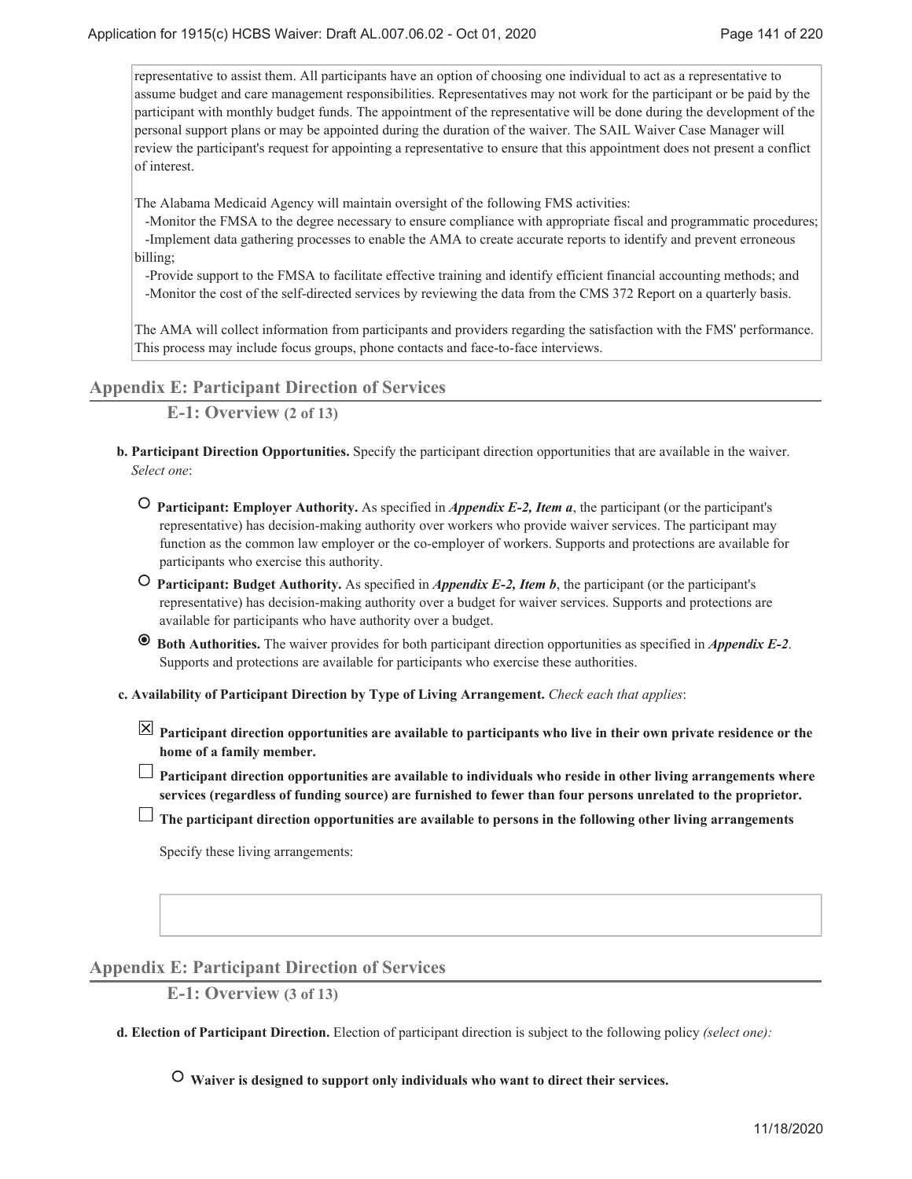representative to assist them. All participants have an option of choosing one individual to act as a representative to assume budget and care management responsibilities. Representatives may not work for the participant or be paid by the participant with monthly budget funds. The appointment of the representative will be done during the development of the personal support plans or may be appointed during the duration of the waiver. The SAIL Waiver Case Manager will review the participant's request for appointing a representative to ensure that this appointment does not present a conflict of interest.

The Alabama Medicaid Agency will maintain oversight of the following FMS activities:
-Monitor the FMSA to the degree necessary to ensure compliance with appropriate fiscal and programmatic procedures;
-Implement data gathering processes to enable the AMA to create accurate reports to identify and prevent erroneous billing;
-Provide support to the FMSA to facilitate effective training and identify efficient financial accounting methods; and
-Monitor the cost of the self-directed services by reviewing the data from the CMS 372 Report on a quarterly basis.

The AMA will collect information from participants and providers regarding the satisfaction with the FMS' performance. This process may include focus groups, phone contacts and face-to-face interviews.

## Appendix E: Participant Direction of Services

### E-1: Overview (2 of 13)

**b. Participant Direction Opportunities.** Specify the participant direction opportunities that are available in the waiver. *Select one*:

○ **Participant: Employer Authority.** As specified in ***Appendix E-2, Item a***, the participant (or the participant's representative) has decision-making authority over workers who provide waiver services. The participant may function as the common law employer or the co-employer of workers. Supports and protections are available for participants who exercise this authority.

○ **Participant: Budget Authority.** As specified in ***Appendix E-2, Item b***, the participant (or the participant's representative) has decision-making authority over a budget for waiver services. Supports and protections are available for participants who have authority over a budget.

◉ **Both Authorities.** The waiver provides for both participant direction opportunities as specified in ***Appendix E-2***. Supports and protections are available for participants who exercise these authorities.

**c. Availability of Participant Direction by Type of Living Arrangement.** *Check each that applies*:

☒ **Participant direction opportunities are available to participants who live in their own private residence or the home of a family member.**

☐ **Participant direction opportunities are available to individuals who reside in other living arrangements where services (regardless of funding source) are furnished to fewer than four persons unrelated to the proprietor.**

☐ **The participant direction opportunities are available to persons in the following other living arrangements**

Specify these living arrangements:

## Appendix E: Participant Direction of Services

### E-1: Overview (3 of 13)

**d. Election of Participant Direction.** Election of participant direction is subject to the following policy *(select one):*

○ **Waiver is designed to support only individuals who want to direct their services.**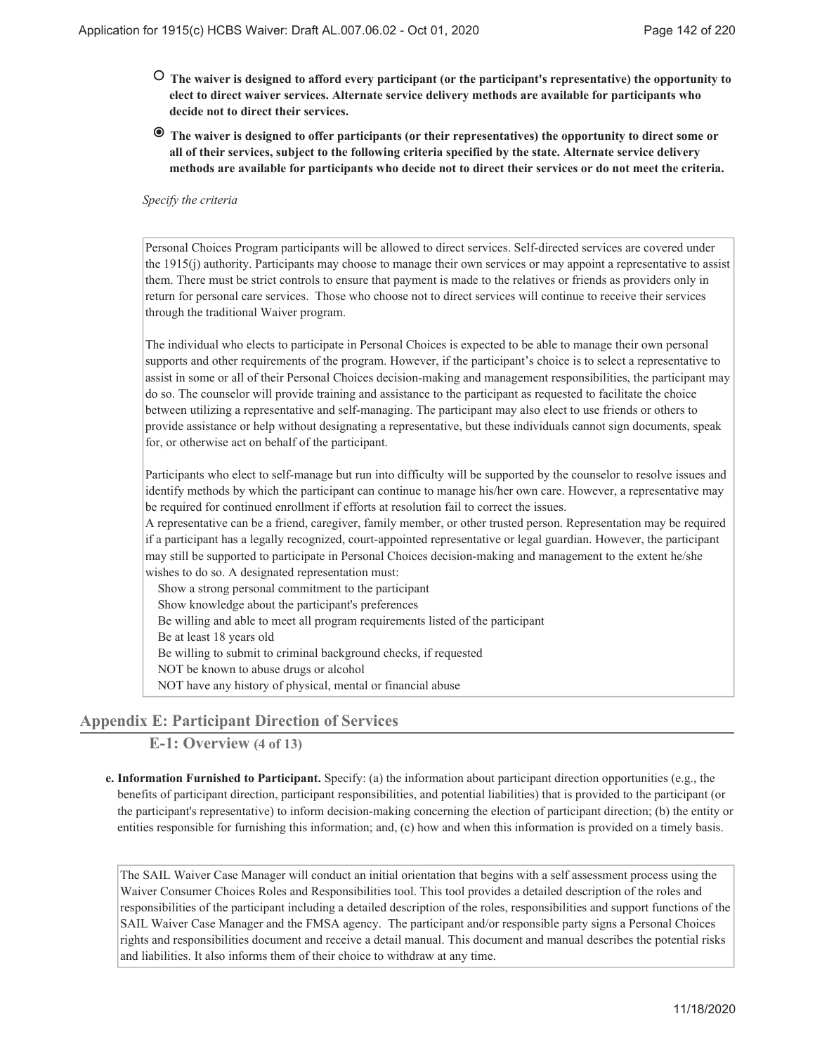- ○ **The waiver is designed to afford every participant (or the participant's representative) the opportunity to elect to direct waiver services. Alternate service delivery methods are available for participants who decide not to direct their services.**
- ◉ **The waiver is designed to offer participants (or their representatives) the opportunity to direct some or all of their services, subject to the following criteria specified by the state. Alternate service delivery methods are available for participants who decide not to direct their services or do not meet the criteria.**

*Specify the criteria*

Personal Choices Program participants will be allowed to direct services. Self-directed services are covered under the 1915(j) authority. Participants may choose to manage their own services or may appoint a representative to assist them. There must be strict controls to ensure that payment is made to the relatives or friends as providers only in return for personal care services. Those who choose not to direct services will continue to receive their services through the traditional Waiver program.

The individual who elects to participate in Personal Choices is expected to be able to manage their own personal supports and other requirements of the program. However, if the participant's choice is to select a representative to assist in some or all of their Personal Choices decision-making and management responsibilities, the participant may do so. The counselor will provide training and assistance to the participant as requested to facilitate the choice between utilizing a representative and self-managing. The participant may also elect to use friends or others to provide assistance or help without designating a representative, but these individuals cannot sign documents, speak for, or otherwise act on behalf of the participant.

Participants who elect to self-manage but run into difficulty will be supported by the counselor to resolve issues and identify methods by which the participant can continue to manage his/her own care. However, a representative may be required for continued enrollment if efforts at resolution fail to correct the issues.
A representative can be a friend, caregiver, family member, or other trusted person. Representation may be required if a participant has a legally recognized, court-appointed representative or legal guardian. However, the participant may still be supported to participate in Personal Choices decision-making and management to the extent he/she wishes to do so. A designated representation must:
  Show a strong personal commitment to the participant
  Show knowledge about the participant's preferences
  Be willing and able to meet all program requirements listed of the participant
  Be at least 18 years old
  Be willing to submit to criminal background checks, if requested
  NOT be known to abuse drugs or alcohol
  NOT have any history of physical, mental or financial abuse

## Appendix E: Participant Direction of Services

### E-1: Overview (4 of 13)

**e. Information Furnished to Participant.** Specify: (a) the information about participant direction opportunities (e.g., the benefits of participant direction, participant responsibilities, and potential liabilities) that is provided to the participant (or the participant's representative) to inform decision-making concerning the election of participant direction; (b) the entity or entities responsible for furnishing this information; and, (c) how and when this information is provided on a timely basis.

The SAIL Waiver Case Manager will conduct an initial orientation that begins with a self assessment process using the Waiver Consumer Choices Roles and Responsibilities tool. This tool provides a detailed description of the roles and responsibilities of the participant including a detailed description of the roles, responsibilities and support functions of the SAIL Waiver Case Manager and the FMSA agency. The participant and/or responsible party signs a Personal Choices rights and responsibilities document and receive a detail manual. This document and manual describes the potential risks and liabilities. It also informs them of their choice to withdraw at any time.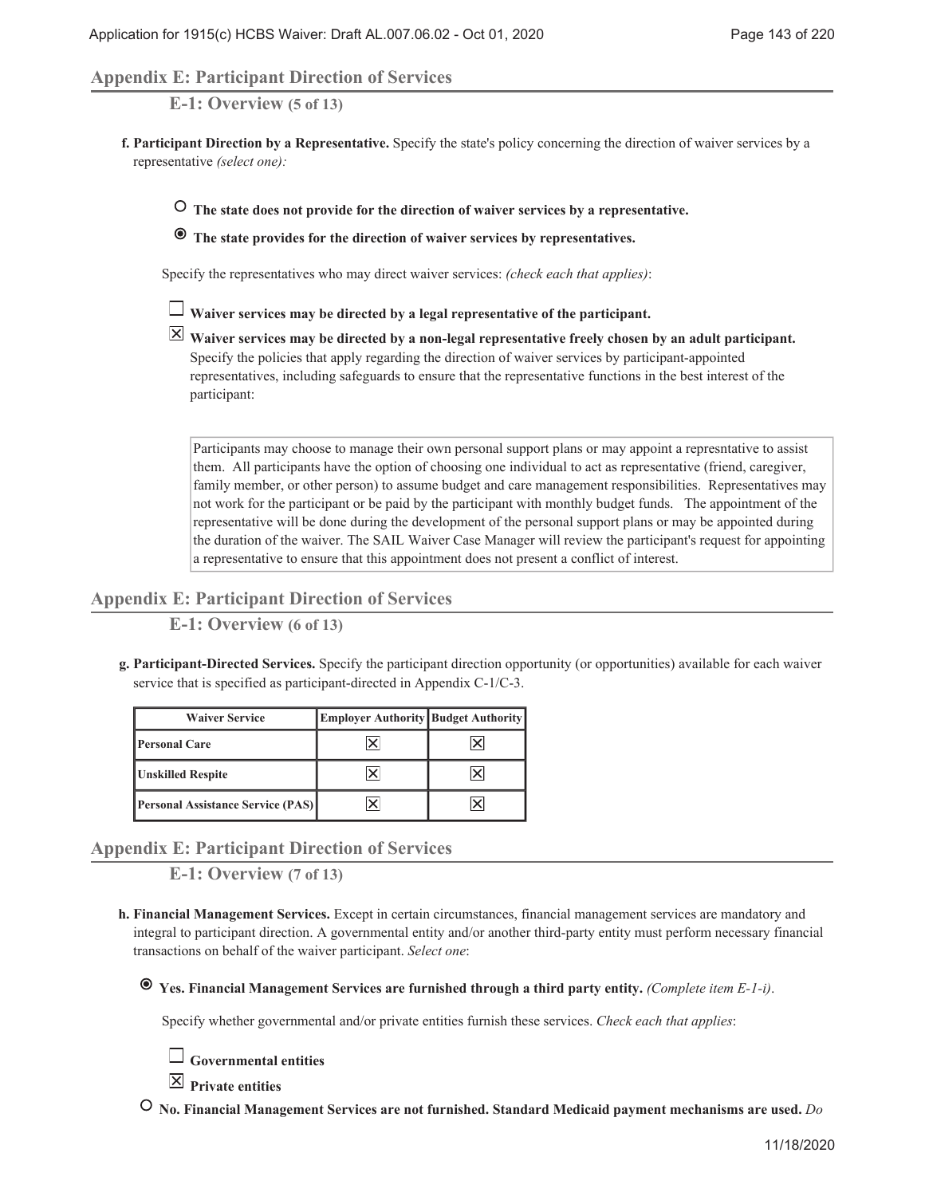## Appendix E: Participant Direction of Services

### E-1: Overview (5 of 13)

**f. Participant Direction by a Representative.** Specify the state's policy concerning the direction of waiver services by a representative *(select one):*

○ **The state does not provide for the direction of waiver services by a representative.**

◉ **The state provides for the direction of waiver services by representatives.**

Specify the representatives who may direct waiver services: *(check each that applies)*:

☐ **Waiver services may be directed by a legal representative of the participant.**

☒ **Waiver services may be directed by a non-legal representative freely chosen by an adult participant.** Specify the policies that apply regarding the direction of waiver services by participant-appointed representatives, including safeguards to ensure that the representative functions in the best interest of the participant:

> Participants may choose to manage their own personal support plans or may appoint a represntative to assist them. All participants have the option of choosing one individual to act as representative (friend, caregiver, family member, or other person) to assume budget and care management responsibilities. Representatives may not work for the participant or be paid by the participant with monthly budget funds. The appointment of the representative will be done during the development of the personal support plans or may be appointed during the duration of the waiver. The SAIL Waiver Case Manager will review the participant's request for appointing a representative to ensure that this appointment does not present a conflict of interest.

## Appendix E: Participant Direction of Services

### E-1: Overview (6 of 13)

**g. Participant-Directed Services.** Specify the participant direction opportunity (or opportunities) available for each waiver service that is specified as participant-directed in Appendix C-1/C-3.

| Waiver Service | Employer Authority | Budget Authority |
|---|---|---|
| **Personal Care** | ☒ | ☒ |
| **Unskilled Respite** | ☒ | ☒ |
| **Personal Assistance Service (PAS)** | ☒ | ☒ |

## Appendix E: Participant Direction of Services

### E-1: Overview (7 of 13)

**h. Financial Management Services.** Except in certain circumstances, financial management services are mandatory and integral to participant direction. A governmental entity and/or another third-party entity must perform necessary financial transactions on behalf of the waiver participant. *Select one*:

◉ **Yes. Financial Management Services are furnished through a third party entity.** *(Complete item E-1-i)*.

Specify whether governmental and/or private entities furnish these services. *Check each that applies*:

☐ **Governmental entities**

☒ **Private entities**

○ **No. Financial Management Services are not furnished. Standard Medicaid payment mechanisms are used.** *Do*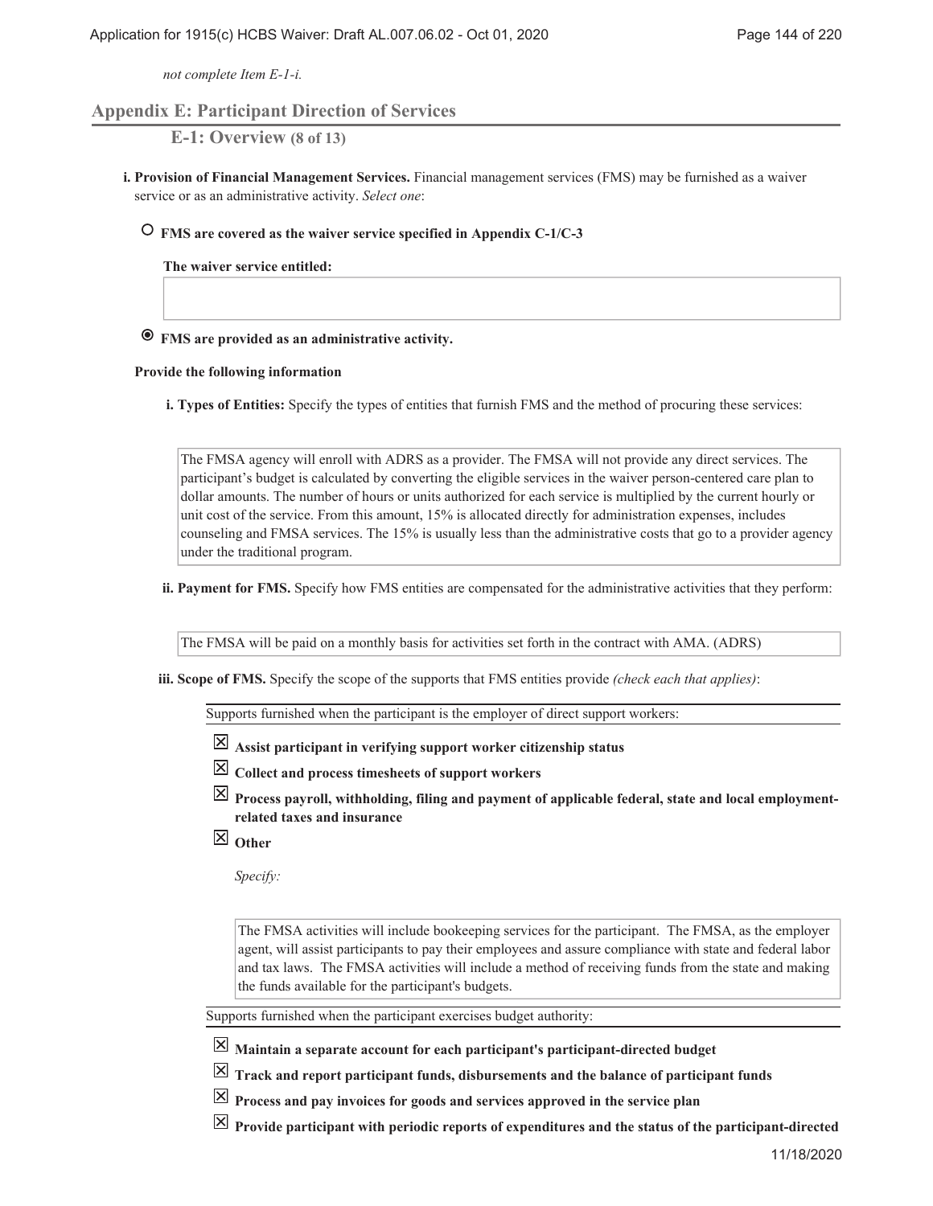*not complete Item E-1-i.*

## Appendix E: Participant Direction of Services

### E-1: Overview (8 of 13)

**i. Provision of Financial Management Services.** Financial management services (FMS) may be furnished as a waiver service or as an administrative activity. *Select one*:

○ **FMS are covered as the waiver service specified in Appendix C-1/C-3**

**The waiver service entitled:**

◉ **FMS are provided as an administrative activity.**

**Provide the following information**

**i. Types of Entities:** Specify the types of entities that furnish FMS and the method of procuring these services:

The FMSA agency will enroll with ADRS as a provider. The FMSA will not provide any direct services. The participant's budget is calculated by converting the eligible services in the waiver person-centered care plan to dollar amounts. The number of hours or units authorized for each service is multiplied by the current hourly or unit cost of the service. From this amount, 15% is allocated directly for administration expenses, includes counseling and FMSA services. The 15% is usually less than the administrative costs that go to a provider agency under the traditional program.

**ii. Payment for FMS.** Specify how FMS entities are compensated for the administrative activities that they perform:

The FMSA will be paid on a monthly basis for activities set forth in the contract with AMA. (ADRS)

**iii. Scope of FMS.** Specify the scope of the supports that FMS entities provide *(check each that applies)*:

Supports furnished when the participant is the employer of direct support workers:

☒ **Assist participant in verifying support worker citizenship status**

☒ **Collect and process timesheets of support workers**

☒ **Process payroll, withholding, filing and payment of applicable federal, state and local employment-related taxes and insurance**

☒ **Other**

*Specify:*

The FMSA activities will include bookeeping services for the participant. The FMSA, as the employer agent, will assist participants to pay their employees and assure compliance with state and federal labor and tax laws. The FMSA activities will include a method of receiving funds from the state and making the funds available for the participant's budgets.

Supports furnished when the participant exercises budget authority:

☒ **Maintain a separate account for each participant's participant-directed budget**

☒ **Track and report participant funds, disbursements and the balance of participant funds**

☒ **Process and pay invoices for goods and services approved in the service plan**

☒ **Provide participant with periodic reports of expenditures and the status of the participant-directed**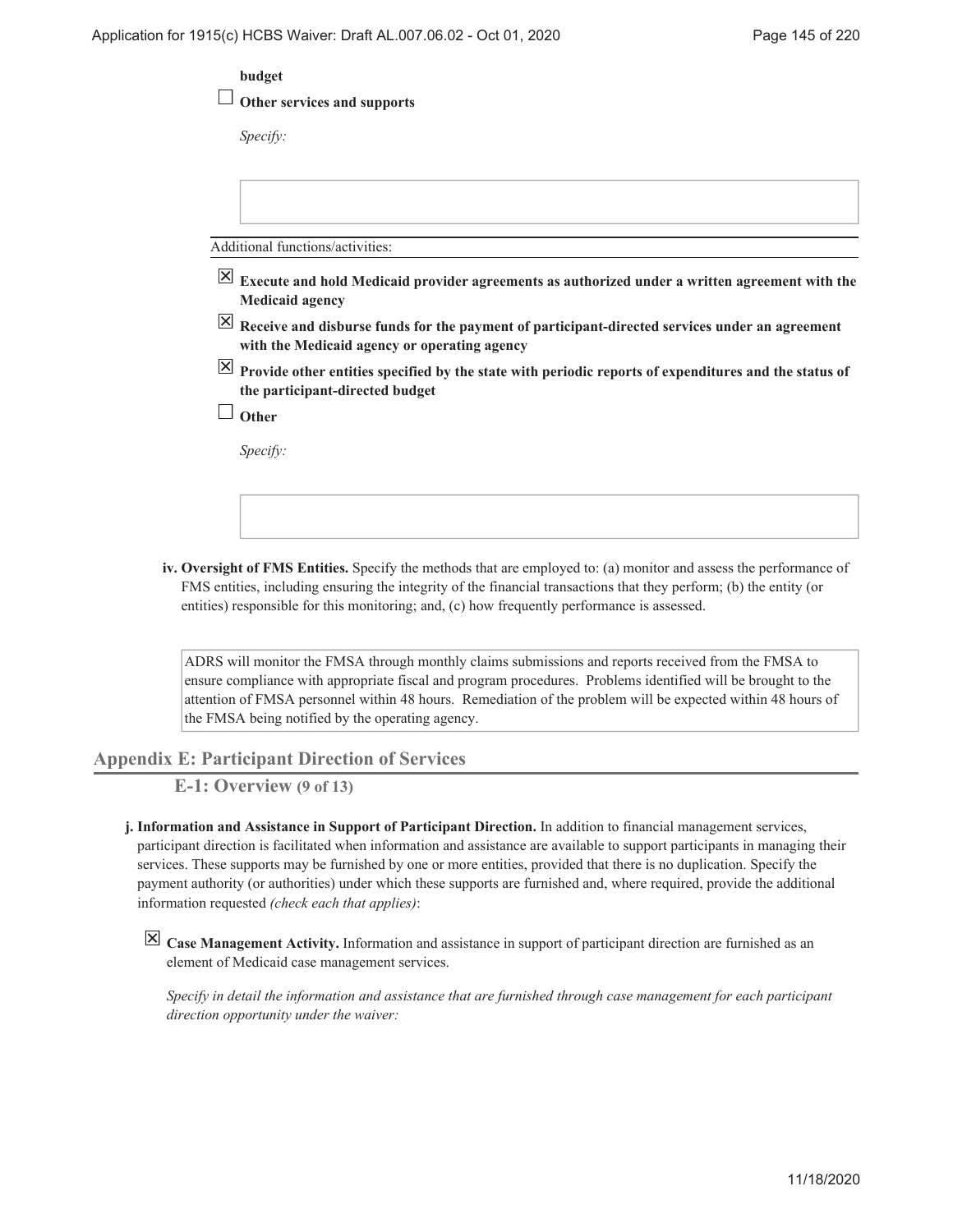**budget**

☐ **Other services and supports**

*Specify:*

Additional functions/activities:

☒ **Execute and hold Medicaid provider agreements as authorized under a written agreement with the Medicaid agency**

☒ **Receive and disburse funds for the payment of participant-directed services under an agreement with the Medicaid agency or operating agency**

☒ **Provide other entities specified by the state with periodic reports of expenditures and the status of the participant-directed budget**

☐ **Other**

*Specify:*

**iv. Oversight of FMS Entities.** Specify the methods that are employed to: (a) monitor and assess the performance of FMS entities, including ensuring the integrity of the financial transactions that they perform; (b) the entity (or entities) responsible for this monitoring; and, (c) how frequently performance is assessed.

ADRS will monitor the FMSA through monthly claims submissions and reports received from the FMSA to ensure compliance with appropriate fiscal and program procedures. Problems identified will be brought to the attention of FMSA personnel within 48 hours. Remediation of the problem will be expected within 48 hours of the FMSA being notified by the operating agency.

## Appendix E: Participant Direction of Services

### E-1: Overview (9 of 13)

**j. Information and Assistance in Support of Participant Direction.** In addition to financial management services, participant direction is facilitated when information and assistance are available to support participants in managing their services. These supports may be furnished by one or more entities, provided that there is no duplication. Specify the payment authority (or authorities) under which these supports are furnished and, where required, provide the additional information requested *(check each that applies)*:

☒ **Case Management Activity.** Information and assistance in support of participant direction are furnished as an element of Medicaid case management services.

*Specify in detail the information and assistance that are furnished through case management for each participant direction opportunity under the waiver:*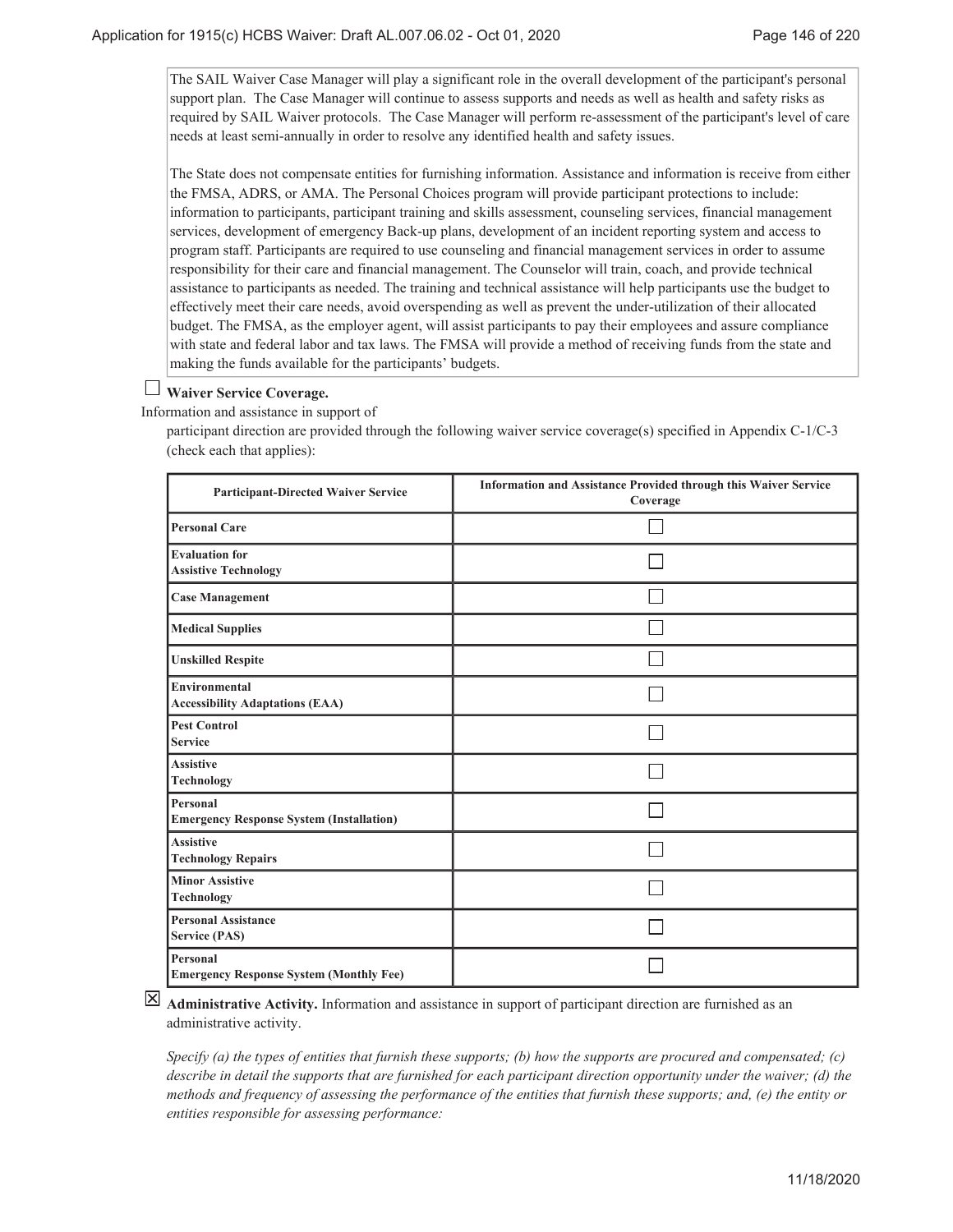The SAIL Waiver Case Manager will play a significant role in the overall development of the participant's personal support plan. The Case Manager will continue to assess supports and needs as well as health and safety risks as required by SAIL Waiver protocols. The Case Manager will perform re-assessment of the participant's level of care needs at least semi-annually in order to resolve any identified health and safety issues.

The State does not compensate entities for furnishing information. Assistance and information is receive from either the FMSA, ADRS, or AMA. The Personal Choices program will provide participant protections to include: information to participants, participant training and skills assessment, counseling services, financial management services, development of emergency Back-up plans, development of an incident reporting system and access to program staff. Participants are required to use counseling and financial management services in order to assume responsibility for their care and financial management. The Counselor will train, coach, and provide technical assistance to participants as needed. The training and technical assistance will help participants use the budget to effectively meet their care needs, avoid overspending as well as prevent the under-utilization of their allocated budget. The FMSA, as the employer agent, will assist participants to pay their employees and assure compliance with state and federal labor and tax laws. The FMSA will provide a method of receiving funds from the state and making the funds available for the participants' budgets.

☐ **Waiver Service Coverage.**
Information and assistance in support of participant direction are provided through the following waiver service coverage(s) specified in Appendix C-1/C-3 (check each that applies):

| Participant-Directed Waiver Service | Information and Assistance Provided through this Waiver Service Coverage |
| --- | --- |
| Personal Care | ☐ |
| Evaluation for Assistive Technology | ☐ |
| Case Management | ☐ |
| Medical Supplies | ☐ |
| Unskilled Respite | ☐ |
| Environmental Accessibility Adaptations (EAA) | ☐ |
| Pest Control Service | ☐ |
| Assistive Technology | ☐ |
| Personal Emergency Response System (Installation) | ☐ |
| Assistive Technology Repairs | ☐ |
| Minor Assistive Technology | ☐ |
| Personal Assistance Service (PAS) | ☐ |
| Personal Emergency Response System (Monthly Fee) | ☐ |

☒ **Administrative Activity.** Information and assistance in support of participant direction are furnished as an administrative activity.

*Specify (a) the types of entities that furnish these supports; (b) how the supports are procured and compensated; (c) describe in detail the supports that are furnished for each participant direction opportunity under the waiver; (d) the methods and frequency of assessing the performance of the entities that furnish these supports; and, (e) the entity or entities responsible for assessing performance:*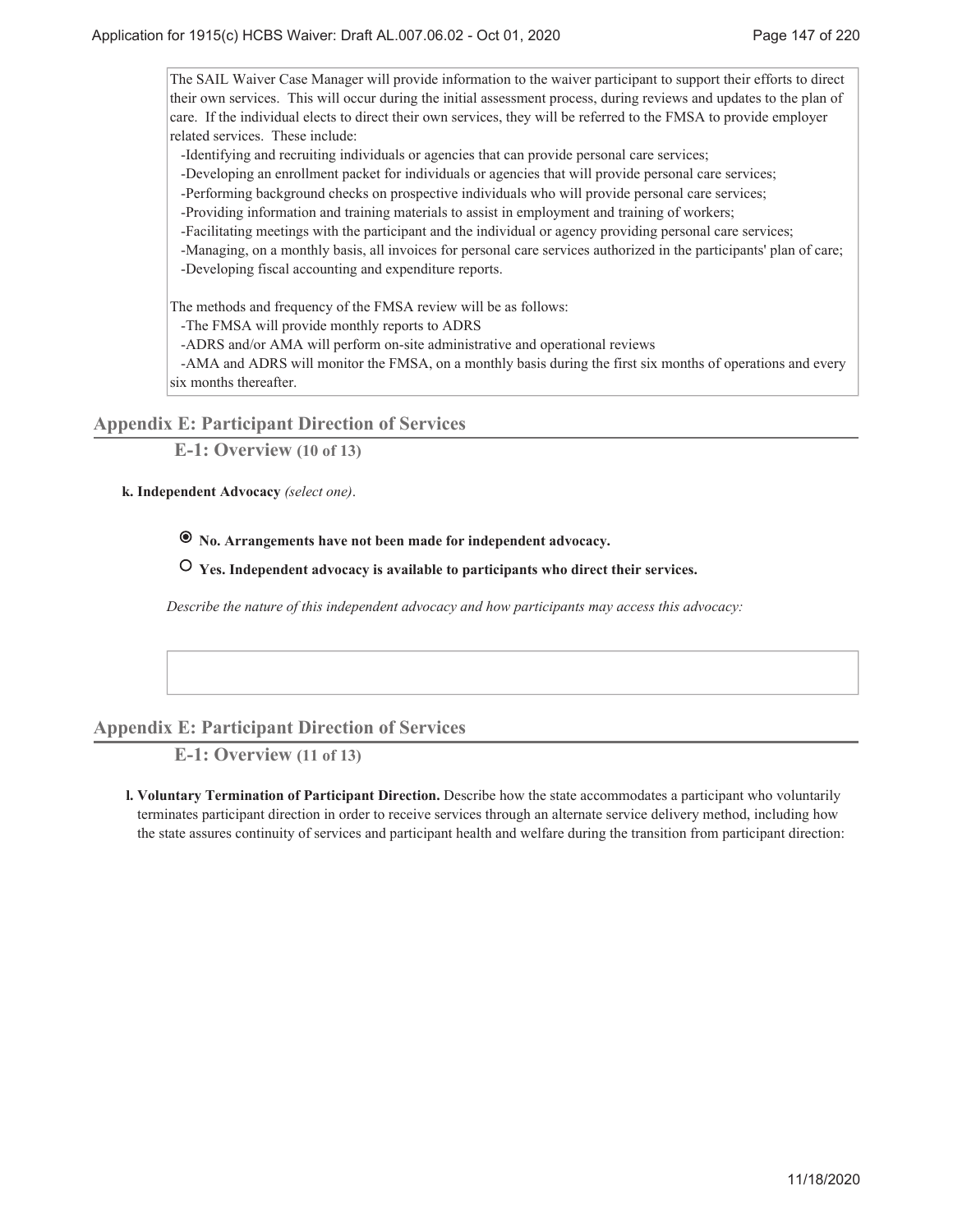The SAIL Waiver Case Manager will provide information to the waiver participant to support their efforts to direct their own services. This will occur during the initial assessment process, during reviews and updates to the plan of care. If the individual elects to direct their own services, they will be referred to the FMSA to provide employer related services. These include:

-Identifying and recruiting individuals or agencies that can provide personal care services;
-Developing an enrollment packet for individuals or agencies that will provide personal care services;
-Performing background checks on prospective individuals who will provide personal care services;
-Providing information and training materials to assist in employment and training of workers;
-Facilitating meetings with the participant and the individual or agency providing personal care services;
-Managing, on a monthly basis, all invoices for personal care services authorized in the participants' plan of care;
-Developing fiscal accounting and expenditure reports.

The methods and frequency of the FMSA review will be as follows:
-The FMSA will provide monthly reports to ADRS
-ADRS and/or AMA will perform on-site administrative and operational reviews
-AMA and ADRS will monitor the FMSA, on a monthly basis during the first six months of operations and every six months thereafter.

## Appendix E: Participant Direction of Services

### E-1: Overview (10 of 13)

**k. Independent Advocacy** *(select one)*.

◉ **No. Arrangements have not been made for independent advocacy.**

○ **Yes. Independent advocacy is available to participants who direct their services.**

*Describe the nature of this independent advocacy and how participants may access this advocacy:*

## Appendix E: Participant Direction of Services

### E-1: Overview (11 of 13)

**l. Voluntary Termination of Participant Direction.** Describe how the state accommodates a participant who voluntarily terminates participant direction in order to receive services through an alternate service delivery method, including how the state assures continuity of services and participant health and welfare during the transition from participant direction: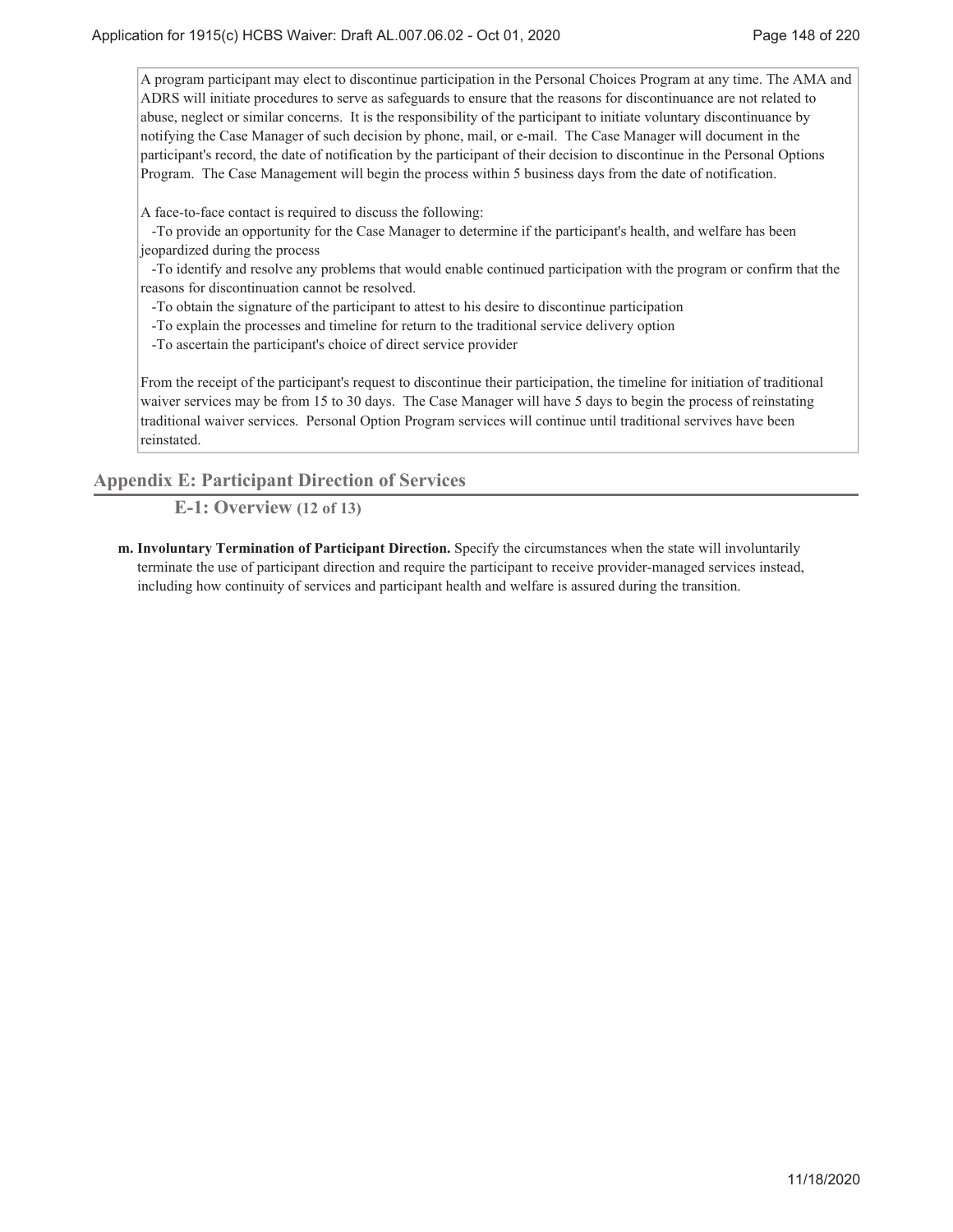A program participant may elect to discontinue participation in the Personal Choices Program at any time. The AMA and ADRS will initiate procedures to serve as safeguards to ensure that the reasons for discontinuance are not related to abuse, neglect or similar concerns. It is the responsibility of the participant to initiate voluntary discontinuance by notifying the Case Manager of such decision by phone, mail, or e-mail. The Case Manager will document in the participant's record, the date of notification by the participant of their decision to discontinue in the Personal Options Program. The Case Management will begin the process within 5 business days from the date of notification.

A face-to-face contact is required to discuss the following:

-To provide an opportunity for the Case Manager to determine if the participant's health, and welfare has been jeopardized during the process

-To identify and resolve any problems that would enable continued participation with the program or confirm that the reasons for discontinuation cannot be resolved.

-To obtain the signature of the participant to attest to his desire to discontinue participation

-To explain the processes and timeline for return to the traditional service delivery option

-To ascertain the participant's choice of direct service provider

From the receipt of the participant's request to discontinue their participation, the timeline for initiation of traditional waiver services may be from 15 to 30 days. The Case Manager will have 5 days to begin the process of reinstating traditional waiver services. Personal Option Program services will continue until traditional servives have been reinstated.

## Appendix E: Participant Direction of Services

### E-1: Overview (12 of 13)

**m. Involuntary Termination of Participant Direction.** Specify the circumstances when the state will involuntarily terminate the use of participant direction and require the participant to receive provider-managed services instead, including how continuity of services and participant health and welfare is assured during the transition.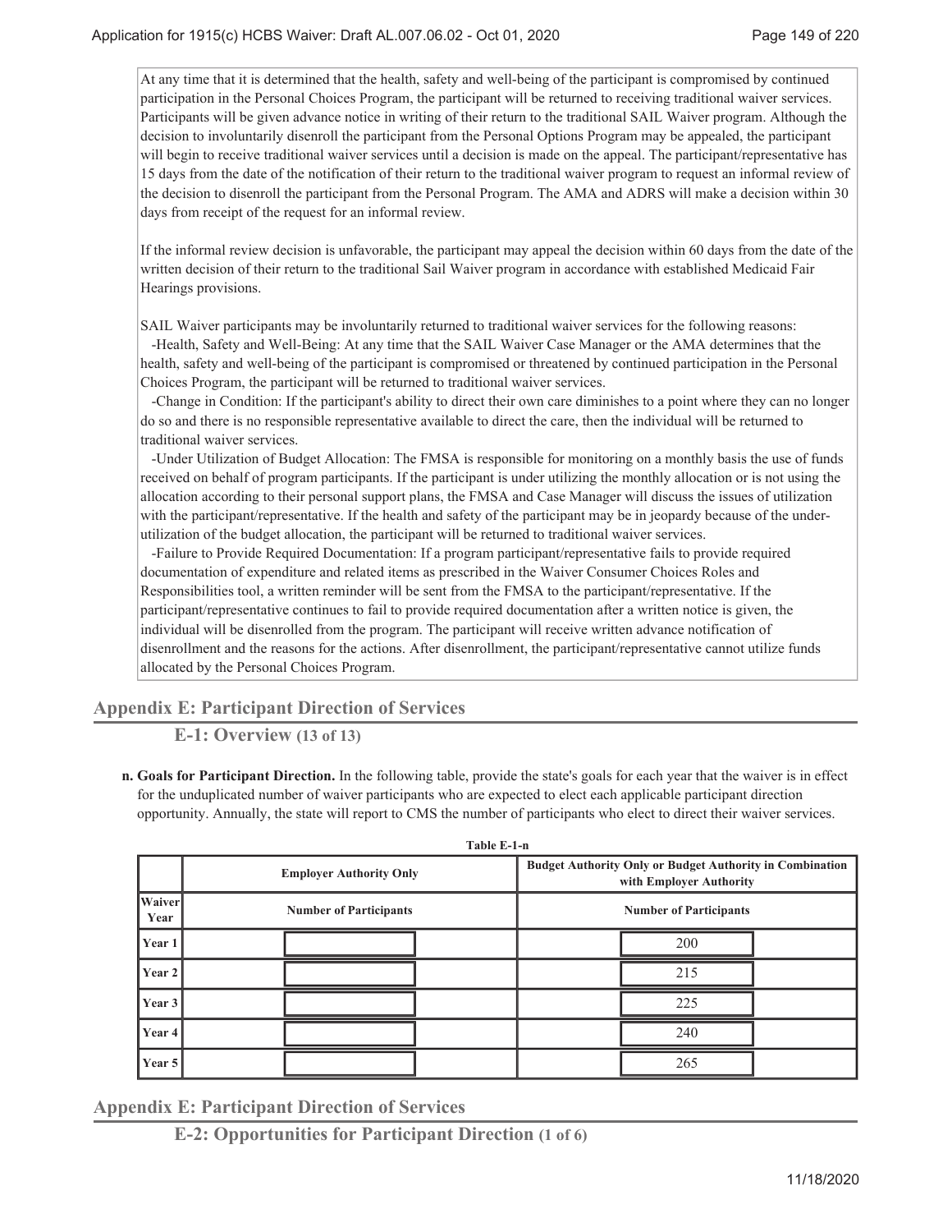At any time that it is determined that the health, safety and well-being of the participant is compromised by continued participation in the Personal Choices Program, the participant will be returned to receiving traditional waiver services. Participants will be given advance notice in writing of their return to the traditional SAIL Waiver program. Although the decision to involuntarily disenroll the participant from the Personal Options Program may be appealed, the participant will begin to receive traditional waiver services until a decision is made on the appeal. The participant/representative has 15 days from the date of the notification of their return to the traditional waiver program to request an informal review of the decision to disenroll the participant from the Personal Program. The AMA and ADRS will make a decision within 30 days from receipt of the request for an informal review.

If the informal review decision is unfavorable, the participant may appeal the decision within 60 days from the date of the written decision of their return to the traditional Sail Waiver program in accordance with established Medicaid Fair Hearings provisions.

SAIL Waiver participants may be involuntarily returned to traditional waiver services for the following reasons:
-Health, Safety and Well-Being: At any time that the SAIL Waiver Case Manager or the AMA determines that the health, safety and well-being of the participant is compromised or threatened by continued participation in the Personal Choices Program, the participant will be returned to traditional waiver services.
-Change in Condition: If the participant's ability to direct their own care diminishes to a point where they can no longer do so and there is no responsible representative available to direct the care, then the individual will be returned to traditional waiver services.
-Under Utilization of Budget Allocation: The FMSA is responsible for monitoring on a monthly basis the use of funds received on behalf of program participants. If the participant is under utilizing the monthly allocation or is not using the allocation according to their personal support plans, the FMSA and Case Manager will discuss the issues of utilization with the participant/representative. If the health and safety of the participant may be in jeopardy because of the under-utilization of the budget allocation, the participant will be returned to traditional waiver services.
-Failure to Provide Required Documentation: If a program participant/representative fails to provide required documentation of expenditure and related items as prescribed in the Waiver Consumer Choices Roles and Responsibilities tool, a written reminder will be sent from the FMSA to the participant/representative. If the participant/representative continues to fail to provide required documentation after a written notice is given, the individual will be disenrolled from the program. The participant will receive written advance notification of disenrollment and the reasons for the actions. After disenrollment, the participant/representative cannot utilize funds allocated by the Personal Choices Program.

## Appendix E: Participant Direction of Services

### E-1: Overview (13 of 13)

**n. Goals for Participant Direction.** In the following table, provide the state's goals for each year that the waiver is in effect for the unduplicated number of waiver participants who are expected to elect each applicable participant direction opportunity. Annually, the state will report to CMS the number of participants who elect to direct their waiver services.

**Table E-1-n**

| | Employer Authority Only | Budget Authority Only or Budget Authority in Combination with Employer Authority |
|---|---|---|
| Waiver Year | Number of Participants | Number of Participants |
| Year 1 | | 200 |
| Year 2 | | 215 |
| Year 3 | | 225 |
| Year 4 | | 240 |
| Year 5 | | 265 |

## Appendix E: Participant Direction of Services

### E-2: Opportunities for Participant Direction (1 of 6)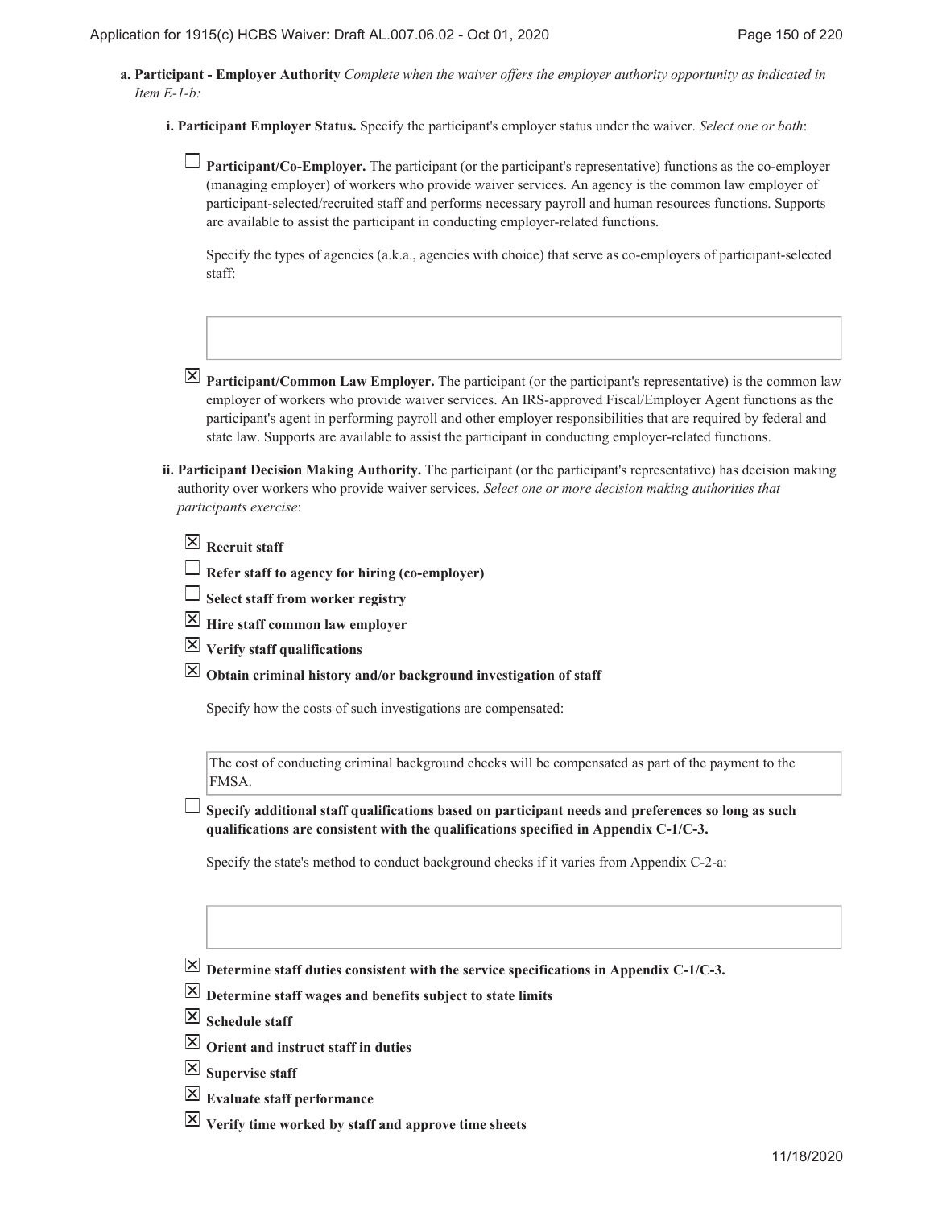**a. Participant - Employer Authority** *Complete when the waiver offers the employer authority opportunity as indicated in Item E-1-b:*

**i. Participant Employer Status.** Specify the participant's employer status under the waiver. *Select one or both*:

☐ **Participant/Co-Employer.** The participant (or the participant's representative) functions as the co-employer (managing employer) of workers who provide waiver services. An agency is the common law employer of participant-selected/recruited staff and performs necessary payroll and human resources functions. Supports are available to assist the participant in conducting employer-related functions.

Specify the types of agencies (a.k.a., agencies with choice) that serve as co-employers of participant-selected staff:

☒ **Participant/Common Law Employer.** The participant (or the participant's representative) is the common law employer of workers who provide waiver services. An IRS-approved Fiscal/Employer Agent functions as the participant's agent in performing payroll and other employer responsibilities that are required by federal and state law. Supports are available to assist the participant in conducting employer-related functions.

**ii. Participant Decision Making Authority.** The participant (or the participant's representative) has decision making authority over workers who provide waiver services. *Select one or more decision making authorities that participants exercise*:

☒ **Recruit staff**

☐ **Refer staff to agency for hiring (co-employer)**

☐ **Select staff from worker registry**

☒ **Hire staff common law employer**

☒ **Verify staff qualifications**

☒ **Obtain criminal history and/or background investigation of staff**

Specify how the costs of such investigations are compensated:

The cost of conducting criminal background checks will be compensated as part of the payment to the FMSA.

☐ **Specify additional staff qualifications based on participant needs and preferences so long as such qualifications are consistent with the qualifications specified in Appendix C-1/C-3.**

Specify the state's method to conduct background checks if it varies from Appendix C-2-a:

☒ **Determine staff duties consistent with the service specifications in Appendix C-1/C-3.**

☒ **Determine staff wages and benefits subject to state limits**

☒ **Schedule staff**

☒ **Orient and instruct staff in duties**

☒ **Supervise staff**

☒ **Evaluate staff performance**

☒ **Verify time worked by staff and approve time sheets**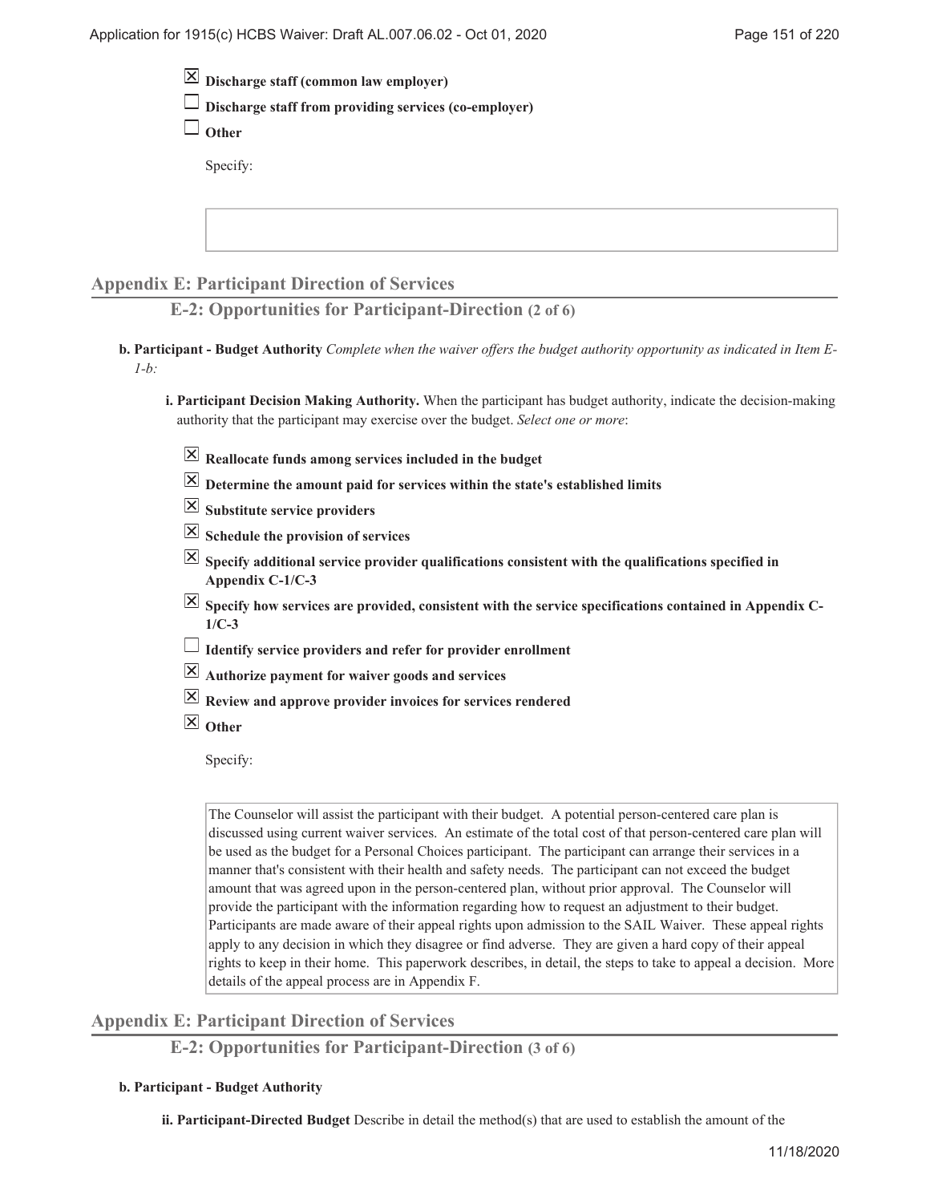- [x] **Discharge staff (common law employer)**
- [ ] **Discharge staff from providing services (co-employer)**
- [ ] **Other**

Specify:

## Appendix E: Participant Direction of Services

### E-2: Opportunities for Participant-Direction (2 of 6)

**b. Participant - Budget Authority** *Complete when the waiver offers the budget authority opportunity as indicated in Item E-1-b:*

**i. Participant Decision Making Authority.** When the participant has budget authority, indicate the decision-making authority that the participant may exercise over the budget. *Select one or more*:

- [x] **Reallocate funds among services included in the budget**
- [x] **Determine the amount paid for services within the state's established limits**
- [x] **Substitute service providers**
- [x] **Schedule the provision of services**
- [x] **Specify additional service provider qualifications consistent with the qualifications specified in Appendix C-1/C-3**
- [x] **Specify how services are provided, consistent with the service specifications contained in Appendix C-1/C-3**
- [ ] **Identify service providers and refer for provider enrollment**
- [x] **Authorize payment for waiver goods and services**
- [x] **Review and approve provider invoices for services rendered**
- [x] **Other**

Specify:

The Counselor will assist the participant with their budget. A potential person-centered care plan is discussed using current waiver services. An estimate of the total cost of that person-centered care plan will be used as the budget for a Personal Choices participant. The participant can arrange their services in a manner that's consistent with their health and safety needs. The participant can not exceed the budget amount that was agreed upon in the person-centered plan, without prior approval. The Counselor will provide the participant with the information regarding how to request an adjustment to their budget. Participants are made aware of their appeal rights upon admission to the SAIL Waiver. These appeal rights apply to any decision in which they disagree or find adverse. They are given a hard copy of their appeal rights to keep in their home. This paperwork describes, in detail, the steps to take to appeal a decision. More details of the appeal process are in Appendix F.

## Appendix E: Participant Direction of Services

### E-2: Opportunities for Participant-Direction (3 of 6)

**b. Participant - Budget Authority**

**ii. Participant-Directed Budget** Describe in detail the method(s) that are used to establish the amount of the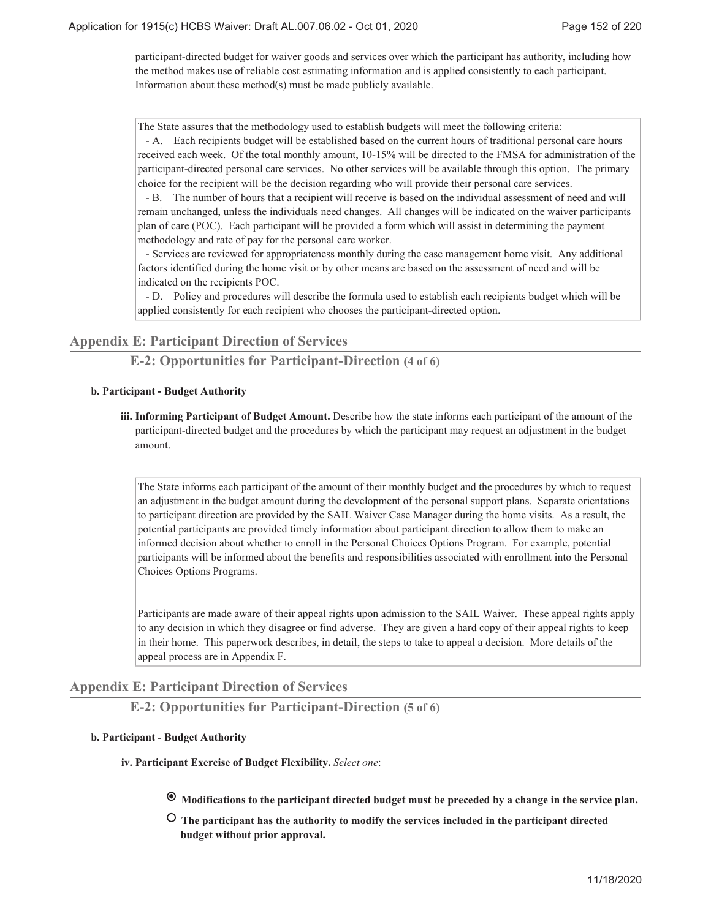participant-directed budget for waiver goods and services over which the participant has authority, including how the method makes use of reliable cost estimating information and is applied consistently to each participant. Information about these method(s) must be made publicly available.

> The State assures that the methodology used to establish budgets will meet the following criteria:
> - A. Each recipients budget will be established based on the current hours of traditional personal care hours received each week. Of the total monthly amount, 10-15% will be directed to the FMSA for administration of the participant-directed personal care services. No other services will be available through this option. The primary choice for the recipient will be the decision regarding who will provide their personal care services.
> - B. The number of hours that a recipient will receive is based on the individual assessment of need and will remain unchanged, unless the individuals need changes. All changes will be indicated on the waiver participants plan of care (POC). Each participant will be provided a form which will assist in determining the payment methodology and rate of pay for the personal care worker.
> - Services are reviewed for appropriateness monthly during the case management home visit. Any additional factors identified during the home visit or by other means are based on the assessment of need and will be indicated on the recipients POC.
> - D. Policy and procedures will describe the formula used to establish each recipients budget which will be applied consistently for each recipient who chooses the participant-directed option.

## Appendix E: Participant Direction of Services

### E-2: Opportunities for Participant-Direction (4 of 6)

**b. Participant - Budget Authority**

**iii. Informing Participant of Budget Amount.** Describe how the state informs each participant of the amount of the participant-directed budget and the procedures by which the participant may request an adjustment in the budget amount.

> The State informs each participant of the amount of their monthly budget and the procedures by which to request an adjustment in the budget amount during the development of the personal support plans. Separate orientations to participant direction are provided by the SAIL Waiver Case Manager during the home visits. As a result, the potential participants are provided timely information about participant direction to allow them to make an informed decision about whether to enroll in the Personal Choices Options Program. For example, potential participants will be informed about the benefits and responsibilities associated with enrollment into the Personal Choices Options Programs.
>
> Participants are made aware of their appeal rights upon admission to the SAIL Waiver. These appeal rights apply to any decision in which they disagree or find adverse. They are given a hard copy of their appeal rights to keep in their home. This paperwork describes, in detail, the steps to take to appeal a decision. More details of the appeal process are in Appendix F.

## Appendix E: Participant Direction of Services

### E-2: Opportunities for Participant-Direction (5 of 6)

**b. Participant - Budget Authority**

**iv. Participant Exercise of Budget Flexibility.** *Select one*:

- ◉ **Modifications to the participant directed budget must be preceded by a change in the service plan.**
- ○ **The participant has the authority to modify the services included in the participant directed budget without prior approval.**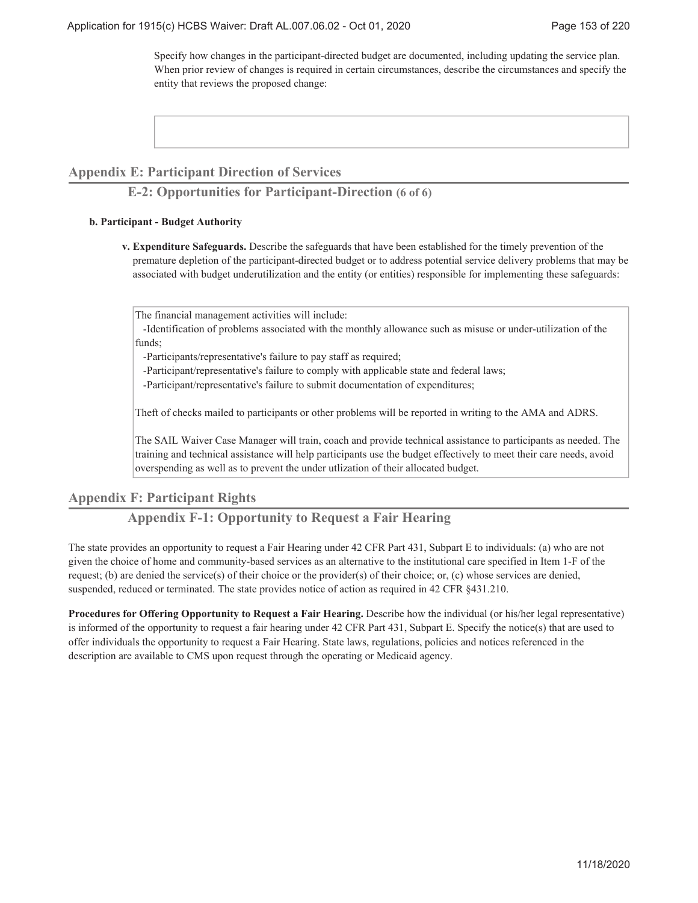Specify how changes in the participant-directed budget are documented, including updating the service plan. When prior review of changes is required in certain circumstances, describe the circumstances and specify the entity that reviews the proposed change:

## Appendix E: Participant Direction of Services

### E-2: Opportunities for Participant-Direction (6 of 6)

**b. Participant - Budget Authority**

**v. Expenditure Safeguards.** Describe the safeguards that have been established for the timely prevention of the premature depletion of the participant-directed budget or to address potential service delivery problems that may be associated with budget underutilization and the entity (or entities) responsible for implementing these safeguards:

The financial management activities will include:

-Identification of problems associated with the monthly allowance such as misuse or under-utilization of the funds;

-Participants/representative's failure to pay staff as required;

-Participant/representative's failure to comply with applicable state and federal laws;

-Participant/representative's failure to submit documentation of expenditures;

Theft of checks mailed to participants or other problems will be reported in writing to the AMA and ADRS.

The SAIL Waiver Case Manager will train, coach and provide technical assistance to participants as needed. The training and technical assistance will help participants use the budget effectively to meet their care needs, avoid overspending as well as to prevent the under utlization of their allocated budget.

## Appendix F: Participant Rights

### Appendix F-1: Opportunity to Request a Fair Hearing

The state provides an opportunity to request a Fair Hearing under 42 CFR Part 431, Subpart E to individuals: (a) who are not given the choice of home and community-based services as an alternative to the institutional care specified in Item 1-F of the request; (b) are denied the service(s) of their choice or the provider(s) of their choice; or, (c) whose services are denied, suspended, reduced or terminated. The state provides notice of action as required in 42 CFR §431.210.

**Procedures for Offering Opportunity to Request a Fair Hearing.** Describe how the individual (or his/her legal representative) is informed of the opportunity to request a fair hearing under 42 CFR Part 431, Subpart E. Specify the notice(s) that are used to offer individuals the opportunity to request a Fair Hearing. State laws, regulations, policies and notices referenced in the description are available to CMS upon request through the operating or Medicaid agency.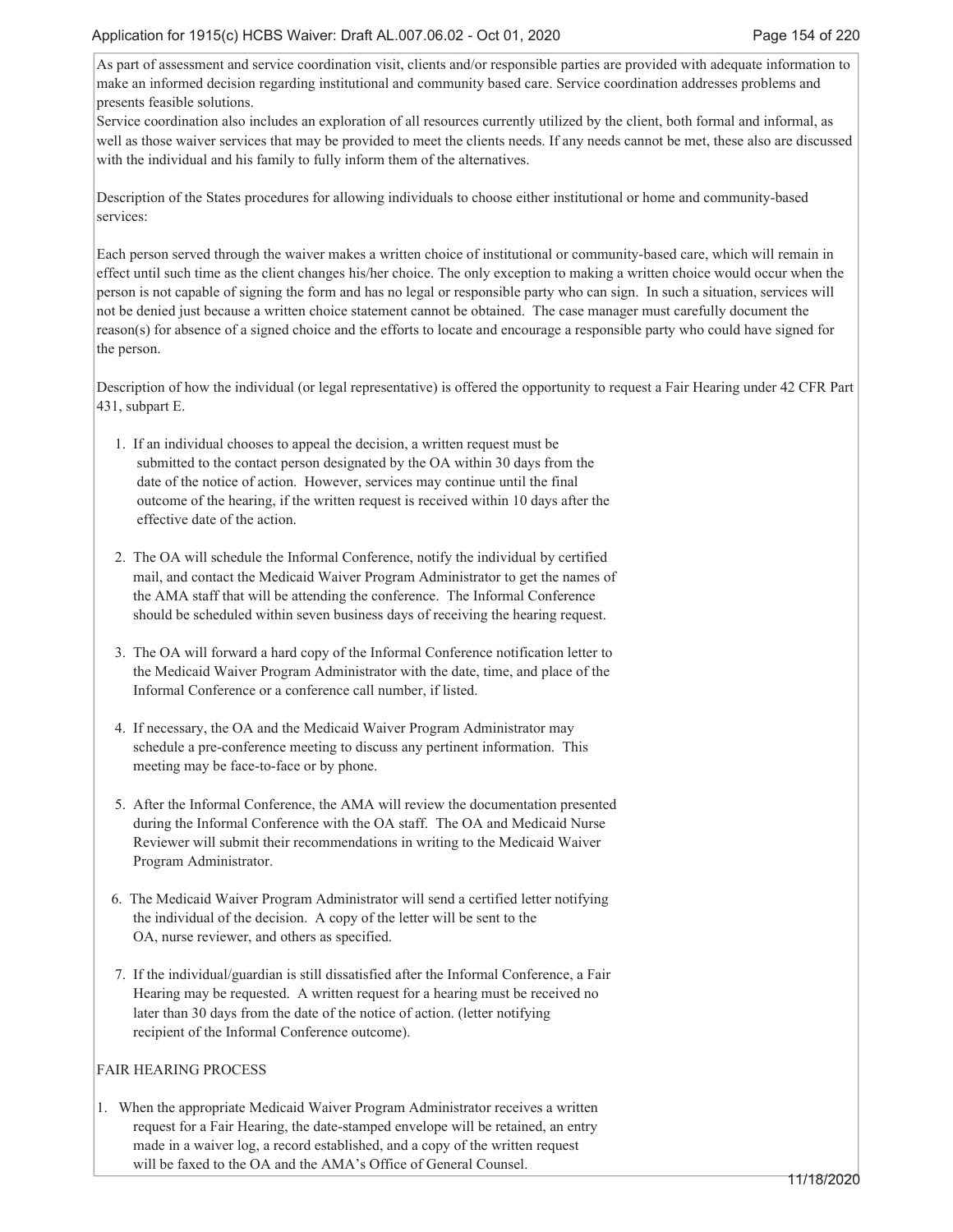As part of assessment and service coordination visit, clients and/or responsible parties are provided with adequate information to make an informed decision regarding institutional and community based care. Service coordination addresses problems and presents feasible solutions.
Service coordination also includes an exploration of all resources currently utilized by the client, both formal and informal, as well as those waiver services that may be provided to meet the clients needs. If any needs cannot be met, these also are discussed with the individual and his family to fully inform them of the alternatives.

Description of the States procedures for allowing individuals to choose either institutional or home and community-based services:

Each person served through the waiver makes a written choice of institutional or community-based care, which will remain in effect until such time as the client changes his/her choice. The only exception to making a written choice would occur when the person is not capable of signing the form and has no legal or responsible party who can sign. In such a situation, services will not be denied just because a written choice statement cannot be obtained. The case manager must carefully document the reason(s) for absence of a signed choice and the efforts to locate and encourage a responsible party who could have signed for the person.

Description of how the individual (or legal representative) is offered the opportunity to request a Fair Hearing under 42 CFR Part 431, subpart E.

1. If an individual chooses to appeal the decision, a written request must be submitted to the contact person designated by the OA within 30 days from the date of the notice of action. However, services may continue until the final outcome of the hearing, if the written request is received within 10 days after the effective date of the action.

2. The OA will schedule the Informal Conference, notify the individual by certified mail, and contact the Medicaid Waiver Program Administrator to get the names of the AMA staff that will be attending the conference. The Informal Conference should be scheduled within seven business days of receiving the hearing request.

3. The OA will forward a hard copy of the Informal Conference notification letter to the Medicaid Waiver Program Administrator with the date, time, and place of the Informal Conference or a conference call number, if listed.

4. If necessary, the OA and the Medicaid Waiver Program Administrator may schedule a pre-conference meeting to discuss any pertinent information. This meeting may be face-to-face or by phone.

5. After the Informal Conference, the AMA will review the documentation presented during the Informal Conference with the OA staff. The OA and Medicaid Nurse Reviewer will submit their recommendations in writing to the Medicaid Waiver Program Administrator.

6. The Medicaid Waiver Program Administrator will send a certified letter notifying the individual of the decision. A copy of the letter will be sent to the OA, nurse reviewer, and others as specified.

7. If the individual/guardian is still dissatisfied after the Informal Conference, a Fair Hearing may be requested. A written request for a hearing must be received no later than 30 days from the date of the notice of action. (letter notifying recipient of the Informal Conference outcome).

FAIR HEARING PROCESS

1. When the appropriate Medicaid Waiver Program Administrator receives a written request for a Fair Hearing, the date-stamped envelope will be retained, an entry made in a waiver log, a record established, and a copy of the written request will be faxed to the OA and the AMA's Office of General Counsel.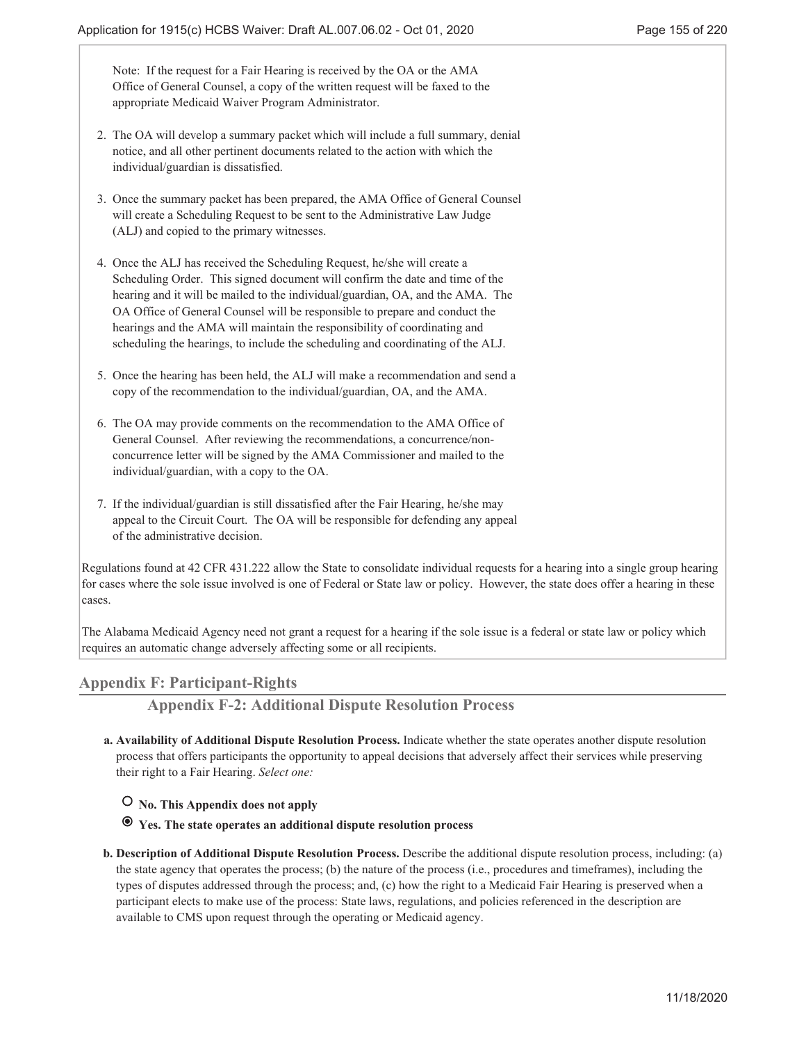Note: If the request for a Fair Hearing is received by the OA or the AMA Office of General Counsel, a copy of the written request will be faxed to the appropriate Medicaid Waiver Program Administrator.

2. The OA will develop a summary packet which will include a full summary, denial notice, and all other pertinent documents related to the action with which the individual/guardian is dissatisfied.
3. Once the summary packet has been prepared, the AMA Office of General Counsel will create a Scheduling Request to be sent to the Administrative Law Judge (ALJ) and copied to the primary witnesses.
4. Once the ALJ has received the Scheduling Request, he/she will create a Scheduling Order. This signed document will confirm the date and time of the hearing and it will be mailed to the individual/guardian, OA, and the AMA. The OA Office of General Counsel will be responsible to prepare and conduct the hearings and the AMA will maintain the responsibility of coordinating and scheduling the hearings, to include the scheduling and coordinating of the ALJ.
5. Once the hearing has been held, the ALJ will make a recommendation and send a copy of the recommendation to the individual/guardian, OA, and the AMA.
6. The OA may provide comments on the recommendation to the AMA Office of General Counsel. After reviewing the recommendations, a concurrence/non-concurrence letter will be signed by the AMA Commissioner and mailed to the individual/guardian, with a copy to the OA.
7. If the individual/guardian is still dissatisfied after the Fair Hearing, he/she may appeal to the Circuit Court. The OA will be responsible for defending any appeal of the administrative decision.

Regulations found at 42 CFR 431.222 allow the State to consolidate individual requests for a hearing into a single group hearing for cases where the sole issue involved is one of Federal or State law or policy. However, the state does offer a hearing in these cases.

The Alabama Medicaid Agency need not grant a request for a hearing if the sole issue is a federal or state law or policy which requires an automatic change adversely affecting some or all recipients.

## Appendix F: Participant-Rights

### Appendix F-2: Additional Dispute Resolution Process

**a. Availability of Additional Dispute Resolution Process.** Indicate whether the state operates another dispute resolution process that offers participants the opportunity to appeal decisions that adversely affect their services while preserving their right to a Fair Hearing. *Select one:*

○ **No. This Appendix does not apply**

◉ **Yes. The state operates an additional dispute resolution process**

**b. Description of Additional Dispute Resolution Process.** Describe the additional dispute resolution process, including: (a) the state agency that operates the process; (b) the nature of the process (i.e., procedures and timeframes), including the types of disputes addressed through the process; and, (c) how the right to a Medicaid Fair Hearing is preserved when a participant elects to make use of the process: State laws, regulations, and policies referenced in the description are available to CMS upon request through the operating or Medicaid agency.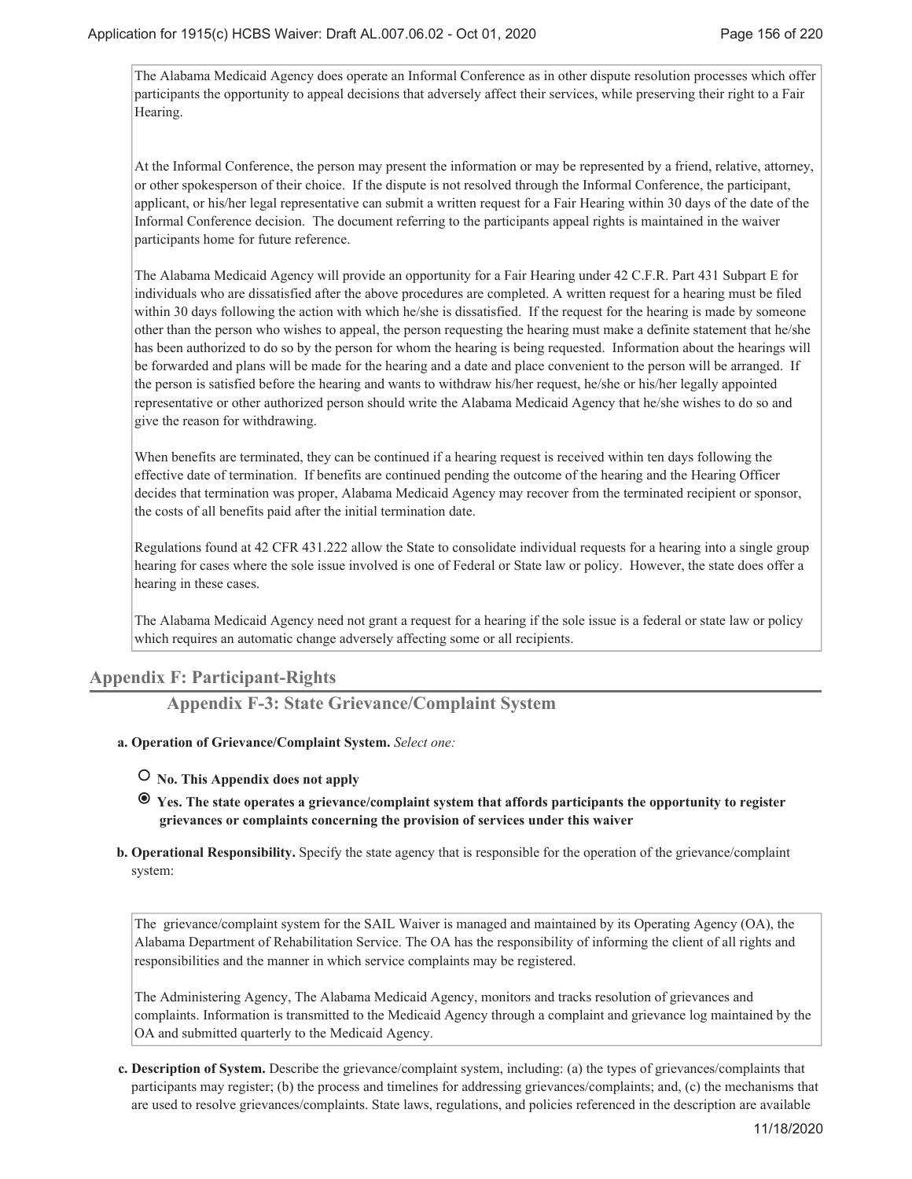The Alabama Medicaid Agency does operate an Informal Conference as in other dispute resolution processes which offer participants the opportunity to appeal decisions that adversely affect their services, while preserving their right to a Fair Hearing.

At the Informal Conference, the person may present the information or may be represented by a friend, relative, attorney, or other spokesperson of their choice. If the dispute is not resolved through the Informal Conference, the participant, applicant, or his/her legal representative can submit a written request for a Fair Hearing within 30 days of the date of the Informal Conference decision. The document referring to the participants appeal rights is maintained in the waiver participants home for future reference.

The Alabama Medicaid Agency will provide an opportunity for a Fair Hearing under 42 C.F.R. Part 431 Subpart E for individuals who are dissatisfied after the above procedures are completed. A written request for a hearing must be filed within 30 days following the action with which he/she is dissatisfied. If the request for the hearing is made by someone other than the person who wishes to appeal, the person requesting the hearing must make a definite statement that he/she has been authorized to do so by the person for whom the hearing is being requested. Information about the hearings will be forwarded and plans will be made for the hearing and a date and place convenient to the person will be arranged. If the person is satisfied before the hearing and wants to withdraw his/her request, he/she or his/her legally appointed representative or other authorized person should write the Alabama Medicaid Agency that he/she wishes to do so and give the reason for withdrawing.

When benefits are terminated, they can be continued if a hearing request is received within ten days following the effective date of termination. If benefits are continued pending the outcome of the hearing and the Hearing Officer decides that termination was proper, Alabama Medicaid Agency may recover from the terminated recipient or sponsor, the costs of all benefits paid after the initial termination date.

Regulations found at 42 CFR 431.222 allow the State to consolidate individual requests for a hearing into a single group hearing for cases where the sole issue involved is one of Federal or State law or policy. However, the state does offer a hearing in these cases.

The Alabama Medicaid Agency need not grant a request for a hearing if the sole issue is a federal or state law or policy which requires an automatic change adversely affecting some or all recipients.

## Appendix F: Participant-Rights

### Appendix F-3: State Grievance/Complaint System

**a. Operation of Grievance/Complaint System.** *Select one:*

- ○ **No. This Appendix does not apply**
- ◉ **Yes. The state operates a grievance/complaint system that affords participants the opportunity to register grievances or complaints concerning the provision of services under this waiver**

**b. Operational Responsibility.** Specify the state agency that is responsible for the operation of the grievance/complaint system:

The grievance/complaint system for the SAIL Waiver is managed and maintained by its Operating Agency (OA), the Alabama Department of Rehabilitation Service. The OA has the responsibility of informing the client of all rights and responsibilities and the manner in which service complaints may be registered.

The Administering Agency, The Alabama Medicaid Agency, monitors and tracks resolution of grievances and complaints. Information is transmitted to the Medicaid Agency through a complaint and grievance log maintained by the OA and submitted quarterly to the Medicaid Agency.

**c. Description of System.** Describe the grievance/complaint system, including: (a) the types of grievances/complaints that participants may register; (b) the process and timelines for addressing grievances/complaints; and, (c) the mechanisms that are used to resolve grievances/complaints. State laws, regulations, and policies referenced in the description are available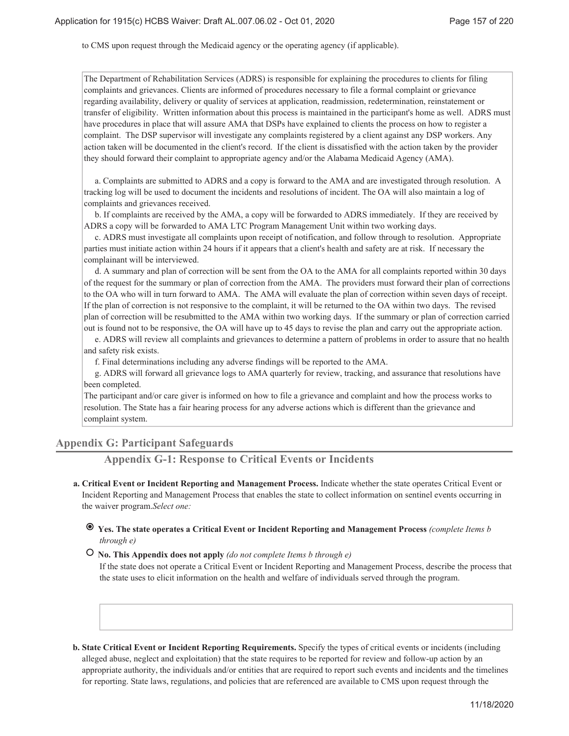to CMS upon request through the Medicaid agency or the operating agency (if applicable).

The Department of Rehabilitation Services (ADRS) is responsible for explaining the procedures to clients for filing complaints and grievances. Clients are informed of procedures necessary to file a formal complaint or grievance regarding availability, delivery or quality of services at application, readmission, redetermination, reinstatement or transfer of eligibility. Written information about this process is maintained in the participant's home as well. ADRS must have procedures in place that will assure AMA that DSPs have explained to clients the process on how to register a complaint. The DSP supervisor will investigate any complaints registered by a client against any DSP workers. Any action taken will be documented in the client's record. If the client is dissatisfied with the action taken by the provider they should forward their complaint to appropriate agency and/or the Alabama Medicaid Agency (AMA).

a. Complaints are submitted to ADRS and a copy is forward to the AMA and are investigated through resolution. A tracking log will be used to document the incidents and resolutions of incident. The OA will also maintain a log of complaints and grievances received.

b. If complaints are received by the AMA, a copy will be forwarded to ADRS immediately. If they are received by ADRS a copy will be forwarded to AMA LTC Program Management Unit within two working days.

c. ADRS must investigate all complaints upon receipt of notification, and follow through to resolution. Appropriate parties must initiate action within 24 hours if it appears that a client's health and safety are at risk. If necessary the complainant will be interviewed.

d. A summary and plan of correction will be sent from the OA to the AMA for all complaints reported within 30 days of the request for the summary or plan of correction from the AMA. The providers must forward their plan of corrections to the OA who will in turn forward to AMA. The AMA will evaluate the plan of correction within seven days of receipt. If the plan of correction is not responsive to the complaint, it will be returned to the OA within two days. The revised plan of correction will be resubmitted to the AMA within two working days. If the summary or plan of correction carried out is found not to be responsive, the OA will have up to 45 days to revise the plan and carry out the appropriate action.

e. ADRS will review all complaints and grievances to determine a pattern of problems in order to assure that no health and safety risk exists.

f. Final determinations including any adverse findings will be reported to the AMA.

g. ADRS will forward all grievance logs to AMA quarterly for review, tracking, and assurance that resolutions have been completed.

The participant and/or care giver is informed on how to file a grievance and complaint and how the process works to resolution. The State has a fair hearing process for any adverse actions which is different than the grievance and complaint system.

## Appendix G: Participant Safeguards

### Appendix G-1: Response to Critical Events or Incidents

**a. Critical Event or Incident Reporting and Management Process.** Indicate whether the state operates Critical Event or Incident Reporting and Management Process that enables the state to collect information on sentinel events occurring in the waiver program.*Select one:*

◉ **Yes. The state operates a Critical Event or Incident Reporting and Management Process** *(complete Items b through e)*

○ **No. This Appendix does not apply** *(do not complete Items b through e)*

If the state does not operate a Critical Event or Incident Reporting and Management Process, describe the process that the state uses to elicit information on the health and welfare of individuals served through the program.

**b. State Critical Event or Incident Reporting Requirements.** Specify the types of critical events or incidents (including alleged abuse, neglect and exploitation) that the state requires to be reported for review and follow-up action by an appropriate authority, the individuals and/or entities that are required to report such events and incidents and the timelines for reporting. State laws, regulations, and policies that are referenced are available to CMS upon request through the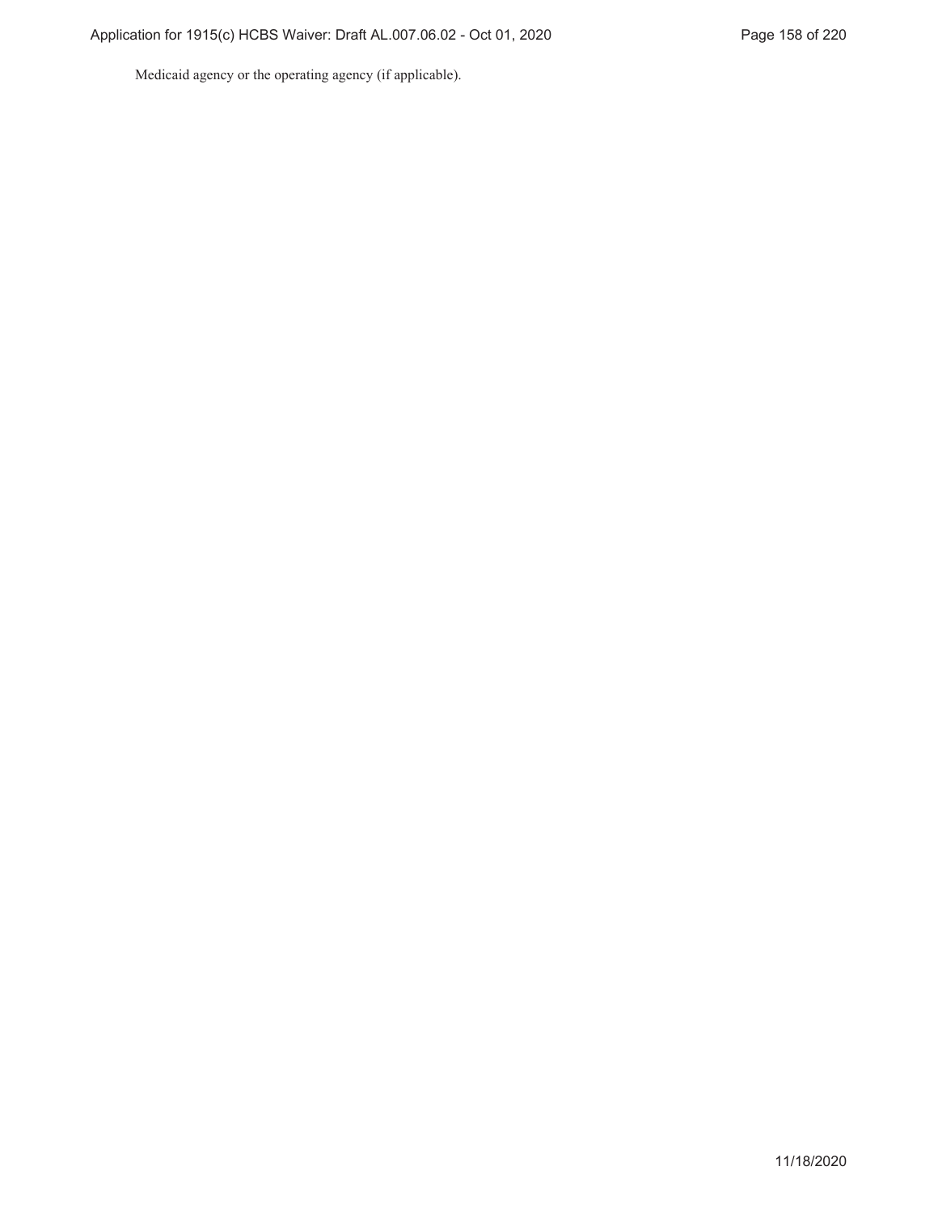Medicaid agency or the operating agency (if applicable).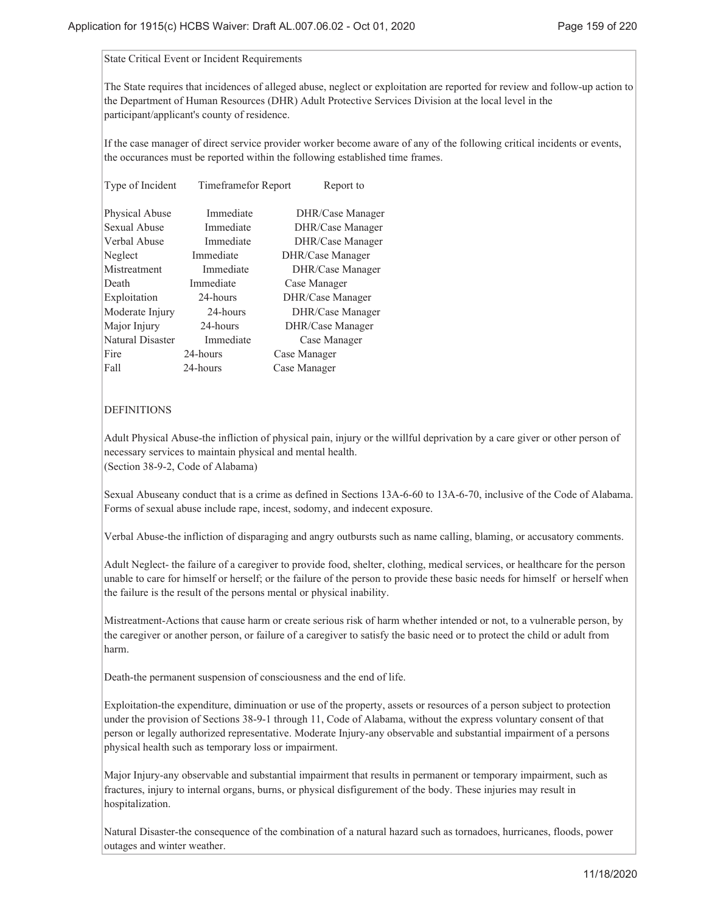State Critical Event or Incident Requirements

The State requires that incidences of alleged abuse, neglect or exploitation are reported for review and follow-up action to the Department of Human Resources (DHR) Adult Protective Services Division at the local level in the participant/applicant's county of residence.

If the case manager of direct service provider worker become aware of any of the following critical incidents or events, the occurances must be reported within the following established time frames.

| Type of Incident | Timeframefor Report | Report to |
| --- | --- | --- |
| Physical Abuse | Immediate | DHR/Case Manager |
| Sexual Abuse | Immediate | DHR/Case Manager |
| Verbal Abuse | Immediate | DHR/Case Manager |
| Neglect | Immediate | DHR/Case Manager |
| Mistreatment | Immediate | DHR/Case Manager |
| Death | Immediate | Case Manager |
| Exploitation | 24-hours | DHR/Case Manager |
| Moderate Injury | 24-hours | DHR/Case Manager |
| Major Injury | 24-hours | DHR/Case Manager |
| Natural Disaster | Immediate | Case Manager |
| Fire | 24-hours | Case Manager |
| Fall | 24-hours | Case Manager |

DEFINITIONS

Adult Physical Abuse-the infliction of physical pain, injury or the willful deprivation by a care giver or other person of necessary services to maintain physical and mental health.
(Section 38-9-2, Code of Alabama)

Sexual Abuseany conduct that is a crime as defined in Sections 13A-6-60 to 13A-6-70, inclusive of the Code of Alabama. Forms of sexual abuse include rape, incest, sodomy, and indecent exposure.

Verbal Abuse-the infliction of disparaging and angry outbursts such as name calling, blaming, or accusatory comments.

Adult Neglect- the failure of a caregiver to provide food, shelter, clothing, medical services, or healthcare for the person unable to care for himself or herself; or the failure of the person to provide these basic needs for himself or herself when the failure is the result of the persons mental or physical inability.

Mistreatment-Actions that cause harm or create serious risk of harm whether intended or not, to a vulnerable person, by the caregiver or another person, or failure of a caregiver to satisfy the basic need or to protect the child or adult from harm.

Death-the permanent suspension of consciousness and the end of life.

Exploitation-the expenditure, diminuation or use of the property, assets or resources of a person subject to protection under the provision of Sections 38-9-1 through 11, Code of Alabama, without the express voluntary consent of that person or legally authorized representative. Moderate Injury-any observable and substantial impairment of a persons physical health such as temporary loss or impairment.

Major Injury-any observable and substantial impairment that results in permanent or temporary impairment, such as fractures, injury to internal organs, burns, or physical disfigurement of the body. These injuries may result in hospitalization.

Natural Disaster-the consequence of the combination of a natural hazard such as tornadoes, hurricanes, floods, power outages and winter weather.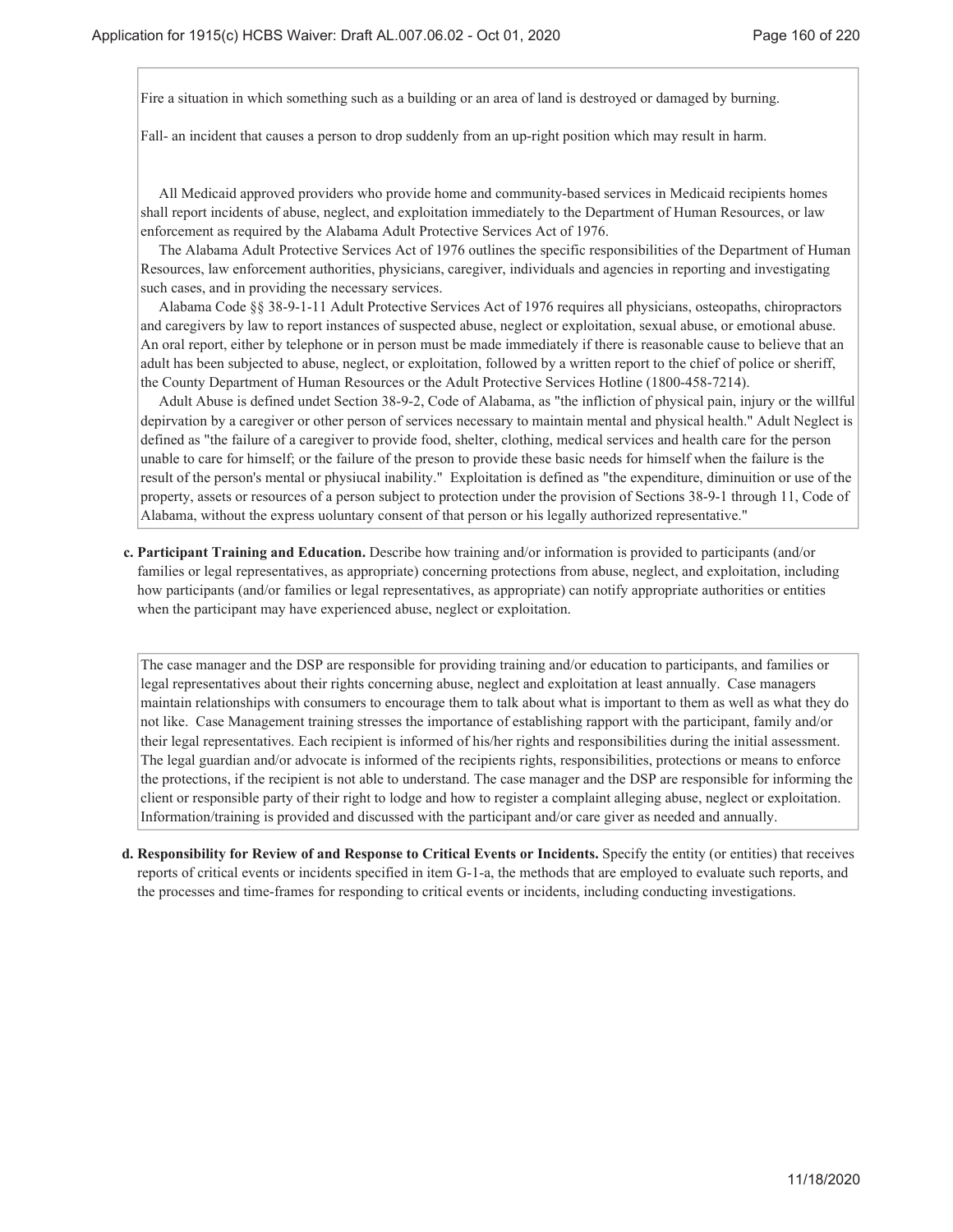Fire a situation in which something such as a building or an area of land is destroyed or damaged by burning.

Fall- an incident that causes a person to drop suddenly from an up-right position which may result in harm.

All Medicaid approved providers who provide home and community-based services in Medicaid recipients homes shall report incidents of abuse, neglect, and exploitation immediately to the Department of Human Resources, or law enforcement as required by the Alabama Adult Protective Services Act of 1976.

The Alabama Adult Protective Services Act of 1976 outlines the specific responsibilities of the Department of Human Resources, law enforcement authorities, physicians, caregiver, individuals and agencies in reporting and investigating such cases, and in providing the necessary services.

Alabama Code §§ 38-9-1-11 Adult Protective Services Act of 1976 requires all physicians, osteopaths, chiropractors and caregivers by law to report instances of suspected abuse, neglect or exploitation, sexual abuse, or emotional abuse. An oral report, either by telephone or in person must be made immediately if there is reasonable cause to believe that an adult has been subjected to abuse, neglect, or exploitation, followed by a written report to the chief of police or sheriff, the County Department of Human Resources or the Adult Protective Services Hotline (1800-458-7214).

Adult Abuse is defined undet Section 38-9-2, Code of Alabama, as "the infliction of physical pain, injury or the willful depirvation by a caregiver or other person of services necessary to maintain mental and physical health." Adult Neglect is defined as "the failure of a caregiver to provide food, shelter, clothing, medical services and health care for the person unable to care for himself; or the failure of the preson to provide these basic needs for himself when the failure is the result of the person's mental or physiucal inability." Exploitation is defined as "the expenditure, diminuition or use of the property, assets or resources of a person subject to protection under the provision of Sections 38-9-1 through 11, Code of Alabama, without the express uoluntary consent of that person or his legally authorized representative."

**c. Participant Training and Education.** Describe how training and/or information is provided to participants (and/or families or legal representatives, as appropriate) concerning protections from abuse, neglect, and exploitation, including how participants (and/or families or legal representatives, as appropriate) can notify appropriate authorities or entities when the participant may have experienced abuse, neglect or exploitation.

The case manager and the DSP are responsible for providing training and/or education to participants, and families or legal representatives about their rights concerning abuse, neglect and exploitation at least annually. Case managers maintain relationships with consumers to encourage them to talk about what is important to them as well as what they do not like. Case Management training stresses the importance of establishing rapport with the participant, family and/or their legal representatives. Each recipient is informed of his/her rights and responsibilities during the initial assessment. The legal guardian and/or advocate is informed of the recipients rights, responsibilities, protections or means to enforce the protections, if the recipient is not able to understand. The case manager and the DSP are responsible for informing the client or responsible party of their right to lodge and how to register a complaint alleging abuse, neglect or exploitation. Information/training is provided and discussed with the participant and/or care giver as needed and annually.

**d. Responsibility for Review of and Response to Critical Events or Incidents.** Specify the entity (or entities) that receives reports of critical events or incidents specified in item G-1-a, the methods that are employed to evaluate such reports, and the processes and time-frames for responding to critical events or incidents, including conducting investigations.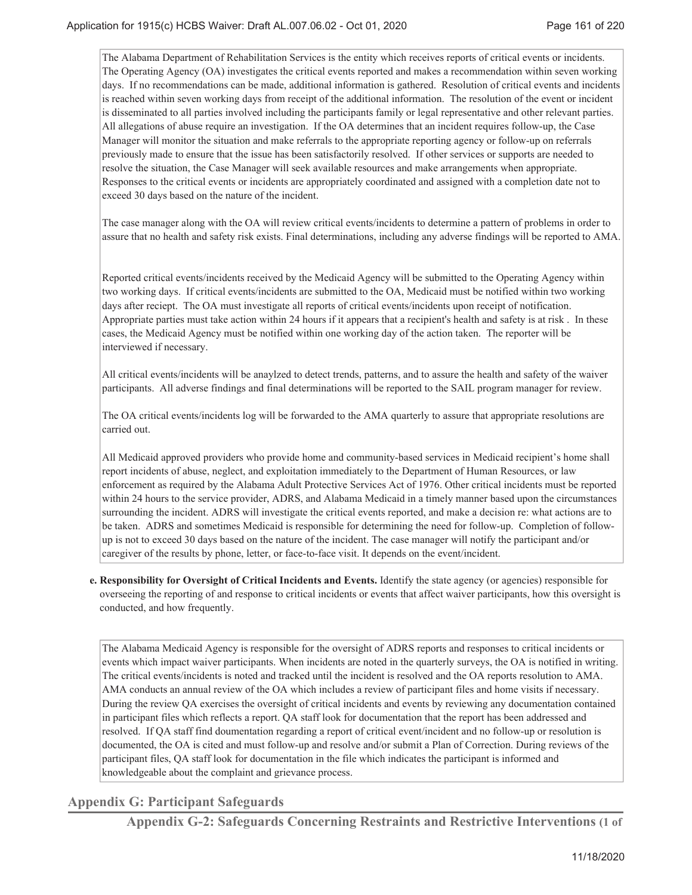The Alabama Department of Rehabilitation Services is the entity which receives reports of critical events or incidents. The Operating Agency (OA) investigates the critical events reported and makes a recommendation within seven working days. If no recommendations can be made, additional information is gathered. Resolution of critical events and incidents is reached within seven working days from receipt of the additional information. The resolution of the event or incident is disseminated to all parties involved including the participants family or legal representative and other relevant parties. All allegations of abuse require an investigation. If the OA determines that an incident requires follow-up, the Case Manager will monitor the situation and make referrals to the appropriate reporting agency or follow-up on referrals previously made to ensure that the issue has been satisfactorily resolved. If other services or supports are needed to resolve the situation, the Case Manager will seek available resources and make arrangements when appropriate. Responses to the critical events or incidents are appropriately coordinated and assigned with a completion date not to exceed 30 days based on the nature of the incident.

The case manager along with the OA will review critical events/incidents to determine a pattern of problems in order to assure that no health and safety risk exists. Final determinations, including any adverse findings will be reported to AMA.

Reported critical events/incidents received by the Medicaid Agency will be submitted to the Operating Agency within two working days. If critical events/incidents are submitted to the OA, Medicaid must be notified within two working days after reciept. The OA must investigate all reports of critical events/incidents upon receipt of notification. Appropriate parties must take action within 24 hours if it appears that a recipient's health and safety is at risk . In these cases, the Medicaid Agency must be notified within one working day of the action taken. The reporter will be interviewed if necessary.

All critical events/incidents will be anaylzed to detect trends, patterns, and to assure the health and safety of the waiver participants. All adverse findings and final determinations will be reported to the SAIL program manager for review.

The OA critical events/incidents log will be forwarded to the AMA quarterly to assure that appropriate resolutions are carried out.

All Medicaid approved providers who provide home and community-based services in Medicaid recipient’s home shall report incidents of abuse, neglect, and exploitation immediately to the Department of Human Resources, or law enforcement as required by the Alabama Adult Protective Services Act of 1976. Other critical incidents must be reported within 24 hours to the service provider, ADRS, and Alabama Medicaid in a timely manner based upon the circumstances surrounding the incident. ADRS will investigate the critical events reported, and make a decision re: what actions are to be taken. ADRS and sometimes Medicaid is responsible for determining the need for follow-up. Completion of follow-up is not to exceed 30 days based on the nature of the incident. The case manager will notify the participant and/or caregiver of the results by phone, letter, or face-to-face visit. It depends on the event/incident.

**e. Responsibility for Oversight of Critical Incidents and Events.** Identify the state agency (or agencies) responsible for overseeing the reporting of and response to critical incidents or events that affect waiver participants, how this oversight is conducted, and how frequently.

The Alabama Medicaid Agency is responsible for the oversight of ADRS reports and responses to critical incidents or events which impact waiver participants. When incidents are noted in the quarterly surveys, the OA is notified in writing. The critical events/incidents is noted and tracked until the incident is resolved and the OA reports resolution to AMA. AMA conducts an annual review of the OA which includes a review of participant files and home visits if necessary. During the review QA exercises the oversight of critical incidents and events by reviewing any documentation contained in participant files which reflects a report. QA staff look for documentation that the report has been addressed and resolved. If QA staff find doumentation regarding a report of critical event/incident and no follow-up or resolution is documented, the OA is cited and must follow-up and resolve and/or submit a Plan of Correction. During reviews of the participant files, QA staff look for documentation in the file which indicates the participant is informed and knowledgeable about the complaint and grievance process.

## Appendix G: Participant Safeguards

### Appendix G-2: Safeguards Concerning Restraints and Restrictive Interventions (1 of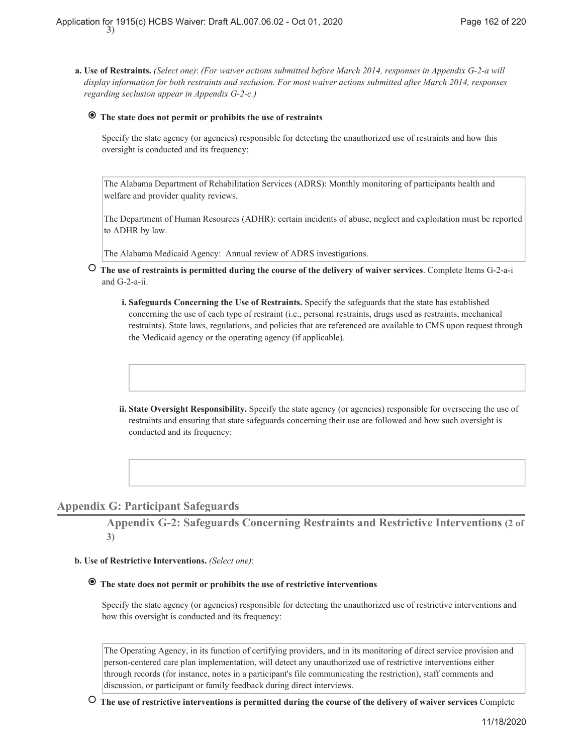3)

**a. Use of Restraints.** *(Select one)*: *(For waiver actions submitted before March 2014, responses in Appendix G-2-a will display information for both restraints and seclusion. For most waiver actions submitted after March 2014, responses regarding seclusion appear in Appendix G-2-c.)*

◉ **The state does not permit or prohibits the use of restraints**

Specify the state agency (or agencies) responsible for detecting the unauthorized use of restraints and how this oversight is conducted and its frequency:

The Alabama Department of Rehabilitation Services (ADRS): Monthly monitoring of participants health and welfare and provider quality reviews.

The Department of Human Resources (ADHR): certain incidents of abuse, neglect and exploitation must be reported to ADHR by law.

The Alabama Medicaid Agency: Annual review of ADRS investigations.

○ **The use of restraints is permitted during the course of the delivery of waiver services**. Complete Items G-2-a-i and G-2-a-ii.

**i. Safeguards Concerning the Use of Restraints.** Specify the safeguards that the state has established concerning the use of each type of restraint (i.e., personal restraints, drugs used as restraints, mechanical restraints). State laws, regulations, and policies that are referenced are available to CMS upon request through the Medicaid agency or the operating agency (if applicable).

**ii. State Oversight Responsibility.** Specify the state agency (or agencies) responsible for overseeing the use of restraints and ensuring that state safeguards concerning their use are followed and how such oversight is conducted and its frequency:

## Appendix G: Participant Safeguards

### Appendix G-2: Safeguards Concerning Restraints and Restrictive Interventions (2 of 3)

**b. Use of Restrictive Interventions.** *(Select one)*:

◉ **The state does not permit or prohibits the use of restrictive interventions**

Specify the state agency (or agencies) responsible for detecting the unauthorized use of restrictive interventions and how this oversight is conducted and its frequency:

The Operating Agency, in its function of certifying providers, and in its monitoring of direct service provision and person-centered care plan implementation, will detect any unauthorized use of restrictive interventions either through records (for instance, notes in a participant's file communicating the restriction), staff comments and discussion, or participant or family feedback during direct interviews.

○ **The use of restrictive interventions is permitted during the course of the delivery of waiver services** Complete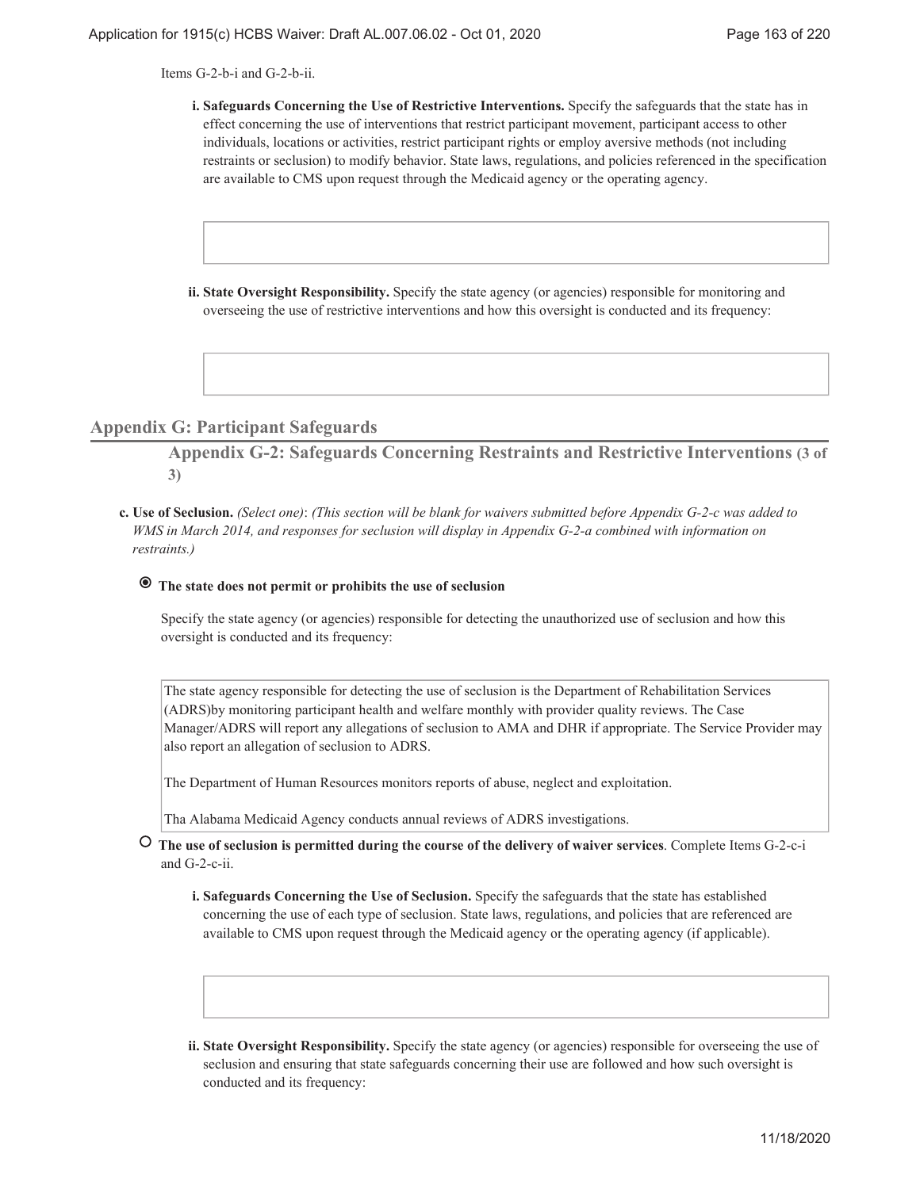Items G-2-b-i and G-2-b-ii.

**i. Safeguards Concerning the Use of Restrictive Interventions.** Specify the safeguards that the state has in effect concerning the use of interventions that restrict participant movement, participant access to other individuals, locations or activities, restrict participant rights or employ aversive methods (not including restraints or seclusion) to modify behavior. State laws, regulations, and policies referenced in the specification are available to CMS upon request through the Medicaid agency or the operating agency.

**ii. State Oversight Responsibility.** Specify the state agency (or agencies) responsible for monitoring and overseeing the use of restrictive interventions and how this oversight is conducted and its frequency:

## Appendix G: Participant Safeguards

### Appendix G-2: Safeguards Concerning Restraints and Restrictive Interventions (3 of 3)

**c. Use of Seclusion.** *(Select one)*: *(This section will be blank for waivers submitted before Appendix G-2-c was added to WMS in March 2014, and responses for seclusion will display in Appendix G-2-a combined with information on restraints.)*

◉ **The state does not permit or prohibits the use of seclusion**

Specify the state agency (or agencies) responsible for detecting the unauthorized use of seclusion and how this oversight is conducted and its frequency:

The state agency responsible for detecting the use of seclusion is the Department of Rehabilitation Services (ADRS)by monitoring participant health and welfare monthly with provider quality reviews. The Case Manager/ADRS will report any allegations of seclusion to AMA and DHR if appropriate. The Service Provider may also report an allegation of seclusion to ADRS.

The Department of Human Resources monitors reports of abuse, neglect and exploitation.

Tha Alabama Medicaid Agency conducts annual reviews of ADRS investigations.

○ **The use of seclusion is permitted during the course of the delivery of waiver services**. Complete Items G-2-c-i and G-2-c-ii.

**i. Safeguards Concerning the Use of Seclusion.** Specify the safeguards that the state has established concerning the use of each type of seclusion. State laws, regulations, and policies that are referenced are available to CMS upon request through the Medicaid agency or the operating agency (if applicable).

**ii. State Oversight Responsibility.** Specify the state agency (or agencies) responsible for overseeing the use of seclusion and ensuring that state safeguards concerning their use are followed and how such oversight is conducted and its frequency: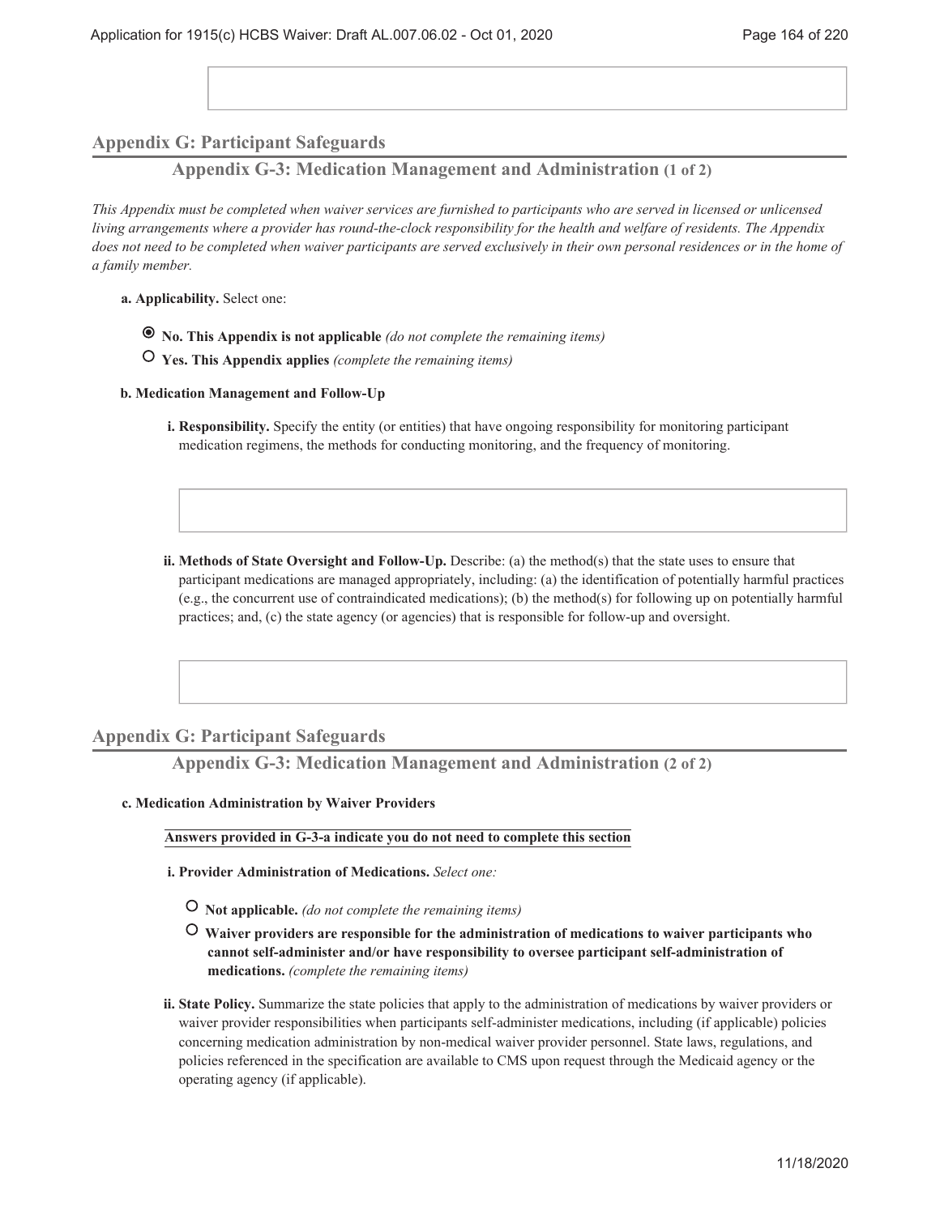## Appendix G: Participant Safeguards

### Appendix G-3: Medication Management and Administration (1 of 2)

*This Appendix must be completed when waiver services are furnished to participants who are served in licensed or unlicensed living arrangements where a provider has round-the-clock responsibility for the health and welfare of residents. The Appendix does not need to be completed when waiver participants are served exclusively in their own personal residences or in the home of a family member.*

**a. Applicability.** Select one:

- ◉ **No. This Appendix is not applicable** *(do not complete the remaining items)*
- ○ **Yes. This Appendix applies** *(complete the remaining items)*

**b. Medication Management and Follow-Up**

**i. Responsibility.** Specify the entity (or entities) that have ongoing responsibility for monitoring participant medication regimens, the methods for conducting monitoring, and the frequency of monitoring.

**ii. Methods of State Oversight and Follow-Up.** Describe: (a) the method(s) that the state uses to ensure that participant medications are managed appropriately, including: (a) the identification of potentially harmful practices (e.g., the concurrent use of contraindicated medications); (b) the method(s) for following up on potentially harmful practices; and, (c) the state agency (or agencies) that is responsible for follow-up and oversight.

## Appendix G: Participant Safeguards

### Appendix G-3: Medication Management and Administration (2 of 2)

**c. Medication Administration by Waiver Providers**

**Answers provided in G-3-a indicate you do not need to complete this section**

**i. Provider Administration of Medications.** *Select one:*

- ○ **Not applicable.** *(do not complete the remaining items)*
- ○ **Waiver providers are responsible for the administration of medications to waiver participants who cannot self-administer and/or have responsibility to oversee participant self-administration of medications.** *(complete the remaining items)*

**ii. State Policy.** Summarize the state policies that apply to the administration of medications by waiver providers or waiver provider responsibilities when participants self-administer medications, including (if applicable) policies concerning medication administration by non-medical waiver provider personnel. State laws, regulations, and policies referenced in the specification are available to CMS upon request through the Medicaid agency or the operating agency (if applicable).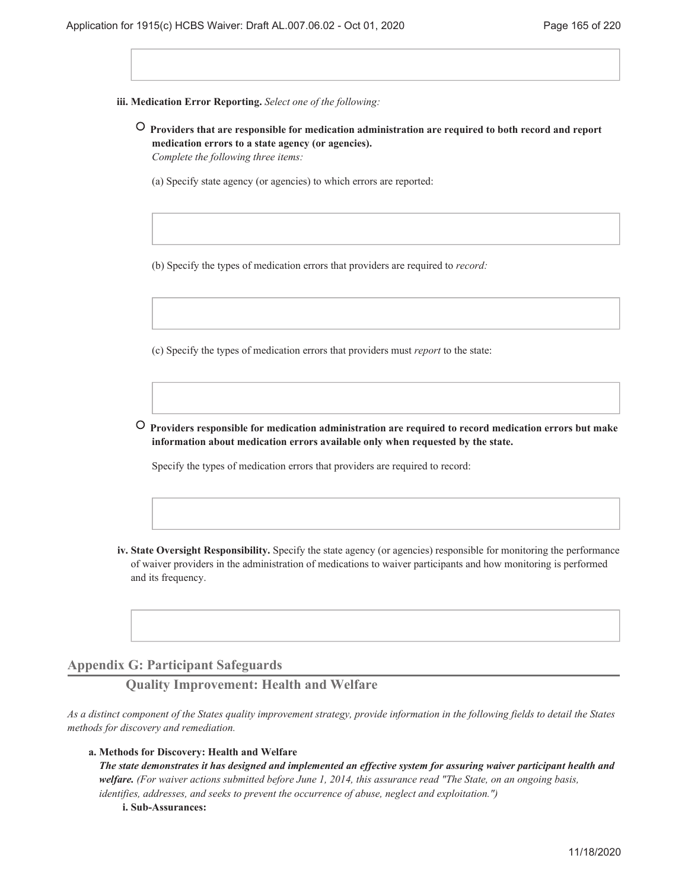**iii. Medication Error Reporting.** *Select one of the following:*

○ **Providers that are responsible for medication administration are required to both record and report medication errors to a state agency (or agencies).**
*Complete the following three items:*

(a) Specify state agency (or agencies) to which errors are reported:

(b) Specify the types of medication errors that providers are required to *record:*

(c) Specify the types of medication errors that providers must *report* to the state:

○ **Providers responsible for medication administration are required to record medication errors but make information about medication errors available only when requested by the state.**

Specify the types of medication errors that providers are required to record:

**iv. State Oversight Responsibility.** Specify the state agency (or agencies) responsible for monitoring the performance of waiver providers in the administration of medications to waiver participants and how monitoring is performed and its frequency.

## Appendix G: Participant Safeguards

### Quality Improvement: Health and Welfare

*As a distinct component of the States quality improvement strategy, provide information in the following fields to detail the States methods for discovery and remediation.*

**a. Methods for Discovery: Health and Welfare**
***The state demonstrates it has designed and implemented an effective system for assuring waiver participant health and welfare.*** *(For waiver actions submitted before June 1, 2014, this assurance read "The State, on an ongoing basis, identifies, addresses, and seeks to prevent the occurrence of abuse, neglect and exploitation.")*

**i. Sub-Assurances:**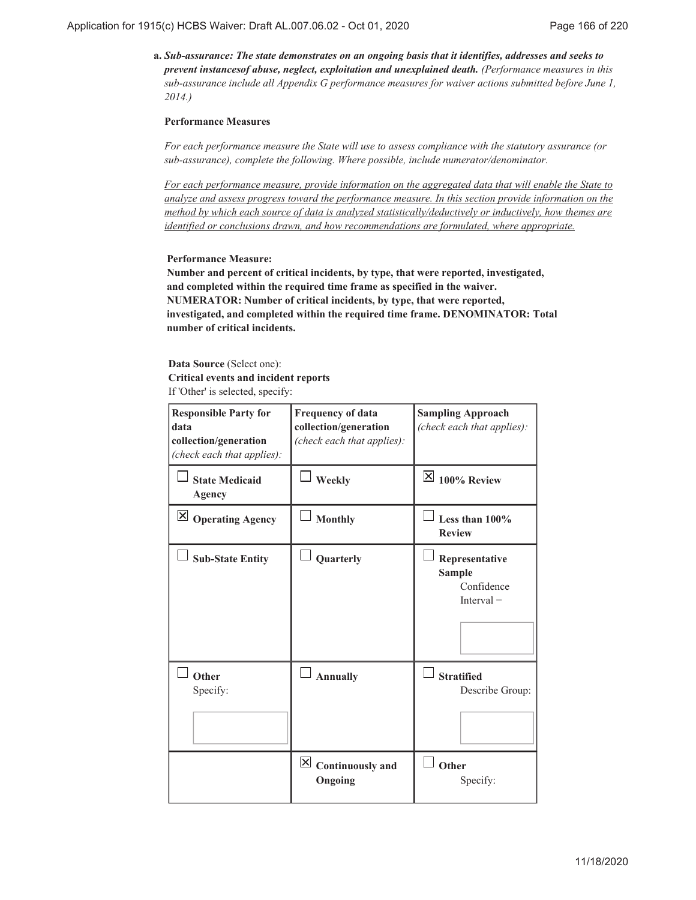**a.** ***Sub-assurance: The state demonstrates on an ongoing basis that it identifies, addresses and seeks to prevent instancesof abuse, neglect, exploitation and unexplained death.*** *(Performance measures in this sub-assurance include all Appendix G performance measures for waiver actions submitted before June 1, 2014.)*

**Performance Measures**

*For each performance measure the State will use to assess compliance with the statutory assurance (or sub-assurance), complete the following. Where possible, include numerator/denominator.*

For each performance measure, provide information on the aggregated data that will enable the State to analyze and assess progress toward the performance measure. In this section provide information on the method by which each source of data is analyzed statistically/deductively or inductively, how themes are identified or conclusions drawn, and how recommendations are formulated, where appropriate.

**Performance Measure:**
**Number and percent of critical incidents, by type, that were reported, investigated, and completed within the required time frame as specified in the waiver. NUMERATOR: Number of critical incidents, by type, that were reported, investigated, and completed within the required time frame. DENOMINATOR: Total number of critical incidents.**

**Data Source** (Select one):
**Critical events and incident reports**
If 'Other' is selected, specify:

| **Responsible Party for data collection/generation** *(check each that applies):* | **Frequency of data collection/generation** *(check each that applies):* | **Sampling Approach** *(check each that applies):* |
|---|---|---|
| ☐ **State Medicaid Agency** | ☐ **Weekly** | ☒ **100% Review** |
| ☒ **Operating Agency** | ☐ **Monthly** | ☐ **Less than 100% Review** |
| ☐ **Sub-State Entity** | ☐ **Quarterly** | ☐ **Representative Sample** Confidence Interval = |
| ☐ **Other** Specify: | ☐ **Annually** | ☐ **Stratified** Describe Group: |
| | ☒ **Continuously and Ongoing** | ☐ **Other** Specify: |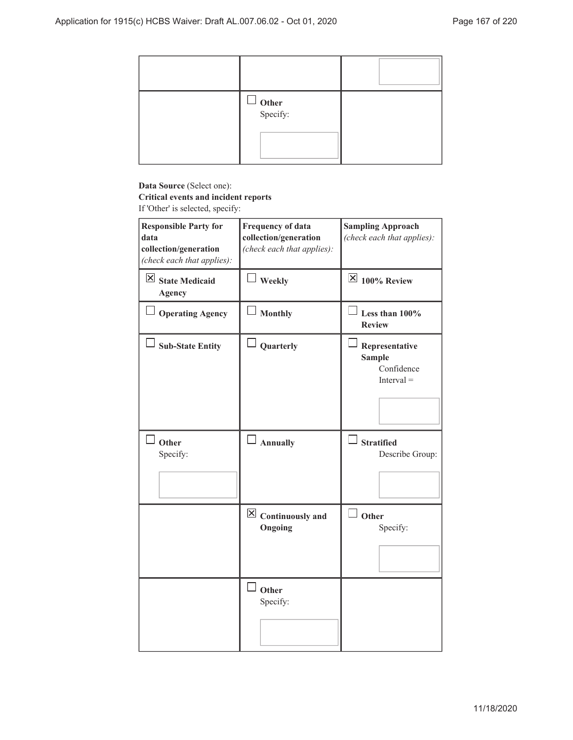|  |  |  |
|---|---|---|
|  |  |  |
|  | ☐ **Other** Specify: |  |

**Data Source** (Select one):
**Critical events and incident reports**
If 'Other' is selected, specify:

| **Responsible Party for data collection/generation** *(check each that applies):* | **Frequency of data collection/generation** *(check each that applies):* | **Sampling Approach** *(check each that applies):* |
|---|---|---|
| ☒ **State Medicaid Agency** | ☐ **Weekly** | ☒ **100% Review** |
| ☐ **Operating Agency** | ☐ **Monthly** | ☐ **Less than 100% Review** |
| ☐ **Sub-State Entity** | ☐ **Quarterly** | ☐ **Representative Sample** Confidence Interval = |
| ☐ **Other** Specify: | ☐ **Annually** | ☐ **Stratified** Describe Group: |
|  | ☒ **Continuously and Ongoing** | ☐ **Other** Specify: |
|  | ☐ **Other** Specify: |  |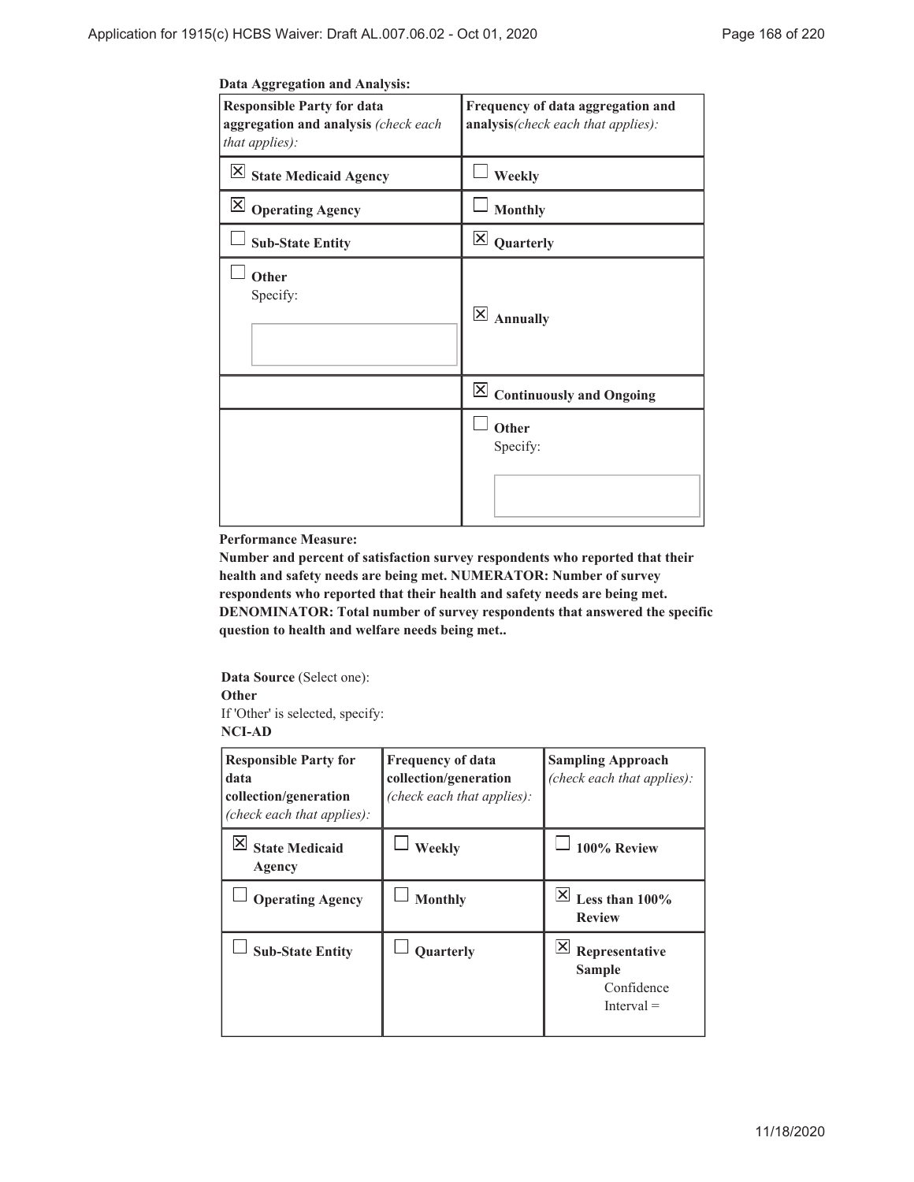**Data Aggregation and Analysis:**

| **Responsible Party for data aggregation and analysis** *(check each that applies):* | **Frequency of data aggregation and analysis***(check each that applies):* |
|---|---|
| ☒ **State Medicaid Agency** | ☐ **Weekly** |
| ☒ **Operating Agency** | ☐ **Monthly** |
| ☐ **Sub-State Entity** | ☒ **Quarterly** |
| ☐ **Other** Specify: | ☒ **Annually** |
| | ☒ **Continuously and Ongoing** |
| | ☐ **Other** Specify: |

**Performance Measure:**

**Number and percent of satisfaction survey respondents who reported that their health and safety needs are being met. NUMERATOR: Number of survey respondents who reported that their health and safety needs are being met. DENOMINATOR: Total number of survey respondents that answered the specific question to health and welfare needs being met..**

**Data Source** (Select one):
**Other**
If 'Other' is selected, specify:
**NCI-AD**

| **Responsible Party for data collection/generation** *(check each that applies):* | **Frequency of data collection/generation** *(check each that applies):* | **Sampling Approach** *(check each that applies):* |
|---|---|---|
| ☒ **State Medicaid Agency** | ☐ **Weekly** | ☐ **100% Review** |
| ☐ **Operating Agency** | ☐ **Monthly** | ☒ **Less than 100% Review** |
| ☐ **Sub-State Entity** | ☐ **Quarterly** | ☒ **Representative Sample** Confidence Interval = |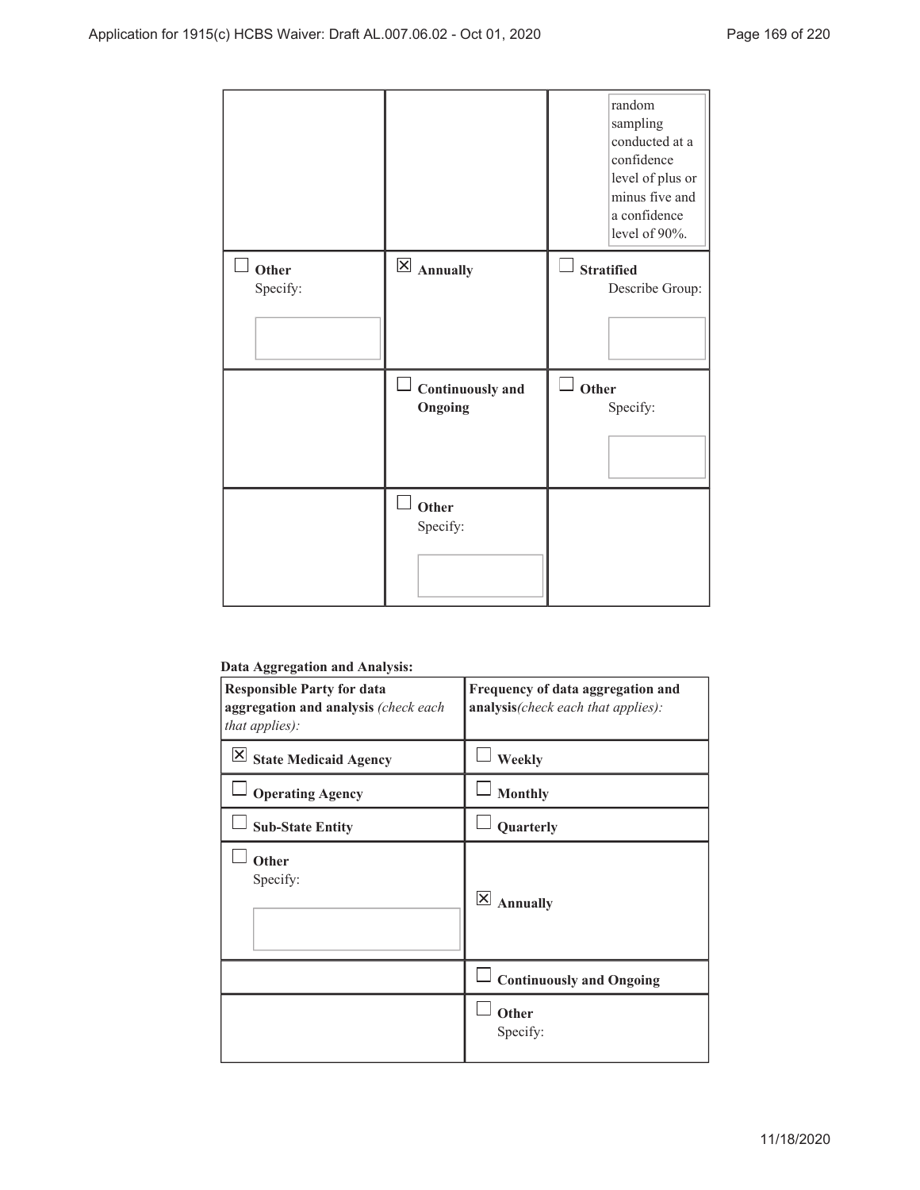| | | random sampling conducted at a confidence level of plus or minus five and a confidence level of 90%. |
|---|---|---|
| ☐ **Other** Specify: | ☒ **Annually** | ☐ **Stratified** Describe Group: |
| | ☐ **Continuously and Ongoing** | ☐ **Other** Specify: |
| | ☐ **Other** Specify: | |

**Data Aggregation and Analysis:**

| **Responsible Party for data aggregation and analysis** *(check each that applies):* | **Frequency of data aggregation and analysis***(check each that applies):* |
|---|---|
| ☒ **State Medicaid Agency** | ☐ **Weekly** |
| ☐ **Operating Agency** | ☐ **Monthly** |
| ☐ **Sub-State Entity** | ☐ **Quarterly** |
| ☐ **Other** Specify: | ☒ **Annually** |
| | ☐ **Continuously and Ongoing** |
| | ☐ **Other** Specify: |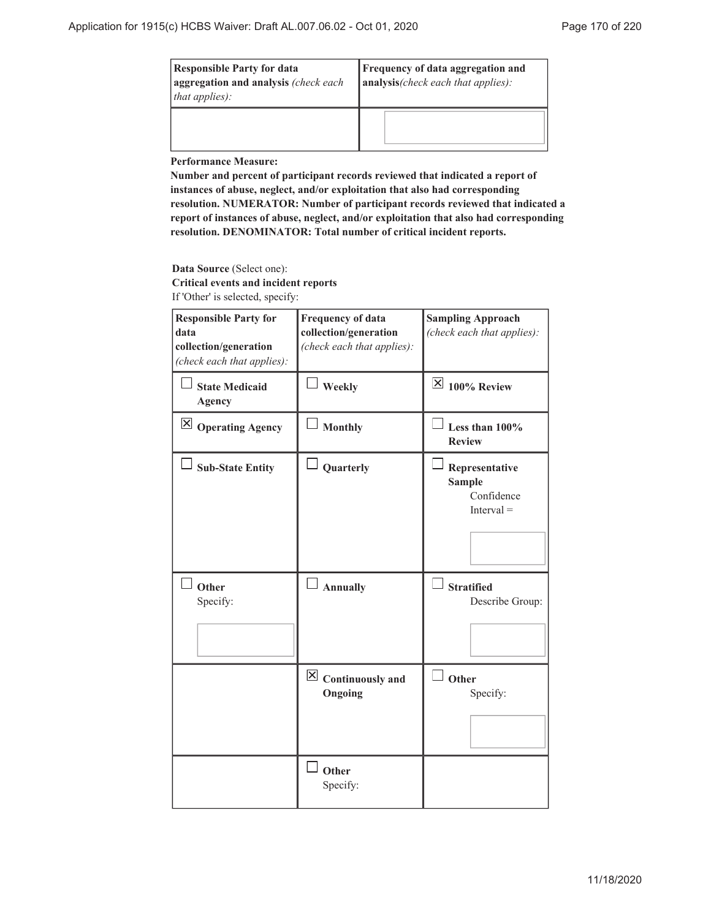| Responsible Party for data aggregation and analysis *(check each that applies):* | Frequency of data aggregation and analysis*(check each that applies):* |
| --- | --- |
| | |

**Performance Measure:**

**Number and percent of participant records reviewed that indicated a report of instances of abuse, neglect, and/or exploitation that also had corresponding resolution. NUMERATOR: Number of participant records reviewed that indicated a report of instances of abuse, neglect, and/or exploitation that also had corresponding resolution. DENOMINATOR: Total number of critical incident reports.**

**Data Source** (Select one):
**Critical events and incident reports**
If 'Other' is selected, specify:

| Responsible Party for data collection/generation *(check each that applies):* | Frequency of data collection/generation *(check each that applies):* | Sampling Approach *(check each that applies):* |
| --- | --- | --- |
| ☐ **State Medicaid Agency** | ☐ **Weekly** | ☒ **100% Review** |
| ☒ **Operating Agency** | ☐ **Monthly** | ☐ **Less than 100% Review** |
| ☐ **Sub-State Entity** | ☐ **Quarterly** | ☐ **Representative Sample** Confidence Interval = |
| ☐ **Other** Specify: | ☐ **Annually** | ☐ **Stratified** Describe Group: |
| | ☒ **Continuously and Ongoing** | ☐ **Other** Specify: |
| | ☐ **Other** Specify: | |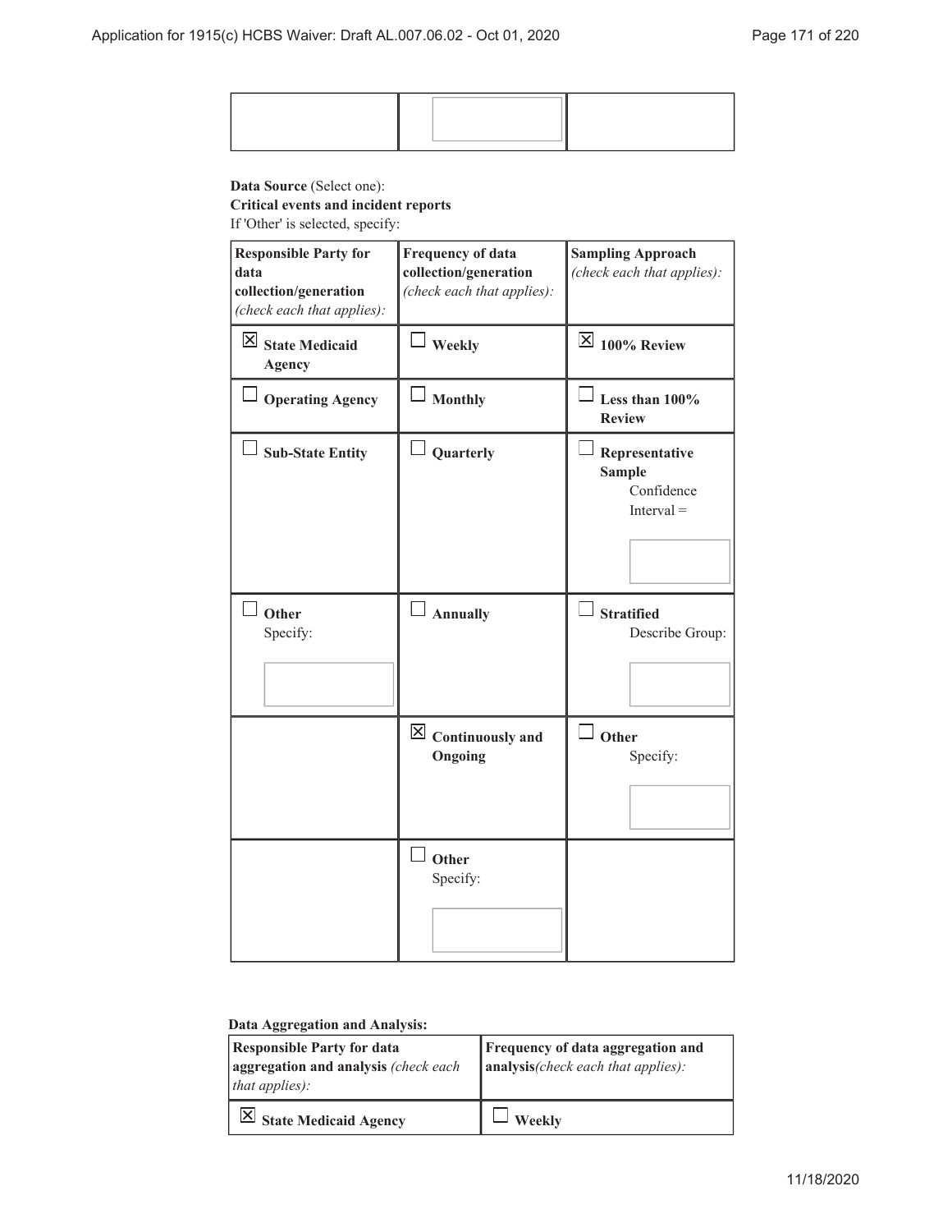| | | |
|---|---|---|
| | | |

**Data Source** (Select one):
**Critical events and incident reports**
If 'Other' is selected, specify:

| **Responsible Party for data collection/generation** *(check each that applies):* | **Frequency of data collection/generation** *(check each that applies):* | **Sampling Approach** *(check each that applies):* |
|---|---|---|
| ☒ **State Medicaid Agency** | ☐ **Weekly** | ☒ **100% Review** |
| ☐ **Operating Agency** | ☐ **Monthly** | ☐ **Less than 100% Review** |
| ☐ **Sub-State Entity** | ☐ **Quarterly** | ☐ **Representative Sample** Confidence Interval = |
| ☐ **Other** Specify: | ☐ **Annually** | ☐ **Stratified** Describe Group: |
| | ☒ **Continuously and Ongoing** | ☐ **Other** Specify: |
| | ☐ **Other** Specify: | |

**Data Aggregation and Analysis:**

| **Responsible Party for data aggregation and analysis** *(check each that applies):* | **Frequency of data aggregation and analysis***(check each that applies):* |
|---|---|
| ☒ **State Medicaid Agency** | ☐ **Weekly** |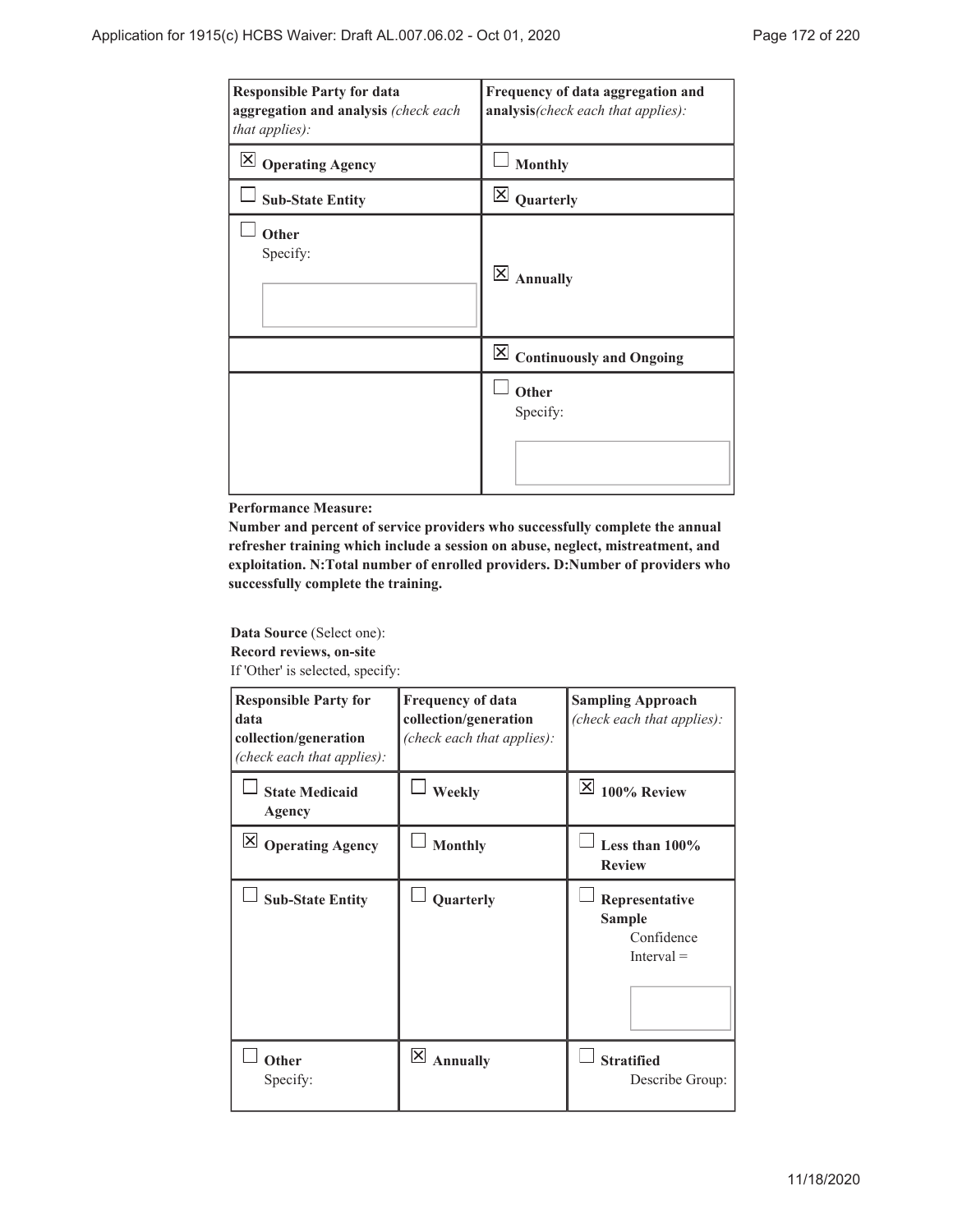| Responsible Party for data aggregation and analysis *(check each that applies):* | Frequency of data aggregation and analysis*(check each that applies):* |
|---|---|
| ☒ **Operating Agency** | ☐ **Monthly** |
| ☐ **Sub-State Entity** | ☒ **Quarterly** |
| ☐ **Other** Specify: | ☒ **Annually** |
| | ☒ **Continuously and Ongoing** |
| | ☐ **Other** Specify: |

**Performance Measure:**
**Number and percent of service providers who successfully complete the annual refresher training which include a session on abuse, neglect, mistreatment, and exploitation. N:Total number of enrolled providers. D:Number of providers who successfully complete the training.**

**Data Source** (Select one):
**Record reviews, on-site**
If 'Other' is selected, specify:

| Responsible Party for data collection/generation *(check each that applies):* | Frequency of data collection/generation *(check each that applies):* | Sampling Approach *(check each that applies):* |
|---|---|---|
| ☐ **State Medicaid Agency** | ☐ **Weekly** | ☒ **100% Review** |
| ☒ **Operating Agency** | ☐ **Monthly** | ☐ **Less than 100% Review** |
| ☐ **Sub-State Entity** | ☐ **Quarterly** | ☐ **Representative Sample** Confidence Interval = |
| ☐ **Other** Specify: | ☒ **Annually** | ☐ **Stratified** Describe Group: |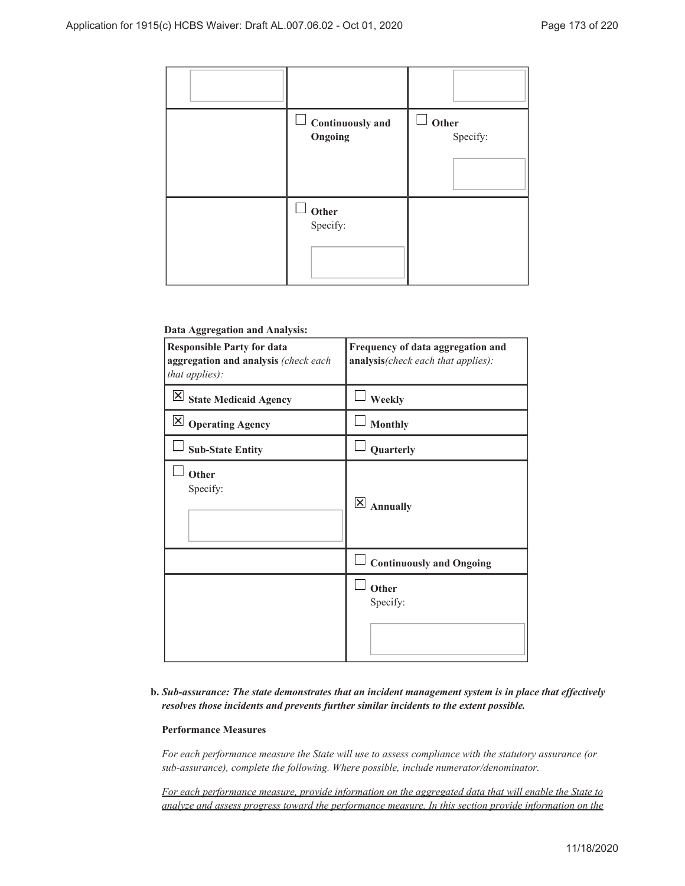| | | |
|---|---|---|
| | | |
| | ☐ **Continuously and Ongoing** | ☐ **Other** Specify: |
| | ☐ **Other** Specify: | |

**Data Aggregation and Analysis:**

| **Responsible Party for data aggregation and analysis** *(check each that applies):* | **Frequency of data aggregation and analysis***(check each that applies):* |
|---|---|
| ☒ **State Medicaid Agency** | ☐ **Weekly** |
| ☒ **Operating Agency** | ☐ **Monthly** |
| ☐ **Sub-State Entity** | ☐ **Quarterly** |
| ☐ **Other** Specify: | ☒ **Annually** |
| | ☐ **Continuously and Ongoing** |
| | ☐ **Other** Specify: |

**b.** ***Sub-assurance: The state demonstrates that an incident management system is in place that effectively resolves those incidents and prevents further similar incidents to the extent possible.***

**Performance Measures**

*For each performance measure the State will use to assess compliance with the statutory assurance (or sub-assurance), complete the following. Where possible, include numerator/denominator.*

*For each performance measure, provide information on the aggregated data that will enable the State to analyze and assess progress toward the performance measure. In this section provide information on the*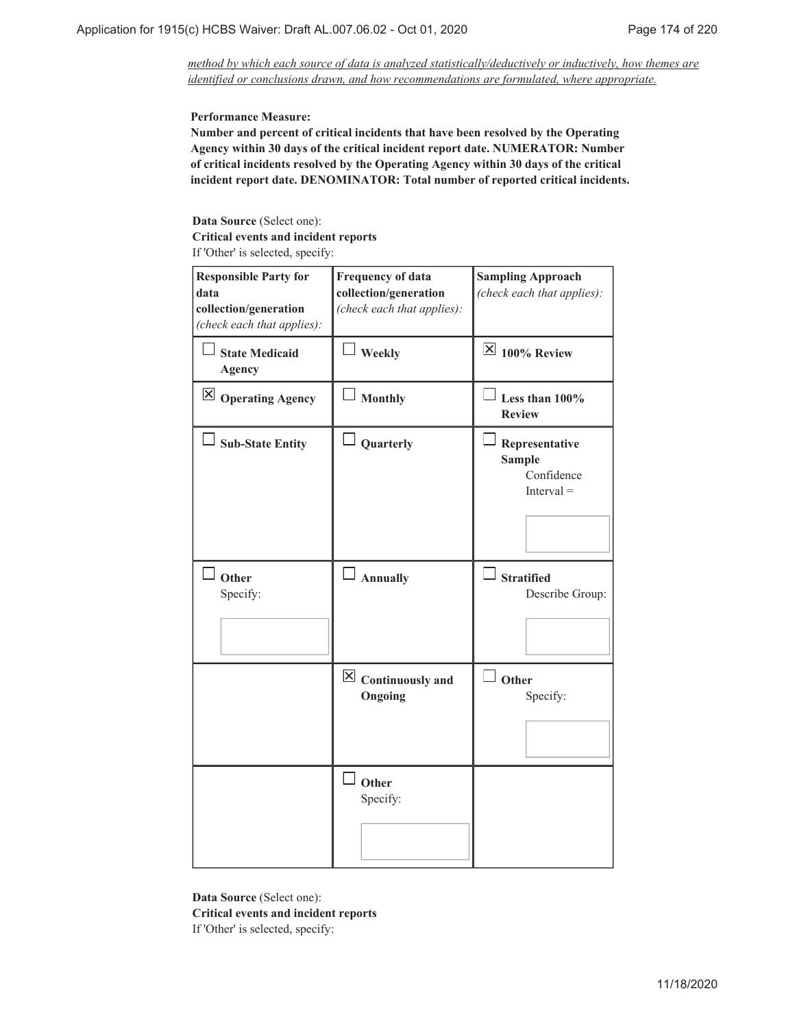*method by which each source of data is analyzed statistically/deductively or inductively, how themes are identified or conclusions drawn, and how recommendations are formulated, where appropriate.*

**Performance Measure:**
**Number and percent of critical incidents that have been resolved by the Operating Agency within 30 days of the critical incident report date. NUMERATOR: Number of critical incidents resolved by the Operating Agency within 30 days of the critical incident report date. DENOMINATOR: Total number of reported critical incidents.**

**Data Source** (Select one):
**Critical events and incident reports**
If 'Other' is selected, specify:

| **Responsible Party for data collection/generation** *(check each that applies):* | **Frequency of data collection/generation** *(check each that applies):* | **Sampling Approach** *(check each that applies):* |
|---|---|---|
| ☐ **State Medicaid Agency** | ☐ **Weekly** | ☒ **100% Review** |
| ☒ **Operating Agency** | ☐ **Monthly** | ☐ **Less than 100% Review** |
| ☐ **Sub-State Entity** | ☐ **Quarterly** | ☐ **Representative Sample** Confidence Interval = |
| ☐ **Other** Specify: | ☐ **Annually** | ☐ **Stratified** Describe Group: |
| | ☒ **Continuously and Ongoing** | ☐ **Other** Specify: |
| | ☐ **Other** Specify: | |

**Data Source** (Select one):
**Critical events and incident reports**
If 'Other' is selected, specify: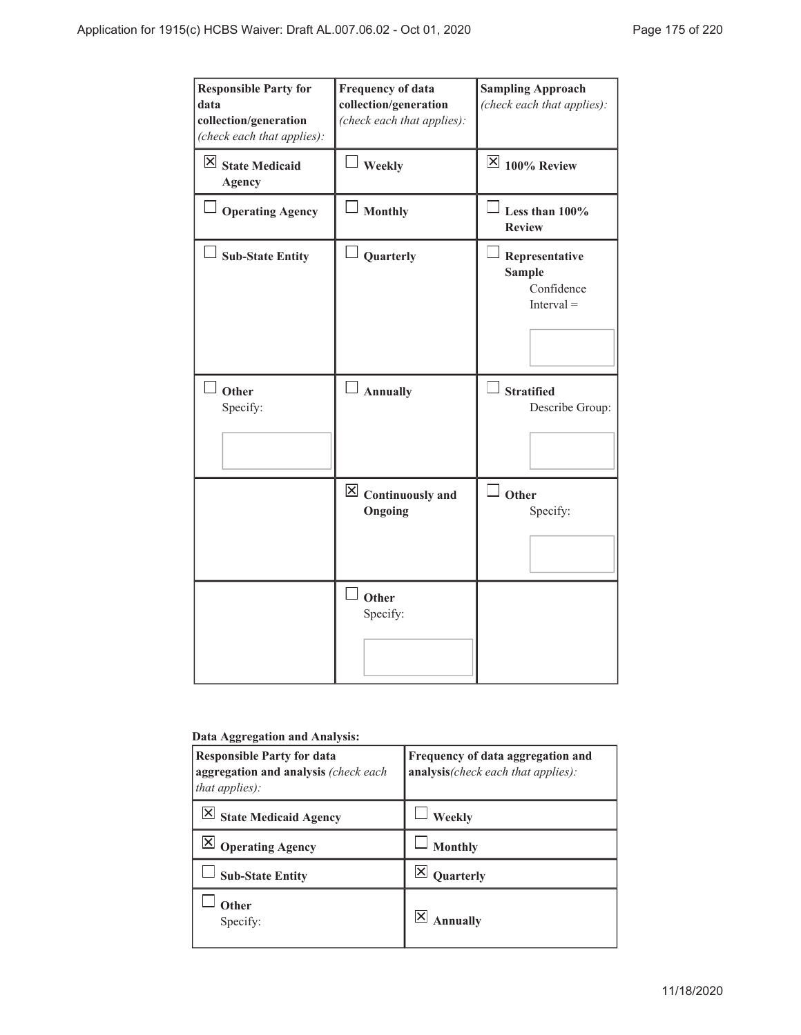| Responsible Party for data collection/generation *(check each that applies):* | Frequency of data collection/generation *(check each that applies):* | Sampling Approach *(check each that applies):* |
| --- | --- | --- |
| ☒ **State Medicaid Agency** | ☐ **Weekly** | ☒ **100% Review** |
| ☐ **Operating Agency** | ☐ **Monthly** | ☐ **Less than 100% Review** |
| ☐ **Sub-State Entity** | ☐ **Quarterly** | ☐ **Representative Sample** Confidence Interval = |
| ☐ **Other** Specify: | ☐ **Annually** | ☐ **Stratified** Describe Group: |
| | ☒ **Continuously and Ongoing** | ☐ **Other** Specify: |
| | ☐ **Other** Specify: | |

**Data Aggregation and Analysis:**

| Responsible Party for data aggregation and analysis *(check each that applies):* | Frequency of data aggregation and analysis*(check each that applies):* |
| --- | --- |
| ☒ **State Medicaid Agency** | ☐ **Weekly** |
| ☒ **Operating Agency** | ☐ **Monthly** |
| ☐ **Sub-State Entity** | ☒ **Quarterly** |
| ☐ **Other** Specify: | ☒ **Annually** |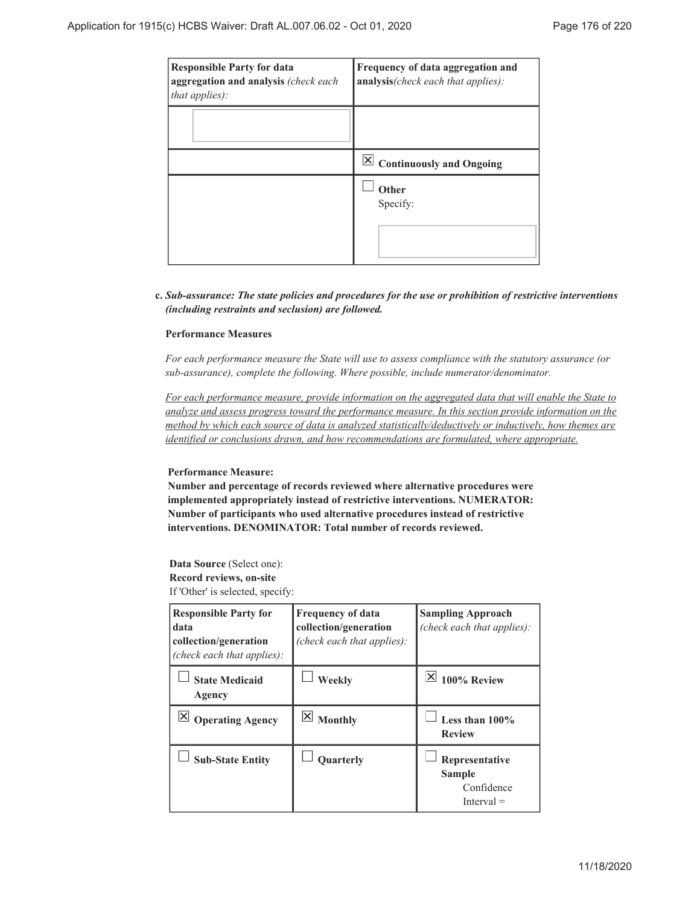| Responsible Party for data aggregation and analysis *(check each that applies):* | Frequency of data aggregation and analysis*(check each that applies):* |
|---|---|
| | |
| | ☒ **Continuously and Ongoing** |
| | ☐ **Other** Specify: |

**c.** ***Sub-assurance: The state policies and procedures for the use or prohibition of restrictive interventions (including restraints and seclusion) are followed.***

**Performance Measures**

*For each performance measure the State will use to assess compliance with the statutory assurance (or sub-assurance), complete the following. Where possible, include numerator/denominator.*

*For each performance measure, provide information on the aggregated data that will enable the State to analyze and assess progress toward the performance measure. In this section provide information on the method by which each source of data is analyzed statistically/deductively or inductively, how themes are identified or conclusions drawn, and how recommendations are formulated, where appropriate.*

**Performance Measure:**
**Number and percentage of records reviewed where alternative procedures were implemented appropriately instead of restrictive interventions. NUMERATOR: Number of participants who used alternative procedures instead of restrictive interventions. DENOMINATOR: Total number of records reviewed.**

**Data Source** (Select one):
**Record reviews, on-site**
If 'Other' is selected, specify:

| Responsible Party for data collection/generation *(check each that applies):* | Frequency of data collection/generation *(check each that applies):* | Sampling Approach *(check each that applies):* |
|---|---|---|
| ☐ **State Medicaid Agency** | ☐ **Weekly** | ☒ **100% Review** |
| ☒ **Operating Agency** | ☒ **Monthly** | ☐ **Less than 100% Review** |
| ☐ **Sub-State Entity** | ☐ **Quarterly** | ☐ **Representative Sample** Confidence Interval = |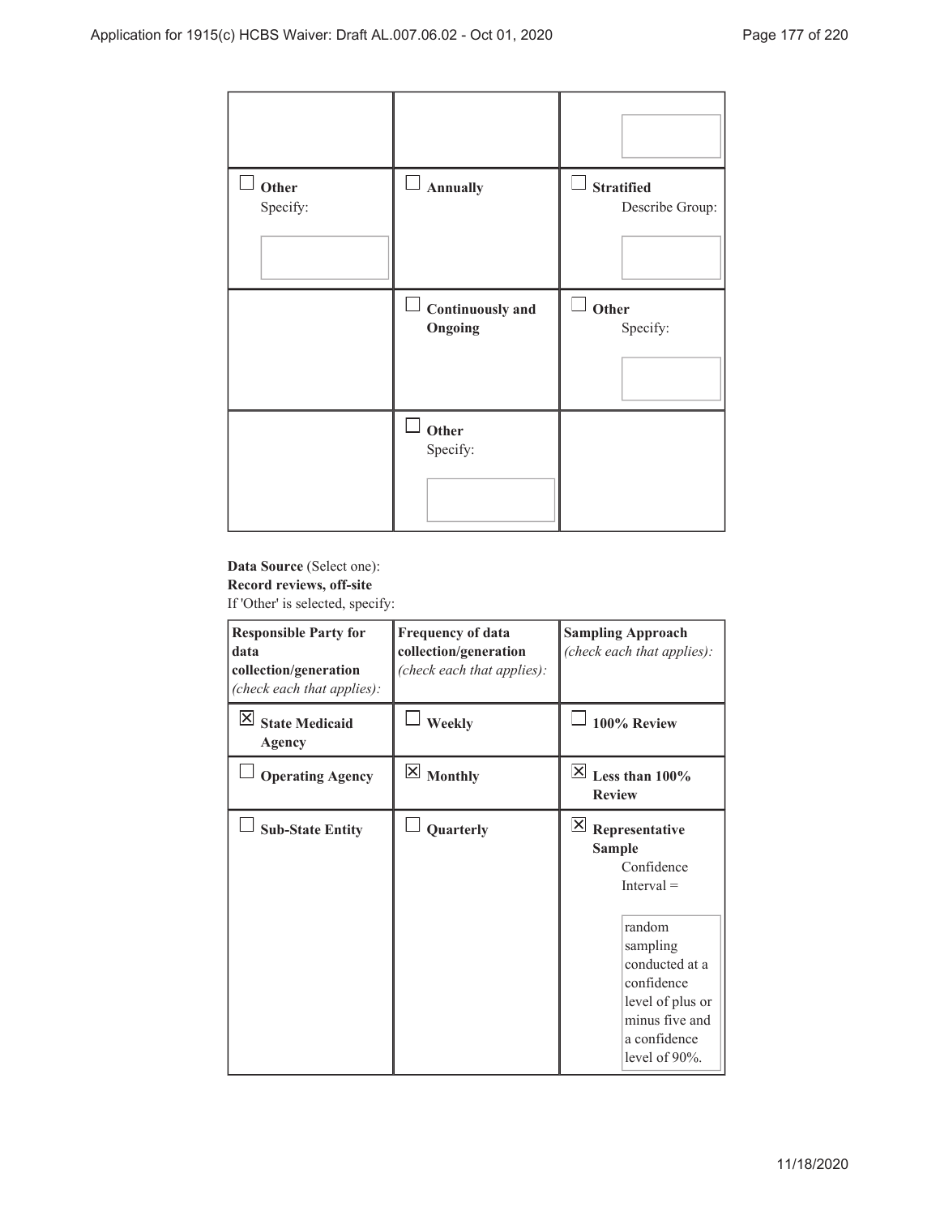| | | |
|---|---|---|
| | | |
| ☐ **Other** Specify: | ☐ **Annually** | ☐ **Stratified** Describe Group: |
| | ☐ **Continuously and Ongoing** | ☐ **Other** Specify: |
| | ☐ **Other** Specify: | |

**Data Source** (Select one):
**Record reviews, off-site**
If 'Other' is selected, specify:

| **Responsible Party for data collection/generation** *(check each that applies):* | **Frequency of data collection/generation** *(check each that applies):* | **Sampling Approach** *(check each that applies):* |
|---|---|---|
| ☒ **State Medicaid Agency** | ☐ **Weekly** | ☐ **100% Review** |
| ☐ **Operating Agency** | ☒ **Monthly** | ☒ **Less than 100% Review** |
| ☐ **Sub-State Entity** | ☐ **Quarterly** | ☒ **Representative Sample** Confidence Interval = random sampling conducted at a confidence level of plus or minus five and a confidence level of 90%. |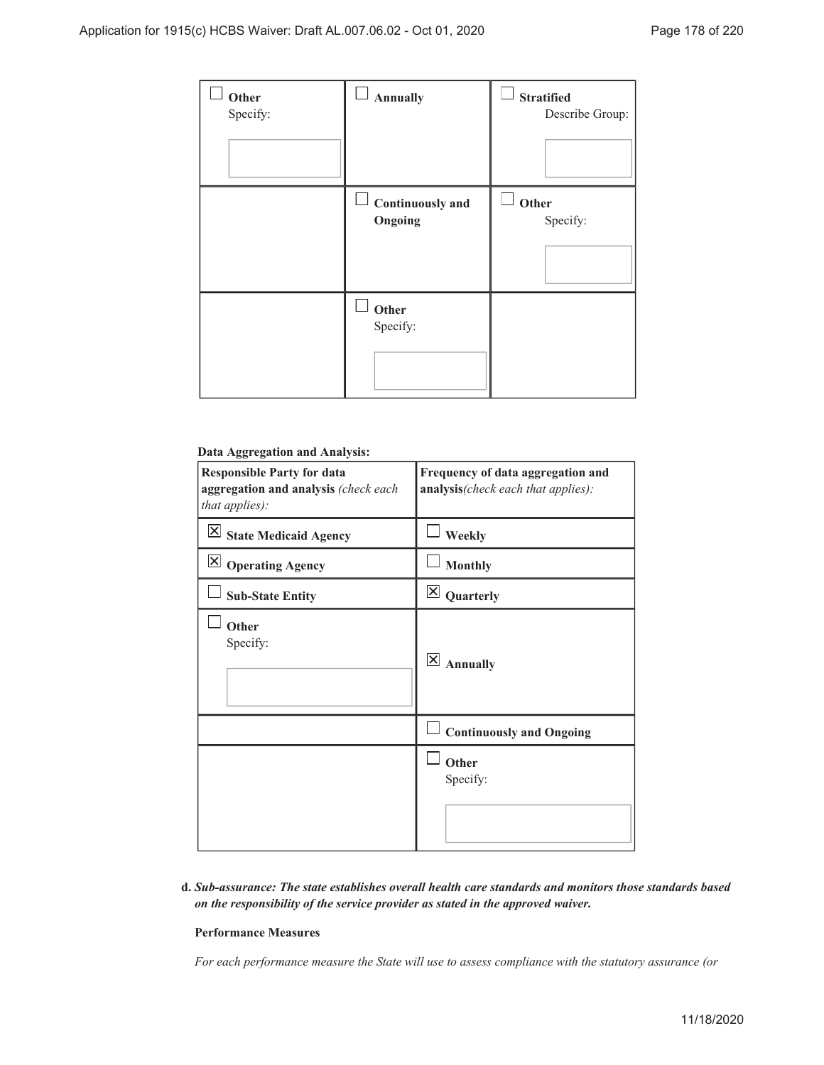| | | |
|---|---|---|
| ☐ **Other** Specify: | ☐ **Annually** | ☐ **Stratified** Describe Group: |
| | ☐ **Continuously and Ongoing** | ☐ **Other** Specify: |
| | ☐ **Other** Specify: | |

**Data Aggregation and Analysis:**

| Responsible Party for data aggregation and analysis *(check each that applies):* | Frequency of data aggregation and analysis*(check each that applies):* |
|---|---|
| ☒ **State Medicaid Agency** | ☐ **Weekly** |
| ☒ **Operating Agency** | ☐ **Monthly** |
| ☐ **Sub-State Entity** | ☒ **Quarterly** |
| ☐ **Other** Specify: | ☒ **Annually** |
| | ☐ **Continuously and Ongoing** |
| | ☐ **Other** Specify: |

**d.** ***Sub-assurance: The state establishes overall health care standards and monitors those standards based on the responsibility of the service provider as stated in the approved waiver.***

**Performance Measures**

*For each performance measure the State will use to assess compliance with the statutory assurance (or*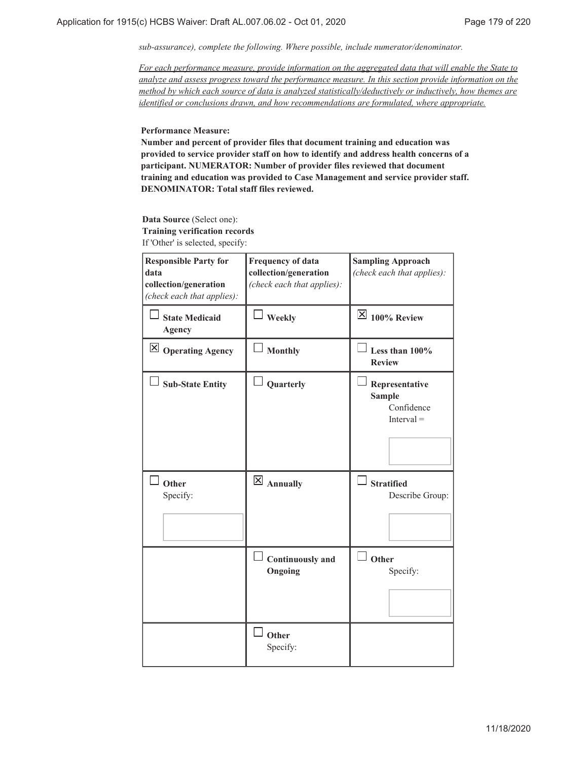*sub-assurance), complete the following. Where possible, include numerator/denominator.*

*For each performance measure, provide information on the aggregated data that will enable the State to analyze and assess progress toward the performance measure. In this section provide information on the method by which each source of data is analyzed statistically/deductively or inductively, how themes are identified or conclusions drawn, and how recommendations are formulated, where appropriate.*

**Performance Measure:**

**Number and percent of provider files that document training and education was provided to service provider staff on how to identify and address health concerns of a participant. NUMERATOR: Number of provider files reviewed that document training and education was provided to Case Management and service provider staff. DENOMINATOR: Total staff files reviewed.**

**Data Source** (Select one):
**Training verification records**
If 'Other' is selected, specify:

| **Responsible Party for data collection/generation** *(check each that applies):* | **Frequency of data collection/generation** *(check each that applies):* | **Sampling Approach** *(check each that applies):* |
|---|---|---|
| ☐ **State Medicaid Agency** | ☐ **Weekly** | ☒ **100% Review** |
| ☒ **Operating Agency** | ☐ **Monthly** | ☐ **Less than 100% Review** |
| ☐ **Sub-State Entity** | ☐ **Quarterly** | ☐ **Representative Sample** Confidence Interval = |
| ☐ **Other** Specify: | ☒ **Annually** | ☐ **Stratified** Describe Group: |
| | ☐ **Continuously and Ongoing** | ☐ **Other** Specify: |
| | ☐ **Other** Specify: | |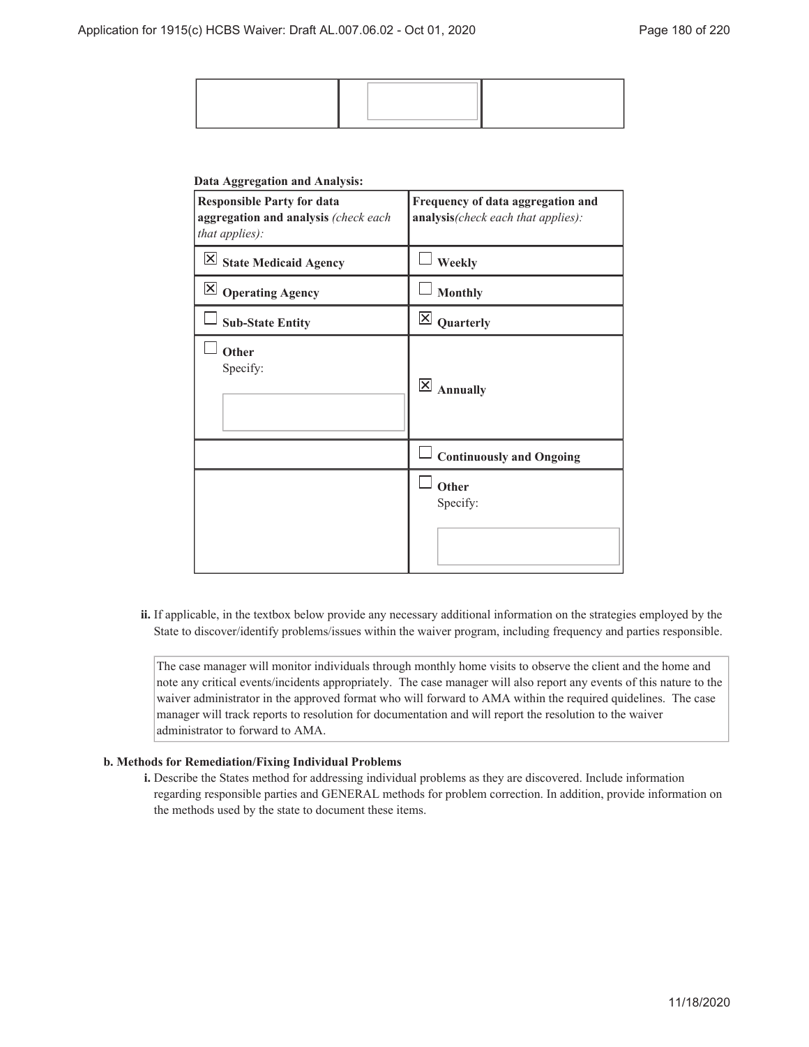| | | |
|---|---|---|
| | | |

**Data Aggregation and Analysis:**

| Responsible Party for data aggregation and analysis *(check each that applies):* | Frequency of data aggregation and analysis*(check each that applies):* |
|---|---|
| ☒ **State Medicaid Agency** | ☐ **Weekly** |
| ☒ **Operating Agency** | ☐ **Monthly** |
| ☐ **Sub-State Entity** | ☒ **Quarterly** |
| ☐ **Other** Specify: | ☒ **Annually** |
| | ☐ **Continuously and Ongoing** |
| | ☐ **Other** Specify: |

**ii.** If applicable, in the textbox below provide any necessary additional information on the strategies employed by the State to discover/identify problems/issues within the waiver program, including frequency and parties responsible.

The case manager will monitor individuals through monthly home visits to observe the client and the home and note any critical events/incidents appropriately. The case manager will also report any events of this nature to the waiver administrator in the approved format who will forward to AMA within the required quidelines. The case manager will track reports to resolution for documentation and will report the resolution to the waiver administrator to forward to AMA.

**b. Methods for Remediation/Fixing Individual Problems**

**i.** Describe the States method for addressing individual problems as they are discovered. Include information regarding responsible parties and GENERAL methods for problem correction. In addition, provide information on the methods used by the state to document these items.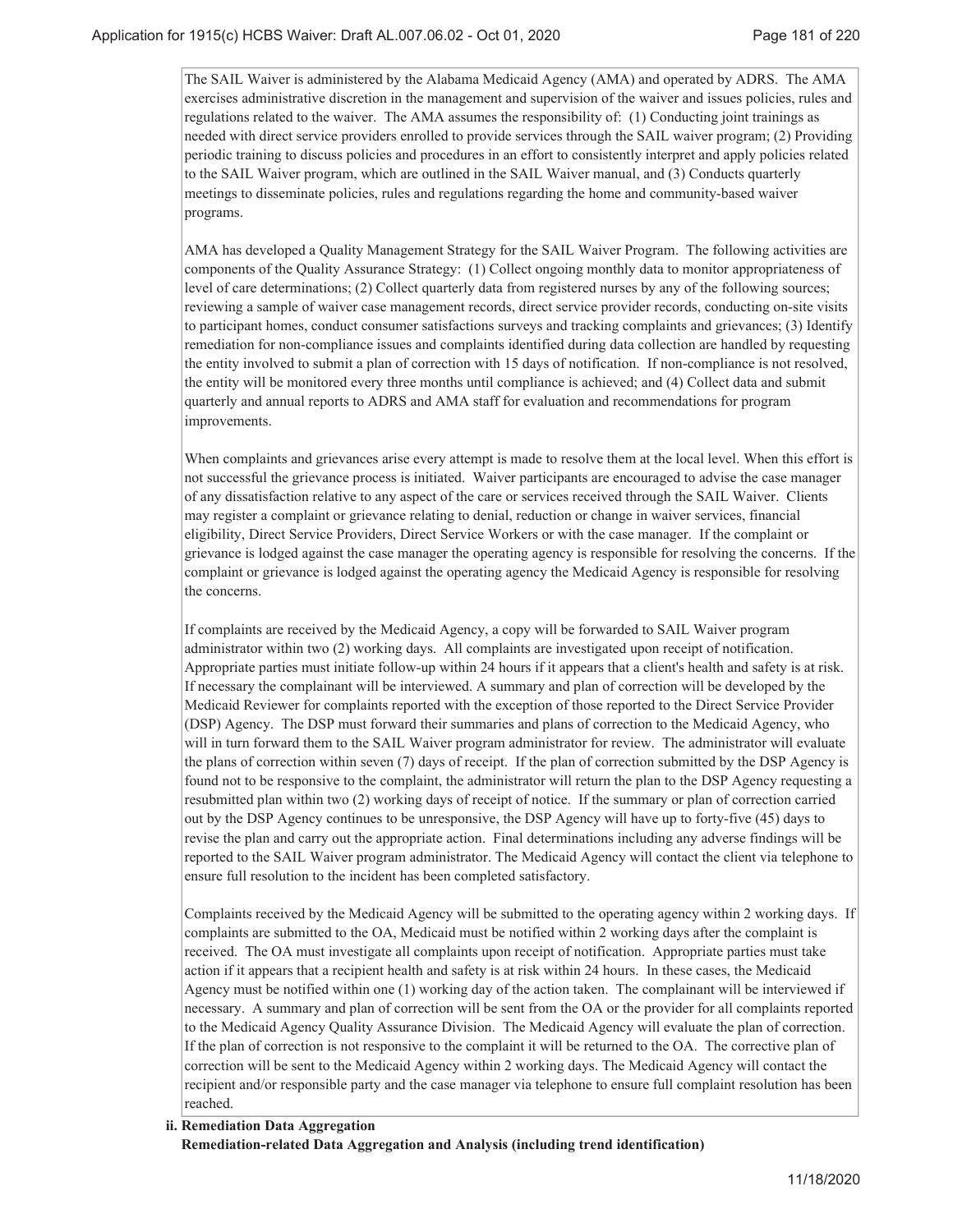The SAIL Waiver is administered by the Alabama Medicaid Agency (AMA) and operated by ADRS. The AMA exercises administrative discretion in the management and supervision of the waiver and issues policies, rules and regulations related to the waiver. The AMA assumes the responsibility of: (1) Conducting joint trainings as needed with direct service providers enrolled to provide services through the SAIL waiver program; (2) Providing periodic training to discuss policies and procedures in an effort to consistently interpret and apply policies related to the SAIL Waiver program, which are outlined in the SAIL Waiver manual, and (3) Conducts quarterly meetings to disseminate policies, rules and regulations regarding the home and community-based waiver programs.

AMA has developed a Quality Management Strategy for the SAIL Waiver Program. The following activities are components of the Quality Assurance Strategy: (1) Collect ongoing monthly data to monitor appropriateness of level of care determinations; (2) Collect quarterly data from registered nurses by any of the following sources; reviewing a sample of waiver case management records, direct service provider records, conducting on-site visits to participant homes, conduct consumer satisfactions surveys and tracking complaints and grievances; (3) Identify remediation for non-compliance issues and complaints identified during data collection are handled by requesting the entity involved to submit a plan of correction with 15 days of notification. If non-compliance is not resolved, the entity will be monitored every three months until compliance is achieved; and (4) Collect data and submit quarterly and annual reports to ADRS and AMA staff for evaluation and recommendations for program improvements.

When complaints and grievances arise every attempt is made to resolve them at the local level. When this effort is not successful the grievance process is initiated. Waiver participants are encouraged to advise the case manager of any dissatisfaction relative to any aspect of the care or services received through the SAIL Waiver. Clients may register a complaint or grievance relating to denial, reduction or change in waiver services, financial eligibility, Direct Service Providers, Direct Service Workers or with the case manager. If the complaint or grievance is lodged against the case manager the operating agency is responsible for resolving the concerns. If the complaint or grievance is lodged against the operating agency the Medicaid Agency is responsible for resolving the concerns.

If complaints are received by the Medicaid Agency, a copy will be forwarded to SAIL Waiver program administrator within two (2) working days. All complaints are investigated upon receipt of notification. Appropriate parties must initiate follow-up within 24 hours if it appears that a client's health and safety is at risk. If necessary the complainant will be interviewed. A summary and plan of correction will be developed by the Medicaid Reviewer for complaints reported with the exception of those reported to the Direct Service Provider (DSP) Agency. The DSP must forward their summaries and plans of correction to the Medicaid Agency, who will in turn forward them to the SAIL Waiver program administrator for review. The administrator will evaluate the plans of correction within seven (7) days of receipt. If the plan of correction submitted by the DSP Agency is found not to be responsive to the complaint, the administrator will return the plan to the DSP Agency requesting a resubmitted plan within two (2) working days of receipt of notice. If the summary or plan of correction carried out by the DSP Agency continues to be unresponsive, the DSP Agency will have up to forty-five (45) days to revise the plan and carry out the appropriate action. Final determinations including any adverse findings will be reported to the SAIL Waiver program administrator. The Medicaid Agency will contact the client via telephone to ensure full resolution to the incident has been completed satisfactory.

Complaints received by the Medicaid Agency will be submitted to the operating agency within 2 working days. If complaints are submitted to the OA, Medicaid must be notified within 2 working days after the complaint is received. The OA must investigate all complaints upon receipt of notification. Appropriate parties must take action if it appears that a recipient health and safety is at risk within 24 hours. In these cases, the Medicaid Agency must be notified within one (1) working day of the action taken. The complainant will be interviewed if necessary. A summary and plan of correction will be sent from the OA or the provider for all complaints reported to the Medicaid Agency Quality Assurance Division. The Medicaid Agency will evaluate the plan of correction. If the plan of correction is not responsive to the complaint it will be returned to the OA. The corrective plan of correction will be sent to the Medicaid Agency within 2 working days. The Medicaid Agency will contact the recipient and/or responsible party and the case manager via telephone to ensure full complaint resolution has been reached.

**ii. Remediation Data Aggregation**

**Remediation-related Data Aggregation and Analysis (including trend identification)**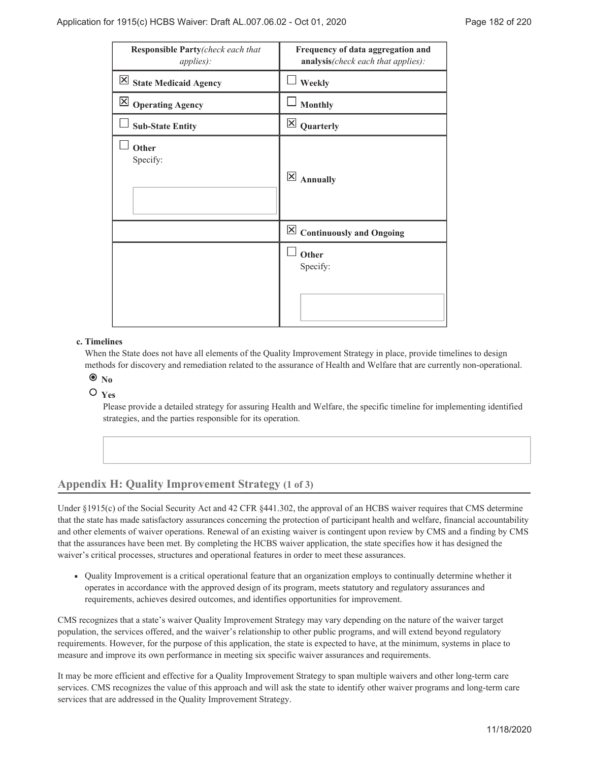| Responsible Party *(check each that applies)*: | Frequency of data aggregation and analysis *(check each that applies)*: |
|---|---|
| ☒ **State Medicaid Agency** | ☐ **Weekly** |
| ☒ **Operating Agency** | ☐ **Monthly** |
| ☐ **Sub-State Entity** | ☒ **Quarterly** |
| ☐ **Other** Specify: | ☒ **Annually** |
| | ☒ **Continuously and Ongoing** |
| | ☐ **Other** Specify: |

**c. Timelines**

When the State does not have all elements of the Quality Improvement Strategy in place, provide timelines to design methods for discovery and remediation related to the assurance of Health and Welfare that are currently non-operational.

◉ **No**

○ **Yes**

Please provide a detailed strategy for assuring Health and Welfare, the specific timeline for implementing identified strategies, and the parties responsible for its operation.

## Appendix H: Quality Improvement Strategy (1 of 3)

Under §1915(c) of the Social Security Act and 42 CFR §441.302, the approval of an HCBS waiver requires that CMS determine that the state has made satisfactory assurances concerning the protection of participant health and welfare, financial accountability and other elements of waiver operations. Renewal of an existing waiver is contingent upon review by CMS and a finding by CMS that the assurances have been met. By completing the HCBS waiver application, the state specifies how it has designed the waiver's critical processes, structures and operational features in order to meet these assurances.

- Quality Improvement is a critical operational feature that an organization employs to continually determine whether it operates in accordance with the approved design of its program, meets statutory and regulatory assurances and requirements, achieves desired outcomes, and identifies opportunities for improvement.

CMS recognizes that a state's waiver Quality Improvement Strategy may vary depending on the nature of the waiver target population, the services offered, and the waiver's relationship to other public programs, and will extend beyond regulatory requirements. However, for the purpose of this application, the state is expected to have, at the minimum, systems in place to measure and improve its own performance in meeting six specific waiver assurances and requirements.

It may be more efficient and effective for a Quality Improvement Strategy to span multiple waivers and other long-term care services. CMS recognizes the value of this approach and will ask the state to identify other waiver programs and long-term care services that are addressed in the Quality Improvement Strategy.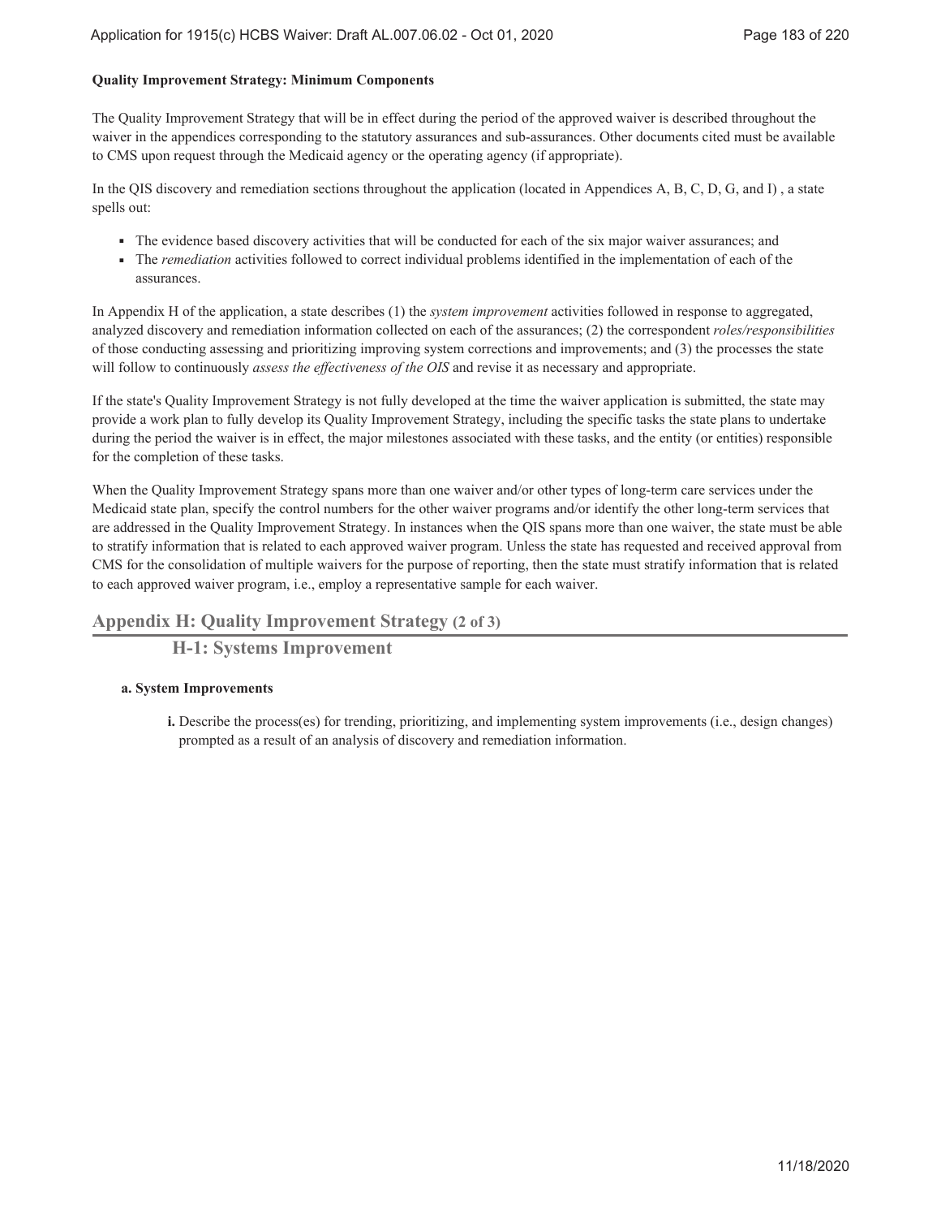**Quality Improvement Strategy: Minimum Components**

The Quality Improvement Strategy that will be in effect during the period of the approved waiver is described throughout the waiver in the appendices corresponding to the statutory assurances and sub-assurances. Other documents cited must be available to CMS upon request through the Medicaid agency or the operating agency (if appropriate).

In the QIS discovery and remediation sections throughout the application (located in Appendices A, B, C, D, G, and I) , a state spells out:

- The evidence based discovery activities that will be conducted for each of the six major waiver assurances; and
- The *remediation* activities followed to correct individual problems identified in the implementation of each of the assurances.

In Appendix H of the application, a state describes (1) the *system improvement* activities followed in response to aggregated, analyzed discovery and remediation information collected on each of the assurances; (2) the correspondent *roles/responsibilities* of those conducting assessing and prioritizing improving system corrections and improvements; and (3) the processes the state will follow to continuously *assess the effectiveness of the OIS* and revise it as necessary and appropriate.

If the state's Quality Improvement Strategy is not fully developed at the time the waiver application is submitted, the state may provide a work plan to fully develop its Quality Improvement Strategy, including the specific tasks the state plans to undertake during the period the waiver is in effect, the major milestones associated with these tasks, and the entity (or entities) responsible for the completion of these tasks.

When the Quality Improvement Strategy spans more than one waiver and/or other types of long-term care services under the Medicaid state plan, specify the control numbers for the other waiver programs and/or identify the other long-term services that are addressed in the Quality Improvement Strategy. In instances when the QIS spans more than one waiver, the state must be able to stratify information that is related to each approved waiver program. Unless the state has requested and received approval from CMS for the consolidation of multiple waivers for the purpose of reporting, then the state must stratify information that is related to each approved waiver program, i.e., employ a representative sample for each waiver.

## Appendix H: Quality Improvement Strategy (2 of 3)

### H-1: Systems Improvement

**a. System Improvements**

**i.** Describe the process(es) for trending, prioritizing, and implementing system improvements (i.e., design changes) prompted as a result of an analysis of discovery and remediation information.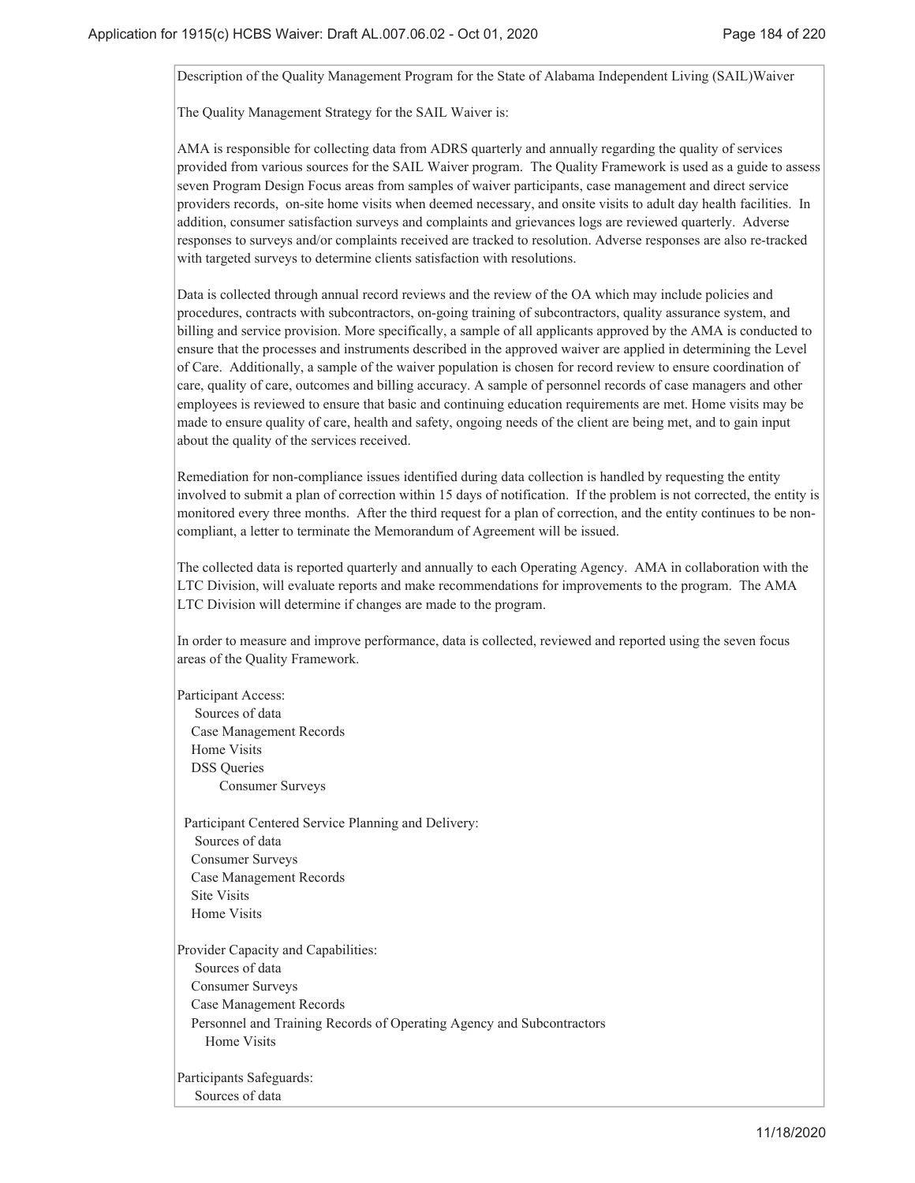Description of the Quality Management Program for the State of Alabama Independent Living (SAIL)Waiver

The Quality Management Strategy for the SAIL Waiver is:

AMA is responsible for collecting data from ADRS quarterly and annually regarding the quality of services provided from various sources for the SAIL Waiver program. The Quality Framework is used as a guide to assess seven Program Design Focus areas from samples of waiver participants, case management and direct service providers records, on-site home visits when deemed necessary, and onsite visits to adult day health facilities. In addition, consumer satisfaction surveys and complaints and grievances logs are reviewed quarterly. Adverse responses to surveys and/or complaints received are tracked to resolution. Adverse responses are also re-tracked with targeted surveys to determine clients satisfaction with resolutions.

Data is collected through annual record reviews and the review of the OA which may include policies and procedures, contracts with subcontractors, on-going training of subcontractors, quality assurance system, and billing and service provision. More specifically, a sample of all applicants approved by the AMA is conducted to ensure that the processes and instruments described in the approved waiver are applied in determining the Level of Care. Additionally, a sample of the waiver population is chosen for record review to ensure coordination of care, quality of care, outcomes and billing accuracy. A sample of personnel records of case managers and other employees is reviewed to ensure that basic and continuing education requirements are met. Home visits may be made to ensure quality of care, health and safety, ongoing needs of the client are being met, and to gain input about the quality of the services received.

Remediation for non-compliance issues identified during data collection is handled by requesting the entity involved to submit a plan of correction within 15 days of notification. If the problem is not corrected, the entity is monitored every three months. After the third request for a plan of correction, and the entity continues to be non-compliant, a letter to terminate the Memorandum of Agreement will be issued.

The collected data is reported quarterly and annually to each Operating Agency. AMA in collaboration with the LTC Division, will evaluate reports and make recommendations for improvements to the program. The AMA LTC Division will determine if changes are made to the program.

In order to measure and improve performance, data is collected, reviewed and reported using the seven focus areas of the Quality Framework.

Participant Access:
Sources of data
- Case Management Records
- Home Visits
- DSS Queries
- Consumer Surveys

Participant Centered Service Planning and Delivery:
Sources of data
- Consumer Surveys
- Case Management Records
- Site Visits
- Home Visits

Provider Capacity and Capabilities:
Sources of data
- Consumer Surveys
- Case Management Records
- Personnel and Training Records of Operating Agency and Subcontractors
- Home Visits

Participants Safeguards:
Sources of data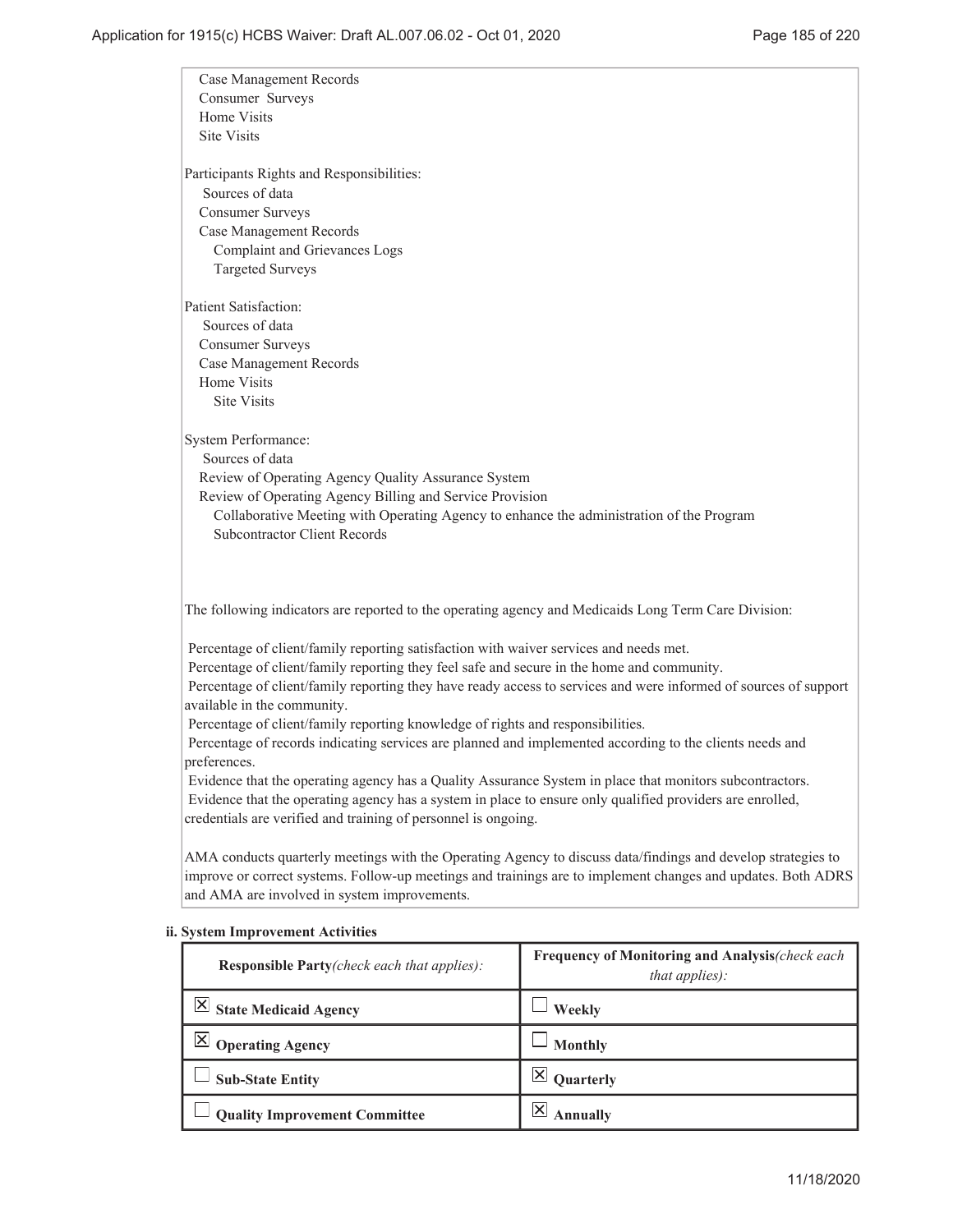Case Management Records
Consumer Surveys
Home Visits
Site Visits

Participants Rights and Responsibilities:
Sources of data
Consumer Surveys
Case Management Records
Complaint and Grievances Logs
Targeted Surveys

Patient Satisfaction:
Sources of data
Consumer Surveys
Case Management Records
Home Visits
Site Visits

System Performance:
Sources of data
Review of Operating Agency Quality Assurance System
Review of Operating Agency Billing and Service Provision
Collaborative Meeting with Operating Agency to enhance the administration of the Program
Subcontractor Client Records

The following indicators are reported to the operating agency and Medicaids Long Term Care Division:

Percentage of client/family reporting satisfaction with waiver services and needs met.
Percentage of client/family reporting they feel safe and secure in the home and community.
Percentage of client/family reporting they have ready access to services and were informed of sources of support available in the community.
Percentage of client/family reporting knowledge of rights and responsibilities.
Percentage of records indicating services are planned and implemented according to the clients needs and preferences.
Evidence that the operating agency has a Quality Assurance System in place that monitors subcontractors.
Evidence that the operating agency has a system in place to ensure only qualified providers are enrolled, credentials are verified and training of personnel is ongoing.

AMA conducts quarterly meetings with the Operating Agency to discuss data/findings and develop strategies to improve or correct systems. Follow-up meetings and trainings are to implement changes and updates. Both ADRS and AMA are involved in system improvements.

**ii. System Improvement Activities**

| **Responsible Party** *(check each that applies):* | **Frequency of Monitoring and Analysis** *(check each that applies):* |
|---|---|
| ☒ **State Medicaid Agency** | ☐ **Weekly** |
| ☒ **Operating Agency** | ☐ **Monthly** |
| ☐ **Sub-State Entity** | ☒ **Quarterly** |
| ☐ **Quality Improvement Committee** | ☒ **Annually** |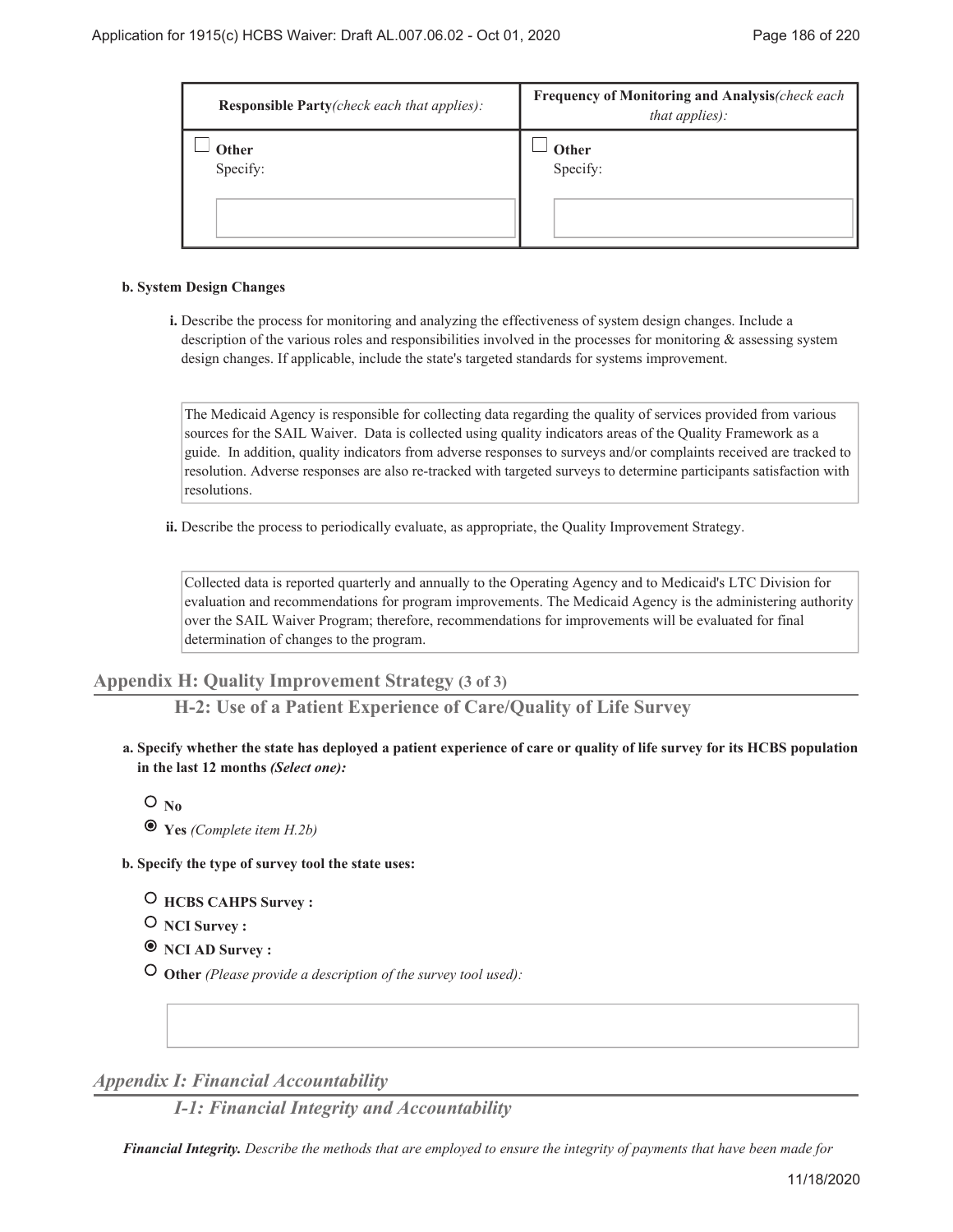| Responsible Party *(check each that applies):* | Frequency of Monitoring and Analysis *(check each that applies):* |
|---|---|
| ☐ **Other** Specify: | ☐ **Other** Specify: |

**b. System Design Changes**

**i.** Describe the process for monitoring and analyzing the effectiveness of system design changes. Include a description of the various roles and responsibilities involved in the processes for monitoring & assessing system design changes. If applicable, include the state's targeted standards for systems improvement.

The Medicaid Agency is responsible for collecting data regarding the quality of services provided from various sources for the SAIL Waiver. Data is collected using quality indicators areas of the Quality Framework as a guide. In addition, quality indicators from adverse responses to surveys and/or complaints received are tracked to resolution. Adverse responses are also re-tracked with targeted surveys to determine participants satisfaction with resolutions.

**ii.** Describe the process to periodically evaluate, as appropriate, the Quality Improvement Strategy.

Collected data is reported quarterly and annually to the Operating Agency and to Medicaid's LTC Division for evaluation and recommendations for program improvements. The Medicaid Agency is the administering authority over the SAIL Waiver Program; therefore, recommendations for improvements will be evaluated for final determination of changes to the program.

## Appendix H: Quality Improvement Strategy (3 of 3)

### H-2: Use of a Patient Experience of Care/Quality of Life Survey

**a. Specify whether the state has deployed a patient experience of care or quality of life survey for its HCBS population in the last 12 months *(Select one):***

- ○ **No**
- ◉ **Yes** *(Complete item H.2b)*

**b. Specify the type of survey tool the state uses:**

- ○ **HCBS CAHPS Survey :**
- ○ **NCI Survey :**
- ◉ **NCI AD Survey :**
- ○ **Other** *(Please provide a description of the survey tool used):*

## *Appendix I: Financial Accountability*

### *I-1: Financial Integrity and Accountability*

***Financial Integrity.*** *Describe the methods that are employed to ensure the integrity of payments that have been made for*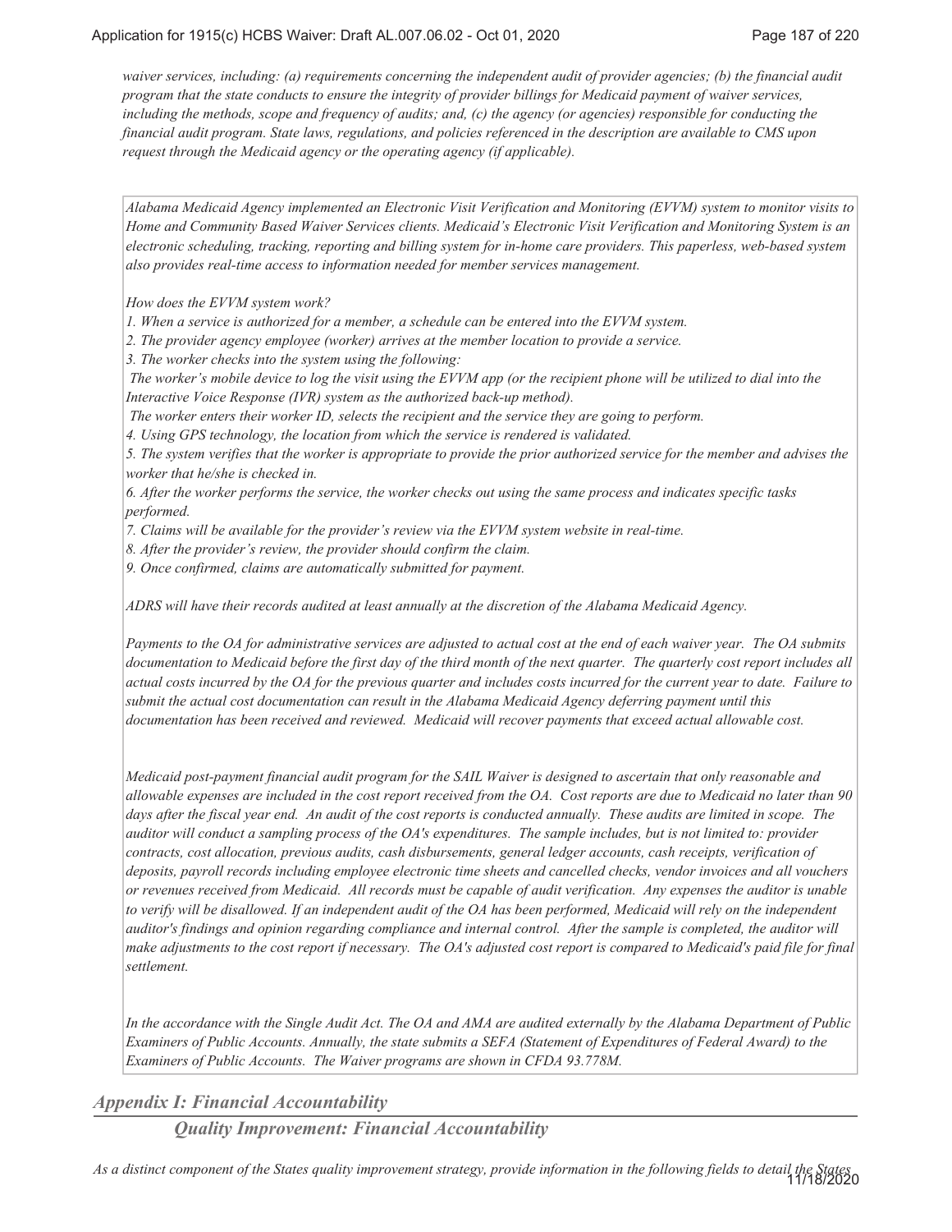*waiver services, including: (a) requirements concerning the independent audit of provider agencies; (b) the financial audit program that the state conducts to ensure the integrity of provider billings for Medicaid payment of waiver services, including the methods, scope and frequency of audits; and, (c) the agency (or agencies) responsible for conducting the financial audit program. State laws, regulations, and policies referenced in the description are available to CMS upon request through the Medicaid agency or the operating agency (if applicable).*

*Alabama Medicaid Agency implemented an Electronic Visit Verification and Monitoring (EVVM) system to monitor visits to Home and Community Based Waiver Services clients. Medicaid's Electronic Visit Verification and Monitoring System is an electronic scheduling, tracking, reporting and billing system for in-home care providers. This paperless, web-based system also provides real-time access to information needed for member services management.*

*How does the EVVM system work?*

*1. When a service is authorized for a member, a schedule can be entered into the EVVM system.*

*2. The provider agency employee (worker) arrives at the member location to provide a service.*

*3. The worker checks into the system using the following:*

*The worker's mobile device to log the visit using the EVVM app (or the recipient phone will be utilized to dial into the Interactive Voice Response (IVR) system as the authorized back-up method).*

*The worker enters their worker ID, selects the recipient and the service they are going to perform.*

*4. Using GPS technology, the location from which the service is rendered is validated.*

*5. The system verifies that the worker is appropriate to provide the prior authorized service for the member and advises the worker that he/she is checked in.*

*6. After the worker performs the service, the worker checks out using the same process and indicates specific tasks performed.*

*7. Claims will be available for the provider's review via the EVVM system website in real-time.*

*8. After the provider's review, the provider should confirm the claim.*

*9. Once confirmed, claims are automatically submitted for payment.*

*ADRS will have their records audited at least annually at the discretion of the Alabama Medicaid Agency.*

*Payments to the OA for administrative services are adjusted to actual cost at the end of each waiver year. The OA submits documentation to Medicaid before the first day of the third month of the next quarter. The quarterly cost report includes all actual costs incurred by the OA for the previous quarter and includes costs incurred for the current year to date. Failure to submit the actual cost documentation can result in the Alabama Medicaid Agency deferring payment until this documentation has been received and reviewed. Medicaid will recover payments that exceed actual allowable cost.*

*Medicaid post-payment financial audit program for the SAIL Waiver is designed to ascertain that only reasonable and allowable expenses are included in the cost report received from the OA. Cost reports are due to Medicaid no later than 90 days after the fiscal year end. An audit of the cost reports is conducted annually. These audits are limited in scope. The auditor will conduct a sampling process of the OA's expenditures. The sample includes, but is not limited to: provider contracts, cost allocation, previous audits, cash disbursements, general ledger accounts, cash receipts, verification of deposits, payroll records including employee electronic time sheets and cancelled checks, vendor invoices and all vouchers or revenues received from Medicaid. All records must be capable of audit verification. Any expenses the auditor is unable to verify will be disallowed. If an independent audit of the OA has been performed, Medicaid will rely on the independent auditor's findings and opinion regarding compliance and internal control. After the sample is completed, the auditor will make adjustments to the cost report if necessary. The OA's adjusted cost report is compared to Medicaid's paid file for final settlement.*

*In the accordance with the Single Audit Act. The OA and AMA are audited externally by the Alabama Department of Public Examiners of Public Accounts. Annually, the state submits a SEFA (Statement of Expenditures of Federal Award) to the Examiners of Public Accounts. The Waiver programs are shown in CFDA 93.778M.*

## Appendix I: Financial Accountability

### Quality Improvement: Financial Accountability

*As a distinct component of the States quality improvement strategy, provide information in the following fields to detail the States*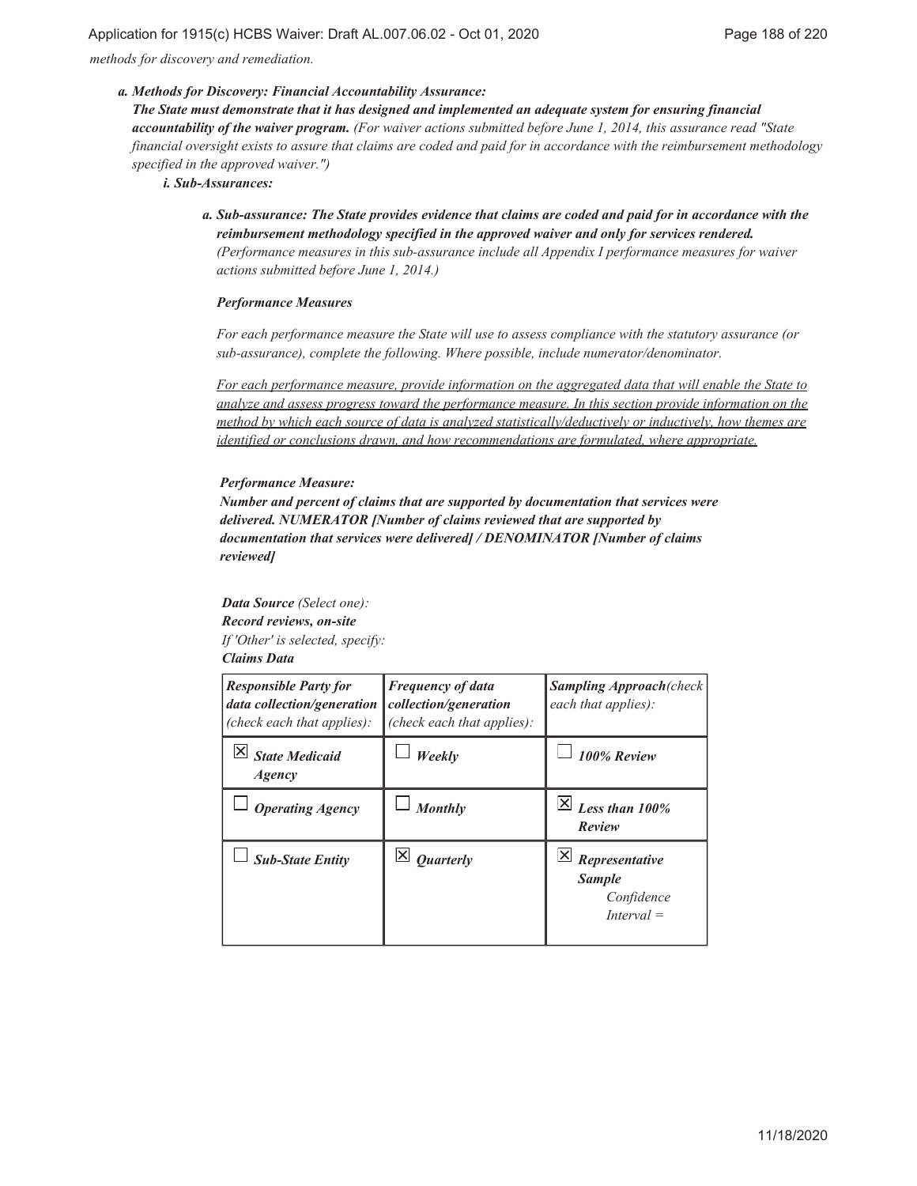*methods for discovery and remediation.*

***a. Methods for Discovery: Financial Accountability Assurance:***

***The State must demonstrate that it has designed and implemented an adequate system for ensuring financial accountability of the waiver program.*** *(For waiver actions submitted before June 1, 2014, this assurance read "State financial oversight exists to assure that claims are coded and paid for in accordance with the reimbursement methodology specified in the approved waiver.")*

***i. Sub-Assurances:***

***a. Sub-assurance: The State provides evidence that claims are coded and paid for in accordance with the reimbursement methodology specified in the approved waiver and only for services rendered.*** *(Performance measures in this sub-assurance include all Appendix I performance measures for waiver actions submitted before June 1, 2014.)*

***Performance Measures***

*For each performance measure the State will use to assess compliance with the statutory assurance (or sub-assurance), complete the following. Where possible, include numerator/denominator.*

*For each performance measure, provide information on the aggregated data that will enable the State to analyze and assess progress toward the performance measure. In this section provide information on the method by which each source of data is analyzed statistically/deductively or inductively, how themes are identified or conclusions drawn, and how recommendations are formulated, where appropriate.*

***Performance Measure:***

***Number and percent of claims that are supported by documentation that services were delivered. NUMERATOR [Number of claims reviewed that are supported by documentation that services were delivered] / DENOMINATOR [Number of claims reviewed]***

***Data Source*** *(Select one):*
***Record reviews, on-site***
*If 'Other' is selected, specify:*
***Claims Data***

| ***Responsible Party for data collection/generation*** *(check each that applies):* | ***Frequency of data collection/generation*** *(check each that applies):* | ***Sampling Approach*** *(check each that applies):* |
|---|---|---|
| ☒ ***State Medicaid Agency*** | ☐ ***Weekly*** | ☐ ***100% Review*** |
| ☐ ***Operating Agency*** | ☐ ***Monthly*** | ☒ ***Less than 100% Review*** |
| ☐ ***Sub-State Entity*** | ☒ ***Quarterly*** | ☒ ***Representative Sample*** *Confidence Interval =* |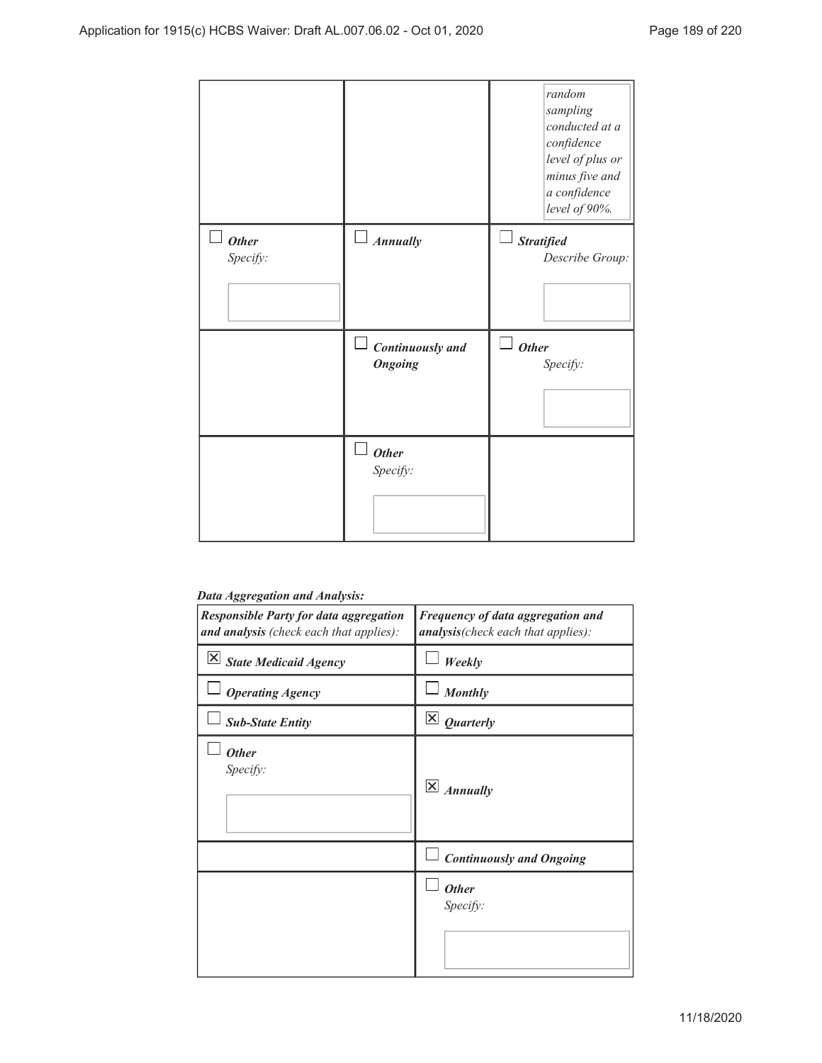| | | random sampling conducted at a confidence level of plus or minus five and a confidence level of 90%. |
|---|---|---|
| ☐ ***Other*** *Specify:* | ☐ ***Annually*** | ☐ ***Stratified*** *Describe Group:* |
| | ☐ ***Continuously and Ongoing*** | ☐ ***Other*** *Specify:* |
| | ☐ ***Other*** *Specify:* | |

***Data Aggregation and Analysis:***

| ***Responsible Party for data aggregation and analysis*** *(check each that applies):* | ***Frequency of data aggregation and analysis****(check each that applies):* |
|---|---|
| ☒ ***State Medicaid Agency*** | ☐ ***Weekly*** |
| ☐ ***Operating Agency*** | ☐ ***Monthly*** |
| ☐ ***Sub-State Entity*** | ☒ ***Quarterly*** |
| ☐ ***Other*** *Specify:* | ☒ ***Annually*** |
| | ☐ ***Continuously and Ongoing*** |
| | ☐ ***Other*** *Specify:* |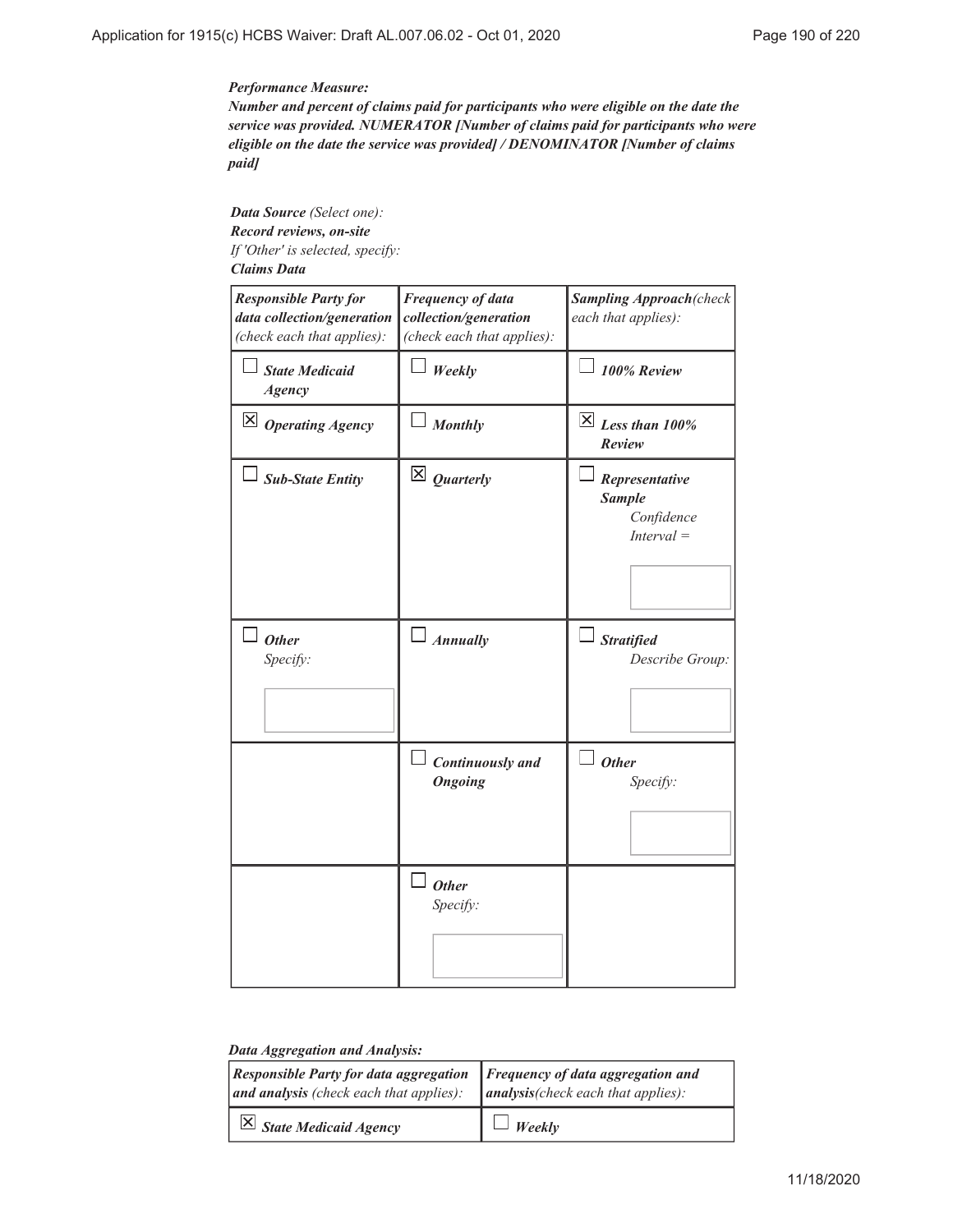***Performance Measure:***
***Number and percent of claims paid for participants who were eligible on the date the service was provided. NUMERATOR [Number of claims paid for participants who were eligible on the date the service was provided] / DENOMINATOR [Number of claims paid]***

***Data Source*** *(Select one):*
***Record reviews, on-site***
*If 'Other' is selected, specify:*
***Claims Data***

| ***Responsible Party for data collection/generation*** *(check each that applies):* | ***Frequency of data collection/generation*** *(check each that applies):* | ***Sampling Approach*** *(check each that applies):* |
|---|---|---|
| ☐ ***State Medicaid Agency*** | ☐ ***Weekly*** | ☐ ***100% Review*** |
| ☒ ***Operating Agency*** | ☐ ***Monthly*** | ☒ ***Less than 100% Review*** |
| ☐ ***Sub-State Entity*** | ☒ ***Quarterly*** | ☐ ***Representative Sample*** *Confidence Interval =* |
| ☐ ***Other*** *Specify:* | ☐ ***Annually*** | ☐ ***Stratified*** *Describe Group:* |
| | ☐ ***Continuously and Ongoing*** | ☐ ***Other*** *Specify:* |
| | ☐ ***Other*** *Specify:* | |

***Data Aggregation and Analysis:***

| ***Responsible Party for data aggregation and analysis*** *(check each that applies):* | ***Frequency of data aggregation and analysis*** *(check each that applies):* |
|---|---|
| ☒ ***State Medicaid Agency*** | ☐ ***Weekly*** |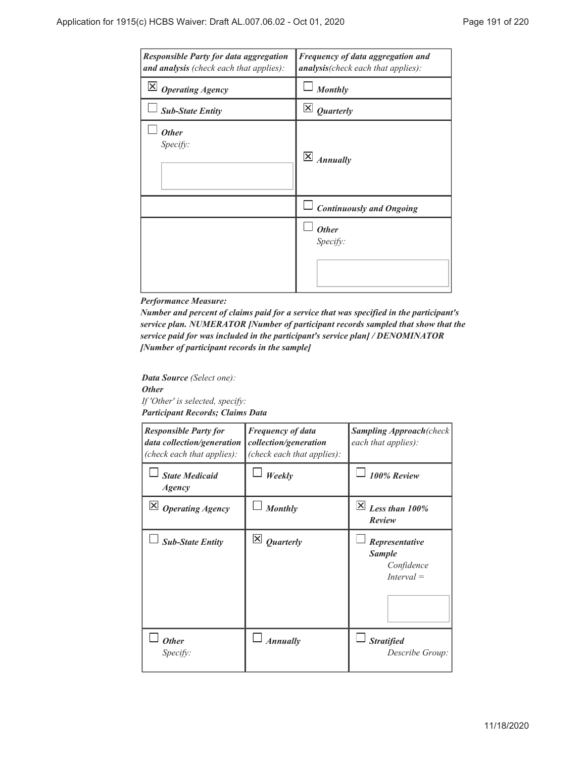| *Responsible Party for data aggregation and analysis (check each that applies):* | *Frequency of data aggregation and analysis(check each that applies):* |
|---|---|
| ☒ ***Operating Agency*** | ☐ ***Monthly*** |
| ☐ ***Sub-State Entity*** | ☒ ***Quarterly*** |
| ☐ ***Other*** *Specify:* | ☒ ***Annually*** |
| | ☐ ***Continuously and Ongoing*** |
| | ☐ ***Other*** *Specify:* |

***Performance Measure:***

***Number and percent of claims paid for a service that was specified in the participant's service plan. NUMERATOR [Number of participant records sampled that show that the service paid for was included in the participant's service plan] / DENOMINATOR [Number of participant records in the sample]***

***Data Source*** *(Select one):*
***Other***
*If 'Other' is selected, specify:*
***Participant Records; Claims Data***

| *Responsible Party for data collection/generation (check each that applies):* | *Frequency of data collection/generation (check each that applies):* | *Sampling Approach(check each that applies):* |
|---|---|---|
| ☐ ***State Medicaid Agency*** | ☐ ***Weekly*** | ☐ ***100% Review*** |
| ☒ ***Operating Agency*** | ☐ ***Monthly*** | ☒ ***Less than 100% Review*** |
| ☐ ***Sub-State Entity*** | ☒ ***Quarterly*** | ☐ ***Representative Sample*** *Confidence Interval =* |
| ☐ ***Other*** *Specify:* | ☐ ***Annually*** | ☐ ***Stratified*** *Describe Group:* |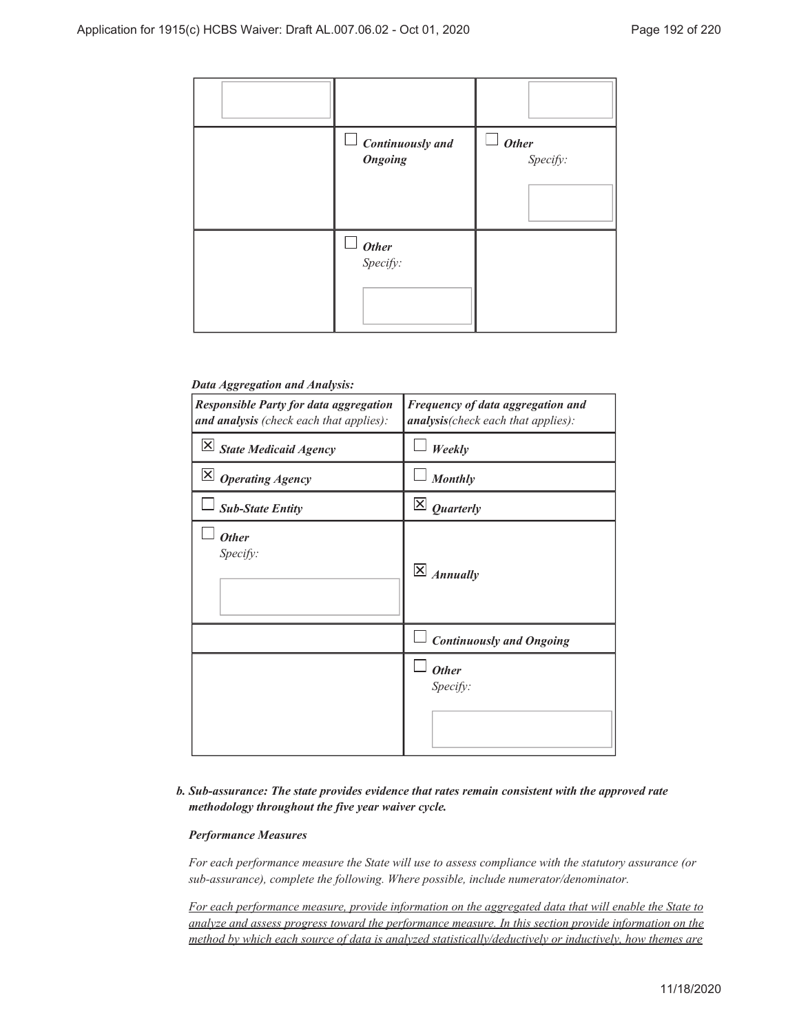| | | |
|---|---|---|
| | | |
| | ☐ ***Continuously and Ongoing*** | ☐ ***Other*** *Specify:* |
| | ☐ ***Other*** *Specify:* | |

***Data Aggregation and Analysis:***

| ***Responsible Party for data aggregation and analysis*** *(check each that applies):* | ***Frequency of data aggregation and analysis****(check each that applies):* |
|---|---|
| ☒ ***State Medicaid Agency*** | ☐ ***Weekly*** |
| ☒ ***Operating Agency*** | ☐ ***Monthly*** |
| ☐ ***Sub-State Entity*** | ☒ ***Quarterly*** |
| ☐ ***Other*** *Specify:* | ☒ ***Annually*** |
| | ☐ ***Continuously and Ongoing*** |
| | ☐ ***Other*** *Specify:* |

***b. Sub-assurance: The state provides evidence that rates remain consistent with the approved rate methodology throughout the five year waiver cycle.***

***Performance Measures***

*For each performance measure the State will use to assess compliance with the statutory assurance (or sub-assurance), complete the following. Where possible, include numerator/denominator.*

*<u>For each performance measure, provide information on the aggregated data that will enable the State to analyze and assess progress toward the performance measure. In this section provide information on the method by which each source of data is analyzed statistically/deductively or inductively, how themes are</u>*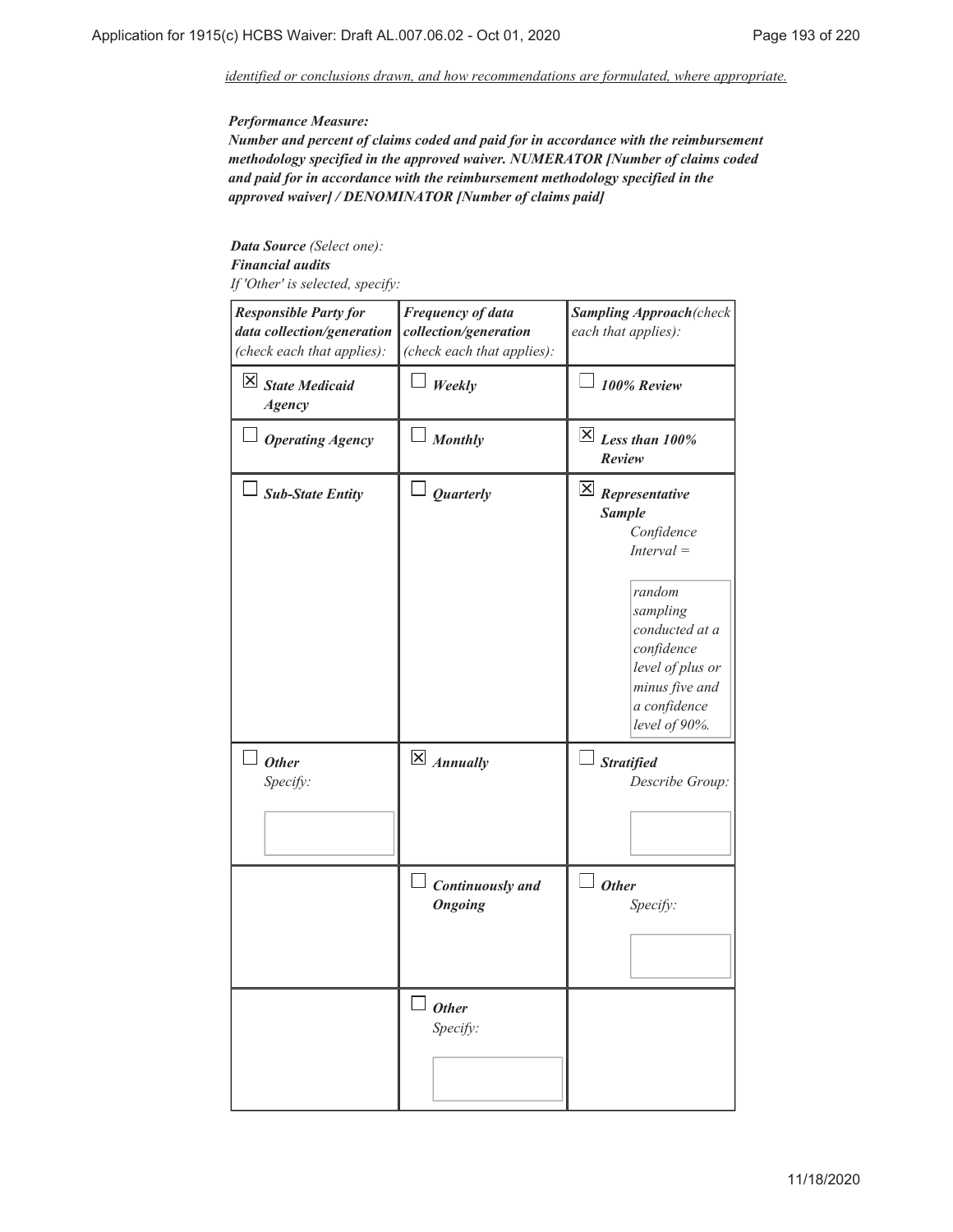*identified or conclusions drawn, and how recommendations are formulated, where appropriate.*

***Performance Measure:***
***Number and percent of claims coded and paid for in accordance with the reimbursement methodology specified in the approved waiver. NUMERATOR [Number of claims coded and paid for in accordance with the reimbursement methodology specified in the approved waiver] / DENOMINATOR [Number of claims paid]***

***Data Source*** *(Select one):*
***Financial audits***
*If 'Other' is selected, specify:*

| ***Responsible Party for data collection/generation*** *(check each that applies):* | ***Frequency of data collection/generation*** *(check each that applies):* | ***Sampling Approach*** *(check each that applies):* |
|---|---|---|
| ☒ ***State Medicaid Agency*** | ☐ ***Weekly*** | ☐ ***100% Review*** |
| ☐ ***Operating Agency*** | ☐ ***Monthly*** | ☒ ***Less than 100% Review*** |
| ☐ ***Sub-State Entity*** | ☐ ***Quarterly*** | ☒ ***Representative Sample*** *Confidence Interval =* *random sampling conducted at a confidence level of plus or minus five and a confidence level of 90%.* |
| ☐ ***Other*** *Specify:* | ☒ ***Annually*** | ☐ ***Stratified*** *Describe Group:* |
| | ☐ ***Continuously and Ongoing*** | ☐ ***Other*** *Specify:* |
| | ☐ ***Other*** *Specify:* | |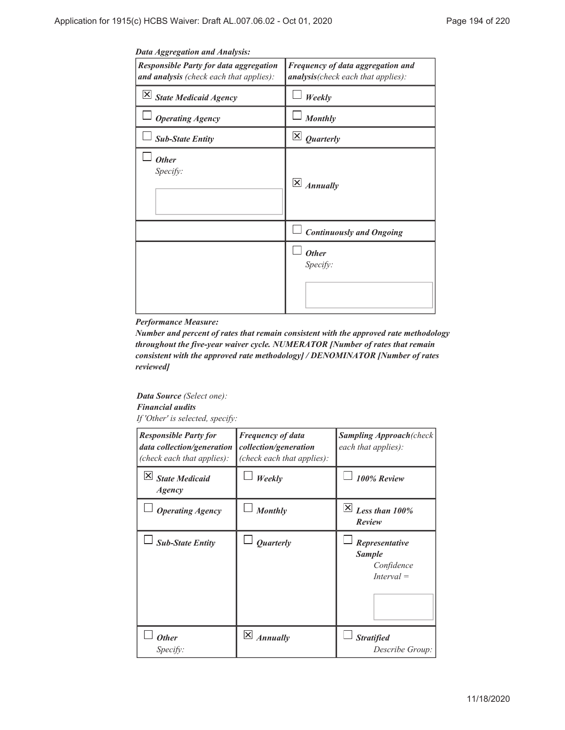*Data Aggregation and Analysis:*

| *Responsible Party for data aggregation and analysis* (check each that applies): | *Frequency of data aggregation and analysis*(check each that applies): |
| --- | --- |
| ☒ *State Medicaid Agency* | ☐ *Weekly* |
| ☐ *Operating Agency* | ☐ *Monthly* |
| ☐ *Sub-State Entity* | ☒ *Quarterly* |
| ☐ *Other* Specify: | ☒ *Annually* |
| | ☐ *Continuously and Ongoing* |
| | ☐ *Other* Specify: |

***Performance Measure:***

***Number and percent of rates that remain consistent with the approved rate methodology throughout the five-year waiver cycle. NUMERATOR [Number of rates that remain consistent with the approved rate methodology] / DENOMINATOR [Number of rates reviewed]***

***Data Source*** *(Select one):*
***Financial audits***
*If 'Other' is selected, specify:*

| *Responsible Party for data collection/generation* (check each that applies): | *Frequency of data collection/generation* (check each that applies): | *Sampling Approach*(check each that applies): |
| --- | --- | --- |
| ☒ *State Medicaid Agency* | ☐ *Weekly* | ☐ *100% Review* |
| ☐ *Operating Agency* | ☐ *Monthly* | ☒ *Less than 100% Review* |
| ☐ *Sub-State Entity* | ☐ *Quarterly* | ☐ *Representative Sample* Confidence Interval = |
| ☐ *Other* Specify: | ☒ *Annually* | ☐ *Stratified* Describe Group: |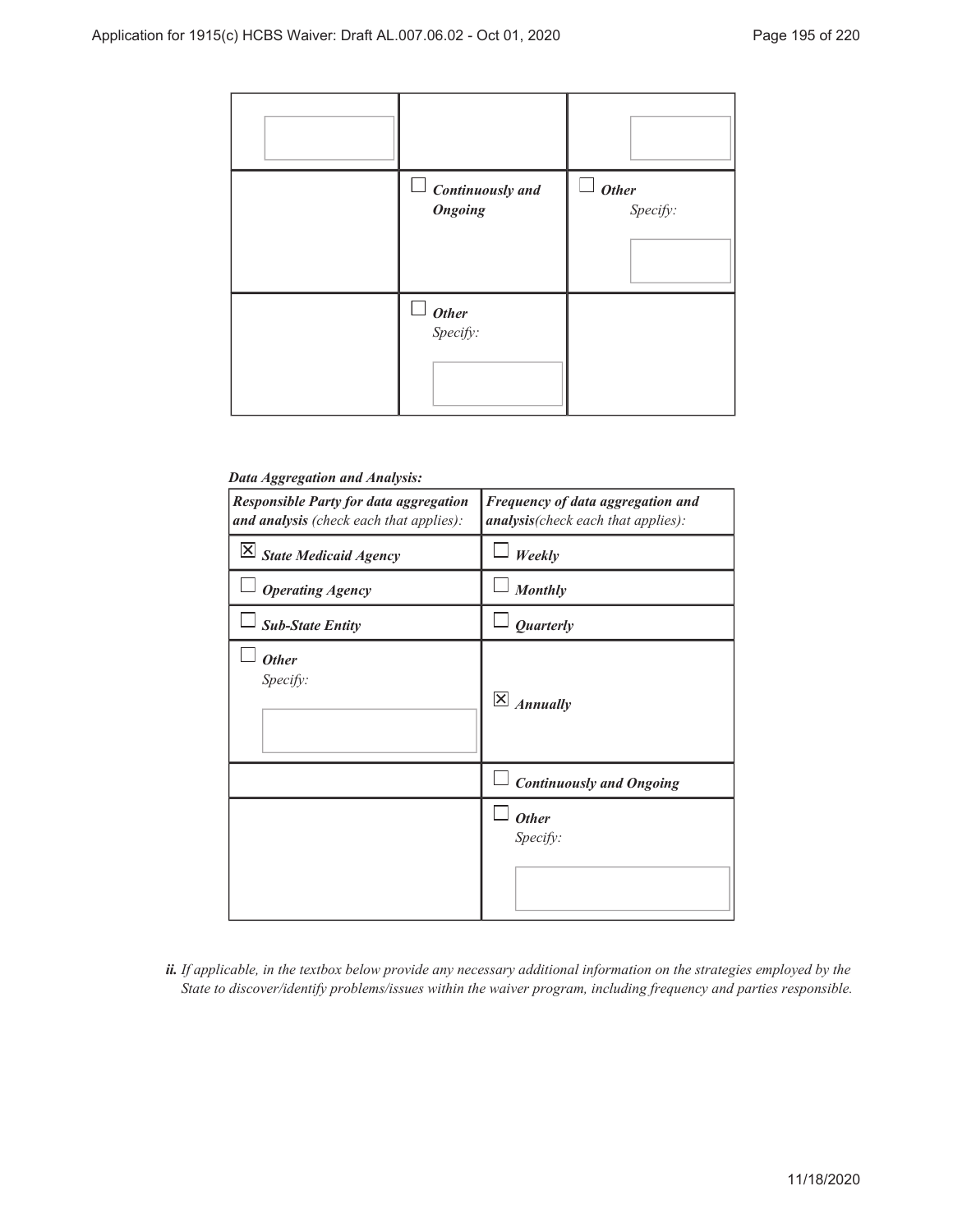| | | |
|---|---|---|
| | | |
| | ☐ ***Continuously and Ongoing*** | ☐ ***Other*** *Specify:* |
| | ☐ ***Other*** *Specify:* | |

***Data Aggregation and Analysis:***

| ***Responsible Party for data aggregation and analysis*** *(check each that applies):* | ***Frequency of data aggregation and analysis****(check each that applies):* |
|---|---|
| ☒ ***State Medicaid Agency*** | ☐ ***Weekly*** |
| ☐ ***Operating Agency*** | ☐ ***Monthly*** |
| ☐ ***Sub-State Entity*** | ☐ ***Quarterly*** |
| ☐ ***Other*** *Specify:* | ☒ ***Annually*** |
| | ☐ ***Continuously and Ongoing*** |
| | ☐ ***Other*** *Specify:* |

***ii.*** *If applicable, in the textbox below provide any necessary additional information on the strategies employed by the State to discover/identify problems/issues within the waiver program, including frequency and parties responsible.*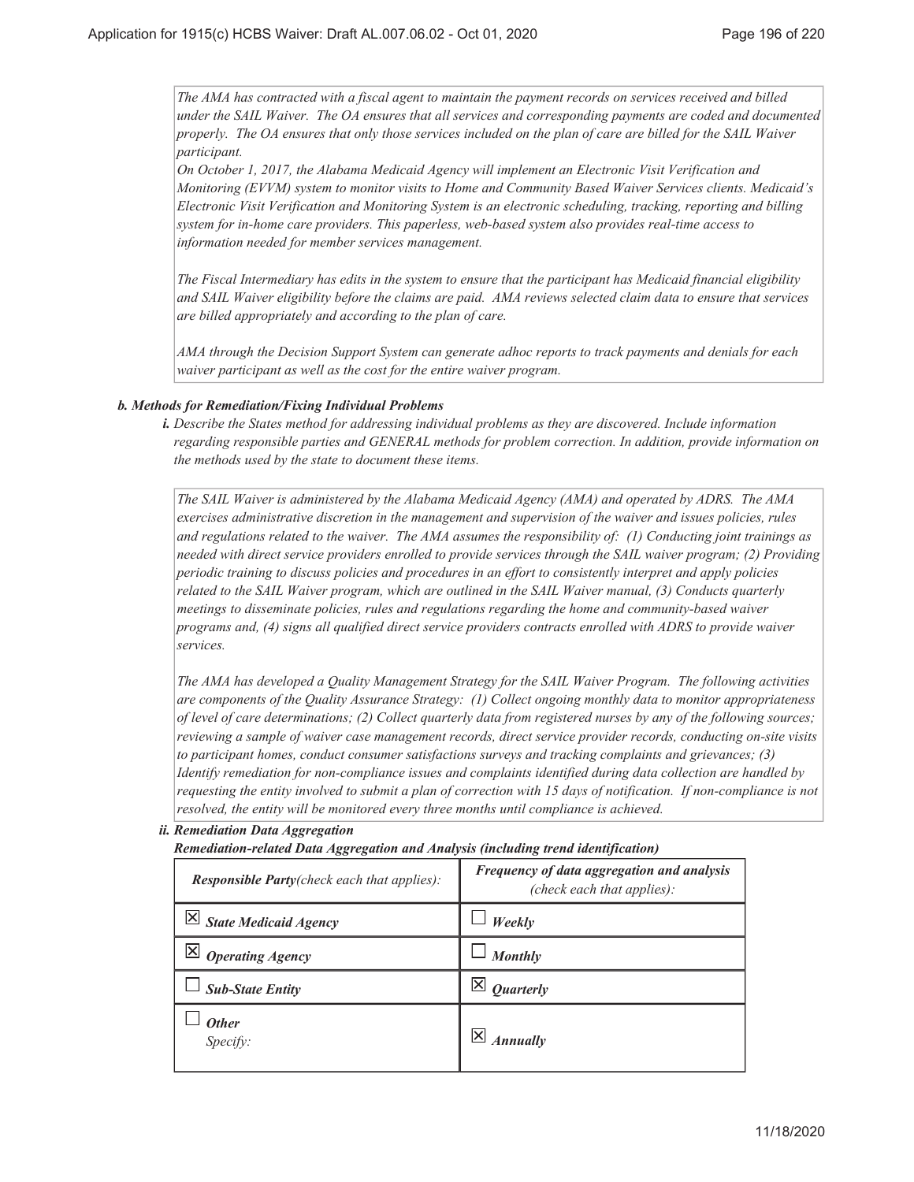*The AMA has contracted with a fiscal agent to maintain the payment records on services received and billed under the SAIL Waiver. The OA ensures that all services and corresponding payments are coded and documented properly. The OA ensures that only those services included on the plan of care are billed for the SAIL Waiver participant.*
*On October 1, 2017, the Alabama Medicaid Agency will implement an Electronic Visit Verification and Monitoring (EVVM) system to monitor visits to Home and Community Based Waiver Services clients. Medicaid's Electronic Visit Verification and Monitoring System is an electronic scheduling, tracking, reporting and billing system for in-home care providers. This paperless, web-based system also provides real-time access to information needed for member services management.*

*The Fiscal Intermediary has edits in the system to ensure that the participant has Medicaid financial eligibility and SAIL Waiver eligibility before the claims are paid. AMA reviews selected claim data to ensure that services are billed appropriately and according to the plan of care.*

*AMA through the Decision Support System can generate adhoc reports to track payments and denials for each waiver participant as well as the cost for the entire waiver program.*

***b. Methods for Remediation/Fixing Individual Problems***

***i.*** *Describe the States method for addressing individual problems as they are discovered. Include information regarding responsible parties and GENERAL methods for problem correction. In addition, provide information on the methods used by the state to document these items.*

*The SAIL Waiver is administered by the Alabama Medicaid Agency (AMA) and operated by ADRS. The AMA exercises administrative discretion in the management and supervision of the waiver and issues policies, rules and regulations related to the waiver. The AMA assumes the responsibility of: (1) Conducting joint trainings as needed with direct service providers enrolled to provide services through the SAIL waiver program; (2) Providing periodic training to discuss policies and procedures in an effort to consistently interpret and apply policies related to the SAIL Waiver program, which are outlined in the SAIL Waiver manual, (3) Conducts quarterly meetings to disseminate policies, rules and regulations regarding the home and community-based waiver programs and, (4) signs all qualified direct service providers contracts enrolled with ADRS to provide waiver services.*

*The AMA has developed a Quality Management Strategy for the SAIL Waiver Program. The following activities are components of the Quality Assurance Strategy: (1) Collect ongoing monthly data to monitor appropriateness of level of care determinations; (2) Collect quarterly data from registered nurses by any of the following sources; reviewing a sample of waiver case management records, direct service provider records, conducting on-site visits to participant homes, conduct consumer satisfactions surveys and tracking complaints and grievances; (3) Identify remediation for non-compliance issues and complaints identified during data collection are handled by requesting the entity involved to submit a plan of correction with 15 days of notification. If non-compliance is not resolved, the entity will be monitored every three months until compliance is achieved.*

***ii. Remediation Data Aggregation***

***Remediation-related Data Aggregation and Analysis (including trend identification)***

| ***Responsible Party****(check each that applies):* | ***Frequency of data aggregation and analysis*** *(check each that applies):* |
|---|---|
| ☒ ***State Medicaid Agency*** | ☐ ***Weekly*** |
| ☒ ***Operating Agency*** | ☐ ***Monthly*** |
| ☐ ***Sub-State Entity*** | ☒ ***Quarterly*** |
| ☐ ***Other*** *Specify:* | ☒ ***Annually*** |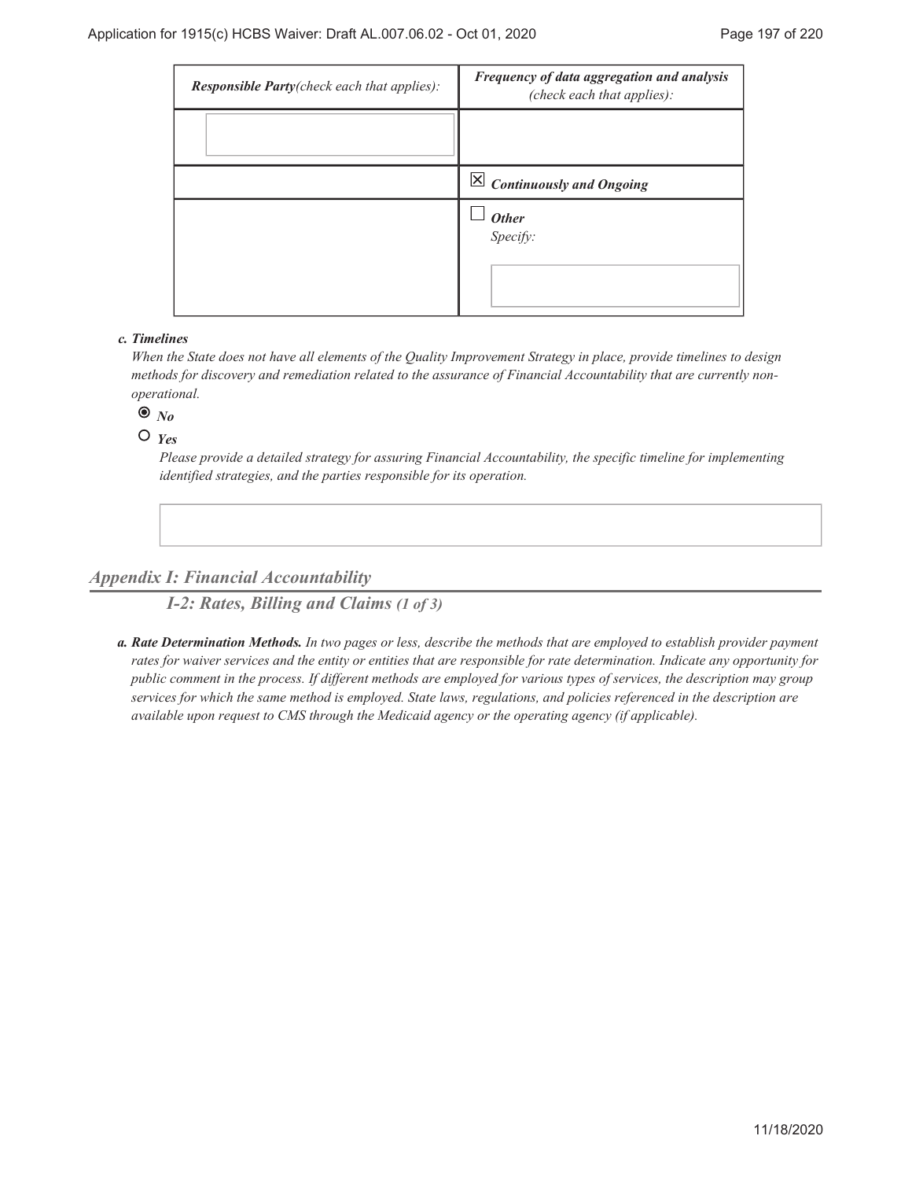| ***Responsible Party****(check each that applies):* | ***Frequency of data aggregation and analysis*** *(check each that applies):* |
|---|---|
| | |
| | ☒ ***Continuously and Ongoing*** |
| | ☐ ***Other*** *Specify:* |

***c. Timelines***

*When the State does not have all elements of the Quality Improvement Strategy in place, provide timelines to design methods for discovery and remediation related to the assurance of Financial Accountability that are currently non-operational.*

◉ ***No***

○ ***Yes***

*Please provide a detailed strategy for assuring Financial Accountability, the specific timeline for implementing identified strategies, and the parties responsible for its operation.*

## *Appendix I: Financial Accountability*

### *I-2: Rates, Billing and Claims (1 of 3)*

***a. Rate Determination Methods.*** *In two pages or less, describe the methods that are employed to establish provider payment rates for waiver services and the entity or entities that are responsible for rate determination. Indicate any opportunity for public comment in the process. If different methods are employed for various types of services, the description may group services for which the same method is employed. State laws, regulations, and policies referenced in the description are available upon request to CMS through the Medicaid agency or the operating agency (if applicable).*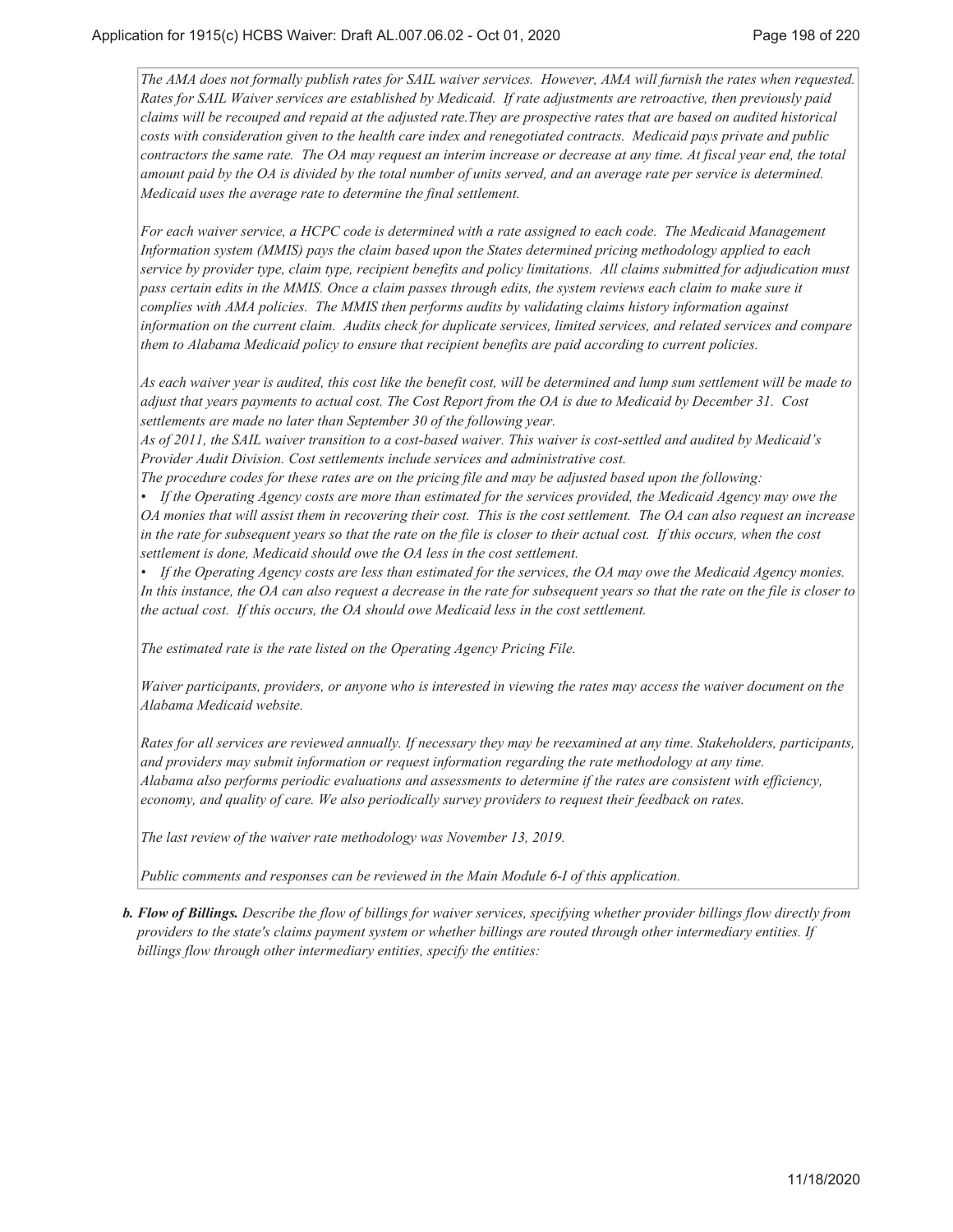*The AMA does not formally publish rates for SAIL waiver services. However, AMA will furnish the rates when requested. Rates for SAIL Waiver services are established by Medicaid. If rate adjustments are retroactive, then previously paid claims will be recouped and repaid at the adjusted rate.They are prospective rates that are based on audited historical costs with consideration given to the health care index and renegotiated contracts. Medicaid pays private and public contractors the same rate. The OA may request an interim increase or decrease at any time. At fiscal year end, the total amount paid by the OA is divided by the total number of units served, and an average rate per service is determined. Medicaid uses the average rate to determine the final settlement.*

*For each waiver service, a HCPC code is determined with a rate assigned to each code. The Medicaid Management Information system (MMIS) pays the claim based upon the States determined pricing methodology applied to each service by provider type, claim type, recipient benefits and policy limitations. All claims submitted for adjudication must pass certain edits in the MMIS. Once a claim passes through edits, the system reviews each claim to make sure it complies with AMA policies. The MMIS then performs audits by validating claims history information against information on the current claim. Audits check for duplicate services, limited services, and related services and compare them to Alabama Medicaid policy to ensure that recipient benefits are paid according to current policies.*

*As each waiver year is audited, this cost like the benefit cost, will be determined and lump sum settlement will be made to adjust that years payments to actual cost. The Cost Report from the OA is due to Medicaid by December 31. Cost settlements are made no later than September 30 of the following year.*
*As of 2011, the SAIL waiver transition to a cost-based waiver. This waiver is cost-settled and audited by Medicaid's Provider Audit Division. Cost settlements include services and administrative cost.*
*The procedure codes for these rates are on the pricing file and may be adjusted based upon the following:*
*• If the Operating Agency costs are more than estimated for the services provided, the Medicaid Agency may owe the OA monies that will assist them in recovering their cost. This is the cost settlement. The OA can also request an increase in the rate for subsequent years so that the rate on the file is closer to their actual cost. If this occurs, when the cost settlement is done, Medicaid should owe the OA less in the cost settlement.*
*• If the Operating Agency costs are less than estimated for the services, the OA may owe the Medicaid Agency monies. In this instance, the OA can also request a decrease in the rate for subsequent years so that the rate on the file is closer to the actual cost. If this occurs, the OA should owe Medicaid less in the cost settlement.*

*The estimated rate is the rate listed on the Operating Agency Pricing File.*

*Waiver participants, providers, or anyone who is interested in viewing the rates may access the waiver document on the Alabama Medicaid website.*

*Rates for all services are reviewed annually. If necessary they may be reexamined at any time. Stakeholders, participants, and providers may submit information or request information regarding the rate methodology at any time.*
*Alabama also performs periodic evaluations and assessments to determine if the rates are consistent with efficiency, economy, and quality of care. We also periodically survey providers to request their feedback on rates.*

*The last review of the waiver rate methodology was November 13, 2019.*

*Public comments and responses can be reviewed in the Main Module 6-I of this application.*

***b. Flow of Billings.*** *Describe the flow of billings for waiver services, specifying whether provider billings flow directly from providers to the state's claims payment system or whether billings are routed through other intermediary entities. If billings flow through other intermediary entities, specify the entities:*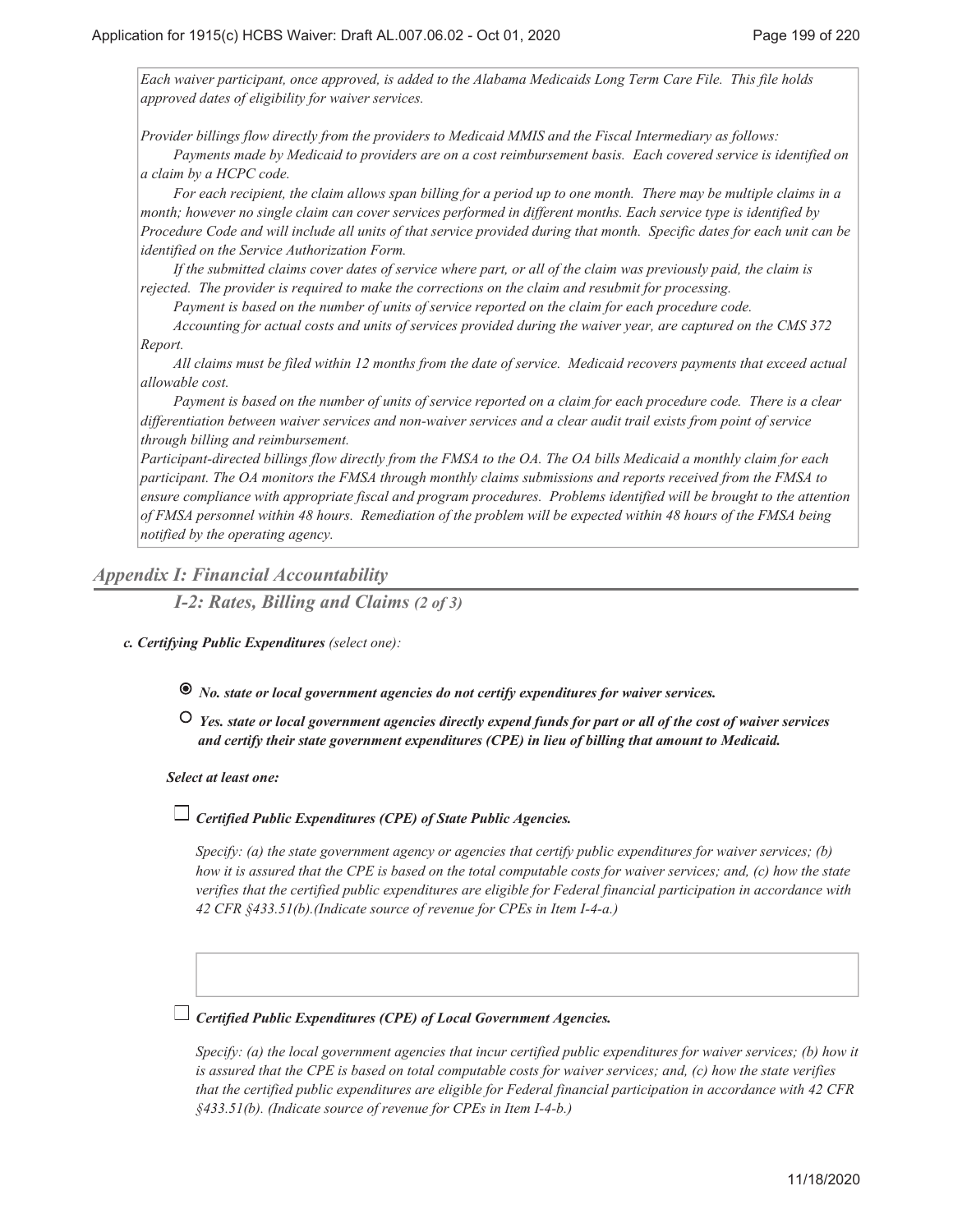*Each waiver participant, once approved, is added to the Alabama Medicaids Long Term Care File. This file holds approved dates of eligibility for waiver services.*

*Provider billings flow directly from the providers to Medicaid MMIS and the Fiscal Intermediary as follows:*

*Payments made by Medicaid to providers are on a cost reimbursement basis. Each covered service is identified on a claim by a HCPC code.*

*For each recipient, the claim allows span billing for a period up to one month. There may be multiple claims in a month; however no single claim can cover services performed in different months. Each service type is identified by Procedure Code and will include all units of that service provided during that month. Specific dates for each unit can be identified on the Service Authorization Form.*

*If the submitted claims cover dates of service where part, or all of the claim was previously paid, the claim is rejected. The provider is required to make the corrections on the claim and resubmit for processing.*

*Payment is based on the number of units of service reported on the claim for each procedure code.*

*Accounting for actual costs and units of services provided during the waiver year, are captured on the CMS 372 Report.*

*All claims must be filed within 12 months from the date of service. Medicaid recovers payments that exceed actual allowable cost.*

*Payment is based on the number of units of service reported on a claim for each procedure code. There is a clear differentiation between waiver services and non-waiver services and a clear audit trail exists from point of service through billing and reimbursement.*

*Participant-directed billings flow directly from the FMSA to the OA. The OA bills Medicaid a monthly claim for each participant. The OA monitors the FMSA through monthly claims submissions and reports received from the FMSA to ensure compliance with appropriate fiscal and program procedures. Problems identified will be brought to the attention of FMSA personnel within 48 hours. Remediation of the problem will be expected within 48 hours of the FMSA being notified by the operating agency.*

## *Appendix I: Financial Accountability*

### *I-2: Rates, Billing and Claims (2 of 3)*

***c. Certifying Public Expenditures** (select one):*

- ◉ ***No. state or local government agencies do not certify expenditures for waiver services.***
- ○ ***Yes. state or local government agencies directly expend funds for part or all of the cost of waiver services and certify their state government expenditures (CPE) in lieu of billing that amount to Medicaid.***

***Select at least one:***

☐ ***Certified Public Expenditures (CPE) of State Public Agencies.***

*Specify: (a) the state government agency or agencies that certify public expenditures for waiver services; (b) how it is assured that the CPE is based on the total computable costs for waiver services; and, (c) how the state verifies that the certified public expenditures are eligible for Federal financial participation in accordance with 42 CFR §433.51(b).(Indicate source of revenue for CPEs in Item I-4-a.)*

☐ ***Certified Public Expenditures (CPE) of Local Government Agencies.***

*Specify: (a) the local government agencies that incur certified public expenditures for waiver services; (b) how it is assured that the CPE is based on total computable costs for waiver services; and, (c) how the state verifies that the certified public expenditures are eligible for Federal financial participation in accordance with 42 CFR §433.51(b). (Indicate source of revenue for CPEs in Item I-4-b.)*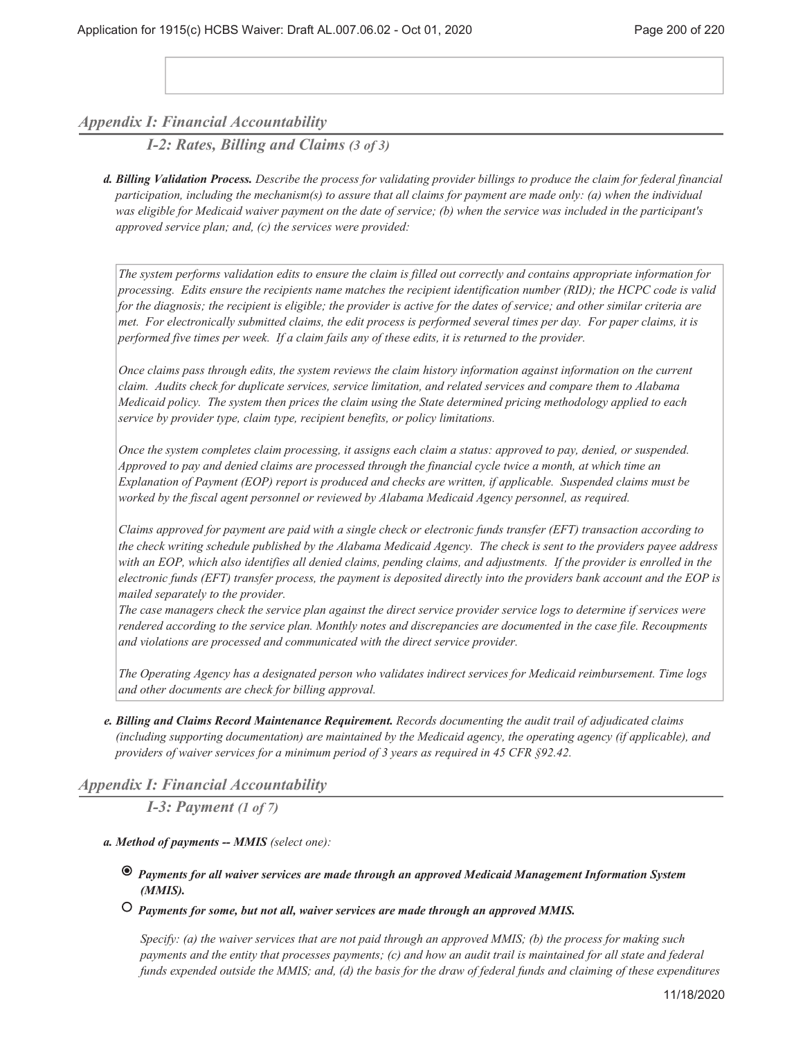## Appendix I: Financial Accountability

### I-2: Rates, Billing and Claims *(3 of 3)*

***d. Billing Validation Process.*** *Describe the process for validating provider billings to produce the claim for federal financial participation, including the mechanism(s) to assure that all claims for payment are made only: (a) when the individual was eligible for Medicaid waiver payment on the date of service; (b) when the service was included in the participant's approved service plan; and, (c) the services were provided:*

> *The system performs validation edits to ensure the claim is filled out correctly and contains appropriate information for processing. Edits ensure the recipients name matches the recipient identification number (RID); the HCPC code is valid for the diagnosis; the recipient is eligible; the provider is active for the dates of service; and other similar criteria are met. For electronically submitted claims, the edit process is performed several times per day. For paper claims, it is performed five times per week. If a claim fails any of these edits, it is returned to the provider.*
>
> *Once claims pass through edits, the system reviews the claim history information against information on the current claim. Audits check for duplicate services, service limitation, and related services and compare them to Alabama Medicaid policy. The system then prices the claim using the State determined pricing methodology applied to each service by provider type, claim type, recipient benefits, or policy limitations.*
>
> *Once the system completes claim processing, it assigns each claim a status: approved to pay, denied, or suspended. Approved to pay and denied claims are processed through the financial cycle twice a month, at which time an Explanation of Payment (EOP) report is produced and checks are written, if applicable. Suspended claims must be worked by the fiscal agent personnel or reviewed by Alabama Medicaid Agency personnel, as required.*
>
> *Claims approved for payment are paid with a single check or electronic funds transfer (EFT) transaction according to the check writing schedule published by the Alabama Medicaid Agency. The check is sent to the providers payee address with an EOP, which also identifies all denied claims, pending claims, and adjustments. If the provider is enrolled in the electronic funds (EFT) transfer process, the payment is deposited directly into the providers bank account and the EOP is mailed separately to the provider.*
> *The case managers check the service plan against the direct service provider service logs to determine if services were rendered according to the service plan. Monthly notes and discrepancies are documented in the case file. Recoupments and violations are processed and communicated with the direct service provider.*
>
> *The Operating Agency has a designated person who validates indirect services for Medicaid reimbursement. Time logs and other documents are check for billing approval.*

***e. Billing and Claims Record Maintenance Requirement.*** *Records documenting the audit trail of adjudicated claims (including supporting documentation) are maintained by the Medicaid agency, the operating agency (if applicable), and providers of waiver services for a minimum period of 3 years as required in 45 CFR §92.42.*

## Appendix I: Financial Accountability

### I-3: Payment *(1 of 7)*

***a. Method of payments -- MMIS*** *(select one):*

- ◉ ***Payments for all waiver services are made through an approved Medicaid Management Information System (MMIS).***
- ○ ***Payments for some, but not all, waiver services are made through an approved MMIS.***

  *Specify: (a) the waiver services that are not paid through an approved MMIS; (b) the process for making such payments and the entity that processes payments; (c) and how an audit trail is maintained for all state and federal funds expended outside the MMIS; and, (d) the basis for the draw of federal funds and claiming of these expenditures*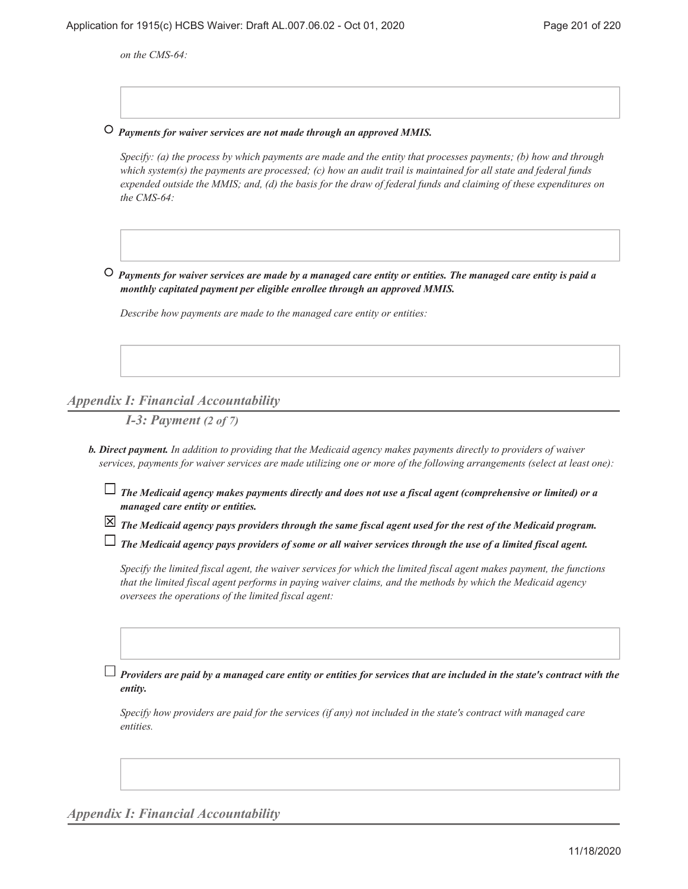*on the CMS-64:*

○ ***Payments for waiver services are not made through an approved MMIS.***

*Specify: (a) the process by which payments are made and the entity that processes payments; (b) how and through which system(s) the payments are processed; (c) how an audit trail is maintained for all state and federal funds expended outside the MMIS; and, (d) the basis for the draw of federal funds and claiming of these expenditures on the CMS-64:*

○ ***Payments for waiver services are made by a managed care entity or entities. The managed care entity is paid a monthly capitated payment per eligible enrollee through an approved MMIS.***

*Describe how payments are made to the managed care entity or entities:*

## *Appendix I: Financial Accountability*

### *I-3: Payment (2 of 7)*

***b. Direct payment.*** *In addition to providing that the Medicaid agency makes payments directly to providers of waiver services, payments for waiver services are made utilizing one or more of the following arrangements (select at least one):*

☐ ***The Medicaid agency makes payments directly and does not use a fiscal agent (comprehensive or limited) or a managed care entity or entities.***

☒ ***The Medicaid agency pays providers through the same fiscal agent used for the rest of the Medicaid program.***

☐ ***The Medicaid agency pays providers of some or all waiver services through the use of a limited fiscal agent.***

*Specify the limited fiscal agent, the waiver services for which the limited fiscal agent makes payment, the functions that the limited fiscal agent performs in paying waiver claims, and the methods by which the Medicaid agency oversees the operations of the limited fiscal agent:*

☐ ***Providers are paid by a managed care entity or entities for services that are included in the state's contract with the entity.***

*Specify how providers are paid for the services (if any) not included in the state's contract with managed care entities.*

## *Appendix I: Financial Accountability*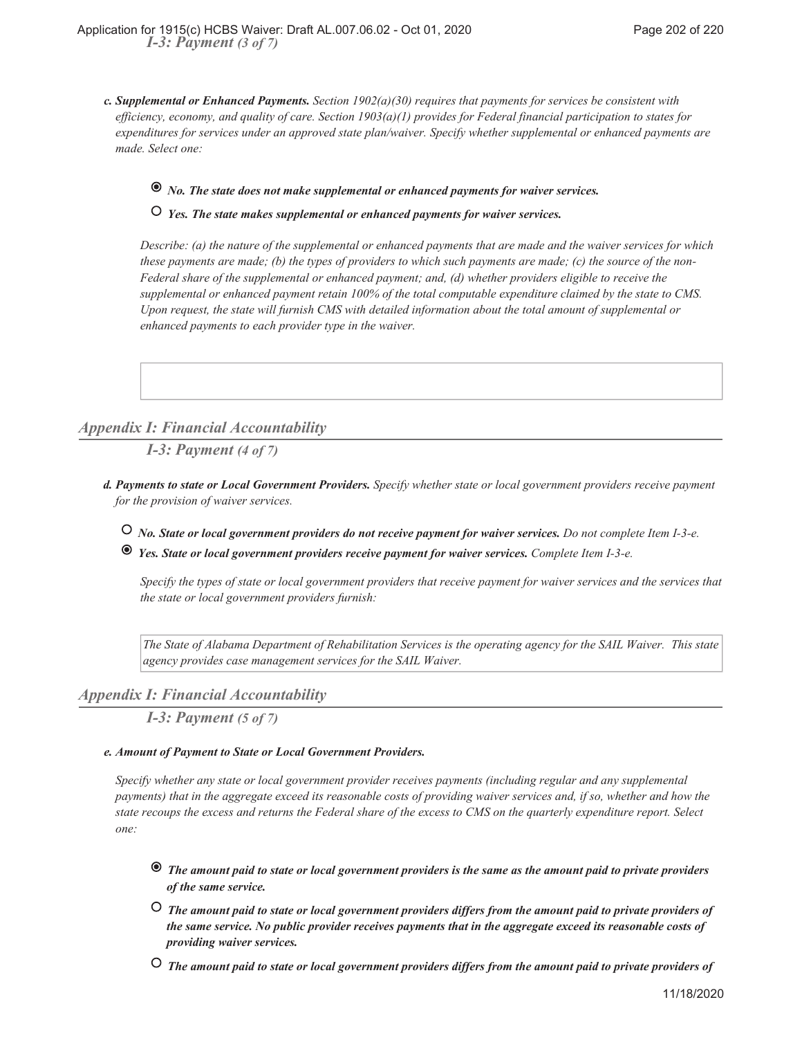*I-3: Payment (3 of 7)*

***c. Supplemental or Enhanced Payments.*** *Section 1902(a)(30) requires that payments for services be consistent with efficiency, economy, and quality of care. Section 1903(a)(1) provides for Federal financial participation to states for expenditures for services under an approved state plan/waiver. Specify whether supplemental or enhanced payments are made. Select one:*

- ◉ ***No. The state does not make supplemental or enhanced payments for waiver services.***
- ○ ***Yes. The state makes supplemental or enhanced payments for waiver services.***

*Describe: (a) the nature of the supplemental or enhanced payments that are made and the waiver services for which these payments are made; (b) the types of providers to which such payments are made; (c) the source of the non-Federal share of the supplemental or enhanced payment; and, (d) whether providers eligible to receive the supplemental or enhanced payment retain 100% of the total computable expenditure claimed by the state to CMS. Upon request, the state will furnish CMS with detailed information about the total amount of supplemental or enhanced payments to each provider type in the waiver.*

## *Appendix I: Financial Accountability*

### *I-3: Payment (4 of 7)*

***d. Payments to state or Local Government Providers.*** *Specify whether state or local government providers receive payment for the provision of waiver services.*

- ○ ***No. State or local government providers do not receive payment for waiver services.*** *Do not complete Item I-3-e.*
- ◉ ***Yes. State or local government providers receive payment for waiver services.*** *Complete Item I-3-e.*

*Specify the types of state or local government providers that receive payment for waiver services and the services that the state or local government providers furnish:*

*The State of Alabama Department of Rehabilitation Services is the operating agency for the SAIL Waiver. This state agency provides case management services for the SAIL Waiver.*

## *Appendix I: Financial Accountability*

### *I-3: Payment (5 of 7)*

***e. Amount of Payment to State or Local Government Providers.***

*Specify whether any state or local government provider receives payments (including regular and any supplemental payments) that in the aggregate exceed its reasonable costs of providing waiver services and, if so, whether and how the state recoups the excess and returns the Federal share of the excess to CMS on the quarterly expenditure report. Select one:*

- ◉ ***The amount paid to state or local government providers is the same as the amount paid to private providers of the same service.***
- ○ ***The amount paid to state or local government providers differs from the amount paid to private providers of the same service. No public provider receives payments that in the aggregate exceed its reasonable costs of providing waiver services.***
- ○ ***The amount paid to state or local government providers differs from the amount paid to private providers of***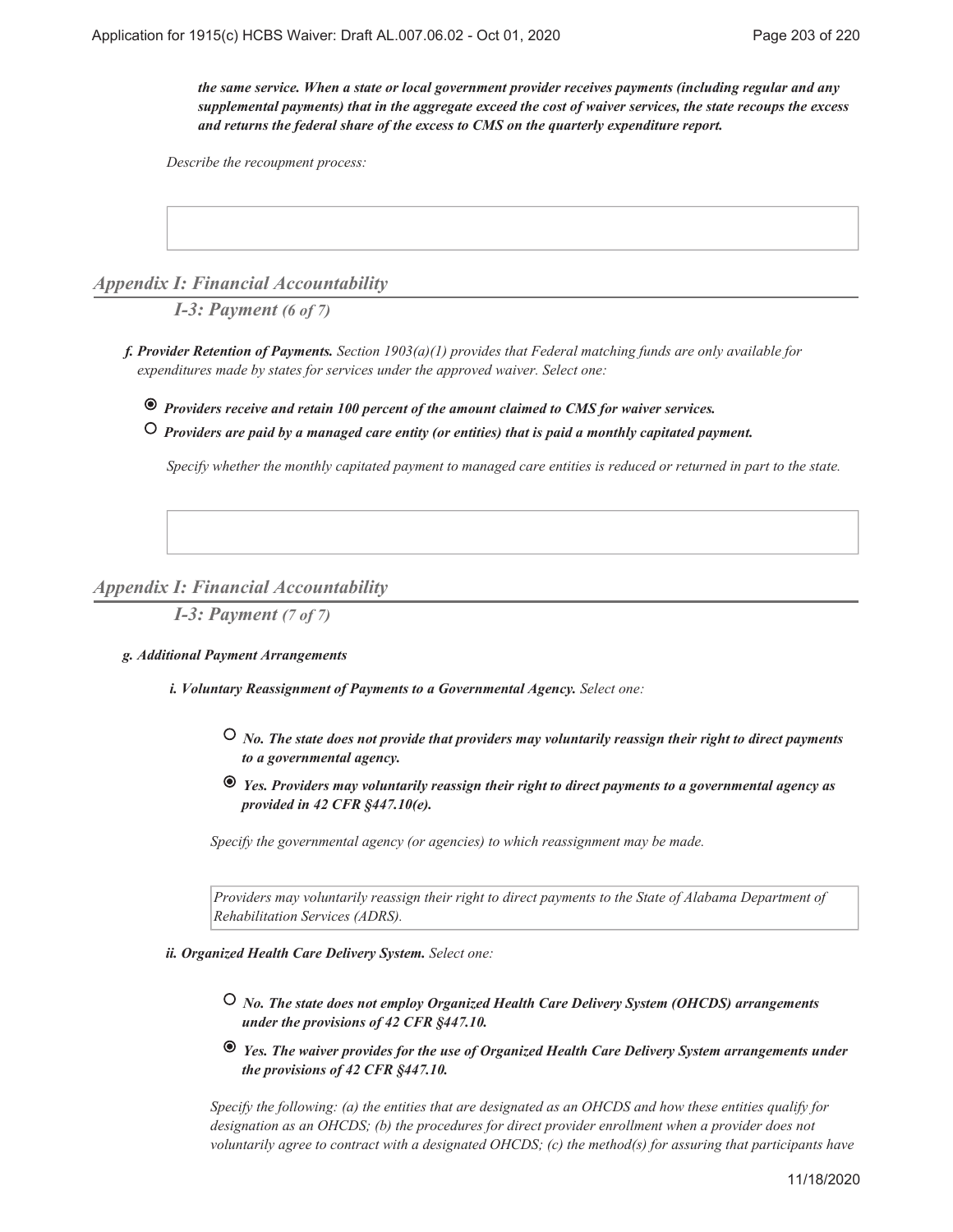***the same service. When a state or local government provider receives payments (including regular and any supplemental payments) that in the aggregate exceed the cost of waiver services, the state recoups the excess and returns the federal share of the excess to CMS on the quarterly expenditure report.***

*Describe the recoupment process:*

## *Appendix I: Financial Accountability*

### *I-3: Payment (6 of 7)*

***f. Provider Retention of Payments.*** *Section 1903(a)(1) provides that Federal matching funds are only available for expenditures made by states for services under the approved waiver. Select one:*

- ◉ ***Providers receive and retain 100 percent of the amount claimed to CMS for waiver services.***
- ○ ***Providers are paid by a managed care entity (or entities) that is paid a monthly capitated payment.***

*Specify whether the monthly capitated payment to managed care entities is reduced or returned in part to the state.*

## *Appendix I: Financial Accountability*

### *I-3: Payment (7 of 7)*

***g. Additional Payment Arrangements***

***i. Voluntary Reassignment of Payments to a Governmental Agency.*** *Select one:*

- ○ ***No. The state does not provide that providers may voluntarily reassign their right to direct payments to a governmental agency.***
- ◉ ***Yes. Providers may voluntarily reassign their right to direct payments to a governmental agency as provided in 42 CFR §447.10(e).***

*Specify the governmental agency (or agencies) to which reassignment may be made.*

*Providers may voluntarily reassign their right to direct payments to the State of Alabama Department of Rehabilitation Services (ADRS).*

***ii. Organized Health Care Delivery System.*** *Select one:*

- ○ ***No. The state does not employ Organized Health Care Delivery System (OHCDS) arrangements under the provisions of 42 CFR §447.10.***
- ◉ ***Yes. The waiver provides for the use of Organized Health Care Delivery System arrangements under the provisions of 42 CFR §447.10.***

*Specify the following: (a) the entities that are designated as an OHCDS and how these entities qualify for designation as an OHCDS; (b) the procedures for direct provider enrollment when a provider does not voluntarily agree to contract with a designated OHCDS; (c) the method(s) for assuring that participants have*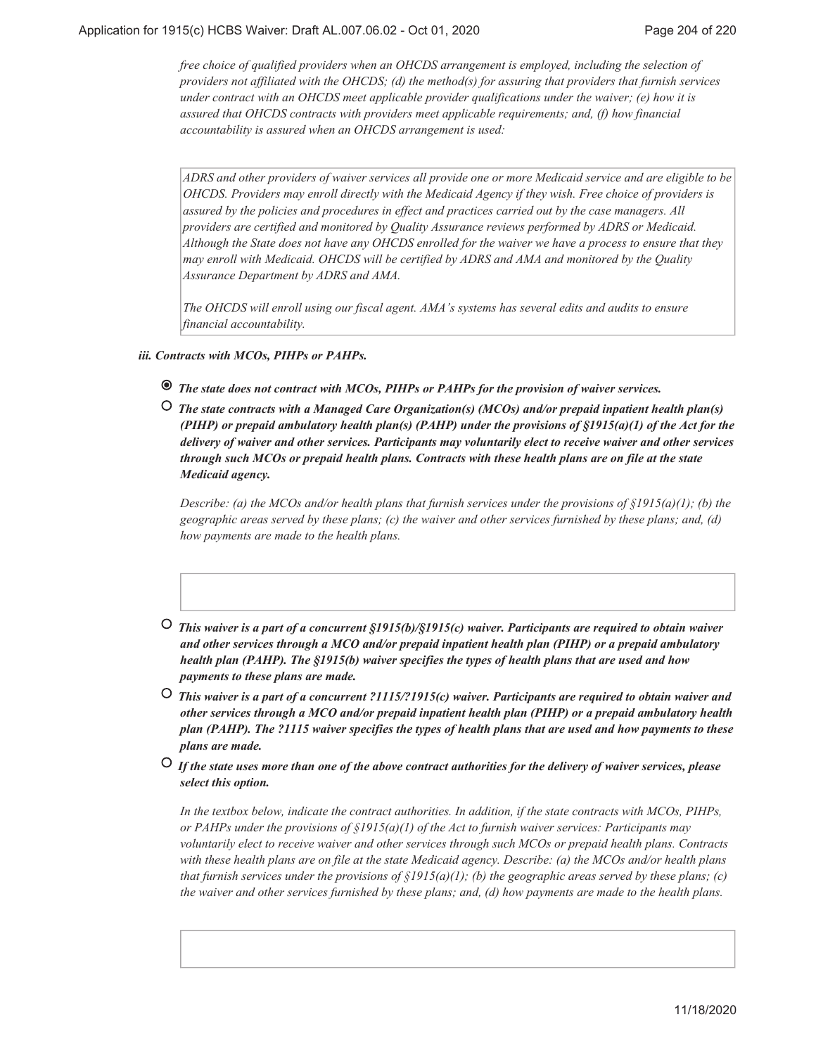*free choice of qualified providers when an OHCDS arrangement is employed, including the selection of providers not affiliated with the OHCDS; (d) the method(s) for assuring that providers that furnish services under contract with an OHCDS meet applicable provider qualifications under the waiver; (e) how it is assured that OHCDS contracts with providers meet applicable requirements; and, (f) how financial accountability is assured when an OHCDS arrangement is used:*

> *ADRS and other providers of waiver services all provide one or more Medicaid service and are eligible to be OHCDS. Providers may enroll directly with the Medicaid Agency if they wish. Free choice of providers is assured by the policies and procedures in effect and practices carried out by the case managers. All providers are certified and monitored by Quality Assurance reviews performed by ADRS or Medicaid. Although the State does not have any OHCDS enrolled for the waiver we have a process to ensure that they may enroll with Medicaid. OHCDS will be certified by ADRS and AMA and monitored by the Quality Assurance Department by ADRS and AMA.*
>
> *The OHCDS will enroll using our fiscal agent. AMA's systems has several edits and audits to ensure financial accountability.*

***iii. Contracts with MCOs, PIHPs or PAHPs.***

- ◉ ***The state does not contract with MCOs, PIHPs or PAHPs for the provision of waiver services.***
- ○ ***The state contracts with a Managed Care Organization(s) (MCOs) and/or prepaid inpatient health plan(s) (PIHP) or prepaid ambulatory health plan(s) (PAHP) under the provisions of §1915(a)(1) of the Act for the delivery of waiver and other services. Participants may voluntarily elect to receive waiver and other services through such MCOs or prepaid health plans. Contracts with these health plans are on file at the state Medicaid agency.***

  *Describe: (a) the MCOs and/or health plans that furnish services under the provisions of §1915(a)(1); (b) the geographic areas served by these plans; (c) the waiver and other services furnished by these plans; and, (d) how payments are made to the health plans.*

- ○ ***This waiver is a part of a concurrent §1915(b)/§1915(c) waiver. Participants are required to obtain waiver and other services through a MCO and/or prepaid inpatient health plan (PIHP) or a prepaid ambulatory health plan (PAHP). The §1915(b) waiver specifies the types of health plans that are used and how payments to these plans are made.***
- ○ ***This waiver is a part of a concurrent ?1115/?1915(c) waiver. Participants are required to obtain waiver and other services through a MCO and/or prepaid inpatient health plan (PIHP) or a prepaid ambulatory health plan (PAHP). The ?1115 waiver specifies the types of health plans that are used and how payments to these plans are made.***
- ○ ***If the state uses more than one of the above contract authorities for the delivery of waiver services, please select this option.***

  *In the textbox below, indicate the contract authorities. In addition, if the state contracts with MCOs, PIHPs, or PAHPs under the provisions of §1915(a)(1) of the Act to furnish waiver services: Participants may voluntarily elect to receive waiver and other services through such MCOs or prepaid health plans. Contracts with these health plans are on file at the state Medicaid agency. Describe: (a) the MCOs and/or health plans that furnish services under the provisions of §1915(a)(1); (b) the geographic areas served by these plans; (c) the waiver and other services furnished by these plans; and, (d) how payments are made to the health plans.*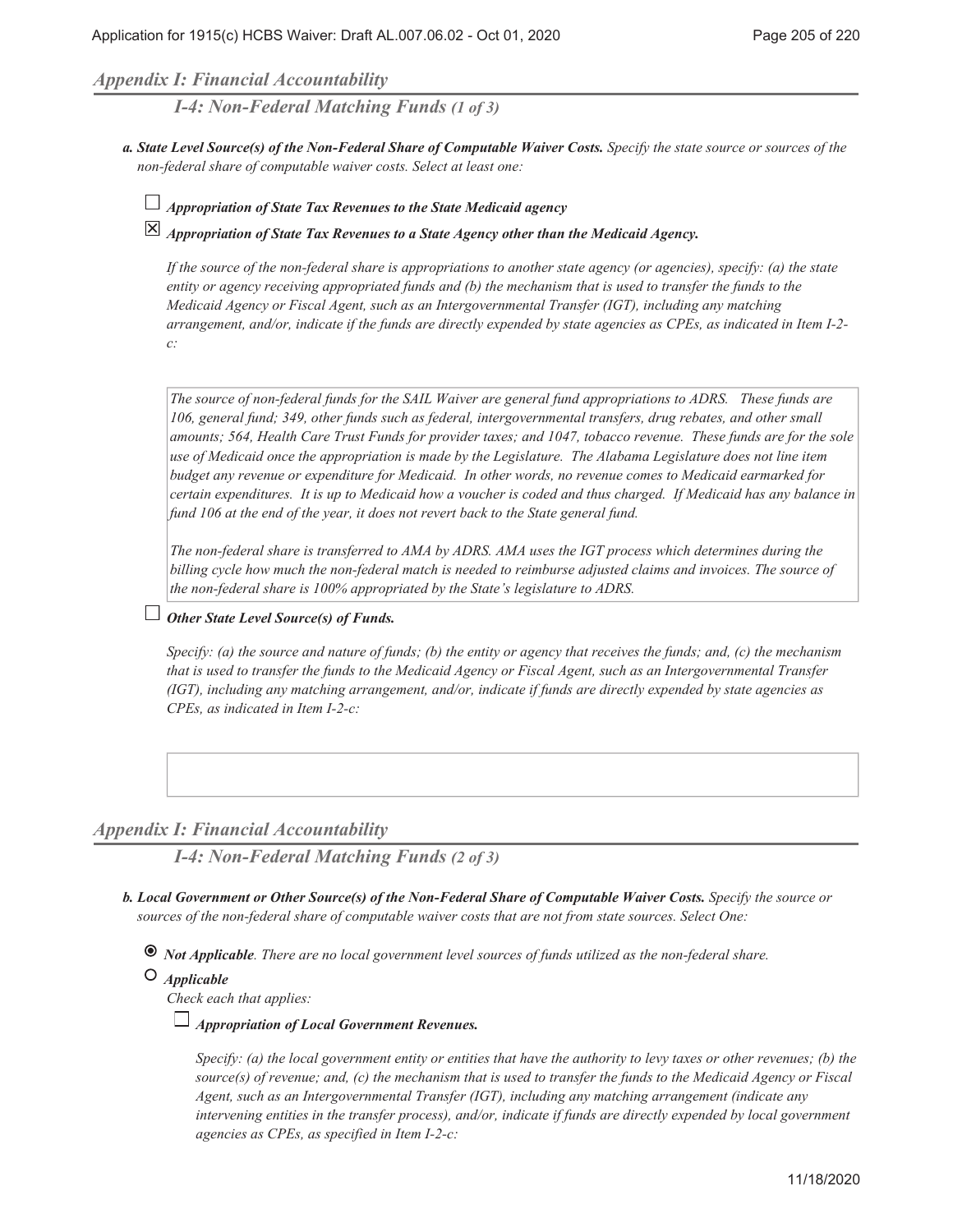## *Appendix I: Financial Accountability*

### *I-4: Non-Federal Matching Funds (1 of 3)*

***a. State Level Source(s) of the Non-Federal Share of Computable Waiver Costs.*** *Specify the state source or sources of the non-federal share of computable waiver costs. Select at least one:*

☐ ***Appropriation of State Tax Revenues to the State Medicaid agency***

☒ ***Appropriation of State Tax Revenues to a State Agency other than the Medicaid Agency.***

*If the source of the non-federal share is appropriations to another state agency (or agencies), specify: (a) the state entity or agency receiving appropriated funds and (b) the mechanism that is used to transfer the funds to the Medicaid Agency or Fiscal Agent, such as an Intergovernmental Transfer (IGT), including any matching arrangement, and/or, indicate if the funds are directly expended by state agencies as CPEs, as indicated in Item I-2-c:*

*The source of non-federal funds for the SAIL Waiver are general fund appropriations to ADRS. These funds are 106, general fund; 349, other funds such as federal, intergovernmental transfers, drug rebates, and other small amounts; 564, Health Care Trust Funds for provider taxes; and 1047, tobacco revenue. These funds are for the sole use of Medicaid once the appropriation is made by the Legislature. The Alabama Legislature does not line item budget any revenue or expenditure for Medicaid. In other words, no revenue comes to Medicaid earmarked for certain expenditures. It is up to Medicaid how a voucher is coded and thus charged. If Medicaid has any balance in fund 106 at the end of the year, it does not revert back to the State general fund.*

*The non-federal share is transferred to AMA by ADRS. AMA uses the IGT process which determines during the billing cycle how much the non-federal match is needed to reimburse adjusted claims and invoices. The source of the non-federal share is 100% appropriated by the State's legislature to ADRS.*

☐ ***Other State Level Source(s) of Funds.***

*Specify: (a) the source and nature of funds; (b) the entity or agency that receives the funds; and, (c) the mechanism that is used to transfer the funds to the Medicaid Agency or Fiscal Agent, such as an Intergovernmental Transfer (IGT), including any matching arrangement, and/or, indicate if funds are directly expended by state agencies as CPEs, as indicated in Item I-2-c:*

## *Appendix I: Financial Accountability*

### *I-4: Non-Federal Matching Funds (2 of 3)*

***b. Local Government or Other Source(s) of the Non-Federal Share of Computable Waiver Costs.*** *Specify the source or sources of the non-federal share of computable waiver costs that are not from state sources. Select One:*

◉ ***Not Applicable****. There are no local government level sources of funds utilized as the non-federal share.*

○ ***Applicable***

*Check each that applies:*

☐ ***Appropriation of Local Government Revenues.***

*Specify: (a) the local government entity or entities that have the authority to levy taxes or other revenues; (b) the source(s) of revenue; and, (c) the mechanism that is used to transfer the funds to the Medicaid Agency or Fiscal Agent, such as an Intergovernmental Transfer (IGT), including any matching arrangement (indicate any intervening entities in the transfer process), and/or, indicate if funds are directly expended by local government agencies as CPEs, as specified in Item I-2-c:*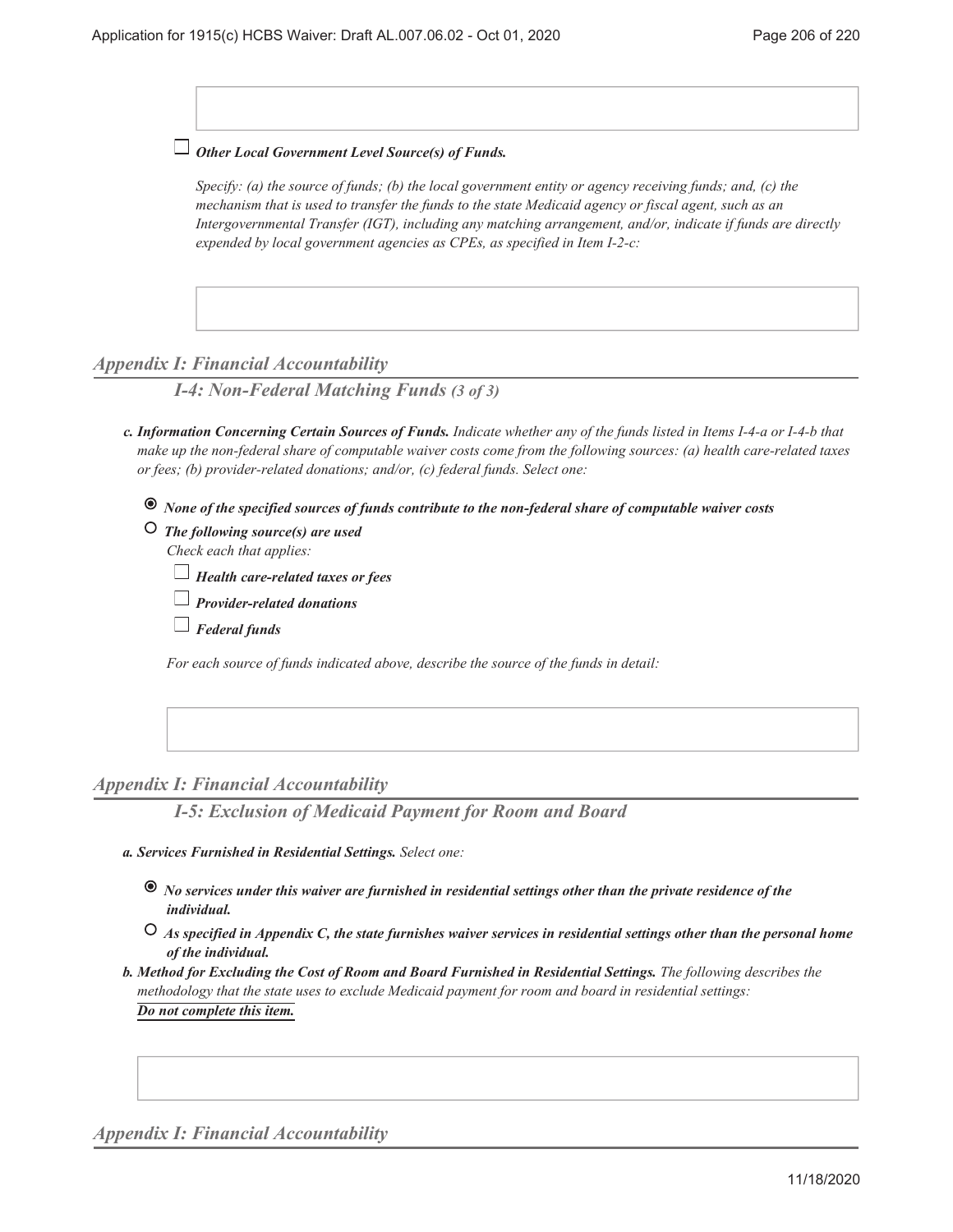☐ ***Other Local Government Level Source(s) of Funds.***

*Specify: (a) the source of funds; (b) the local government entity or agency receiving funds; and, (c) the mechanism that is used to transfer the funds to the state Medicaid agency or fiscal agent, such as an Intergovernmental Transfer (IGT), including any matching arrangement, and/or, indicate if funds are directly expended by local government agencies as CPEs, as specified in Item I-2-c:*

## *Appendix I: Financial Accountability*

### *I-4: Non-Federal Matching Funds (3 of 3)*

***c. Information Concerning Certain Sources of Funds.*** *Indicate whether any of the funds listed in Items I-4-a or I-4-b that make up the non-federal share of computable waiver costs come from the following sources: (a) health care-related taxes or fees; (b) provider-related donations; and/or, (c) federal funds. Select one:*

◉ ***None of the specified sources of funds contribute to the non-federal share of computable waiver costs***

○ ***The following source(s) are used***
*Check each that applies:*

☐ ***Health care-related taxes or fees***

☐ ***Provider-related donations***

☐ ***Federal funds***

*For each source of funds indicated above, describe the source of the funds in detail:*

## *Appendix I: Financial Accountability*

### *I-5: Exclusion of Medicaid Payment for Room and Board*

***a. Services Furnished in Residential Settings.*** *Select one:*

◉ ***No services under this waiver are furnished in residential settings other than the private residence of the individual.***

○ ***As specified in Appendix C, the state furnishes waiver services in residential settings other than the personal home of the individual.***

***b. Method for Excluding the Cost of Room and Board Furnished in Residential Settings.*** *The following describes the methodology that the state uses to exclude Medicaid payment for room and board in residential settings:*
***Do not complete this item.***

## *Appendix I: Financial Accountability*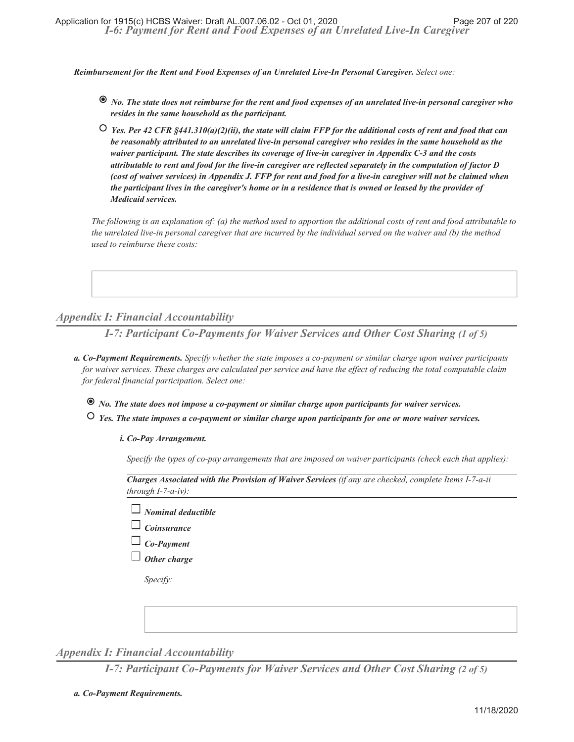### *I-6: Payment for Rent and Food Expenses of an Unrelated Live-In Caregiver*

***Reimbursement for the Rent and Food Expenses of an Unrelated Live-In Personal Caregiver.*** *Select one:*

- ◉ ***No. The state does not reimburse for the rent and food expenses of an unrelated live-in personal caregiver who resides in the same household as the participant.***
- ○ ***Yes. Per 42 CFR §441.310(a)(2)(ii), the state will claim FFP for the additional costs of rent and food that can be reasonably attributed to an unrelated live-in personal caregiver who resides in the same household as the waiver participant. The state describes its coverage of live-in caregiver in Appendix C-3 and the costs attributable to rent and food for the live-in caregiver are reflected separately in the computation of factor D (cost of waiver services) in Appendix J. FFP for rent and food for a live-in caregiver will not be claimed when the participant lives in the caregiver's home or in a residence that is owned or leased by the provider of Medicaid services.***

*The following is an explanation of: (a) the method used to apportion the additional costs of rent and food attributable to the unrelated live-in personal caregiver that are incurred by the individual served on the waiver and (b) the method used to reimburse these costs:*

## *Appendix I: Financial Accountability*

### *I-7: Participant Co-Payments for Waiver Services and Other Cost Sharing (1 of 5)*

***a. Co-Payment Requirements.*** *Specify whether the state imposes a co-payment or similar charge upon waiver participants for waiver services. These charges are calculated per service and have the effect of reducing the total computable claim for federal financial participation. Select one:*

- ◉ ***No. The state does not impose a co-payment or similar charge upon participants for waiver services.***
- ○ ***Yes. The state imposes a co-payment or similar charge upon participants for one or more waiver services.***

***i. Co-Pay Arrangement.***

*Specify the types of co-pay arrangements that are imposed on waiver participants (check each that applies):*

***Charges Associated with the Provision of Waiver Services*** *(if any are checked, complete Items I-7-a-ii through I-7-a-iv):*

- ☐ ***Nominal deductible***
- ☐ ***Coinsurance***
- ☐ ***Co-Payment***
- ☐ ***Other charge***

*Specify:*

## *Appendix I: Financial Accountability*

### *I-7: Participant Co-Payments for Waiver Services and Other Cost Sharing (2 of 5)*

***a. Co-Payment Requirements.***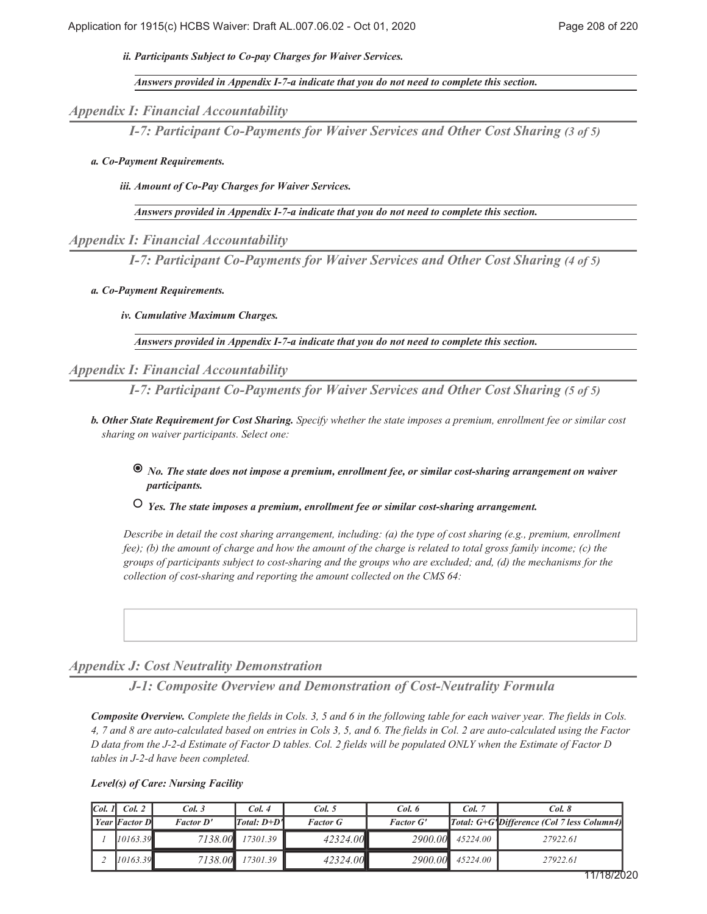*ii. Participants Subject to Co-pay Charges for Waiver Services.*

*Answers provided in Appendix I-7-a indicate that you do not need to complete this section.*

## *Appendix I: Financial Accountability*

### *I-7: Participant Co-Payments for Waiver Services and Other Cost Sharing (3 of 5)*

*a. Co-Payment Requirements.*

*iii. Amount of Co-Pay Charges for Waiver Services.*

*Answers provided in Appendix I-7-a indicate that you do not need to complete this section.*

## *Appendix I: Financial Accountability*

### *I-7: Participant Co-Payments for Waiver Services and Other Cost Sharing (4 of 5)*

*a. Co-Payment Requirements.*

*iv. Cumulative Maximum Charges.*

*Answers provided in Appendix I-7-a indicate that you do not need to complete this section.*

## *Appendix I: Financial Accountability*

### *I-7: Participant Co-Payments for Waiver Services and Other Cost Sharing (5 of 5)*

***b. Other State Requirement for Cost Sharing.*** *Specify whether the state imposes a premium, enrollment fee or similar cost sharing on waiver participants. Select one:*

- ◉ ***No. The state does not impose a premium, enrollment fee, or similar cost-sharing arrangement on waiver participants.***
- ○ ***Yes. The state imposes a premium, enrollment fee or similar cost-sharing arrangement.***

*Describe in detail the cost sharing arrangement, including: (a) the type of cost sharing (e.g., premium, enrollment fee); (b) the amount of charge and how the amount of the charge is related to total gross family income; (c) the groups of participants subject to cost-sharing and the groups who are excluded; and, (d) the mechanisms for the collection of cost-sharing and reporting the amount collected on the CMS 64:*

## *Appendix J: Cost Neutrality Demonstration*

### *J-1: Composite Overview and Demonstration of Cost-Neutrality Formula*

***Composite Overview.*** *Complete the fields in Cols. 3, 5 and 6 in the following table for each waiver year. The fields in Cols. 4, 7 and 8 are auto-calculated based on entries in Cols 3, 5, and 6. The fields in Col. 2 are auto-calculated using the Factor D data from the J-2-d Estimate of Factor D tables. Col. 2 fields will be populated ONLY when the Estimate of Factor D tables in J-2-d have been completed.*

***Level(s) of Care: Nursing Facility***

| Col. 1 | Col. 2 | Col. 3 | Col. 4 | Col. 5 | Col. 6 | Col. 7 | Col. 8 |
|---|---|---|---|---|---|---|---|
| Year | Factor D | Factor D' | Total: D+D' | Factor G | Factor G' | Total: G+G' | Difference (Col 7 less Column4) |
| 1 | 10163.39 | 7138.00 | 17301.39 | 42324.00 | 2900.00 | 45224.00 | 27922.61 |
| 2 | 10163.39 | 7138.00 | 17301.39 | 42324.00 | 2900.00 | 45224.00 | 27922.61 |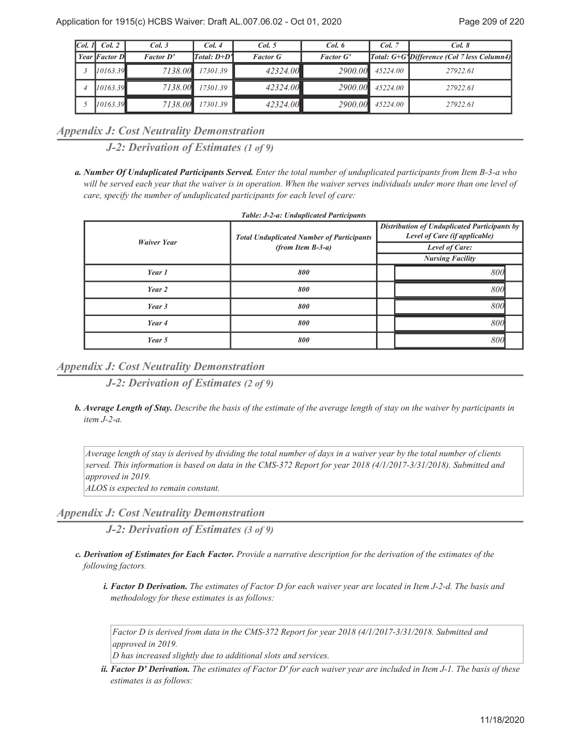| Col. 1 | Col. 2 | Col. 3 | Col. 4 | Col. 5 | Col. 6 | Col. 7 | Col. 8 |
|---|---|---|---|---|---|---|---|
| Year | Factor D | Factor D' | Total: D+D' | Factor G | Factor G' | Total: G+G' | Difference (Col 7 less Column4) |
| 3 | 10163.39 | 7138.00 | 17301.39 | 42324.00 | 2900.00 | 45224.00 | 27922.61 |
| 4 | 10163.39 | 7138.00 | 17301.39 | 42324.00 | 2900.00 | 45224.00 | 27922.61 |
| 5 | 10163.39 | 7138.00 | 17301.39 | 42324.00 | 2900.00 | 45224.00 | 27922.61 |

## *Appendix J: Cost Neutrality Demonstration*

### *J-2: Derivation of Estimates (1 of 9)*

***a. Number Of Unduplicated Participants Served.*** *Enter the total number of unduplicated participants from Item B-3-a who will be served each year that the waiver is in operation. When the waiver serves individuals under more than one level of care, specify the number of unduplicated participants for each level of care:*

***Table: J-2-a: Unduplicated Participants***

| Waiver Year | Total Unduplicated Number of Participants (from Item B-3-a) | Distribution of Unduplicated Participants by Level of Care (if applicable) |
|---|---|---|
| | | Level of Care: |
| | | Nursing Facility |
| Year 1 | 800 | 800 |
| Year 2 | 800 | 800 |
| Year 3 | 800 | 800 |
| Year 4 | 800 | 800 |
| Year 5 | 800 | 800 |

## *Appendix J: Cost Neutrality Demonstration*

### *J-2: Derivation of Estimates (2 of 9)*

***b. Average Length of Stay.*** *Describe the basis of the estimate of the average length of stay on the waiver by participants in item J-2-a.*

*Average length of stay is derived by dividing the total number of days in a waiver year by the total number of clients served. This information is based on data in the CMS-372 Report for year 2018 (4/1/2017-3/31/2018). Submitted and approved in 2019.*
*ALOS is expected to remain constant.*

## *Appendix J: Cost Neutrality Demonstration*

### *J-2: Derivation of Estimates (3 of 9)*

***c. Derivation of Estimates for Each Factor.*** *Provide a narrative description for the derivation of the estimates of the following factors.*

***i. Factor D Derivation.*** *The estimates of Factor D for each waiver year are located in Item J-2-d. The basis and methodology for these estimates is as follows:*

*Factor D is derived from data in the CMS-372 Report for year 2018 (4/1/2017-3/31/2018. Submitted and approved in 2019.*
*D has increased slightly due to additional slots and services.*

***ii. Factor D' Derivation.*** *The estimates of Factor D' for each waiver year are included in Item J-1. The basis of these estimates is as follows:*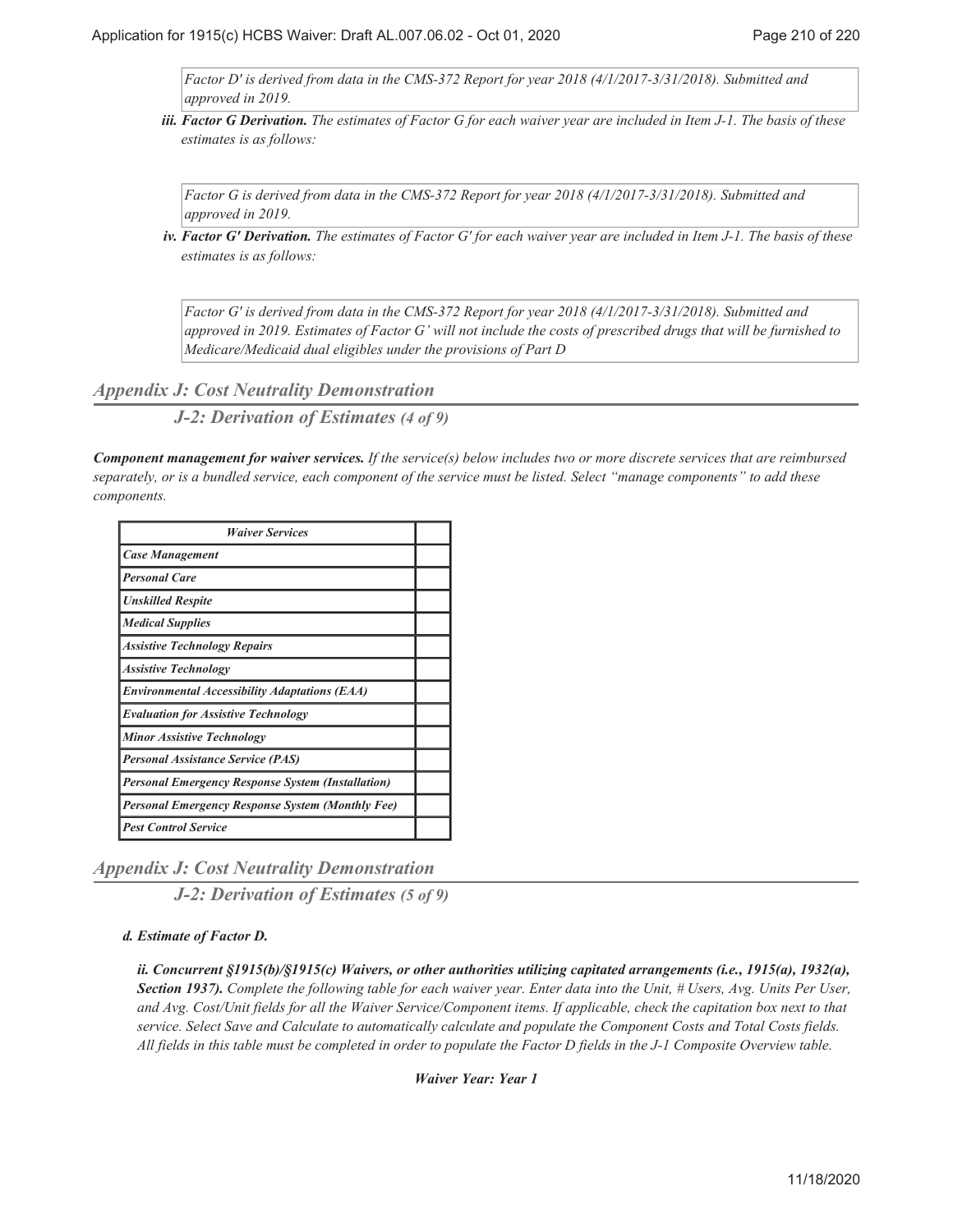*Factor D' is derived from data in the CMS-372 Report for year 2018 (4/1/2017-3/31/2018). Submitted and approved in 2019.*

***iii. Factor G Derivation.*** *The estimates of Factor G for each waiver year are included in Item J-1. The basis of these estimates is as follows:*

*Factor G is derived from data in the CMS-372 Report for year 2018 (4/1/2017-3/31/2018). Submitted and approved in 2019.*

***iv. Factor G' Derivation.*** *The estimates of Factor G' for each waiver year are included in Item J-1. The basis of these estimates is as follows:*

*Factor G' is derived from data in the CMS-372 Report for year 2018 (4/1/2017-3/31/2018). Submitted and approved in 2019. Estimates of Factor G' will not include the costs of prescribed drugs that will be furnished to Medicare/Medicaid dual eligibles under the provisions of Part D*

## *Appendix J: Cost Neutrality Demonstration*

### *J-2: Derivation of Estimates (4 of 9)*

***Component management for waiver services.*** *If the service(s) below includes two or more discrete services that are reimbursed separately, or is a bundled service, each component of the service must be listed. Select "manage components" to add these components.*

| *Waiver Services* | |
|---|---|
| *Case Management* | |
| *Personal Care* | |
| *Unskilled Respite* | |
| *Medical Supplies* | |
| *Assistive Technology Repairs* | |
| *Assistive Technology* | |
| *Environmental Accessibility Adaptations (EAA)* | |
| *Evaluation for Assistive Technology* | |
| *Minor Assistive Technology* | |
| *Personal Assistance Service (PAS)* | |
| *Personal Emergency Response System (Installation)* | |
| *Personal Emergency Response System (Monthly Fee)* | |
| *Pest Control Service* | |

## *Appendix J: Cost Neutrality Demonstration*

### *J-2: Derivation of Estimates (5 of 9)*

***d. Estimate of Factor D.***

***ii. Concurrent §1915(b)/§1915(c) Waivers, or other authorities utilizing capitated arrangements (i.e., 1915(a), 1932(a), Section 1937).*** *Complete the following table for each waiver year. Enter data into the Unit, # Users, Avg. Units Per User, and Avg. Cost/Unit fields for all the Waiver Service/Component items. If applicable, check the capitation box next to that service. Select Save and Calculate to automatically calculate and populate the Component Costs and Total Costs fields. All fields in this table must be completed in order to populate the Factor D fields in the J-1 Composite Overview table.*

***Waiver Year: Year 1***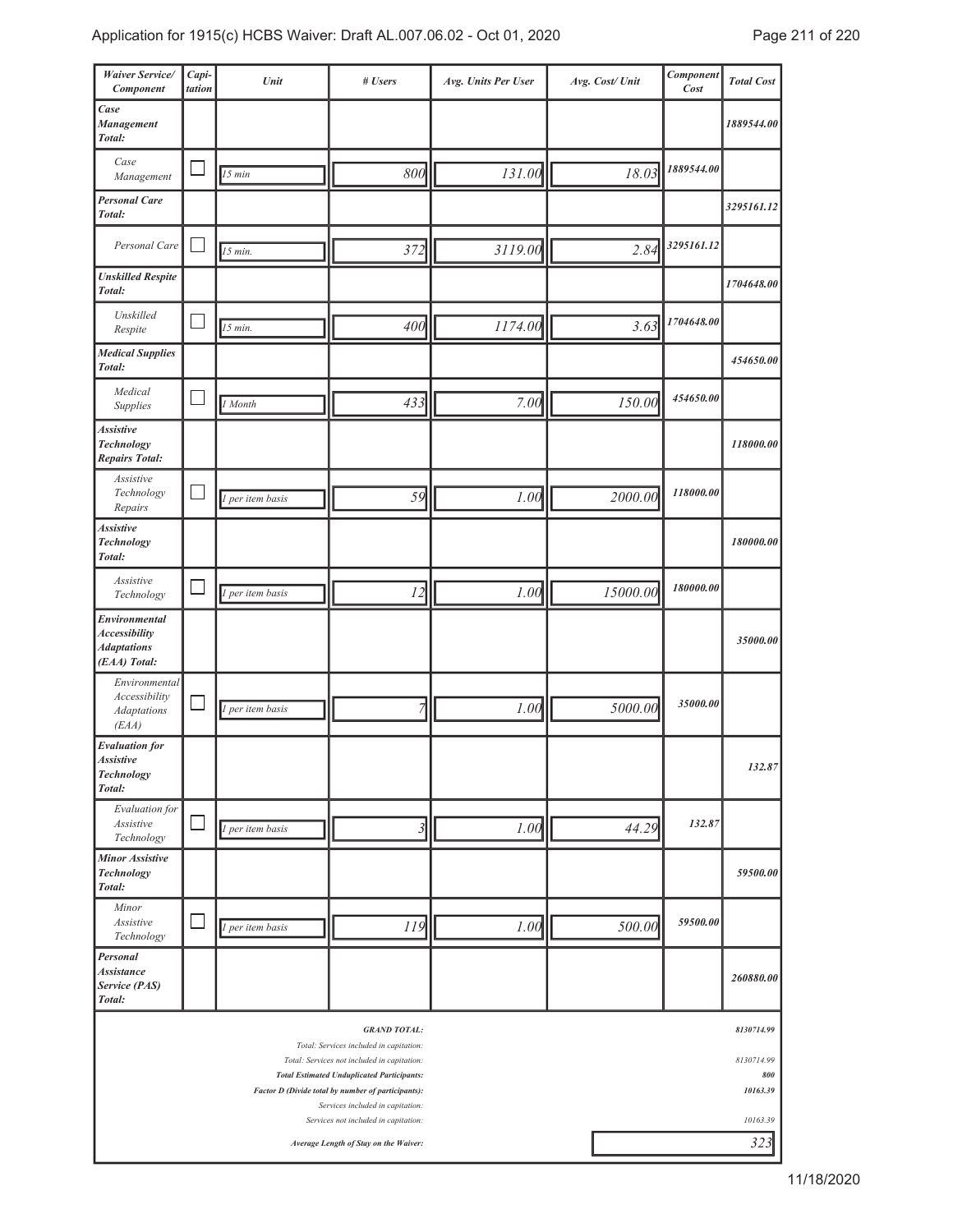| *Waiver Service/ Component* | *Capi-tation* | *Unit* | *# Users* | *Avg. Units Per User* | *Avg. Cost/ Unit* | *Component Cost* | *Total Cost* |
|---|---|---|---|---|---|---|---|
| ***Case Management Total:*** | | | | | | | *1889544.00* |
| *Case Management* | ☐ | *15 min* | *800* | *131.00* | *18.03* | *1889544.00* | |
| ***Personal Care Total:*** | | | | | | | *3295161.12* |
| *Personal Care* | ☐ | *15 min.* | *372* | *3119.00* | *2.84* | *3295161.12* | |
| ***Unskilled Respite Total:*** | | | | | | | *1704648.00* |
| *Unskilled Respite* | ☐ | *15 min.* | *400* | *1174.00* | *3.63* | *1704648.00* | |
| ***Medical Supplies Total:*** | | | | | | | *454650.00* |
| *Medical Supplies* | ☐ | *1 Month* | *433* | *7.00* | *150.00* | *454650.00* | |
| ***Assistive Technology Repairs Total:*** | | | | | | | *118000.00* |
| *Assistive Technology Repairs* | ☐ | *1 per item basis* | *59* | *1.00* | *2000.00* | *118000.00* | |
| ***Assistive Technology Total:*** | | | | | | | *180000.00* |
| *Assistive Technology* | ☐ | *1 per item basis* | *12* | *1.00* | *15000.00* | *180000.00* | |
| ***Environmental Accessibility Adaptations (EAA) Total:*** | | | | | | | *35000.00* |
| *Environmental Accessibility Adaptations (EAA)* | ☐ | *1 per item basis* | *7* | *1.00* | *5000.00* | *35000.00* | |
| ***Evaluation for Assistive Technology Total:*** | | | | | | | *132.87* |
| *Evaluation for Assistive Technology* | ☐ | *1 per item basis* | *3* | *1.00* | *44.29* | *132.87* | |
| ***Minor Assistive Technology Total:*** | | | | | | | *59500.00* |
| *Minor Assistive Technology* | ☐ | *1 per item basis* | *119* | *1.00* | *500.00* | *59500.00* | |
| ***Personal Assistance Service (PAS) Total:*** | | | | | | | *260880.00* |
| | | | ***GRAND TOTAL:*** | | | | *8130714.99* |
| | | | *Total: Services included in capitation:* | | | | |
| | | | *Total: Services not included in capitation:* | | | | *8130714.99* |
| | | | ***Total Estimated Unduplicated Participants:*** | | | | *800* |
| | | | ***Factor D (Divide total by number of participants):*** | | | | *10163.39* |
| | | | *Services included in capitation:* | | | | |
| | | | *Services not included in capitation:* | | | | *10163.39* |
| | | | ***Average Length of Stay on the Waiver:*** | | | | *323* |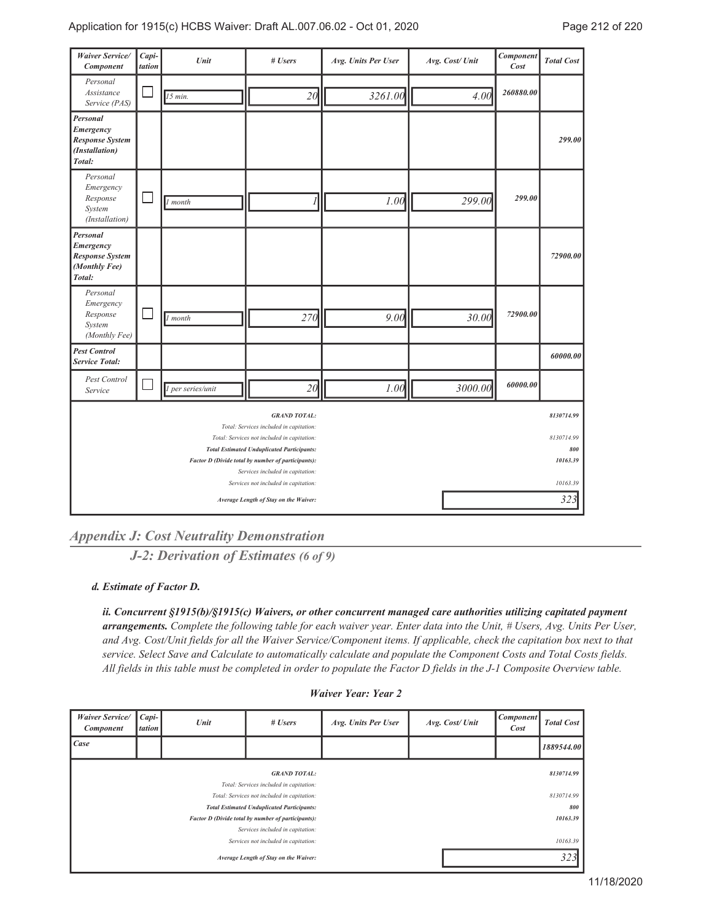| Waiver Service/ Component | Capi-tation | Unit | # Users | Avg. Units Per User | Avg. Cost/ Unit | Component Cost | Total Cost |
|---|---|---|---|---|---|---|---|
| Personal Assistance Service (PAS) | ☐ | 15 min. | 20 | 3261.00 | 4.00 | 260880.00 | |
| **Personal Emergency Response System (Installation) Total:** | | | | | | | **299.00** |
| Personal Emergency Response System (Installation) | ☐ | 1 month | 1 | 1.00 | 299.00 | 299.00 | |
| **Personal Emergency Response System (Monthly Fee) Total:** | | | | | | | **72900.00** |
| Personal Emergency Response System (Monthly Fee) | ☐ | 1 month | 270 | 9.00 | 30.00 | 72900.00 | |
| **Pest Control Service Total:** | | | | | | | **60000.00** |
| Pest Control Service | ☐ | 1 per series/unit | 20 | 1.00 | 3000.00 | 60000.00 | |
| | | | **GRAND TOTAL:** | | | | **8130714.99** |
| | | | Total: Services included in capitation: | | | | |
| | | | Total: Services not included in capitation: | | | | 8130714.99 |
| | | | **Total Estimated Unduplicated Participants:** | | | | **800** |
| | | | **Factor D (Divide total by number of participants):** | | | | **10163.39** |
| | | | Services included in capitation: | | | | |
| | | | Services not included in capitation: | | | | 10163.39 |
| | | | **Average Length of Stay on the Waiver:** | | | | 323 |

## *Appendix J: Cost Neutrality Demonstration*

### *J-2: Derivation of Estimates (6 of 9)*

***d. Estimate of Factor D.***

***ii. Concurrent §1915(b)/§1915(c) Waivers, or other concurrent managed care authorities utilizing capitated payment arrangements.*** *Complete the following table for each waiver year. Enter data into the Unit, # Users, Avg. Units Per User, and Avg. Cost/Unit fields for all the Waiver Service/Component items. If applicable, check the capitation box next to that service. Select Save and Calculate to automatically calculate and populate the Component Costs and Total Costs fields. All fields in this table must be completed in order to populate the Factor D fields in the J-1 Composite Overview table.*

***Waiver Year: Year 2***

| Waiver Service/ Component | Capi-tation | Unit | # Users | Avg. Units Per User | Avg. Cost/ Unit | Component Cost | Total Cost |
|---|---|---|---|---|---|---|---|
| **Case** | | | | | | | **1889544.00** |
| | | | **GRAND TOTAL:** | | | | **8130714.99** |
| | | | Total: Services included in capitation: | | | | |
| | | | Total: Services not included in capitation: | | | | 8130714.99 |
| | | | **Total Estimated Unduplicated Participants:** | | | | **800** |
| | | | **Factor D (Divide total by number of participants):** | | | | **10163.39** |
| | | | Services included in capitation: | | | | |
| | | | Services not included in capitation: | | | | 10163.39 |
| | | | **Average Length of Stay on the Waiver:** | | | | 323 |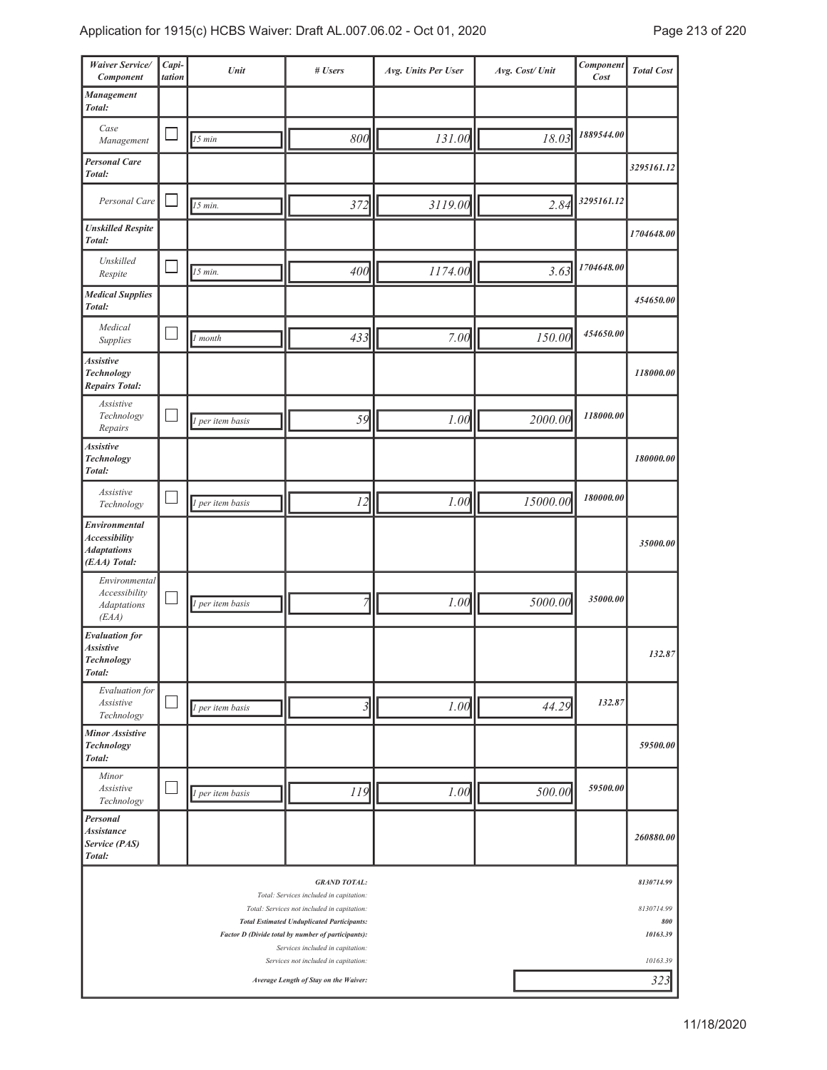| Waiver Service/ Component | Capi- tation | Unit | # Users | Avg. Units Per User | Avg. Cost/ Unit | Component Cost | Total Cost |
|---|---|---|---|---|---|---|---|
| ***Management Total:*** | | | | | | | |
| *Case Management* | ☐ | *15 min* | *800* | *131.00* | *18.03* | *1889544.00* | |
| ***Personal Care Total:*** | | | | | | | *3295161.12* |
| *Personal Care* | ☐ | *15 min.* | *372* | *3119.00* | *2.84* | *3295161.12* | |
| ***Unskilled Respite Total:*** | | | | | | | *1704648.00* |
| *Unskilled Respite* | ☐ | *15 min.* | *400* | *1174.00* | *3.63* | *1704648.00* | |
| ***Medical Supplies Total:*** | | | | | | | *454650.00* |
| *Medical Supplies* | ☐ | *1 month* | *433* | *7.00* | *150.00* | *454650.00* | |
| ***Assistive Technology Repairs Total:*** | | | | | | | *118000.00* |
| *Assistive Technology Repairs* | ☐ | *1 per item basis* | *59* | *1.00* | *2000.00* | *118000.00* | |
| ***Assistive Technology Total:*** | | | | | | | *180000.00* |
| *Assistive Technology* | ☐ | *1 per item basis* | *12* | *1.00* | *15000.00* | *180000.00* | |
| ***Environmental Accessibility Adaptations (EAA) Total:*** | | | | | | | *35000.00* |
| *Environmental Accessibility Adaptations (EAA)* | ☐ | *1 per item basis* | *7* | *1.00* | *5000.00* | *35000.00* | |
| ***Evaluation for Assistive Technology Total:*** | | | | | | | *132.87* |
| *Evaluation for Assistive Technology* | ☐ | *1 per item basis* | *3* | *1.00* | *44.29* | *132.87* | |
| ***Minor Assistive Technology Total:*** | | | | | | | *59500.00* |
| *Minor Assistive Technology* | ☐ | *1 per item basis* | *119* | *1.00* | *500.00* | *59500.00* | |
| ***Personal Assistance Service (PAS) Total:*** | | | | | | | *260880.00* |

| | |
|---|---|
| ***GRAND TOTAL:*** | *8130714.99* |
| *Total: Services included in capitation:* | |
| *Total: Services not included in capitation:* | *8130714.99* |
| ***Total Estimated Unduplicated Participants:*** | *800* |
| ***Factor D (Divide total by number of participants):*** | *10163.39* |
| *Services included in capitation:* | |
| *Services not included in capitation:* | *10163.39* |
| ***Average Length of Stay on the Waiver:*** | *323* |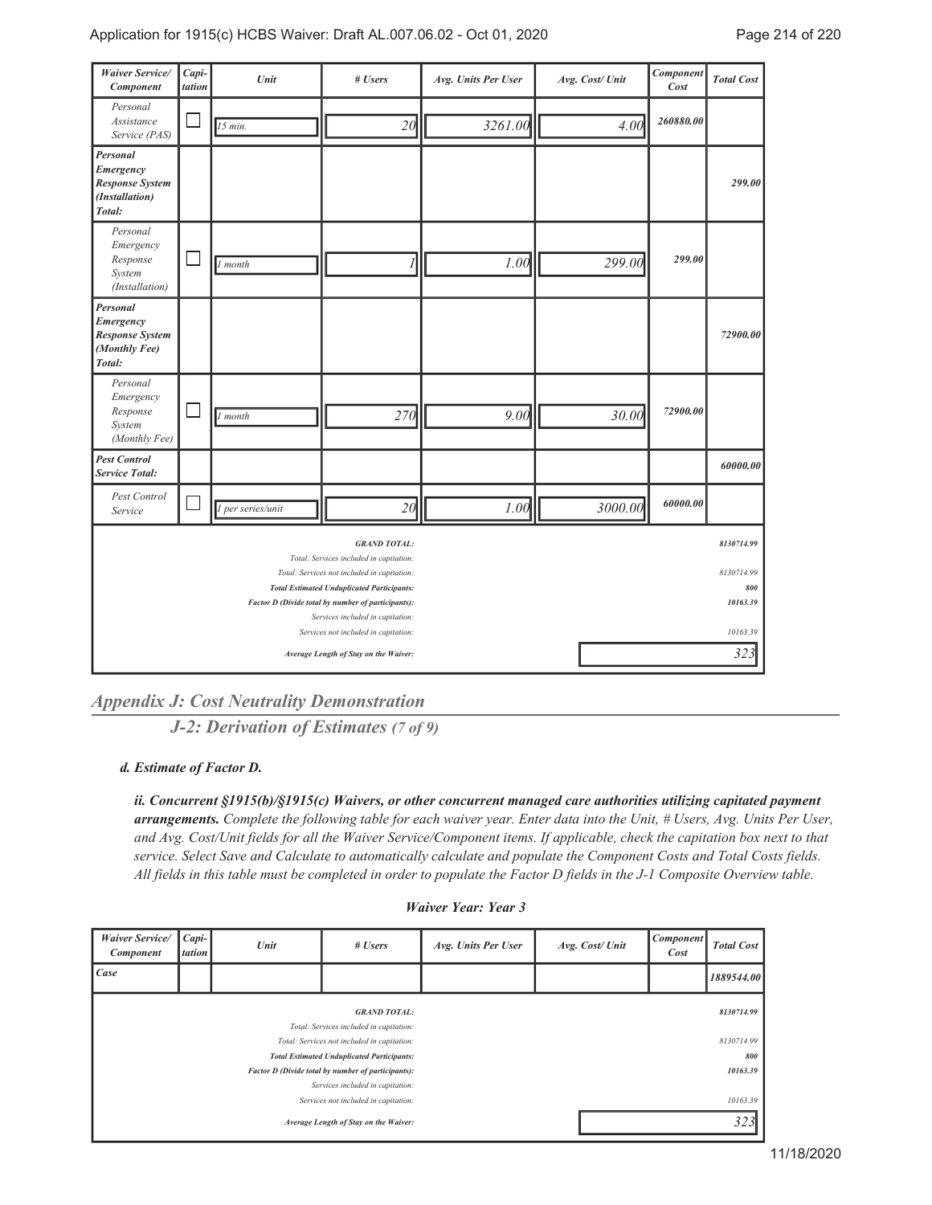| Waiver Service/ Component | Capi- tation | Unit | # Users | Avg. Units Per User | Avg. Cost/ Unit | Component Cost | Total Cost |
|---|---|---|---|---|---|---|---|
| Personal Assistance Service (PAS) | ☐ | 15 min. | 20 | 3261.00 | 4.00 | 260880.00 | |
| **Personal Emergency Response System (Installation) Total:** | | | | | | | **299.00** |
| Personal Emergency Response System (Installation) | ☐ | 1 month | 1 | 1.00 | 299.00 | 299.00 | |
| **Personal Emergency Response System (Monthly Fee) Total:** | | | | | | | **72900.00** |
| Personal Emergency Response System (Monthly Fee) | ☐ | 1 month | 270 | 9.00 | 30.00 | 72900.00 | |
| **Pest Control Service Total:** | | | | | | | **60000.00** |
| Pest Control Service | ☐ | 1 per series/unit | 20 | 1.00 | 3000.00 | 60000.00 | |
| | | | **GRAND TOTAL:** | | | | **8130714.99** |
| | | | Total: Services included in capitation: | | | | |
| | | | Total: Services not included in capitation: | | | | 8130714.99 |
| | | | **Total Estimated Unduplicated Participants:** | | | | **800** |
| | | | **Factor D (Divide total by number of participants):** | | | | **10163.39** |
| | | | Services included in capitation: | | | | |
| | | | Services not included in capitation: | | | | 10163.39 |
| | | | **Average Length of Stay on the Waiver:** | | | | 323 |

## *Appendix J: Cost Neutrality Demonstration*

### *J-2: Derivation of Estimates (7 of 9)*

#### *d. Estimate of Factor D.*

***ii. Concurrent §1915(b)/§1915(c) Waivers, or other concurrent managed care authorities utilizing capitated payment arrangements.*** *Complete the following table for each waiver year. Enter data into the Unit, # Users, Avg. Units Per User, and Avg. Cost/Unit fields for all the Waiver Service/Component items. If applicable, check the capitation box next to that service. Select Save and Calculate to automatically calculate and populate the Component Costs and Total Costs fields. All fields in this table must be completed in order to populate the Factor D fields in the J-1 Composite Overview table.*

***Waiver Year: Year 3***

| Waiver Service/ Component | Capi- tation | Unit | # Users | Avg. Units Per User | Avg. Cost/ Unit | Component Cost | Total Cost |
|---|---|---|---|---|---|---|---|
| **Case** | | | | | | | **1889544.00** |
| | | | **GRAND TOTAL:** | | | | **8130714.99** |
| | | | Total: Services included in capitation: | | | | |
| | | | Total: Services not included in capitation: | | | | 8130714.99 |
| | | | **Total Estimated Unduplicated Participants:** | | | | **800** |
| | | | **Factor D (Divide total by number of participants):** | | | | **10163.39** |
| | | | Services included in capitation: | | | | |
| | | | Services not included in capitation: | | | | 10163.39 |
| | | | **Average Length of Stay on the Waiver:** | | | | 323 |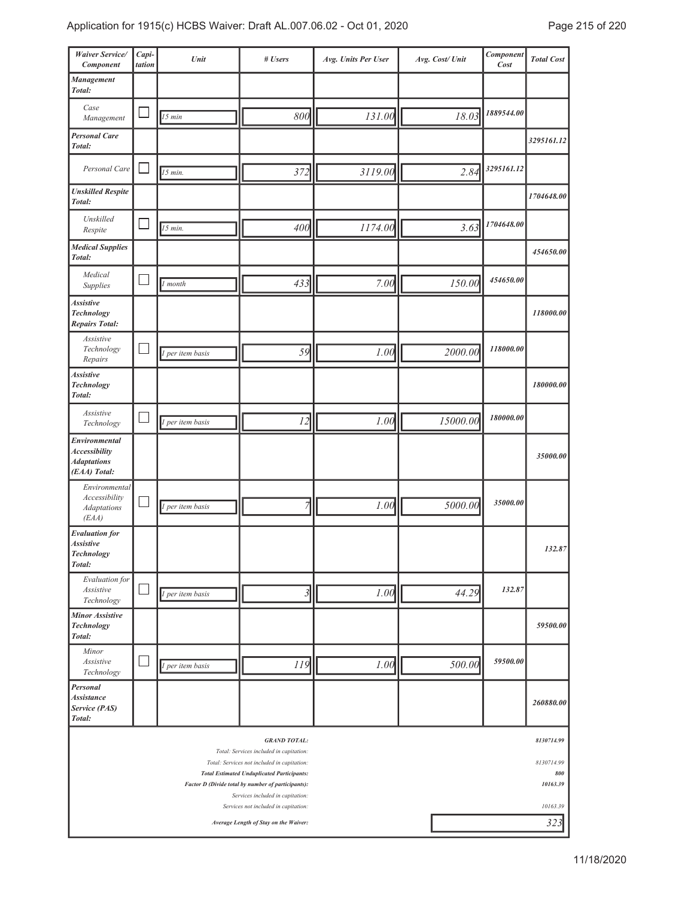| *Waiver Service/ Component* | *Capi-tation* | *Unit* | *# Users* | *Avg. Units Per User* | *Avg. Cost/ Unit* | *Component Cost* | *Total Cost* |
|---|---|---|---|---|---|---|---|
| ***Management Total:*** | | | | | | | |
| *Case Management* | ☐ | *15 min* | *800* | *131.00* | *18.03* | *1889544.00* | |
| ***Personal Care Total:*** | | | | | | | *3295161.12* |
| *Personal Care* | ☐ | *15 min.* | *372* | *3119.00* | *2.84* | *3295161.12* | |
| ***Unskilled Respite Total:*** | | | | | | | *1704648.00* |
| *Unskilled Respite* | ☐ | *15 min.* | *400* | *1174.00* | *3.63* | *1704648.00* | |
| ***Medical Supplies Total:*** | | | | | | | *454650.00* |
| *Medical Supplies* | ☐ | *1 month* | *433* | *7.00* | *150.00* | *454650.00* | |
| ***Assistive Technology Repairs Total:*** | | | | | | | *118000.00* |
| *Assistive Technology Repairs* | ☐ | *1 per item basis* | *59* | *1.00* | *2000.00* | *118000.00* | |
| ***Assistive Technology Total:*** | | | | | | | *180000.00* |
| *Assistive Technology* | ☐ | *1 per item basis* | *12* | *1.00* | *15000.00* | *180000.00* | |
| ***Environmental Accessibility Adaptations (EAA) Total:*** | | | | | | | *35000.00* |
| *Environmental Accessibility Adaptations (EAA)* | ☐ | *1 per item basis* | *7* | *1.00* | *5000.00* | *35000.00* | |
| ***Evaluation for Assistive Technology Total:*** | | | | | | | *132.87* |
| *Evaluation for Assistive Technology* | ☐ | *1 per item basis* | *3* | *1.00* | *44.29* | *132.87* | |
| ***Minor Assistive Technology Total:*** | | | | | | | *59500.00* |
| *Minor Assistive Technology* | ☐ | *1 per item basis* | *119* | *1.00* | *500.00* | *59500.00* | |
| ***Personal Assistance Service (PAS) Total:*** | | | | | | | *260880.00* |

| | |
|---|---|
| ***GRAND TOTAL:*** | *8130714.99* |
| *Total: Services included in capitation:* | |
| *Total: Services not included in capitation:* | *8130714.99* |
| ***Total Estimated Unduplicated Participants:*** | *800* |
| ***Factor D (Divide total by number of participants):*** | *10163.39* |
| *Services included in capitation:* | |
| *Services not included in capitation:* | *10163.39* |
| ***Average Length of Stay on the Waiver:*** | *323* |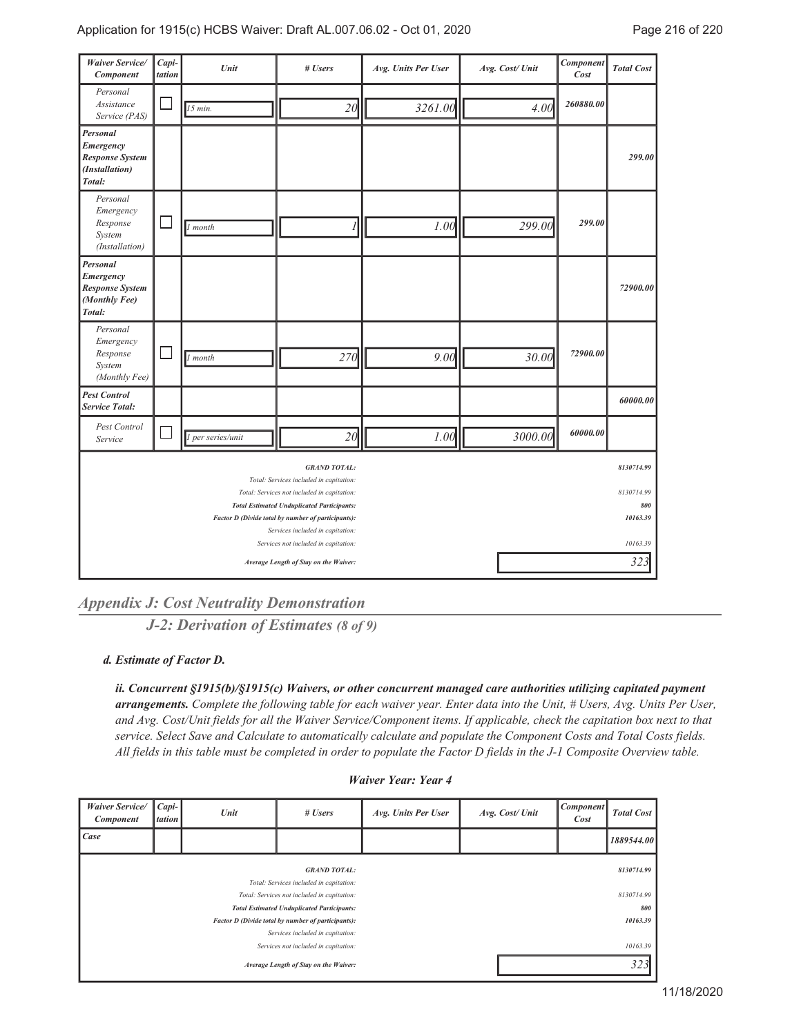| Waiver Service/ Component | Capi- tation | Unit | # Users | Avg. Units Per User | Avg. Cost/ Unit | Component Cost | Total Cost |
|---|---|---|---|---|---|---|---|
| Personal Assistance Service (PAS) | ☐ | 15 min. | 20 | 3261.00 | 4.00 | 260880.00 | |
| **Personal Emergency Response System (Installation) Total:** | | | | | | | **299.00** |
| Personal Emergency Response System (Installation) | ☐ | 1 month | 1 | 1.00 | 299.00 | 299.00 | |
| **Personal Emergency Response System (Monthly Fee) Total:** | | | | | | | **72900.00** |
| Personal Emergency Response System (Monthly Fee) | ☐ | 1 month | 270 | 9.00 | 30.00 | 72900.00 | |
| **Pest Control Service Total:** | | | | | | | **60000.00** |
| Pest Control Service | ☐ | 1 per series/unit | 20 | 1.00 | 3000.00 | 60000.00 | |
| | | | **GRAND TOTAL:** | | | | **8130714.99** |
| | | | Total: Services included in capitation: | | | | |
| | | | Total: Services not included in capitation: | | | | 8130714.99 |
| | | | **Total Estimated Unduplicated Participants:** | | | | **800** |
| | | | **Factor D (Divide total by number of participants):** | | | | **10163.39** |
| | | | Services included in capitation: | | | | |
| | | | Services not included in capitation: | | | | 10163.39 |
| | | | **Average Length of Stay on the Waiver:** | | | | 323 |

## Appendix J: Cost Neutrality Demonstration

### J-2: Derivation of Estimates *(8 of 9)*

#### d. Estimate of Factor D.

***ii. Concurrent §1915(b)/§1915(c) Waivers, or other concurrent managed care authorities utilizing capitated payment arrangements.*** *Complete the following table for each waiver year. Enter data into the Unit, # Users, Avg. Units Per User, and Avg. Cost/Unit fields for all the Waiver Service/Component items. If applicable, check the capitation box next to that service. Select Save and Calculate to automatically calculate and populate the Component Costs and Total Costs fields. All fields in this table must be completed in order to populate the Factor D fields in the J-1 Composite Overview table.*

**Waiver Year: Year 4**

| Waiver Service/ Component | Capi- tation | Unit | # Users | Avg. Units Per User | Avg. Cost/ Unit | Component Cost | Total Cost |
|---|---|---|---|---|---|---|---|
| **Case** | | | | | | | **1889544.00** |
| | | | **GRAND TOTAL:** | | | | **8130714.99** |
| | | | Total: Services included in capitation: | | | | |
| | | | Total: Services not included in capitation: | | | | 8130714.99 |
| | | | **Total Estimated Unduplicated Participants:** | | | | **800** |
| | | | **Factor D (Divide total by number of participants):** | | | | **10163.39** |
| | | | Services included in capitation: | | | | |
| | | | Services not included in capitation: | | | | 10163.39 |
| | | | **Average Length of Stay on the Waiver:** | | | | 323 |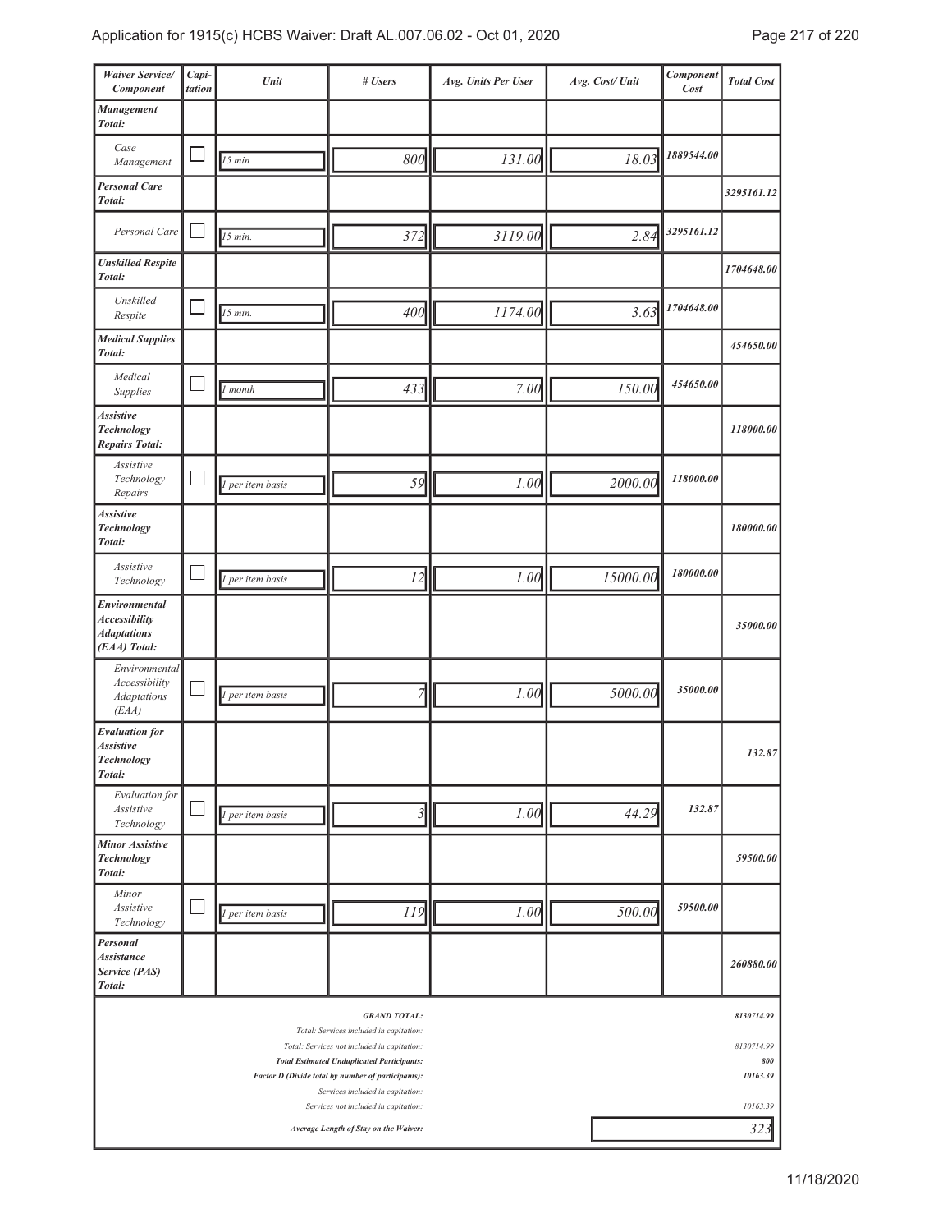| Waiver Service/ Component | Capi-tation | Unit | # Users | Avg. Units Per User | Avg. Cost/ Unit | Component Cost | Total Cost |
|---|---|---|---|---|---|---|---|
| ***Management Total:*** | | | | | | | |
| *Case Management* | ☐ | *15 min* | *800* | *131.00* | *18.03* | *1889544.00* | |
| ***Personal Care Total:*** | | | | | | | ***3295161.12*** |
| *Personal Care* | ☐ | *15 min.* | *372* | *3119.00* | *2.84* | *3295161.12* | |
| ***Unskilled Respite Total:*** | | | | | | | ***1704648.00*** |
| *Unskilled Respite* | ☐ | *15 min.* | *400* | *1174.00* | *3.63* | *1704648.00* | |
| ***Medical Supplies Total:*** | | | | | | | ***454650.00*** |
| *Medical Supplies* | ☐ | *1 month* | *433* | *7.00* | *150.00* | *454650.00* | |
| ***Assistive Technology Repairs Total:*** | | | | | | | ***118000.00*** |
| *Assistive Technology Repairs* | ☐ | *1 per item basis* | *59* | *1.00* | *2000.00* | *118000.00* | |
| ***Assistive Technology Total:*** | | | | | | | ***180000.00*** |
| *Assistive Technology* | ☐ | *1 per item basis* | *12* | *1.00* | *15000.00* | *180000.00* | |
| ***Environmental Accessibility Adaptations (EAA) Total:*** | | | | | | | ***35000.00*** |
| *Environmental Accessibility Adaptations (EAA)* | ☐ | *1 per item basis* | *7* | *1.00* | *5000.00* | *35000.00* | |
| ***Evaluation for Assistive Technology Total:*** | | | | | | | ***132.87*** |
| *Evaluation for Assistive Technology* | ☐ | *1 per item basis* | *3* | *1.00* | *44.29* | *132.87* | |
| ***Minor Assistive Technology Total:*** | | | | | | | ***59500.00*** |
| *Minor Assistive Technology* | ☐ | *1 per item basis* | *119* | *1.00* | *500.00* | *59500.00* | |
| ***Personal Assistance Service (PAS) Total:*** | | | | | | | ***260880.00*** |

| | |
|---|---|
| ***GRAND TOTAL:*** | ***8130714.99*** |
| *Total: Services included in capitation:* | |
| *Total: Services not included in capitation:* | *8130714.99* |
| ***Total Estimated Unduplicated Participants:*** | ***800*** |
| ***Factor D (Divide total by number of participants):*** | ***10163.39*** |
| *Services included in capitation:* | |
| *Services not included in capitation:* | *10163.39* |
| ***Average Length of Stay on the Waiver:*** | *323* |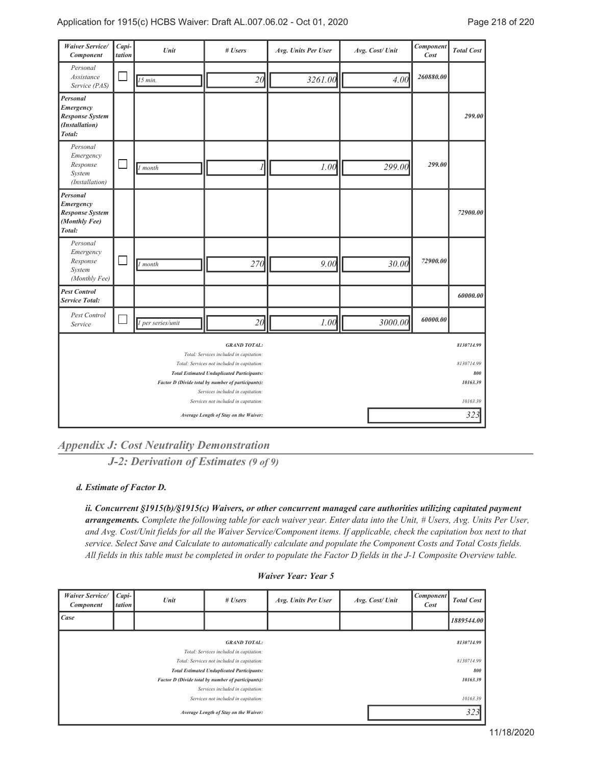| *Waiver Service/ Component* | *Capi-tation* | *Unit* | *# Users* | *Avg. Units Per User* | *Avg. Cost/ Unit* | *Component Cost* | *Total Cost* |
|---|---|---|---|---|---|---|---|
| *Personal Assistance Service (PAS)* | ☐ | *15 min.* | *20* | *3261.00* | *4.00* | *260880.00* | |
| ***Personal Emergency Response System (Installation) Total:*** | | | | | | | ***299.00*** |
| *Personal Emergency Response System (Installation)* | ☐ | *1 month* | *1* | *1.00* | *299.00* | *299.00* | |
| ***Personal Emergency Response System (Monthly Fee) Total:*** | | | | | | | ***72900.00*** |
| *Personal Emergency Response System (Monthly Fee)* | ☐ | *1 month* | *270* | *9.00* | *30.00* | *72900.00* | |
| ***Pest Control Service Total:*** | | | | | | | ***60000.00*** |
| *Pest Control Service* | ☐ | *1 per series/unit* | *20* | *1.00* | *3000.00* | *60000.00* | |
| | | | ***GRAND TOTAL:*** | | | | ***8130714.99*** |
| | | | *Total: Services included in capitation:* | | | | |
| | | | *Total: Services not included in capitation:* | | | | *8130714.99* |
| | | | ***Total Estimated Unduplicated Participants:*** | | | | ***800*** |
| | | | ***Factor D (Divide total by number of participants):*** | | | | ***10163.39*** |
| | | | *Services included in capitation:* | | | | |
| | | | *Services not included in capitation:* | | | | *10163.39* |
| | | | ***Average Length of Stay on the Waiver:*** | | | | *323* |

## *Appendix J: Cost Neutrality Demonstration*

### *J-2: Derivation of Estimates (9 of 9)*

***d. Estimate of Factor D.***

***ii. Concurrent §1915(b)/§1915(c) Waivers, or other concurrent managed care authorities utilizing capitated payment arrangements.*** *Complete the following table for each waiver year. Enter data into the Unit, # Users, Avg. Units Per User, and Avg. Cost/Unit fields for all the Waiver Service/Component items. If applicable, check the capitation box next to that service. Select Save and Calculate to automatically calculate and populate the Component Costs and Total Costs fields. All fields in this table must be completed in order to populate the Factor D fields in the J-1 Composite Overview table.*

***Waiver Year: Year 5***

| *Waiver Service/ Component* | *Capi-tation* | *Unit* | *# Users* | *Avg. Units Per User* | *Avg. Cost/ Unit* | *Component Cost* | *Total Cost* |
|---|---|---|---|---|---|---|---|
| ***Case*** | | | | | | | ***1889544.00*** |
| | | | ***GRAND TOTAL:*** | | | | ***8130714.99*** |
| | | | *Total: Services included in capitation:* | | | | |
| | | | *Total: Services not included in capitation:* | | | | *8130714.99* |
| | | | ***Total Estimated Unduplicated Participants:*** | | | | ***800*** |
| | | | ***Factor D (Divide total by number of participants):*** | | | | ***10163.39*** |
| | | | *Services included in capitation:* | | | | |
| | | | *Services not included in capitation:* | | | | *10163.39* |
| | | | ***Average Length of Stay on the Waiver:*** | | | | *323* |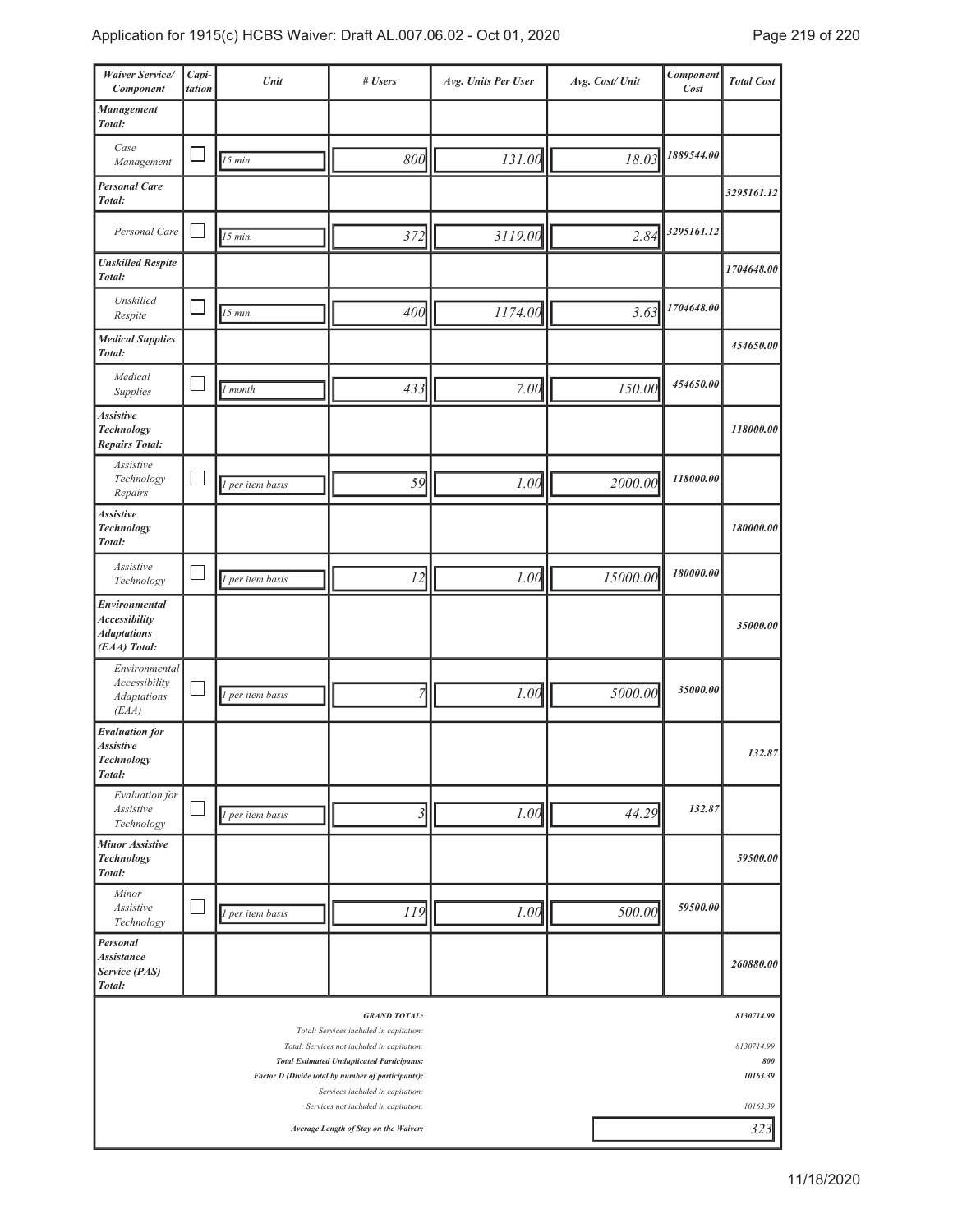| *Waiver Service/ Component* | *Capi-tation* | *Unit* | *# Users* | *Avg. Units Per User* | *Avg. Cost/ Unit* | *Component Cost* | *Total Cost* |
|---|---|---|---|---|---|---|---|
| ***Management Total:*** | | | | | | | |
| *Case Management* | ☐ | *15 min* | *800* | *131.00* | *18.03* | *1889544.00* | |
| ***Personal Care Total:*** | | | | | | | *3295161.12* |
| *Personal Care* | ☐ | *15 min.* | *372* | *3119.00* | *2.84* | *3295161.12* | |
| ***Unskilled Respite Total:*** | | | | | | | *1704648.00* |
| *Unskilled Respite* | ☐ | *15 min.* | *400* | *1174.00* | *3.63* | *1704648.00* | |
| ***Medical Supplies Total:*** | | | | | | | *454650.00* |
| *Medical Supplies* | ☐ | *1 month* | *433* | *7.00* | *150.00* | *454650.00* | |
| ***Assistive Technology Repairs Total:*** | | | | | | | *118000.00* |
| *Assistive Technology Repairs* | ☐ | *1 per item basis* | *59* | *1.00* | *2000.00* | *118000.00* | |
| ***Assistive Technology Total:*** | | | | | | | *180000.00* |
| *Assistive Technology* | ☐ | *1 per item basis* | *12* | *1.00* | *15000.00* | *180000.00* | |
| ***Environmental Accessibility Adaptations (EAA) Total:*** | | | | | | | *35000.00* |
| *Environmental Accessibility Adaptations (EAA)* | ☐ | *1 per item basis* | *7* | *1.00* | *5000.00* | *35000.00* | |
| ***Evaluation for Assistive Technology Total:*** | | | | | | | *132.87* |
| *Evaluation for Assistive Technology* | ☐ | *1 per item basis* | *3* | *1.00* | *44.29* | *132.87* | |
| ***Minor Assistive Technology Total:*** | | | | | | | *59500.00* |
| *Minor Assistive Technology* | ☐ | *1 per item basis* | *119* | *1.00* | *500.00* | *59500.00* | |
| ***Personal Assistance Service (PAS) Total:*** | | | | | | | *260880.00* |

| | |
|---|---|
| ***GRAND TOTAL:*** | *8130714.99* |
| *Total: Services included in capitation:* | |
| *Total: Services not included in capitation:* | *8130714.99* |
| ***Total Estimated Unduplicated Participants:*** | *800* |
| ***Factor D (Divide total by number of participants):*** | *10163.39* |
| *Services included in capitation:* | |
| *Services not included in capitation:* | *10163.39* |
| ***Average Length of Stay on the Waiver:*** | *323* |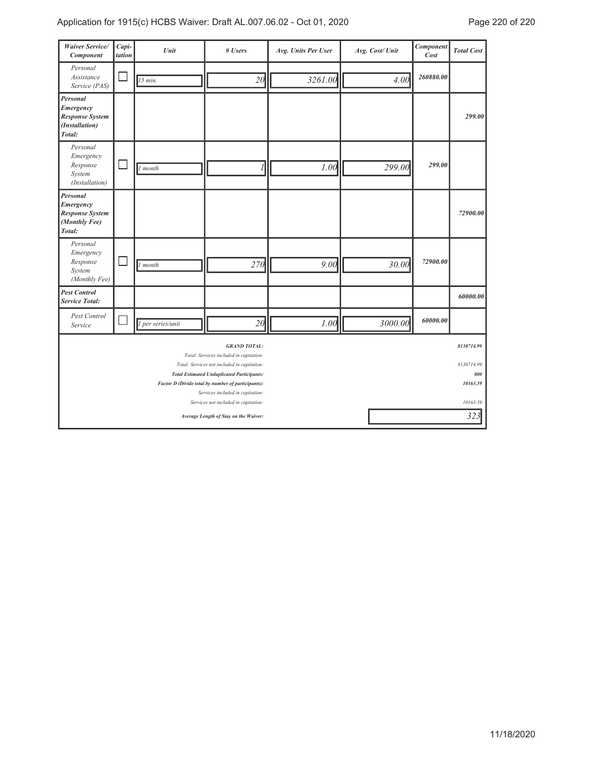| Waiver Service/ Component | Capi-tation | Unit | # Users | Avg. Units Per User | Avg. Cost/ Unit | Component Cost | Total Cost |
|---|---|---|---|---|---|---|---|
| Personal Assistance Service (PAS) | ☐ | 15 min. | 20 | 3261.00 | 4.00 | 260880.00 | |
| **Personal Emergency Response System (Installation) Total:** | | | | | | | **299.00** |
| Personal Emergency Response System (Installation) | ☐ | 1 month | 1 | 1.00 | 299.00 | 299.00 | |
| **Personal Emergency Response System (Monthly Fee) Total:** | | | | | | | **72900.00** |
| Personal Emergency Response System (Monthly Fee) | ☐ | 1 month | 270 | 9.00 | 30.00 | 72900.00 | |
| **Pest Control Service Total:** | | | | | | | **60000.00** |
| Pest Control Service | ☐ | 1 per series/unit | 20 | 1.00 | 3000.00 | 60000.00 | |

| | |
|---|---|
| **GRAND TOTAL:** | 8130714.99 |
| Total: Services included in capitation: | |
| Total: Services not included in capitation: | 8130714.99 |
| **Total Estimated Unduplicated Participants:** | 800 |
| **Factor D (Divide total by number of participants):** | 10163.39 |
| Services included in capitation: | |
| Services not included in capitation: | 10163.39 |
| **Average Length of Stay on the Waiver:** | 323 |